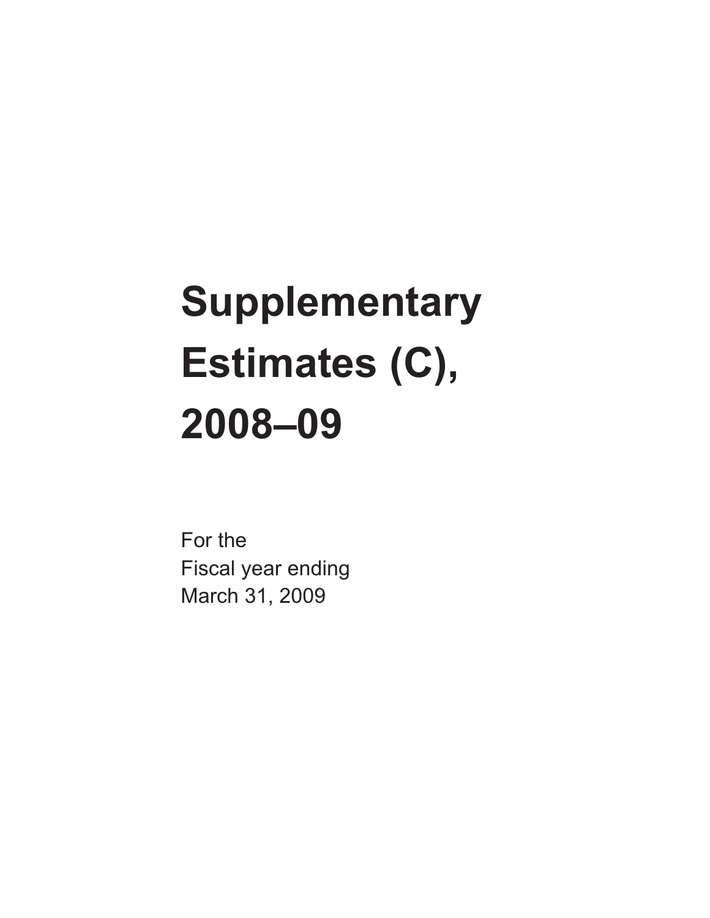# Supplementary Estimates (C), 2008–09

For the
Fiscal year ending
March 31, 2009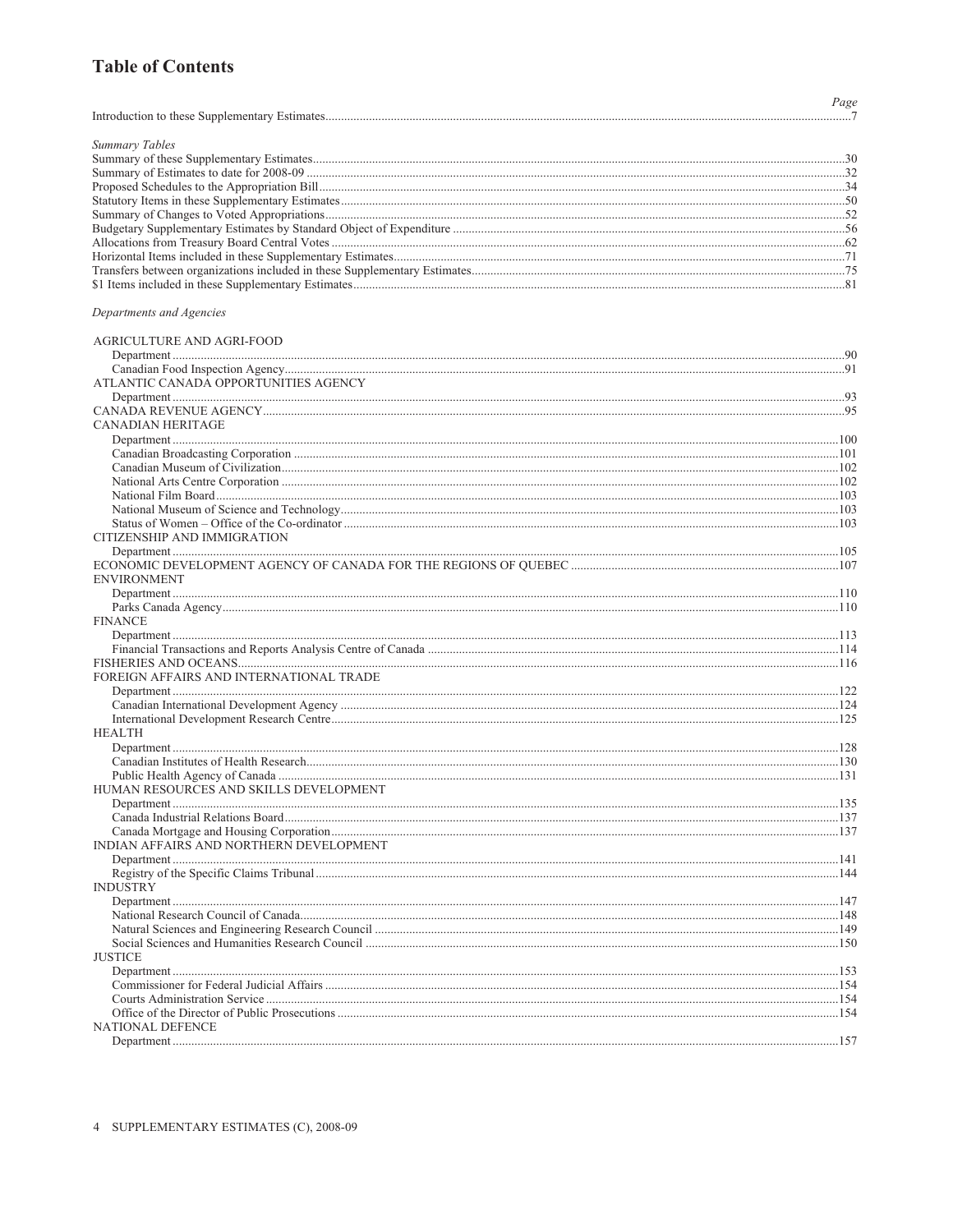# Table of Contents

| | Page |
|---|---|
| Introduction to these Supplementary Estimates | 7 |
| *Summary Tables* | |
| Summary of these Supplementary Estimates | 30 |
| Summary of Estimates to date for 2008-09 | 32 |
| Proposed Schedules to the Appropriation Bill | 34 |
| Statutory Items in these Supplementary Estimates | 50 |
| Summary of Changes to Voted Appropriations | 52 |
| Budgetary Supplementary Estimates by Standard Object of Expenditure | 56 |
| Allocations from Treasury Board Central Votes | 62 |
| Horizontal Items included in these Supplementary Estimates | 71 |
| Transfers between organizations included in these Supplementary Estimates | 75 |
| $1 Items included in these Supplementary Estimates | 81 |
| *Departments and Agencies* | |
| AGRICULTURE AND AGRI-FOOD | |
| Department | 90 |
| Canadian Food Inspection Agency | 91 |
| ATLANTIC CANADA OPPORTUNITIES AGENCY | |
| Department | 93 |
| CANADA REVENUE AGENCY | 95 |
| CANADIAN HERITAGE | |
| Department | 100 |
| Canadian Broadcasting Corporation | 101 |
| Canadian Museum of Civilization | 102 |
| National Arts Centre Corporation | 102 |
| National Film Board | 103 |
| National Museum of Science and Technology | 103 |
| Status of Women – Office of the Co-ordinator | 103 |
| CITIZENSHIP AND IMMIGRATION | |
| Department | 105 |
| ECONOMIC DEVELOPMENT AGENCY OF CANADA FOR THE REGIONS OF QUEBEC | 107 |
| ENVIRONMENT | |
| Department | 110 |
| Parks Canada Agency | 110 |
| FINANCE | |
| Department | 113 |
| Financial Transactions and Reports Analysis Centre of Canada | 114 |
| FISHERIES AND OCEANS | 116 |
| FOREIGN AFFAIRS AND INTERNATIONAL TRADE | |
| Department | 122 |
| Canadian International Development Agency | 124 |
| International Development Research Centre | 125 |
| HEALTH | |
| Department | 128 |
| Canadian Institutes of Health Research | 130 |
| Public Health Agency of Canada | 131 |
| HUMAN RESOURCES AND SKILLS DEVELOPMENT | |
| Department | 135 |
| Canada Industrial Relations Board | 137 |
| Canada Mortgage and Housing Corporation | 137 |
| INDIAN AFFAIRS AND NORTHERN DEVELOPMENT | |
| Department | 141 |
| Registry of the Specific Claims Tribunal | 144 |
| INDUSTRY | |
| Department | 147 |
| National Research Council of Canada | 148 |
| Natural Sciences and Engineering Research Council | 149 |
| Social Sciences and Humanities Research Council | 150 |
| JUSTICE | |
| Department | 153 |
| Commissioner for Federal Judicial Affairs | 154 |
| Courts Administration Service | 154 |
| Office of the Director of Public Prosecutions | 154 |
| NATIONAL DEFENCE | |
| Department | 157 |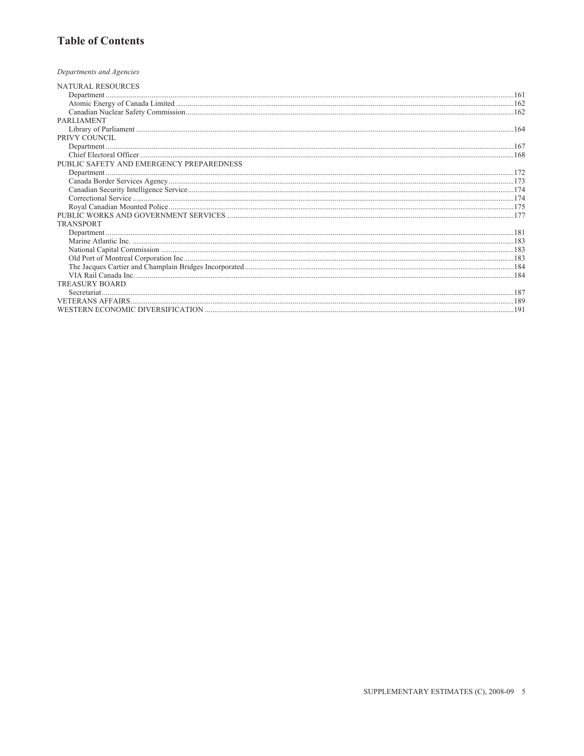# Table of Contents

*Departments and Agencies*

NATURAL RESOURCES
- Department ....161
- Atomic Energy of Canada Limited ....162
- Canadian Nuclear Safety Commission....162

PARLIAMENT
- Library of Parliament ....164

PRIVY COUNCIL
- Department ....167
- Chief Electoral Officer ....168

PUBLIC SAFETY AND EMERGENCY PREPAREDNESS
- Department ....172
- Canada Border Services Agency....173
- Canadian Security Intelligence Service....174
- Correctional Service ....174
- Royal Canadian Mounted Police....175

PUBLIC WORKS AND GOVERNMENT SERVICES....177

TRANSPORT
- Department ....181
- Marine Atlantic Inc. ....183
- National Capital Commission ....183
- Old Port of Montreal Corporation Inc. ....183
- The Jacques Cartier and Champlain Bridges Incorporated....184
- VIA Rail Canada Inc. ....184

TREASURY BOARD
- Secretariat....187

VETERANS AFFAIRS....189

WESTERN ECONOMIC DIVERSIFICATION ....191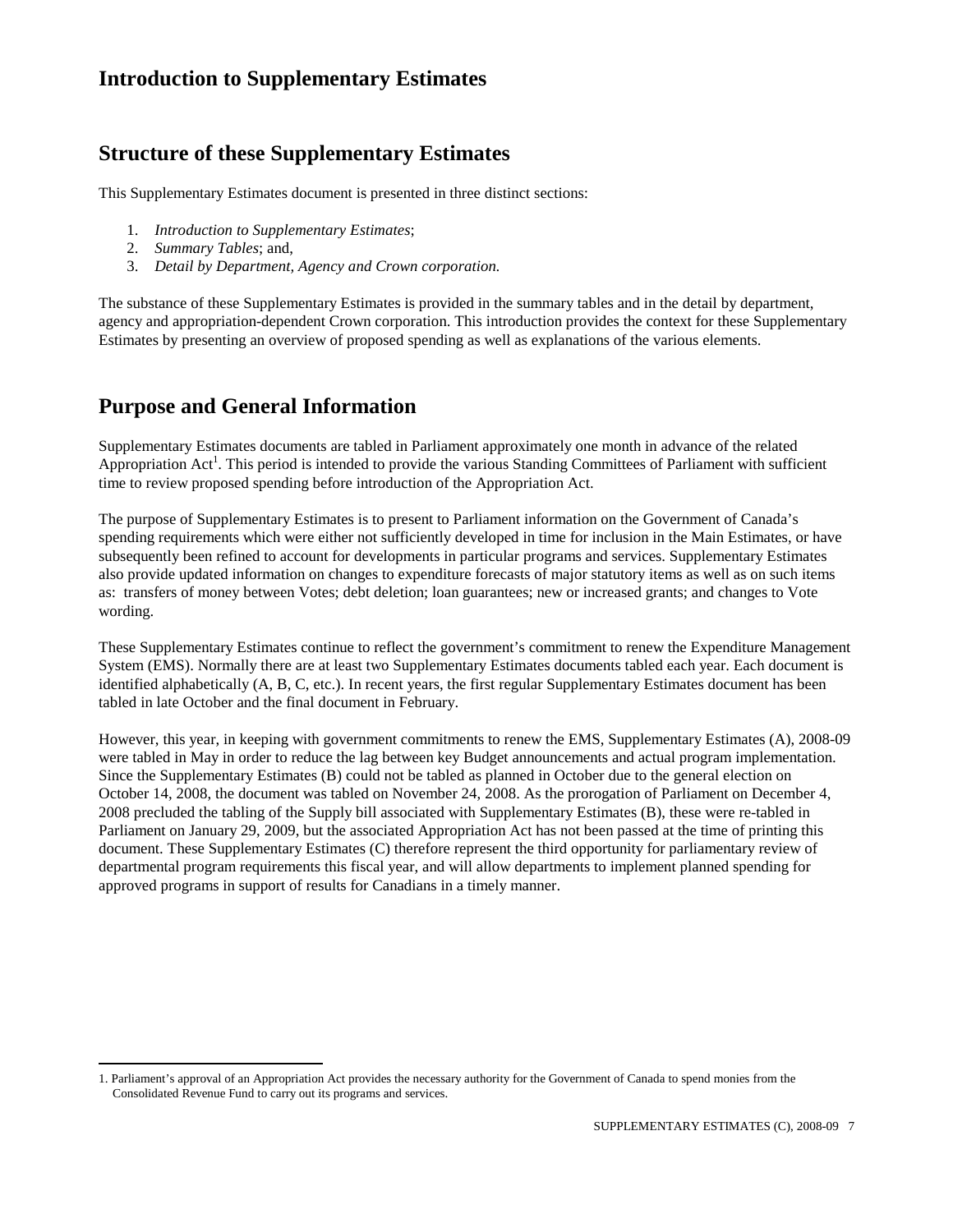# Introduction to Supplementary Estimates

## Structure of these Supplementary Estimates

This Supplementary Estimates document is presented in three distinct sections:

1. *Introduction to Supplementary Estimates*;
2. *Summary Tables*; and,
3. *Detail by Department, Agency and Crown corporation.*

The substance of these Supplementary Estimates is provided in the summary tables and in the detail by department, agency and appropriation-dependent Crown corporation. This introduction provides the context for these Supplementary Estimates by presenting an overview of proposed spending as well as explanations of the various elements.

## Purpose and General Information

Supplementary Estimates documents are tabled in Parliament approximately one month in advance of the related Appropriation Act[1]. This period is intended to provide the various Standing Committees of Parliament with sufficient time to review proposed spending before introduction of the Appropriation Act.

The purpose of Supplementary Estimates is to present to Parliament information on the Government of Canada's spending requirements which were either not sufficiently developed in time for inclusion in the Main Estimates, or have subsequently been refined to account for developments in particular programs and services. Supplementary Estimates also provide updated information on changes to expenditure forecasts of major statutory items as well as on such items as: transfers of money between Votes; debt deletion; loan guarantees; new or increased grants; and changes to Vote wording.

These Supplementary Estimates continue to reflect the government's commitment to renew the Expenditure Management System (EMS). Normally there are at least two Supplementary Estimates documents tabled each year. Each document is identified alphabetically (A, B, C, etc.). In recent years, the first regular Supplementary Estimates document has been tabled in late October and the final document in February.

However, this year, in keeping with government commitments to renew the EMS, Supplementary Estimates (A), 2008-09 were tabled in May in order to reduce the lag between key Budget announcements and actual program implementation. Since the Supplementary Estimates (B) could not be tabled as planned in October due to the general election on October 14, 2008, the document was tabled on November 24, 2008. As the prorogation of Parliament on December 4, 2008 precluded the tabling of the Supply bill associated with Supplementary Estimates (B), these were re-tabled in Parliament on January 29, 2009, but the associated Appropriation Act has not been passed at the time of printing this document. These Supplementary Estimates (C) therefore represent the third opportunity for parliamentary review of departmental program requirements this fiscal year, and will allow departments to implement planned spending for approved programs in support of results for Canadians in a timely manner.

---

1. Parliament's approval of an Appropriation Act provides the necessary authority for the Government of Canada to spend monies from the Consolidated Revenue Fund to carry out its programs and services.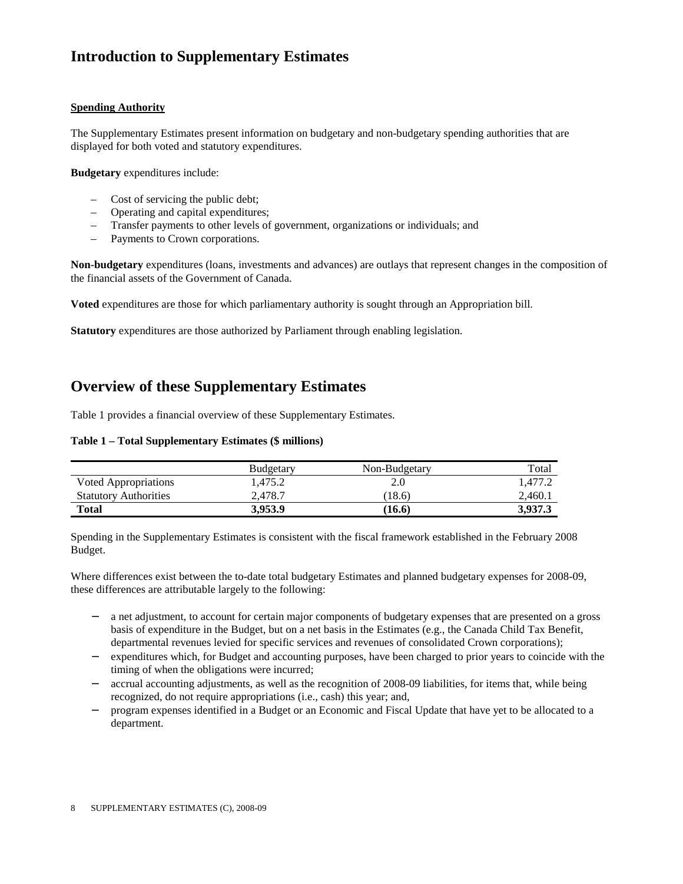# Introduction to Supplementary Estimates

### Spending Authority

The Supplementary Estimates present information on budgetary and non-budgetary spending authorities that are displayed for both voted and statutory expenditures.

**Budgetary** expenditures include:

- Cost of servicing the public debt;
- Operating and capital expenditures;
- Transfer payments to other levels of government, organizations or individuals; and
- Payments to Crown corporations.

**Non-budgetary** expenditures (loans, investments and advances) are outlays that represent changes in the composition of the financial assets of the Government of Canada.

**Voted** expenditures are those for which parliamentary authority is sought through an Appropriation bill.

**Statutory** expenditures are those authorized by Parliament through enabling legislation.

# Overview of these Supplementary Estimates

Table 1 provides a financial overview of these Supplementary Estimates.

**Table 1 – Total Supplementary Estimates ($ millions)**

| | Budgetary | Non-Budgetary | Total |
|---|---|---|---|
| Voted Appropriations | 1,475.2 | 2.0 | 1,477.2 |
| Statutory Authorities | 2,478.7 | (18.6) | 2,460.1 |
| **Total** | **3,953.9** | **(16.6)** | **3,937.3** |

Spending in the Supplementary Estimates is consistent with the fiscal framework established in the February 2008 Budget.

Where differences exist between the to-date total budgetary Estimates and planned budgetary expenses for 2008-09, these differences are attributable largely to the following:

- a net adjustment, to account for certain major components of budgetary expenses that are presented on a gross basis of expenditure in the Budget, but on a net basis in the Estimates (e.g., the Canada Child Tax Benefit, departmental revenues levied for specific services and revenues of consolidated Crown corporations);
- expenditures which, for Budget and accounting purposes, have been charged to prior years to coincide with the timing of when the obligations were incurred;
- accrual accounting adjustments, as well as the recognition of 2008-09 liabilities, for items that, while being recognized, do not require appropriations (i.e., cash) this year; and,
- program expenses identified in a Budget or an Economic and Fiscal Update that have yet to be allocated to a department.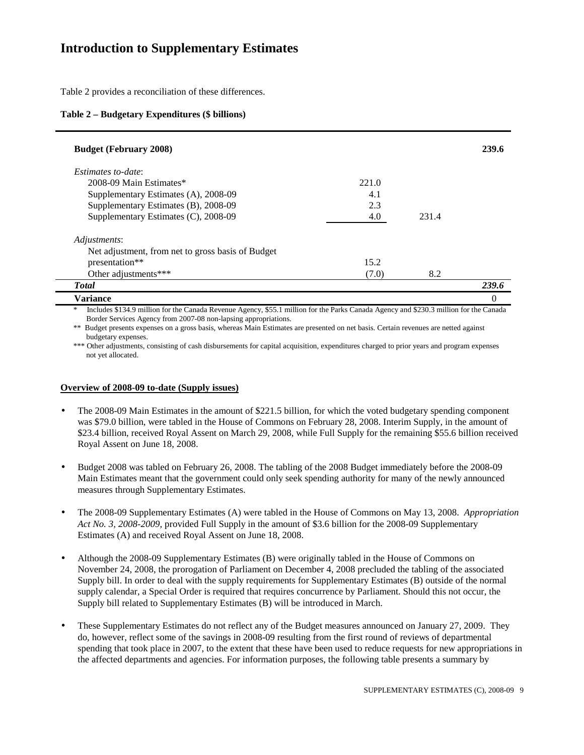# Introduction to Supplementary Estimates

Table 2 provides a reconciliation of these differences.

**Table 2 – Budgetary Expenditures ($ billions)**

| | | | |
|---|---|---|---|
| **Budget (February 2008)** | | | **239.6** |
| *Estimates to-date*: | | | |
| 2008-09 Main Estimates* | 221.0 | | |
| Supplementary Estimates (A), 2008-09 | 4.1 | | |
| Supplementary Estimates (B), 2008-09 | 2.3 | | |
| Supplementary Estimates (C), 2008-09 | 4.0 | 231.4 | |
| *Adjustments*: | | | |
| Net adjustment, from net to gross basis of Budget presentation** | 15.2 | | |
| Other adjustments*** | (7.0) | 8.2 | |
| ***Total*** | | | ***239.6*** |
| **Variance** | | | 0 |

\* Includes $134.9 million for the Canada Revenue Agency, $55.1 million for the Parks Canada Agency and $230.3 million for the Canada Border Services Agency from 2007-08 non-lapsing appropriations.

** Budget presents expenses on a gross basis, whereas Main Estimates are presented on net basis. Certain revenues are netted against budgetary expenses.

*** Other adjustments, consisting of cash disbursements for capital acquisition, expenditures charged to prior years and program expenses not yet allocated.

**Overview of 2008-09 to-date (Supply issues)**

- The 2008-09 Main Estimates in the amount of $221.5 billion, for which the voted budgetary spending component was $79.0 billion, were tabled in the House of Commons on February 28, 2008. Interim Supply, in the amount of $23.4 billion, received Royal Assent on March 29, 2008, while Full Supply for the remaining $55.6 billion received Royal Assent on June 18, 2008.
- Budget 2008 was tabled on February 26, 2008. The tabling of the 2008 Budget immediately before the 2008-09 Main Estimates meant that the government could only seek spending authority for many of the newly announced measures through Supplementary Estimates.
- The 2008-09 Supplementary Estimates (A) were tabled in the House of Commons on May 13, 2008. *Appropriation Act No. 3, 2008-2009*, provided Full Supply in the amount of $3.6 billion for the 2008-09 Supplementary Estimates (A) and received Royal Assent on June 18, 2008.
- Although the 2008-09 Supplementary Estimates (B) were originally tabled in the House of Commons on November 24, 2008, the prorogation of Parliament on December 4, 2008 precluded the tabling of the associated Supply bill. In order to deal with the supply requirements for Supplementary Estimates (B) outside of the normal supply calendar, a Special Order is required that requires concurrence by Parliament. Should this not occur, the Supply bill related to Supplementary Estimates (B) will be introduced in March.
- These Supplementary Estimates do not reflect any of the Budget measures announced on January 27, 2009. They do, however, reflect some of the savings in 2008-09 resulting from the first round of reviews of departmental spending that took place in 2007, to the extent that these have been used to reduce requests for new appropriations in the affected departments and agencies. For information purposes, the following table presents a summary by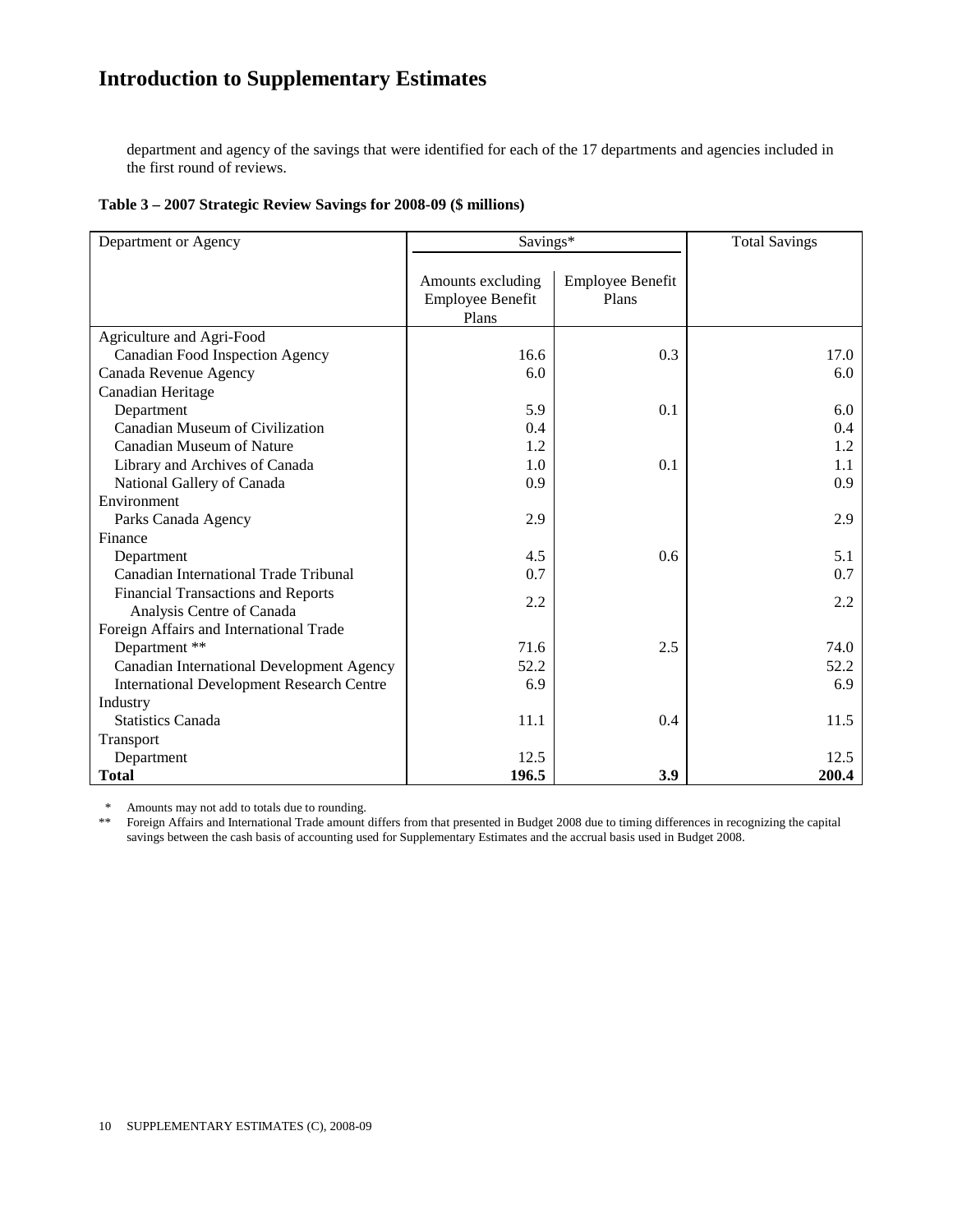department and agency of the savings that were identified for each of the 17 departments and agencies included in the first round of reviews.

**Table 3 – 2007 Strategic Review Savings for 2008-09 ($ millions)**

| Department or Agency | Savings* | | Total Savings |
|---|---|---|---|
| | Amounts excluding Employee Benefit Plans | Employee Benefit Plans | |
| Agriculture and Agri-Food | | | |
| Canadian Food Inspection Agency | 16.6 | 0.3 | 17.0 |
| Canada Revenue Agency | 6.0 | | 6.0 |
| Canadian Heritage | | | |
| Department | 5.9 | 0.1 | 6.0 |
| Canadian Museum of Civilization | 0.4 | | 0.4 |
| Canadian Museum of Nature | 1.2 | | 1.2 |
| Library and Archives of Canada | 1.0 | 0.1 | 1.1 |
| National Gallery of Canada | 0.9 | | 0.9 |
| Environment | | | |
| Parks Canada Agency | 2.9 | | 2.9 |
| Finance | | | |
| Department | 4.5 | 0.6 | 5.1 |
| Canadian International Trade Tribunal | 0.7 | | 0.7 |
| Financial Transactions and Reports Analysis Centre of Canada | 2.2 | | 2.2 |
| Foreign Affairs and International Trade | | | |
| Department ** | 71.6 | 2.5 | 74.0 |
| Canadian International Development Agency | 52.2 | | 52.2 |
| International Development Research Centre | 6.9 | | 6.9 |
| Industry | | | |
| Statistics Canada | 11.1 | 0.4 | 11.5 |
| Transport | | | |
| Department | 12.5 | | 12.5 |
| **Total** | **196.5** | **3.9** | **200.4** |

\* Amounts may not add to totals due to rounding.

\** Foreign Affairs and International Trade amount differs from that presented in Budget 2008 due to timing differences in recognizing the capital savings between the cash basis of accounting used for Supplementary Estimates and the accrual basis used in Budget 2008.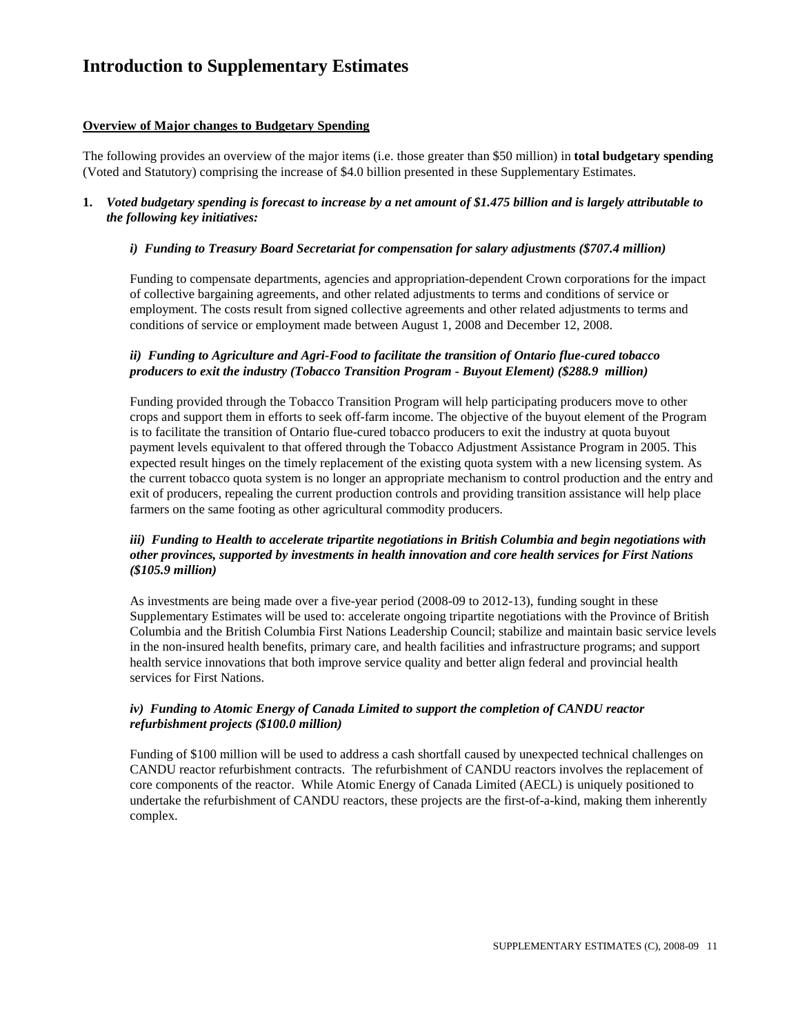# Introduction to Supplementary Estimates

**<u>Overview of Major changes to Budgetary Spending</u>**

The following provides an overview of the major items (i.e. those greater than $50 million) in **total budgetary spending** (Voted and Statutory) comprising the increase of $4.0 billion presented in these Supplementary Estimates.

**1.** ***Voted budgetary spending is forecast to increase by a net amount of $1.475 billion and is largely attributable to the following key initiatives:***

***i) Funding to Treasury Board Secretariat for compensation for salary adjustments ($707.4 million)***

Funding to compensate departments, agencies and appropriation-dependent Crown corporations for the impact of collective bargaining agreements, and other related adjustments to terms and conditions of service or employment. The costs result from signed collective agreements and other related adjustments to terms and conditions of service or employment made between August 1, 2008 and December 12, 2008.

***ii) Funding to Agriculture and Agri-Food to facilitate the transition of Ontario flue-cured tobacco producers to exit the industry (Tobacco Transition Program - Buyout Element) ($288.9 million)***

Funding provided through the Tobacco Transition Program will help participating producers move to other crops and support them in efforts to seek off-farm income. The objective of the buyout element of the Program is to facilitate the transition of Ontario flue-cured tobacco producers to exit the industry at quota buyout payment levels equivalent to that offered through the Tobacco Adjustment Assistance Program in 2005. This expected result hinges on the timely replacement of the existing quota system with a new licensing system. As the current tobacco quota system is no longer an appropriate mechanism to control production and the entry and exit of producers, repealing the current production controls and providing transition assistance will help place farmers on the same footing as other agricultural commodity producers.

***iii) Funding to Health to accelerate tripartite negotiations in British Columbia and begin negotiations with other provinces, supported by investments in health innovation and core health services for First Nations ($105.9 million)***

As investments are being made over a five-year period (2008-09 to 2012-13), funding sought in these Supplementary Estimates will be used to: accelerate ongoing tripartite negotiations with the Province of British Columbia and the British Columbia First Nations Leadership Council; stabilize and maintain basic service levels in the non-insured health benefits, primary care, and health facilities and infrastructure programs; and support health service innovations that both improve service quality and better align federal and provincial health services for First Nations.

***iv) Funding to Atomic Energy of Canada Limited to support the completion of CANDU reactor refurbishment projects ($100.0 million)***

Funding of $100 million will be used to address a cash shortfall caused by unexpected technical challenges on CANDU reactor refurbishment contracts. The refurbishment of CANDU reactors involves the replacement of core components of the reactor. While Atomic Energy of Canada Limited (AECL) is uniquely positioned to undertake the refurbishment of CANDU reactors, these projects are the first-of-a-kind, making them inherently complex.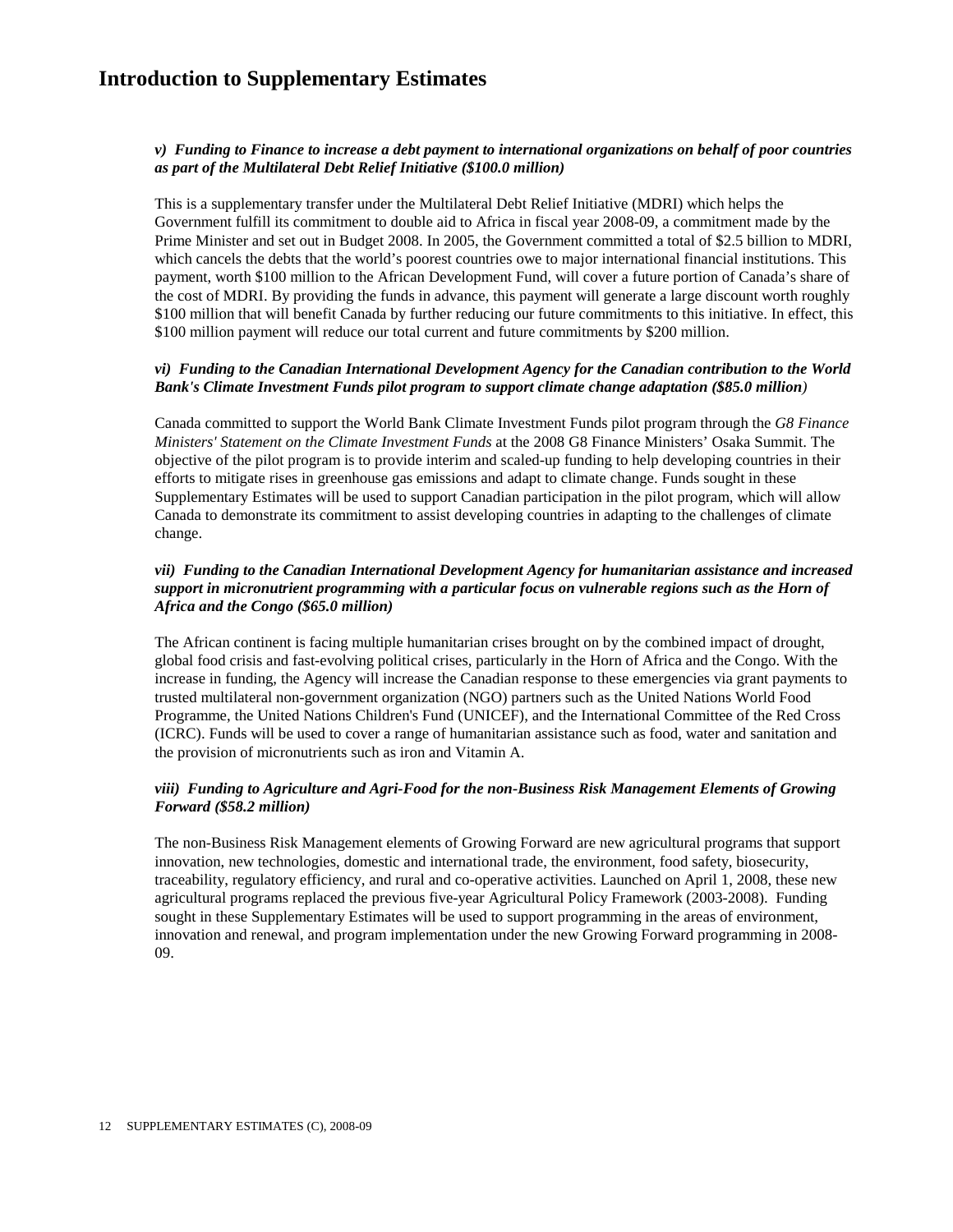# Introduction to Supplementary Estimates

***v) Funding to Finance to increase a debt payment to international organizations on behalf of poor countries as part of the Multilateral Debt Relief Initiative ($100.0 million)***

This is a supplementary transfer under the Multilateral Debt Relief Initiative (MDRI) which helps the Government fulfill its commitment to double aid to Africa in fiscal year 2008-09, a commitment made by the Prime Minister and set out in Budget 2008. In 2005, the Government committed a total of $2.5 billion to MDRI, which cancels the debts that the world's poorest countries owe to major international financial institutions. This payment, worth $100 million to the African Development Fund, will cover a future portion of Canada's share of the cost of MDRI. By providing the funds in advance, this payment will generate a large discount worth roughly $100 million that will benefit Canada by further reducing our future commitments to this initiative. In effect, this $100 million payment will reduce our total current and future commitments by $200 million.

***vi) Funding to the Canadian International Development Agency for the Canadian contribution to the World Bank's Climate Investment Funds pilot program to support climate change adaptation ($85.0 million)***

Canada committed to support the World Bank Climate Investment Funds pilot program through the *G8 Finance Ministers' Statement on the Climate Investment Funds* at the 2008 G8 Finance Ministers' Osaka Summit. The objective of the pilot program is to provide interim and scaled-up funding to help developing countries in their efforts to mitigate rises in greenhouse gas emissions and adapt to climate change. Funds sought in these Supplementary Estimates will be used to support Canadian participation in the pilot program, which will allow Canada to demonstrate its commitment to assist developing countries in adapting to the challenges of climate change.

***vii) Funding to the Canadian International Development Agency for humanitarian assistance and increased support in micronutrient programming with a particular focus on vulnerable regions such as the Horn of Africa and the Congo ($65.0 million)***

The African continent is facing multiple humanitarian crises brought on by the combined impact of drought, global food crisis and fast-evolving political crises, particularly in the Horn of Africa and the Congo. With the increase in funding, the Agency will increase the Canadian response to these emergencies via grant payments to trusted multilateral non-government organization (NGO) partners such as the United Nations World Food Programme, the United Nations Children's Fund (UNICEF), and the International Committee of the Red Cross (ICRC). Funds will be used to cover a range of humanitarian assistance such as food, water and sanitation and the provision of micronutrients such as iron and Vitamin A.

***viii) Funding to Agriculture and Agri-Food for the non-Business Risk Management Elements of Growing Forward ($58.2 million)***

The non-Business Risk Management elements of Growing Forward are new agricultural programs that support innovation, new technologies, domestic and international trade, the environment, food safety, biosecurity, traceability, regulatory efficiency, and rural and co-operative activities. Launched on April 1, 2008, these new agricultural programs replaced the previous five-year Agricultural Policy Framework (2003-2008). Funding sought in these Supplementary Estimates will be used to support programming in the areas of environment, innovation and renewal, and program implementation under the new Growing Forward programming in 2008-09.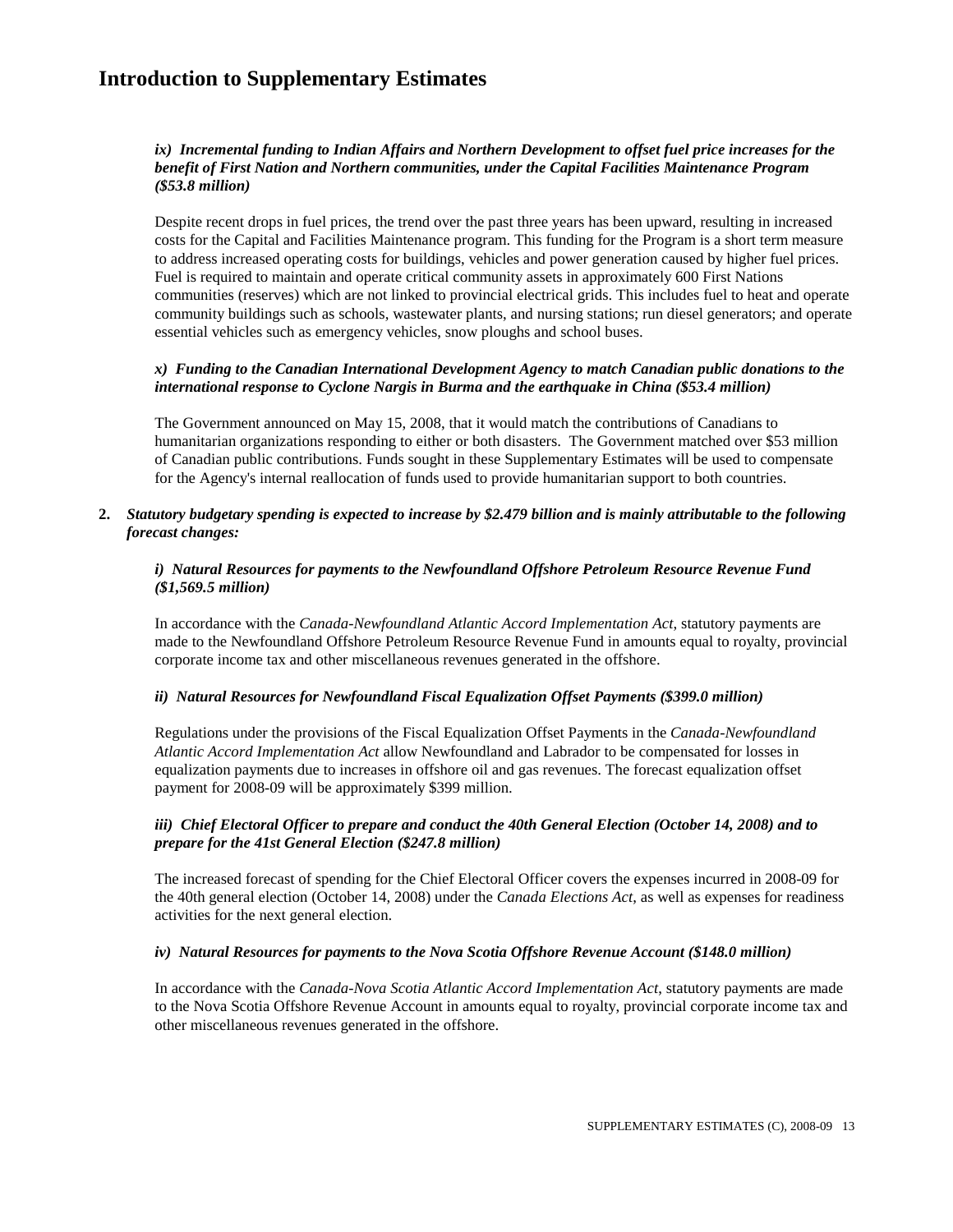# Introduction to Supplementary Estimates

***ix) Incremental funding to Indian Affairs and Northern Development to offset fuel price increases for the benefit of First Nation and Northern communities, under the Capital Facilities Maintenance Program ($53.8 million)***

Despite recent drops in fuel prices, the trend over the past three years has been upward, resulting in increased costs for the Capital and Facilities Maintenance program. This funding for the Program is a short term measure to address increased operating costs for buildings, vehicles and power generation caused by higher fuel prices. Fuel is required to maintain and operate critical community assets in approximately 600 First Nations communities (reserves) which are not linked to provincial electrical grids. This includes fuel to heat and operate community buildings such as schools, wastewater plants, and nursing stations; run diesel generators; and operate essential vehicles such as emergency vehicles, snow ploughs and school buses.

***x) Funding to the Canadian International Development Agency to match Canadian public donations to the international response to Cyclone Nargis in Burma and the earthquake in China ($53.4 million)***

The Government announced on May 15, 2008, that it would match the contributions of Canadians to humanitarian organizations responding to either or both disasters. The Government matched over $53 million of Canadian public contributions. Funds sought in these Supplementary Estimates will be used to compensate for the Agency's internal reallocation of funds used to provide humanitarian support to both countries.

**2.** ***Statutory budgetary spending is expected to increase by $2.479 billion and is mainly attributable to the following forecast changes:***

***i) Natural Resources for payments to the Newfoundland Offshore Petroleum Resource Revenue Fund ($1,569.5 million)***

In accordance with the *Canada-Newfoundland Atlantic Accord Implementation Act*, statutory payments are made to the Newfoundland Offshore Petroleum Resource Revenue Fund in amounts equal to royalty, provincial corporate income tax and other miscellaneous revenues generated in the offshore.

***ii) Natural Resources for Newfoundland Fiscal Equalization Offset Payments ($399.0 million)***

Regulations under the provisions of the Fiscal Equalization Offset Payments in the *Canada-Newfoundland Atlantic Accord Implementation Act* allow Newfoundland and Labrador to be compensated for losses in equalization payments due to increases in offshore oil and gas revenues. The forecast equalization offset payment for 2008-09 will be approximately $399 million.

***iii) Chief Electoral Officer to prepare and conduct the 40th General Election (October 14, 2008) and to prepare for the 41st General Election ($247.8 million)***

The increased forecast of spending for the Chief Electoral Officer covers the expenses incurred in 2008-09 for the 40th general election (October 14, 2008) under the *Canada Elections Act*, as well as expenses for readiness activities for the next general election.

***iv) Natural Resources for payments to the Nova Scotia Offshore Revenue Account ($148.0 million)***

In accordance with the *Canada-Nova Scotia Atlantic Accord Implementation Act*, statutory payments are made to the Nova Scotia Offshore Revenue Account in amounts equal to royalty, provincial corporate income tax and other miscellaneous revenues generated in the offshore.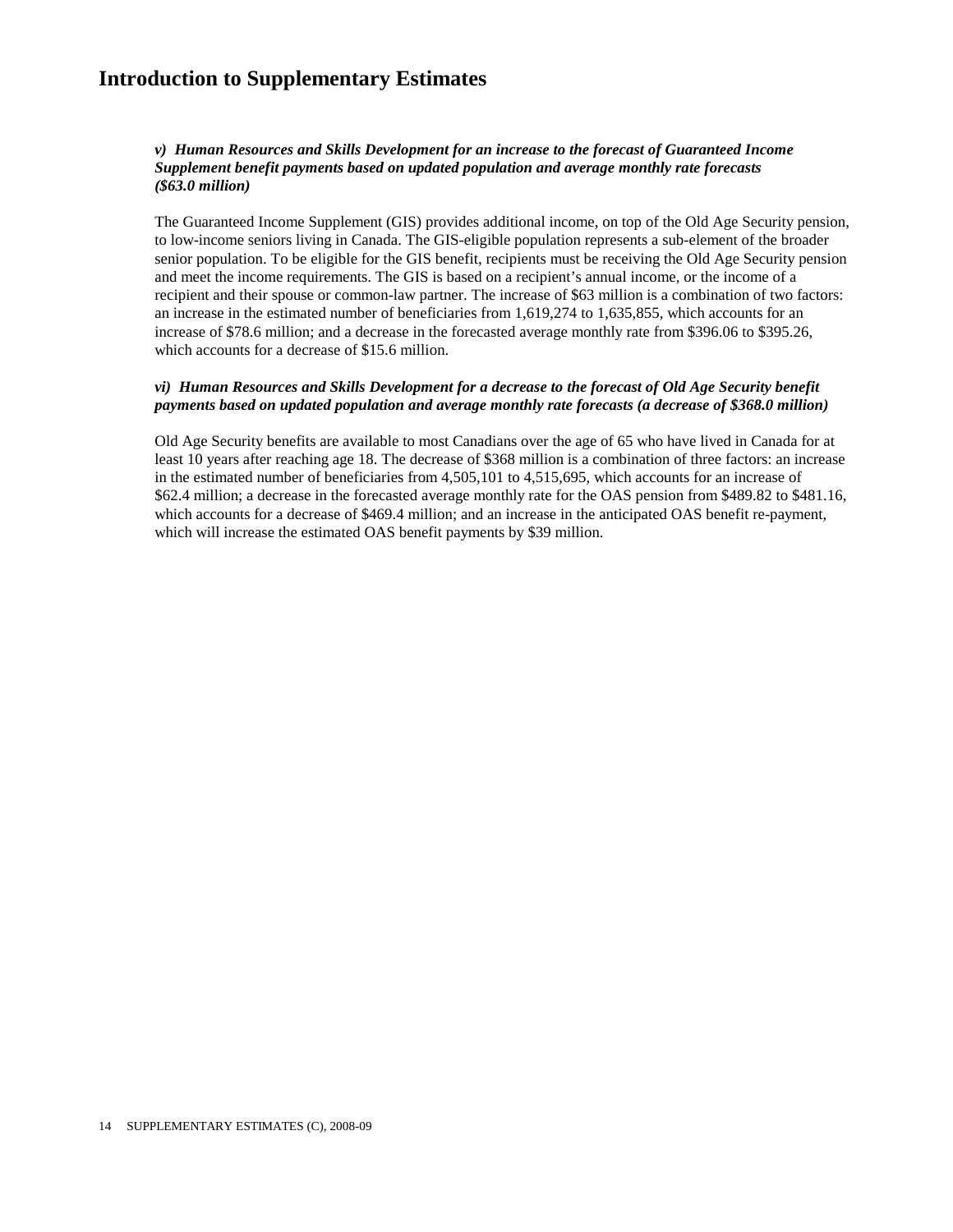# Introduction to Supplementary Estimates

***v) Human Resources and Skills Development for an increase to the forecast of Guaranteed Income Supplement benefit payments based on updated population and average monthly rate forecasts ($63.0 million)***

The Guaranteed Income Supplement (GIS) provides additional income, on top of the Old Age Security pension, to low-income seniors living in Canada. The GIS-eligible population represents a sub-element of the broader senior population. To be eligible for the GIS benefit, recipients must be receiving the Old Age Security pension and meet the income requirements. The GIS is based on a recipient's annual income, or the income of a recipient and their spouse or common-law partner. The increase of $63 million is a combination of two factors: an increase in the estimated number of beneficiaries from 1,619,274 to 1,635,855, which accounts for an increase of $78.6 million; and a decrease in the forecasted average monthly rate from $396.06 to $395.26, which accounts for a decrease of $15.6 million.

***vi) Human Resources and Skills Development for a decrease to the forecast of Old Age Security benefit payments based on updated population and average monthly rate forecasts (a decrease of $368.0 million)***

Old Age Security benefits are available to most Canadians over the age of 65 who have lived in Canada for at least 10 years after reaching age 18. The decrease of $368 million is a combination of three factors: an increase in the estimated number of beneficiaries from 4,505,101 to 4,515,695, which accounts for an increase of $62.4 million; a decrease in the forecasted average monthly rate for the OAS pension from $489.82 to $481.16, which accounts for a decrease of $469.4 million; and an increase in the anticipated OAS benefit re-payment, which will increase the estimated OAS benefit payments by $39 million.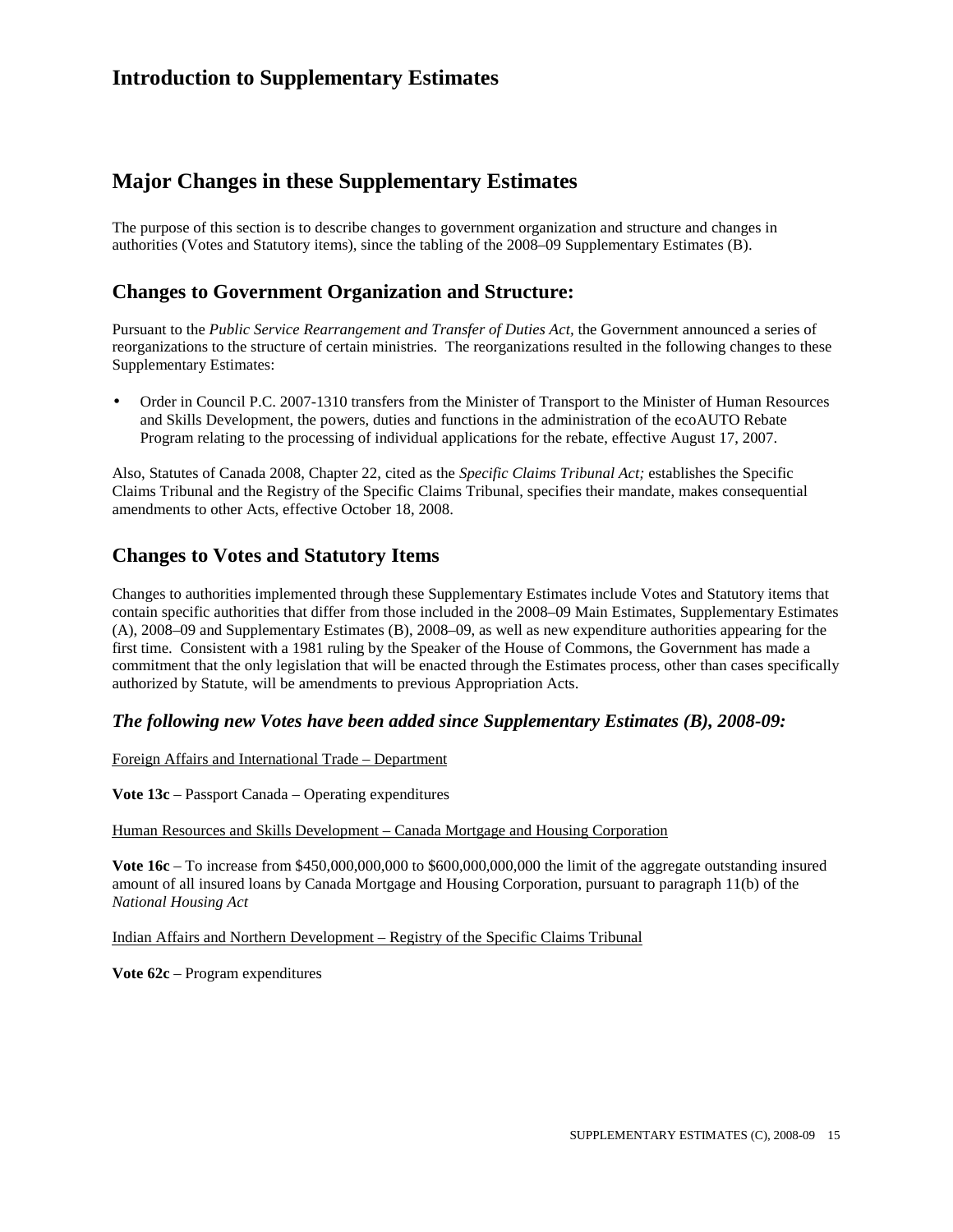# Introduction to Supplementary Estimates

## Major Changes in these Supplementary Estimates

The purpose of this section is to describe changes to government organization and structure and changes in authorities (Votes and Statutory items), since the tabling of the 2008–09 Supplementary Estimates (B).

### Changes to Government Organization and Structure:

Pursuant to the *Public Service Rearrangement and Transfer of Duties Act*, the Government announced a series of reorganizations to the structure of certain ministries. The reorganizations resulted in the following changes to these Supplementary Estimates:

- Order in Council P.C. 2007-1310 transfers from the Minister of Transport to the Minister of Human Resources and Skills Development, the powers, duties and functions in the administration of the ecoAUTO Rebate Program relating to the processing of individual applications for the rebate, effective August 17, 2007.

Also, Statutes of Canada 2008, Chapter 22, cited as the *Specific Claims Tribunal Act;* establishes the Specific Claims Tribunal and the Registry of the Specific Claims Tribunal, specifies their mandate, makes consequential amendments to other Acts, effective October 18, 2008.

### Changes to Votes and Statutory Items

Changes to authorities implemented through these Supplementary Estimates include Votes and Statutory items that contain specific authorities that differ from those included in the 2008–09 Main Estimates, Supplementary Estimates (A), 2008–09 and Supplementary Estimates (B), 2008–09, as well as new expenditure authorities appearing for the first time. Consistent with a 1981 ruling by the Speaker of the House of Commons, the Government has made a commitment that the only legislation that will be enacted through the Estimates process, other than cases specifically authorized by Statute, will be amendments to previous Appropriation Acts.

#### *The following new Votes have been added since Supplementary Estimates (B), 2008-09:*

Foreign Affairs and International Trade – Department

**Vote 13c** – Passport Canada – Operating expenditures

Human Resources and Skills Development – Canada Mortgage and Housing Corporation

**Vote 16c** – To increase from $450,000,000,000 to $600,000,000,000 the limit of the aggregate outstanding insured amount of all insured loans by Canada Mortgage and Housing Corporation, pursuant to paragraph 11(b) of the *National Housing Act*

Indian Affairs and Northern Development – Registry of the Specific Claims Tribunal

**Vote 62c** – Program expenditures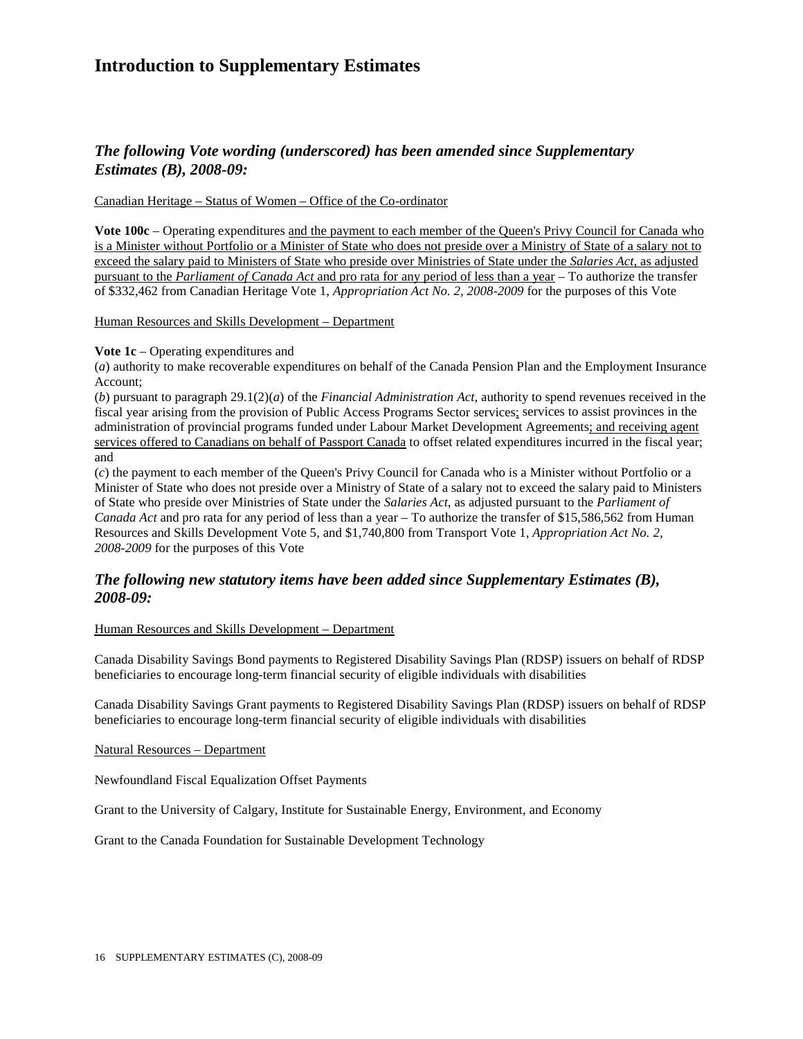# Introduction to Supplementary Estimates

## *The following Vote wording (underscored) has been amended since Supplementary Estimates (B), 2008-09:*

<u>Canadian Heritage – Status of Women – Office of the Co-ordinator</u>

**Vote 100c** – Operating expenditures <u>and the payment to each member of the Queen's Privy Council for Canada who is a Minister without Portfolio or a Minister of State who does not preside over a Ministry of State of a salary not to exceed the salary paid to Ministers of State who preside over Ministries of State under the *Salaries Act*, as adjusted pursuant to the *Parliament of Canada Act* and pro rata for any period of less than a year</u> – To authorize the transfer of $332,462 from Canadian Heritage Vote 1, *Appropriation Act No. 2, 2008-2009* for the purposes of this Vote

<u>Human Resources and Skills Development – Department</u>

**Vote 1c** – Operating expenditures and
(*a*) authority to make recoverable expenditures on behalf of the Canada Pension Plan and the Employment Insurance Account;
(*b*) pursuant to paragraph 29.1(2)(*a*) of the *Financial Administration Act*, authority to spend revenues received in the fiscal year arising from the provision of Public Access Programs Sector services<u>;</u> services to assist provinces in the administration of provincial programs funded under Labour Market Development Agreements<u>; and receiving agent services offered to Canadians on behalf of Passport Canada</u> to offset related expenditures incurred in the fiscal year; and
(*c*) the payment to each member of the Queen's Privy Council for Canada who is a Minister without Portfolio or a Minister of State who does not preside over a Ministry of State of a salary not to exceed the salary paid to Ministers of State who preside over Ministries of State under the *Salaries Act*, as adjusted pursuant to the *Parliament of Canada Act* and pro rata for any period of less than a year – To authorize the transfer of $15,586,562 from Human Resources and Skills Development Vote 5, and $1,740,800 from Transport Vote 1, *Appropriation Act No. 2, 2008-2009* for the purposes of this Vote

## *The following new statutory items have been added since Supplementary Estimates (B), 2008-09:*

<u>Human Resources and Skills Development – Department</u>

Canada Disability Savings Bond payments to Registered Disability Savings Plan (RDSP) issuers on behalf of RDSP beneficiaries to encourage long-term financial security of eligible individuals with disabilities

Canada Disability Savings Grant payments to Registered Disability Savings Plan (RDSP) issuers on behalf of RDSP beneficiaries to encourage long-term financial security of eligible individuals with disabilities

<u>Natural Resources – Department</u>

Newfoundland Fiscal Equalization Offset Payments

Grant to the University of Calgary, Institute for Sustainable Energy, Environment, and Economy

Grant to the Canada Foundation for Sustainable Development Technology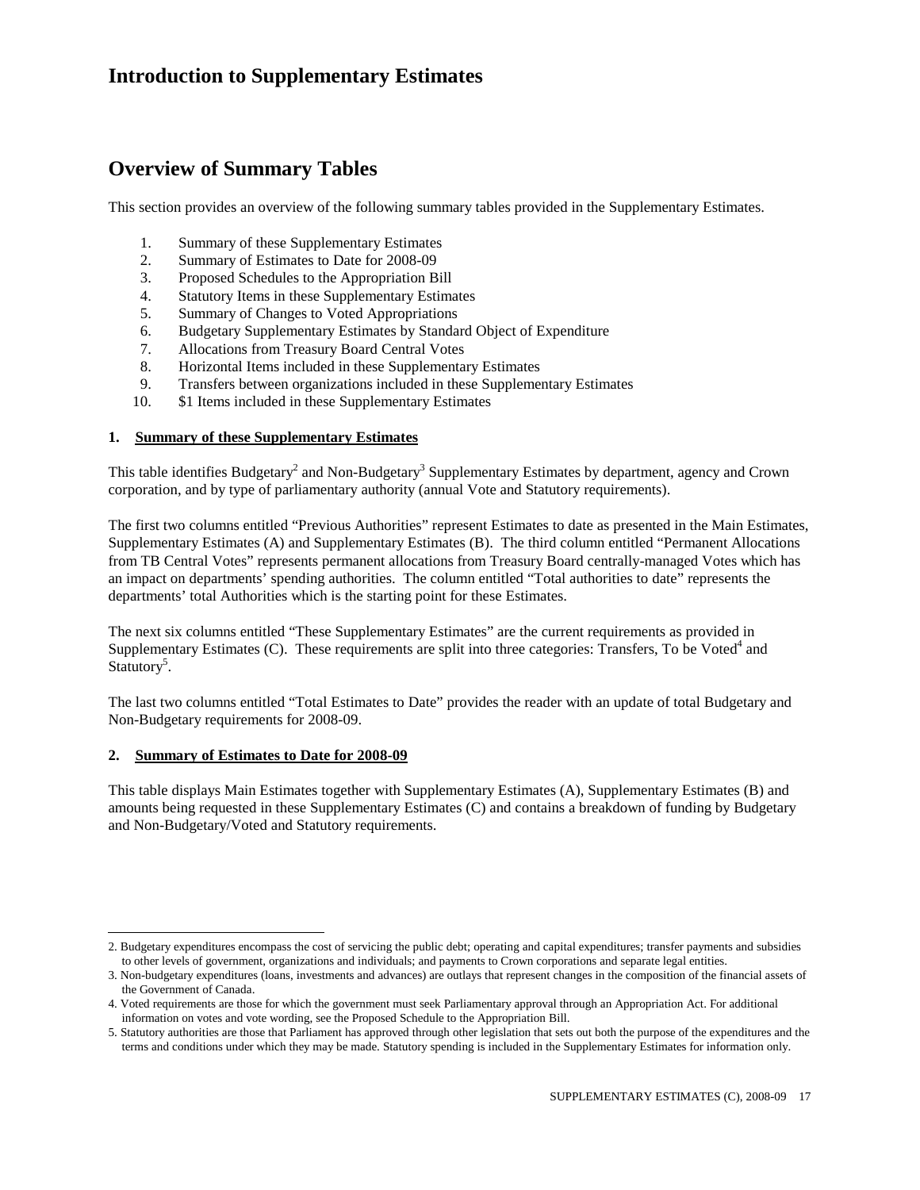# Introduction to Supplementary Estimates

## Overview of Summary Tables

This section provides an overview of the following summary tables provided in the Supplementary Estimates.

1. Summary of these Supplementary Estimates
2. Summary of Estimates to Date for 2008-09
3. Proposed Schedules to the Appropriation Bill
4. Statutory Items in these Supplementary Estimates
5. Summary of Changes to Voted Appropriations
6. Budgetary Supplementary Estimates by Standard Object of Expenditure
7. Allocations from Treasury Board Central Votes
8. Horizontal Items included in these Supplementary Estimates
9. Transfers between organizations included in these Supplementary Estimates
10. $1 Items included in these Supplementary Estimates

### 1. Summary of these Supplementary Estimates

This table identifies Budgetary[2] and Non-Budgetary[3] Supplementary Estimates by department, agency and Crown corporation, and by type of parliamentary authority (annual Vote and Statutory requirements).

The first two columns entitled "Previous Authorities" represent Estimates to date as presented in the Main Estimates, Supplementary Estimates (A) and Supplementary Estimates (B). The third column entitled "Permanent Allocations from TB Central Votes" represents permanent allocations from Treasury Board centrally-managed Votes which has an impact on departments' spending authorities. The column entitled "Total authorities to date" represents the departments' total Authorities which is the starting point for these Estimates.

The next six columns entitled "These Supplementary Estimates" are the current requirements as provided in Supplementary Estimates (C). These requirements are split into three categories: Transfers, To be Voted[4] and Statutory[5].

The last two columns entitled "Total Estimates to Date" provides the reader with an update of total Budgetary and Non-Budgetary requirements for 2008-09.

### 2. Summary of Estimates to Date for 2008-09

This table displays Main Estimates together with Supplementary Estimates (A), Supplementary Estimates (B) and amounts being requested in these Supplementary Estimates (C) and contains a breakdown of funding by Budgetary and Non-Budgetary/Voted and Statutory requirements.

---

2. Budgetary expenditures encompass the cost of servicing the public debt; operating and capital expenditures; transfer payments and subsidies to other levels of government, organizations and individuals; and payments to Crown corporations and separate legal entities.
3. Non-budgetary expenditures (loans, investments and advances) are outlays that represent changes in the composition of the financial assets of the Government of Canada.
4. Voted requirements are those for which the government must seek Parliamentary approval through an Appropriation Act. For additional information on votes and vote wording, see the Proposed Schedule to the Appropriation Bill.
5. Statutory authorities are those that Parliament has approved through other legislation that sets out both the purpose of the expenditures and the terms and conditions under which they may be made. Statutory spending is included in the Supplementary Estimates for information only.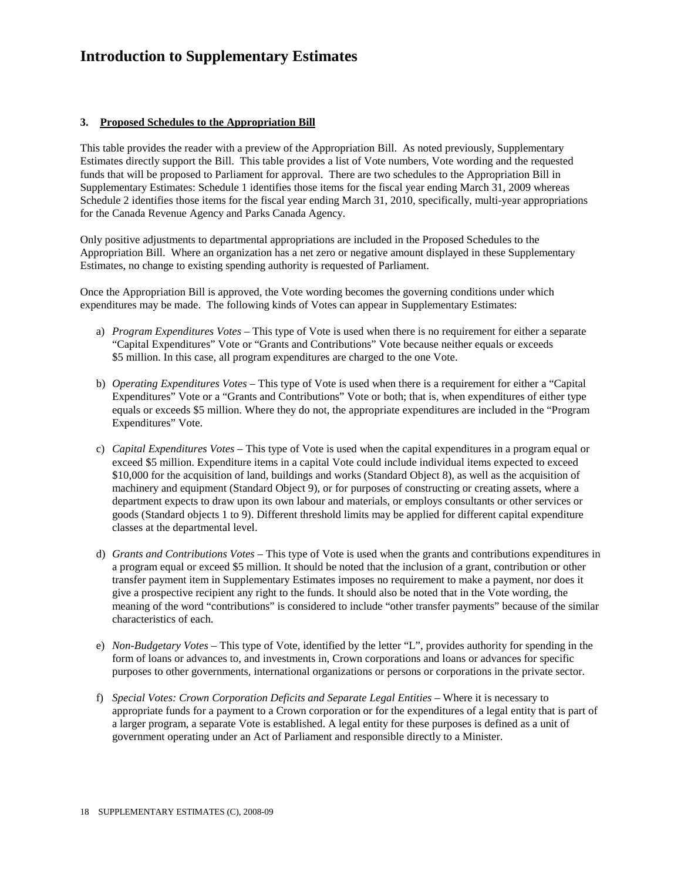# Introduction to Supplementary Estimates

**3. <u>Proposed Schedules to the Appropriation Bill</u>**

This table provides the reader with a preview of the Appropriation Bill. As noted previously, Supplementary Estimates directly support the Bill. This table provides a list of Vote numbers, Vote wording and the requested funds that will be proposed to Parliament for approval. There are two schedules to the Appropriation Bill in Supplementary Estimates: Schedule 1 identifies those items for the fiscal year ending March 31, 2009 whereas Schedule 2 identifies those items for the fiscal year ending March 31, 2010, specifically, multi-year appropriations for the Canada Revenue Agency and Parks Canada Agency.

Only positive adjustments to departmental appropriations are included in the Proposed Schedules to the Appropriation Bill. Where an organization has a net zero or negative amount displayed in these Supplementary Estimates, no change to existing spending authority is requested of Parliament.

Once the Appropriation Bill is approved, the Vote wording becomes the governing conditions under which expenditures may be made. The following kinds of Votes can appear in Supplementary Estimates:

a) *Program Expenditures Votes* – This type of Vote is used when there is no requirement for either a separate "Capital Expenditures" Vote or "Grants and Contributions" Vote because neither equals or exceeds $5 million. In this case, all program expenditures are charged to the one Vote.

b) *Operating Expenditures Votes* – This type of Vote is used when there is a requirement for either a "Capital Expenditures" Vote or a "Grants and Contributions" Vote or both; that is, when expenditures of either type equals or exceeds $5 million. Where they do not, the appropriate expenditures are included in the "Program Expenditures" Vote.

c) *Capital Expenditures Votes* – This type of Vote is used when the capital expenditures in a program equal or exceed $5 million. Expenditure items in a capital Vote could include individual items expected to exceed $10,000 for the acquisition of land, buildings and works (Standard Object 8), as well as the acquisition of machinery and equipment (Standard Object 9), or for purposes of constructing or creating assets, where a department expects to draw upon its own labour and materials, or employs consultants or other services or goods (Standard objects 1 to 9). Different threshold limits may be applied for different capital expenditure classes at the departmental level.

d) *Grants and Contributions Votes* – This type of Vote is used when the grants and contributions expenditures in a program equal or exceed $5 million. It should be noted that the inclusion of a grant, contribution or other transfer payment item in Supplementary Estimates imposes no requirement to make a payment, nor does it give a prospective recipient any right to the funds. It should also be noted that in the Vote wording, the meaning of the word "contributions" is considered to include "other transfer payments" because of the similar characteristics of each.

e) *Non-Budgetary Votes* – This type of Vote, identified by the letter "L", provides authority for spending in the form of loans or advances to, and investments in, Crown corporations and loans or advances for specific purposes to other governments, international organizations or persons or corporations in the private sector.

f) *Special Votes: Crown Corporation Deficits and Separate Legal Entities* – Where it is necessary to appropriate funds for a payment to a Crown corporation or for the expenditures of a legal entity that is part of a larger program, a separate Vote is established. A legal entity for these purposes is defined as a unit of government operating under an Act of Parliament and responsible directly to a Minister.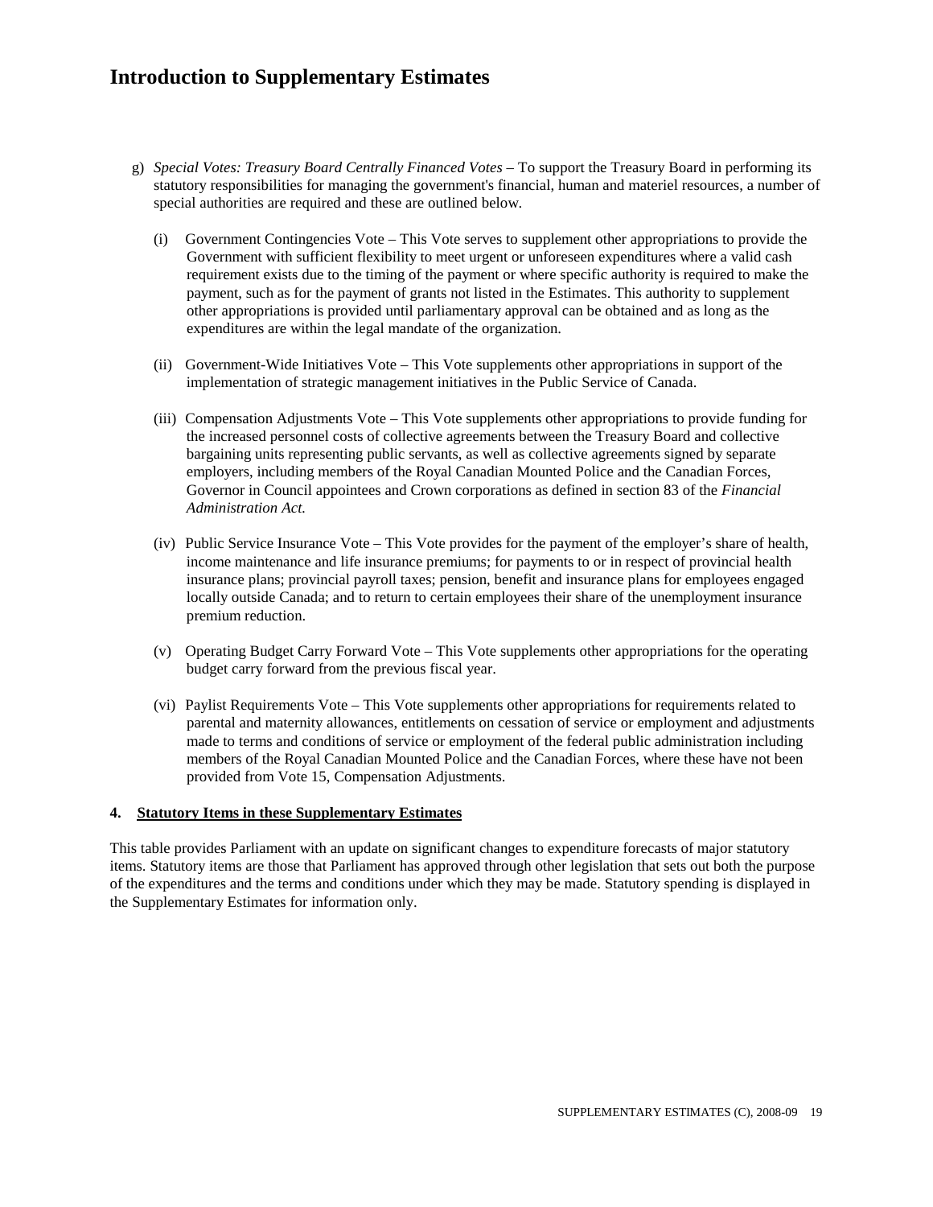# Introduction to Supplementary Estimates

g) *Special Votes: Treasury Board Centrally Financed Votes* – To support the Treasury Board in performing its statutory responsibilities for managing the government's financial, human and materiel resources, a number of special authorities are required and these are outlined below.

   (i) Government Contingencies Vote – This Vote serves to supplement other appropriations to provide the Government with sufficient flexibility to meet urgent or unforeseen expenditures where a valid cash requirement exists due to the timing of the payment or where specific authority is required to make the payment, such as for the payment of grants not listed in the Estimates. This authority to supplement other appropriations is provided until parliamentary approval can be obtained and as long as the expenditures are within the legal mandate of the organization.

   (ii) Government-Wide Initiatives Vote – This Vote supplements other appropriations in support of the implementation of strategic management initiatives in the Public Service of Canada.

   (iii) Compensation Adjustments Vote – This Vote supplements other appropriations to provide funding for the increased personnel costs of collective agreements between the Treasury Board and collective bargaining units representing public servants, as well as collective agreements signed by separate employers, including members of the Royal Canadian Mounted Police and the Canadian Forces, Governor in Council appointees and Crown corporations as defined in section 83 of the *Financial Administration Act.*

   (iv) Public Service Insurance Vote – This Vote provides for the payment of the employer's share of health, income maintenance and life insurance premiums; for payments to or in respect of provincial health insurance plans; provincial payroll taxes; pension, benefit and insurance plans for employees engaged locally outside Canada; and to return to certain employees their share of the unemployment insurance premium reduction.

   (v) Operating Budget Carry Forward Vote – This Vote supplements other appropriations for the operating budget carry forward from the previous fiscal year.

   (vi) Paylist Requirements Vote – This Vote supplements other appropriations for requirements related to parental and maternity allowances, entitlements on cessation of service or employment and adjustments made to terms and conditions of service or employment of the federal public administration including members of the Royal Canadian Mounted Police and the Canadian Forces, where these have not been provided from Vote 15, Compensation Adjustments.

**4. Statutory Items in these Supplementary Estimates**

This table provides Parliament with an update on significant changes to expenditure forecasts of major statutory items. Statutory items are those that Parliament has approved through other legislation that sets out both the purpose of the expenditures and the terms and conditions under which they may be made. Statutory spending is displayed in the Supplementary Estimates for information only.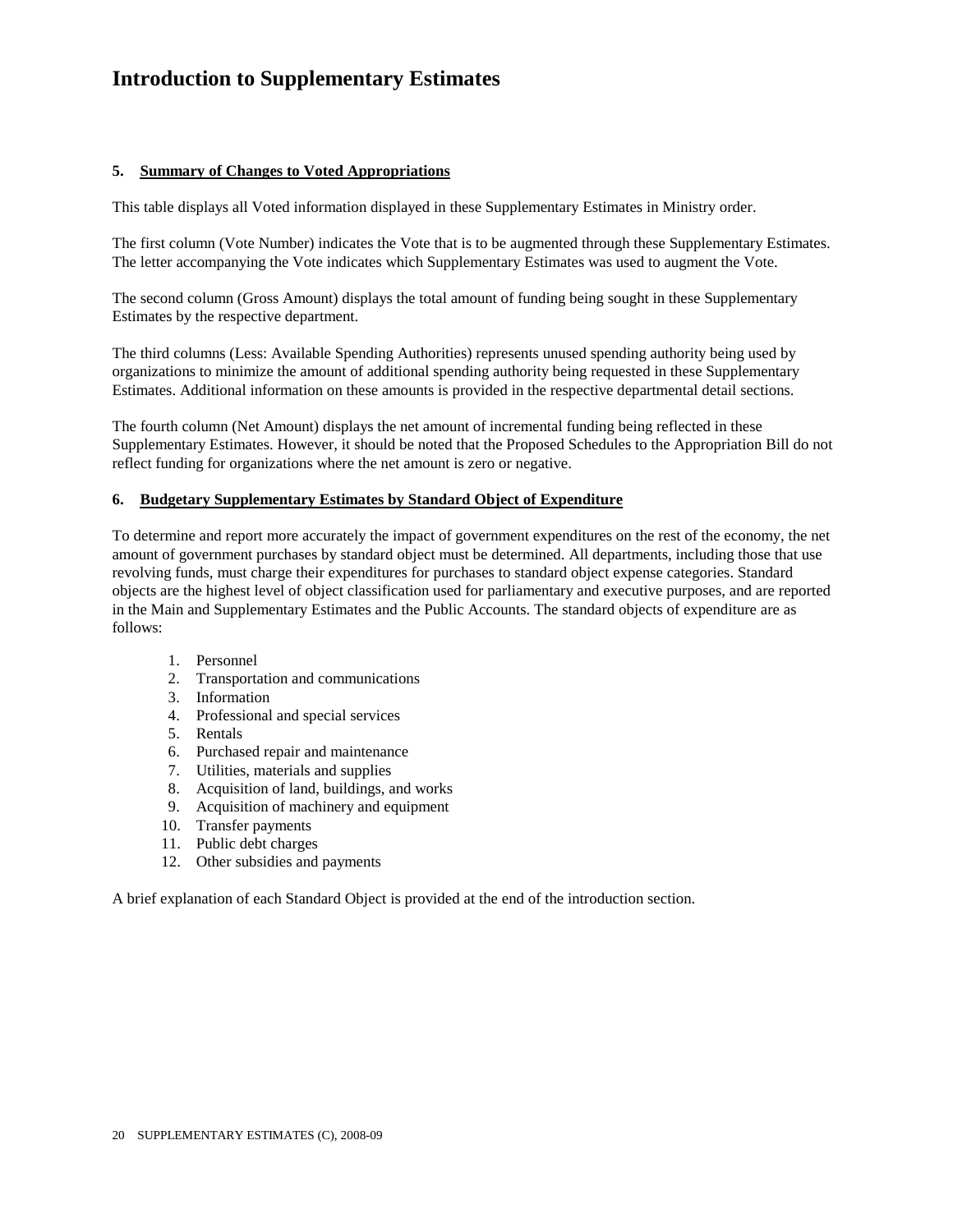# Introduction to Supplementary Estimates

### 5. Summary of Changes to Voted Appropriations

This table displays all Voted information displayed in these Supplementary Estimates in Ministry order.

The first column (Vote Number) indicates the Vote that is to be augmented through these Supplementary Estimates. The letter accompanying the Vote indicates which Supplementary Estimates was used to augment the Vote.

The second column (Gross Amount) displays the total amount of funding being sought in these Supplementary Estimates by the respective department.

The third columns (Less: Available Spending Authorities) represents unused spending authority being used by organizations to minimize the amount of additional spending authority being requested in these Supplementary Estimates. Additional information on these amounts is provided in the respective departmental detail sections.

The fourth column (Net Amount) displays the net amount of incremental funding being reflected in these Supplementary Estimates. However, it should be noted that the Proposed Schedules to the Appropriation Bill do not reflect funding for organizations where the net amount is zero or negative.

### 6. Budgetary Supplementary Estimates by Standard Object of Expenditure

To determine and report more accurately the impact of government expenditures on the rest of the economy, the net amount of government purchases by standard object must be determined. All departments, including those that use revolving funds, must charge their expenditures for purchases to standard object expense categories. Standard objects are the highest level of object classification used for parliamentary and executive purposes, and are reported in the Main and Supplementary Estimates and the Public Accounts. The standard objects of expenditure are as follows:

1. Personnel
2. Transportation and communications
3. Information
4. Professional and special services
5. Rentals
6. Purchased repair and maintenance
7. Utilities, materials and supplies
8. Acquisition of land, buildings, and works
9. Acquisition of machinery and equipment
10. Transfer payments
11. Public debt charges
12. Other subsidies and payments

A brief explanation of each Standard Object is provided at the end of the introduction section.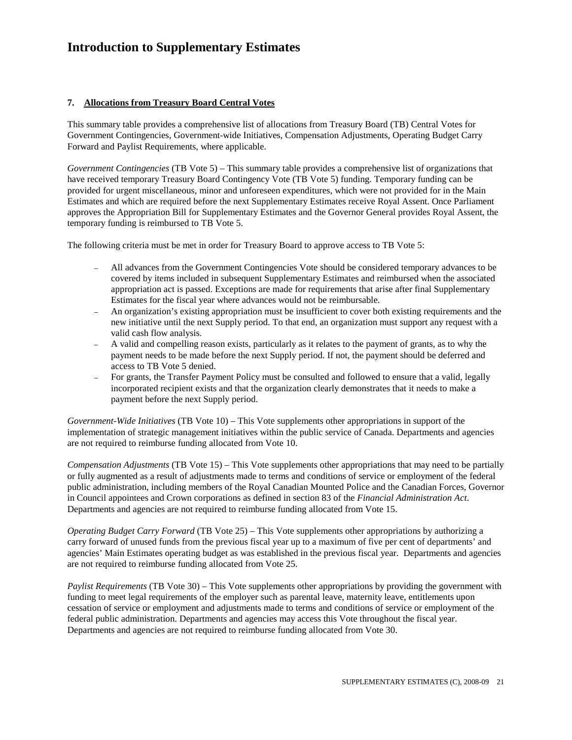# Introduction to Supplementary Estimates

## 7. Allocations from Treasury Board Central Votes

This summary table provides a comprehensive list of allocations from Treasury Board (TB) Central Votes for Government Contingencies, Government-wide Initiatives, Compensation Adjustments, Operating Budget Carry Forward and Paylist Requirements, where applicable.

*Government Contingencies* (TB Vote 5) – This summary table provides a comprehensive list of organizations that have received temporary Treasury Board Contingency Vote (TB Vote 5) funding. Temporary funding can be provided for urgent miscellaneous, minor and unforeseen expenditures, which were not provided for in the Main Estimates and which are required before the next Supplementary Estimates receive Royal Assent. Once Parliament approves the Appropriation Bill for Supplementary Estimates and the Governor General provides Royal Assent, the temporary funding is reimbursed to TB Vote 5.

The following criteria must be met in order for Treasury Board to approve access to TB Vote 5:

- All advances from the Government Contingencies Vote should be considered temporary advances to be covered by items included in subsequent Supplementary Estimates and reimbursed when the associated appropriation act is passed. Exceptions are made for requirements that arise after final Supplementary Estimates for the fiscal year where advances would not be reimbursable.
- An organization's existing appropriation must be insufficient to cover both existing requirements and the new initiative until the next Supply period. To that end, an organization must support any request with a valid cash flow analysis.
- A valid and compelling reason exists, particularly as it relates to the payment of grants, as to why the payment needs to be made before the next Supply period. If not, the payment should be deferred and access to TB Vote 5 denied.
- For grants, the Transfer Payment Policy must be consulted and followed to ensure that a valid, legally incorporated recipient exists and that the organization clearly demonstrates that it needs to make a payment before the next Supply period.

*Government-Wide Initiatives* (TB Vote 10) – This Vote supplements other appropriations in support of the implementation of strategic management initiatives within the public service of Canada. Departments and agencies are not required to reimburse funding allocated from Vote 10.

*Compensation Adjustments* (TB Vote 15) – This Vote supplements other appropriations that may need to be partially or fully augmented as a result of adjustments made to terms and conditions of service or employment of the federal public administration, including members of the Royal Canadian Mounted Police and the Canadian Forces, Governor in Council appointees and Crown corporations as defined in section 83 of the *Financial Administration Act*. Departments and agencies are not required to reimburse funding allocated from Vote 15.

*Operating Budget Carry Forward* (TB Vote 25) – This Vote supplements other appropriations by authorizing a carry forward of unused funds from the previous fiscal year up to a maximum of five per cent of departments' and agencies' Main Estimates operating budget as was established in the previous fiscal year. Departments and agencies are not required to reimburse funding allocated from Vote 25.

*Paylist Requirements* (TB Vote 30) – This Vote supplements other appropriations by providing the government with funding to meet legal requirements of the employer such as parental leave, maternity leave, entitlements upon cessation of service or employment and adjustments made to terms and conditions of service or employment of the federal public administration. Departments and agencies may access this Vote throughout the fiscal year. Departments and agencies are not required to reimburse funding allocated from Vote 30.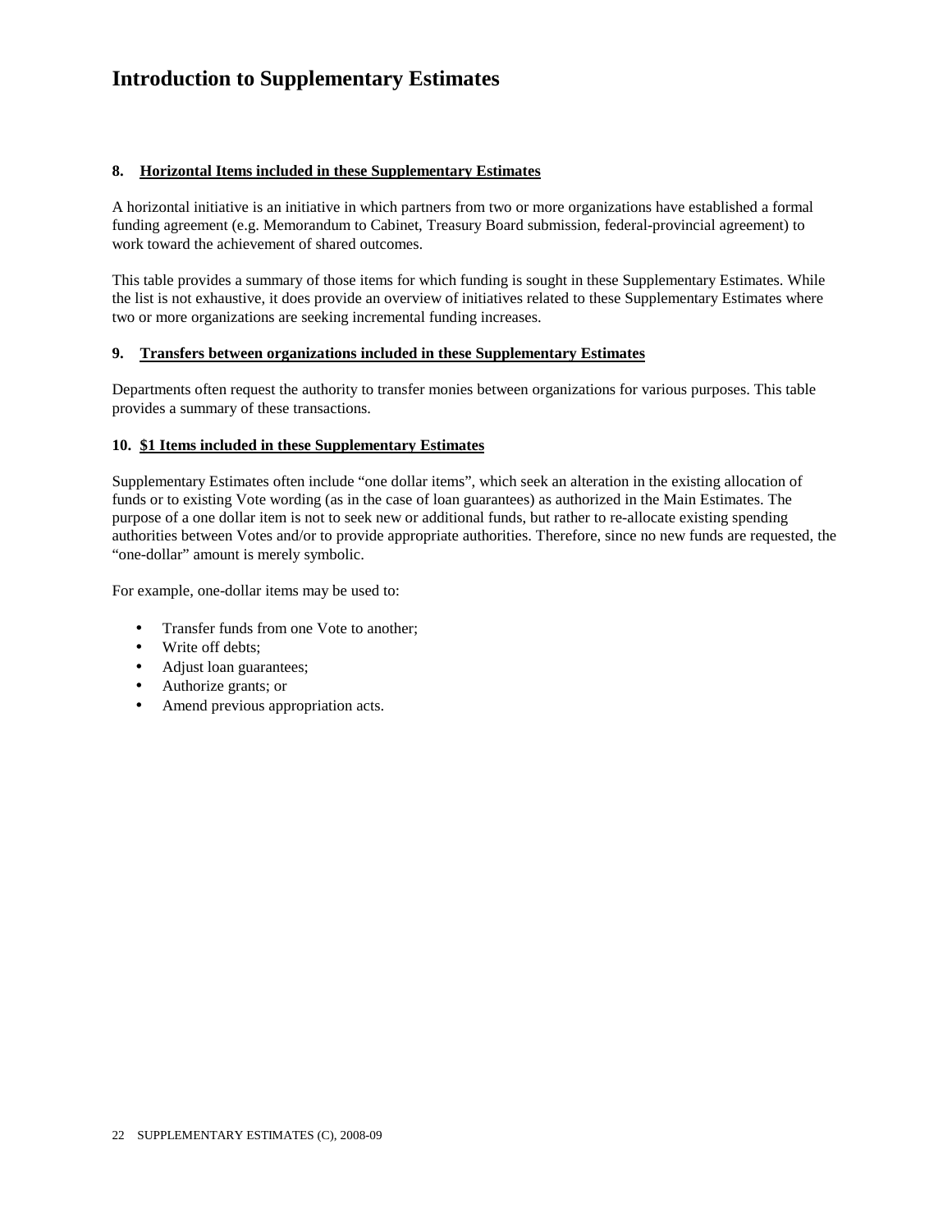# Introduction to Supplementary Estimates

**8. Horizontal Items included in these Supplementary Estimates**

A horizontal initiative is an initiative in which partners from two or more organizations have established a formal funding agreement (e.g. Memorandum to Cabinet, Treasury Board submission, federal-provincial agreement) to work toward the achievement of shared outcomes.

This table provides a summary of those items for which funding is sought in these Supplementary Estimates. While the list is not exhaustive, it does provide an overview of initiatives related to these Supplementary Estimates where two or more organizations are seeking incremental funding increases.

**9. Transfers between organizations included in these Supplementary Estimates**

Departments often request the authority to transfer monies between organizations for various purposes. This table provides a summary of these transactions.

**10. $1 Items included in these Supplementary Estimates**

Supplementary Estimates often include "one dollar items", which seek an alteration in the existing allocation of funds or to existing Vote wording (as in the case of loan guarantees) as authorized in the Main Estimates. The purpose of a one dollar item is not to seek new or additional funds, but rather to re-allocate existing spending authorities between Votes and/or to provide appropriate authorities. Therefore, since no new funds are requested, the "one-dollar" amount is merely symbolic.

For example, one-dollar items may be used to:

- Transfer funds from one Vote to another;
- Write off debts;
- Adjust loan guarantees;
- Authorize grants; or
- Amend previous appropriation acts.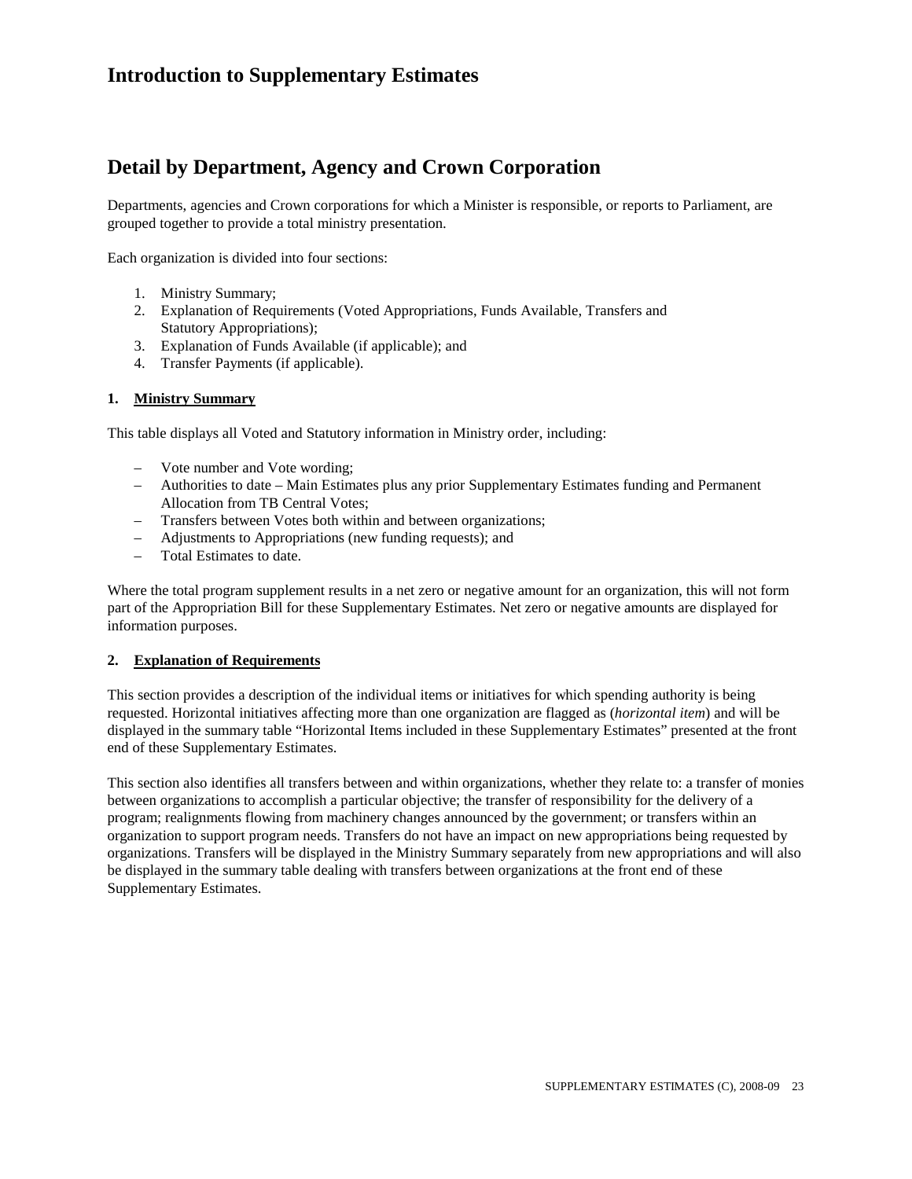# Introduction to Supplementary Estimates

## Detail by Department, Agency and Crown Corporation

Departments, agencies and Crown corporations for which a Minister is responsible, or reports to Parliament, are grouped together to provide a total ministry presentation.

Each organization is divided into four sections:

1. Ministry Summary;
2. Explanation of Requirements (Voted Appropriations, Funds Available, Transfers and Statutory Appropriations);
3. Explanation of Funds Available (if applicable); and
4. Transfer Payments (if applicable).

### 1. Ministry Summary

This table displays all Voted and Statutory information in Ministry order, including:

- Vote number and Vote wording;
- Authorities to date – Main Estimates plus any prior Supplementary Estimates funding and Permanent Allocation from TB Central Votes;
- Transfers between Votes both within and between organizations;
- Adjustments to Appropriations (new funding requests); and
- Total Estimates to date.

Where the total program supplement results in a net zero or negative amount for an organization, this will not form part of the Appropriation Bill for these Supplementary Estimates. Net zero or negative amounts are displayed for information purposes.

### 2. Explanation of Requirements

This section provides a description of the individual items or initiatives for which spending authority is being requested. Horizontal initiatives affecting more than one organization are flagged as (*horizontal item*) and will be displayed in the summary table "Horizontal Items included in these Supplementary Estimates" presented at the front end of these Supplementary Estimates.

This section also identifies all transfers between and within organizations, whether they relate to: a transfer of monies between organizations to accomplish a particular objective; the transfer of responsibility for the delivery of a program; realignments flowing from machinery changes announced by the government; or transfers within an organization to support program needs. Transfers do not have an impact on new appropriations being requested by organizations. Transfers will be displayed in the Ministry Summary separately from new appropriations and will also be displayed in the summary table dealing with transfers between organizations at the front end of these Supplementary Estimates.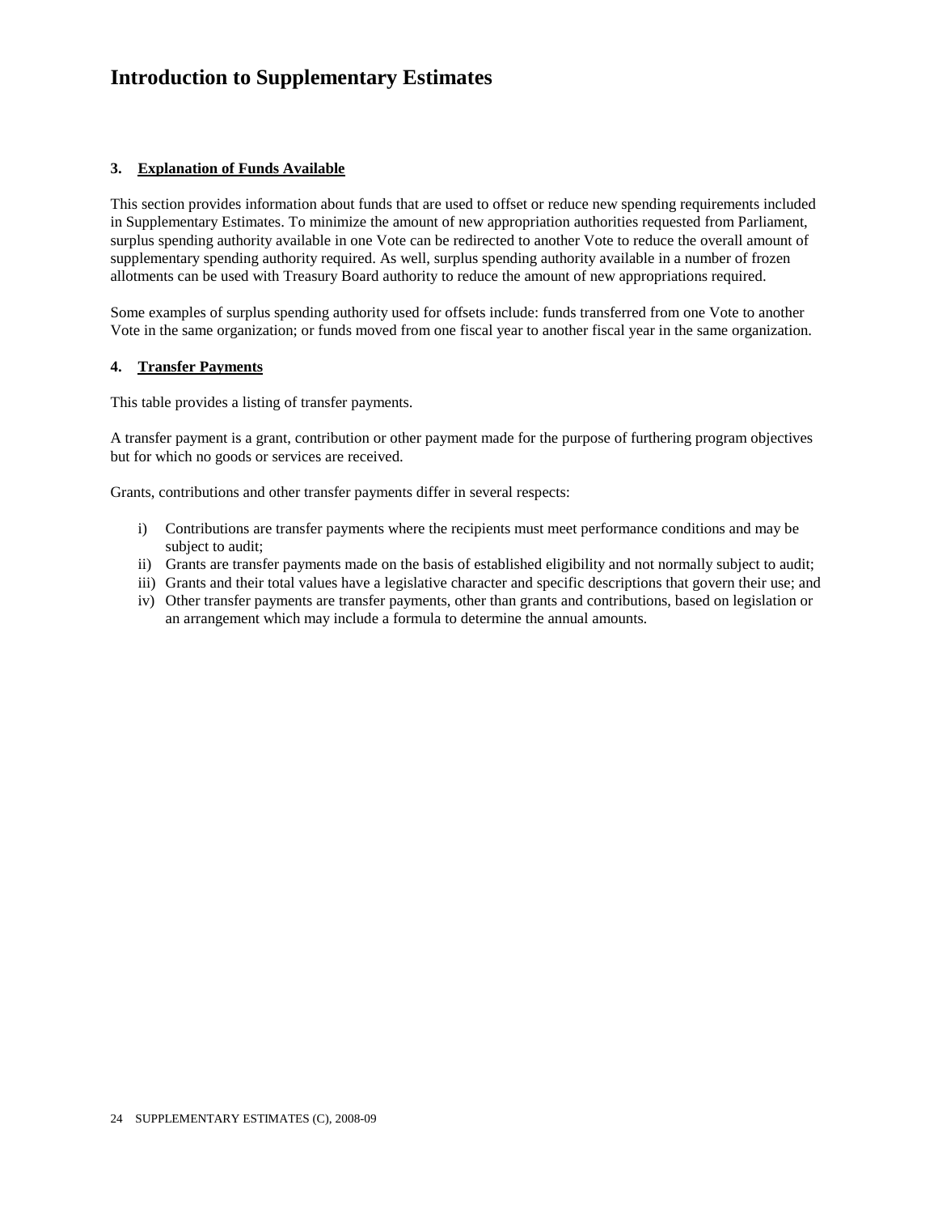# Introduction to Supplementary Estimates

### 3. Explanation of Funds Available

This section provides information about funds that are used to offset or reduce new spending requirements included in Supplementary Estimates. To minimize the amount of new appropriation authorities requested from Parliament, surplus spending authority available in one Vote can be redirected to another Vote to reduce the overall amount of supplementary spending authority required. As well, surplus spending authority available in a number of frozen allotments can be used with Treasury Board authority to reduce the amount of new appropriations required.

Some examples of surplus spending authority used for offsets include: funds transferred from one Vote to another Vote in the same organization; or funds moved from one fiscal year to another fiscal year in the same organization.

### 4. Transfer Payments

This table provides a listing of transfer payments.

A transfer payment is a grant, contribution or other payment made for the purpose of furthering program objectives but for which no goods or services are received.

Grants, contributions and other transfer payments differ in several respects:

i) Contributions are transfer payments where the recipients must meet performance conditions and may be subject to audit;
ii) Grants are transfer payments made on the basis of established eligibility and not normally subject to audit;
iii) Grants and their total values have a legislative character and specific descriptions that govern their use; and
iv) Other transfer payments are transfer payments, other than grants and contributions, based on legislation or an arrangement which may include a formula to determine the annual amounts.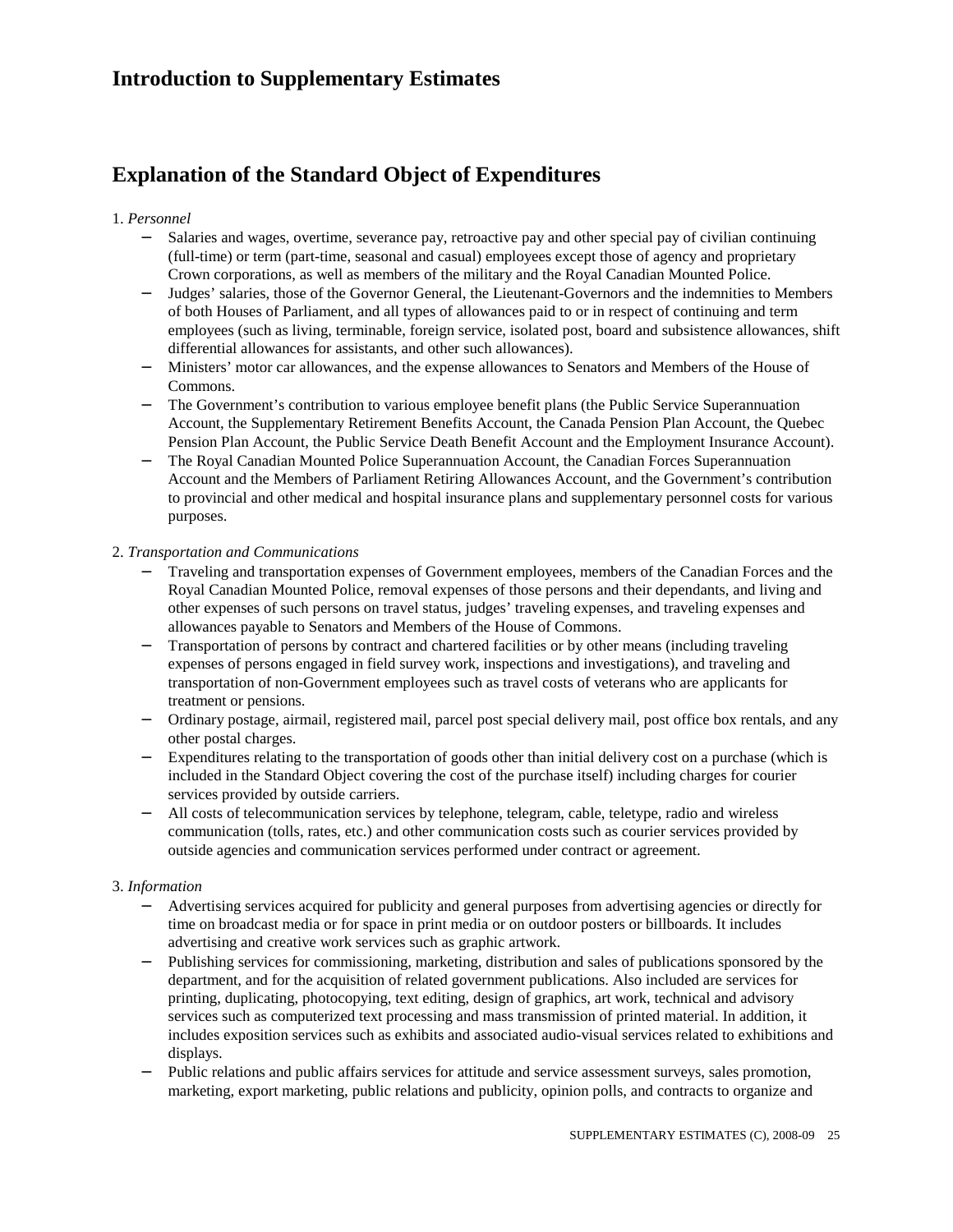## Introduction to Supplementary Estimates

## Explanation of the Standard Object of Expenditures

1. *Personnel*
   - Salaries and wages, overtime, severance pay, retroactive pay and other special pay of civilian continuing (full-time) or term (part-time, seasonal and casual) employees except those of agency and proprietary Crown corporations, as well as members of the military and the Royal Canadian Mounted Police.
   - Judges' salaries, those of the Governor General, the Lieutenant-Governors and the indemnities to Members of both Houses of Parliament, and all types of allowances paid to or in respect of continuing and term employees (such as living, terminable, foreign service, isolated post, board and subsistence allowances, shift differential allowances for assistants, and other such allowances).
   - Ministers' motor car allowances, and the expense allowances to Senators and Members of the House of Commons.
   - The Government's contribution to various employee benefit plans (the Public Service Superannuation Account, the Supplementary Retirement Benefits Account, the Canada Pension Plan Account, the Quebec Pension Plan Account, the Public Service Death Benefit Account and the Employment Insurance Account).
   - The Royal Canadian Mounted Police Superannuation Account, the Canadian Forces Superannuation Account and the Members of Parliament Retiring Allowances Account, and the Government's contribution to provincial and other medical and hospital insurance plans and supplementary personnel costs for various purposes.

2. *Transportation and Communications*
   - Traveling and transportation expenses of Government employees, members of the Canadian Forces and the Royal Canadian Mounted Police, removal expenses of those persons and their dependants, and living and other expenses of such persons on travel status, judges' traveling expenses, and traveling expenses and allowances payable to Senators and Members of the House of Commons.
   - Transportation of persons by contract and chartered facilities or by other means (including traveling expenses of persons engaged in field survey work, inspections and investigations), and traveling and transportation of non-Government employees such as travel costs of veterans who are applicants for treatment or pensions.
   - Ordinary postage, airmail, registered mail, parcel post special delivery mail, post office box rentals, and any other postal charges.
   - Expenditures relating to the transportation of goods other than initial delivery cost on a purchase (which is included in the Standard Object covering the cost of the purchase itself) including charges for courier services provided by outside carriers.
   - All costs of telecommunication services by telephone, telegram, cable, teletype, radio and wireless communication (tolls, rates, etc.) and other communication costs such as courier services provided by outside agencies and communication services performed under contract or agreement.

3. *Information*
   - Advertising services acquired for publicity and general purposes from advertising agencies or directly for time on broadcast media or for space in print media or on outdoor posters or billboards. It includes advertising and creative work services such as graphic artwork.
   - Publishing services for commissioning, marketing, distribution and sales of publications sponsored by the department, and for the acquisition of related government publications. Also included are services for printing, duplicating, photocopying, text editing, design of graphics, art work, technical and advisory services such as computerized text processing and mass transmission of printed material. In addition, it includes exposition services such as exhibits and associated audio-visual services related to exhibitions and displays.
   - Public relations and public affairs services for attitude and service assessment surveys, sales promotion, marketing, export marketing, public relations and publicity, opinion polls, and contracts to organize and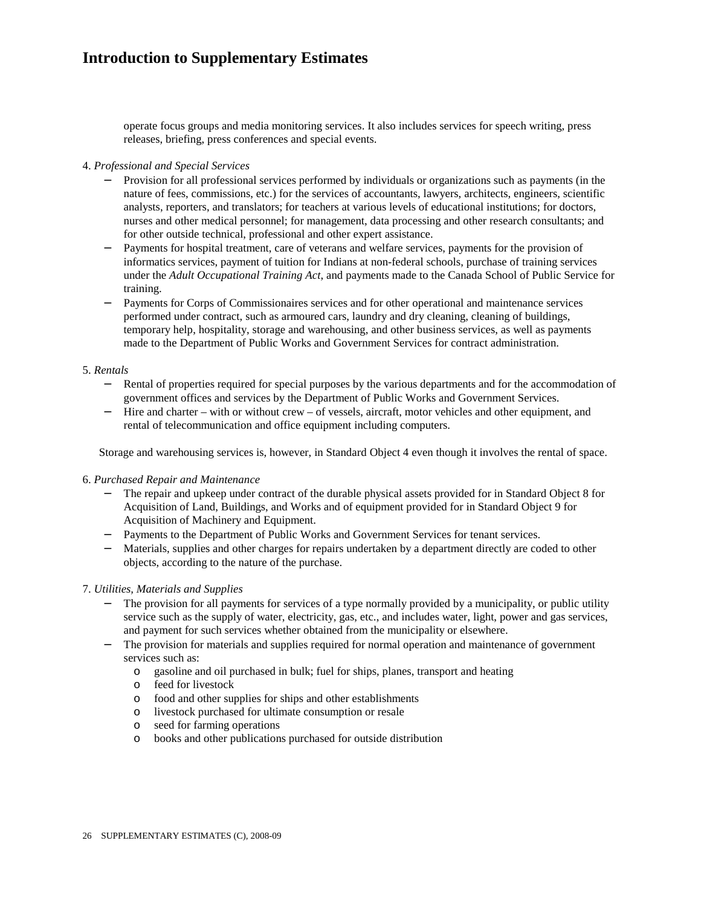operate focus groups and media monitoring services. It also includes services for speech writing, press releases, briefing, press conferences and special events.

4. *Professional and Special Services*
   - Provision for all professional services performed by individuals or organizations such as payments (in the nature of fees, commissions, etc.) for the services of accountants, lawyers, architects, engineers, scientific analysts, reporters, and translators; for teachers at various levels of educational institutions; for doctors, nurses and other medical personnel; for management, data processing and other research consultants; and for other outside technical, professional and other expert assistance.
   - Payments for hospital treatment, care of veterans and welfare services, payments for the provision of informatics services, payment of tuition for Indians at non-federal schools, purchase of training services under the *Adult Occupational Training Act*, and payments made to the Canada School of Public Service for training.
   - Payments for Corps of Commissionaires services and for other operational and maintenance services performed under contract, such as armoured cars, laundry and dry cleaning, cleaning of buildings, temporary help, hospitality, storage and warehousing, and other business services, as well as payments made to the Department of Public Works and Government Services for contract administration.

5. *Rentals*
   - Rental of properties required for special purposes by the various departments and for the accommodation of government offices and services by the Department of Public Works and Government Services.
   - Hire and charter – with or without crew – of vessels, aircraft, motor vehicles and other equipment, and rental of telecommunication and office equipment including computers.

   Storage and warehousing services is, however, in Standard Object 4 even though it involves the rental of space.

6. *Purchased Repair and Maintenance*
   - The repair and upkeep under contract of the durable physical assets provided for in Standard Object 8 for Acquisition of Land, Buildings, and Works and of equipment provided for in Standard Object 9 for Acquisition of Machinery and Equipment.
   - Payments to the Department of Public Works and Government Services for tenant services.
   - Materials, supplies and other charges for repairs undertaken by a department directly are coded to other objects, according to the nature of the purchase.

7. *Utilities, Materials and Supplies*
   - The provision for all payments for services of a type normally provided by a municipality, or public utility service such as the supply of water, electricity, gas, etc., and includes water, light, power and gas services, and payment for such services whether obtained from the municipality or elsewhere.
   - The provision for materials and supplies required for normal operation and maintenance of government services such as:
     - gasoline and oil purchased in bulk; fuel for ships, planes, transport and heating
     - feed for livestock
     - food and other supplies for ships and other establishments
     - livestock purchased for ultimate consumption or resale
     - seed for farming operations
     - books and other publications purchased for outside distribution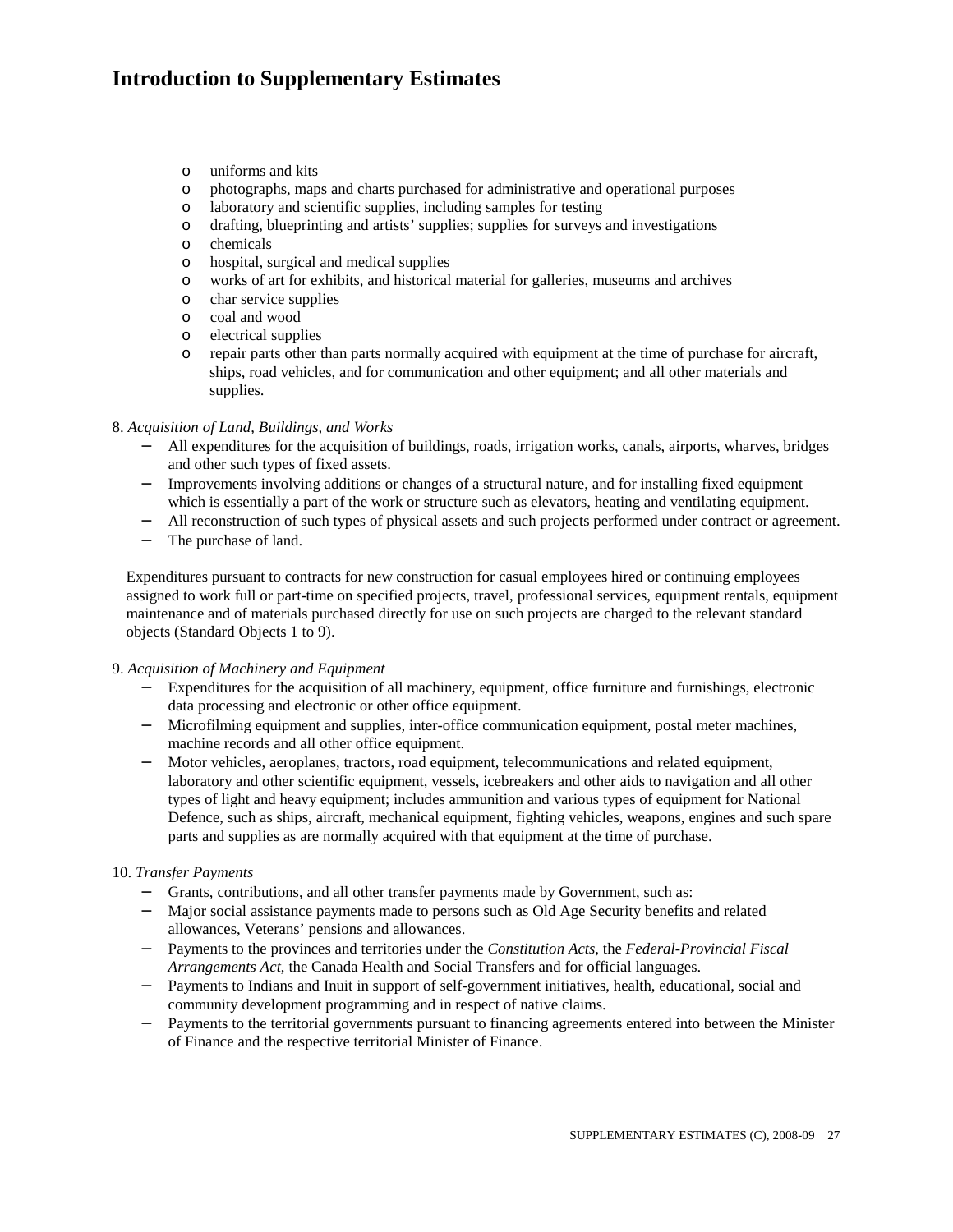# Introduction to Supplementary Estimates

- uniforms and kits
- photographs, maps and charts purchased for administrative and operational purposes
- laboratory and scientific supplies, including samples for testing
- drafting, blueprinting and artists' supplies; supplies for surveys and investigations
- chemicals
- hospital, surgical and medical supplies
- works of art for exhibits, and historical material for galleries, museums and archives
- char service supplies
- coal and wood
- electrical supplies
- repair parts other than parts normally acquired with equipment at the time of purchase for aircraft, ships, road vehicles, and for communication and other equipment; and all other materials and supplies.

8. *Acquisition of Land, Buildings, and Works*
   - All expenditures for the acquisition of buildings, roads, irrigation works, canals, airports, wharves, bridges and other such types of fixed assets.
   - Improvements involving additions or changes of a structural nature, and for installing fixed equipment which is essentially a part of the work or structure such as elevators, heating and ventilating equipment.
   - All reconstruction of such types of physical assets and such projects performed under contract or agreement.
   - The purchase of land.

   Expenditures pursuant to contracts for new construction for casual employees hired or continuing employees assigned to work full or part-time on specified projects, travel, professional services, equipment rentals, equipment maintenance and of materials purchased directly for use on such projects are charged to the relevant standard objects (Standard Objects 1 to 9).

9. *Acquisition of Machinery and Equipment*
   - Expenditures for the acquisition of all machinery, equipment, office furniture and furnishings, electronic data processing and electronic or other office equipment.
   - Microfilming equipment and supplies, inter-office communication equipment, postal meter machines, machine records and all other office equipment.
   - Motor vehicles, aeroplanes, tractors, road equipment, telecommunications and related equipment, laboratory and other scientific equipment, vessels, icebreakers and other aids to navigation and all other types of light and heavy equipment; includes ammunition and various types of equipment for National Defence, such as ships, aircraft, mechanical equipment, fighting vehicles, weapons, engines and such spare parts and supplies as are normally acquired with that equipment at the time of purchase.

10. *Transfer Payments*
    - Grants, contributions, and all other transfer payments made by Government, such as:
    - Major social assistance payments made to persons such as Old Age Security benefits and related allowances, Veterans' pensions and allowances.
    - Payments to the provinces and territories under the *Constitution Acts*, the *Federal-Provincial Fiscal Arrangements Act*, the Canada Health and Social Transfers and for official languages.
    - Payments to Indians and Inuit in support of self-government initiatives, health, educational, social and community development programming and in respect of native claims.
    - Payments to the territorial governments pursuant to financing agreements entered into between the Minister of Finance and the respective territorial Minister of Finance.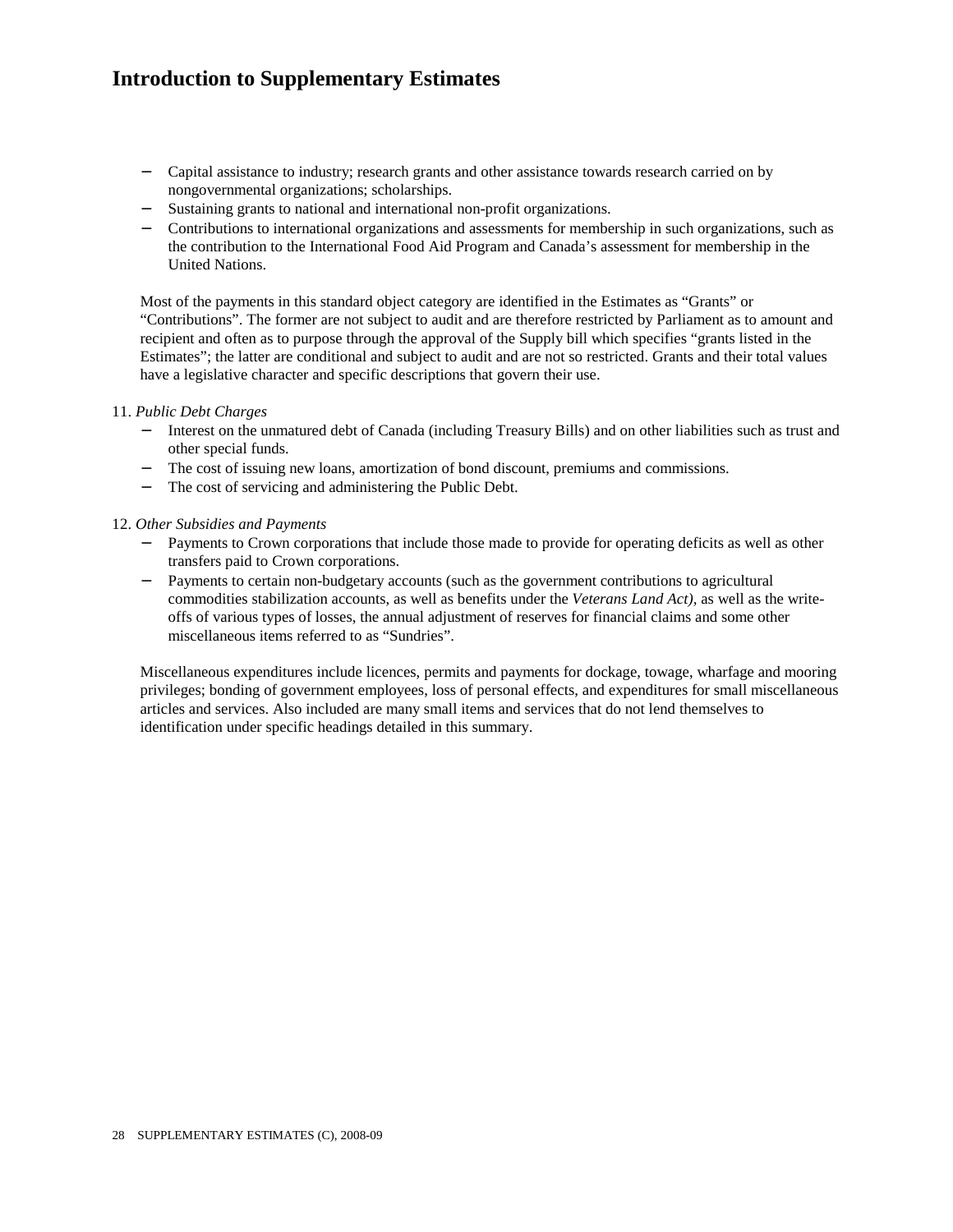# Introduction to Supplementary Estimates

- Capital assistance to industry; research grants and other assistance towards research carried on by nongovernmental organizations; scholarships.
- Sustaining grants to national and international non-profit organizations.
- Contributions to international organizations and assessments for membership in such organizations, such as the contribution to the International Food Aid Program and Canada's assessment for membership in the United Nations.

Most of the payments in this standard object category are identified in the Estimates as "Grants" or "Contributions". The former are not subject to audit and are therefore restricted by Parliament as to amount and recipient and often as to purpose through the approval of the Supply bill which specifies "grants listed in the Estimates"; the latter are conditional and subject to audit and are not so restricted. Grants and their total values have a legislative character and specific descriptions that govern their use.

11. *Public Debt Charges*
   - Interest on the unmatured debt of Canada (including Treasury Bills) and on other liabilities such as trust and other special funds.
   - The cost of issuing new loans, amortization of bond discount, premiums and commissions.
   - The cost of servicing and administering the Public Debt.

12. *Other Subsidies and Payments*
   - Payments to Crown corporations that include those made to provide for operating deficits as well as other transfers paid to Crown corporations.
   - Payments to certain non-budgetary accounts (such as the government contributions to agricultural commodities stabilization accounts, as well as benefits under the *Veterans Land Act)*, as well as the write-offs of various types of losses, the annual adjustment of reserves for financial claims and some other miscellaneous items referred to as "Sundries".

Miscellaneous expenditures include licences, permits and payments for dockage, towage, wharfage and mooring privileges; bonding of government employees, loss of personal effects, and expenditures for small miscellaneous articles and services. Also included are many small items and services that do not lend themselves to identification under specific headings detailed in this summary.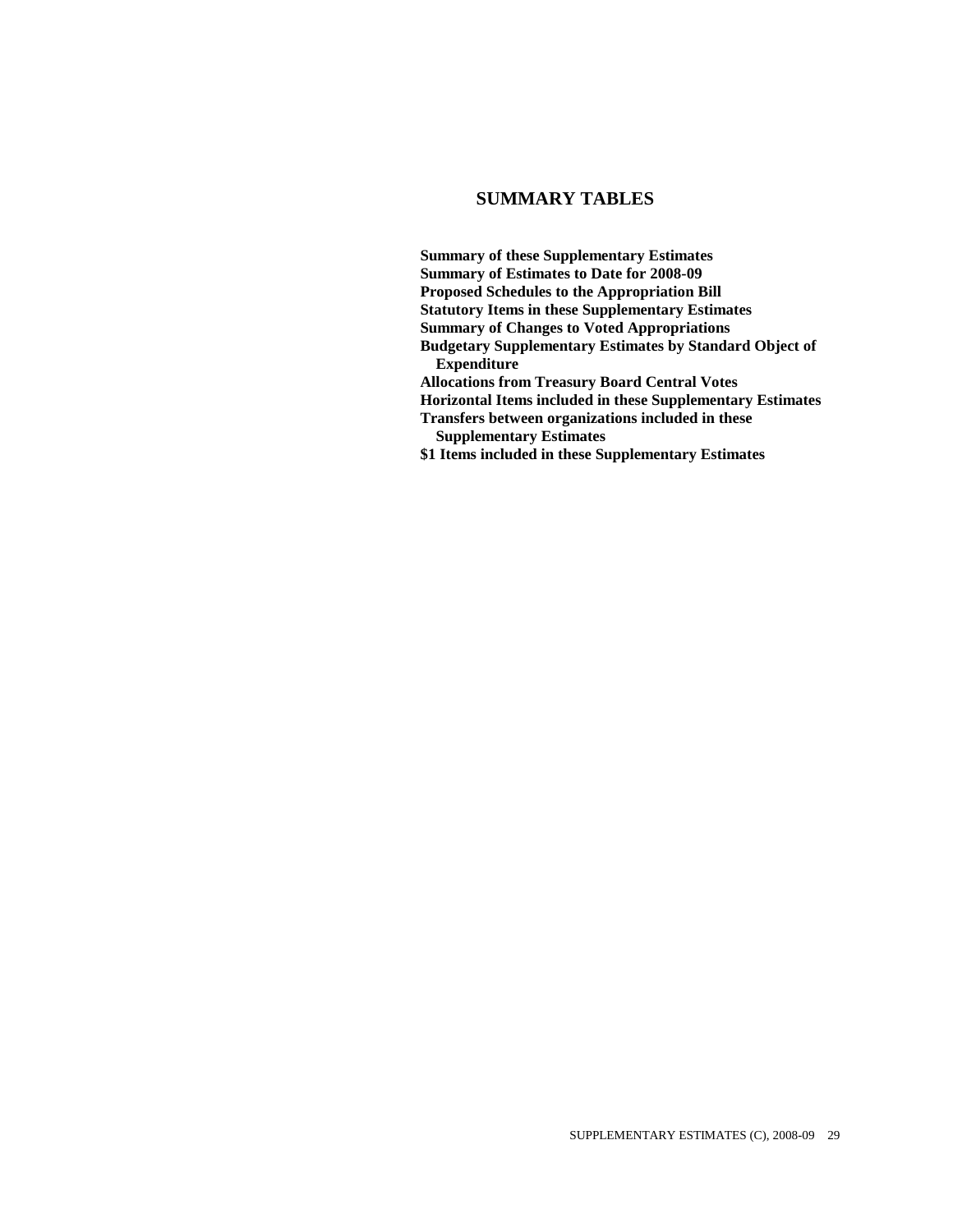# SUMMARY TABLES

**Summary of these Supplementary Estimates**
**Summary of Estimates to Date for 2008-09**
**Proposed Schedules to the Appropriation Bill**
**Statutory Items in these Supplementary Estimates**
**Summary of Changes to Voted Appropriations**
**Budgetary Supplementary Estimates by Standard Object of Expenditure**
**Allocations from Treasury Board Central Votes**
**Horizontal Items included in these Supplementary Estimates**
**Transfers between organizations included in these Supplementary Estimates**
**$1 Items included in these Supplementary Estimates**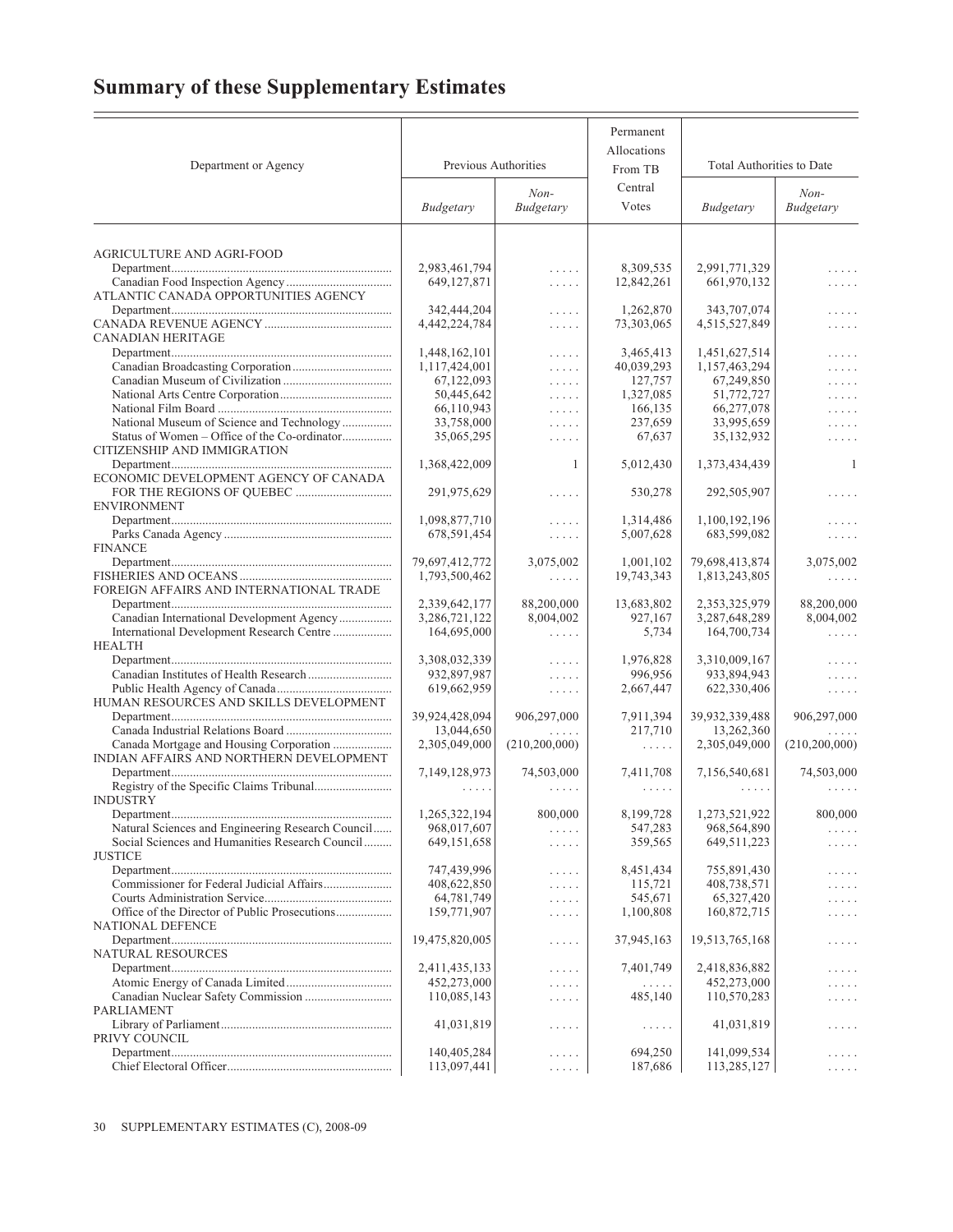# Summary of these Supplementary Estimates

| Department or Agency | Previous Authorities | | Permanent Allocations From TB Central Votes | Total Authorities to Date | |
|---|---|---|---|---|---|
| | *Budgetary* | *Non-Budgetary* | | *Budgetary* | *Non-Budgetary* |
| AGRICULTURE AND AGRI-FOOD | | | | | |
| Department | 2,983,461,794 | ..... | 8,309,535 | 2,991,771,329 | ..... |
| Canadian Food Inspection Agency | 649,127,871 | ..... | 12,842,261 | 661,970,132 | ..... |
| ATLANTIC CANADA OPPORTUNITIES AGENCY | | | | | |
| Department | 342,444,204 | ..... | 1,262,870 | 343,707,074 | ..... |
| CANADA REVENUE AGENCY | 4,442,224,784 | ..... | 73,303,065 | 4,515,527,849 | ..... |
| CANADIAN HERITAGE | | | | | |
| Department | 1,448,162,101 | ..... | 3,465,413 | 1,451,627,514 | ..... |
| Canadian Broadcasting Corporation | 1,117,424,001 | ..... | 40,039,293 | 1,157,463,294 | ..... |
| Canadian Museum of Civilization | 67,122,093 | ..... | 127,757 | 67,249,850 | ..... |
| National Arts Centre Corporation | 50,445,642 | ..... | 1,327,085 | 51,772,727 | ..... |
| National Film Board | 66,110,943 | ..... | 166,135 | 66,277,078 | ..... |
| National Museum of Science and Technology | 33,758,000 | ..... | 237,659 | 33,995,659 | ..... |
| Status of Women – Office of the Co-ordinator | 35,065,295 | ..... | 67,637 | 35,132,932 | ..... |
| CITIZENSHIP AND IMMIGRATION | | | | | |
| Department | 1,368,422,009 | 1 | 5,012,430 | 1,373,434,439 | 1 |
| ECONOMIC DEVELOPMENT AGENCY OF CANADA FOR THE REGIONS OF QUEBEC | 291,975,629 | ..... | 530,278 | 292,505,907 | ..... |
| ENVIRONMENT | | | | | |
| Department | 1,098,877,710 | ..... | 1,314,486 | 1,100,192,196 | ..... |
| Parks Canada Agency | 678,591,454 | ..... | 5,007,628 | 683,599,082 | ..... |
| FINANCE | | | | | |
| Department | 79,697,412,772 | 3,075,002 | 1,001,102 | 79,698,413,874 | 3,075,002 |
| FISHERIES AND OCEANS | 1,793,500,462 | ..... | 19,743,343 | 1,813,243,805 | ..... |
| FOREIGN AFFAIRS AND INTERNATIONAL TRADE | | | | | |
| Department | 2,339,642,177 | 88,200,000 | 13,683,802 | 2,353,325,979 | 88,200,000 |
| Canadian International Development Agency | 3,286,721,122 | 8,004,002 | 927,167 | 3,287,648,289 | 8,004,002 |
| International Development Research Centre | 164,695,000 | ..... | 5,734 | 164,700,734 | ..... |
| HEALTH | | | | | |
| Department | 3,308,032,339 | ..... | 1,976,828 | 3,310,009,167 | ..... |
| Canadian Institutes of Health Research | 932,897,987 | ..... | 996,956 | 933,894,943 | ..... |
| Public Health Agency of Canada | 619,662,959 | ..... | 2,667,447 | 622,330,406 | ..... |
| HUMAN RESOURCES AND SKILLS DEVELOPMENT | | | | | |
| Department | 39,924,428,094 | 906,297,000 | 7,911,394 | 39,932,339,488 | 906,297,000 |
| Canada Industrial Relations Board | 13,044,650 | ..... | 217,710 | 13,262,360 | ..... |
| Canada Mortgage and Housing Corporation | 2,305,049,000 | (210,200,000) | ..... | 2,305,049,000 | (210,200,000) |
| INDIAN AFFAIRS AND NORTHERN DEVELOPMENT | | | | | |
| Department | 7,149,128,973 | 74,503,000 | 7,411,708 | 7,156,540,681 | 74,503,000 |
| Registry of the Specific Claims Tribunal | ..... | ..... | ..... | ..... | ..... |
| INDUSTRY | | | | | |
| Department | 1,265,322,194 | 800,000 | 8,199,728 | 1,273,521,922 | 800,000 |
| Natural Sciences and Engineering Research Council | 968,017,607 | ..... | 547,283 | 968,564,890 | ..... |
| Social Sciences and Humanities Research Council | 649,151,658 | ..... | 359,565 | 649,511,223 | ..... |
| JUSTICE | | | | | |
| Department | 747,439,996 | ..... | 8,451,434 | 755,891,430 | ..... |
| Commissioner for Federal Judicial Affairs | 408,622,850 | ..... | 115,721 | 408,738,571 | ..... |
| Courts Administration Service | 64,781,749 | ..... | 545,671 | 65,327,420 | ..... |
| Office of the Director of Public Prosecutions | 159,771,907 | ..... | 1,100,808 | 160,872,715 | ..... |
| NATIONAL DEFENCE | | | | | |
| Department | 19,475,820,005 | ..... | 37,945,163 | 19,513,765,168 | ..... |
| NATURAL RESOURCES | | | | | |
| Department | 2,411,435,133 | ..... | 7,401,749 | 2,418,836,882 | ..... |
| Atomic Energy of Canada Limited | 452,273,000 | ..... | ..... | 452,273,000 | ..... |
| Canadian Nuclear Safety Commission | 110,085,143 | ..... | 485,140 | 110,570,283 | ..... |
| PARLIAMENT | | | | | |
| Library of Parliament | 41,031,819 | ..... | ..... | 41,031,819 | ..... |
| PRIVY COUNCIL | | | | | |
| Department | 140,405,284 | ..... | 694,250 | 141,099,534 | ..... |
| Chief Electoral Officer | 113,097,441 | ..... | 187,686 | 113,285,127 | ..... |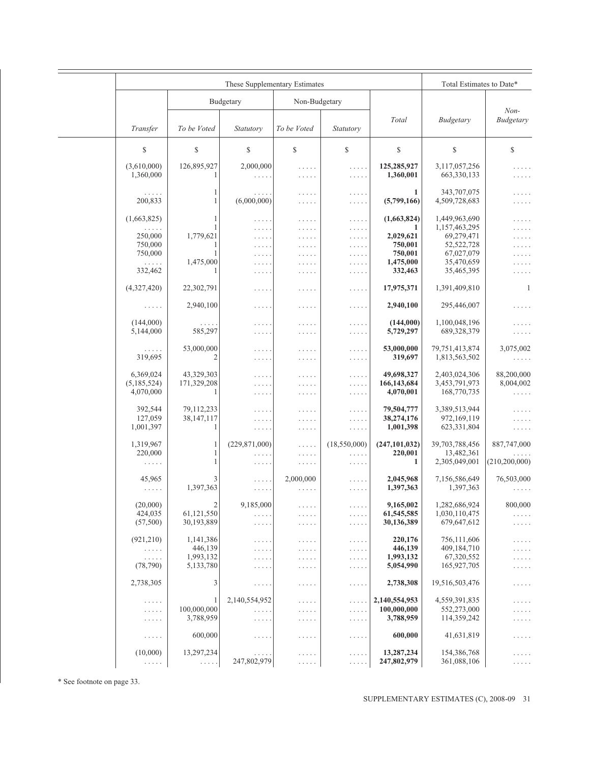| These Supplementary Estimates | | | | | | Total Estimates to Date* | |
|---|---|---|---|---|---|---|---|
| | Budgetary | | Non-Budgetary | | | | |
| *Transfer* | *To be Voted* | *Statutory* | *To be Voted* | *Statutory* | *Total* | *Budgetary* | *Non-Budgetary* |
| $ | $ | $ | $ | $ | $ | $ | $ |
| (3,610,000) | 126,895,927 | 2,000,000 | ..... | ..... | **125,285,927** | 3,117,057,256 | ..... |
| 1,360,000 | 1 | ..... | ..... | ..... | **1,360,001** | 663,330,133 | ..... |
| ..... | 1 | ..... | ..... | ..... | **1** | 343,707,075 | ..... |
| 200,833 | 1 | (6,000,000) | ..... | ..... | **(5,799,166)** | 4,509,728,683 | ..... |
| (1,663,825) | 1 | ..... | ..... | ..... | **(1,663,824)** | 1,449,963,690 | ..... |
| ..... | 1 | ..... | ..... | ..... | **1** | 1,157,463,295 | ..... |
| 250,000 | 1,779,621 | ..... | ..... | ..... | **2,029,621** | 69,279,471 | ..... |
| 750,000 | 1 | ..... | ..... | ..... | **750,001** | 52,522,728 | ..... |
| 750,000 | 1 | ..... | ..... | ..... | **750,001** | 67,027,079 | ..... |
| ..... | 1,475,000 | ..... | ..... | ..... | **1,475,000** | 35,470,659 | ..... |
| 332,462 | 1 | ..... | ..... | ..... | **332,463** | 35,465,395 | ..... |
| (4,327,420) | 22,302,791 | ..... | ..... | ..... | **17,975,371** | 1,391,409,810 | 1 |
| ..... | 2,940,100 | ..... | ..... | ..... | **2,940,100** | 295,446,007 | ..... |
| (144,000) | ..... | ..... | ..... | ..... | **(144,000)** | 1,100,048,196 | ..... |
| 5,144,000 | 585,297 | ..... | ..... | ..... | **5,729,297** | 689,328,379 | ..... |
| ..... | 53,000,000 | ..... | ..... | ..... | **53,000,000** | 79,751,413,874 | 3,075,002 |
| 319,695 | 2 | ..... | ..... | ..... | **319,697** | 1,813,563,502 | ..... |
| 6,369,024 | 43,329,303 | ..... | ..... | ..... | **49,698,327** | 2,403,024,306 | 88,200,000 |
| (5,185,524) | 171,329,208 | ..... | ..... | ..... | **166,143,684** | 3,453,791,973 | 8,004,002 |
| 4,070,000 | 1 | ..... | ..... | ..... | **4,070,001** | 168,770,735 | ..... |
| 392,544 | 79,112,233 | ..... | ..... | ..... | **79,504,777** | 3,389,513,944 | ..... |
| 127,059 | 38,147,117 | ..... | ..... | ..... | **38,274,176** | 972,169,119 | ..... |
| 1,001,397 | 1 | ..... | ..... | ..... | **1,001,398** | 623,331,804 | ..... |
| 1,319,967 | 1 | (229,871,000) | ..... | (18,550,000) | **(247,101,032)** | 39,703,788,456 | 887,747,000 |
| 220,000 | 1 | ..... | ..... | ..... | **220,001** | 13,482,361 | ..... |
| ..... | 1 | ..... | ..... | ..... | **1** | 2,305,049,001 | (210,200,000) |
| 45,965 | 3 | ..... | 2,000,000 | ..... | **2,045,968** | 7,156,586,649 | 76,503,000 |
| ..... | 1,397,363 | ..... | ..... | ..... | **1,397,363** | 1,397,363 | ..... |
| (20,000) | 2 | 9,185,000 | ..... | ..... | **9,165,002** | 1,282,686,924 | 800,000 |
| 424,035 | 61,121,550 | ..... | ..... | ..... | **61,545,585** | 1,030,110,475 | ..... |
| (57,500) | 30,193,889 | ..... | ..... | ..... | **30,136,389** | 679,647,612 | ..... |
| (921,210) | 1,141,386 | ..... | ..... | ..... | **220,176** | 756,111,606 | ..... |
| ..... | 446,139 | ..... | ..... | ..... | **446,139** | 409,184,710 | ..... |
| ..... | 1,993,132 | ..... | ..... | ..... | **1,993,132** | 67,320,552 | ..... |
| (78,790) | 5,133,780 | ..... | ..... | ..... | **5,054,990** | 165,927,705 | ..... |
| 2,738,305 | 3 | ..... | ..... | ..... | **2,738,308** | 19,516,503,476 | ..... |
| ..... | 1 | 2,140,554,952 | ..... | ..... | **2,140,554,953** | 4,559,391,835 | ..... |
| ..... | 100,000,000 | ..... | ..... | ..... | **100,000,000** | 552,273,000 | ..... |
| ..... | 3,788,959 | ..... | ..... | ..... | **3,788,959** | 114,359,242 | ..... |
| ..... | 600,000 | ..... | ..... | ..... | **600,000** | 41,631,819 | ..... |
| (10,000) | 13,297,234 | ..... | ..... | ..... | **13,287,234** | 154,386,768 | ..... |
| ..... | ..... | 247,802,979 | ..... | ..... | **247,802,979** | 361,088,106 | ..... |

\* See footnote on page 33.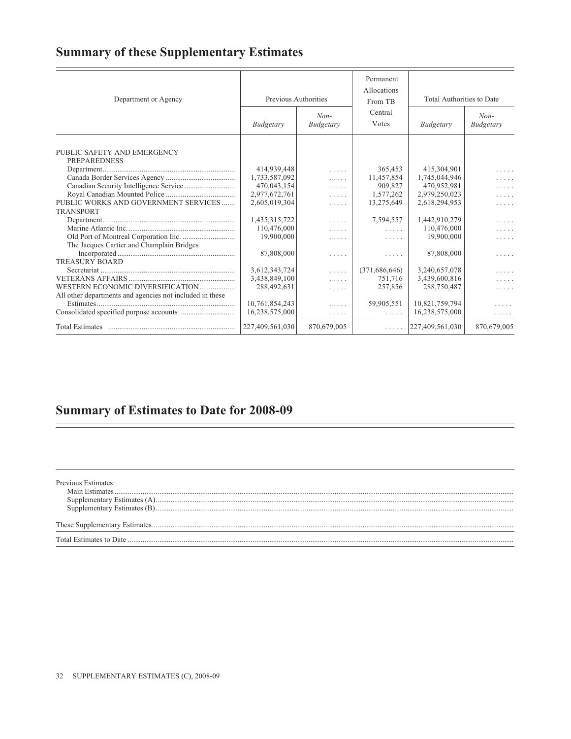## Summary of these Supplementary Estimates

| Department or Agency | Previous Authorities | | Permanent Allocations From TB Central Votes | Total Authorities to Date | |
|---|---|---|---|---|---|
| | *Budgetary* | *Non-Budgetary* | | *Budgetary* | *Non-Budgetary* |
| PUBLIC SAFETY AND EMERGENCY PREPAREDNESS | | | | | |
| Department | 414,939,448 | . . . . . | 365,453 | 415,304,901 | . . . . . |
| Canada Border Services Agency | 1,733,587,092 | . . . . . | 11,457,854 | 1,745,044,946 | . . . . . |
| Canadian Security Intelligence Service | 470,043,154 | . . . . . | 909,827 | 470,952,981 | . . . . . |
| Royal Canadian Mounted Police | 2,977,672,761 | . . . . . | 1,577,262 | 2,979,250,023 | . . . . . |
| PUBLIC WORKS AND GOVERNMENT SERVICES | 2,605,019,304 | . . . . . | 13,275,649 | 2,618,294,953 | . . . . . |
| TRANSPORT | | | | | |
| Department | 1,435,315,722 | . . . . . | 7,594,557 | 1,442,910,279 | . . . . . |
| Marine Atlantic Inc. | 110,476,000 | . . . . . | . . . . . | 110,476,000 | . . . . . |
| Old Port of Montreal Corporation Inc. | 19,900,000 | . . . . . | . . . . . | 19,900,000 | . . . . . |
| The Jacques Cartier and Champlain Bridges Incorporated | 87,808,000 | . . . . . | . . . . . | 87,808,000 | . . . . . |
| TREASURY BOARD | | | | | |
| Secretariat | 3,612,343,724 | . . . . . | (371,686,646) | 3,240,657,078 | . . . . . |
| VETERANS AFFAIRS | 3,438,849,100 | . . . . . | 751,716 | 3,439,600,816 | . . . . . |
| WESTERN ECONOMIC DIVERSIFICATION | 288,492,631 | . . . . . | 257,856 | 288,750,487 | . . . . . |
| All other departments and agencies not included in these Estimates | 10,761,854,243 | . . . . . | 59,905,551 | 10,821,759,794 | . . . . . |
| Consolidated specified purpose accounts | 16,238,575,000 | . . . . . | . . . . . | 16,238,575,000 | . . . . . |
| Total Estimates | 227,409,561,030 | 870,679,005 | . . . . . | 227,409,561,030 | 870,679,005 |

## Summary of Estimates to Date for 2008-09

Previous Estimates:
- Main Estimates
- Supplementary Estimates (A)
- Supplementary Estimates (B)

These Supplementary Estimates

Total Estimates to Date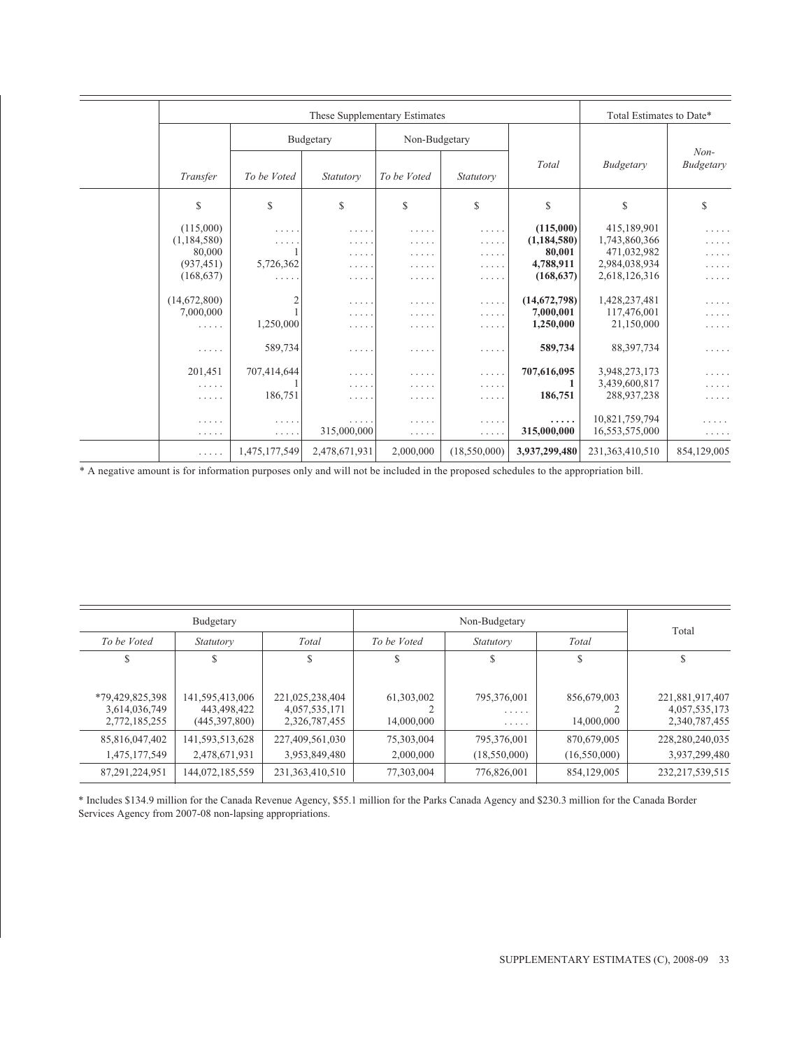| These Supplementary Estimates | | | | | | Total Estimates to Date* | |
|---|---|---|---|---|---|---|---|
| | Budgetary | | Non-Budgetary | | | | |
| *Transfer* | *To be Voted* | *Statutory* | *To be Voted* | *Statutory* | *Total* | *Budgetary* | *Non-Budgetary* |
| $ | $ | $ | $ | $ | $ | $ | $ |
| (115,000) | ..... | ..... | ..... | ..... | **(115,000)** | 415,189,901 | ..... |
| (1,184,580) | ..... | ..... | ..... | ..... | **(1,184,580)** | 1,743,860,366 | ..... |
| 80,000 | 1 | ..... | ..... | ..... | **80,001** | 471,032,982 | ..... |
| (937,451) | 5,726,362 | ..... | ..... | ..... | **4,788,911** | 2,984,038,934 | ..... |
| (168,637) | ..... | ..... | ..... | ..... | **(168,637)** | 2,618,126,316 | ..... |
| (14,672,800) | 2 | ..... | ..... | ..... | **(14,672,798)** | 1,428,237,481 | ..... |
| 7,000,000 | 1 | ..... | ..... | ..... | **7,000,001** | 117,476,001 | ..... |
| ..... | 1,250,000 | ..... | ..... | ..... | **1,250,000** | 21,150,000 | ..... |
| ..... | 589,734 | ..... | ..... | ..... | **589,734** | 88,397,734 | ..... |
| 201,451 | 707,414,644 | ..... | ..... | ..... | **707,616,095** | 3,948,273,173 | ..... |
| ..... | 1 | ..... | ..... | ..... | **1** | 3,439,600,817 | ..... |
| ..... | 186,751 | ..... | ..... | ..... | **186,751** | 288,937,238 | ..... |
| ..... | ..... | ..... | ..... | ..... | **.....** | 10,821,759,794 | ..... |
| ..... | ..... | 315,000,000 | ..... | ..... | **315,000,000** | 16,553,575,000 | ..... |
| ..... | 1,475,177,549 | 2,478,671,931 | 2,000,000 | (18,550,000) | **3,937,299,480** | 231,363,410,510 | 854,129,005 |

\* A negative amount is for information purposes only and will not be included in the proposed schedules to the appropriation bill.

| Budgetary | | | Non-Budgetary | | | Total |
|---|---|---|---|---|---|---|
| *To be Voted* | *Statutory* | *Total* | *To be Voted* | *Statutory* | *Total* | |
| $ | $ | $ | $ | $ | $ | $ |
| *79,429,825,398 | 141,595,413,006 | 221,025,238,404 | 61,303,002 | 795,376,001 | 856,679,003 | 221,881,917,407 |
| 3,614,036,749 | 443,498,422 | 4,057,535,171 | 2 | ..... | 2 | 4,057,535,173 |
| 2,772,185,255 | (445,397,800) | 2,326,787,455 | 14,000,000 | ..... | 14,000,000 | 2,340,787,455 |
| 85,816,047,402 | 141,593,513,628 | 227,409,561,030 | 75,303,004 | 795,376,001 | 870,679,005 | 228,280,240,035 |
| 1,475,177,549 | 2,478,671,931 | 3,953,849,480 | 2,000,000 | (18,550,000) | (16,550,000) | 3,937,299,480 |
| 87,291,224,951 | 144,072,185,559 | 231,363,410,510 | 77,303,004 | 776,826,001 | 854,129,005 | 232,217,539,515 |

\* Includes $134.9 million for the Canada Revenue Agency, $55.1 million for the Parks Canada Agency and $230.3 million for the Canada Border Services Agency from 2007-08 non-lapsing appropriations.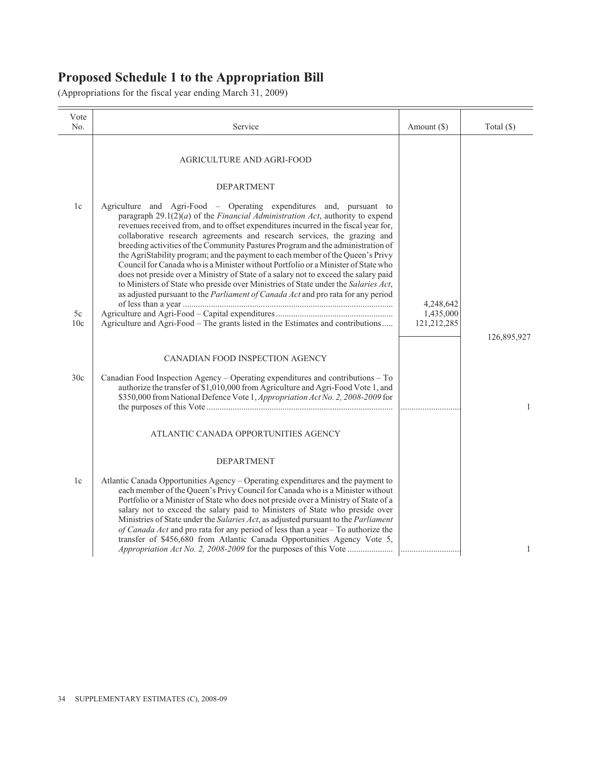# Proposed Schedule 1 to the Appropriation Bill

(Appropriations for the fiscal year ending March 31, 2009)

| Vote No. | Service | Amount ($) | Total ($) |
|---|---|---|---|
| | AGRICULTURE AND AGRI-FOOD | | |
| | DEPARTMENT | | |
| 1c | Agriculture and Agri-Food – Operating expenditures and, pursuant to paragraph 29.1(2)(*a*) of the *Financial Administration Act*, authority to expend revenues received from, and to offset expenditures incurred in the fiscal year for, collaborative research agreements and research services, the grazing and breeding activities of the Community Pastures Program and the administration of the AgriStability program; and the payment to each member of the Queen's Privy Council for Canada who is a Minister without Portfolio or a Minister of State who does not preside over a Ministry of State of a salary not to exceed the salary paid to Ministers of State who preside over Ministries of State under the *Salaries Act*, as adjusted pursuant to the *Parliament of Canada Act* and pro rata for any period of less than a year | 4,248,642 | |
| 5c | Agriculture and Agri-Food – Capital expenditures | 1,435,000 | |
| 10c | Agriculture and Agri-Food – The grants listed in the Estimates and contributions | 121,212,285 | |
| | | | 126,895,927 |
| | CANADIAN FOOD INSPECTION AGENCY | | |
| 30c | Canadian Food Inspection Agency – Operating expenditures and contributions – To authorize the transfer of $1,010,000 from Agriculture and Agri-Food Vote 1, and $350,000 from National Defence Vote 1, *Appropriation Act No. 2, 2008-2009* for the purposes of this Vote | | 1 |
| | ATLANTIC CANADA OPPORTUNITIES AGENCY | | |
| | DEPARTMENT | | |
| 1c | Atlantic Canada Opportunities Agency – Operating expenditures and the payment to each member of the Queen's Privy Council for Canada who is a Minister without Portfolio or a Minister of State who does not preside over a Ministry of State of a salary not to exceed the salary paid to Ministers of State who preside over Ministries of State under the *Salaries Act*, as adjusted pursuant to the *Parliament of Canada Act* and pro rata for any period of less than a year – To authorize the transfer of $456,680 from Atlantic Canada Opportunities Agency Vote 5, *Appropriation Act No. 2, 2008-2009* for the purposes of this Vote | | 1 |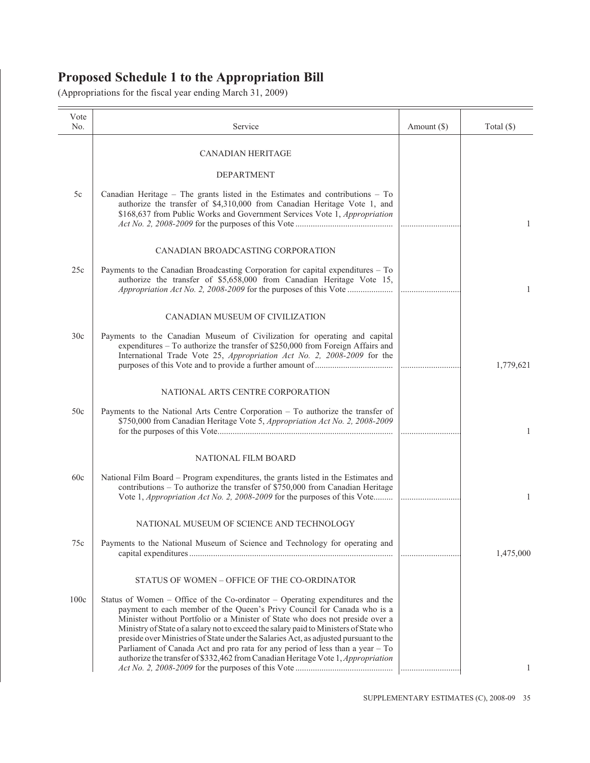# Proposed Schedule 1 to the Appropriation Bill

(Appropriations for the fiscal year ending March 31, 2009)

| Vote No. | Service | Amount ($) | Total ($) |
|---|---|---|---|
| | CANADIAN HERITAGE | | |
| | DEPARTMENT | | |
| 5c | Canadian Heritage – The grants listed in the Estimates and contributions – To authorize the transfer of $4,310,000 from Canadian Heritage Vote 1, and $168,637 from Public Works and Government Services Vote 1, *Appropriation Act No. 2, 2008-2009* for the purposes of this Vote | ............................ | 1 |
| | CANADIAN BROADCASTING CORPORATION | | |
| 25c | Payments to the Canadian Broadcasting Corporation for capital expenditures – To authorize the transfer of $5,658,000 from Canadian Heritage Vote 15, *Appropriation Act No. 2, 2008-2009* for the purposes of this Vote | ............................ | 1 |
| | CANADIAN MUSEUM OF CIVILIZATION | | |
| 30c | Payments to the Canadian Museum of Civilization for operating and capital expenditures – To authorize the transfer of $250,000 from Foreign Affairs and International Trade Vote 25, *Appropriation Act No. 2, 2008-2009* for the purposes of this Vote and to provide a further amount of | ............................ | 1,779,621 |
| | NATIONAL ARTS CENTRE CORPORATION | | |
| 50c | Payments to the National Arts Centre Corporation – To authorize the transfer of $750,000 from Canadian Heritage Vote 5, *Appropriation Act No. 2, 2008-2009* for the purposes of this Vote | ............................ | 1 |
| | NATIONAL FILM BOARD | | |
| 60c | National Film Board – Program expenditures, the grants listed in the Estimates and contributions – To authorize the transfer of $750,000 from Canadian Heritage Vote 1, *Appropriation Act No. 2, 2008-2009* for the purposes of this Vote | ............................ | 1 |
| | NATIONAL MUSEUM OF SCIENCE AND TECHNOLOGY | | |
| 75c | Payments to the National Museum of Science and Technology for operating and capital expenditures | ............................ | 1,475,000 |
| | STATUS OF WOMEN – OFFICE OF THE CO-ORDINATOR | | |
| 100c | Status of Women – Office of the Co-ordinator – Operating expenditures and the payment to each member of the Queen's Privy Council for Canada who is a Minister without Portfolio or a Minister of State who does not preside over a Ministry of State of a salary not to exceed the salary paid to Ministers of State who preside over Ministries of State under the Salaries Act, as adjusted pursuant to the Parliament of Canada Act and pro rata for any period of less than a year – To authorize the transfer of $332,462 from Canadian Heritage Vote 1, *Appropriation Act No. 2, 2008-2009* for the purposes of this Vote | ............................ | 1 |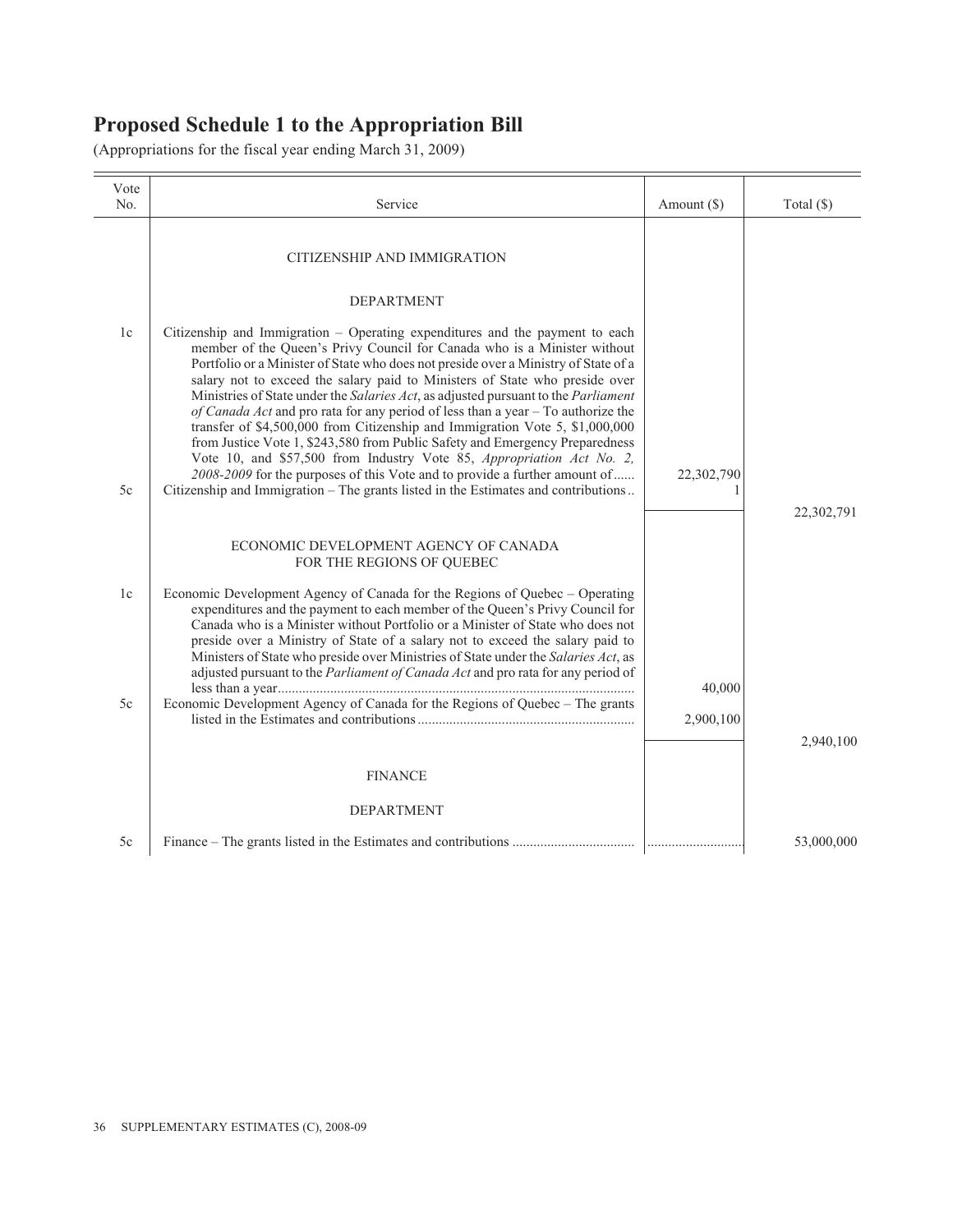# Proposed Schedule 1 to the Appropriation Bill

(Appropriations for the fiscal year ending March 31, 2009)

| Vote No. | Service | Amount ($) | Total ($) |
|---|---|---|---|
| | CITIZENSHIP AND IMMIGRATION | | |
| | DEPARTMENT | | |
| 1c | Citizenship and Immigration – Operating expenditures and the payment to each member of the Queen's Privy Council for Canada who is a Minister without Portfolio or a Minister of State who does not preside over a Ministry of State of a salary not to exceed the salary paid to Ministers of State who preside over Ministries of State under the *Salaries Act*, as adjusted pursuant to the *Parliament of Canada Act* and pro rata for any period of less than a year – To authorize the transfer of $4,500,000 from Citizenship and Immigration Vote 5, $1,000,000 from Justice Vote 1, $243,580 from Public Safety and Emergency Preparedness Vote 10, and $57,500 from Industry Vote 85, *Appropriation Act No. 2, 2008-2009* for the purposes of this Vote and to provide a further amount of | 22,302,790 | |
| 5c | Citizenship and Immigration – The grants listed in the Estimates and contributions | 1 | |
| | | | 22,302,791 |
| | ECONOMIC DEVELOPMENT AGENCY OF CANADA FOR THE REGIONS OF QUEBEC | | |
| 1c | Economic Development Agency of Canada for the Regions of Quebec – Operating expenditures and the payment to each member of the Queen's Privy Council for Canada who is a Minister without Portfolio or a Minister of State who does not preside over a Ministry of State of a salary not to exceed the salary paid to Ministers of State who preside over Ministries of State under the *Salaries Act*, as adjusted pursuant to the *Parliament of Canada Act* and pro rata for any period of less than a year | 40,000 | |
| 5c | Economic Development Agency of Canada for the Regions of Quebec – The grants listed in the Estimates and contributions | 2,900,100 | |
| | | | 2,940,100 |
| | FINANCE | | |
| | DEPARTMENT | | |
| 5c | Finance – The grants listed in the Estimates and contributions | | 53,000,000 |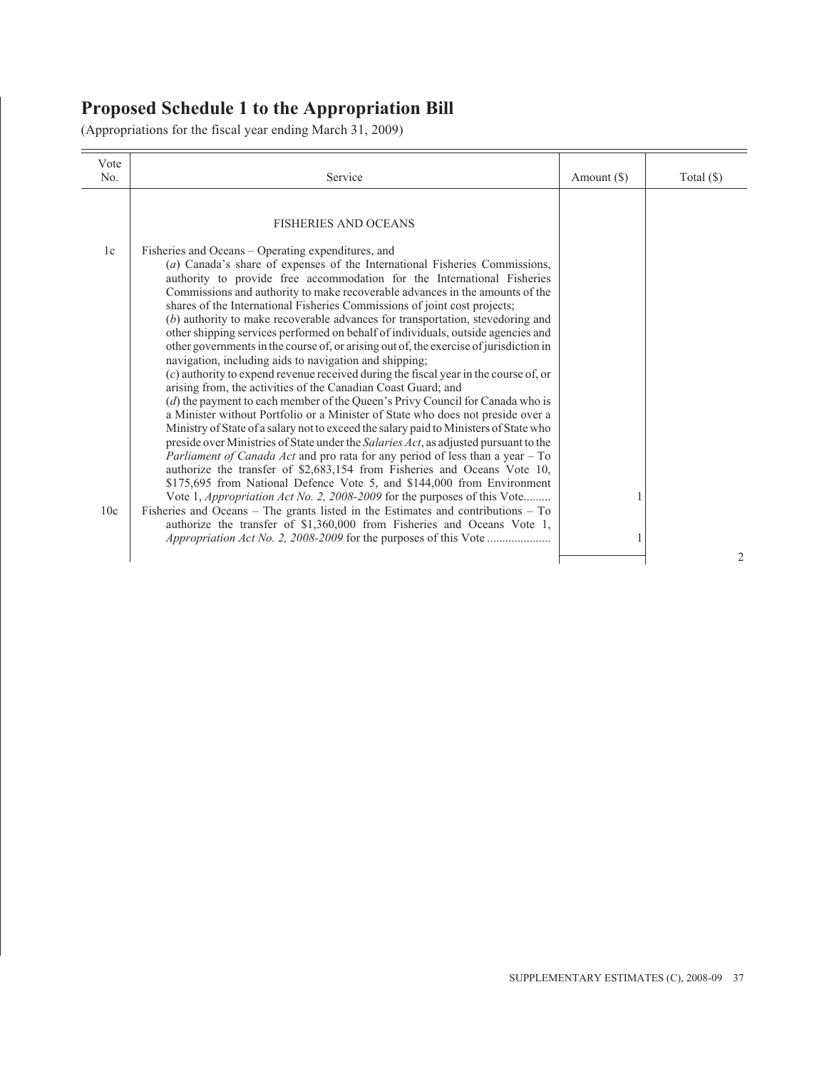# Proposed Schedule 1 to the Appropriation Bill

(Appropriations for the fiscal year ending March 31, 2009)

| Vote No. | Service | Amount ($) | Total ($) |
|---|---|---|---|
| | FISHERIES AND OCEANS | | |
| 1c | Fisheries and Oceans – Operating expenditures, and<br>(*a*) Canada's share of expenses of the International Fisheries Commissions, authority to provide free accommodation for the International Fisheries Commissions and authority to make recoverable advances in the amounts of the shares of the International Fisheries Commissions of joint cost projects;<br>(*b*) authority to make recoverable advances for transportation, stevedoring and other shipping services performed on behalf of individuals, outside agencies and other governments in the course of, or arising out of, the exercise of jurisdiction in navigation, including aids to navigation and shipping;<br>(*c*) authority to expend revenue received during the fiscal year in the course of, or arising from, the activities of the Canadian Coast Guard; and<br>(*d*) the payment to each member of the Queen's Privy Council for Canada who is a Minister without Portfolio or a Minister of State who does not preside over a Ministry of State of a salary not to exceed the salary paid to Ministers of State who preside over Ministries of State under the *Salaries Act*, as adjusted pursuant to the *Parliament of Canada Act* and pro rata for any period of less than a year – To authorize the transfer of $2,683,154 from Fisheries and Oceans Vote 10, $175,695 from National Defence Vote 5, and $144,000 from Environment Vote 1, *Appropriation Act No. 2, 2008-2009* for the purposes of this Vote......... | 1 | |
| 10c | Fisheries and Oceans – The grants listed in the Estimates and contributions – To authorize the transfer of $1,360,000 from Fisheries and Oceans Vote 1, *Appropriation Act No. 2, 2008-2009* for the purposes of this Vote ..................... | 1 | |
| | | | 2 |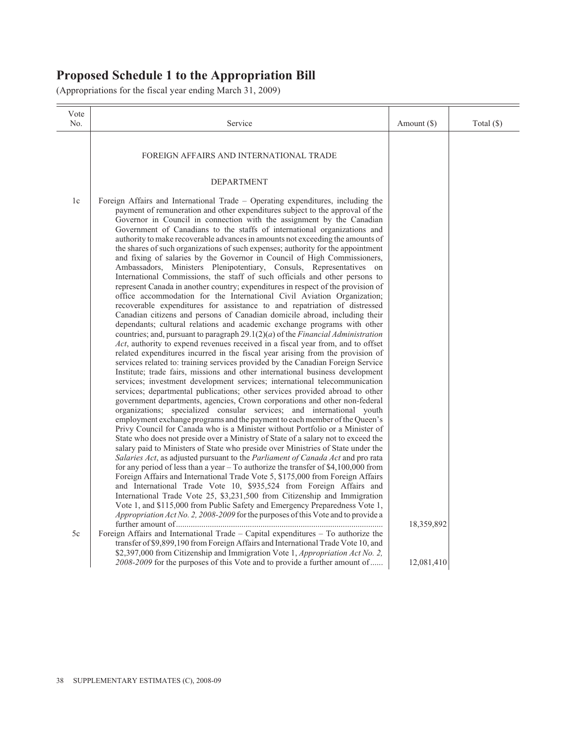# Proposed Schedule 1 to the Appropriation Bill

(Appropriations for the fiscal year ending March 31, 2009)

| Vote No. | Service | Amount ($) | Total ($) |
|---|---|---|---|
| | FOREIGN AFFAIRS AND INTERNATIONAL TRADE | | |
| | DEPARTMENT | | |
| 1c | Foreign Affairs and International Trade – Operating expenditures, including the payment of remuneration and other expenditures subject to the approval of the Governor in Council in connection with the assignment by the Canadian Government of Canadians to the staffs of international organizations and authority to make recoverable advances in amounts not exceeding the amounts of the shares of such organizations of such expenses; authority for the appointment and fixing of salaries by the Governor in Council of High Commissioners, Ambassadors, Ministers Plenipotentiary, Consuls, Representatives on International Commissions, the staff of such officials and other persons to represent Canada in another country; expenditures in respect of the provision of office accommodation for the International Civil Aviation Organization; recoverable expenditures for assistance to and repatriation of distressed Canadian citizens and persons of Canadian domicile abroad, including their dependants; cultural relations and academic exchange programs with other countries; and, pursuant to paragraph 29.1(2)(*a*) of the *Financial Administration Act*, authority to expend revenues received in a fiscal year from, and to offset related expenditures incurred in the fiscal year arising from the provision of services related to: training services provided by the Canadian Foreign Service Institute; trade fairs, missions and other international business development services; investment development services; international telecommunication services; departmental publications; other services provided abroad to other government departments, agencies, Crown corporations and other non-federal organizations; specialized consular services; and international youth employment exchange programs and the payment to each member of the Queen's Privy Council for Canada who is a Minister without Portfolio or a Minister of State who does not preside over a Ministry of State of a salary not to exceed the salary paid to Ministers of State who preside over Ministries of State under the *Salaries Act*, as adjusted pursuant to the *Parliament of Canada Act* and pro rata for any period of less than a year – To authorize the transfer of $4,100,000 from Foreign Affairs and International Trade Vote 5, $175,000 from Foreign Affairs and International Trade Vote 10, $935,524 from Foreign Affairs and International Trade Vote 25, $3,231,500 from Citizenship and Immigration Vote 1, and $115,000 from Public Safety and Emergency Preparedness Vote 1, *Appropriation Act No. 2, 2008-2009* for the purposes of this Vote and to provide a further amount of | 18,359,892 | |
| 5c | Foreign Affairs and International Trade – Capital expenditures – To authorize the transfer of $9,899,190 from Foreign Affairs and International Trade Vote 10, and $2,397,000 from Citizenship and Immigration Vote 1, *Appropriation Act No. 2, 2008-2009* for the purposes of this Vote and to provide a further amount of | 12,081,410 | |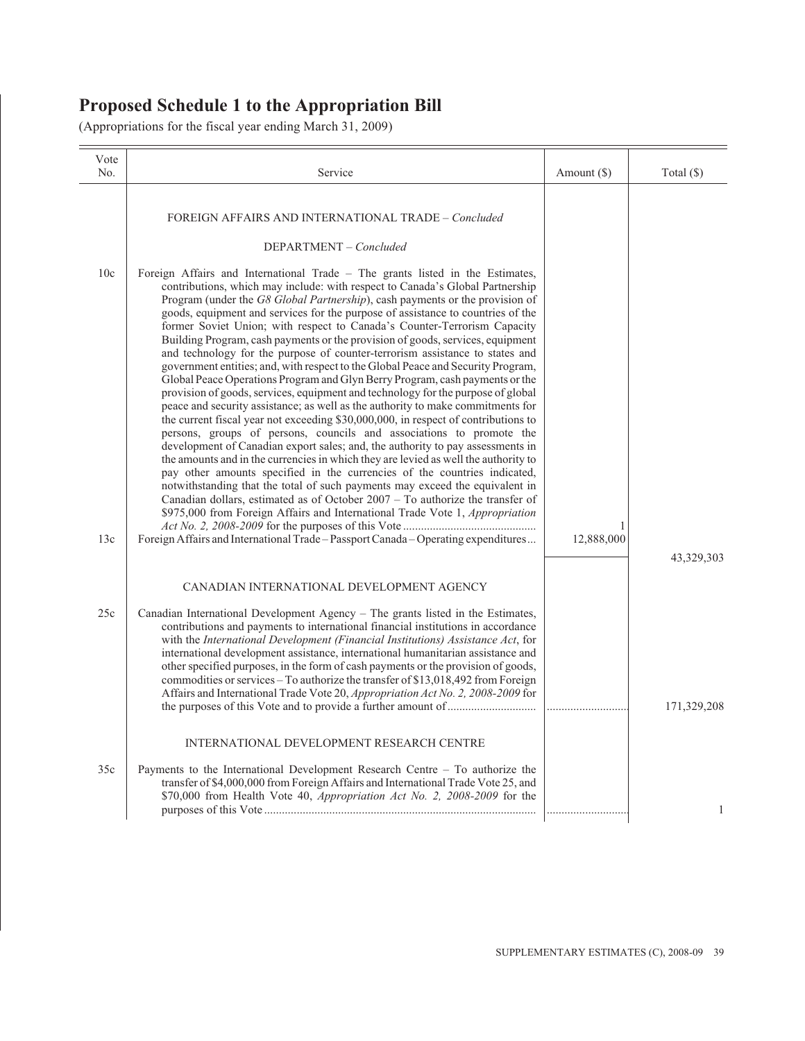# Proposed Schedule 1 to the Appropriation Bill

(Appropriations for the fiscal year ending March 31, 2009)

| Vote No. | Service | Amount ($) | Total ($) |
|---|---|---|---|
| | FOREIGN AFFAIRS AND INTERNATIONAL TRADE – *Concluded* | | |
| | DEPARTMENT – *Concluded* | | |
| 10c | Foreign Affairs and International Trade – The grants listed in the Estimates, contributions, which may include: with respect to Canada's Global Partnership Program (under the *G8 Global Partnership*), cash payments or the provision of goods, equipment and services for the purpose of assistance to countries of the former Soviet Union; with respect to Canada's Counter-Terrorism Capacity Building Program, cash payments or the provision of goods, services, equipment and technology for the purpose of counter-terrorism assistance to states and government entities; and, with respect to the Global Peace and Security Program, Global Peace Operations Program and Glyn Berry Program, cash payments or the provision of goods, services, equipment and technology for the purpose of global peace and security assistance; as well as the authority to make commitments for the current fiscal year not exceeding $30,000,000, in respect of contributions to persons, groups of persons, councils and associations to promote the development of Canadian export sales; and, the authority to pay assessments in the amounts and in the currencies in which they are levied as well the authority to pay other amounts specified in the currencies of the countries indicated, notwithstanding that the total of such payments may exceed the equivalent in Canadian dollars, estimated as of October 2007 – To authorize the transfer of $975,000 from Foreign Affairs and International Trade Vote 1, *Appropriation Act No. 2, 2008-2009* for the purposes of this Vote | 1 | |
| 13c | Foreign Affairs and International Trade – Passport Canada – Operating expenditures | 12,888,000 | |
| | | | 43,329,303 |
| | CANADIAN INTERNATIONAL DEVELOPMENT AGENCY | | |
| 25c | Canadian International Development Agency – The grants listed in the Estimates, contributions and payments to international financial institutions in accordance with the *International Development (Financial Institutions) Assistance Act*, for international development assistance, international humanitarian assistance and other specified purposes, in the form of cash payments or the provision of goods, commodities or services – To authorize the transfer of $13,018,492 from Foreign Affairs and International Trade Vote 20, *Appropriation Act No. 2, 2008-2009* for the purposes of this Vote and to provide a further amount of | | 171,329,208 |
| | INTERNATIONAL DEVELOPMENT RESEARCH CENTRE | | |
| 35c | Payments to the International Development Research Centre – To authorize the transfer of $4,000,000 from Foreign Affairs and International Trade Vote 25, and $70,000 from Health Vote 40, *Appropriation Act No. 2, 2008-2009* for the purposes of this Vote | | 1 |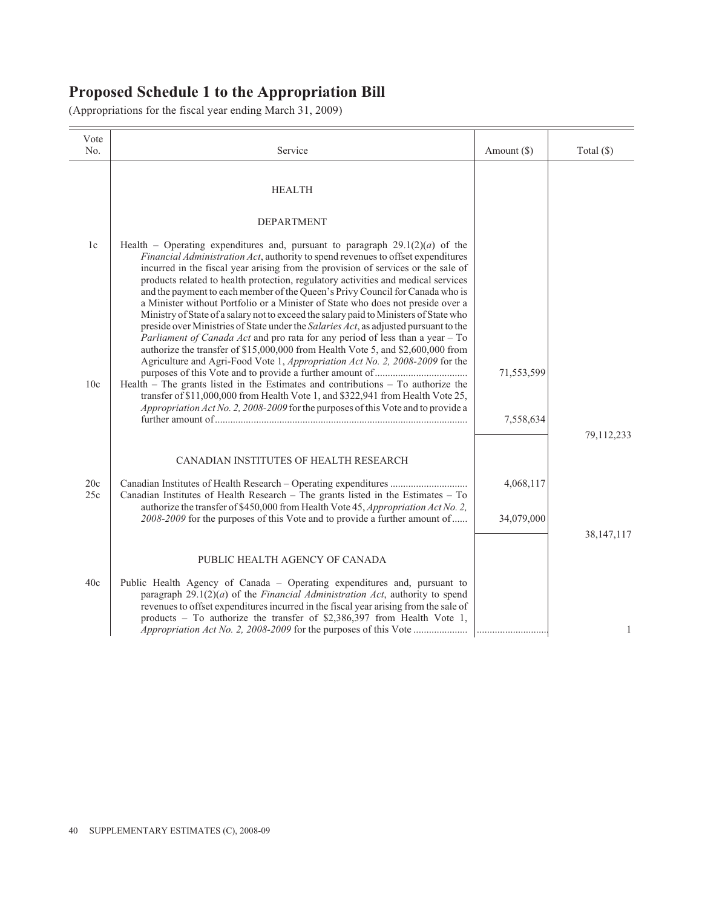# Proposed Schedule 1 to the Appropriation Bill

(Appropriations for the fiscal year ending March 31, 2009)

| Vote No. | Service | Amount ($) | Total ($) |
|---|---|---|---|
| | HEALTH | | |
| | DEPARTMENT | | |
| 1c | Health – Operating expenditures and, pursuant to paragraph 29.1(2)(*a*) of the *Financial Administration Act*, authority to spend revenues to offset expenditures incurred in the fiscal year arising from the provision of services or the sale of products related to health protection, regulatory activities and medical services and the payment to each member of the Queen's Privy Council for Canada who is a Minister without Portfolio or a Minister of State who does not preside over a Ministry of State of a salary not to exceed the salary paid to Ministers of State who preside over Ministries of State under the *Salaries Act*, as adjusted pursuant to the *Parliament of Canada Act* and pro rata for any period of less than a year – To authorize the transfer of $15,000,000 from Health Vote 5, and $2,600,000 from Agriculture and Agri-Food Vote 1, *Appropriation Act No. 2, 2008-2009* for the purposes of this Vote and to provide a further amount of | 71,553,599 | |
| 10c | Health – The grants listed in the Estimates and contributions – To authorize the transfer of $11,000,000 from Health Vote 1, and $322,941 from Health Vote 25, *Appropriation Act No. 2, 2008-2009* for the purposes of this Vote and to provide a further amount of | 7,558,634 | |
| | | | 79,112,233 |
| | CANADIAN INSTITUTES OF HEALTH RESEARCH | | |
| 20c | Canadian Institutes of Health Research – Operating expenditures | 4,068,117 | |
| 25c | Canadian Institutes of Health Research – The grants listed in the Estimates – To authorize the transfer of $450,000 from Health Vote 45, *Appropriation Act No. 2, 2008-2009* for the purposes of this Vote and to provide a further amount of | 34,079,000 | |
| | | | 38,147,117 |
| | PUBLIC HEALTH AGENCY OF CANADA | | |
| 40c | Public Health Agency of Canada – Operating expenditures and, pursuant to paragraph 29.1(2)(*a*) of the *Financial Administration Act*, authority to spend revenues to offset expenditures incurred in the fiscal year arising from the sale of products – To authorize the transfer of $2,386,397 from Health Vote 1, *Appropriation Act No. 2, 2008-2009* for the purposes of this Vote | | 1 |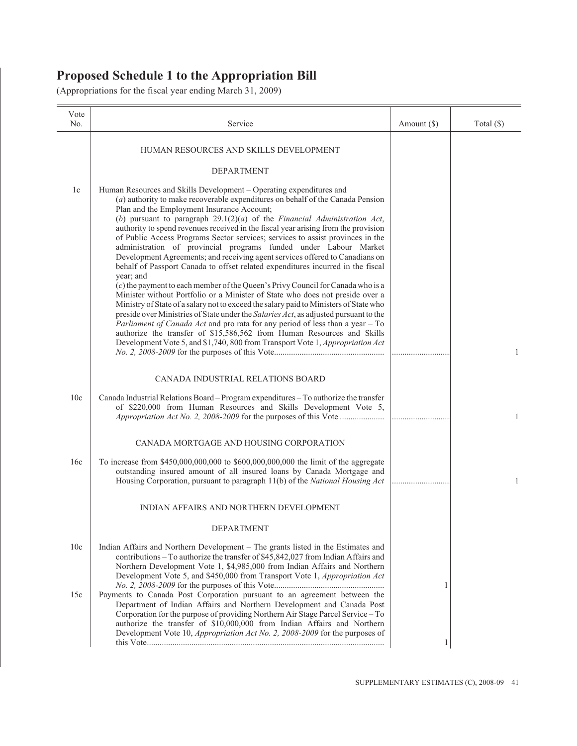# Proposed Schedule 1 to the Appropriation Bill

(Appropriations for the fiscal year ending March 31, 2009)

| Vote No. | Service | Amount ($) | Total ($) |
|---|---|---|---|
| | HUMAN RESOURCES AND SKILLS DEVELOPMENT | | |
| | DEPARTMENT | | |
| 1c | Human Resources and Skills Development – Operating expenditures and (*a*) authority to make recoverable expenditures on behalf of the Canada Pension Plan and the Employment Insurance Account; (*b*) pursuant to paragraph 29.1(2)(*a*) of the *Financial Administration Act*, authority to spend revenues received in the fiscal year arising from the provision of Public Access Programs Sector services; services to assist provinces in the administration of provincial programs funded under Labour Market Development Agreements; and receiving agent services offered to Canadians on behalf of Passport Canada to offset related expenditures incurred in the fiscal year; and (*c*) the payment to each member of the Queen's Privy Council for Canada who is a Minister without Portfolio or a Minister of State who does not preside over a Ministry of State of a salary not to exceed the salary paid to Ministers of State who preside over Ministries of State under the *Salaries Act*, as adjusted pursuant to the *Parliament of Canada Act* and pro rata for any period of less than a year – To authorize the transfer of $15,586,562 from Human Resources and Skills Development Vote 5, and $1,740, 800 from Transport Vote 1, *Appropriation Act No. 2, 2008-2009* for the purposes of this Vote | ............................ | 1 |
| | CANADA INDUSTRIAL RELATIONS BOARD | | |
| 10c | Canada Industrial Relations Board – Program expenditures – To authorize the transfer of $220,000 from Human Resources and Skills Development Vote 5, *Appropriation Act No. 2, 2008-2009* for the purposes of this Vote | ............................ | 1 |
| | CANADA MORTGAGE AND HOUSING CORPORATION | | |
| 16c | To increase from $450,000,000,000 to $600,000,000,000 the limit of the aggregate outstanding insured amount of all insured loans by Canada Mortgage and Housing Corporation, pursuant to paragraph 11(b) of the *National Housing Act* | ............................ | 1 |
| | INDIAN AFFAIRS AND NORTHERN DEVELOPMENT | | |
| | DEPARTMENT | | |
| 10c | Indian Affairs and Northern Development – The grants listed in the Estimates and contributions – To authorize the transfer of $45,842,027 from Indian Affairs and Northern Development Vote 1, $4,985,000 from Indian Affairs and Northern Development Vote 5, and $450,000 from Transport Vote 1, *Appropriation Act No. 2, 2008-2009* for the purposes of this Vote | 1 | |
| 15c | Payments to Canada Post Corporation pursuant to an agreement between the Department of Indian Affairs and Northern Development and Canada Post Corporation for the purpose of providing Northern Air Stage Parcel Service – To authorize the transfer of $10,000,000 from Indian Affairs and Northern Development Vote 10, *Appropriation Act No. 2, 2008-2009* for the purposes of this Vote | 1 | |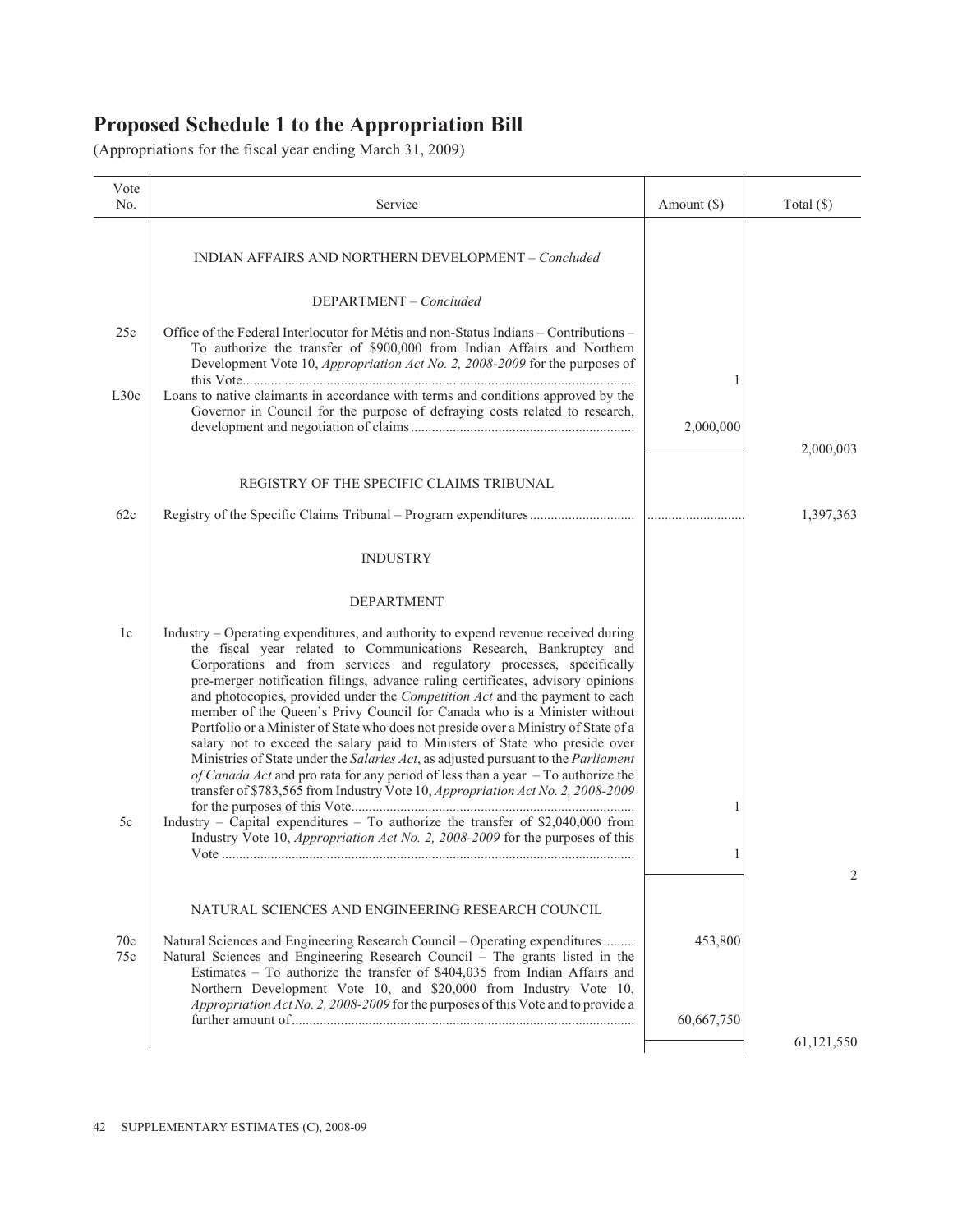## Proposed Schedule 1 to the Appropriation Bill

(Appropriations for the fiscal year ending March 31, 2009)

| Vote No. | Service | Amount ($) | Total ($) |
|---|---|---|---|
| | INDIAN AFFAIRS AND NORTHERN DEVELOPMENT – *Concluded* | | |
| | DEPARTMENT – *Concluded* | | |
| 25c | Office of the Federal Interlocutor for Métis and non-Status Indians – Contributions – To authorize the transfer of $900,000 from Indian Affairs and Northern Development Vote 10, *Appropriation Act No. 2, 2008-2009* for the purposes of this Vote | 1 | |
| L30c | Loans to native claimants in accordance with terms and conditions approved by the Governor in Council for the purpose of defraying costs related to research, development and negotiation of claims | 2,000,000 | |
| | | | 2,000,003 |
| | REGISTRY OF THE SPECIFIC CLAIMS TRIBUNAL | | |
| 62c | Registry of the Specific Claims Tribunal – Program expenditures | | 1,397,363 |
| | INDUSTRY | | |
| | DEPARTMENT | | |
| 1c | Industry – Operating expenditures, and authority to expend revenue received during the fiscal year related to Communications Research, Bankruptcy and Corporations and from services and regulatory processes, specifically pre-merger notification filings, advance ruling certificates, advisory opinions and photocopies, provided under the *Competition Act* and the payment to each member of the Queen's Privy Council for Canada who is a Minister without Portfolio or a Minister of State who does not preside over a Ministry of State of a salary not to exceed the salary paid to Ministers of State who preside over Ministries of State under the *Salaries Act*, as adjusted pursuant to the *Parliament of Canada Act* and pro rata for any period of less than a year – To authorize the transfer of $783,565 from Industry Vote 10, *Appropriation Act No. 2, 2008-2009* for the purposes of this Vote | 1 | |
| 5c | Industry – Capital expenditures – To authorize the transfer of $2,040,000 from Industry Vote 10, *Appropriation Act No. 2, 2008-2009* for the purposes of this Vote | 1 | |
| | | | 2 |
| | NATURAL SCIENCES AND ENGINEERING RESEARCH COUNCIL | | |
| 70c | Natural Sciences and Engineering Research Council – Operating expenditures | 453,800 | |
| 75c | Natural Sciences and Engineering Research Council – The grants listed in the Estimates – To authorize the transfer of $404,035 from Indian Affairs and Northern Development Vote 10, and $20,000 from Industry Vote 10, *Appropriation Act No. 2, 2008-2009* for the purposes of this Vote and to provide a further amount of | 60,667,750 | |
| | | | 61,121,550 |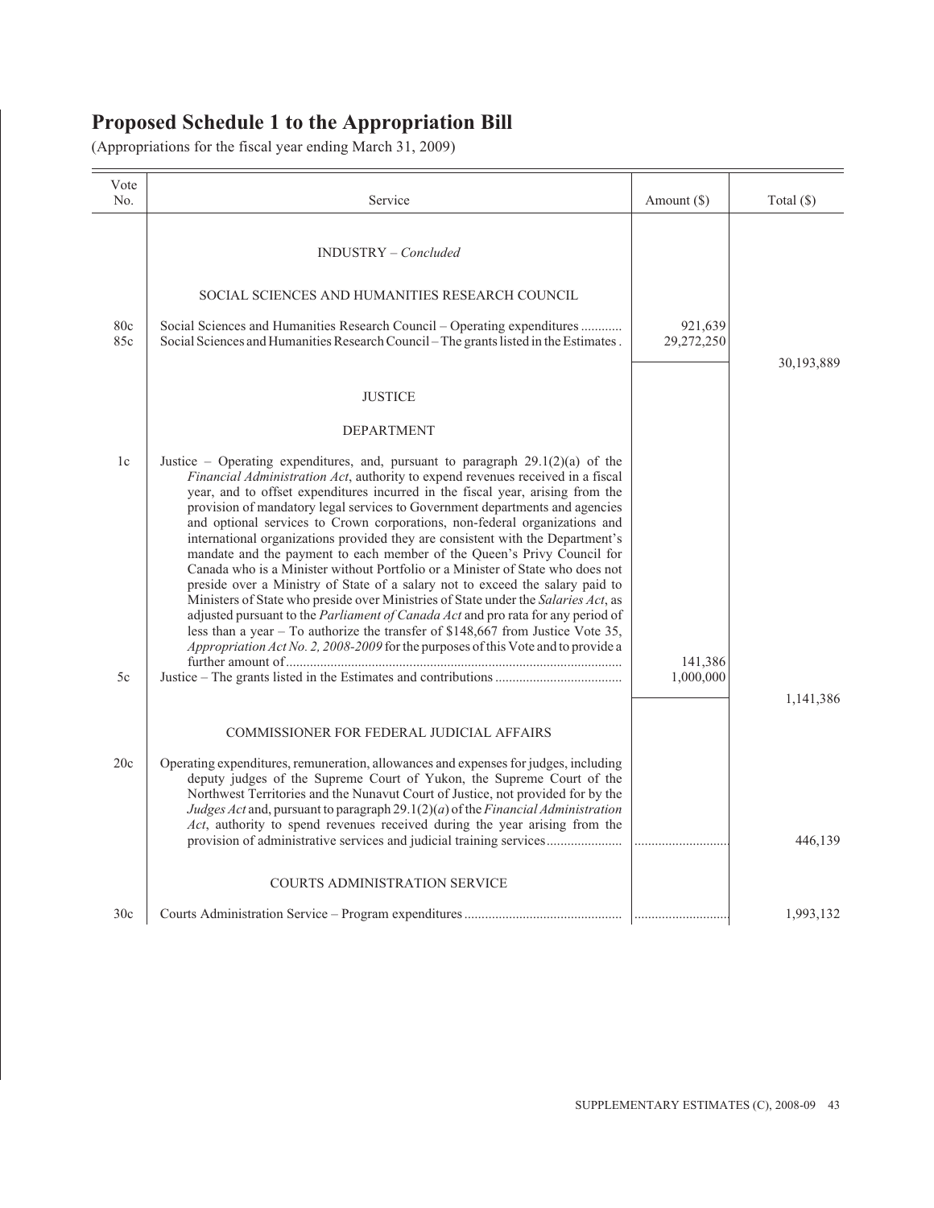# Proposed Schedule 1 to the Appropriation Bill

(Appropriations for the fiscal year ending March 31, 2009)

| Vote No. | Service | Amount ($) | Total ($) |
|---|---|---|---|
| | INDUSTRY – *Concluded* | | |
| | SOCIAL SCIENCES AND HUMANITIES RESEARCH COUNCIL | | |
| 80c | Social Sciences and Humanities Research Council – Operating expenditures ............ | 921,639 | |
| 85c | Social Sciences and Humanities Research Council – The grants listed in the Estimates . | 29,272,250 | |
| | | | 30,193,889 |
| | JUSTICE | | |
| | DEPARTMENT | | |
| 1c | Justice – Operating expenditures, and, pursuant to paragraph 29.1(2)(a) of the *Financial Administration Act*, authority to expend revenues received in a fiscal year, and to offset expenditures incurred in the fiscal year, arising from the provision of mandatory legal services to Government departments and agencies and optional services to Crown corporations, non-federal organizations and international organizations provided they are consistent with the Department's mandate and the payment to each member of the Queen's Privy Council for Canada who is a Minister without Portfolio or a Minister of State who does not preside over a Ministry of State of a salary not to exceed the salary paid to Ministers of State who preside over Ministries of State under the *Salaries Act*, as adjusted pursuant to the *Parliament of Canada Act* and pro rata for any period of less than a year – To authorize the transfer of $148,667 from Justice Vote 35, *Appropriation Act No. 2, 2008-2009* for the purposes of this Vote and to provide a further amount of................................................................................................. | 141,386 | |
| 5c | Justice – The grants listed in the Estimates and contributions .................................... | 1,000,000 | |
| | | | 1,141,386 |
| | COMMISSIONER FOR FEDERAL JUDICIAL AFFAIRS | | |
| 20c | Operating expenditures, remuneration, allowances and expenses for judges, including deputy judges of the Supreme Court of Yukon, the Supreme Court of the Northwest Territories and the Nunavut Court of Justice, not provided for by the *Judges Act* and, pursuant to paragraph 29.1(2)(*a*) of the *Financial Administration Act*, authority to spend revenues received during the year arising from the provision of administrative services and judicial training services...................... | ............................ | 446,139 |
| | COURTS ADMINISTRATION SERVICE | | |
| 30c | Courts Administration Service – Program expenditures ............................................. | ............................ | 1,993,132 |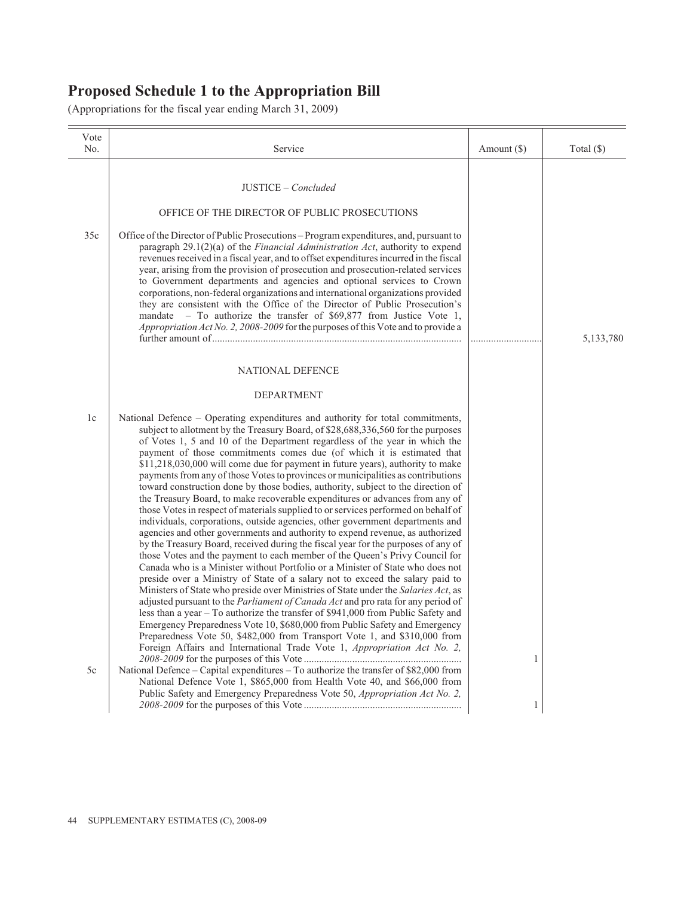# Proposed Schedule 1 to the Appropriation Bill

(Appropriations for the fiscal year ending March 31, 2009)

| Vote No. | Service | Amount ($) | Total ($) |
|---|---|---|---|
| | JUSTICE – *Concluded* | | |
| | OFFICE OF THE DIRECTOR OF PUBLIC PROSECUTIONS | | |
| 35c | Office of the Director of Public Prosecutions – Program expenditures, and, pursuant to paragraph 29.1(2)(a) of the *Financial Administration Act*, authority to expend revenues received in a fiscal year, and to offset expenditures incurred in the fiscal year, arising from the provision of prosecution and prosecution-related services to Government departments and agencies and optional services to Crown corporations, non-federal organizations and international organizations provided they are consistent with the Office of the Director of Public Prosecution's mandate – To authorize the transfer of $69,877 from Justice Vote 1, *Appropriation Act No. 2, 2008-2009* for the purposes of this Vote and to provide a further amount of | ........................... | 5,133,780 |
| | NATIONAL DEFENCE | | |
| | DEPARTMENT | | |
| 1c | National Defence – Operating expenditures and authority for total commitments, subject to allotment by the Treasury Board, of $28,688,336,560 for the purposes of Votes 1, 5 and 10 of the Department regardless of the year in which the payment of those commitments comes due (of which it is estimated that $11,218,030,000 will come due for payment in future years), authority to make payments from any of those Votes to provinces or municipalities as contributions toward construction done by those bodies, authority, subject to the direction of the Treasury Board, to make recoverable expenditures or advances from any of those Votes in respect of materials supplied to or services performed on behalf of individuals, corporations, outside agencies, other government departments and agencies and other governments and authority to expend revenue, as authorized by the Treasury Board, received during the fiscal year for the purposes of any of those Votes and the payment to each member of the Queen's Privy Council for Canada who is a Minister without Portfolio or a Minister of State who does not preside over a Ministry of State of a salary not to exceed the salary paid to Ministers of State who preside over Ministries of State under the *Salaries Act*, as adjusted pursuant to the *Parliament of Canada Act* and pro rata for any period of less than a year – To authorize the transfer of $941,000 from Public Safety and Emergency Preparedness Vote 10, $680,000 from Public Safety and Emergency Preparedness Vote 50, $482,000 from Transport Vote 1, and $310,000 from Foreign Affairs and International Trade Vote 1, *Appropriation Act No. 2, 2008-2009* for the purposes of this Vote | 1 | |
| 5c | National Defence – Capital expenditures – To authorize the transfer of $82,000 from National Defence Vote 1, $865,000 from Health Vote 40, and $66,000 from Public Safety and Emergency Preparedness Vote 50, *Appropriation Act No. 2, 2008-2009* for the purposes of this Vote | 1 | |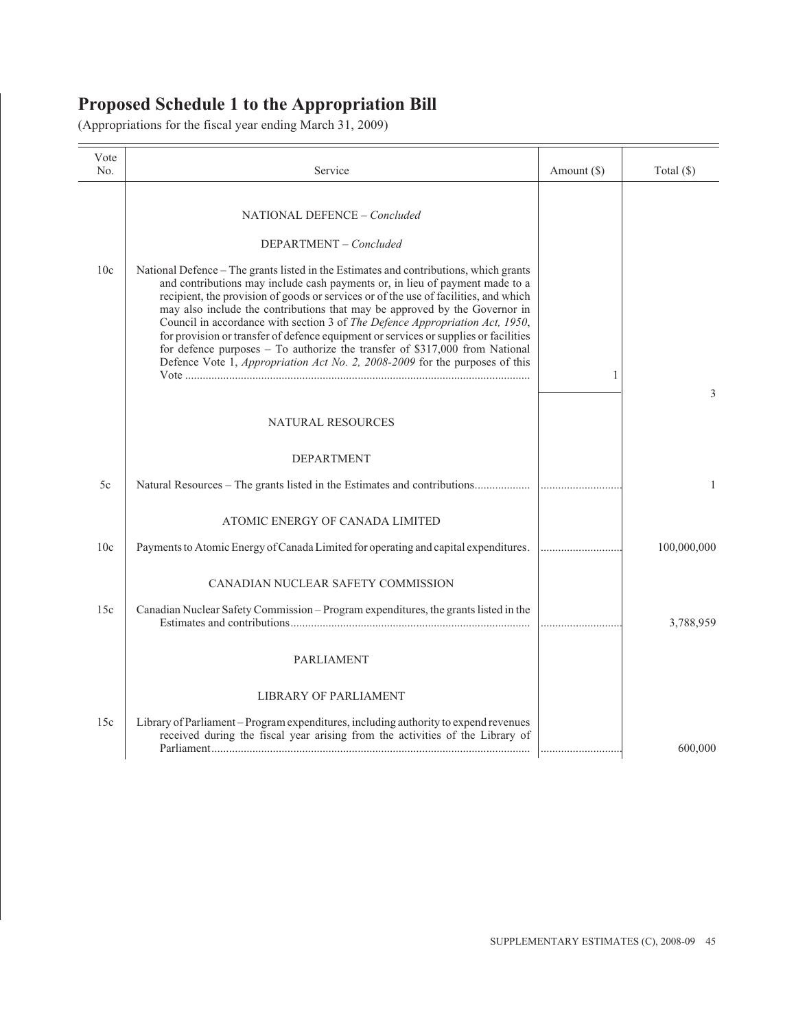# Proposed Schedule 1 to the Appropriation Bill

(Appropriations for the fiscal year ending March 31, 2009)

| Vote No. | Service | Amount ($) | Total ($) |
|---|---|---|---|
| | NATIONAL DEFENCE – *Concluded* | | |
| | DEPARTMENT – *Concluded* | | |
| 10c | National Defence – The grants listed in the Estimates and contributions, which grants and contributions may include cash payments or, in lieu of payment made to a recipient, the provision of goods or services or of the use of facilities, and which may also include the contributions that may be approved by the Governor in Council in accordance with section 3 of *The Defence Appropriation Act, 1950*, for provision or transfer of defence equipment or services or supplies or facilities for defence purposes – To authorize the transfer of $317,000 from National Defence Vote 1, *Appropriation Act No. 2, 2008-2009* for the purposes of this Vote | 1 | |
| | | | 3 |
| | NATURAL RESOURCES | | |
| | DEPARTMENT | | |
| 5c | Natural Resources – The grants listed in the Estimates and contributions | | 1 |
| | ATOMIC ENERGY OF CANADA LIMITED | | |
| 10c | Payments to Atomic Energy of Canada Limited for operating and capital expenditures | | 100,000,000 |
| | CANADIAN NUCLEAR SAFETY COMMISSION | | |
| 15c | Canadian Nuclear Safety Commission – Program expenditures, the grants listed in the Estimates and contributions | | 3,788,959 |
| | PARLIAMENT | | |
| | LIBRARY OF PARLIAMENT | | |
| 15c | Library of Parliament – Program expenditures, including authority to expend revenues received during the fiscal year arising from the activities of the Library of Parliament | | 600,000 |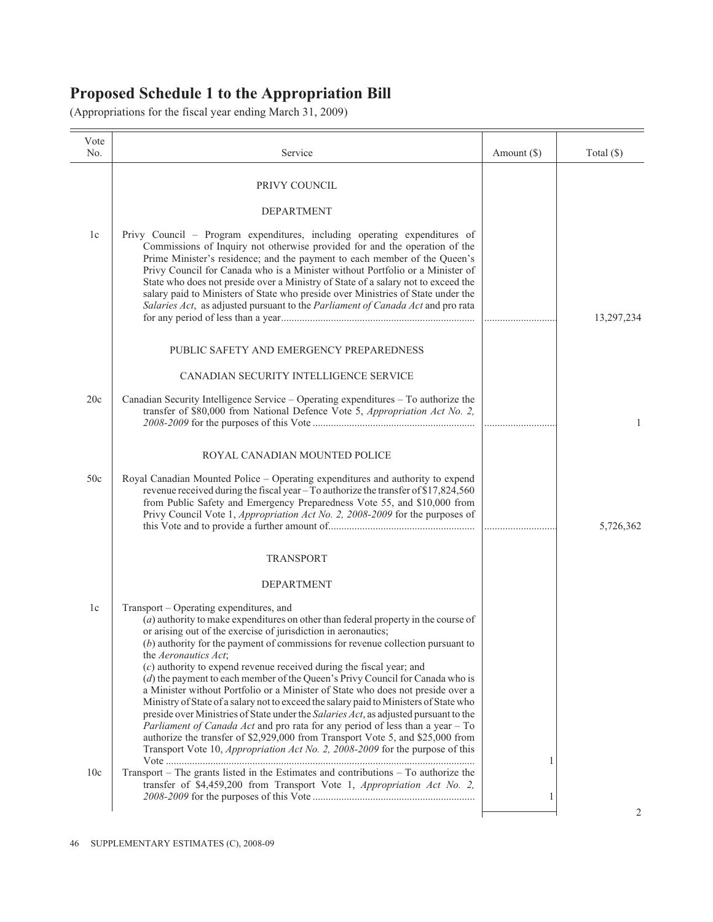# Proposed Schedule 1 to the Appropriation Bill

(Appropriations for the fiscal year ending March 31, 2009)

| Vote No. | Service | Amount ($) | Total ($) |
|---|---|---|---|
| | PRIVY COUNCIL | | |
| | DEPARTMENT | | |
| 1c | Privy Council – Program expenditures, including operating expenditures of Commissions of Inquiry not otherwise provided for and the operation of the Prime Minister's residence; and the payment to each member of the Queen's Privy Council for Canada who is a Minister without Portfolio or a Minister of State who does not preside over a Ministry of State of a salary not to exceed the salary paid to Ministers of State who preside over Ministries of State under the *Salaries Act*, as adjusted pursuant to the *Parliament of Canada Act* and pro rata for any period of less than a year | | 13,297,234 |
| | PUBLIC SAFETY AND EMERGENCY PREPAREDNESS | | |
| | CANADIAN SECURITY INTELLIGENCE SERVICE | | |
| 20c | Canadian Security Intelligence Service – Operating expenditures – To authorize the transfer of $80,000 from National Defence Vote 5, *Appropriation Act No. 2, 2008-2009* for the purposes of this Vote | | 1 |
| | ROYAL CANADIAN MOUNTED POLICE | | |
| 50c | Royal Canadian Mounted Police – Operating expenditures and authority to expend revenue received during the fiscal year – To authorize the transfer of $17,824,560 from Public Safety and Emergency Preparedness Vote 55, and $10,000 from Privy Council Vote 1, *Appropriation Act No. 2, 2008-2009* for the purposes of this Vote and to provide a further amount of | | 5,726,362 |
| | TRANSPORT | | |
| | DEPARTMENT | | |
| 1c | Transport – Operating expenditures, and<br>(*a*) authority to make expenditures on other than federal property in the course of or arising out of the exercise of jurisdiction in aeronautics;<br>(*b*) authority for the payment of commissions for revenue collection pursuant to the *Aeronautics Act*;<br>(*c*) authority to expend revenue received during the fiscal year; and<br>(*d*) the payment to each member of the Queen's Privy Council for Canada who is a Minister without Portfolio or a Minister of State who does not preside over a Ministry of State of a salary not to exceed the salary paid to Ministers of State who preside over Ministries of State under the *Salaries Act*, as adjusted pursuant to the *Parliament of Canada Act* and pro rata for any period of less than a year – To authorize the transfer of $2,929,000 from Transport Vote 5, and $25,000 from Transport Vote 10, *Appropriation Act No. 2, 2008-2009* for the purpose of this Vote | 1 | |
| 10c | Transport – The grants listed in the Estimates and contributions – To authorize the transfer of $4,459,200 from Transport Vote 1, *Appropriation Act No. 2, 2008-2009* for the purposes of this Vote | 1 | |
| | | | 2 |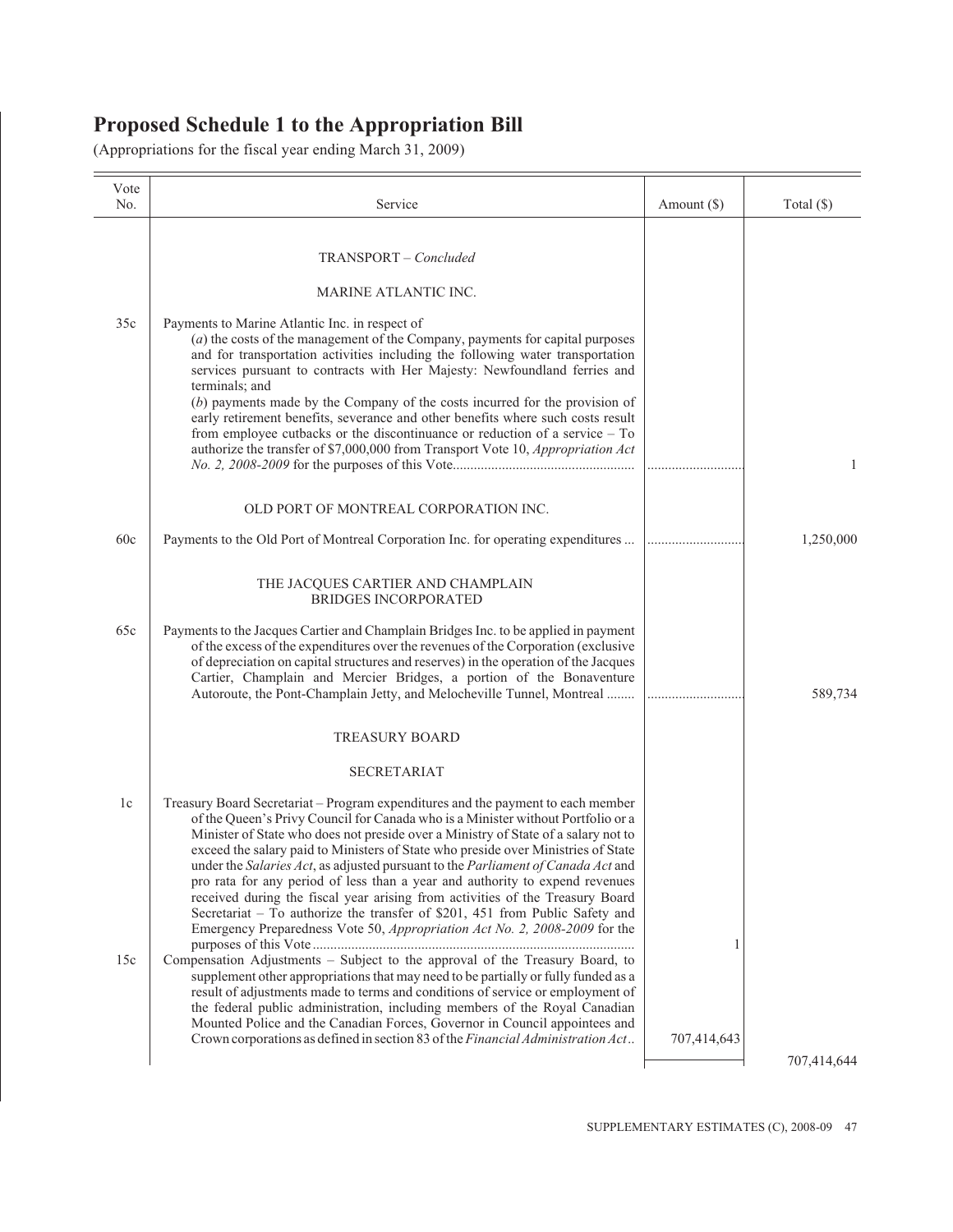# Proposed Schedule 1 to the Appropriation Bill

(Appropriations for the fiscal year ending March 31, 2009)

| Vote No. | Service | Amount ($) | Total ($) |
|---|---|---|---|
| | TRANSPORT – *Concluded* | | |
| | MARINE ATLANTIC INC. | | |
| 35c | Payments to Marine Atlantic Inc. in respect of (*a*) the costs of the management of the Company, payments for capital purposes and for transportation activities including the following water transportation services pursuant to contracts with Her Majesty: Newfoundland ferries and terminals; and (*b*) payments made by the Company of the costs incurred for the provision of early retirement benefits, severance and other benefits where such costs result from employee cutbacks or the discontinuance or reduction of a service – To authorize the transfer of $7,000,000 from Transport Vote 10, *Appropriation Act No. 2, 2008-2009* for the purposes of this Vote | ............................ | 1 |
| | OLD PORT OF MONTREAL CORPORATION INC. | | |
| 60c | Payments to the Old Port of Montreal Corporation Inc. for operating expenditures ... | ............................ | 1,250,000 |
| | THE JACQUES CARTIER AND CHAMPLAIN BRIDGES INCORPORATED | | |
| 65c | Payments to the Jacques Cartier and Champlain Bridges Inc. to be applied in payment of the excess of the expenditures over the revenues of the Corporation (exclusive of depreciation on capital structures and reserves) in the operation of the Jacques Cartier, Champlain and Mercier Bridges, a portion of the Bonaventure Autoroute, the Pont-Champlain Jetty, and Melocheville Tunnel, Montreal ........ | ............................ | 589,734 |
| | TREASURY BOARD | | |
| | SECRETARIAT | | |
| 1c | Treasury Board Secretariat – Program expenditures and the payment to each member of the Queen's Privy Council for Canada who is a Minister without Portfolio or a Minister of State who does not preside over a Ministry of State of a salary not to exceed the salary paid to Ministers of State who preside over Ministries of State under the *Salaries Act*, as adjusted pursuant to the *Parliament of Canada Act* and pro rata for any period of less than a year and authority to expend revenues received during the fiscal year arising from activities of the Treasury Board Secretariat – To authorize the transfer of $201, 451 from Public Safety and Emergency Preparedness Vote 50, *Appropriation Act No. 2, 2008-2009* for the purposes of this Vote | 1 | |
| 15c | Compensation Adjustments – Subject to the approval of the Treasury Board, to supplement other appropriations that may need to be partially or fully funded as a result of adjustments made to terms and conditions of service or employment of the federal public administration, including members of the Royal Canadian Mounted Police and the Canadian Forces, Governor in Council appointees and Crown corporations as defined in section 83 of the *Financial Administration Act* .. | 707,414,643 | |
| | | | 707,414,644 |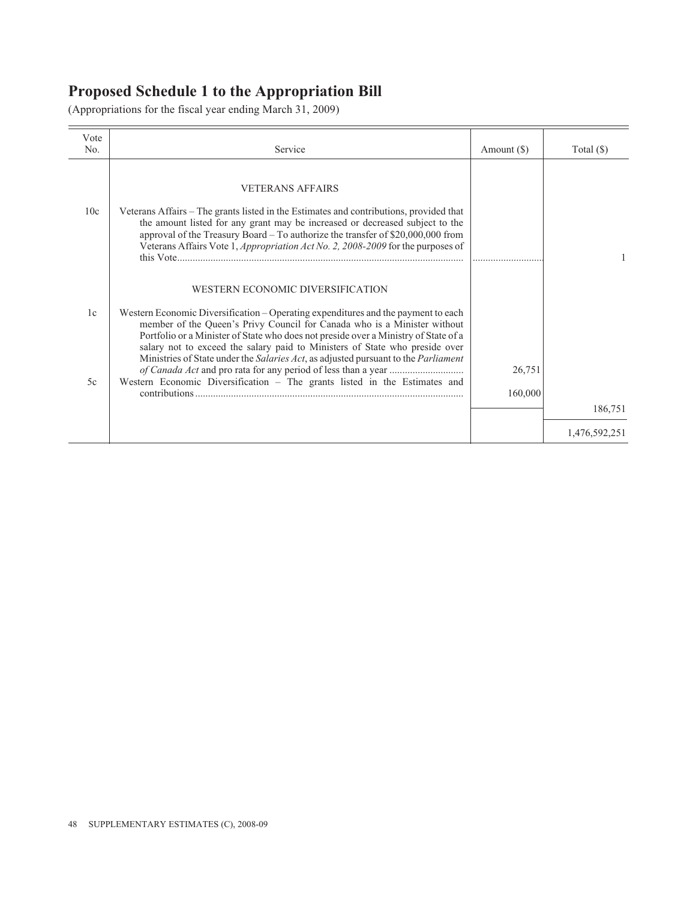# Proposed Schedule 1 to the Appropriation Bill

(Appropriations for the fiscal year ending March 31, 2009)

| Vote No. | Service | Amount ($) | Total ($) |
|---|---|---|---|
| | VETERANS AFFAIRS | | |
| 10c | Veterans Affairs – The grants listed in the Estimates and contributions, provided that the amount listed for any grant may be increased or decreased subject to the approval of the Treasury Board – To authorize the transfer of $20,000,000 from Veterans Affairs Vote 1, *Appropriation Act No. 2, 2008-2009* for the purposes of this Vote | ............................ | 1 |
| | WESTERN ECONOMIC DIVERSIFICATION | | |
| 1c | Western Economic Diversification – Operating expenditures and the payment to each member of the Queen's Privy Council for Canada who is a Minister without Portfolio or a Minister of State who does not preside over a Ministry of State of a salary not to exceed the salary paid to Ministers of State who preside over Ministries of State under the *Salaries Act*, as adjusted pursuant to the *Parliament of Canada Act* and pro rata for any period of less than a year | 26,751 | |
| 5c | Western Economic Diversification – The grants listed in the Estimates and contributions | 160,000 | |
| | | | 186,751 |
| | | | 1,476,592,251 |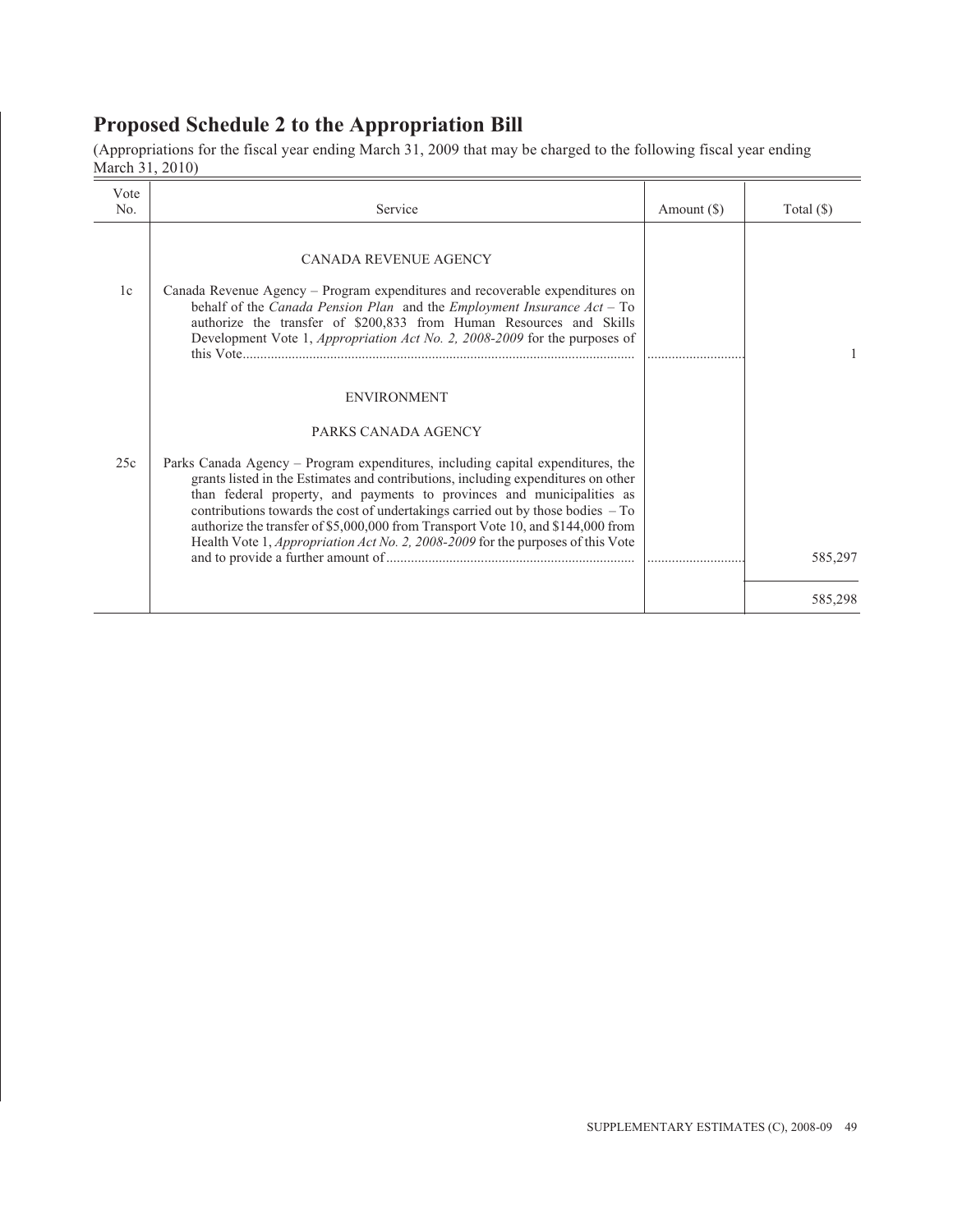# Proposed Schedule 2 to the Appropriation Bill

(Appropriations for the fiscal year ending March 31, 2009 that may be charged to the following fiscal year ending March 31, 2010)

| Vote No. | Service | Amount ($) | Total ($) |
|---|---|---|---|
| | CANADA REVENUE AGENCY | | |
| 1c | Canada Revenue Agency – Program expenditures and recoverable expenditures on behalf of the *Canada Pension Plan* and the *Employment Insurance Act* – To authorize the transfer of $200,833 from Human Resources and Skills Development Vote 1, *Appropriation Act No. 2, 2008-2009* for the purposes of this Vote | ............................ | 1 |
| | ENVIRONMENT | | |
| | PARKS CANADA AGENCY | | |
| 25c | Parks Canada Agency – Program expenditures, including capital expenditures, the grants listed in the Estimates and contributions, including expenditures on other than federal property, and payments to provinces and municipalities as contributions towards the cost of undertakings carried out by those bodies – To authorize the transfer of $5,000,000 from Transport Vote 10, and $144,000 from Health Vote 1, *Appropriation Act No. 2, 2008-2009* for the purposes of this Vote and to provide a further amount of | ............................ | 585,297 |
| | | | 585,298 |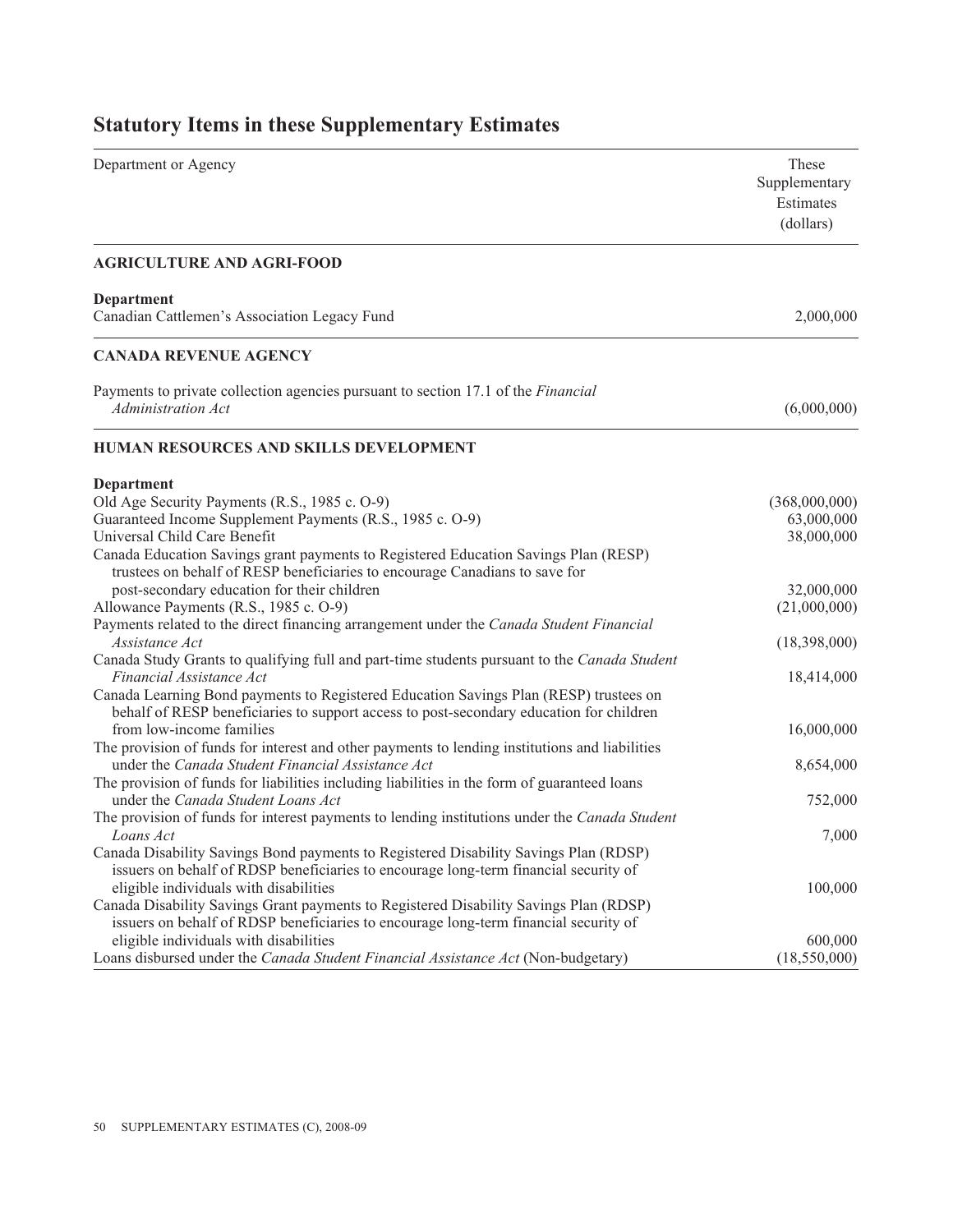## Statutory Items in these Supplementary Estimates

| Department or Agency | These Supplementary Estimates (dollars) |
|---|---|
| **AGRICULTURE AND AGRI-FOOD** | |
| **Department** | |
| Canadian Cattlemen's Association Legacy Fund | 2,000,000 |
| **CANADA REVENUE AGENCY** | |
| Payments to private collection agencies pursuant to section 17.1 of the *Financial Administration Act* | (6,000,000) |
| **HUMAN RESOURCES AND SKILLS DEVELOPMENT** | |
| **Department** | |
| Old Age Security Payments (R.S., 1985 c. O-9) | (368,000,000) |
| Guaranteed Income Supplement Payments (R.S., 1985 c. O-9) | 63,000,000 |
| Universal Child Care Benefit | 38,000,000 |
| Canada Education Savings grant payments to Registered Education Savings Plan (RESP) trustees on behalf of RESP beneficiaries to encourage Canadians to save for post-secondary education for their children | 32,000,000 |
| Allowance Payments (R.S., 1985 c. O-9) | (21,000,000) |
| Payments related to the direct financing arrangement under the *Canada Student Financial Assistance Act* | (18,398,000) |
| Canada Study Grants to qualifying full and part-time students pursuant to the *Canada Student Financial Assistance Act* | 18,414,000 |
| Canada Learning Bond payments to Registered Education Savings Plan (RESP) trustees on behalf of RESP beneficiaries to support access to post-secondary education for children from low-income families | 16,000,000 |
| The provision of funds for interest and other payments to lending institutions and liabilities under the *Canada Student Financial Assistance Act* | 8,654,000 |
| The provision of funds for liabilities including liabilities in the form of guaranteed loans under the *Canada Student Loans Act* | 752,000 |
| The provision of funds for interest payments to lending institutions under the *Canada Student Loans Act* | 7,000 |
| Canada Disability Savings Bond payments to Registered Disability Savings Plan (RDSP) issuers on behalf of RDSP beneficiaries to encourage long-term financial security of eligible individuals with disabilities | 100,000 |
| Canada Disability Savings Grant payments to Registered Disability Savings Plan (RDSP) issuers on behalf of RDSP beneficiaries to encourage long-term financial security of eligible individuals with disabilities | 600,000 |
| Loans disbursed under the *Canada Student Financial Assistance Act* (Non-budgetary) | (18,550,000) |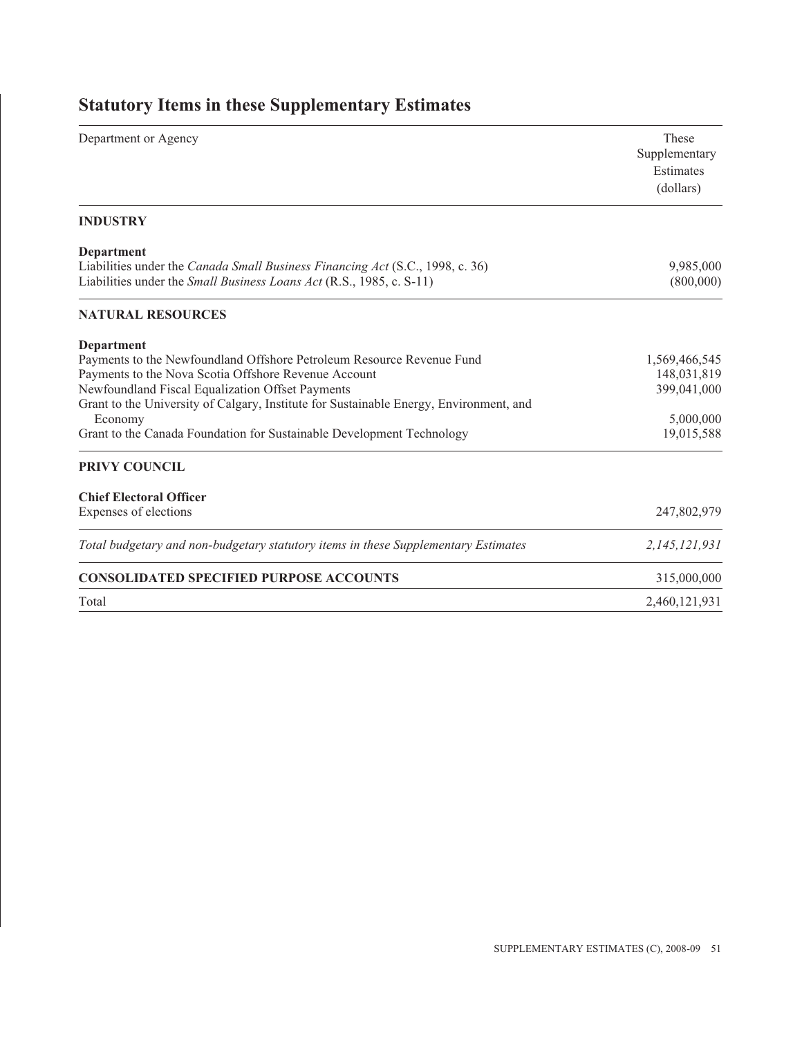# Statutory Items in these Supplementary Estimates

| Department or Agency | These Supplementary Estimates (dollars) |
|---|---|
| **INDUSTRY** | |
| **Department** | |
| Liabilities under the *Canada Small Business Financing Act* (S.C., 1998, c. 36) | 9,985,000 |
| Liabilities under the *Small Business Loans Act* (R.S., 1985, c. S-11) | (800,000) |
| **NATURAL RESOURCES** | |
| **Department** | |
| Payments to the Newfoundland Offshore Petroleum Resource Revenue Fund | 1,569,466,545 |
| Payments to the Nova Scotia Offshore Revenue Account | 148,031,819 |
| Newfoundland Fiscal Equalization Offset Payments | 399,041,000 |
| Grant to the University of Calgary, Institute for Sustainable Energy, Environment, and Economy | 5,000,000 |
| Grant to the Canada Foundation for Sustainable Development Technology | 19,015,588 |
| **PRIVY COUNCIL** | |
| **Chief Electoral Officer** | |
| Expenses of elections | 247,802,979 |
| *Total budgetary and non-budgetary statutory items in these Supplementary Estimates* | *2,145,121,931* |
| **CONSOLIDATED SPECIFIED PURPOSE ACCOUNTS** | 315,000,000 |
| Total | 2,460,121,931 |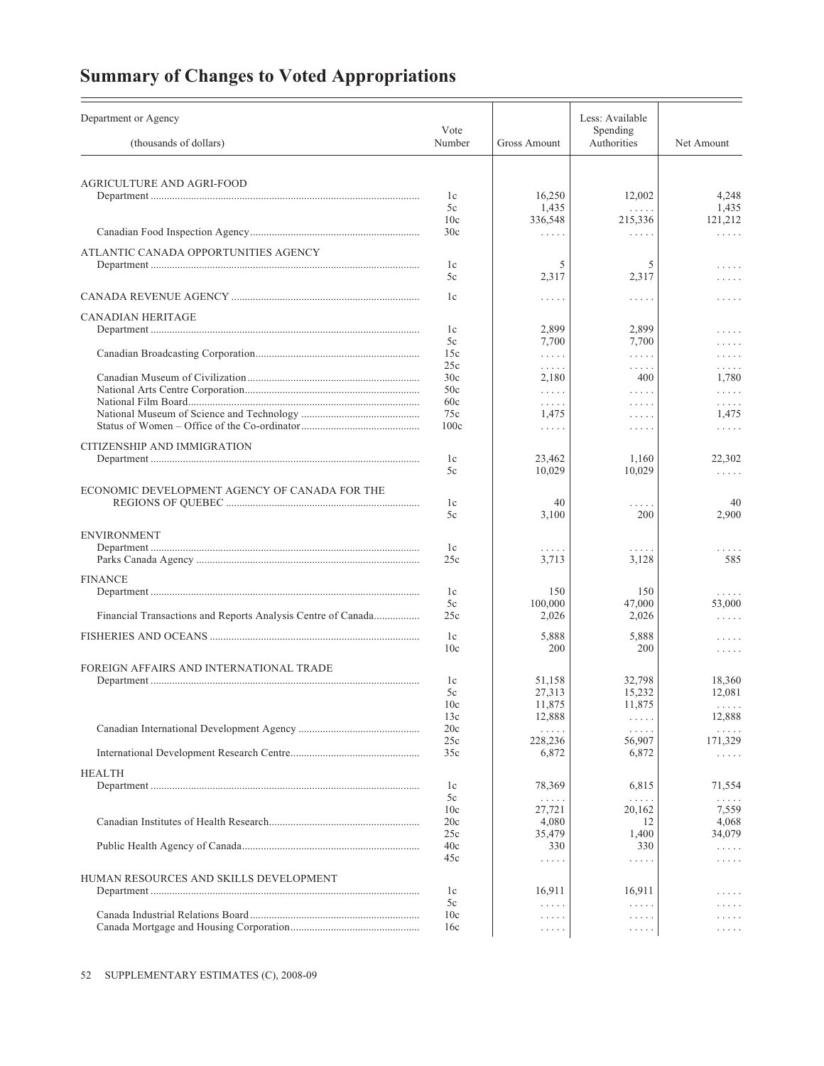# Summary of Changes to Voted Appropriations

| Department or Agency (thousands of dollars) | Vote Number | Gross Amount | Less: Available Spending Authorities | Net Amount |
|---|---|---|---|---|
| AGRICULTURE AND AGRI-FOOD | | | | |
| Department | 1c | 16,250 | 12,002 | 4,248 |
| | 5c | 1,435 | . . . . . | 1,435 |
| | 10c | 336,548 | 215,336 | 121,212 |
| Canadian Food Inspection Agency | 30c | . . . . . | . . . . . | . . . . . |
| ATLANTIC CANADA OPPORTUNITIES AGENCY | | | | |
| Department | 1c | 5 | 5 | . . . . . |
| | 5c | 2,317 | 2,317 | . . . . . |
| CANADA REVENUE AGENCY | 1c | . . . . . | . . . . . | . . . . . |
| CANADIAN HERITAGE | | | | |
| Department | 1c | 2,899 | 2,899 | . . . . . |
| | 5c | 7,700 | 7,700 | . . . . . |
| Canadian Broadcasting Corporation | 15c | . . . . . | . . . . . | . . . . . |
| | 25c | . . . . . | . . . . . | . . . . . |
| Canadian Museum of Civilization | 30c | 2,180 | 400 | 1,780 |
| National Arts Centre Corporation | 50c | . . . . . | . . . . . | . . . . . |
| National Film Board | 60c | . . . . . | . . . . . | . . . . . |
| National Museum of Science and Technology | 75c | 1,475 | . . . . . | 1,475 |
| Status of Women – Office of the Co-ordinator | 100c | . . . . . | . . . . . | . . . . . |
| CITIZENSHIP AND IMMIGRATION | | | | |
| Department | 1c | 23,462 | 1,160 | 22,302 |
| | 5c | 10,029 | 10,029 | . . . . . |
| ECONOMIC DEVELOPMENT AGENCY OF CANADA FOR THE REGIONS OF QUEBEC | 1c | 40 | . . . . . | 40 |
| | 5c | 3,100 | 200 | 2,900 |
| ENVIRONMENT | | | | |
| Department | 1c | . . . . . | . . . . . | . . . . . |
| Parks Canada Agency | 25c | 3,713 | 3,128 | 585 |
| FINANCE | | | | |
| Department | 1c | 150 | 150 | . . . . . |
| | 5c | 100,000 | 47,000 | 53,000 |
| Financial Transactions and Reports Analysis Centre of Canada | 25c | 2,026 | 2,026 | . . . . . |
| FISHERIES AND OCEANS | 1c | 5,888 | 5,888 | . . . . . |
| | 10c | 200 | 200 | . . . . . |
| FOREIGN AFFAIRS AND INTERNATIONAL TRADE | | | | |
| Department | 1c | 51,158 | 32,798 | 18,360 |
| | 5c | 27,313 | 15,232 | 12,081 |
| | 10c | 11,875 | 11,875 | . . . . . |
| | 13c | 12,888 | . . . . . | 12,888 |
| Canadian International Development Agency | 20c | . . . . . | . . . . . | . . . . . |
| | 25c | 228,236 | 56,907 | 171,329 |
| International Development Research Centre | 35c | 6,872 | 6,872 | . . . . . |
| HEALTH | | | | |
| Department | 1c | 78,369 | 6,815 | 71,554 |
| | 5c | . . . . . | . . . . . | . . . . . |
| | 10c | 27,721 | 20,162 | 7,559 |
| Canadian Institutes of Health Research | 20c | 4,080 | 12 | 4,068 |
| | 25c | 35,479 | 1,400 | 34,079 |
| Public Health Agency of Canada | 40c | 330 | 330 | . . . . . |
| | 45c | . . . . . | . . . . . | . . . . . |
| HUMAN RESOURCES AND SKILLS DEVELOPMENT | | | | |
| Department | 1c | 16,911 | 16,911 | . . . . . |
| | 5c | . . . . . | . . . . . | . . . . . |
| Canada Industrial Relations Board | 10c | . . . . . | . . . . . | . . . . . |
| Canada Mortgage and Housing Corporation | 16c | . . . . . | . . . . . | . . . . . |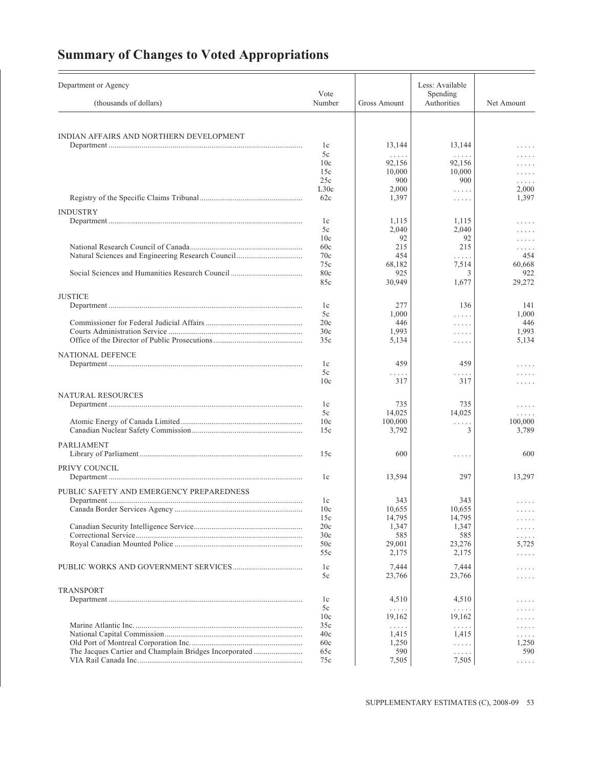# Summary of Changes to Voted Appropriations

| Department or Agency (thousands of dollars) | Vote Number | Gross Amount | Less: Available Spending Authorities | Net Amount |
|---|---|---|---|---|
| INDIAN AFFAIRS AND NORTHERN DEVELOPMENT | | | | |
| Department | 1c | 13,144 | 13,144 | ..... |
| | 5c | ..... | ..... | ..... |
| | 10c | 92,156 | 92,156 | ..... |
| | 15c | 10,000 | 10,000 | ..... |
| | 25c | 900 | 900 | ..... |
| | L30c | 2,000 | ..... | 2,000 |
| Registry of the Specific Claims Tribunal | 62c | 1,397 | ..... | 1,397 |
| INDUSTRY | | | | |
| Department | 1c | 1,115 | 1,115 | ..... |
| | 5c | 2,040 | 2,040 | ..... |
| | 10c | 92 | 92 | ..... |
| National Research Council of Canada | 60c | 215 | 215 | ..... |
| Natural Sciences and Engineering Research Council | 70c | 454 | ..... | 454 |
| | 75c | 68,182 | 7,514 | 60,668 |
| Social Sciences and Humanities Research Council | 80c | 925 | 3 | 922 |
| | 85c | 30,949 | 1,677 | 29,272 |
| JUSTICE | | | | |
| Department | 1c | 277 | 136 | 141 |
| | 5c | 1,000 | ..... | 1,000 |
| Commissioner for Federal Judicial Affairs | 20c | 446 | ..... | 446 |
| Courts Administration Service | 30c | 1,993 | ..... | 1,993 |
| Office of the Director of Public Prosecutions | 35c | 5,134 | ..... | 5,134 |
| NATIONAL DEFENCE | | | | |
| Department | 1c | 459 | 459 | ..... |
| | 5c | ..... | ..... | ..... |
| | 10c | 317 | 317 | ..... |
| NATURAL RESOURCES | | | | |
| Department | 1c | 735 | 735 | ..... |
| | 5c | 14,025 | 14,025 | ..... |
| Atomic Energy of Canada Limited | 10c | 100,000 | ..... | 100,000 |
| Canadian Nuclear Safety Commission | 15c | 3,792 | 3 | 3,789 |
| PARLIAMENT | | | | |
| Library of Parliament | 15c | 600 | ..... | 600 |
| PRIVY COUNCIL | | | | |
| Department | 1c | 13,594 | 297 | 13,297 |
| PUBLIC SAFETY AND EMERGENCY PREPAREDNESS | | | | |
| Department | 1c | 343 | 343 | ..... |
| Canada Border Services Agency | 10c | 10,655 | 10,655 | ..... |
| | 15c | 14,795 | 14,795 | ..... |
| Canadian Security Intelligence Service | 20c | 1,347 | 1,347 | ..... |
| Correctional Service | 30c | 585 | 585 | ..... |
| Royal Canadian Mounted Police | 50c | 29,001 | 23,276 | 5,725 |
| | 55c | 2,175 | 2,175 | ..... |
| PUBLIC WORKS AND GOVERNMENT SERVICES | 1c | 7,444 | 7,444 | ..... |
| | 5c | 23,766 | 23,766 | ..... |
| TRANSPORT | | | | |
| Department | 1c | 4,510 | 4,510 | ..... |
| | 5c | ..... | ..... | ..... |
| | 10c | 19,162 | 19,162 | ..... |
| Marine Atlantic Inc. | 35c | ..... | ..... | ..... |
| National Capital Commission | 40c | 1,415 | 1,415 | ..... |
| Old Port of Montreal Corporation Inc. | 60c | 1,250 | ..... | 1,250 |
| The Jacques Cartier and Champlain Bridges Incorporated | 65c | 590 | ..... | 590 |
| VIA Rail Canada Inc. | 75c | 7,505 | 7,505 | ..... |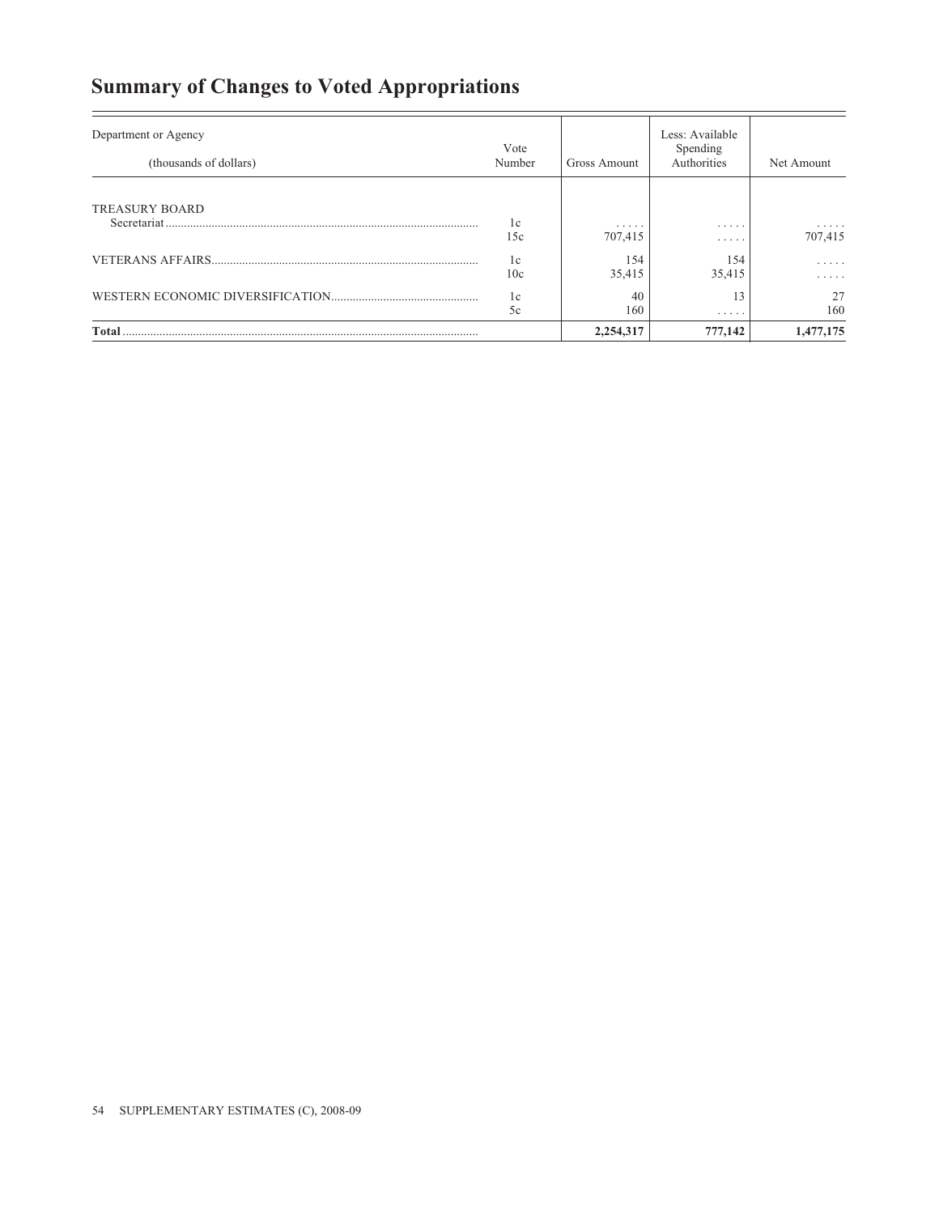## Summary of Changes to Voted Appropriations

| Department or Agency (thousands of dollars) | Vote Number | Gross Amount | Less: Available Spending Authorities | Net Amount |
|---|---|---|---|---|
| TREASURY BOARD | | | | |
| Secretariat | 1c | ..... | ..... | ..... |
| | 15c | 707,415 | ..... | 707,415 |
| VETERANS AFFAIRS | 1c | 154 | 154 | ..... |
| | 10c | 35,415 | 35,415 | ..... |
| WESTERN ECONOMIC DIVERSIFICATION | 1c | 40 | 13 | 27 |
| | 5c | 160 | ..... | 160 |
| **Total** | | **2,254,317** | **777,142** | **1,477,175** |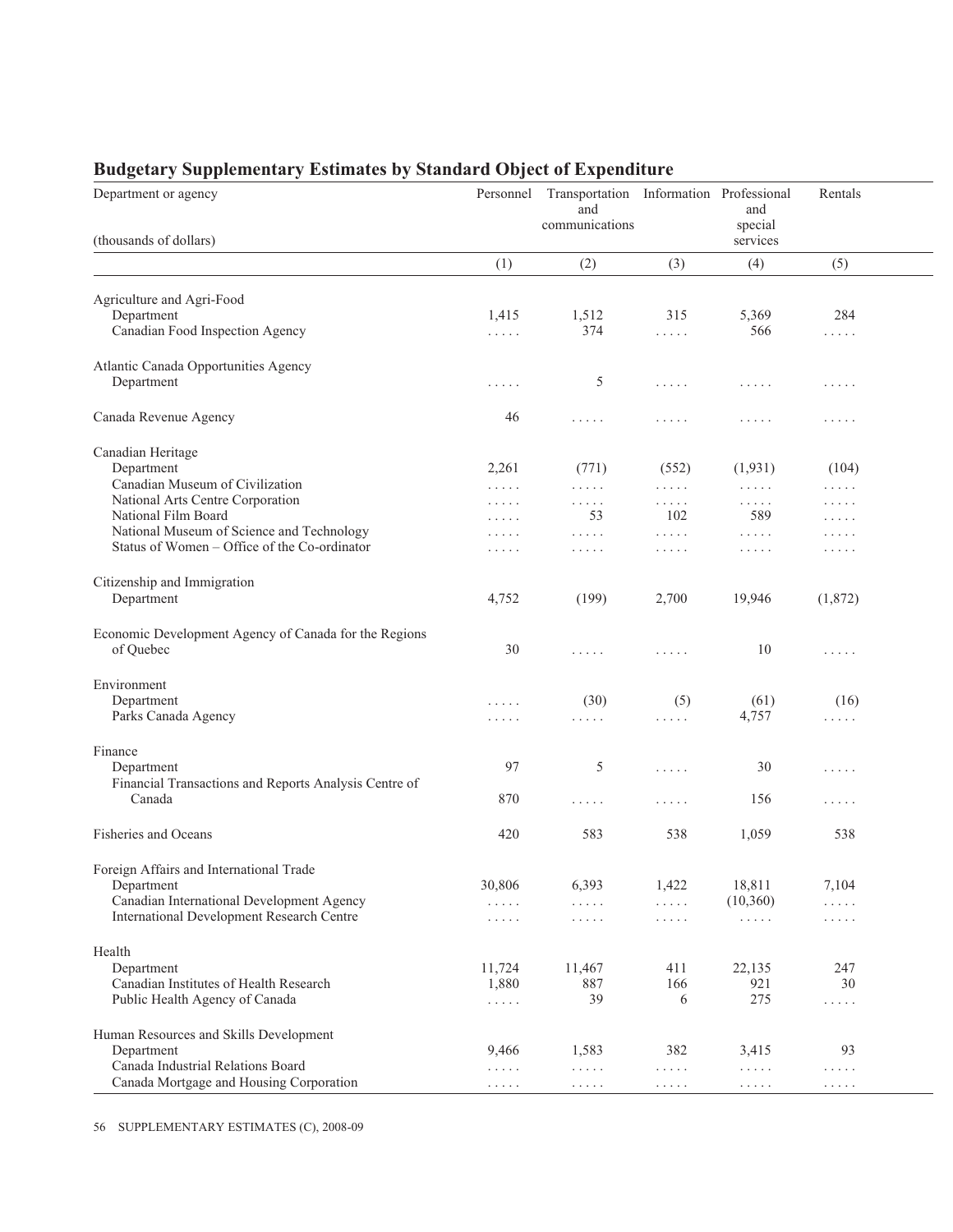## Budgetary Supplementary Estimates by Standard Object of Expenditure

| Department or agency (thousands of dollars) | Personnel | Transportation and communications | Information | Professional and special services | Rentals |
|---|---|---|---|---|---|
| | (1) | (2) | (3) | (4) | (5) |
| **Agriculture and Agri-Food** | | | | | |
| Department | 1,415 | 1,512 | 315 | 5,369 | 284 |
| Canadian Food Inspection Agency | ..... | 374 | ..... | 566 | ..... |
| **Atlantic Canada Opportunities Agency** | | | | | |
| Department | ..... | 5 | ..... | ..... | ..... |
| **Canada Revenue Agency** | 46 | ..... | ..... | ..... | ..... |
| **Canadian Heritage** | | | | | |
| Department | 2,261 | (771) | (552) | (1,931) | (104) |
| Canadian Museum of Civilization | ..... | ..... | ..... | ..... | ..... |
| National Arts Centre Corporation | ..... | ..... | ..... | ..... | ..... |
| National Film Board | ..... | 53 | 102 | 589 | ..... |
| National Museum of Science and Technology | ..... | ..... | ..... | ..... | ..... |
| Status of Women – Office of the Co-ordinator | ..... | ..... | ..... | ..... | ..... |
| **Citizenship and Immigration** | | | | | |
| Department | 4,752 | (199) | 2,700 | 19,946 | (1,872) |
| **Economic Development Agency of Canada for the Regions of Quebec** | 30 | ..... | ..... | 10 | ..... |
| **Environment** | | | | | |
| Department | ..... | (30) | (5) | (61) | (16) |
| Parks Canada Agency | ..... | ..... | ..... | 4,757 | ..... |
| **Finance** | | | | | |
| Department | 97 | 5 | ..... | 30 | ..... |
| Financial Transactions and Reports Analysis Centre of Canada | 870 | ..... | ..... | 156 | ..... |
| **Fisheries and Oceans** | 420 | 583 | 538 | 1,059 | 538 |
| **Foreign Affairs and International Trade** | | | | | |
| Department | 30,806 | 6,393 | 1,422 | 18,811 | 7,104 |
| Canadian International Development Agency | ..... | ..... | ..... | (10,360) | ..... |
| International Development Research Centre | ..... | ..... | ..... | ..... | ..... |
| **Health** | | | | | |
| Department | 11,724 | 11,467 | 411 | 22,135 | 247 |
| Canadian Institutes of Health Research | 1,880 | 887 | 166 | 921 | 30 |
| Public Health Agency of Canada | ..... | 39 | 6 | 275 | ..... |
| **Human Resources and Skills Development** | | | | | |
| Department | 9,466 | 1,583 | 382 | 3,415 | 93 |
| Canada Industrial Relations Board | ..... | ..... | ..... | ..... | ..... |
| Canada Mortgage and Housing Corporation | ..... | ..... | ..... | ..... | ..... |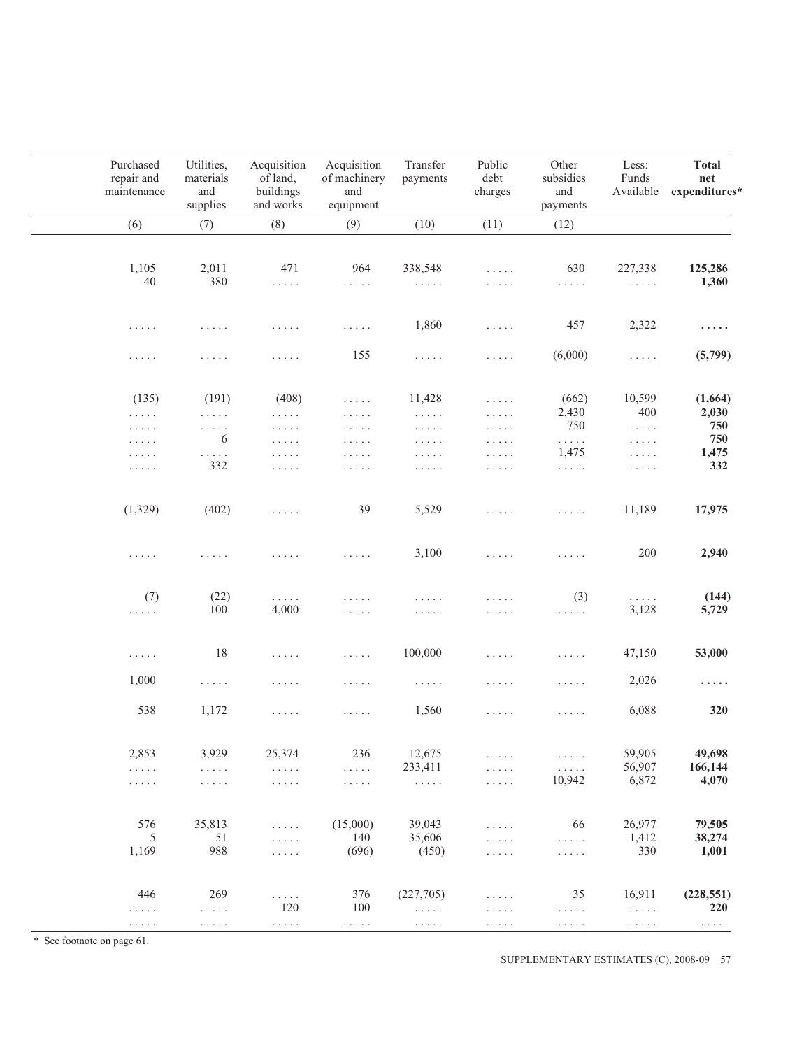| Purchased repair and maintenance | Utilities, materials and supplies | Acquisition of land, buildings and works | Acquisition of machinery and equipment | Transfer payments | Public debt charges | Other subsidies and payments | Less: Funds Available | **Total net expenditures*** |
|---|---|---|---|---|---|---|---|---|
| (6) | (7) | (8) | (9) | (10) | (11) | (12) | | |
| 1,105 | 2,011 | 471 | 964 | 338,548 | ..... | 630 | 227,338 | **125,286** |
| 40 | 380 | ..... | ..... | ..... | ..... | ..... | ..... | **1,360** |
| ..... | ..... | ..... | ..... | 1,860 | ..... | 457 | 2,322 | **.....** |
| ..... | ..... | ..... | 155 | ..... | ..... | (6,000) | ..... | **(5,799)** |
| (135) | (191) | (408) | ..... | 11,428 | ..... | (662) | 10,599 | **(1,664)** |
| ..... | ..... | ..... | ..... | ..... | ..... | 2,430 | 400 | **2,030** |
| ..... | ..... | ..... | ..... | ..... | ..... | 750 | ..... | **750** |
| ..... | 6 | ..... | ..... | ..... | ..... | ..... | ..... | **750** |
| ..... | ..... | ..... | ..... | ..... | ..... | 1,475 | ..... | **1,475** |
| ..... | 332 | ..... | ..... | ..... | ..... | ..... | ..... | **332** |
| (1,329) | (402) | ..... | 39 | 5,529 | ..... | ..... | 11,189 | **17,975** |
| ..... | ..... | ..... | ..... | 3,100 | ..... | ..... | 200 | **2,940** |
| (7) | (22) | ..... | ..... | ..... | ..... | (3) | ..... | **(144)** |
| ..... | 100 | 4,000 | ..... | ..... | ..... | ..... | 3,128 | **5,729** |
| ..... | 18 | ..... | ..... | 100,000 | ..... | ..... | 47,150 | **53,000** |
| 1,000 | ..... | ..... | ..... | ..... | ..... | ..... | 2,026 | **.....** |
| 538 | 1,172 | ..... | ..... | 1,560 | ..... | ..... | 6,088 | **320** |
| 2,853 | 3,929 | 25,374 | 236 | 12,675 | ..... | ..... | 59,905 | **49,698** |
| ..... | ..... | ..... | ..... | 233,411 | ..... | ..... | 56,907 | **166,144** |
| ..... | ..... | ..... | ..... | ..... | ..... | 10,942 | 6,872 | **4,070** |
| 576 | 35,813 | ..... | (15,000) | 39,043 | ..... | 66 | 26,977 | **79,505** |
| 5 | 51 | ..... | 140 | 35,606 | ..... | ..... | 1,412 | **38,274** |
| 1,169 | 988 | ..... | (696) | (450) | ..... | ..... | 330 | **1,001** |
| 446 | 269 | ..... | 376 | (227,705) | ..... | 35 | 16,911 | **(228,551)** |
| ..... | ..... | 120 | 100 | ..... | ..... | ..... | ..... | **220** |
| ..... | ..... | ..... | ..... | ..... | ..... | ..... | ..... | ..... |

* See footnote on page 61.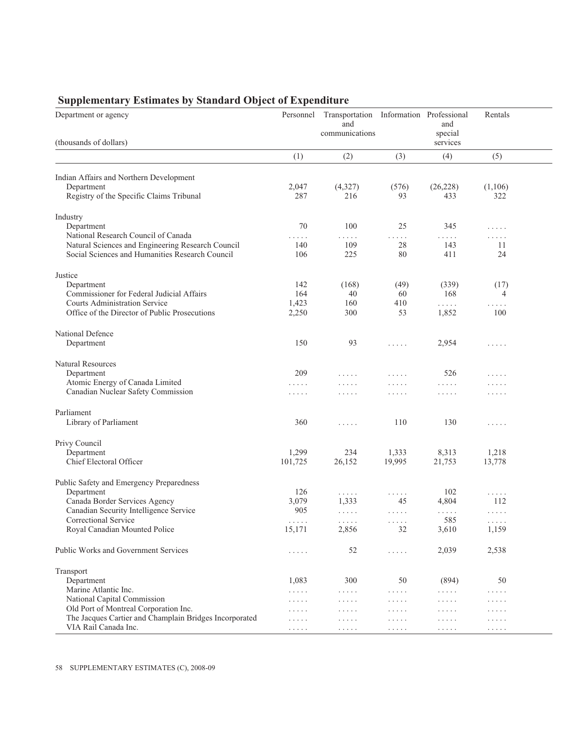## Supplementary Estimates by Standard Object of Expenditure

| Department or agency<br>(thousands of dollars) | Personnel | Transportation and communications | Information | Professional and special services | Rentals |
|---|---|---|---|---|---|
| | (1) | (2) | (3) | (4) | (5) |
| **Indian Affairs and Northern Development** | | | | | |
| Department | 2,047 | (4,327) | (576) | (26,228) | (1,106) |
| Registry of the Specific Claims Tribunal | 287 | 216 | 93 | 433 | 322 |
| **Industry** | | | | | |
| Department | 70 | 100 | 25 | 345 | ..... |
| National Research Council of Canada | ..... | ..... | ..... | ..... | ..... |
| Natural Sciences and Engineering Research Council | 140 | 109 | 28 | 143 | 11 |
| Social Sciences and Humanities Research Council | 106 | 225 | 80 | 411 | 24 |
| **Justice** | | | | | |
| Department | 142 | (168) | (49) | (339) | (17) |
| Commissioner for Federal Judicial Affairs | 164 | 40 | 60 | 168 | 4 |
| Courts Administration Service | 1,423 | 160 | 410 | ..... | ..... |
| Office of the Director of Public Prosecutions | 2,250 | 300 | 53 | 1,852 | 100 |
| **National Defence** | | | | | |
| Department | 150 | 93 | ..... | 2,954 | ..... |
| **Natural Resources** | | | | | |
| Department | 209 | ..... | ..... | 526 | ..... |
| Atomic Energy of Canada Limited | ..... | ..... | ..... | ..... | ..... |
| Canadian Nuclear Safety Commission | ..... | ..... | ..... | ..... | ..... |
| **Parliament** | | | | | |
| Library of Parliament | 360 | ..... | 110 | 130 | ..... |
| **Privy Council** | | | | | |
| Department | 1,299 | 234 | 1,333 | 8,313 | 1,218 |
| Chief Electoral Officer | 101,725 | 26,152 | 19,995 | 21,753 | 13,778 |
| **Public Safety and Emergency Preparedness** | | | | | |
| Department | 126 | ..... | ..... | 102 | ..... |
| Canada Border Services Agency | 3,079 | 1,333 | 45 | 4,804 | 112 |
| Canadian Security Intelligence Service | 905 | ..... | ..... | ..... | ..... |
| Correctional Service | ..... | ..... | ..... | 585 | ..... |
| Royal Canadian Mounted Police | 15,171 | 2,856 | 32 | 3,610 | 1,159 |
| **Public Works and Government Services** | ..... | 52 | ..... | 2,039 | 2,538 |
| **Transport** | | | | | |
| Department | 1,083 | 300 | 50 | (894) | 50 |
| Marine Atlantic Inc. | ..... | ..... | ..... | ..... | ..... |
| National Capital Commission | ..... | ..... | ..... | ..... | ..... |
| Old Port of Montreal Corporation Inc. | ..... | ..... | ..... | ..... | ..... |
| The Jacques Cartier and Champlain Bridges Incorporated | ..... | ..... | ..... | ..... | ..... |
| VIA Rail Canada Inc. | ..... | ..... | ..... | ..... | ..... |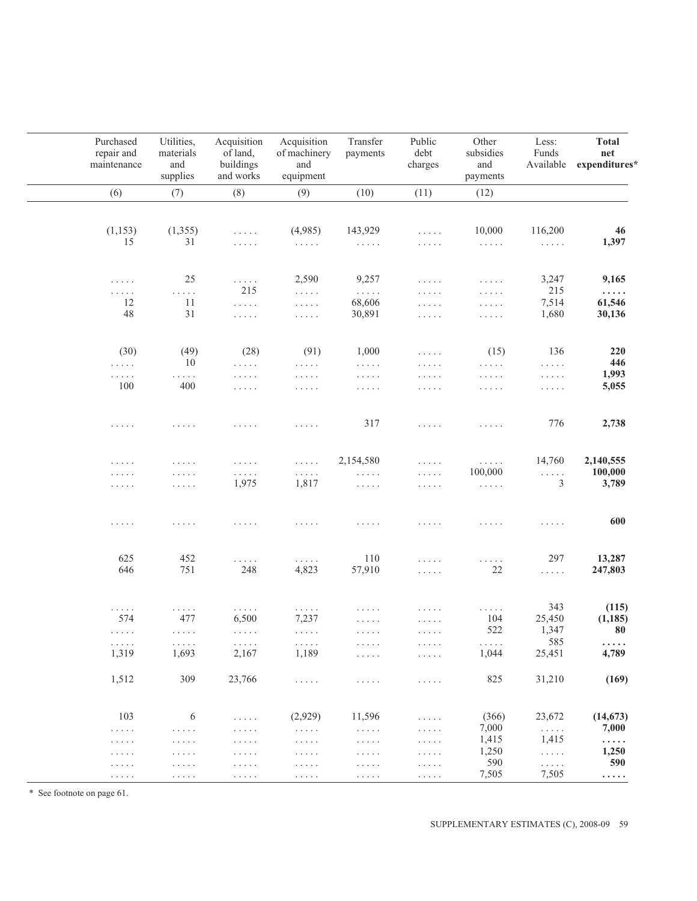| Purchased repair and maintenance | Utilities, materials and supplies | Acquisition of land, buildings and works | Acquisition of machinery and equipment | Transfer payments | Public debt charges | Other subsidies and payments | Less: Funds Available | **Total net expenditures*** |
|---|---|---|---|---|---|---|---|---|
| (6) | (7) | (8) | (9) | (10) | (11) | (12) | | |
| (1,153) | (1,355) | ..... | (4,985) | 143,929 | ..... | 10,000 | 116,200 | **46** |
| 15 | 31 | ..... | ..... | ..... | ..... | ..... | ..... | **1,397** |
| ..... | 25 | ..... | 2,590 | 9,257 | ..... | ..... | 3,247 | **9,165** |
| ..... | ..... | 215 | ..... | ..... | ..... | ..... | 215 | **.....** |
| 12 | 11 | ..... | ..... | 68,606 | ..... | ..... | 7,514 | **61,546** |
| 48 | 31 | ..... | ..... | 30,891 | ..... | ..... | 1,680 | **30,136** |
| (30) | (49) | (28) | (91) | 1,000 | ..... | (15) | 136 | **220** |
| ..... | 10 | ..... | ..... | ..... | ..... | ..... | ..... | **446** |
| ..... | ..... | ..... | ..... | ..... | ..... | ..... | ..... | **1,993** |
| 100 | 400 | ..... | ..... | ..... | ..... | ..... | ..... | **5,055** |
| ..... | ..... | ..... | ..... | 317 | ..... | ..... | 776 | **2,738** |
| ..... | ..... | ..... | ..... | 2,154,580 | ..... | ..... | 14,760 | **2,140,555** |
| ..... | ..... | ..... | ..... | ..... | ..... | 100,000 | ..... | **100,000** |
| ..... | ..... | 1,975 | 1,817 | ..... | ..... | ..... | 3 | **3,789** |
| ..... | ..... | ..... | ..... | ..... | ..... | ..... | ..... | **600** |
| 625 | 452 | ..... | ..... | 110 | ..... | ..... | 297 | **13,287** |
| 646 | 751 | 248 | 4,823 | 57,910 | ..... | 22 | ..... | **247,803** |
| ..... | ..... | ..... | ..... | ..... | ..... | ..... | 343 | **(115)** |
| 574 | 477 | 6,500 | 7,237 | ..... | ..... | 104 | 25,450 | **(1,185)** |
| ..... | ..... | ..... | ..... | ..... | ..... | 522 | 1,347 | **80** |
| ..... | ..... | ..... | ..... | ..... | ..... | ..... | 585 | **.....** |
| 1,319 | 1,693 | 2,167 | 1,189 | ..... | ..... | 1,044 | 25,451 | **4,789** |
| 1,512 | 309 | 23,766 | ..... | ..... | ..... | 825 | 31,210 | **(169)** |
| 103 | 6 | ..... | (2,929) | 11,596 | ..... | (366) | 23,672 | **(14,673)** |
| ..... | ..... | ..... | ..... | ..... | ..... | 7,000 | ..... | **7,000** |
| ..... | ..... | ..... | ..... | ..... | ..... | 1,415 | 1,415 | **.....** |
| ..... | ..... | ..... | ..... | ..... | ..... | 1,250 | ..... | **1,250** |
| ..... | ..... | ..... | ..... | ..... | ..... | 590 | ..... | **590** |
| ..... | ..... | ..... | ..... | ..... | ..... | 7,505 | 7,505 | **.....** |

\* See footnote on page 61.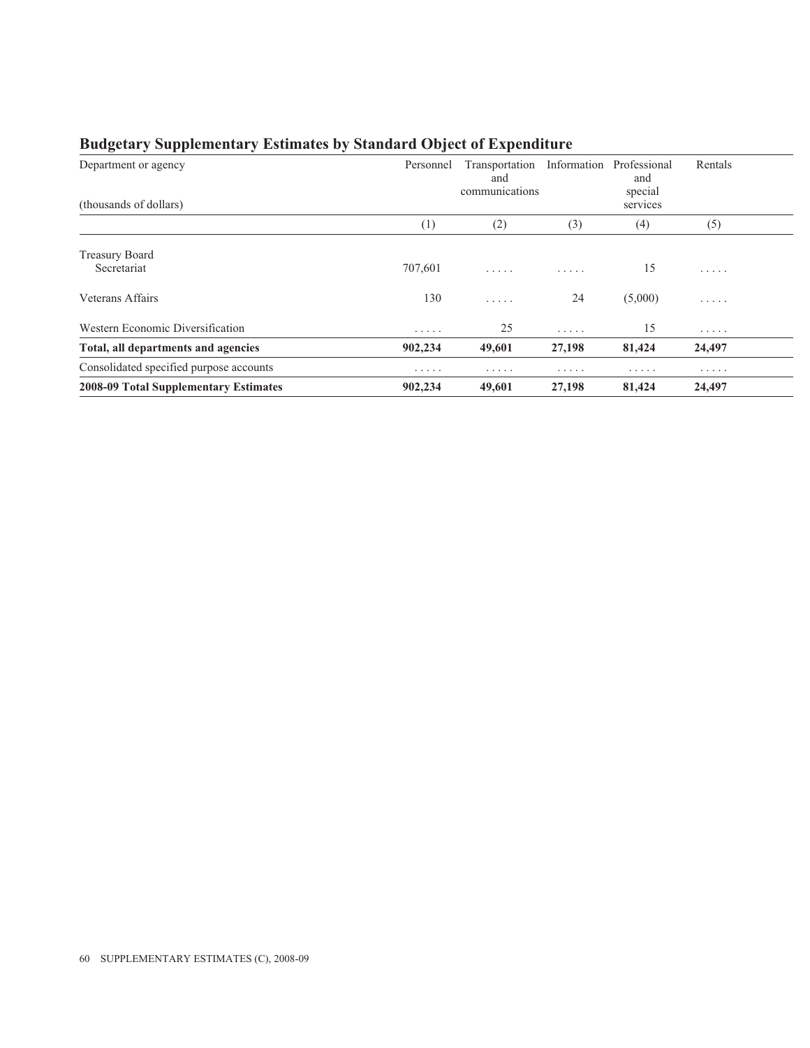## Budgetary Supplementary Estimates by Standard Object of Expenditure

| Department or agency<br>(thousands of dollars) | Personnel | Transportation and communications | Information | Professional and special services | Rentals |
|---|---|---|---|---|---|
| | (1) | (2) | (3) | (4) | (5) |
| Treasury Board Secretariat | 707,601 | ..... | ..... | 15 | ..... |
| Veterans Affairs | 130 | ..... | 24 | (5,000) | ..... |
| Western Economic Diversification | ..... | 25 | ..... | 15 | ..... |
| **Total, all departments and agencies** | **902,234** | **49,601** | **27,198** | **81,424** | **24,497** |
| Consolidated specified purpose accounts | ..... | ..... | ..... | ..... | ..... |
| **2008-09 Total Supplementary Estimates** | **902,234** | **49,601** | **27,198** | **81,424** | **24,497** |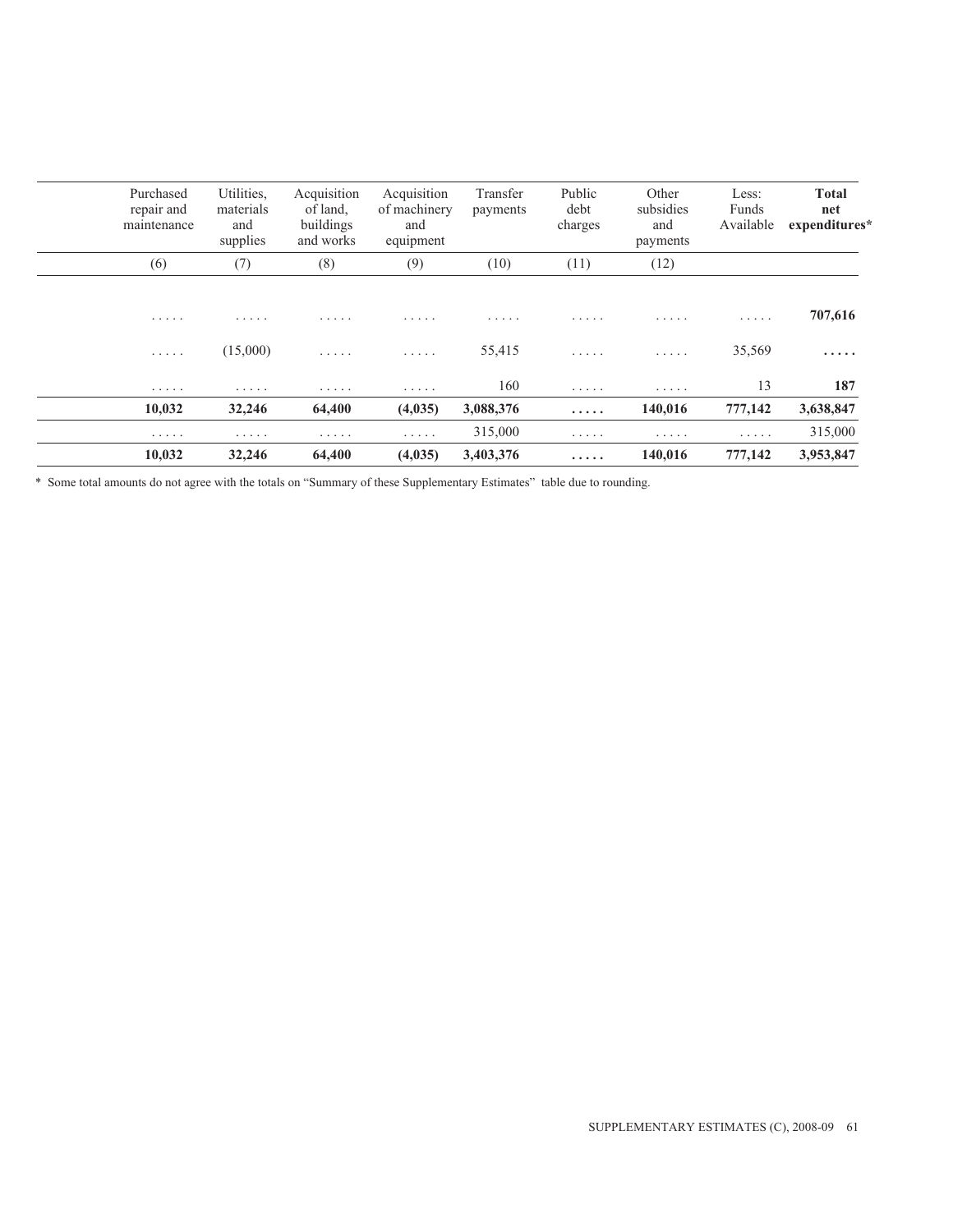| | Purchased repair and maintenance | Utilities, materials and supplies | Acquisition of land, buildings and works | Acquisition of machinery and equipment | Transfer payments | Public debt charges | Other subsidies and payments | Less: Funds Available | **Total net expenditures*** |
|---|---|---|---|---|---|---|---|---|---|
| | (6) | (7) | (8) | (9) | (10) | (11) | (12) | | |
| | ..... | ..... | ..... | ..... | ..... | ..... | ..... | ..... | **707,616** |
| | ..... | (15,000) | ..... | ..... | 55,415 | ..... | ..... | 35,569 | **.....** |
| | ..... | ..... | ..... | ..... | 160 | ..... | ..... | 13 | **187** |
| | **10,032** | **32,246** | **64,400** | **(4,035)** | **3,088,376** | **.....** | **140,016** | **777,142** | **3,638,847** |
| | ..... | ..... | ..... | ..... | 315,000 | ..... | ..... | ..... | 315,000 |
| | **10,032** | **32,246** | **64,400** | **(4,035)** | **3,403,376** | **.....** | **140,016** | **777,142** | **3,953,847** |

* Some total amounts do not agree with the totals on "Summary of these Supplementary Estimates" table due to rounding.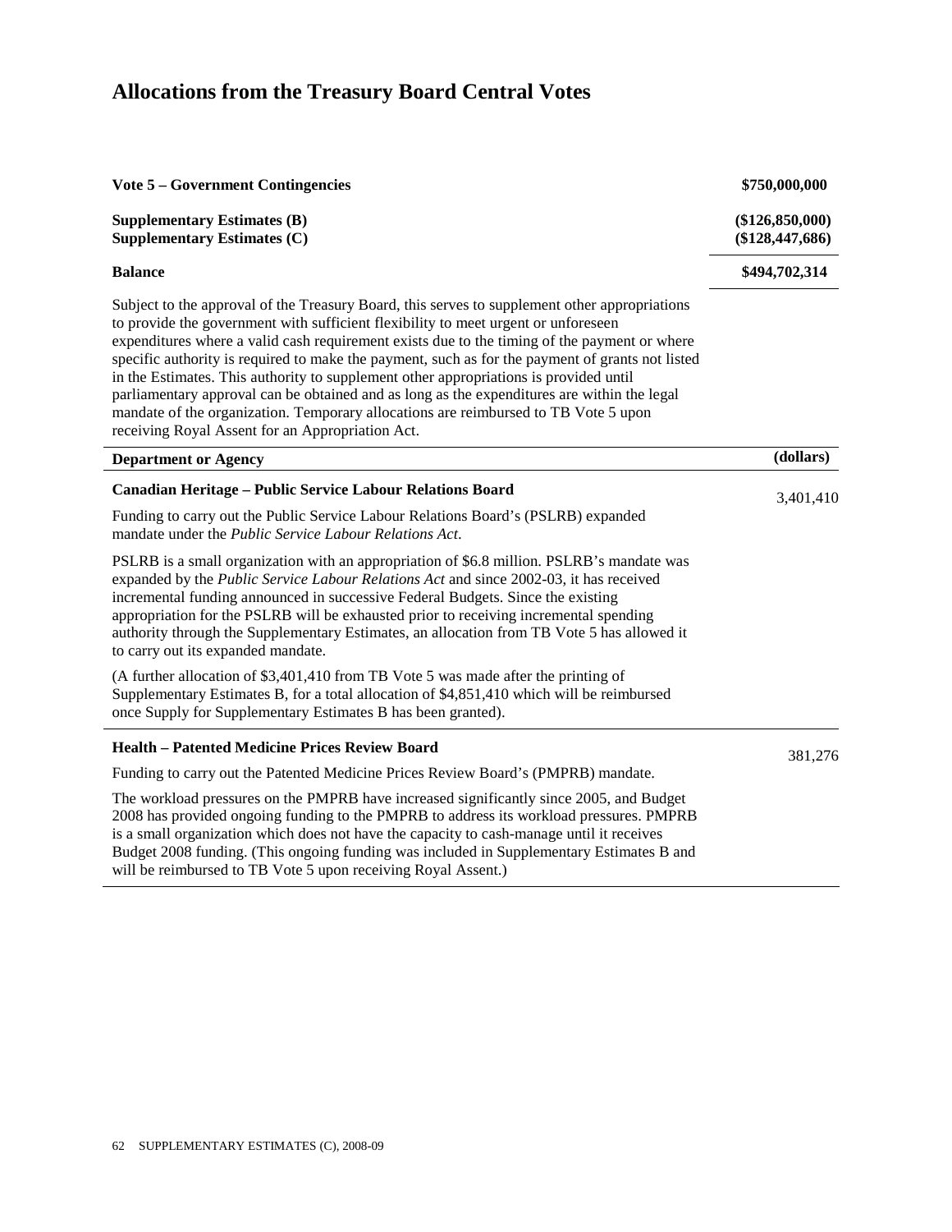# Allocations from the Treasury Board Central Votes

| **Vote 5 – Government Contingencies** | **\$750,000,000** |
|---|---|
| **Supplementary Estimates (B)** | **(\$126,850,000)** |
| **Supplementary Estimates (C)** | **(\$128,447,686)** |
| **Balance** | **\$494,702,314** |

Subject to the approval of the Treasury Board, this serves to supplement other appropriations to provide the government with sufficient flexibility to meet urgent or unforeseen expenditures where a valid cash requirement exists due to the timing of the payment or where specific authority is required to make the payment, such as for the payment of grants not listed in the Estimates. This authority to supplement other appropriations is provided until parliamentary approval can be obtained and as long as the expenditures are within the legal mandate of the organization. Temporary allocations are reimbursed to TB Vote 5 upon receiving Royal Assent for an Appropriation Act.

| **Department or Agency** | **(dollars)** |
|---|---|
| **Canadian Heritage – Public Service Labour Relations Board**<br><br>Funding to carry out the Public Service Labour Relations Board's (PSLRB) expanded mandate under the *Public Service Labour Relations Act*.<br><br>PSLRB is a small organization with an appropriation of \$6.8 million. PSLRB's mandate was expanded by the *Public Service Labour Relations Act* and since 2002-03, it has received incremental funding announced in successive Federal Budgets. Since the existing appropriation for the PSLRB will be exhausted prior to receiving incremental spending authority through the Supplementary Estimates, an allocation from TB Vote 5 has allowed it to carry out its expanded mandate.<br><br>(A further allocation of \$3,401,410 from TB Vote 5 was made after the printing of Supplementary Estimates B, for a total allocation of \$4,851,410 which will be reimbursed once Supply for Supplementary Estimates B has been granted). | 3,401,410 |
| **Health – Patented Medicine Prices Review Board**<br><br>Funding to carry out the Patented Medicine Prices Review Board's (PMPRB) mandate.<br><br>The workload pressures on the PMPRB have increased significantly since 2005, and Budget 2008 has provided ongoing funding to the PMPRB to address its workload pressures. PMPRB is a small organization which does not have the capacity to cash-manage until it receives Budget 2008 funding. (This ongoing funding was included in Supplementary Estimates B and will be reimbursed to TB Vote 5 upon receiving Royal Assent.) | 381,276 |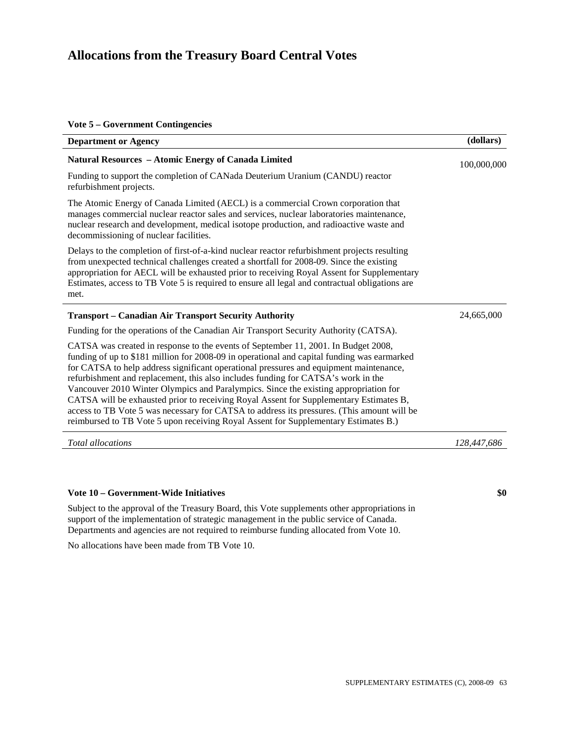# Allocations from the Treasury Board Central Votes

**Vote 5 – Government Contingencies**

| Department or Agency | (dollars) |
| --- | --- |
| **Natural Resources – Atomic Energy of Canada Limited**<br><br>Funding to support the completion of CANada Deuterium Uranium (CANDU) reactor refurbishment projects.<br><br>The Atomic Energy of Canada Limited (AECL) is a commercial Crown corporation that manages commercial nuclear reactor sales and services, nuclear laboratories maintenance, nuclear research and development, medical isotope production, and radioactive waste and decommissioning of nuclear facilities.<br><br>Delays to the completion of first-of-a-kind nuclear reactor refurbishment projects resulting from unexpected technical challenges created a shortfall for 2008-09. Since the existing appropriation for AECL will be exhausted prior to receiving Royal Assent for Supplementary Estimates, access to TB Vote 5 is required to ensure all legal and contractual obligations are met. | 100,000,000 |
| **Transport – Canadian Air Transport Security Authority**<br><br>Funding for the operations of the Canadian Air Transport Security Authority (CATSA).<br><br>CATSA was created in response to the events of September 11, 2001. In Budget 2008, funding of up to $181 million for 2008-09 in operational and capital funding was earmarked for CATSA to help address significant operational pressures and equipment maintenance, refurbishment and replacement, this also includes funding for CATSA's work in the Vancouver 2010 Winter Olympics and Paralympics. Since the existing appropriation for CATSA will be exhausted prior to receiving Royal Assent for Supplementary Estimates B, access to TB Vote 5 was necessary for CATSA to address its pressures. (This amount will be reimbursed to TB Vote 5 upon receiving Royal Assent for Supplementary Estimates B.) | 24,665,000 |
| *Total allocations* | *128,447,686* |

**Vote 10 – Government-Wide Initiatives** **$0**

Subject to the approval of the Treasury Board, this Vote supplements other appropriations in support of the implementation of strategic management in the public service of Canada. Departments and agencies are not required to reimburse funding allocated from Vote 10.

No allocations have been made from TB Vote 10.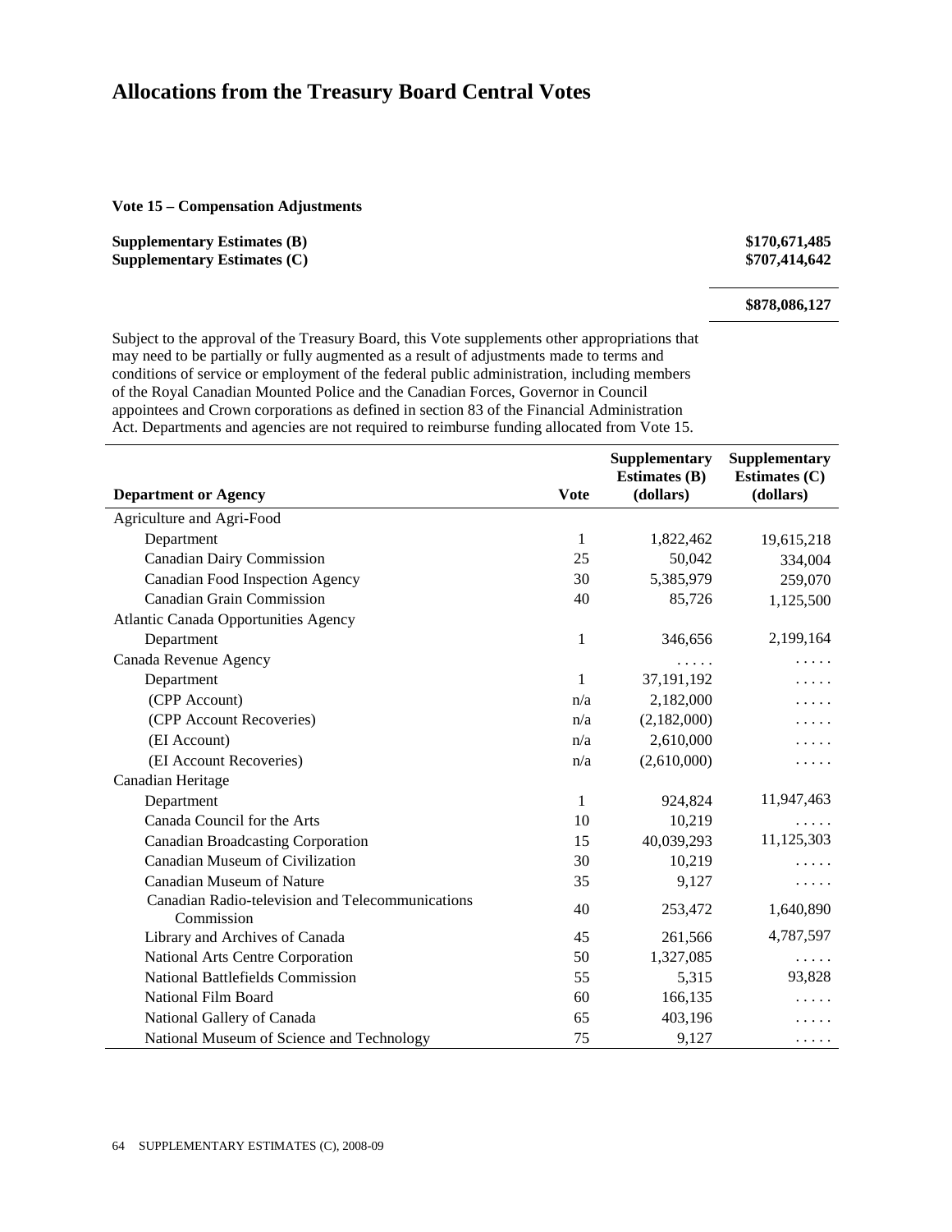# Allocations from the Treasury Board Central Votes

**Vote 15 – Compensation Adjustments**

| | |
|---|---:|
| **Supplementary Estimates (B)** | **$170,671,485** |
| **Supplementary Estimates (C)** | **$707,414,642** |
| | **$878,086,127** |

Subject to the approval of the Treasury Board, this Vote supplements other appropriations that may need to be partially or fully augmented as a result of adjustments made to terms and conditions of service or employment of the federal public administration, including members of the Royal Canadian Mounted Police and the Canadian Forces, Governor in Council appointees and Crown corporations as defined in section 83 of the Financial Administration Act. Departments and agencies are not required to reimburse funding allocated from Vote 15.

| Department or Agency | Vote | Supplementary Estimates (B) (dollars) | Supplementary Estimates (C) (dollars) |
|---|---|---:|---:|
| Agriculture and Agri-Food | | | |
| Department | 1 | 1,822,462 | 19,615,218 |
| Canadian Dairy Commission | 25 | 50,042 | 334,004 |
| Canadian Food Inspection Agency | 30 | 5,385,979 | 259,070 |
| Canadian Grain Commission | 40 | 85,726 | 1,125,500 |
| Atlantic Canada Opportunities Agency | | | |
| Department | 1 | 346,656 | 2,199,164 |
| Canada Revenue Agency | | ..... | ..... |
| Department | 1 | 37,191,192 | ..... |
| (CPP Account) | n/a | 2,182,000 | ..... |
| (CPP Account Recoveries) | n/a | (2,182,000) | ..... |
| (EI Account) | n/a | 2,610,000 | ..... |
| (EI Account Recoveries) | n/a | (2,610,000) | ..... |
| Canadian Heritage | | | |
| Department | 1 | 924,824 | 11,947,463 |
| Canada Council for the Arts | 10 | 10,219 | ..... |
| Canadian Broadcasting Corporation | 15 | 40,039,293 | 11,125,303 |
| Canadian Museum of Civilization | 30 | 10,219 | ..... |
| Canadian Museum of Nature | 35 | 9,127 | ..... |
| Canadian Radio-television and Telecommunications Commission | 40 | 253,472 | 1,640,890 |
| Library and Archives of Canada | 45 | 261,566 | 4,787,597 |
| National Arts Centre Corporation | 50 | 1,327,085 | ..... |
| National Battlefields Commission | 55 | 5,315 | 93,828 |
| National Film Board | 60 | 166,135 | ..... |
| National Gallery of Canada | 65 | 403,196 | ..... |
| National Museum of Science and Technology | 75 | 9,127 | ..... |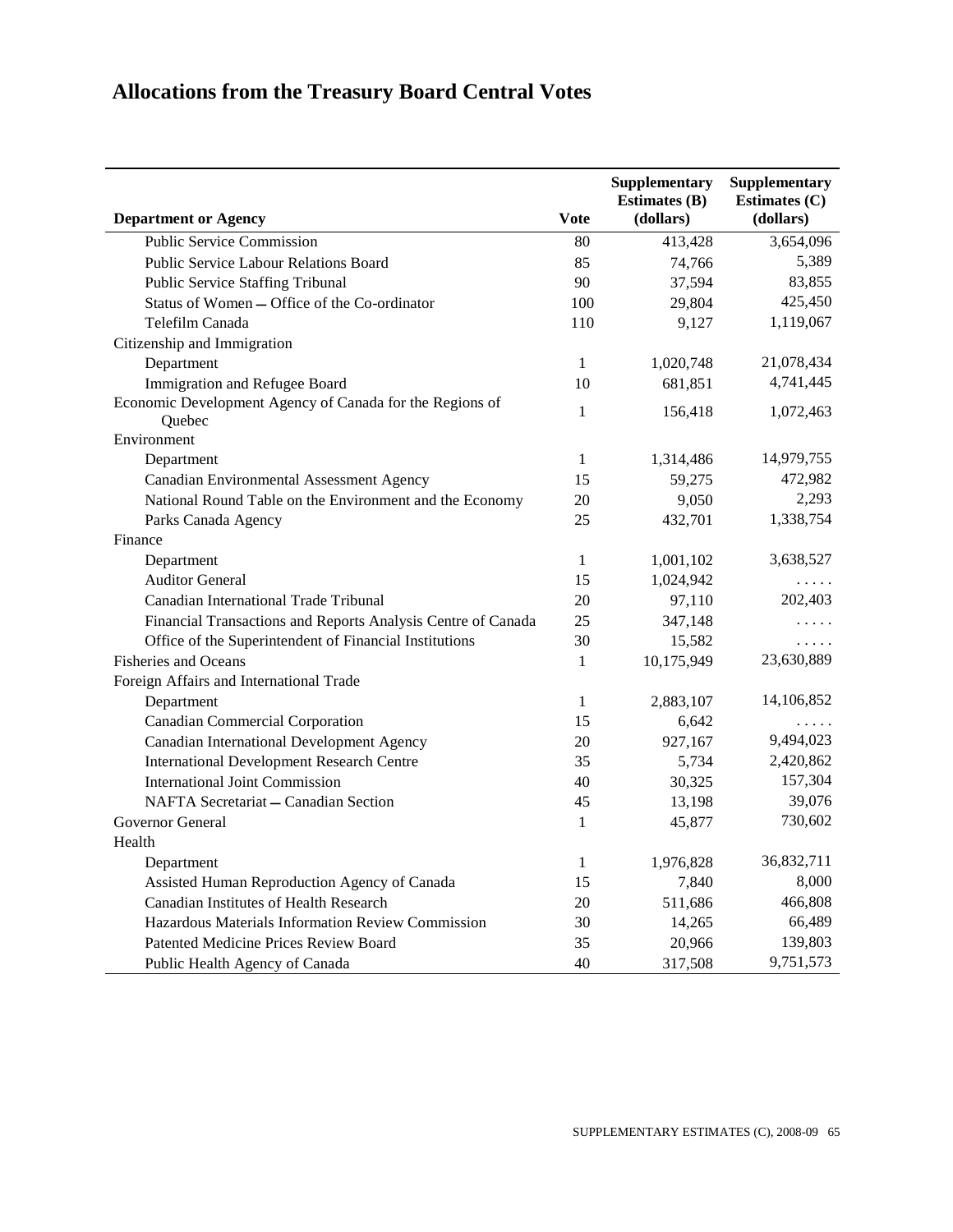# Allocations from the Treasury Board Central Votes

| Department or Agency | Vote | Supplementary Estimates (B) (dollars) | Supplementary Estimates (C) (dollars) |
|---|---|---|---|
| Public Service Commission | 80 | 413,428 | 3,654,096 |
| Public Service Labour Relations Board | 85 | 74,766 | 5,389 |
| Public Service Staffing Tribunal | 90 | 37,594 | 83,855 |
| Status of Women — Office of the Co-ordinator | 100 | 29,804 | 425,450 |
| Telefilm Canada | 110 | 9,127 | 1,119,067 |
| Citizenship and Immigration | | | |
| Department | 1 | 1,020,748 | 21,078,434 |
| Immigration and Refugee Board | 10 | 681,851 | 4,741,445 |
| Economic Development Agency of Canada for the Regions of Quebec | 1 | 156,418 | 1,072,463 |
| Environment | | | |
| Department | 1 | 1,314,486 | 14,979,755 |
| Canadian Environmental Assessment Agency | 15 | 59,275 | 472,982 |
| National Round Table on the Environment and the Economy | 20 | 9,050 | 2,293 |
| Parks Canada Agency | 25 | 432,701 | 1,338,754 |
| Finance | | | |
| Department | 1 | 1,001,102 | 3,638,527 |
| Auditor General | 15 | 1,024,942 | ..... |
| Canadian International Trade Tribunal | 20 | 97,110 | 202,403 |
| Financial Transactions and Reports Analysis Centre of Canada | 25 | 347,148 | ..... |
| Office of the Superintendent of Financial Institutions | 30 | 15,582 | ..... |
| Fisheries and Oceans | 1 | 10,175,949 | 23,630,889 |
| Foreign Affairs and International Trade | | | |
| Department | 1 | 2,883,107 | 14,106,852 |
| Canadian Commercial Corporation | 15 | 6,642 | ..... |
| Canadian International Development Agency | 20 | 927,167 | 9,494,023 |
| International Development Research Centre | 35 | 5,734 | 2,420,862 |
| International Joint Commission | 40 | 30,325 | 157,304 |
| NAFTA Secretariat — Canadian Section | 45 | 13,198 | 39,076 |
| Governor General | 1 | 45,877 | 730,602 |
| Health | | | |
| Department | 1 | 1,976,828 | 36,832,711 |
| Assisted Human Reproduction Agency of Canada | 15 | 7,840 | 8,000 |
| Canadian Institutes of Health Research | 20 | 511,686 | 466,808 |
| Hazardous Materials Information Review Commission | 30 | 14,265 | 66,489 |
| Patented Medicine Prices Review Board | 35 | 20,966 | 139,803 |
| Public Health Agency of Canada | 40 | 317,508 | 9,751,573 |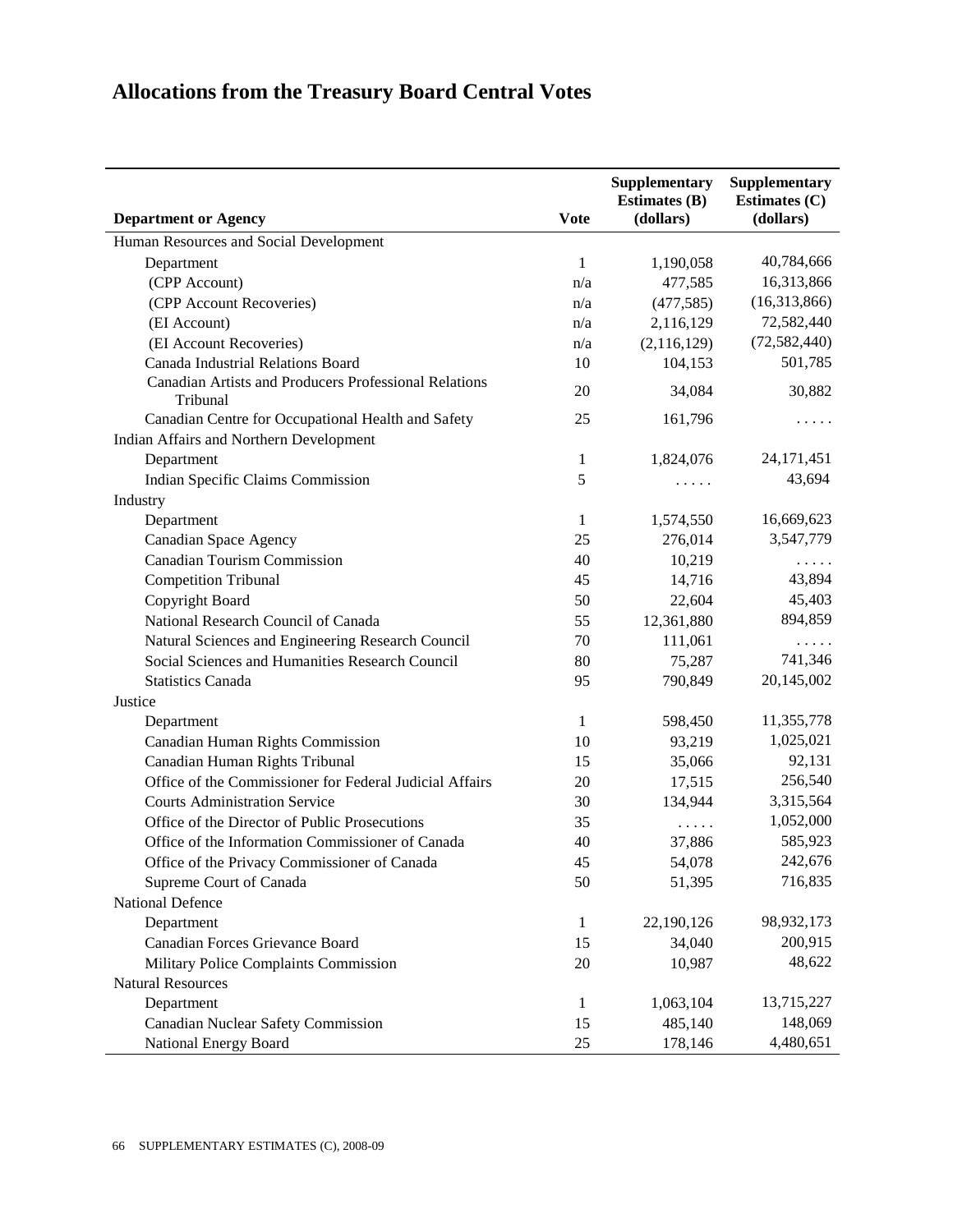# Allocations from the Treasury Board Central Votes

| Department or Agency | Vote | Supplementary Estimates (B) (dollars) | Supplementary Estimates (C) (dollars) |
|---|---|---|---|
| Human Resources and Social Development | | | |
| Department | 1 | 1,190,058 | 40,784,666 |
| (CPP Account) | n/a | 477,585 | 16,313,866 |
| (CPP Account Recoveries) | n/a | (477,585) | (16,313,866) |
| (EI Account) | n/a | 2,116,129 | 72,582,440 |
| (EI Account Recoveries) | n/a | (2,116,129) | (72,582,440) |
| Canada Industrial Relations Board | 10 | 104,153 | 501,785 |
| Canadian Artists and Producers Professional Relations Tribunal | 20 | 34,084 | 30,882 |
| Canadian Centre for Occupational Health and Safety | 25 | 161,796 | ..... |
| Indian Affairs and Northern Development | | | |
| Department | 1 | 1,824,076 | 24,171,451 |
| Indian Specific Claims Commission | 5 | ..... | 43,694 |
| Industry | | | |
| Department | 1 | 1,574,550 | 16,669,623 |
| Canadian Space Agency | 25 | 276,014 | 3,547,779 |
| Canadian Tourism Commission | 40 | 10,219 | ..... |
| Competition Tribunal | 45 | 14,716 | 43,894 |
| Copyright Board | 50 | 22,604 | 45,403 |
| National Research Council of Canada | 55 | 12,361,880 | 894,859 |
| Natural Sciences and Engineering Research Council | 70 | 111,061 | ..... |
| Social Sciences and Humanities Research Council | 80 | 75,287 | 741,346 |
| Statistics Canada | 95 | 790,849 | 20,145,002 |
| Justice | | | |
| Department | 1 | 598,450 | 11,355,778 |
| Canadian Human Rights Commission | 10 | 93,219 | 1,025,021 |
| Canadian Human Rights Tribunal | 15 | 35,066 | 92,131 |
| Office of the Commissioner for Federal Judicial Affairs | 20 | 17,515 | 256,540 |
| Courts Administration Service | 30 | 134,944 | 3,315,564 |
| Office of the Director of Public Prosecutions | 35 | ..... | 1,052,000 |
| Office of the Information Commissioner of Canada | 40 | 37,886 | 585,923 |
| Office of the Privacy Commissioner of Canada | 45 | 54,078 | 242,676 |
| Supreme Court of Canada | 50 | 51,395 | 716,835 |
| National Defence | | | |
| Department | 1 | 22,190,126 | 98,932,173 |
| Canadian Forces Grievance Board | 15 | 34,040 | 200,915 |
| Military Police Complaints Commission | 20 | 10,987 | 48,622 |
| Natural Resources | | | |
| Department | 1 | 1,063,104 | 13,715,227 |
| Canadian Nuclear Safety Commission | 15 | 485,140 | 148,069 |
| National Energy Board | 25 | 178,146 | 4,480,651 |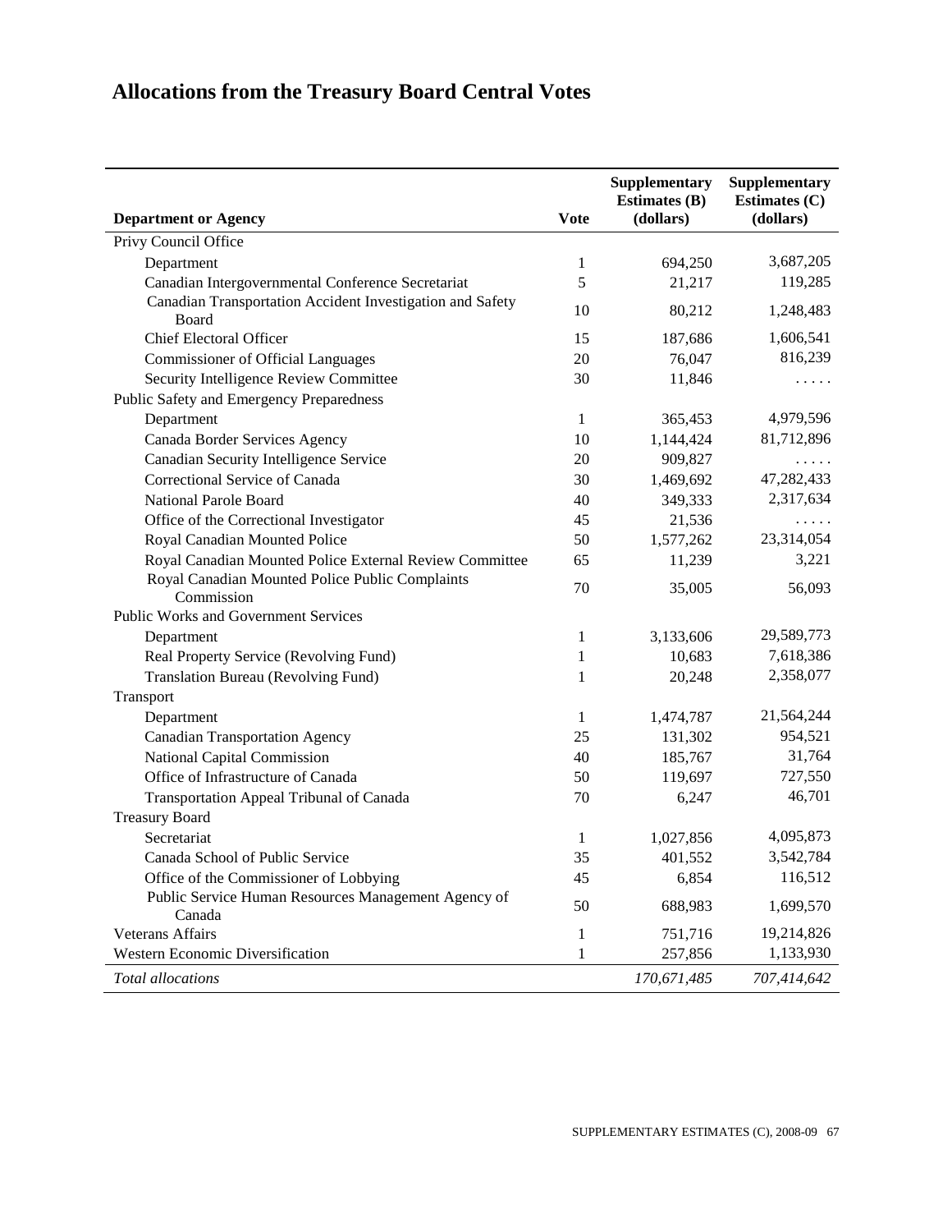# Allocations from the Treasury Board Central Votes

| Department or Agency | Vote | Supplementary Estimates (B) (dollars) | Supplementary Estimates (C) (dollars) |
|---|---|---|---|
| Privy Council Office | | | |
| Department | 1 | 694,250 | 3,687,205 |
| Canadian Intergovernmental Conference Secretariat | 5 | 21,217 | 119,285 |
| Canadian Transportation Accident Investigation and Safety Board | 10 | 80,212 | 1,248,483 |
| Chief Electoral Officer | 15 | 187,686 | 1,606,541 |
| Commissioner of Official Languages | 20 | 76,047 | 816,239 |
| Security Intelligence Review Committee | 30 | 11,846 | . . . . . |
| Public Safety and Emergency Preparedness | | | |
| Department | 1 | 365,453 | 4,979,596 |
| Canada Border Services Agency | 10 | 1,144,424 | 81,712,896 |
| Canadian Security Intelligence Service | 20 | 909,827 | . . . . . |
| Correctional Service of Canada | 30 | 1,469,692 | 47,282,433 |
| National Parole Board | 40 | 349,333 | 2,317,634 |
| Office of the Correctional Investigator | 45 | 21,536 | . . . . . |
| Royal Canadian Mounted Police | 50 | 1,577,262 | 23,314,054 |
| Royal Canadian Mounted Police External Review Committee | 65 | 11,239 | 3,221 |
| Royal Canadian Mounted Police Public Complaints Commission | 70 | 35,005 | 56,093 |
| Public Works and Government Services | | | |
| Department | 1 | 3,133,606 | 29,589,773 |
| Real Property Service (Revolving Fund) | 1 | 10,683 | 7,618,386 |
| Translation Bureau (Revolving Fund) | 1 | 20,248 | 2,358,077 |
| Transport | | | |
| Department | 1 | 1,474,787 | 21,564,244 |
| Canadian Transportation Agency | 25 | 131,302 | 954,521 |
| National Capital Commission | 40 | 185,767 | 31,764 |
| Office of Infrastructure of Canada | 50 | 119,697 | 727,550 |
| Transportation Appeal Tribunal of Canada | 70 | 6,247 | 46,701 |
| Treasury Board | | | |
| Secretariat | 1 | 1,027,856 | 4,095,873 |
| Canada School of Public Service | 35 | 401,552 | 3,542,784 |
| Office of the Commissioner of Lobbying | 45 | 6,854 | 116,512 |
| Public Service Human Resources Management Agency of Canada | 50 | 688,983 | 1,699,570 |
| Veterans Affairs | 1 | 751,716 | 19,214,826 |
| Western Economic Diversification | 1 | 257,856 | 1,133,930 |
| *Total allocations* | | *170,671,485* | *707,414,642* |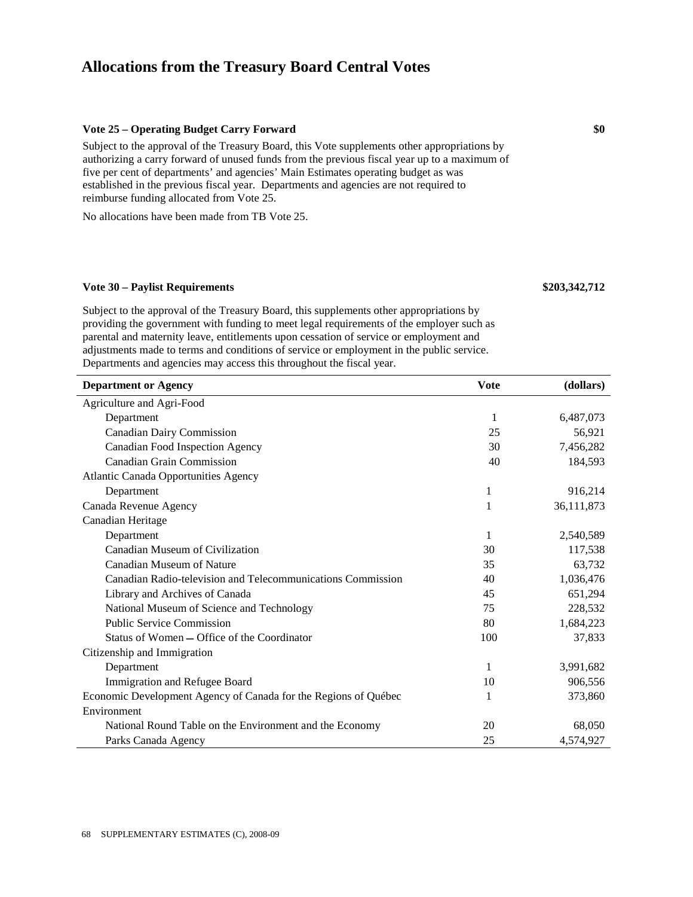# Allocations from the Treasury Board Central Votes

**Vote 25 – Operating Budget Carry Forward** **$0**

Subject to the approval of the Treasury Board, this Vote supplements other appropriations by authorizing a carry forward of unused funds from the previous fiscal year up to a maximum of five per cent of departments' and agencies' Main Estimates operating budget as was established in the previous fiscal year. Departments and agencies are not required to reimburse funding allocated from Vote 25.

No allocations have been made from TB Vote 25.

**Vote 30 – Paylist Requirements** **$203,342,712**

Subject to the approval of the Treasury Board, this supplements other appropriations by providing the government with funding to meet legal requirements of the employer such as parental and maternity leave, entitlements upon cessation of service or employment and adjustments made to terms and conditions of service or employment in the public service. Departments and agencies may access this throughout the fiscal year.

| Department or Agency | Vote | (dollars) |
|---|---|---|
| Agriculture and Agri-Food | | |
| Department | 1 | 6,487,073 |
| Canadian Dairy Commission | 25 | 56,921 |
| Canadian Food Inspection Agency | 30 | 7,456,282 |
| Canadian Grain Commission | 40 | 184,593 |
| Atlantic Canada Opportunities Agency | | |
| Department | 1 | 916,214 |
| Canada Revenue Agency | 1 | 36,111,873 |
| Canadian Heritage | | |
| Department | 1 | 2,540,589 |
| Canadian Museum of Civilization | 30 | 117,538 |
| Canadian Museum of Nature | 35 | 63,732 |
| Canadian Radio-television and Telecommunications Commission | 40 | 1,036,476 |
| Library and Archives of Canada | 45 | 651,294 |
| National Museum of Science and Technology | 75 | 228,532 |
| Public Service Commission | 80 | 1,684,223 |
| Status of Women – Office of the Coordinator | 100 | 37,833 |
| Citizenship and Immigration | | |
| Department | 1 | 3,991,682 |
| Immigration and Refugee Board | 10 | 906,556 |
| Economic Development Agency of Canada for the Regions of Québec | 1 | 373,860 |
| Environment | | |
| National Round Table on the Environment and the Economy | 20 | 68,050 |
| Parks Canada Agency | 25 | 4,574,927 |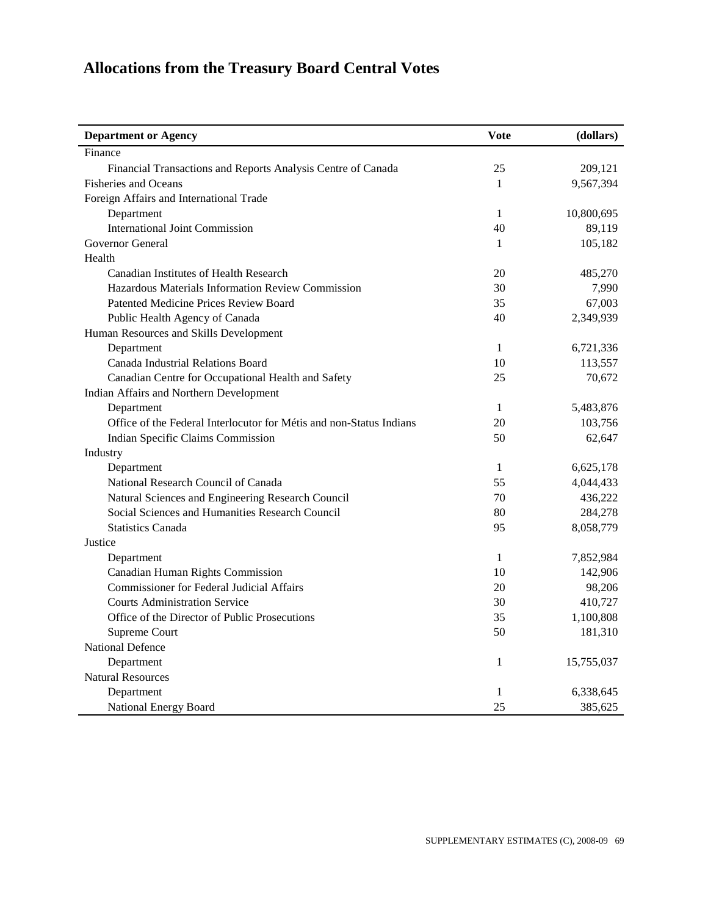# Allocations from the Treasury Board Central Votes

| Department or Agency | Vote | (dollars) |
| --- | --- | --- |
| Finance | | |
| Financial Transactions and Reports Analysis Centre of Canada | 25 | 209,121 |
| Fisheries and Oceans | 1 | 9,567,394 |
| Foreign Affairs and International Trade | | |
| Department | 1 | 10,800,695 |
| International Joint Commission | 40 | 89,119 |
| Governor General | 1 | 105,182 |
| Health | | |
| Canadian Institutes of Health Research | 20 | 485,270 |
| Hazardous Materials Information Review Commission | 30 | 7,990 |
| Patented Medicine Prices Review Board | 35 | 67,003 |
| Public Health Agency of Canada | 40 | 2,349,939 |
| Human Resources and Skills Development | | |
| Department | 1 | 6,721,336 |
| Canada Industrial Relations Board | 10 | 113,557 |
| Canadian Centre for Occupational Health and Safety | 25 | 70,672 |
| Indian Affairs and Northern Development | | |
| Department | 1 | 5,483,876 |
| Office of the Federal Interlocutor for Métis and non-Status Indians | 20 | 103,756 |
| Indian Specific Claims Commission | 50 | 62,647 |
| Industry | | |
| Department | 1 | 6,625,178 |
| National Research Council of Canada | 55 | 4,044,433 |
| Natural Sciences and Engineering Research Council | 70 | 436,222 |
| Social Sciences and Humanities Research Council | 80 | 284,278 |
| Statistics Canada | 95 | 8,058,779 |
| Justice | | |
| Department | 1 | 7,852,984 |
| Canadian Human Rights Commission | 10 | 142,906 |
| Commissioner for Federal Judicial Affairs | 20 | 98,206 |
| Courts Administration Service | 30 | 410,727 |
| Office of the Director of Public Prosecutions | 35 | 1,100,808 |
| Supreme Court | 50 | 181,310 |
| National Defence | | |
| Department | 1 | 15,755,037 |
| Natural Resources | | |
| Department | 1 | 6,338,645 |
| National Energy Board | 25 | 385,625 |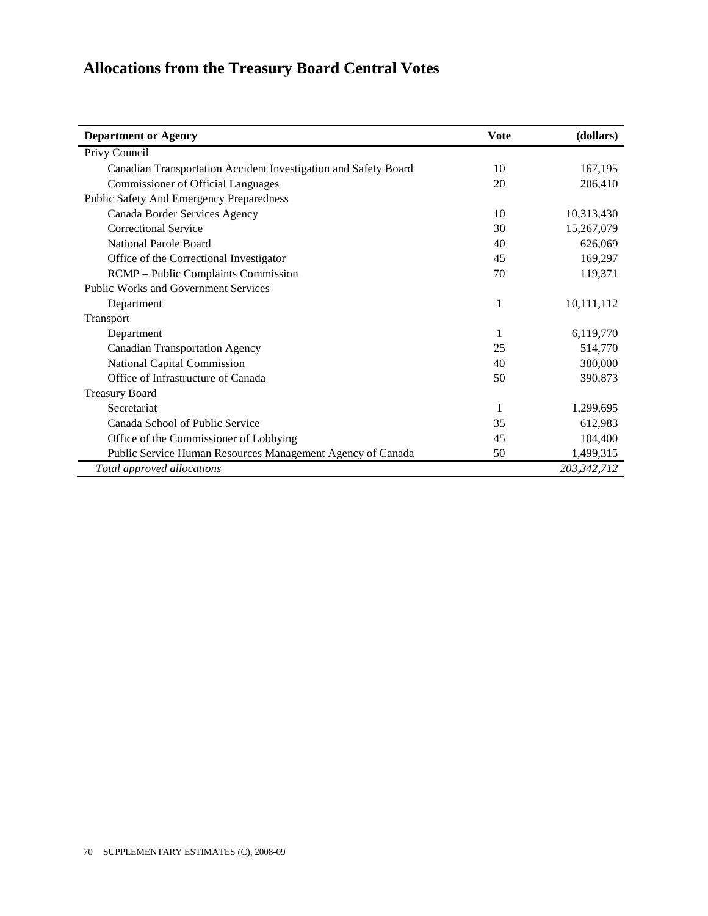# Allocations from the Treasury Board Central Votes

| Department or Agency | Vote | (dollars) |
| --- | --- | --- |
| Privy Council | | |
| Canadian Transportation Accident Investigation and Safety Board | 10 | 167,195 |
| Commissioner of Official Languages | 20 | 206,410 |
| Public Safety And Emergency Preparedness | | |
| Canada Border Services Agency | 10 | 10,313,430 |
| Correctional Service | 30 | 15,267,079 |
| National Parole Board | 40 | 626,069 |
| Office of the Correctional Investigator | 45 | 169,297 |
| RCMP – Public Complaints Commission | 70 | 119,371 |
| Public Works and Government Services | | |
| Department | 1 | 10,111,112 |
| Transport | | |
| Department | 1 | 6,119,770 |
| Canadian Transportation Agency | 25 | 514,770 |
| National Capital Commission | 40 | 380,000 |
| Office of Infrastructure of Canada | 50 | 390,873 |
| Treasury Board | | |
| Secretariat | 1 | 1,299,695 |
| Canada School of Public Service | 35 | 612,983 |
| Office of the Commissioner of Lobbying | 45 | 104,400 |
| Public Service Human Resources Management Agency of Canada | 50 | 1,499,315 |
| *Total approved allocations* | | *203,342,712* |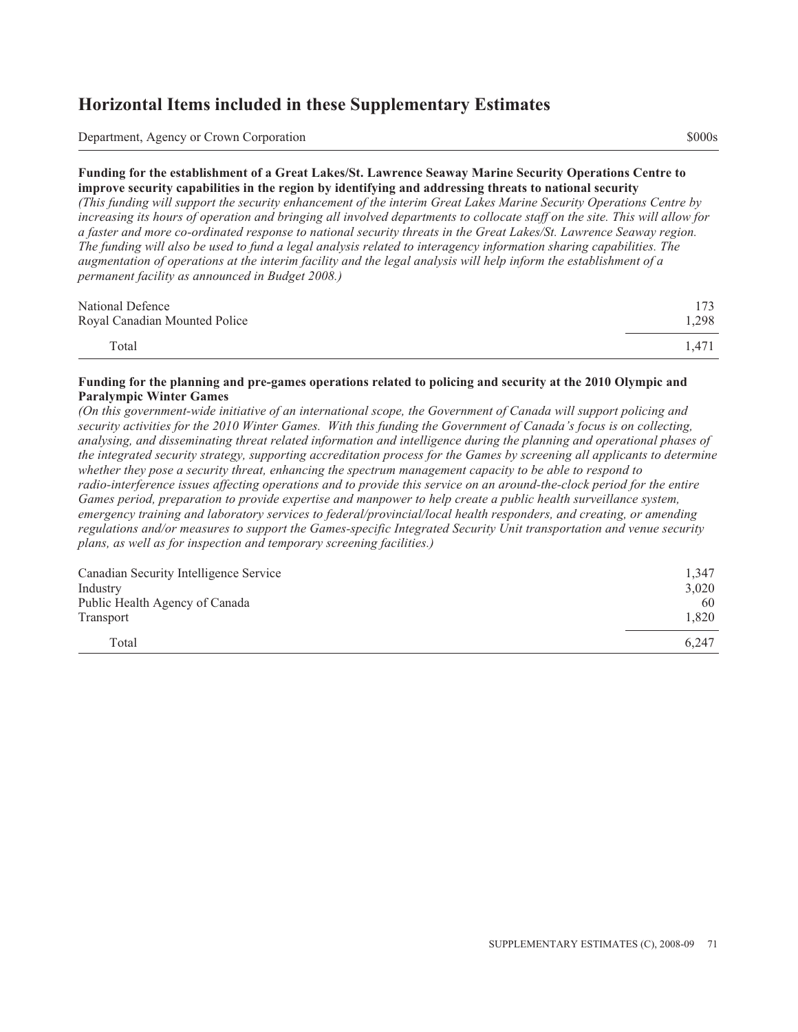# Horizontal Items included in these Supplementary Estimates

| Department, Agency or Crown Corporation | $000s |
| --- | --- |

**Funding for the establishment of a Great Lakes/St. Lawrence Seaway Marine Security Operations Centre to improve security capabilities in the region by identifying and addressing threats to national security**

*(This funding will support the security enhancement of the interim Great Lakes Marine Security Operations Centre by increasing its hours of operation and bringing all involved departments to collocate staff on the site. This will allow for a faster and more co-ordinated response to national security threats in the Great Lakes/St. Lawrence Seaway region. The funding will also be used to fund a legal analysis related to interagency information sharing capabilities. The augmentation of operations at the interim facility and the legal analysis will help inform the establishment of a permanent facility as announced in Budget 2008.)*

| Department, Agency or Crown Corporation | $000s |
| --- | --- |
| National Defence | 173 |
| Royal Canadian Mounted Police | 1,298 |
| Total | 1,471 |

**Funding for the planning and pre-games operations related to policing and security at the 2010 Olympic and Paralympic Winter Games**

*(On this government-wide initiative of an international scope, the Government of Canada will support policing and security activities for the 2010 Winter Games. With this funding the Government of Canada's focus is on collecting, analysing, and disseminating threat related information and intelligence during the planning and operational phases of the integrated security strategy, supporting accreditation process for the Games by screening all applicants to determine whether they pose a security threat, enhancing the spectrum management capacity to be able to respond to radio-interference issues affecting operations and to provide this service on an around-the-clock period for the entire Games period, preparation to provide expertise and manpower to help create a public health surveillance system, emergency training and laboratory services to federal/provincial/local health responders, and creating, or amending regulations and/or measures to support the Games-specific Integrated Security Unit transportation and venue security plans, as well as for inspection and temporary screening facilities.)*

| Department, Agency or Crown Corporation | $000s |
| --- | --- |
| Canadian Security Intelligence Service | 1,347 |
| Industry | 3,020 |
| Public Health Agency of Canada | 60 |
| Transport | 1,820 |
| Total | 6,247 |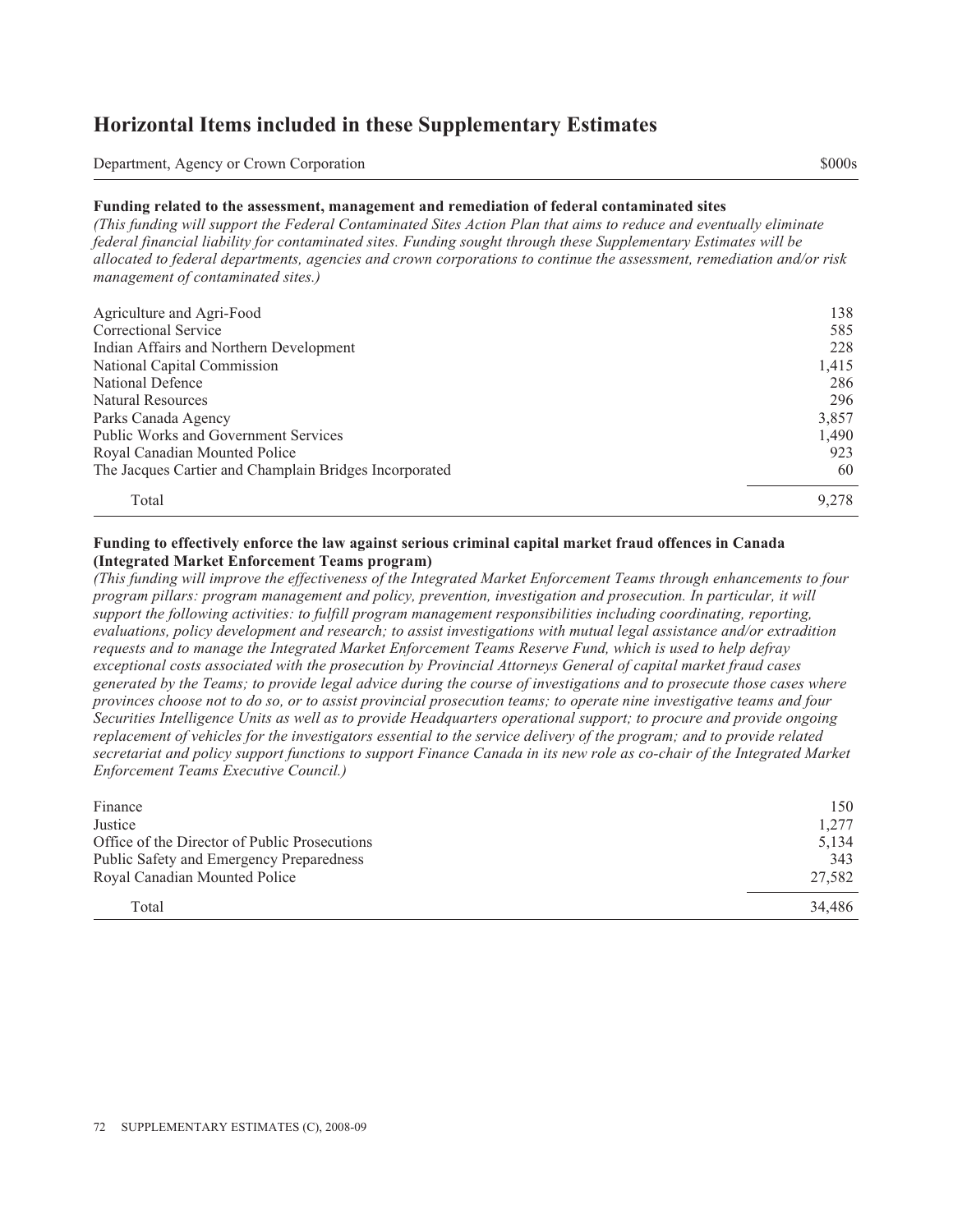# Horizontal Items included in these Supplementary Estimates

| Department, Agency or Crown Corporation | $000s |
|---|---|
| **Funding related to the assessment, management and remediation of federal contaminated sites** | |
| *(This funding will support the Federal Contaminated Sites Action Plan that aims to reduce and eventually eliminate federal financial liability for contaminated sites. Funding sought through these Supplementary Estimates will be allocated to federal departments, agencies and crown corporations to continue the assessment, remediation and/or risk management of contaminated sites.)* | |
| Agriculture and Agri-Food | 138 |
| Correctional Service | 585 |
| Indian Affairs and Northern Development | 228 |
| National Capital Commission | 1,415 |
| National Defence | 286 |
| Natural Resources | 296 |
| Parks Canada Agency | 3,857 |
| Public Works and Government Services | 1,490 |
| Royal Canadian Mounted Police | 923 |
| The Jacques Cartier and Champlain Bridges Incorporated | 60 |
| Total | 9,278 |
| **Funding to effectively enforce the law against serious criminal capital market fraud offences in Canada (Integrated Market Enforcement Teams program)** | |
| *(This funding will improve the effectiveness of the Integrated Market Enforcement Teams through enhancements to four program pillars: program management and policy, prevention, investigation and prosecution. In particular, it will support the following activities: to fulfill program management responsibilities including coordinating, reporting, evaluations, policy development and research; to assist investigations with mutual legal assistance and/or extradition requests and to manage the Integrated Market Enforcement Teams Reserve Fund, which is used to help defray exceptional costs associated with the prosecution by Provincial Attorneys General of capital market fraud cases generated by the Teams; to provide legal advice during the course of investigations and to prosecute those cases where provinces choose not to do so, or to assist provincial prosecution teams; to operate nine investigative teams and four Securities Intelligence Units as well as to provide Headquarters operational support; to procure and provide ongoing replacement of vehicles for the investigators essential to the service delivery of the program; and to provide related secretariat and policy support functions to support Finance Canada in its new role as co-chair of the Integrated Market Enforcement Teams Executive Council.)* | |
| Finance | 150 |
| Justice | 1,277 |
| Office of the Director of Public Prosecutions | 5,134 |
| Public Safety and Emergency Preparedness | 343 |
| Royal Canadian Mounted Police | 27,582 |
| Total | 34,486 |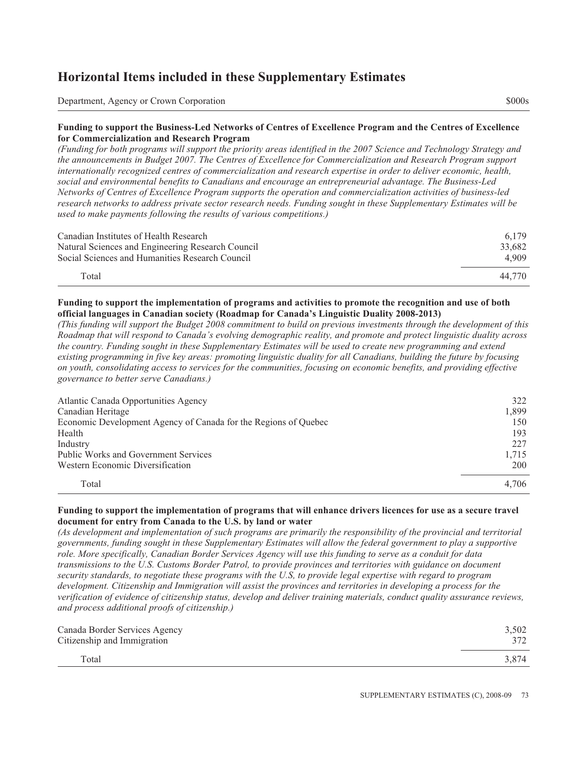## Horizontal Items included in these Supplementary Estimates

| Department, Agency or Crown Corporation | $000s |
|---|---|

**Funding to support the Business-Led Networks of Centres of Excellence Program and the Centres of Excellence for Commercialization and Research Program**

*(Funding for both programs will support the priority areas identified in the 2007 Science and Technology Strategy and the announcements in Budget 2007. The Centres of Excellence for Commercialization and Research Program support internationally recognized centres of commercialization and research expertise in order to deliver economic, health, social and environmental benefits to Canadians and encourage an entrepreneurial advantage. The Business-Led Networks of Centres of Excellence Program supports the operation and commercialization activities of business-led research networks to address private sector research needs. Funding sought in these Supplementary Estimates will be used to make payments following the results of various competitions.)*

| Department, Agency or Crown Corporation | $000s |
|---|---|
| Canadian Institutes of Health Research | 6,179 |
| Natural Sciences and Engineering Research Council | 33,682 |
| Social Sciences and Humanities Research Council | 4,909 |
| Total | 44,770 |

**Funding to support the implementation of programs and activities to promote the recognition and use of both official languages in Canadian society (Roadmap for Canada's Linguistic Duality 2008-2013)**

*(This funding will support the Budget 2008 commitment to build on previous investments through the development of this Roadmap that will respond to Canada's evolving demographic reality, and promote and protect linguistic duality across the country. Funding sought in these Supplementary Estimates will be used to create new programming and extend existing programming in five key areas: promoting linguistic duality for all Canadians, building the future by focusing on youth, consolidating access to services for the communities, focusing on economic benefits, and providing effective governance to better serve Canadians.)*

| Department, Agency or Crown Corporation | $000s |
|---|---|
| Atlantic Canada Opportunities Agency | 322 |
| Canadian Heritage | 1,899 |
| Economic Development Agency of Canada for the Regions of Quebec | 150 |
| Health | 193 |
| Industry | 227 |
| Public Works and Government Services | 1,715 |
| Western Economic Diversification | 200 |
| Total | 4,706 |

**Funding to support the implementation of programs that will enhance drivers licences for use as a secure travel document for entry from Canada to the U.S. by land or water**

*(As development and implementation of such programs are primarily the responsibility of the provincial and territorial governments, funding sought in these Supplementary Estimates will allow the federal government to play a supportive role. More specifically, Canadian Border Services Agency will use this funding to serve as a conduit for data transmissions to the U.S. Customs Border Patrol, to provide provinces and territories with guidance on document security standards, to negotiate these programs with the U.S, to provide legal expertise with regard to program development. Citizenship and Immigration will assist the provinces and territories in developing a process for the verification of evidence of citizenship status, develop and deliver training materials, conduct quality assurance reviews, and process additional proofs of citizenship.)*

| Department, Agency or Crown Corporation | $000s |
|---|---|
| Canada Border Services Agency | 3,502 |
| Citizenship and Immigration | 372 |
| Total | 3,874 |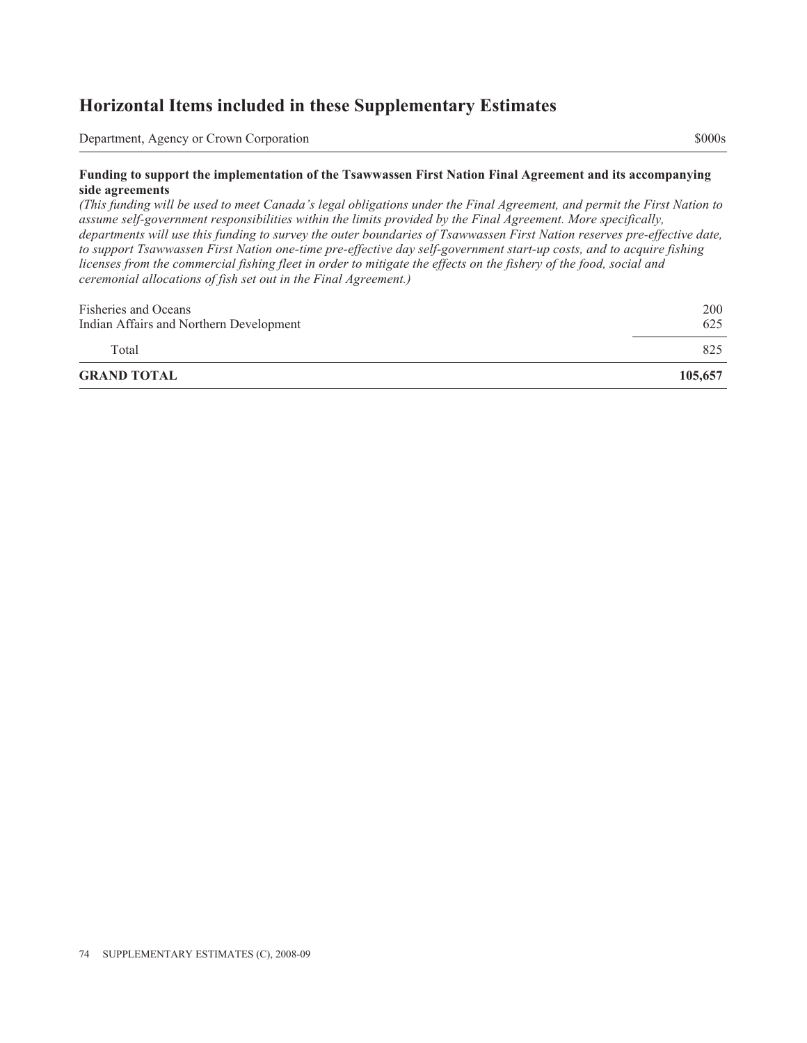## Horizontal Items included in these Supplementary Estimates

| Department, Agency or Crown Corporation | $000s |
|---|---|
| **Funding to support the implementation of the Tsawwassen First Nation Final Agreement and its accompanying side agreements** | |
| *(This funding will be used to meet Canada's legal obligations under the Final Agreement, and permit the First Nation to assume self-government responsibilities within the limits provided by the Final Agreement. More specifically, departments will use this funding to survey the outer boundaries of Tsawwassen First Nation reserves pre-effective date, to support Tsawwassen First Nation one-time pre-effective day self-government start-up costs, and to acquire fishing licenses from the commercial fishing fleet in order to mitigate the effects on the fishery of the food, social and ceremonial allocations of fish set out in the Final Agreement.)* | |
| Fisheries and Oceans | 200 |
| Indian Affairs and Northern Development | 625 |
| Total | 825 |
| **GRAND TOTAL** | **105,657** |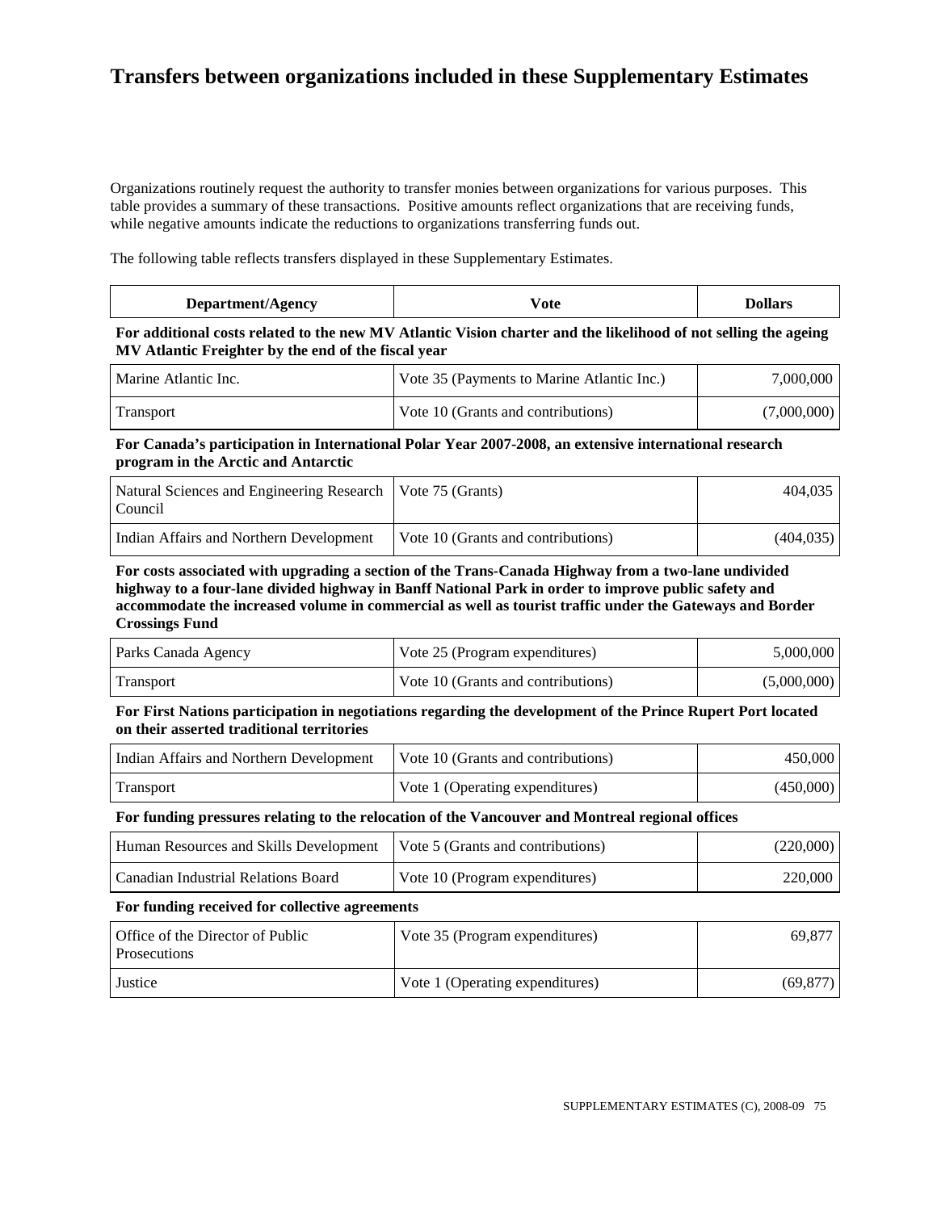# Transfers between organizations included in these Supplementary Estimates

Organizations routinely request the authority to transfer monies between organizations for various purposes. This table provides a summary of these transactions. Positive amounts reflect organizations that are receiving funds, while negative amounts indicate the reductions to organizations transferring funds out.

The following table reflects transfers displayed in these Supplementary Estimates.

| Department/Agency | Vote | Dollars |
|---|---|---|
| **For additional costs related to the new MV Atlantic Vision charter and the likelihood of not selling the ageing MV Atlantic Freighter by the end of the fiscal year** | | |
| Marine Atlantic Inc. | Vote 35 (Payments to Marine Atlantic Inc.) | 7,000,000 |
| Transport | Vote 10 (Grants and contributions) | (7,000,000) |
| **For Canada's participation in International Polar Year 2007-2008, an extensive international research program in the Arctic and Antarctic** | | |
| Natural Sciences and Engineering Research Council | Vote 75 (Grants) | 404,035 |
| Indian Affairs and Northern Development | Vote 10 (Grants and contributions) | (404,035) |
| **For costs associated with upgrading a section of the Trans-Canada Highway from a two-lane undivided highway to a four-lane divided highway in Banff National Park in order to improve public safety and accommodate the increased volume in commercial as well as tourist traffic under the Gateways and Border Crossings Fund** | | |
| Parks Canada Agency | Vote 25 (Program expenditures) | 5,000,000 |
| Transport | Vote 10 (Grants and contributions) | (5,000,000) |
| **For First Nations participation in negotiations regarding the development of the Prince Rupert Port located on their asserted traditional territories** | | |
| Indian Affairs and Northern Development | Vote 10 (Grants and contributions) | 450,000 |
| Transport | Vote 1 (Operating expenditures) | (450,000) |
| **For funding pressures relating to the relocation of the Vancouver and Montreal regional offices** | | |
| Human Resources and Skills Development | Vote 5 (Grants and contributions) | (220,000) |
| Canadian Industrial Relations Board | Vote 10 (Program expenditures) | 220,000 |
| **For funding received for collective agreements** | | |
| Office of the Director of Public Prosecutions | Vote 35 (Program expenditures) | 69,877 |
| Justice | Vote 1 (Operating expenditures) | (69,877) |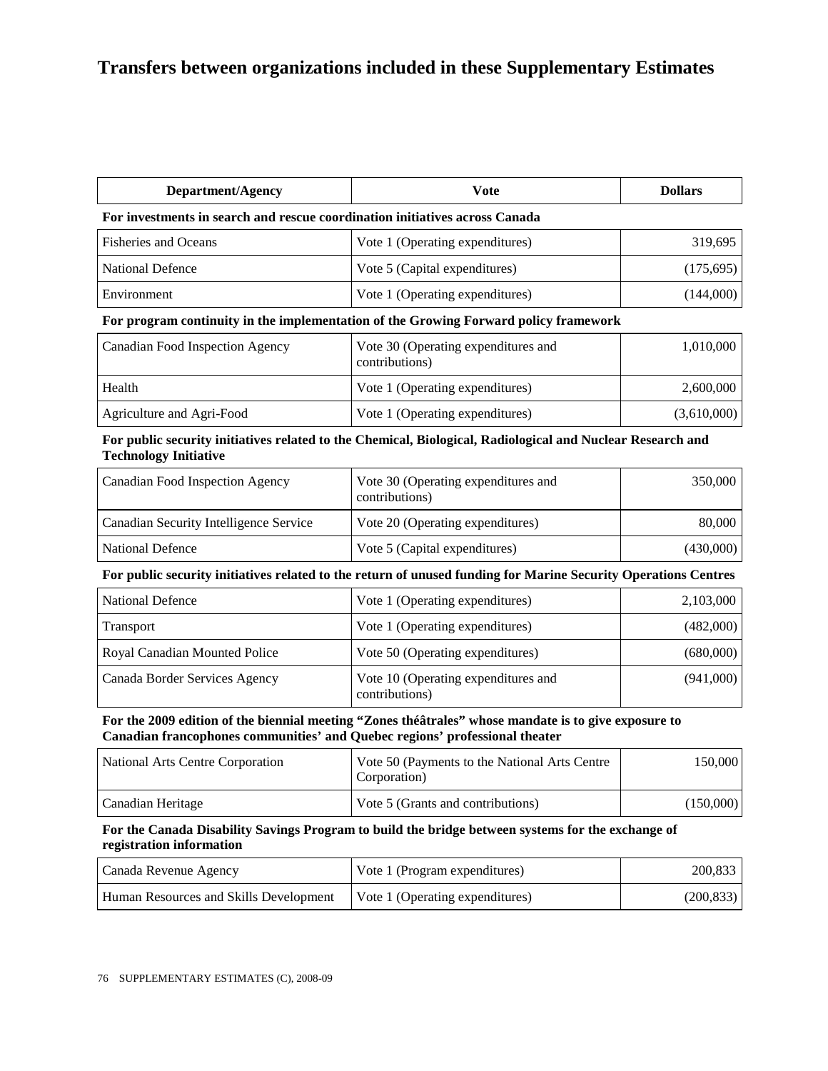# Transfers between organizations included in these Supplementary Estimates

| Department/Agency | Vote | Dollars |
|---|---|---|
| **For investments in search and rescue coordination initiatives across Canada** | | |
| Fisheries and Oceans | Vote 1 (Operating expenditures) | 319,695 |
| National Defence | Vote 5 (Capital expenditures) | (175,695) |
| Environment | Vote 1 (Operating expenditures) | (144,000) |
| **For program continuity in the implementation of the Growing Forward policy framework** | | |
| Canadian Food Inspection Agency | Vote 30 (Operating expenditures and contributions) | 1,010,000 |
| Health | Vote 1 (Operating expenditures) | 2,600,000 |
| Agriculture and Agri-Food | Vote 1 (Operating expenditures) | (3,610,000) |
| **For public security initiatives related to the Chemical, Biological, Radiological and Nuclear Research and Technology Initiative** | | |
| Canadian Food Inspection Agency | Vote 30 (Operating expenditures and contributions) | 350,000 |
| Canadian Security Intelligence Service | Vote 20 (Operating expenditures) | 80,000 |
| National Defence | Vote 5 (Capital expenditures) | (430,000) |
| **For public security initiatives related to the return of unused funding for Marine Security Operations Centres** | | |
| National Defence | Vote 1 (Operating expenditures) | 2,103,000 |
| Transport | Vote 1 (Operating expenditures) | (482,000) |
| Royal Canadian Mounted Police | Vote 50 (Operating expenditures) | (680,000) |
| Canada Border Services Agency | Vote 10 (Operating expenditures and contributions) | (941,000) |
| **For the 2009 edition of the biennial meeting "Zones théâtrales" whose mandate is to give exposure to Canadian francophones communities' and Quebec regions' professional theater** | | |
| National Arts Centre Corporation | Vote 50 (Payments to the National Arts Centre Corporation) | 150,000 |
| Canadian Heritage | Vote 5 (Grants and contributions) | (150,000) |
| **For the Canada Disability Savings Program to build the bridge between systems for the exchange of registration information** | | |
| Canada Revenue Agency | Vote 1 (Program expenditures) | 200,833 |
| Human Resources and Skills Development | Vote 1 (Operating expenditures) | (200,833) |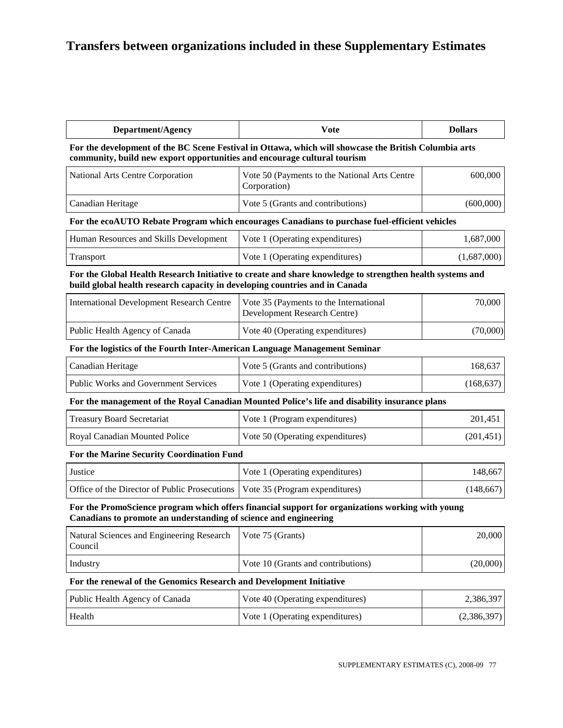# Transfers between organizations included in these Supplementary Estimates

| Department/Agency | Vote | Dollars |
|---|---|---|
| **For the development of the BC Scene Festival in Ottawa, which will showcase the British Columbia arts community, build new export opportunities and encourage cultural tourism** | | |
| National Arts Centre Corporation | Vote 50 (Payments to the National Arts Centre Corporation) | 600,000 |
| Canadian Heritage | Vote 5 (Grants and contributions) | (600,000) |
| **For the ecoAUTO Rebate Program which encourages Canadians to purchase fuel-efficient vehicles** | | |
| Human Resources and Skills Development | Vote 1 (Operating expenditures) | 1,687,000 |
| Transport | Vote 1 (Operating expenditures) | (1,687,000) |
| **For the Global Health Research Initiative to create and share knowledge to strengthen health systems and build global health research capacity in developing countries and in Canada** | | |
| International Development Research Centre | Vote 35 (Payments to the International Development Research Centre) | 70,000 |
| Public Health Agency of Canada | Vote 40 (Operating expenditures) | (70,000) |
| **For the logistics of the Fourth Inter-American Language Management Seminar** | | |
| Canadian Heritage | Vote 5 (Grants and contributions) | 168,637 |
| Public Works and Government Services | Vote 1 (Operating expenditures) | (168,637) |
| **For the management of the Royal Canadian Mounted Police's life and disability insurance plans** | | |
| Treasury Board Secretariat | Vote 1 (Program expenditures) | 201,451 |
| Royal Canadian Mounted Police | Vote 50 (Operating expenditures) | (201,451) |
| **For the Marine Security Coordination Fund** | | |
| Justice | Vote 1 (Operating expenditures) | 148,667 |
| Office of the Director of Public Prosecutions | Vote 35 (Program expenditures) | (148,667) |
| **For the PromoScience program which offers financial support for organizations working with young Canadians to promote an understanding of science and engineering** | | |
| Natural Sciences and Engineering Research Council | Vote 75 (Grants) | 20,000 |
| Industry | Vote 10 (Grants and contributions) | (20,000) |
| **For the renewal of the Genomics Research and Development Initiative** | | |
| Public Health Agency of Canada | Vote 40 (Operating expenditures) | 2,386,397 |
| Health | Vote 1 (Operating expenditures) | (2,386,397) |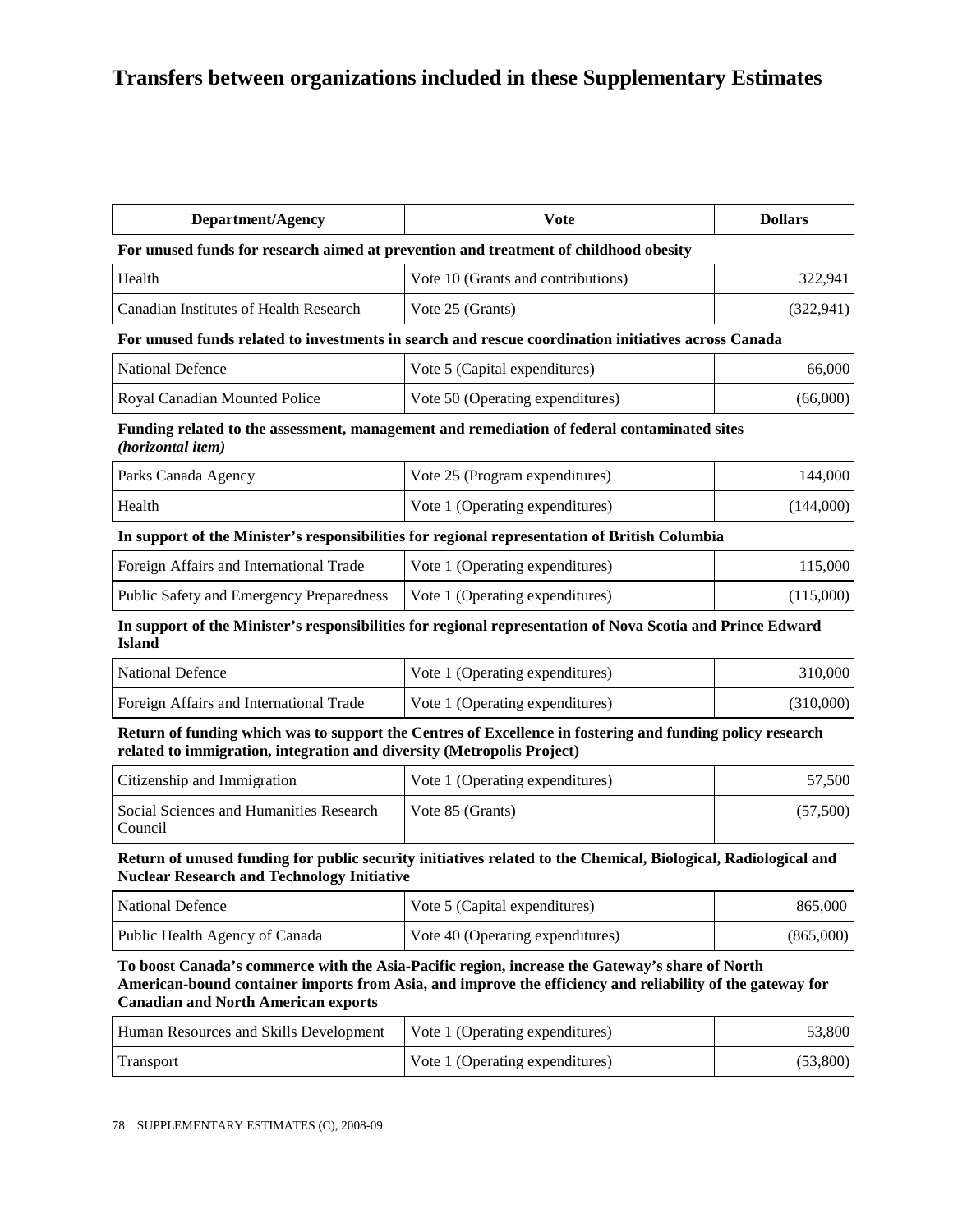# Transfers between organizations included in these Supplementary Estimates

| Department/Agency | Vote | Dollars |
|---|---|---|
| **For unused funds for research aimed at prevention and treatment of childhood obesity** | | |
| Health | Vote 10 (Grants and contributions) | 322,941 |
| Canadian Institutes of Health Research | Vote 25 (Grants) | (322,941) |
| **For unused funds related to investments in search and rescue coordination initiatives across Canada** | | |
| National Defence | Vote 5 (Capital expenditures) | 66,000 |
| Royal Canadian Mounted Police | Vote 50 (Operating expenditures) | (66,000) |
| **Funding related to the assessment, management and remediation of federal contaminated sites *(horizontal item)*** | | |
| Parks Canada Agency | Vote 25 (Program expenditures) | 144,000 |
| Health | Vote 1 (Operating expenditures) | (144,000) |
| **In support of the Minister's responsibilities for regional representation of British Columbia** | | |
| Foreign Affairs and International Trade | Vote 1 (Operating expenditures) | 115,000 |
| Public Safety and Emergency Preparedness | Vote 1 (Operating expenditures) | (115,000) |
| **In support of the Minister's responsibilities for regional representation of Nova Scotia and Prince Edward Island** | | |
| National Defence | Vote 1 (Operating expenditures) | 310,000 |
| Foreign Affairs and International Trade | Vote 1 (Operating expenditures) | (310,000) |
| **Return of funding which was to support the Centres of Excellence in fostering and funding policy research related to immigration, integration and diversity (Metropolis Project)** | | |
| Citizenship and Immigration | Vote 1 (Operating expenditures) | 57,500 |
| Social Sciences and Humanities Research Council | Vote 85 (Grants) | (57,500) |
| **Return of unused funding for public security initiatives related to the Chemical, Biological, Radiological and Nuclear Research and Technology Initiative** | | |
| National Defence | Vote 5 (Capital expenditures) | 865,000 |
| Public Health Agency of Canada | Vote 40 (Operating expenditures) | (865,000) |
| **To boost Canada's commerce with the Asia-Pacific region, increase the Gateway's share of North American-bound container imports from Asia, and improve the efficiency and reliability of the gateway for Canadian and North American exports** | | |
| Human Resources and Skills Development | Vote 1 (Operating expenditures) | 53,800 |
| Transport | Vote 1 (Operating expenditures) | (53,800) |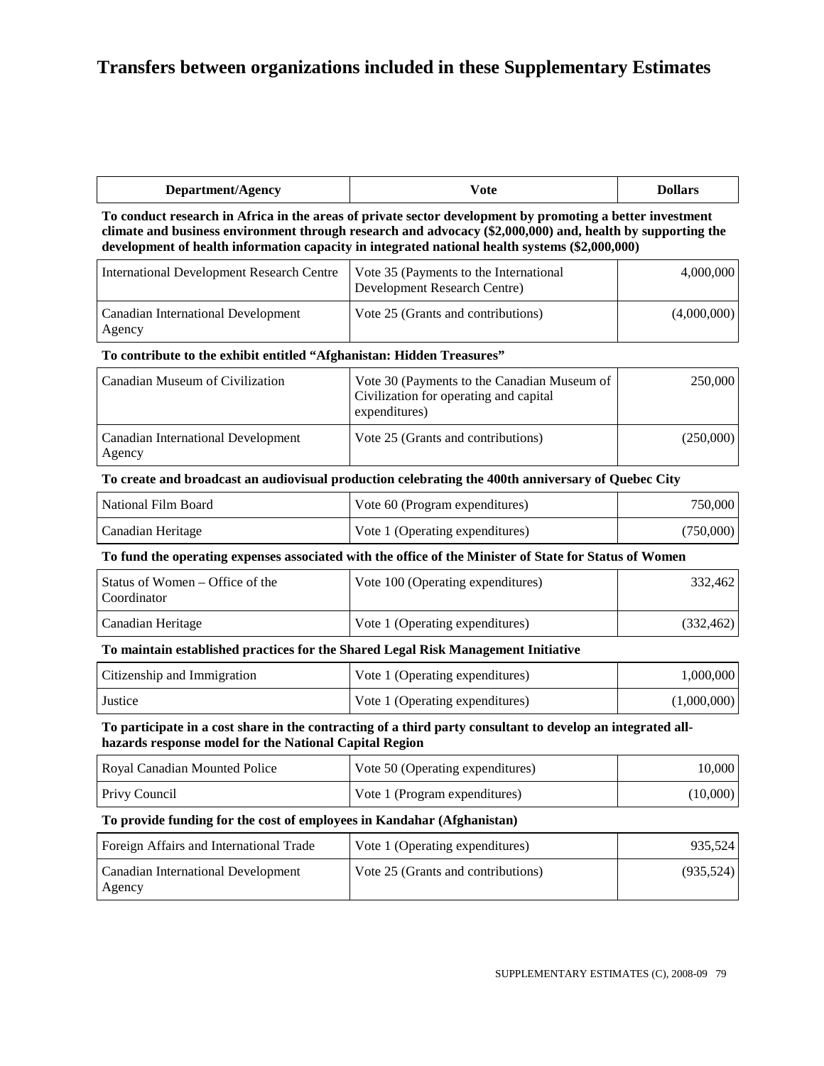# Transfers between organizations included in these Supplementary Estimates

| Department/Agency | Vote | Dollars |
|---|---|---|
| **To conduct research in Africa in the areas of private sector development by promoting a better investment climate and business environment through research and advocacy ($2,000,000) and, health by supporting the development of health information capacity in integrated national health systems ($2,000,000)** | | |
| International Development Research Centre | Vote 35 (Payments to the International Development Research Centre) | 4,000,000 |
| Canadian International Development Agency | Vote 25 (Grants and contributions) | (4,000,000) |
| **To contribute to the exhibit entitled "Afghanistan: Hidden Treasures"** | | |
| Canadian Museum of Civilization | Vote 30 (Payments to the Canadian Museum of Civilization for operating and capital expenditures) | 250,000 |
| Canadian International Development Agency | Vote 25 (Grants and contributions) | (250,000) |
| **To create and broadcast an audiovisual production celebrating the 400th anniversary of Quebec City** | | |
| National Film Board | Vote 60 (Program expenditures) | 750,000 |
| Canadian Heritage | Vote 1 (Operating expenditures) | (750,000) |
| **To fund the operating expenses associated with the office of the Minister of State for Status of Women** | | |
| Status of Women – Office of the Coordinator | Vote 100 (Operating expenditures) | 332,462 |
| Canadian Heritage | Vote 1 (Operating expenditures) | (332,462) |
| **To maintain established practices for the Shared Legal Risk Management Initiative** | | |
| Citizenship and Immigration | Vote 1 (Operating expenditures) | 1,000,000 |
| Justice | Vote 1 (Operating expenditures) | (1,000,000) |
| **To participate in a cost share in the contracting of a third party consultant to develop an integrated all-hazards response model for the National Capital Region** | | |
| Royal Canadian Mounted Police | Vote 50 (Operating expenditures) | 10,000 |
| Privy Council | Vote 1 (Program expenditures) | (10,000) |
| **To provide funding for the cost of employees in Kandahar (Afghanistan)** | | |
| Foreign Affairs and International Trade | Vote 1 (Operating expenditures) | 935,524 |
| Canadian International Development Agency | Vote 25 (Grants and contributions) | (935,524) |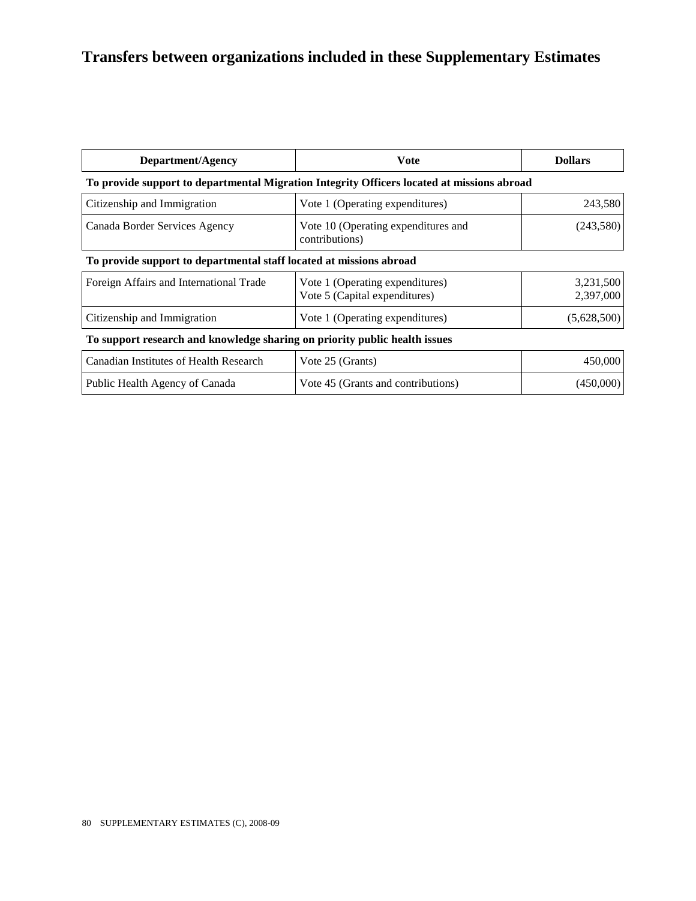# Transfers between organizations included in these Supplementary Estimates

| Department/Agency | Vote | Dollars |
|---|---|---|
| **To provide support to departmental Migration Integrity Officers located at missions abroad** | | |
| Citizenship and Immigration | Vote 1 (Operating expenditures) | 243,580 |
| Canada Border Services Agency | Vote 10 (Operating expenditures and contributions) | (243,580) |
| **To provide support to departmental staff located at missions abroad** | | |
| Foreign Affairs and International Trade | Vote 1 (Operating expenditures)<br>Vote 5 (Capital expenditures) | 3,231,500<br>2,397,000 |
| Citizenship and Immigration | Vote 1 (Operating expenditures) | (5,628,500) |
| **To support research and knowledge sharing on priority public health issues** | | |
| Canadian Institutes of Health Research | Vote 25 (Grants) | 450,000 |
| Public Health Agency of Canada | Vote 45 (Grants and contributions) | (450,000) |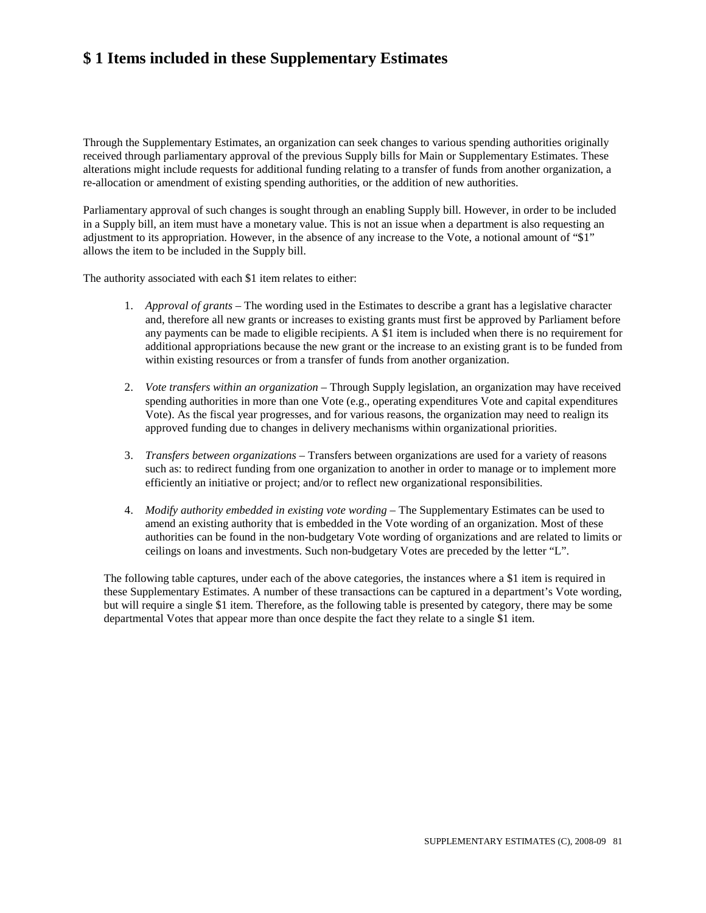# $ 1 Items included in these Supplementary Estimates

Through the Supplementary Estimates, an organization can seek changes to various spending authorities originally received through parliamentary approval of the previous Supply bills for Main or Supplementary Estimates. These alterations might include requests for additional funding relating to a transfer of funds from another organization, a re-allocation or amendment of existing spending authorities, or the addition of new authorities.

Parliamentary approval of such changes is sought through an enabling Supply bill. However, in order to be included in a Supply bill, an item must have a monetary value. This is not an issue when a department is also requesting an adjustment to its appropriation. However, in the absence of any increase to the Vote, a notional amount of "$1" allows the item to be included in the Supply bill.

The authority associated with each $1 item relates to either:

1. *Approval of grants* – The wording used in the Estimates to describe a grant has a legislative character and, therefore all new grants or increases to existing grants must first be approved by Parliament before any payments can be made to eligible recipients. A $1 item is included when there is no requirement for additional appropriations because the new grant or the increase to an existing grant is to be funded from within existing resources or from a transfer of funds from another organization.

2. *Vote transfers within an organization* – Through Supply legislation, an organization may have received spending authorities in more than one Vote (e.g., operating expenditures Vote and capital expenditures Vote). As the fiscal year progresses, and for various reasons, the organization may need to realign its approved funding due to changes in delivery mechanisms within organizational priorities.

3. *Transfers between organizations* – Transfers between organizations are used for a variety of reasons such as: to redirect funding from one organization to another in order to manage or to implement more efficiently an initiative or project; and/or to reflect new organizational responsibilities.

4. *Modify authority embedded in existing vote wording* – The Supplementary Estimates can be used to amend an existing authority that is embedded in the Vote wording of an organization. Most of these authorities can be found in the non-budgetary Vote wording of organizations and are related to limits or ceilings on loans and investments. Such non-budgetary Votes are preceded by the letter "L".

The following table captures, under each of the above categories, the instances where a $1 item is required in these Supplementary Estimates. A number of these transactions can be captured in a department's Vote wording, but will require a single $1 item. Therefore, as the following table is presented by category, there may be some departmental Votes that appear more than once despite the fact they relate to a single $1 item.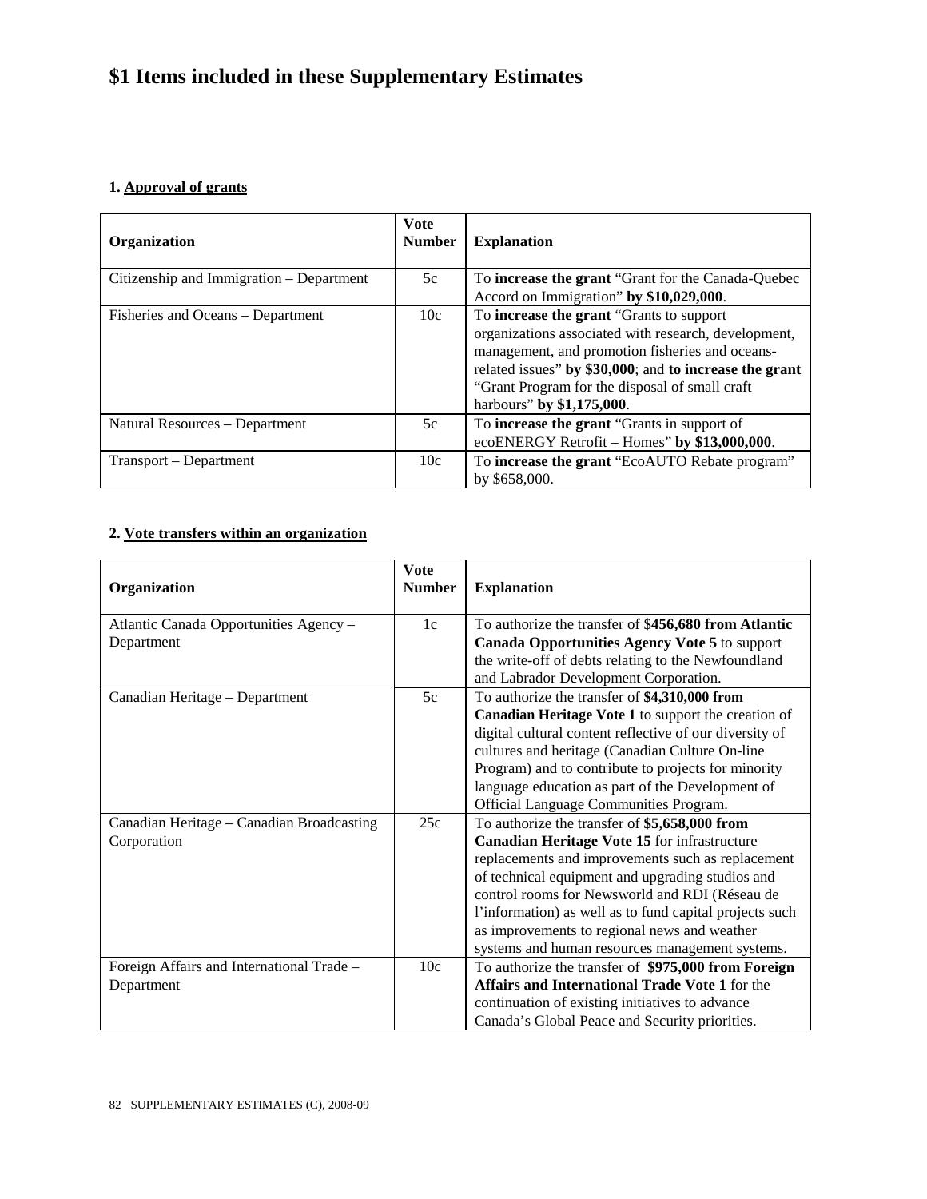# $1 Items included in these Supplementary Estimates

### 1. Approval of grants

| Organization | Vote Number | Explanation |
|---|---|---|
| Citizenship and Immigration – Department | 5c | To **increase the grant** "Grant for the Canada-Quebec Accord on Immigration" **by $10,029,000**. |
| Fisheries and Oceans – Department | 10c | To **increase the grant** "Grants to support organizations associated with research, development, management, and promotion fisheries and oceans-related issues" **by $30,000**; and **to increase the grant** "Grant Program for the disposal of small craft harbours" **by $1,175,000**. |
| Natural Resources – Department | 5c | To **increase the grant** "Grants in support of ecoENERGY Retrofit – Homes" **by $13,000,000**. |
| Transport – Department | 10c | To **increase the grant** "EcoAUTO Rebate program" by $658,000. |

### 2. Vote transfers within an organization

| Organization | Vote Number | Explanation |
|---|---|---|
| Atlantic Canada Opportunities Agency – Department | 1c | To authorize the transfer of $**456,680 from Atlantic Canada Opportunities Agency Vote 5** to support the write-off of debts relating to the Newfoundland and Labrador Development Corporation. |
| Canadian Heritage – Department | 5c | To authorize the transfer of **$4,310,000 from Canadian Heritage Vote 1** to support the creation of digital cultural content reflective of our diversity of cultures and heritage (Canadian Culture On-line Program) and to contribute to projects for minority language education as part of the Development of Official Language Communities Program. |
| Canadian Heritage – Canadian Broadcasting Corporation | 25c | To authorize the transfer of **$5,658,000 from Canadian Heritage Vote 15** for infrastructure replacements and improvements such as replacement of technical equipment and upgrading studios and control rooms for Newsworld and RDI (Réseau de l'information) as well as to fund capital projects such as improvements to regional news and weather systems and human resources management systems. |
| Foreign Affairs and International Trade – Department | 10c | To authorize the transfer of **$975,000 from Foreign Affairs and International Trade Vote 1** for the continuation of existing initiatives to advance Canada's Global Peace and Security priorities. |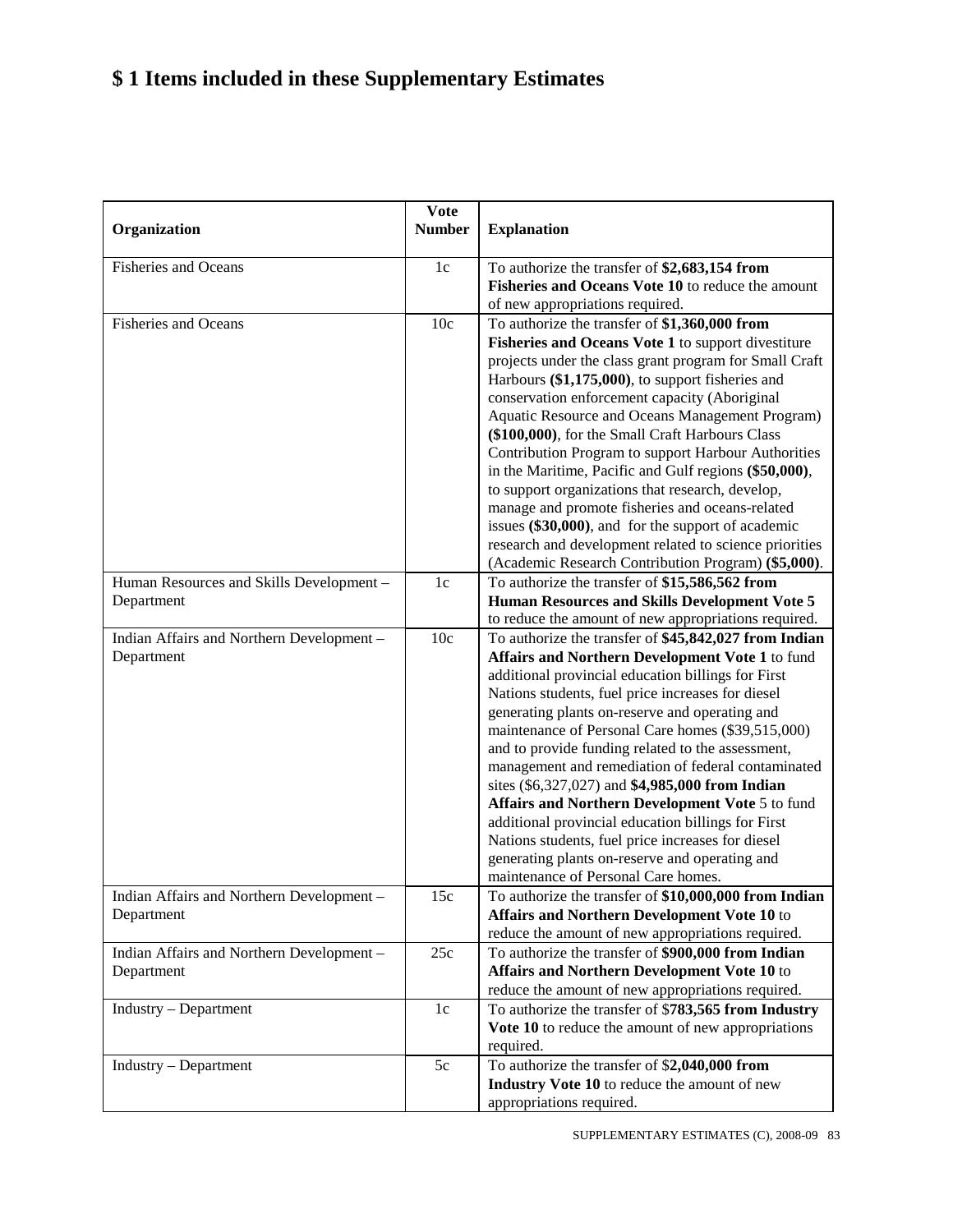# $ 1 Items included in these Supplementary Estimates

| Organization | Vote Number | Explanation |
|---|---|---|
| Fisheries and Oceans | 1c | To authorize the transfer of **$2,683,154 from Fisheries and Oceans Vote 10** to reduce the amount of new appropriations required. |
| Fisheries and Oceans | 10c | To authorize the transfer of **$1,360,000 from Fisheries and Oceans Vote 1** to support divestiture projects under the class grant program for Small Craft Harbours **($1,175,000)**, to support fisheries and conservation enforcement capacity (Aboriginal Aquatic Resource and Oceans Management Program) **($100,000)**, for the Small Craft Harbours Class Contribution Program to support Harbour Authorities in the Maritime, Pacific and Gulf regions **($50,000)**, to support organizations that research, develop, manage and promote fisheries and oceans-related issues **($30,000)**, and for the support of academic research and development related to science priorities (Academic Research Contribution Program) **($5,000)**. |
| Human Resources and Skills Development – Department | 1c | To authorize the transfer of **$15,586,562 from Human Resources and Skills Development Vote 5** to reduce the amount of new appropriations required. |
| Indian Affairs and Northern Development – Department | 10c | To authorize the transfer of **$45,842,027 from Indian Affairs and Northern Development Vote 1** to fund additional provincial education billings for First Nations students, fuel price increases for diesel generating plants on-reserve and operating and maintenance of Personal Care homes ($39,515,000) and to provide funding related to the assessment, management and remediation of federal contaminated sites ($6,327,027) and **$4,985,000 from Indian Affairs and Northern Development Vote** 5 to fund additional provincial education billings for First Nations students, fuel price increases for diesel generating plants on-reserve and operating and maintenance of Personal Care homes. |
| Indian Affairs and Northern Development – Department | 15c | To authorize the transfer of **$10,000,000 from Indian Affairs and Northern Development Vote 10** to reduce the amount of new appropriations required. |
| Indian Affairs and Northern Development – Department | 25c | To authorize the transfer of **$900,000 from Indian Affairs and Northern Development Vote 10** to reduce the amount of new appropriations required. |
| Industry – Department | 1c | To authorize the transfer of $**783,565 from Industry Vote 10** to reduce the amount of new appropriations required. |
| Industry – Department | 5c | To authorize the transfer of $**2,040,000 from Industry Vote 10** to reduce the amount of new appropriations required. |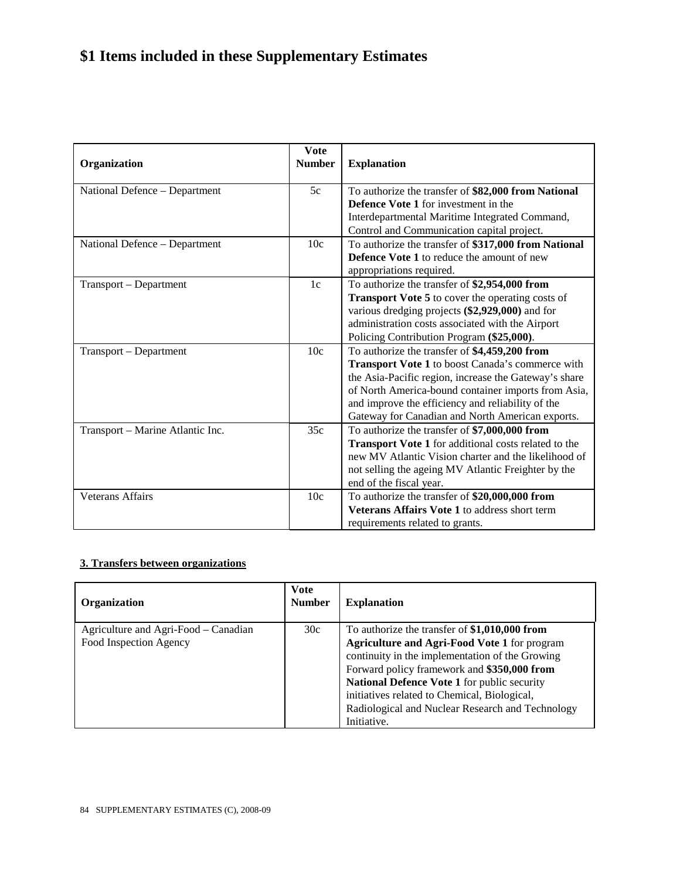# $1 Items included in these Supplementary Estimates

| Organization | Vote Number | Explanation |
|---|---|---|
| National Defence – Department | 5c | To authorize the transfer of **$82,000 from National Defence Vote 1** for investment in the Interdepartmental Maritime Integrated Command, Control and Communication capital project. |
| National Defence – Department | 10c | To authorize the transfer of **$317,000 from National Defence Vote 1** to reduce the amount of new appropriations required. |
| Transport – Department | 1c | To authorize the transfer of **$2,954,000 from Transport Vote 5** to cover the operating costs of various dredging projects **($2,929,000)** and for administration costs associated with the Airport Policing Contribution Program **($25,000)**. |
| Transport – Department | 10c | To authorize the transfer of **$4,459,200 from Transport Vote 1** to boost Canada's commerce with the Asia-Pacific region, increase the Gateway's share of North America-bound container imports from Asia, and improve the efficiency and reliability of the Gateway for Canadian and North American exports. |
| Transport – Marine Atlantic Inc. | 35c | To authorize the transfer of **$7,000,000 from Transport Vote 1** for additional costs related to the new MV Atlantic Vision charter and the likelihood of not selling the ageing MV Atlantic Freighter by the end of the fiscal year. |
| Veterans Affairs | 10c | To authorize the transfer of **$20,000,000 from Veterans Affairs Vote 1** to address short term requirements related to grants. |

**3. Transfers between organizations**

| Organization | Vote Number | Explanation |
|---|---|---|
| Agriculture and Agri-Food – Canadian Food Inspection Agency | 30c | To authorize the transfer of **$1,010,000 from Agriculture and Agri-Food Vote 1** for program continuity in the implementation of the Growing Forward policy framework and **$350,000 from National Defence Vote 1** for public security initiatives related to Chemical, Biological, Radiological and Nuclear Research and Technology Initiative. |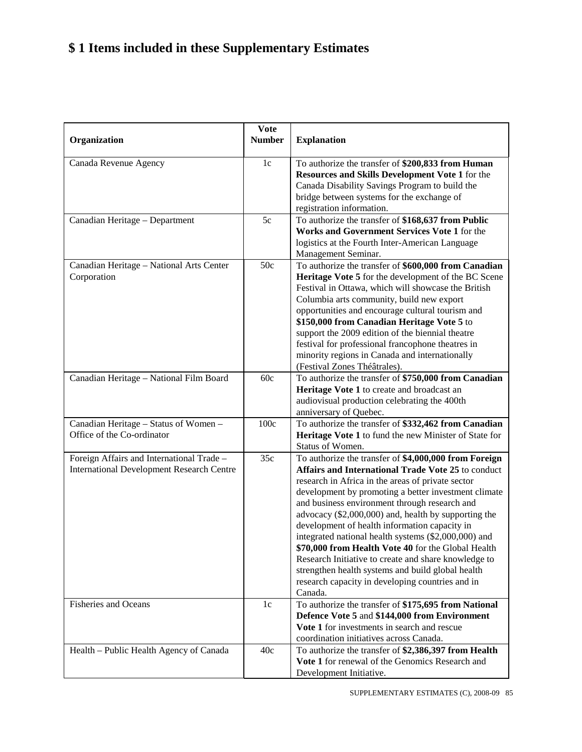# $ 1 Items included in these Supplementary Estimates

| Organization | Vote Number | Explanation |
|---|---|---|
| Canada Revenue Agency | 1c | To authorize the transfer of **$200,833 from Human Resources and Skills Development Vote 1** for the Canada Disability Savings Program to build the bridge between systems for the exchange of registration information. |
| Canadian Heritage – Department | 5c | To authorize the transfer of **$168,637 from Public Works and Government Services Vote 1** for the logistics at the Fourth Inter-American Language Management Seminar. |
| Canadian Heritage – National Arts Center Corporation | 50c | To authorize the transfer of **$600,000 from Canadian Heritage Vote 5** for the development of the BC Scene Festival in Ottawa, which will showcase the British Columbia arts community, build new export opportunities and encourage cultural tourism and **$150,000 from Canadian Heritage Vote 5** to support the 2009 edition of the biennial theatre festival for professional francophone theatres in minority regions in Canada and internationally (Festival Zones Théâtrales). |
| Canadian Heritage – National Film Board | 60c | To authorize the transfer of **$750,000 from Canadian Heritage Vote 1** to create and broadcast an audiovisual production celebrating the 400th anniversary of Quebec. |
| Canadian Heritage – Status of Women – Office of the Co-ordinator | 100c | To authorize the transfer of **$332,462 from Canadian Heritage Vote 1** to fund the new Minister of State for Status of Women. |
| Foreign Affairs and International Trade – International Development Research Centre | 35c | To authorize the transfer of **$4,000,000 from Foreign Affairs and International Trade Vote 25** to conduct research in Africa in the areas of private sector development by promoting a better investment climate and business environment through research and advocacy ($2,000,000) and, health by supporting the development of health information capacity in integrated national health systems ($2,000,000) and **$70,000 from Health Vote 40** for the Global Health Research Initiative to create and share knowledge to strengthen health systems and build global health research capacity in developing countries and in Canada. |
| Fisheries and Oceans | 1c | To authorize the transfer of **$175,695 from National Defence Vote 5** and **$144,000 from Environment Vote 1** for investments in search and rescue coordination initiatives across Canada. |
| Health – Public Health Agency of Canada | 40c | To authorize the transfer of **$2,386,397 from Health Vote 1** for renewal of the Genomics Research and Development Initiative. |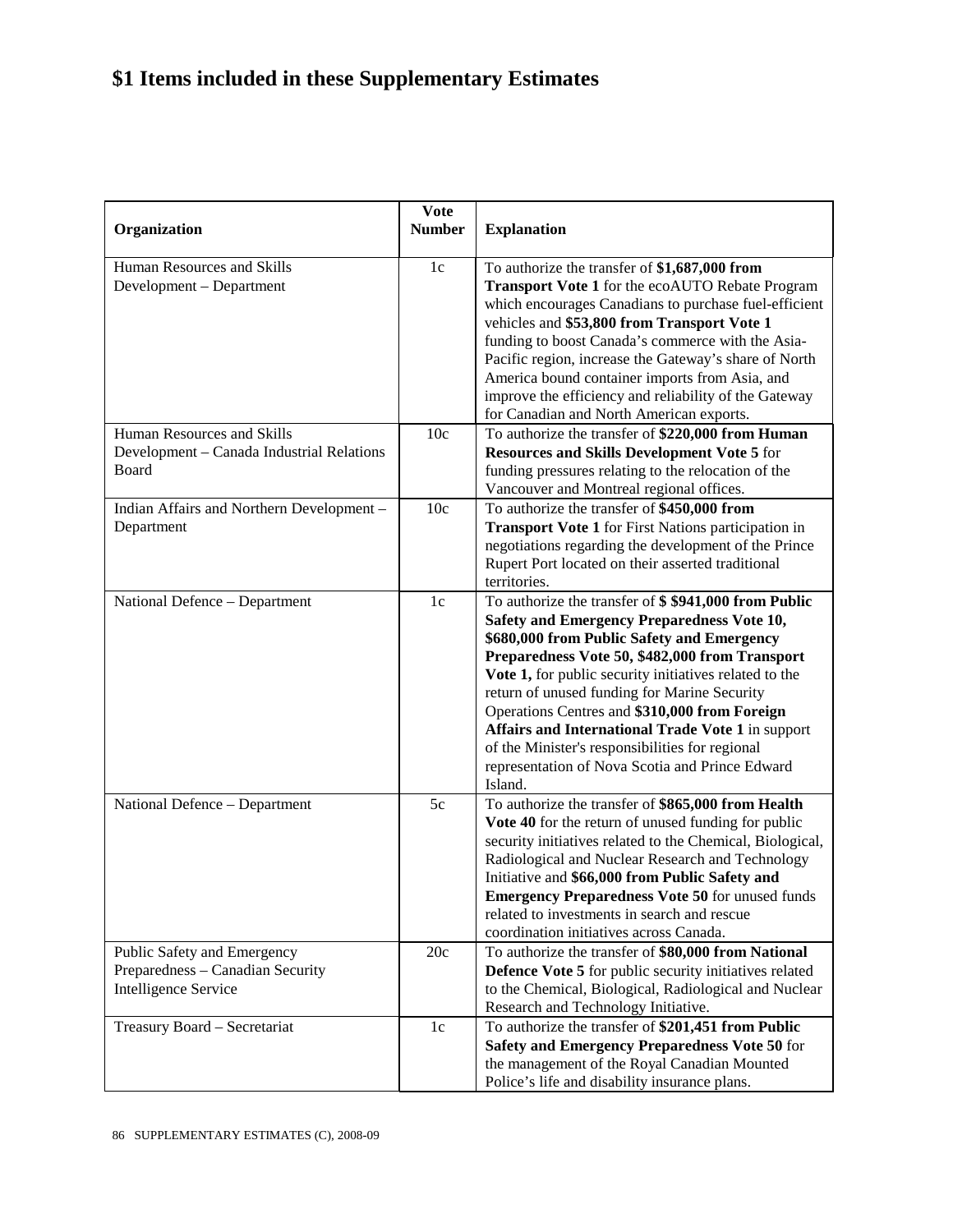# $1 Items included in these Supplementary Estimates

| Organization | Vote Number | Explanation |
|---|---|---|
| Human Resources and Skills Development – Department | 1c | To authorize the transfer of **$1,687,000 from Transport Vote 1** for the ecoAUTO Rebate Program which encourages Canadians to purchase fuel-efficient vehicles and **$53,800 from Transport Vote 1** funding to boost Canada's commerce with the Asia-Pacific region, increase the Gateway's share of North America bound container imports from Asia, and improve the efficiency and reliability of the Gateway for Canadian and North American exports. |
| Human Resources and Skills Development – Canada Industrial Relations Board | 10c | To authorize the transfer of **$220,000 from Human Resources and Skills Development Vote 5** for funding pressures relating to the relocation of the Vancouver and Montreal regional offices. |
| Indian Affairs and Northern Development – Department | 10c | To authorize the transfer of **$450,000 from Transport Vote 1** for First Nations participation in negotiations regarding the development of the Prince Rupert Port located on their asserted traditional territories. |
| National Defence – Department | 1c | To authorize the transfer of **$ $941,000 from Public Safety and Emergency Preparedness Vote 10, $680,000 from Public Safety and Emergency Preparedness Vote 50, $482,000 from Transport Vote 1,** for public security initiatives related to the return of unused funding for Marine Security Operations Centres and **$310,000 from Foreign Affairs and International Trade Vote 1** in support of the Minister's responsibilities for regional representation of Nova Scotia and Prince Edward Island. |
| National Defence – Department | 5c | To authorize the transfer of **$865,000 from Health Vote 40** for the return of unused funding for public security initiatives related to the Chemical, Biological, Radiological and Nuclear Research and Technology Initiative and **$66,000 from Public Safety and Emergency Preparedness Vote 50** for unused funds related to investments in search and rescue coordination initiatives across Canada. |
| Public Safety and Emergency Preparedness – Canadian Security Intelligence Service | 20c | To authorize the transfer of **$80,000 from National Defence Vote 5** for public security initiatives related to the Chemical, Biological, Radiological and Nuclear Research and Technology Initiative. |
| Treasury Board – Secretariat | 1c | To authorize the transfer of **$201,451 from Public Safety and Emergency Preparedness Vote 50** for the management of the Royal Canadian Mounted Police's life and disability insurance plans. |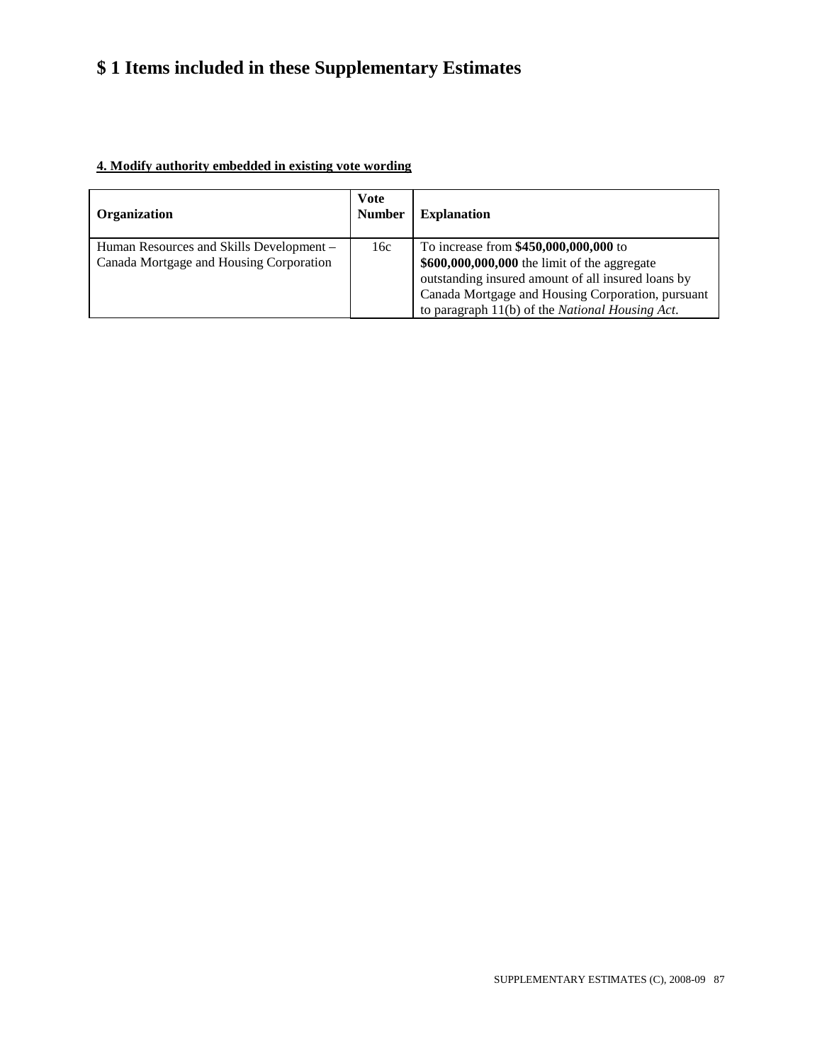# $ 1 Items included in these Supplementary Estimates

**4. Modify authority embedded in existing vote wording**

| Organization | Vote Number | Explanation |
|---|---|---|
| Human Resources and Skills Development – Canada Mortgage and Housing Corporation | 16c | To increase from **$450,000,000,000** to **$600,000,000,000** the limit of the aggregate outstanding insured amount of all insured loans by Canada Mortgage and Housing Corporation, pursuant to paragraph 11(b) of the *National Housing Act*. |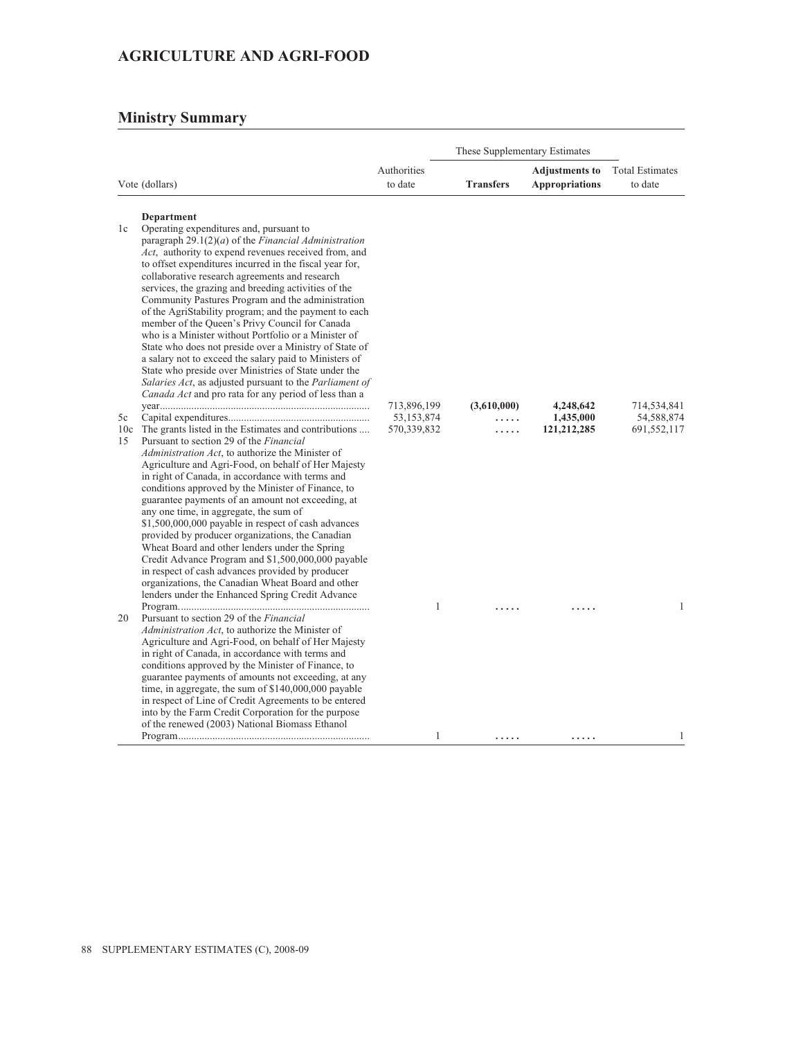# AGRICULTURE AND AGRI-FOOD

## Ministry Summary

| | Vote (dollars) | Authorities to date | These Supplementary Estimates | | Total Estimates to date |
|---|---|---|---|---|---|
| | | | **Transfers** | **Adjustments to Appropriations** | |
| | **Department** | | | | |
| 1c | Operating expenditures and, pursuant to paragraph 29.1(2)(*a*) of the *Financial Administration Act*, authority to expend revenues received from, and to offset expenditures incurred in the fiscal year for, collaborative research agreements and research services, the grazing and breeding activities of the Community Pastures Program and the administration of the AgriStability program; and the payment to each member of the Queen's Privy Council for Canada who is a Minister without Portfolio or a Minister of State who does not preside over a Ministry of State of a salary not to exceed the salary paid to Ministers of State who preside over Ministries of State under the *Salaries Act*, as adjusted pursuant to the *Parliament of Canada Act* and pro rata for any period of less than a year | 713,896,199 | **(3,610,000)** | **4,248,642** | 714,534,841 |
| 5c | Capital expenditures | 53,153,874 | ..... | **1,435,000** | 54,588,874 |
| 10c | The grants listed in the Estimates and contributions | 570,339,832 | ..... | **121,212,285** | 691,552,117 |
| 15 | Pursuant to section 29 of the *Financial Administration Act*, to authorize the Minister of Agriculture and Agri-Food, on behalf of Her Majesty in right of Canada, in accordance with terms and conditions approved by the Minister of Finance, to guarantee payments of an amount not exceeding, at any one time, in aggregate, the sum of $1,500,000,000 payable in respect of cash advances provided by producer organizations, the Canadian Wheat Board and other lenders under the Spring Credit Advance Program and $1,500,000,000 payable in respect of cash advances provided by producer organizations, the Canadian Wheat Board and other lenders under the Enhanced Spring Credit Advance Program | 1 | ..... | ..... | 1 |
| 20 | Pursuant to section 29 of the *Financial Administration Act*, to authorize the Minister of Agriculture and Agri-Food, on behalf of Her Majesty in right of Canada, in accordance with terms and conditions approved by the Minister of Finance, to guarantee payments of amounts not exceeding, at any time, in aggregate, the sum of $140,000,000 payable in respect of Line of Credit Agreements to be entered into by the Farm Credit Corporation for the purpose of the renewed (2003) National Biomass Ethanol Program | 1 | ..... | ..... | 1 |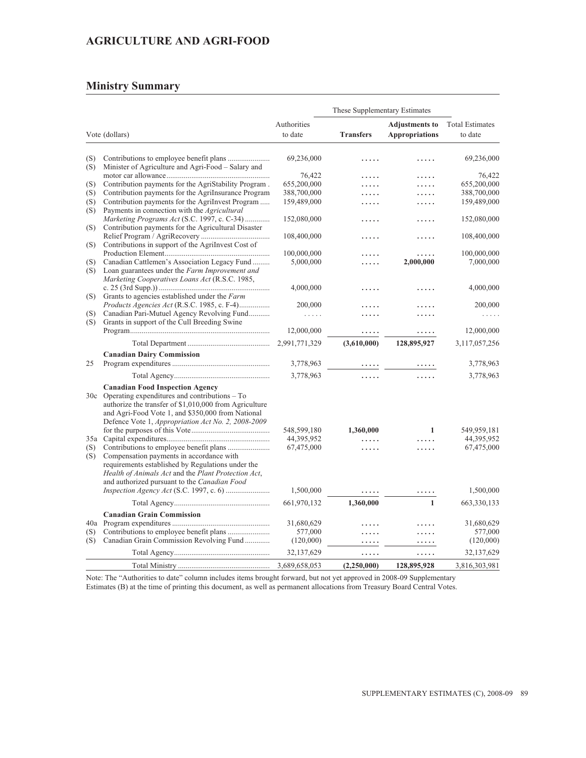## AGRICULTURE AND AGRI-FOOD

## Ministry Summary

| | | | These Supplementary Estimates | | |
|---|---|---|---|---|---|
| Vote (dollars) | | Authorities to date | Transfers | **Adjustments to Appropriations** | Total Estimates to date |
| (S) | Contributions to employee benefit plans | 69,236,000 | ..... | ..... | 69,236,000 |
| (S) | Minister of Agriculture and Agri-Food – Salary and motor car allowance | 76,422 | ..... | ..... | 76,422 |
| (S) | Contribution payments for the AgriStability Program | 655,200,000 | ..... | ..... | 655,200,000 |
| (S) | Contribution payments for the AgriInsurance Program | 388,700,000 | ..... | ..... | 388,700,000 |
| (S) | Contribution payments for the AgriInvest Program | 159,489,000 | ..... | ..... | 159,489,000 |
| (S) | Payments in connection with the *Agricultural Marketing Programs Act* (S.C. 1997, c. C-34) | 152,080,000 | ..... | ..... | 152,080,000 |
| (S) | Contribution payments for the Agricultural Disaster Relief Program / AgriRecovery | 108,400,000 | ..... | ..... | 108,400,000 |
| (S) | Contributions in support of the AgriInvest Cost of Production Element | 100,000,000 | ..... | ..... | 100,000,000 |
| (S) | Canadian Cattlemen's Association Legacy Fund | 5,000,000 | ..... | **2,000,000** | 7,000,000 |
| (S) | Loan guarantees under the *Farm Improvement and Marketing Cooperatives Loans Act* (R.S.C. 1985, c. 25 (3rd Supp.)) | 4,000,000 | ..... | ..... | 4,000,000 |
| (S) | Grants to agencies established under the *Farm Products Agencies Act* (R.S.C. 1985, c. F-4) | 200,000 | ..... | ..... | 200,000 |
| (S) | Canadian Pari-Mutuel Agency Revolving Fund | ..... | ..... | ..... | ..... |
| (S) | Grants in support of the Cull Breeding Swine Program | 12,000,000 | ..... | ..... | 12,000,000 |
| | Total Department | 2,991,771,329 | **(3,610,000)** | **128,895,927** | 3,117,057,256 |
| | **Canadian Dairy Commission** | | | | |
| 25 | Program expenditures | 3,778,963 | ..... | ..... | 3,778,963 |
| | Total Agency | 3,778,963 | ..... | ..... | 3,778,963 |
| | **Canadian Food Inspection Agency** | | | | |
| 30c | Operating expenditures and contributions – To authorize the transfer of $1,010,000 from Agriculture and Agri-Food Vote 1, and $350,000 from National Defence Vote 1, *Appropriation Act No. 2, 2008-2009* for the purposes of this Vote | 548,599,180 | **1,360,000** | **1** | 549,959,181 |
| 35a | Capital expenditures | 44,395,952 | ..... | ..... | 44,395,952 |
| (S) | Contributions to employee benefit plans | 67,475,000 | ..... | ..... | 67,475,000 |
| (S) | Compensation payments in accordance with requirements established by Regulations under the *Health of Animals Act* and the *Plant Protection Act*, and authorized pursuant to the *Canadian Food Inspection Agency Act* (S.C. 1997, c. 6) | 1,500,000 | ..... | ..... | 1,500,000 |
| | Total Agency | 661,970,132 | **1,360,000** | **1** | 663,330,133 |
| | **Canadian Grain Commission** | | | | |
| 40a | Program expenditures | 31,680,629 | ..... | ..... | 31,680,629 |
| (S) | Contributions to employee benefit plans | 577,000 | ..... | ..... | 577,000 |
| (S) | Canadian Grain Commission Revolving Fund | (120,000) | ..... | ..... | (120,000) |
| | Total Agency | 32,137,629 | ..... | ..... | 32,137,629 |
| | Total Ministry | 3,689,658,053 | **(2,250,000)** | **128,895,928** | 3,816,303,981 |

Note: The "Authorities to date" column includes items brought forward, but not yet approved in 2008-09 Supplementary Estimates (B) at the time of printing this document, as well as permanent allocations from Treasury Board Central Votes.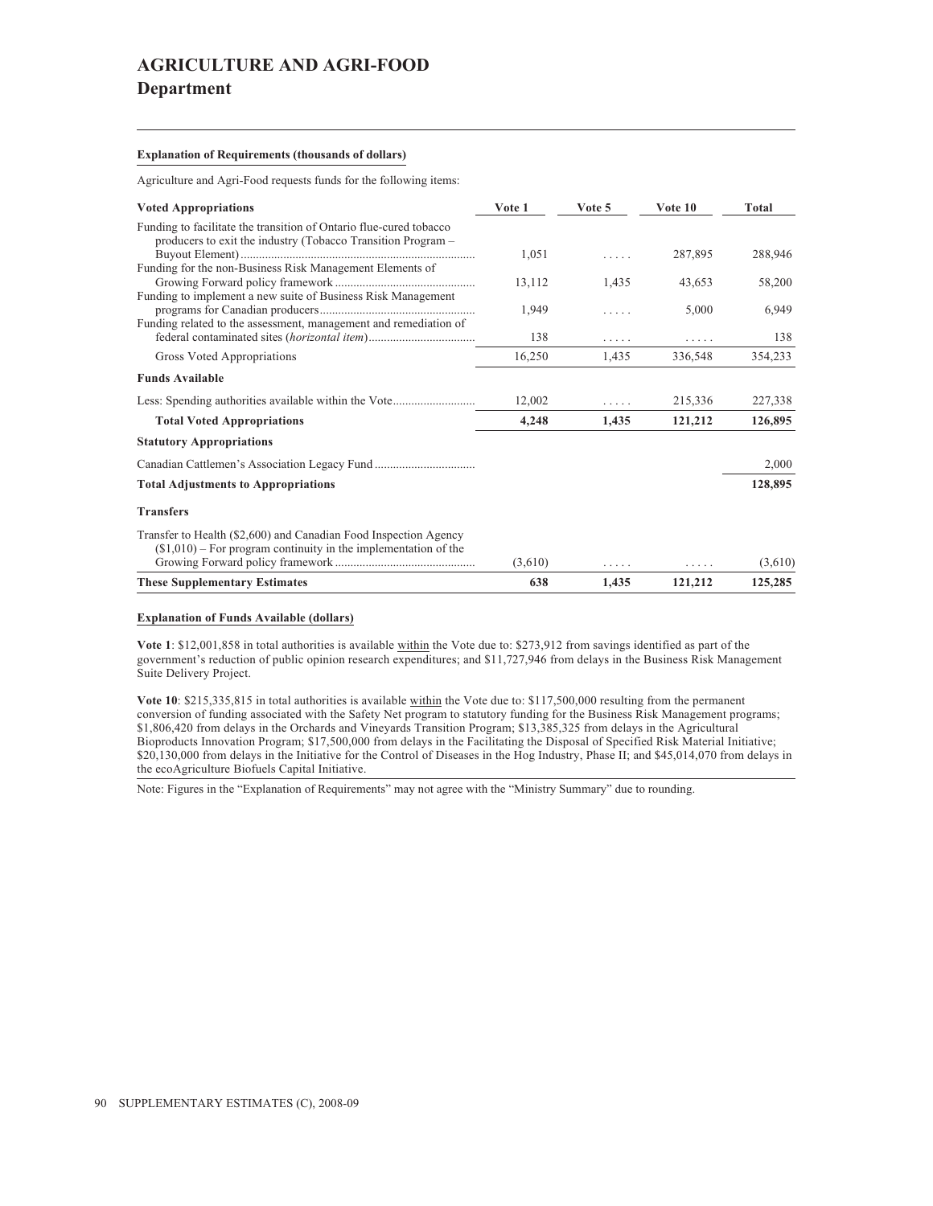# AGRICULTURE AND AGRI-FOOD

## Department

**Explanation of Requirements (thousands of dollars)**

Agriculture and Agri-Food requests funds for the following items:

| Voted Appropriations | Vote 1 | Vote 5 | Vote 10 | Total |
|---|---|---|---|---|
| Funding to facilitate the transition of Ontario flue-cured tobacco producers to exit the industry (Tobacco Transition Program – Buyout Element) | 1,051 | ..... | 287,895 | 288,946 |
| Funding for the non-Business Risk Management Elements of Growing Forward policy framework | 13,112 | 1,435 | 43,653 | 58,200 |
| Funding to implement a new suite of Business Risk Management programs for Canadian producers | 1,949 | ..... | 5,000 | 6,949 |
| Funding related to the assessment, management and remediation of federal contaminated sites (*horizontal item*) | 138 | ..... | ..... | 138 |
| Gross Voted Appropriations | 16,250 | 1,435 | 336,548 | 354,233 |
| **Funds Available** | | | | |
| Less: Spending authorities available within the Vote | 12,002 | ..... | 215,336 | 227,338 |
| **Total Voted Appropriations** | **4,248** | **1,435** | **121,212** | **126,895** |
| **Statutory Appropriations** | | | | |
| Canadian Cattlemen's Association Legacy Fund | | | | 2,000 |
| **Total Adjustments to Appropriations** | | | | **128,895** |
| **Transfers** | | | | |
| Transfer to Health ($2,600) and Canadian Food Inspection Agency ($1,010) – For program continuity in the implementation of the Growing Forward policy framework | (3,610) | ..... | ..... | (3,610) |
| **These Supplementary Estimates** | **638** | **1,435** | **121,212** | **125,285** |

**Explanation of Funds Available (dollars)**

**Vote 1**: $12,001,858 in total authorities is available within the Vote due to: $273,912 from savings identified as part of the government's reduction of public opinion research expenditures; and $11,727,946 from delays in the Business Risk Management Suite Delivery Project.

**Vote 10**: $215,335,815 in total authorities is available within the Vote due to: $117,500,000 resulting from the permanent conversion of funding associated with the Safety Net program to statutory funding for the Business Risk Management programs; $1,806,420 from delays in the Orchards and Vineyards Transition Program; $13,385,325 from delays in the Agricultural Bioproducts Innovation Program; $17,500,000 from delays in the Facilitating the Disposal of Specified Risk Material Initiative; $20,130,000 from delays in the Initiative for the Control of Diseases in the Hog Industry, Phase II; and $45,014,070 from delays in the ecoAgriculture Biofuels Capital Initiative.

Note: Figures in the "Explanation of Requirements" may not agree with the "Ministry Summary" due to rounding.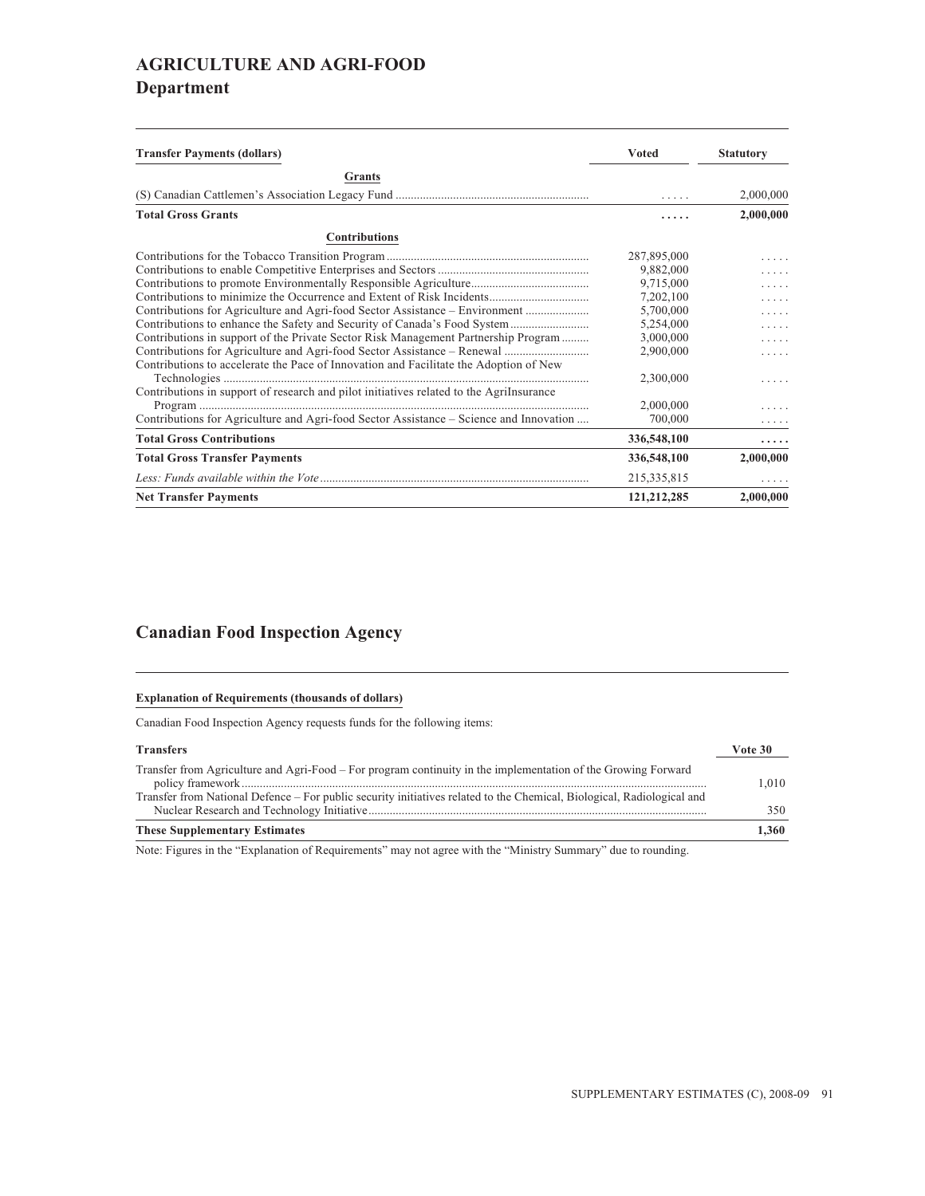# AGRICULTURE AND AGRI-FOOD

## Department

| Transfer Payments (dollars) | Voted | Statutory |
|---|---|---|
| **Grants** | | |
| (S) Canadian Cattlemen's Association Legacy Fund | ..... | 2,000,000 |
| **Total Gross Grants** | **.....** | **2,000,000** |
| **Contributions** | | |
| Contributions for the Tobacco Transition Program | 287,895,000 | ..... |
| Contributions to enable Competitive Enterprises and Sectors | 9,882,000 | ..... |
| Contributions to promote Environmentally Responsible Agriculture | 9,715,000 | ..... |
| Contributions to minimize the Occurrence and Extent of Risk Incidents | 7,202,100 | ..... |
| Contributions for Agriculture and Agri-food Sector Assistance – Environment | 5,700,000 | ..... |
| Contributions to enhance the Safety and Security of Canada's Food System | 5,254,000 | ..... |
| Contributions in support of the Private Sector Risk Management Partnership Program | 3,000,000 | ..... |
| Contributions for Agriculture and Agri-food Sector Assistance – Renewal | 2,900,000 | ..... |
| Contributions to accelerate the Pace of Innovation and Facilitate the Adoption of New Technologies | 2,300,000 | ..... |
| Contributions in support of research and pilot initiatives related to the AgriInsurance Program | 2,000,000 | ..... |
| Contributions for Agriculture and Agri-food Sector Assistance – Science and Innovation | 700,000 | ..... |
| **Total Gross Contributions** | **336,548,100** | **.....** |
| **Total Gross Transfer Payments** | **336,548,100** | **2,000,000** |
| *Less: Funds available within the Vote* | 215,335,815 | ..... |
| **Net Transfer Payments** | **121,212,285** | **2,000,000** |

## Canadian Food Inspection Agency

**Explanation of Requirements (thousands of dollars)**

Canadian Food Inspection Agency requests funds for the following items:

| Transfers | Vote 30 |
|---|---|
| Transfer from Agriculture and Agri-Food – For program continuity in the implementation of the Growing Forward policy framework | 1,010 |
| Transfer from National Defence – For public security initiatives related to the Chemical, Biological, Radiological and Nuclear Research and Technology Initiative | 350 |
| **These Supplementary Estimates** | **1,360** |

Note: Figures in the "Explanation of Requirements" may not agree with the "Ministry Summary" due to rounding.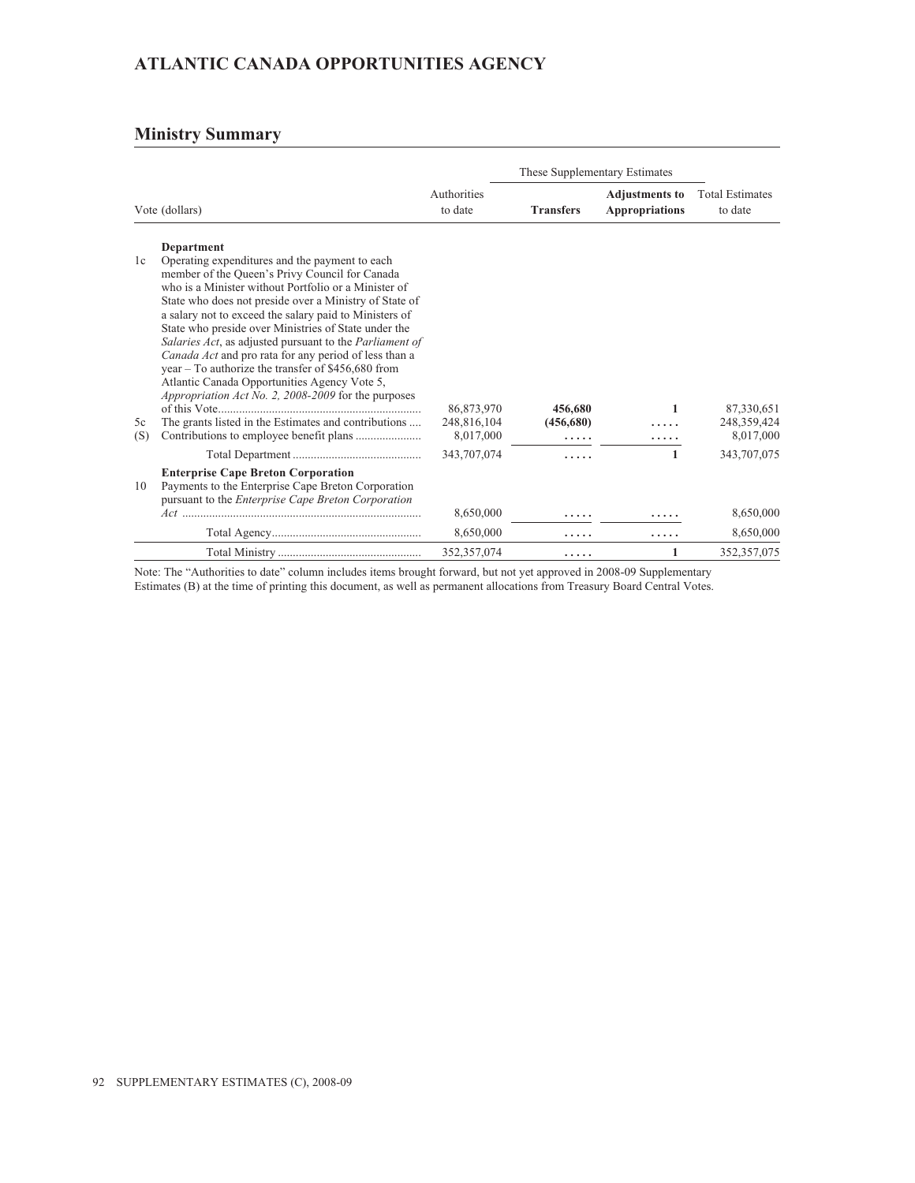# ATLANTIC CANADA OPPORTUNITIES AGENCY

## Ministry Summary

| | Vote (dollars) | Authorities to date | These Supplementary Estimates | | Total Estimates to date |
|---|---|---|---|---|---|
| | | | **Transfers** | **Adjustments to Appropriations** | |
| | **Department** | | | | |
| 1c | Operating expenditures and the payment to each member of the Queen's Privy Council for Canada who is a Minister without Portfolio or a Minister of State who does not preside over a Ministry of State of a salary not to exceed the salary paid to Ministers of State who preside over Ministries of State under the *Salaries Act*, as adjusted pursuant to the *Parliament of Canada Act* and pro rata for any period of less than a year – To authorize the transfer of $456,680 from Atlantic Canada Opportunities Agency Vote 5, *Appropriation Act No. 2, 2008-2009* for the purposes of this Vote | 86,873,970 | **456,680** | 1 | 87,330,651 |
| 5c | The grants listed in the Estimates and contributions | 248,816,104 | **(456,680)** | ..... | 248,359,424 |
| (S) | Contributions to employee benefit plans | 8,017,000 | ..... | ..... | 8,017,000 |
| | Total Department | 343,707,074 | ..... | 1 | 343,707,075 |
| | **Enterprise Cape Breton Corporation** | | | | |
| 10 | Payments to the Enterprise Cape Breton Corporation pursuant to the *Enterprise Cape Breton Corporation Act* | 8,650,000 | ..... | ..... | 8,650,000 |
| | Total Agency | 8,650,000 | ..... | ..... | 8,650,000 |
| | Total Ministry | 352,357,074 | ..... | 1 | 352,357,075 |

Note: The "Authorities to date" column includes items brought forward, but not yet approved in 2008-09 Supplementary Estimates (B) at the time of printing this document, as well as permanent allocations from Treasury Board Central Votes.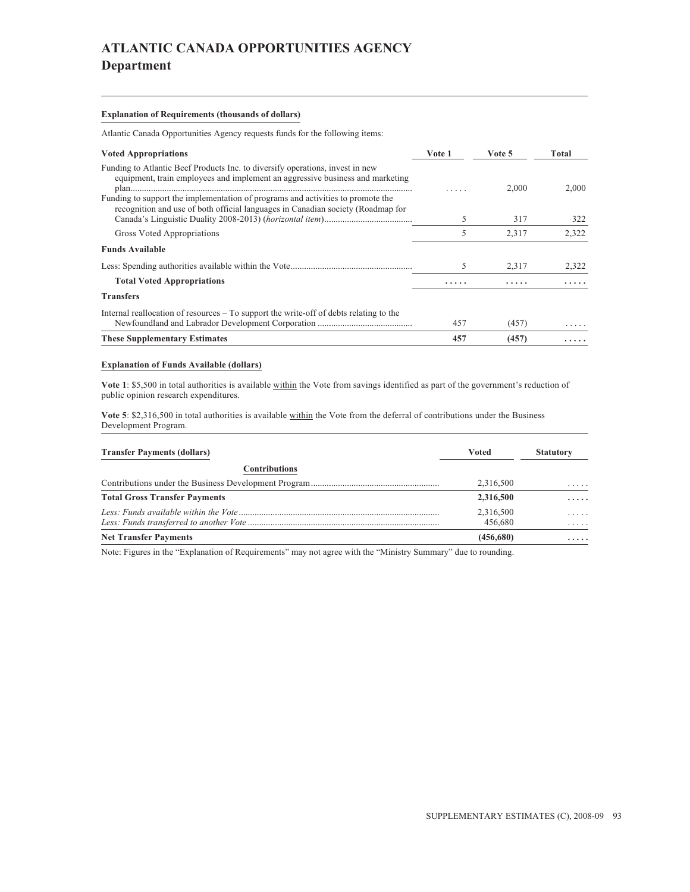# ATLANTIC CANADA OPPORTUNITIES AGENCY
## Department

**Explanation of Requirements (thousands of dollars)**

Atlantic Canada Opportunities Agency requests funds for the following items:

| Voted Appropriations | Vote 1 | Vote 5 | Total |
|---|---|---|---|
| Funding to Atlantic Beef Products Inc. to diversify operations, invest in new equipment, train employees and implement an aggressive business and marketing plan | ..... | 2,000 | 2,000 |
| Funding to support the implementation of programs and activities to promote the recognition and use of both official languages in Canadian society (Roadmap for Canada's Linguistic Duality 2008-2013) (*horizontal item*) | 5 | 317 | 322 |
| Gross Voted Appropriations | 5 | 2,317 | 2,322 |
| **Funds Available** | | | |
| Less: Spending authorities available within the Vote | 5 | 2,317 | 2,322 |
| **Total Voted Appropriations** | **.....** | **.....** | **.....** |
| **Transfers** | | | |
| Internal reallocation of resources – To support the write-off of debts relating to the Newfoundland and Labrador Development Corporation | 457 | (457) | ..... |
| **These Supplementary Estimates** | **457** | **(457)** | **.....** |

**Explanation of Funds Available (dollars)**

**Vote 1**: $5,500 in total authorities is available within the Vote from savings identified as part of the government's reduction of public opinion research expenditures.

**Vote 5**: $2,316,500 in total authorities is available within the Vote from the deferral of contributions under the Business Development Program.

| Transfer Payments (dollars) | Voted | Statutory |
|---|---|---|
| **Contributions** | | |
| Contributions under the Business Development Program | 2,316,500 | ..... |
| **Total Gross Transfer Payments** | **2,316,500** | **.....** |
| *Less: Funds available within the Vote* | 2,316,500 | ..... |
| *Less: Funds transferred to another Vote* | 456,680 | ..... |
| **Net Transfer Payments** | **(456,680)** | **.....** |

Note: Figures in the "Explanation of Requirements" may not agree with the "Ministry Summary" due to rounding.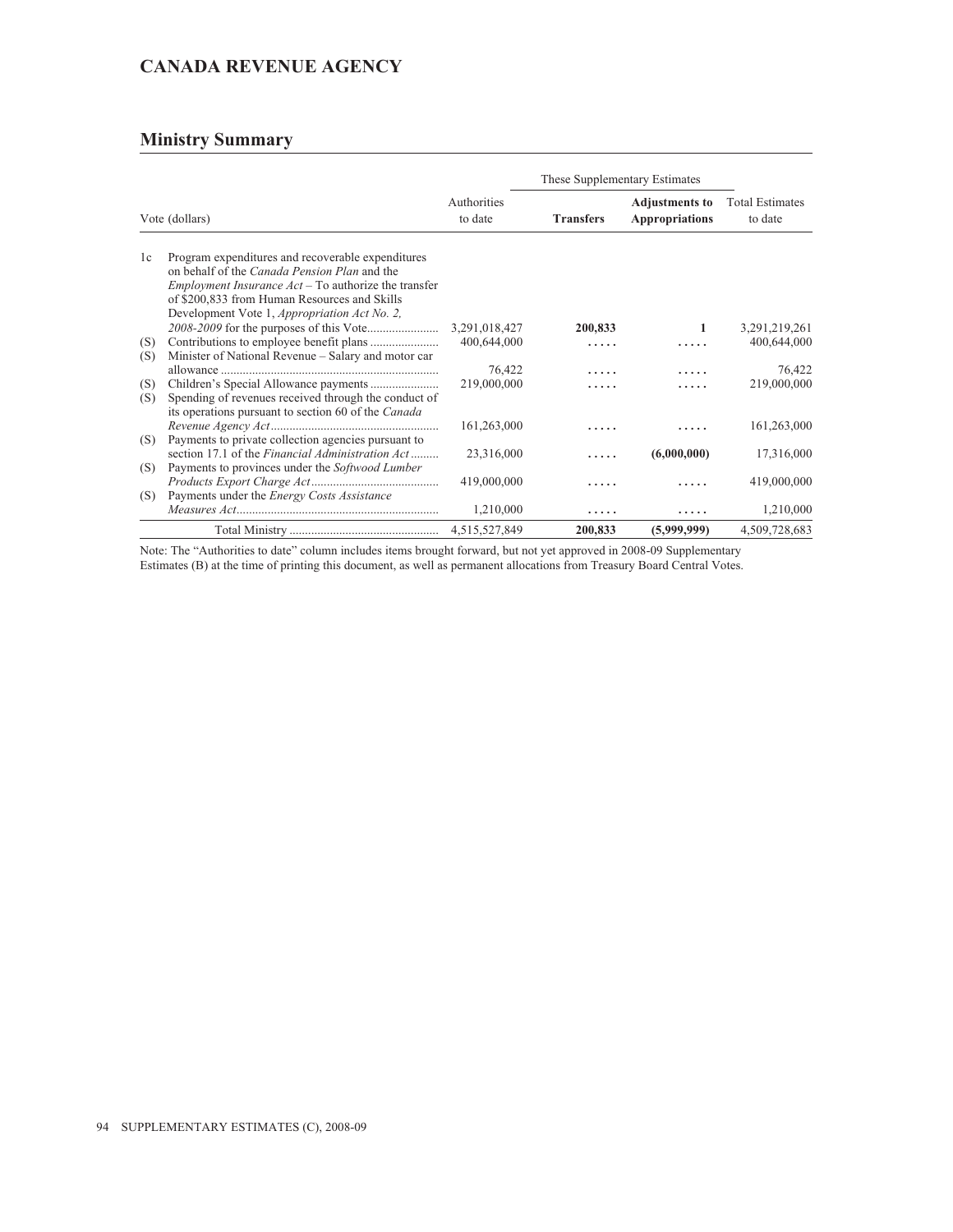## CANADA REVENUE AGENCY

## Ministry Summary

| Vote (dollars) | | Authorities to date | These Supplementary Estimates | | Total Estimates to date |
|---|---|---|---|---|---|
| | | | **Transfers** | **Adjustments to Appropriations** | |
| 1c | Program expenditures and recoverable expenditures on behalf of the *Canada Pension Plan* and the *Employment Insurance Act* – To authorize the transfer of $200,833 from Human Resources and Skills Development Vote 1, *Appropriation Act No. 2, 2008-2009* for the purposes of this Vote....................... | 3,291,018,427 | **200,833** | **1** | 3,291,219,261 |
| (S) | Contributions to employee benefit plans ...................... | 400,644,000 | ..... | ..... | 400,644,000 |
| (S) | Minister of National Revenue – Salary and motor car allowance ...................................................................... | 76,422 | ..... | ..... | 76,422 |
| (S) | Children's Special Allowance payments ...................... | 219,000,000 | ..... | ..... | 219,000,000 |
| (S) | Spending of revenues received through the conduct of its operations pursuant to section 60 of the *Canada Revenue Agency Act* ...................................................... | 161,263,000 | ..... | ..... | 161,263,000 |
| (S) | Payments to private collection agencies pursuant to section 17.1 of the *Financial Administration Act* ......... | 23,316,000 | ..... | **(6,000,000)** | 17,316,000 |
| (S) | Payments to provinces under the *Softwood Lumber Products Export Charge Act* ......................................... | 419,000,000 | ..... | ..... | 419,000,000 |
| (S) | Payments under the *Energy Costs Assistance Measures Act* ................................................................. | 1,210,000 | ..... | ..... | 1,210,000 |
| | Total Ministry ................................................ | 4,515,527,849 | **200,833** | **(5,999,999)** | 4,509,728,683 |

Note: The "Authorities to date" column includes items brought forward, but not yet approved in 2008-09 Supplementary Estimates (B) at the time of printing this document, as well as permanent allocations from Treasury Board Central Votes.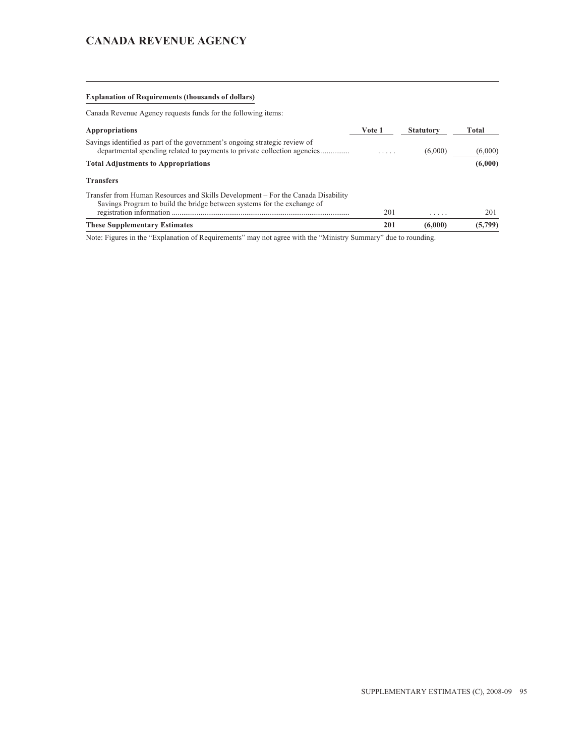# CANADA REVENUE AGENCY

**Explanation of Requirements (thousands of dollars)**

Canada Revenue Agency requests funds for the following items:

| Appropriations | Vote 1 | Statutory | Total |
|---|---|---|---|
| Savings identified as part of the government's ongoing strategic review of departmental spending related to payments to private collection agencies | ..... | (6,000) | (6,000) |
| **Total Adjustments to Appropriations** | | | **(6,000)** |
| **Transfers** | | | |
| Transfer from Human Resources and Skills Development – For the Canada Disability Savings Program to build the bridge between systems for the exchange of registration information | 201 | ..... | 201 |
| **These Supplementary Estimates** | **201** | **(6,000)** | **(5,799)** |

Note: Figures in the "Explanation of Requirements" may not agree with the "Ministry Summary" due to rounding.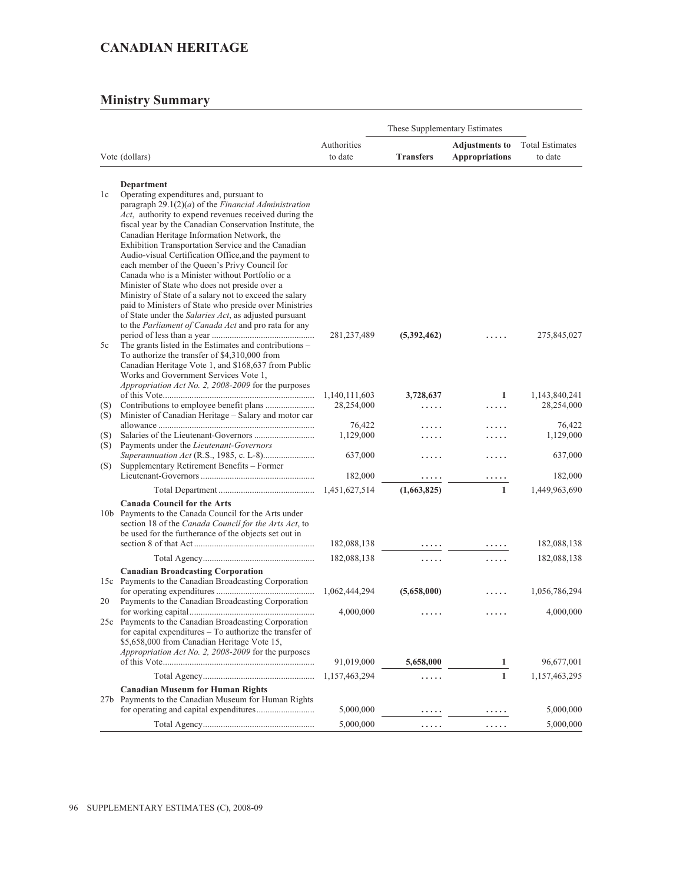# CANADIAN HERITAGE

## Ministry Summary

| Vote (dollars) | | Authorities to date | These Supplementary Estimates | | Total Estimates to date |
|---|---|---|---|---|---|
| | | | **Transfers** | **Adjustments to Appropriations** | |
| | **Department** | | | | |
| 1c | Operating expenditures and, pursuant to paragraph 29.1(2)(*a*) of the *Financial Administration Act*, authority to expend revenues received during the fiscal year by the Canadian Conservation Institute, the Canadian Heritage Information Network, the Exhibition Transportation Service and the Canadian Audio-visual Certification Office,and the payment to each member of the Queen's Privy Council for Canada who is a Minister without Portfolio or a Minister of State who does not preside over a Ministry of State of a salary not to exceed the salary paid to Ministers of State who preside over Ministries of State under the *Salaries Act*, as adjusted pursuant to the *Parliament of Canada Act* and pro rata for any period of less than a year | 281,237,489 | **(5,392,462)** | ..... | 275,845,027 |
| 5c | The grants listed in the Estimates and contributions – To authorize the transfer of $4,310,000 from Canadian Heritage Vote 1, and $168,637 from Public Works and Government Services Vote 1, *Appropriation Act No. 2, 2008-2009* for the purposes of this Vote | 1,140,111,603 | **3,728,637** | **1** | 1,143,840,241 |
| (S) | Contributions to employee benefit plans | 28,254,000 | ..... | ..... | 28,254,000 |
| (S) | Minister of Canadian Heritage – Salary and motor car allowance | 76,422 | ..... | ..... | 76,422 |
| (S) | Salaries of the Lieutenant-Governors | 1,129,000 | ..... | ..... | 1,129,000 |
| (S) | Payments under the *Lieutenant-Governors Superannuation Act* (R.S., 1985, c. L-8) | 637,000 | ..... | ..... | 637,000 |
| (S) | Supplementary Retirement Benefits – Former Lieutenant-Governors | 182,000 | ..... | ..... | 182,000 |
| | Total Department | 1,451,627,514 | **(1,663,825)** | **1** | 1,449,963,690 |
| | **Canada Council for the Arts** | | | | |
| 10b | Payments to the Canada Council for the Arts under section 18 of the *Canada Council for the Arts Act*, to be used for the furtherance of the objects set out in section 8 of that Act | 182,088,138 | ..... | ..... | 182,088,138 |
| | Total Agency | 182,088,138 | ..... | ..... | 182,088,138 |
| | **Canadian Broadcasting Corporation** | | | | |
| 15c | Payments to the Canadian Broadcasting Corporation for operating expenditures | 1,062,444,294 | **(5,658,000)** | ..... | 1,056,786,294 |
| 20 | Payments to the Canadian Broadcasting Corporation for working capital | 4,000,000 | ..... | ..... | 4,000,000 |
| 25c | Payments to the Canadian Broadcasting Corporation for capital expenditures – To authorize the transfer of $5,658,000 from Canadian Heritage Vote 15, *Appropriation Act No. 2, 2008-2009* for the purposes of this Vote | 91,019,000 | **5,658,000** | **1** | 96,677,001 |
| | Total Agency | 1,157,463,294 | ..... | **1** | 1,157,463,295 |
| | **Canadian Museum for Human Rights** | | | | |
| 27b | Payments to the Canadian Museum for Human Rights for operating and capital expenditures | 5,000,000 | ..... | ..... | 5,000,000 |
| | Total Agency | 5,000,000 | ..... | ..... | 5,000,000 |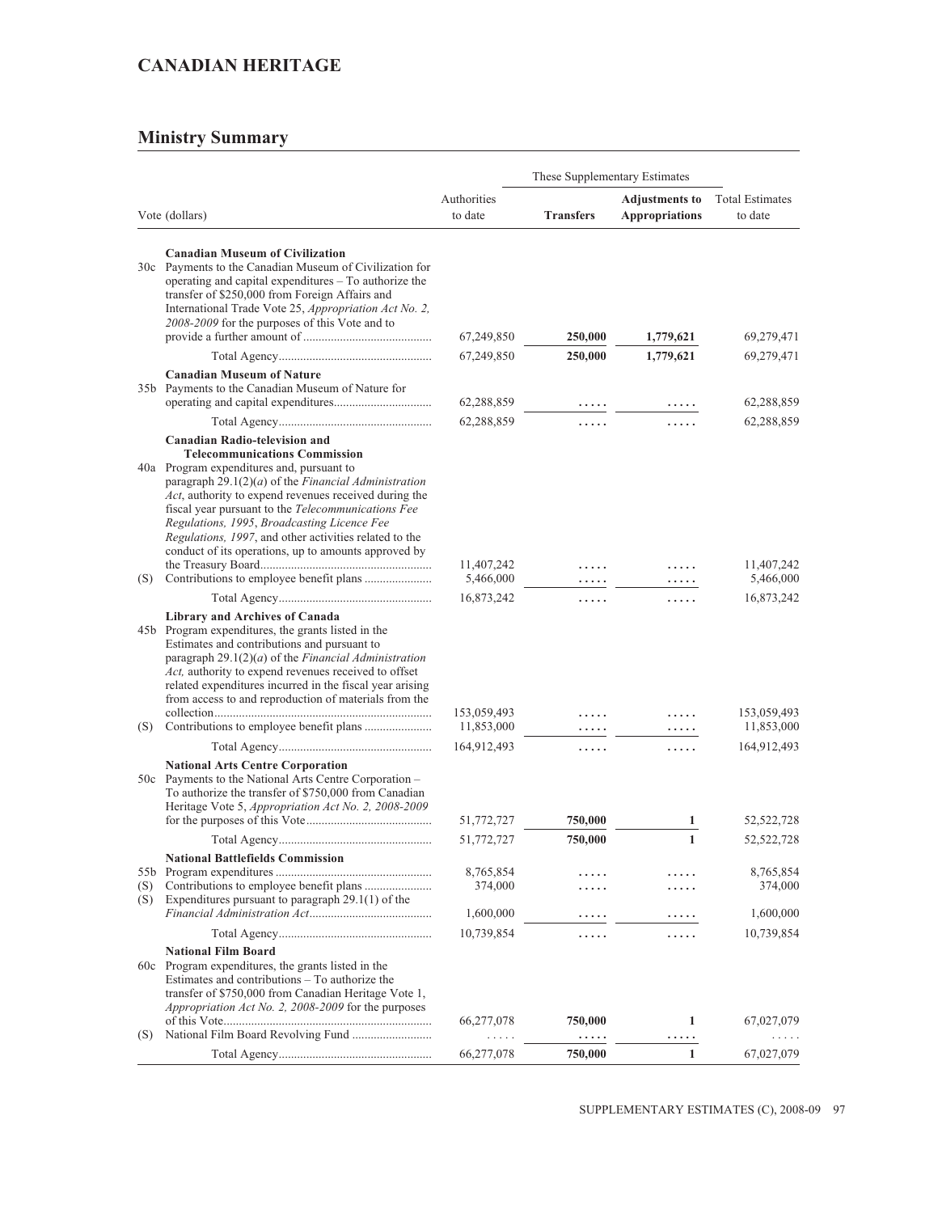# CANADIAN HERITAGE

## Ministry Summary

| | Vote (dollars) | Authorities to date | These Supplementary Estimates | | Total Estimates to date |
|---|---|---|---|---|---|
| | | | **Transfers** | **Adjustments to Appropriations** | |
| | **Canadian Museum of Civilization** | | | | |
| 30c | Payments to the Canadian Museum of Civilization for operating and capital expenditures – To authorize the transfer of $250,000 from Foreign Affairs and International Trade Vote 25, *Appropriation Act No. 2, 2008-2009* for the purposes of this Vote and to provide a further amount of | 67,249,850 | **250,000** | **1,779,621** | 69,279,471 |
| | Total Agency | 67,249,850 | **250,000** | **1,779,621** | 69,279,471 |
| | **Canadian Museum of Nature** | | | | |
| 35b | Payments to the Canadian Museum of Nature for operating and capital expenditures | 62,288,859 | ..... | ..... | 62,288,859 |
| | Total Agency | 62,288,859 | ..... | ..... | 62,288,859 |
| | **Canadian Radio-television and Telecommunications Commission** | | | | |
| 40a | Program expenditures and, pursuant to paragraph 29.1(2)(*a*) of the *Financial Administration Act*, authority to expend revenues received during the fiscal year pursuant to the *Telecommunications Fee Regulations, 1995*, *Broadcasting Licence Fee Regulations, 1997*, and other activities related to the conduct of its operations, up to amounts approved by the Treasury Board | 11,407,242 | ..... | ..... | 11,407,242 |
| (S) | Contributions to employee benefit plans | 5,466,000 | ..... | ..... | 5,466,000 |
| | Total Agency | 16,873,242 | ..... | ..... | 16,873,242 |
| | **Library and Archives of Canada** | | | | |
| 45b | Program expenditures, the grants listed in the Estimates and contributions and pursuant to paragraph 29.1(2)(*a*) of the *Financial Administration Act,* authority to expend revenues received to offset related expenditures incurred in the fiscal year arising from access to and reproduction of materials from the collection | 153,059,493 | ..... | ..... | 153,059,493 |
| (S) | Contributions to employee benefit plans | 11,853,000 | ..... | ..... | 11,853,000 |
| | Total Agency | 164,912,493 | ..... | ..... | 164,912,493 |
| | **National Arts Centre Corporation** | | | | |
| 50c | Payments to the National Arts Centre Corporation – To authorize the transfer of $750,000 from Canadian Heritage Vote 5, *Appropriation Act No. 2, 2008-2009* for the purposes of this Vote | 51,772,727 | **750,000** | **1** | 52,522,728 |
| | Total Agency | 51,772,727 | **750,000** | **1** | 52,522,728 |
| | **National Battlefields Commission** | | | | |
| 55b | Program expenditures | 8,765,854 | ..... | ..... | 8,765,854 |
| (S) | Contributions to employee benefit plans | 374,000 | ..... | ..... | 374,000 |
| (S) | Expenditures pursuant to paragraph 29.1(1) of the *Financial Administration Act* | 1,600,000 | ..... | ..... | 1,600,000 |
| | Total Agency | 10,739,854 | ..... | ..... | 10,739,854 |
| | **National Film Board** | | | | |
| 60c | Program expenditures, the grants listed in the Estimates and contributions – To authorize the transfer of $750,000 from Canadian Heritage Vote 1, *Appropriation Act No. 2, 2008-2009* for the purposes of this Vote | 66,277,078 | **750,000** | **1** | 67,027,079 |
| (S) | National Film Board Revolving Fund | ..... | ..... | ..... | ..... |
| | Total Agency | 66,277,078 | **750,000** | **1** | 67,027,079 |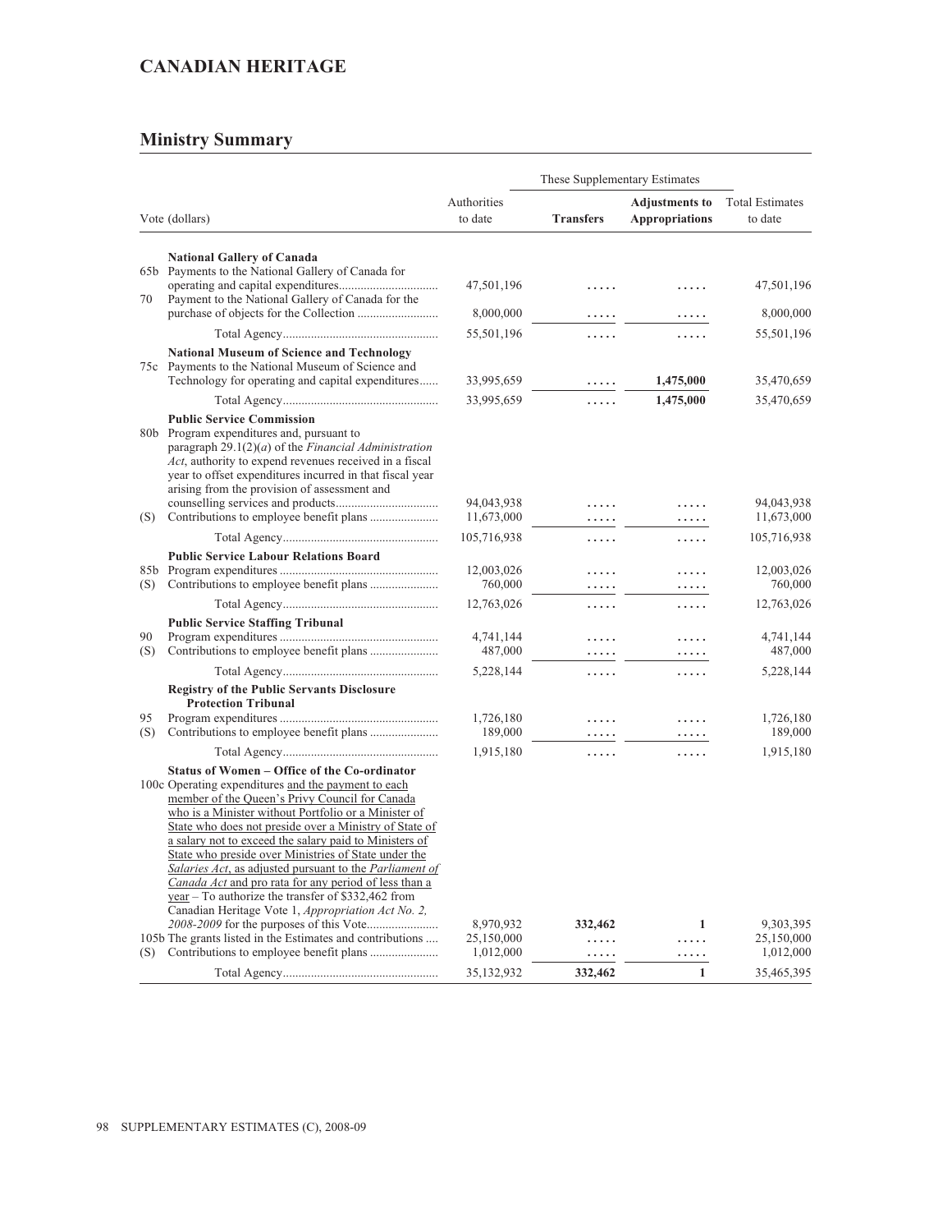## CANADIAN HERITAGE

### Ministry Summary

| Vote (dollars) | | Authorities to date | These Supplementary Estimates | | Total Estimates to date |
|---|---|---|---|---|---|
| | | | **Transfers** | **Adjustments to Appropriations** | |
| | **National Gallery of Canada** | | | | |
| 65b | Payments to the National Gallery of Canada for operating and capital expenditures | 47,501,196 | ..... | ..... | 47,501,196 |
| 70 | Payment to the National Gallery of Canada for the purchase of objects for the Collection | 8,000,000 | ..... | ..... | 8,000,000 |
| | Total Agency | 55,501,196 | ..... | ..... | 55,501,196 |
| | **National Museum of Science and Technology** | | | | |
| 75c | Payments to the National Museum of Science and Technology for operating and capital expenditures | 33,995,659 | ..... | **1,475,000** | 35,470,659 |
| | Total Agency | 33,995,659 | ..... | **1,475,000** | 35,470,659 |
| | **Public Service Commission** | | | | |
| 80b | Program expenditures and, pursuant to paragraph 29.1(2)(*a*) of the *Financial Administration Act*, authority to expend revenues received in a fiscal year to offset expenditures incurred in that fiscal year arising from the provision of assessment and counselling services and products | 94,043,938 | ..... | ..... | 94,043,938 |
| (S) | Contributions to employee benefit plans | 11,673,000 | ..... | ..... | 11,673,000 |
| | Total Agency | 105,716,938 | ..... | ..... | 105,716,938 |
| | **Public Service Labour Relations Board** | | | | |
| 85b | Program expenditures | 12,003,026 | ..... | ..... | 12,003,026 |
| (S) | Contributions to employee benefit plans | 760,000 | ..... | ..... | 760,000 |
| | Total Agency | 12,763,026 | ..... | ..... | 12,763,026 |
| | **Public Service Staffing Tribunal** | | | | |
| 90 | Program expenditures | 4,741,144 | ..... | ..... | 4,741,144 |
| (S) | Contributions to employee benefit plans | 487,000 | ..... | ..... | 487,000 |
| | Total Agency | 5,228,144 | ..... | ..... | 5,228,144 |
| | **Registry of the Public Servants Disclosure Protection Tribunal** | | | | |
| 95 | Program expenditures | 1,726,180 | ..... | ..... | 1,726,180 |
| (S) | Contributions to employee benefit plans | 189,000 | ..... | ..... | 189,000 |
| | Total Agency | 1,915,180 | ..... | ..... | 1,915,180 |
| | **Status of Women – Office of the Co-ordinator** | | | | |
| 100c | Operating expenditures and the payment to each member of the Queen's Privy Council for Canada who is a Minister without Portfolio or a Minister of State who does not preside over a Ministry of State of a salary not to exceed the salary paid to Ministers of State who preside over Ministries of State under the *Salaries Act*, as adjusted pursuant to the *Parliament of Canada Act* and pro rata for any period of less than a year – To authorize the transfer of $332,462 from Canadian Heritage Vote 1, *Appropriation Act No. 2, 2008-2009* for the purposes of this Vote | 8,970,932 | **332,462** | **1** | 9,303,395 |
| 105b | The grants listed in the Estimates and contributions | 25,150,000 | ..... | ..... | 25,150,000 |
| (S) | Contributions to employee benefit plans | 1,012,000 | ..... | ..... | 1,012,000 |
| | Total Agency | 35,132,932 | **332,462** | **1** | 35,465,395 |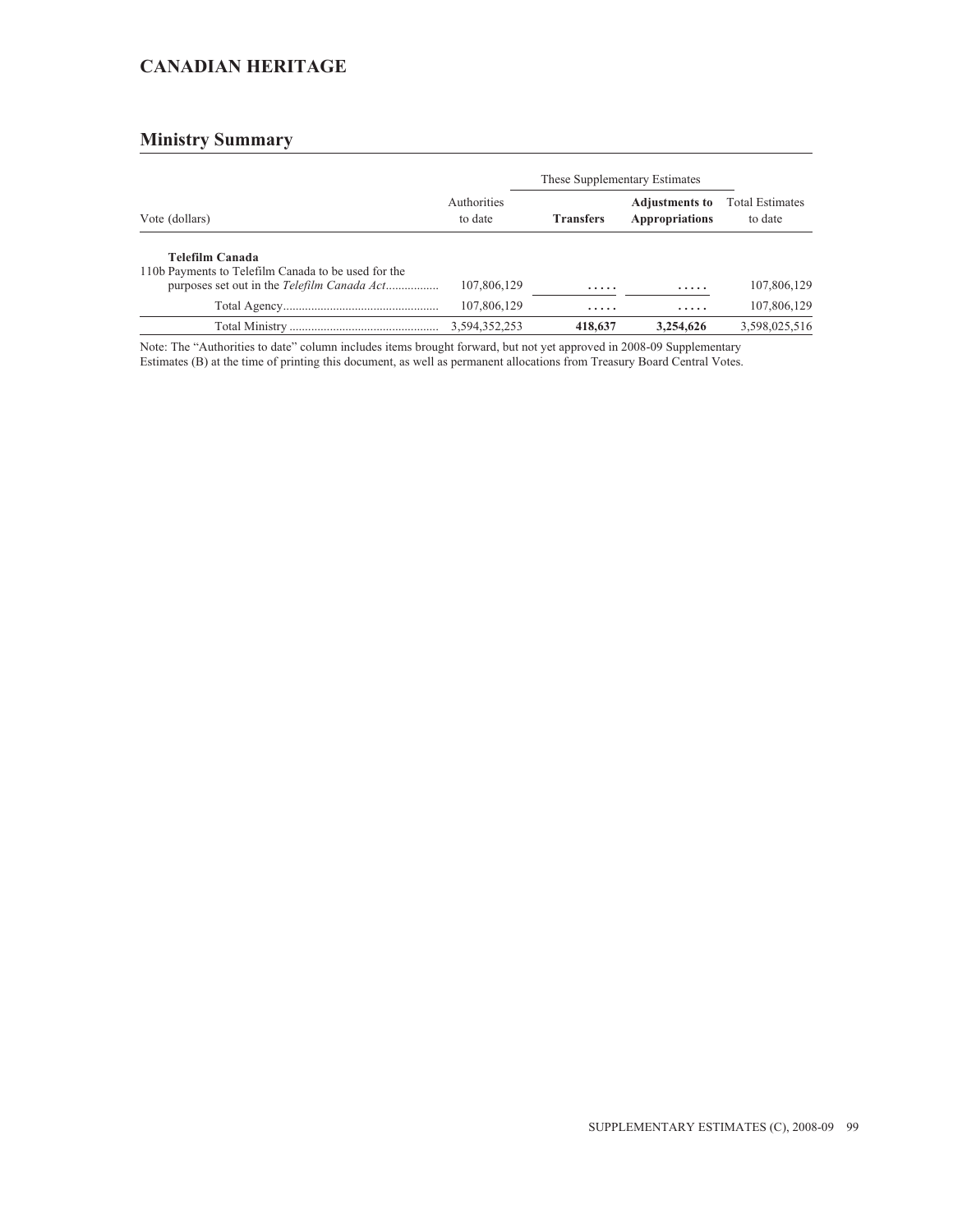## CANADIAN HERITAGE

### Ministry Summary

| Vote (dollars) | Authorities to date | These Supplementary Estimates | | Total Estimates to date |
|---|---|---|---|---|
| | | **Transfers** | **Adjustments to Appropriations** | |
| **Telefilm Canada** | | | | |
| 110b Payments to Telefilm Canada to be used for the purposes set out in the *Telefilm Canada Act*................. | 107,806,129 | ..... | ..... | 107,806,129 |
| Total Agency.................................................. | 107,806,129 | ..... | ..... | 107,806,129 |
| Total Ministry ................................................ | 3,594,352,253 | **418,637** | **3,254,626** | 3,598,025,516 |

Note: The "Authorities to date" column includes items brought forward, but not yet approved in 2008-09 Supplementary Estimates (B) at the time of printing this document, as well as permanent allocations from Treasury Board Central Votes.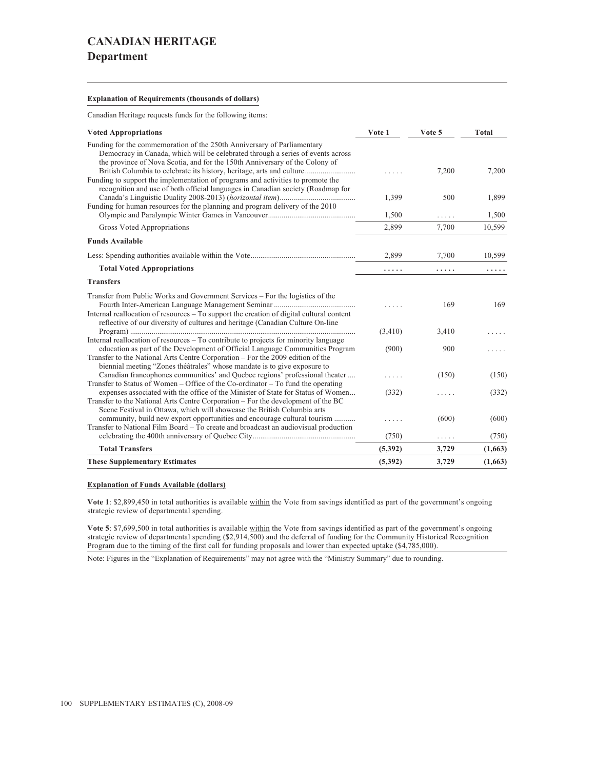# CANADIAN HERITAGE

## Department

**Explanation of Requirements (thousands of dollars)**

Canadian Heritage requests funds for the following items:

| Voted Appropriations | Vote 1 | Vote 5 | Total |
|---|---|---|---|
| Funding for the commemoration of the 250th Anniversary of Parliamentary Democracy in Canada, which will be celebrated through a series of events across the province of Nova Scotia, and for the 150th Anniversary of the Colony of British Columbia to celebrate its history, heritage, arts and culture | ..... | 7,200 | 7,200 |
| Funding to support the implementation of programs and activities to promote the recognition and use of both official languages in Canadian society (Roadmap for Canada's Linguistic Duality 2008-2013) (*horizontal item*) | 1,399 | 500 | 1,899 |
| Funding for human resources for the planning and program delivery of the 2010 Olympic and Paralympic Winter Games in Vancouver | 1,500 | ..... | 1,500 |
| Gross Voted Appropriations | 2,899 | 7,700 | 10,599 |
| **Funds Available** | | | |
| Less: Spending authorities available within the Vote | 2,899 | 7,700 | 10,599 |
| **Total Voted Appropriations** | **.....** | **.....** | **.....** |
| **Transfers** | | | |
| Transfer from Public Works and Government Services – For the logistics of the Fourth Inter-American Language Management Seminar | ..... | 169 | 169 |
| Internal reallocation of resources – To support the creation of digital cultural content reflective of our diversity of cultures and heritage (Canadian Culture On-line Program) | (3,410) | 3,410 | ..... |
| Internal reallocation of resources – To contribute to projects for minority language education as part of the Development of Official Language Communities Program | (900) | 900 | ..... |
| Transfer to the National Arts Centre Corporation – For the 2009 edition of the biennial meeting "Zones théâtrales" whose mandate is to give exposure to Canadian francophones communities' and Quebec regions' professional theater | ..... | (150) | (150) |
| Transfer to Status of Women – Office of the Co-ordinator – To fund the operating expenses associated with the office of the Minister of State for Status of Women | (332) | ..... | (332) |
| Transfer to the National Arts Centre Corporation – For the development of the BC Scene Festival in Ottawa, which will showcase the British Columbia arts community, build new export opportunities and encourage cultural tourism | ..... | (600) | (600) |
| Transfer to National Film Board – To create and broadcast an audiovisual production celebrating the 400th anniversary of Quebec City | (750) | ..... | (750) |
| **Total Transfers** | **(5,392)** | **3,729** | **(1,663)** |
| **These Supplementary Estimates** | **(5,392)** | **3,729** | **(1,663)** |

**Explanation of Funds Available (dollars)**

**Vote 1**: $2,899,450 in total authorities is available within the Vote from savings identified as part of the government's ongoing strategic review of departmental spending.

**Vote 5**: $7,699,500 in total authorities is available within the Vote from savings identified as part of the government's ongoing strategic review of departmental spending ($2,914,500) and the deferral of funding for the Community Historical Recognition Program due to the timing of the first call for funding proposals and lower than expected uptake ($4,785,000).

Note: Figures in the "Explanation of Requirements" may not agree with the "Ministry Summary" due to rounding.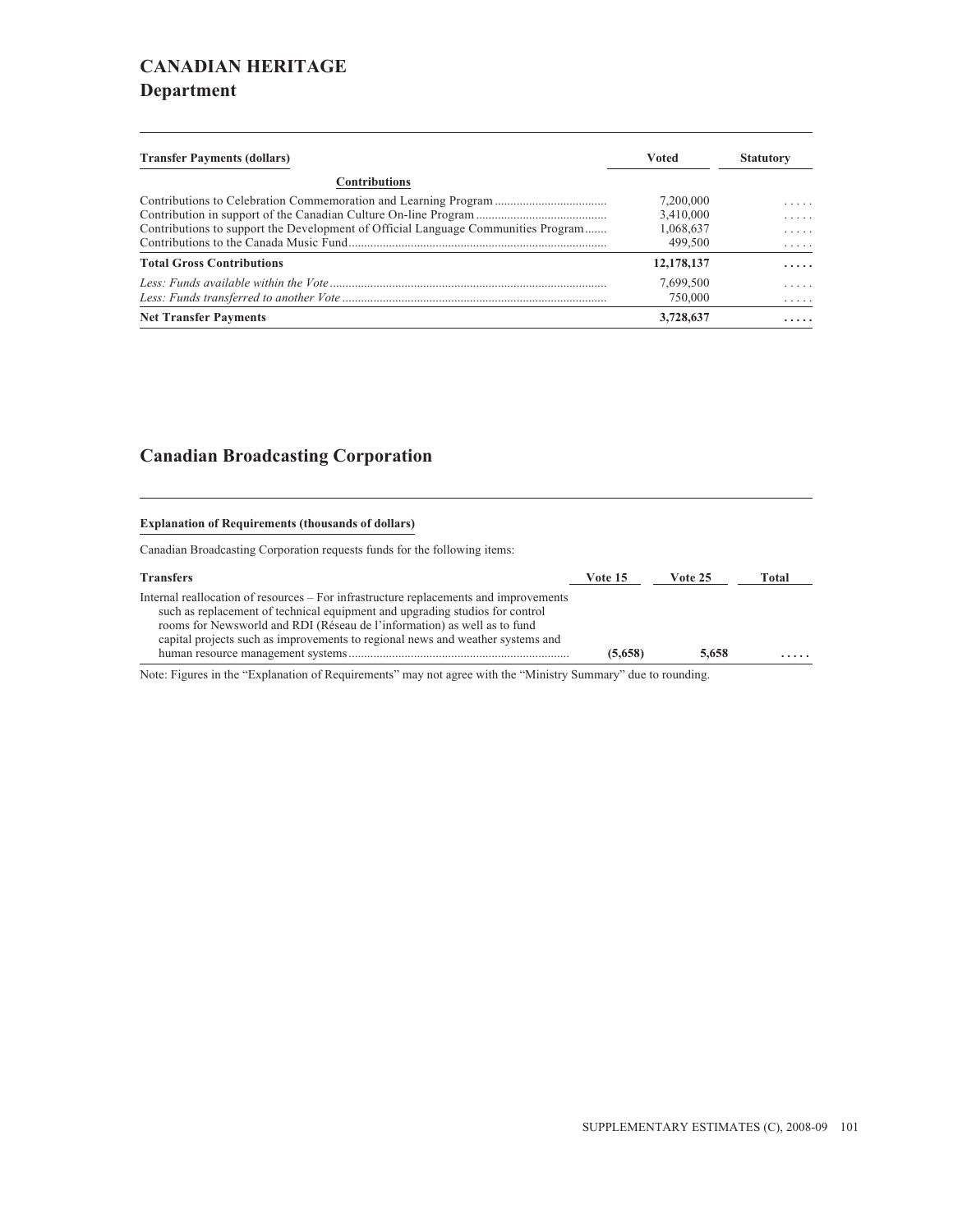# CANADIAN HERITAGE

## Department

| Transfer Payments (dollars) | Voted | Statutory |
| --- | --- | --- |
| **Contributions** | | |
| Contributions to Celebration Commemoration and Learning Program | 7,200,000 | ..... |
| Contribution in support of the Canadian Culture On-line Program | 3,410,000 | ..... |
| Contributions to support the Development of Official Language Communities Program | 1,068,637 | ..... |
| Contributions to the Canada Music Fund | 499,500 | ..... |
| **Total Gross Contributions** | **12,178,137** | **.....** |
| *Less: Funds available within the Vote* | 7,699,500 | ..... |
| *Less: Funds transferred to another Vote* | 750,000 | ..... |
| **Net Transfer Payments** | **3,728,637** | **.....** |

## Canadian Broadcasting Corporation

**Explanation of Requirements (thousands of dollars)**

Canadian Broadcasting Corporation requests funds for the following items:

| Transfers | Vote 15 | Vote 25 | Total |
| --- | --- | --- | --- |
| Internal reallocation of resources – For infrastructure replacements and improvements such as replacement of technical equipment and upgrading studios for control rooms for Newsworld and RDI (Réseau de l'information) as well as to fund capital projects such as improvements to regional news and weather systems and human resource management systems | **(5,658)** | **5,658** | **.....** |

Note: Figures in the "Explanation of Requirements" may not agree with the "Ministry Summary" due to rounding.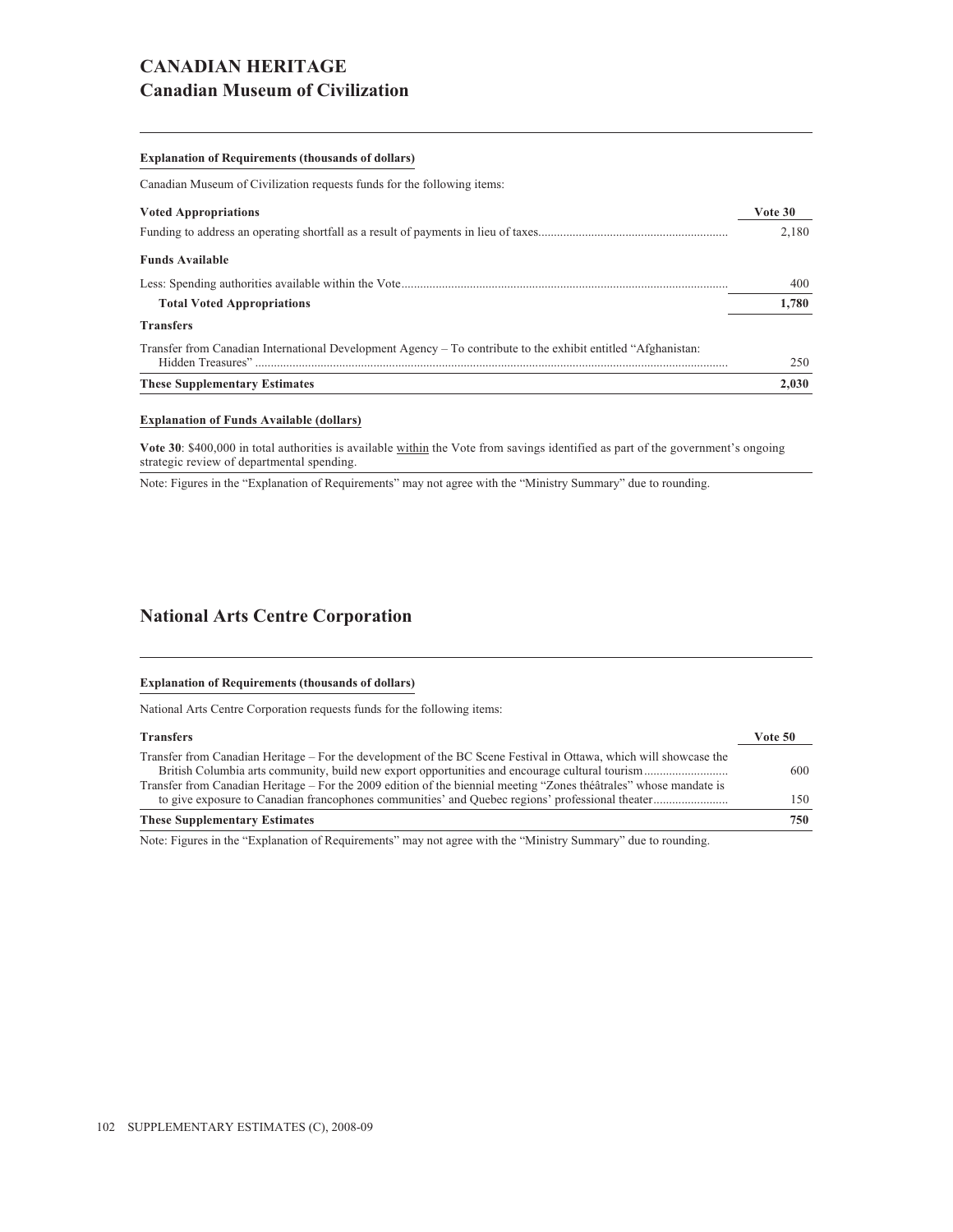# CANADIAN HERITAGE

## Canadian Museum of Civilization

**Explanation of Requirements (thousands of dollars)**

Canadian Museum of Civilization requests funds for the following items:

| **Voted Appropriations** | **Vote 30** |
|---|---|
| Funding to address an operating shortfall as a result of payments in lieu of taxes | 2,180 |
| **Funds Available** | |
| Less: Spending authorities available within the Vote | 400 |
| **Total Voted Appropriations** | **1,780** |
| **Transfers** | |
| Transfer from Canadian International Development Agency – To contribute to the exhibit entitled "Afghanistan: Hidden Treasures" | 250 |
| **These Supplementary Estimates** | **2,030** |

**Explanation of Funds Available (dollars)**

**Vote 30**: $400,000 in total authorities is available within the Vote from savings identified as part of the government's ongoing strategic review of departmental spending.

Note: Figures in the "Explanation of Requirements" may not agree with the "Ministry Summary" due to rounding.

## National Arts Centre Corporation

**Explanation of Requirements (thousands of dollars)**

National Arts Centre Corporation requests funds for the following items:

| **Transfers** | **Vote 50** |
|---|---|
| Transfer from Canadian Heritage – For the development of the BC Scene Festival in Ottawa, which will showcase the British Columbia arts community, build new export opportunities and encourage cultural tourism | 600 |
| Transfer from Canadian Heritage – For the 2009 edition of the biennial meeting "Zones théâtrales" whose mandate is to give exposure to Canadian francophones communities' and Quebec regions' professional theater | 150 |
| **These Supplementary Estimates** | **750** |

Note: Figures in the "Explanation of Requirements" may not agree with the "Ministry Summary" due to rounding.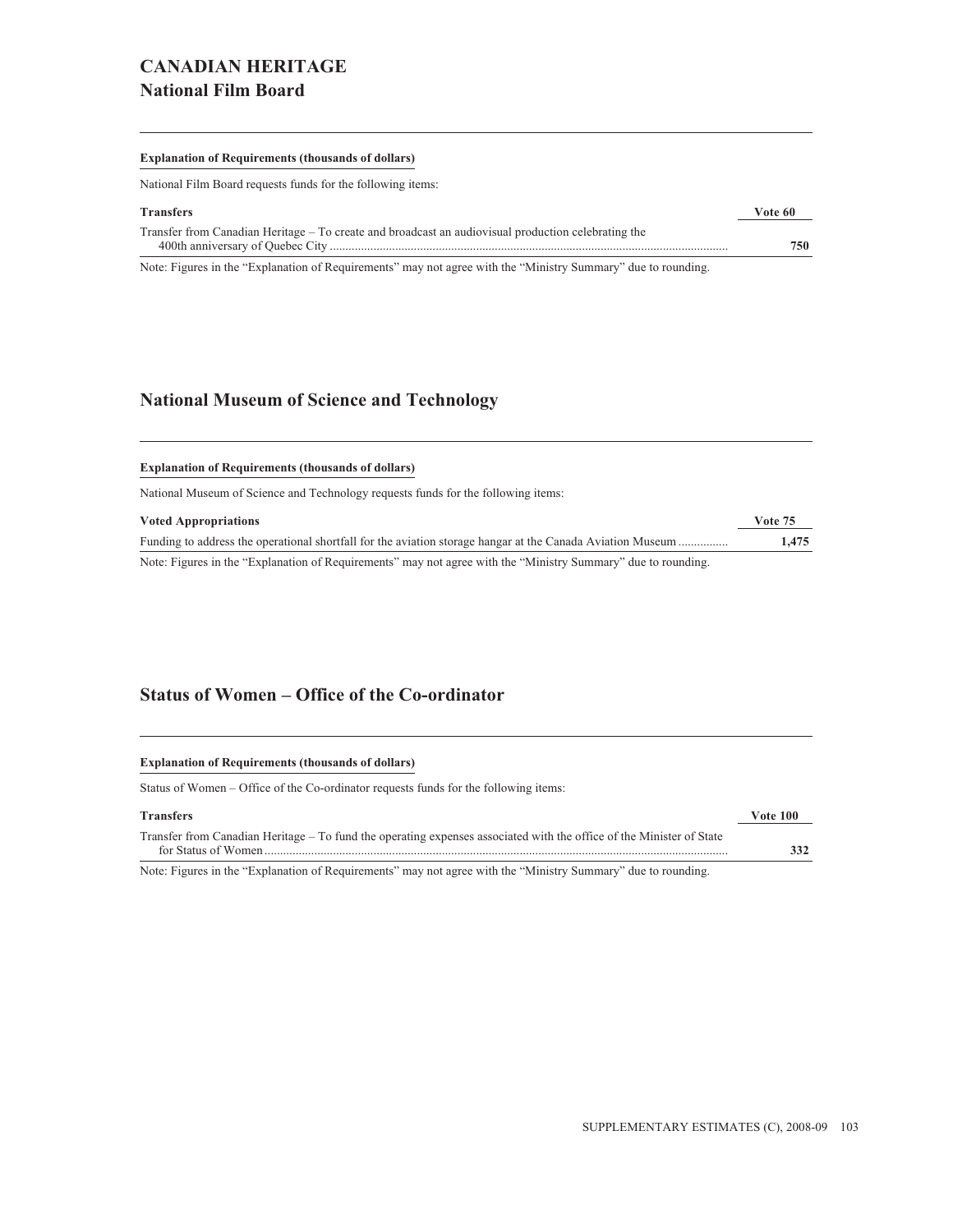# CANADIAN HERITAGE

## National Film Board

**Explanation of Requirements (thousands of dollars)**

National Film Board requests funds for the following items:

| Transfers | Vote 60 |
| --- | --- |
| Transfer from Canadian Heritage – To create and broadcast an audiovisual production celebrating the 400th anniversary of Quebec City | **750** |

Note: Figures in the "Explanation of Requirements" may not agree with the "Ministry Summary" due to rounding.

## National Museum of Science and Technology

**Explanation of Requirements (thousands of dollars)**

National Museum of Science and Technology requests funds for the following items:

| Voted Appropriations | Vote 75 |
| --- | --- |
| Funding to address the operational shortfall for the aviation storage hangar at the Canada Aviation Museum | **1,475** |

Note: Figures in the "Explanation of Requirements" may not agree with the "Ministry Summary" due to rounding.

## Status of Women – Office of the Co-ordinator

**Explanation of Requirements (thousands of dollars)**

Status of Women – Office of the Co-ordinator requests funds for the following items:

| Transfers | Vote 100 |
| --- | --- |
| Transfer from Canadian Heritage – To fund the operating expenses associated with the office of the Minister of State for Status of Women | **332** |

Note: Figures in the "Explanation of Requirements" may not agree with the "Ministry Summary" due to rounding.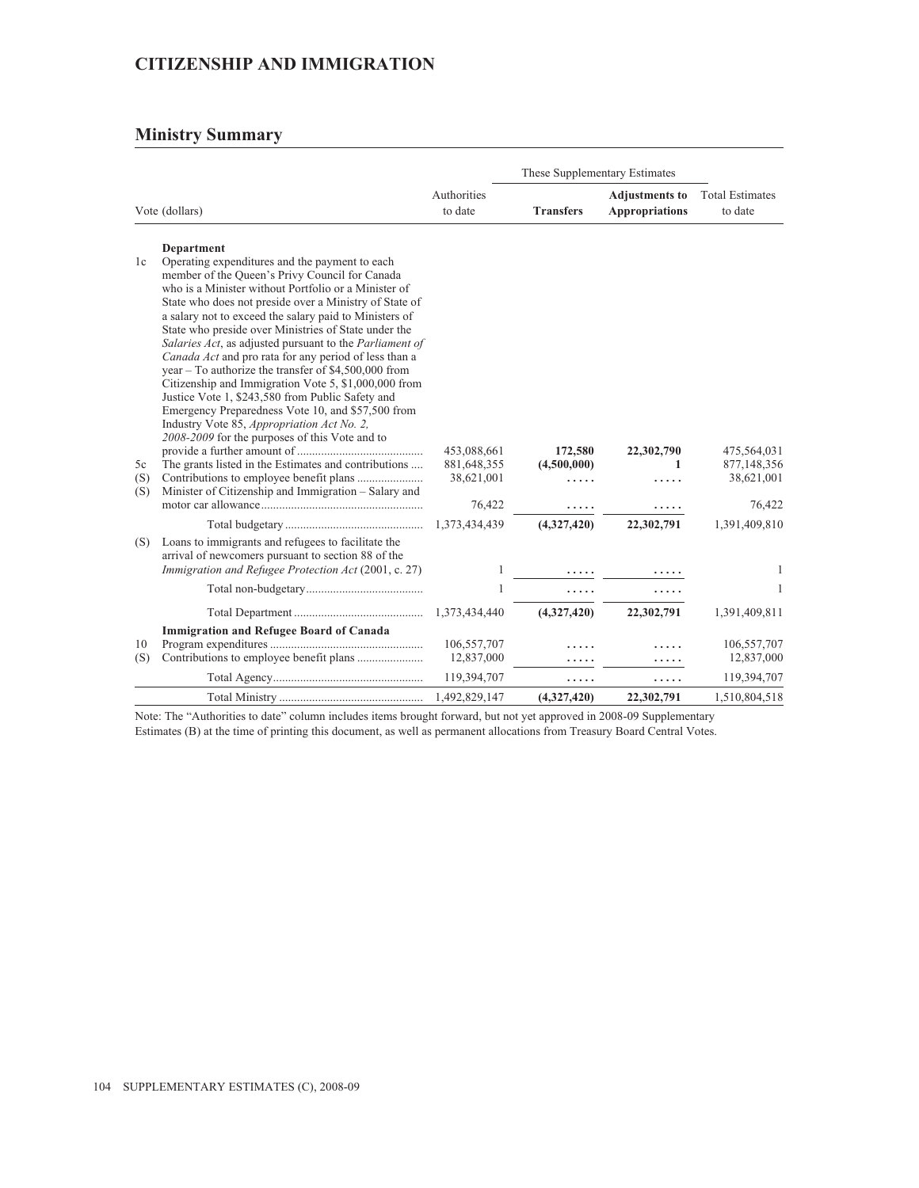## CITIZENSHIP AND IMMIGRATION

### Ministry Summary

| Vote (dollars) | | Authorities to date | These Supplementary Estimates | | Total Estimates to date |
|---|---|---|---|---|---|
| | | | **Transfers** | **Adjustments to Appropriations** | |
| | **Department** | | | | |
| 1c | Operating expenditures and the payment to each member of the Queen's Privy Council for Canada who is a Minister without Portfolio or a Minister of State who does not preside over a Ministry of State of a salary not to exceed the salary paid to Ministers of State who preside over Ministries of State under the *Salaries Act*, as adjusted pursuant to the *Parliament of Canada Act* and pro rata for any period of less than a year – To authorize the transfer of $4,500,000 from Citizenship and Immigration Vote 5, $1,000,000 from Justice Vote 1, $243,580 from Public Safety and Emergency Preparedness Vote 10, and $57,500 from Industry Vote 85, *Appropriation Act No. 2, 2008-2009* for the purposes of this Vote and to provide a further amount of | 453,088,661 | **172,580** | **22,302,790** | 475,564,031 |
| 5c | The grants listed in the Estimates and contributions | 881,648,355 | **(4,500,000)** | **1** | 877,148,356 |
| (S) | Contributions to employee benefit plans | 38,621,001 | ..... | ..... | 38,621,001 |
| (S) | Minister of Citizenship and Immigration – Salary and motor car allowance | 76,422 | ..... | ..... | 76,422 |
| | Total budgetary | 1,373,434,439 | **(4,327,420)** | **22,302,791** | 1,391,409,810 |
| (S) | Loans to immigrants and refugees to facilitate the arrival of newcomers pursuant to section 88 of the *Immigration and Refugee Protection Act* (2001, c. 27) | 1 | ..... | ..... | 1 |
| | Total non-budgetary | 1 | ..... | ..... | 1 |
| | Total Department | 1,373,434,440 | **(4,327,420)** | **22,302,791** | 1,391,409,811 |
| | **Immigration and Refugee Board of Canada** | | | | |
| 10 | Program expenditures | 106,557,707 | ..... | ..... | 106,557,707 |
| (S) | Contributions to employee benefit plans | 12,837,000 | ..... | ..... | 12,837,000 |
| | Total Agency | 119,394,707 | ..... | ..... | 119,394,707 |
| | Total Ministry | 1,492,829,147 | **(4,327,420)** | **22,302,791** | 1,510,804,518 |

Note: The "Authorities to date" column includes items brought forward, but not yet approved in 2008-09 Supplementary Estimates (B) at the time of printing this document, as well as permanent allocations from Treasury Board Central Votes.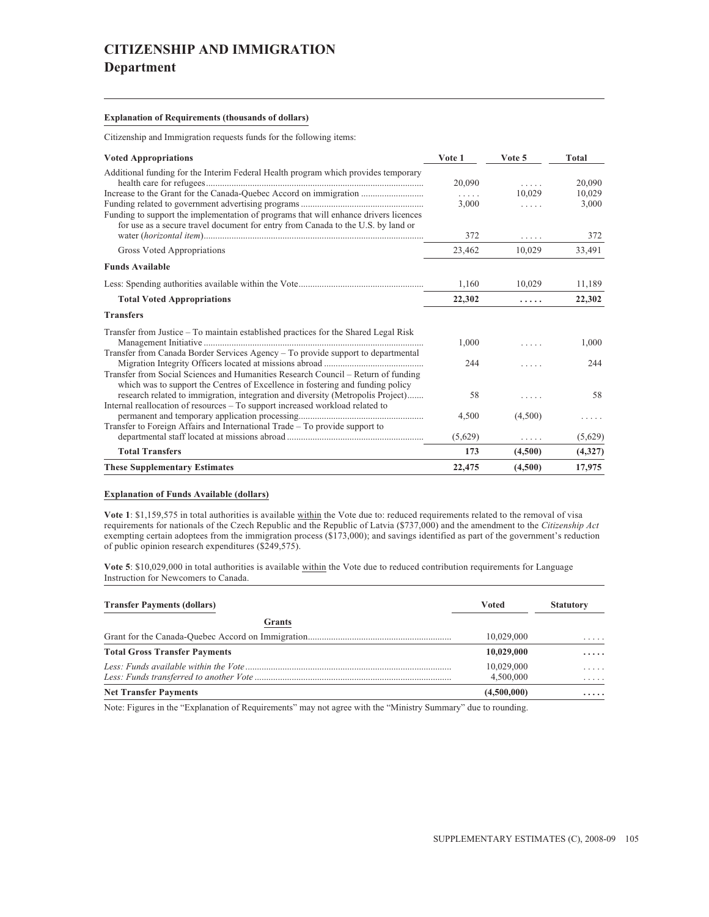# CITIZENSHIP AND IMMIGRATION
## Department

**Explanation of Requirements (thousands of dollars)**

Citizenship and Immigration requests funds for the following items:

| **Voted Appropriations** | **Vote 1** | **Vote 5** | **Total** |
|---|---|---|---|
| Additional funding for the Interim Federal Health program which provides temporary health care for refugees | 20,090 | ..... | 20,090 |
| Increase to the Grant for the Canada-Quebec Accord on immigration | ..... | 10,029 | 10,029 |
| Funding related to government advertising programs | 3,000 | ..... | 3,000 |
| Funding to support the implementation of programs that will enhance drivers licences for use as a secure travel document for entry from Canada to the U.S. by land or water (*horizontal item*) | 372 | ..... | 372 |
| Gross Voted Appropriations | 23,462 | 10,029 | 33,491 |
| **Funds Available** | | | |
| Less: Spending authorities available within the Vote | 1,160 | 10,029 | 11,189 |
| **Total Voted Appropriations** | **22,302** | **.....** | **22,302** |
| **Transfers** | | | |
| Transfer from Justice – To maintain established practices for the Shared Legal Risk Management Initiative | 1,000 | ..... | 1,000 |
| Transfer from Canada Border Services Agency – To provide support to departmental Migration Integrity Officers located at missions abroad | 244 | ..... | 244 |
| Transfer from Social Sciences and Humanities Research Council – Return of funding which was to support the Centres of Excellence in fostering and funding policy research related to immigration, integration and diversity (Metropolis Project) | 58 | ..... | 58 |
| Internal reallocation of resources – To support increased workload related to permanent and temporary application processing | 4,500 | (4,500) | ..... |
| Transfer to Foreign Affairs and International Trade – To provide support to departmental staff located at missions abroad | (5,629) | ..... | (5,629) |
| **Total Transfers** | **173** | **(4,500)** | **(4,327)** |
| **These Supplementary Estimates** | **22,475** | **(4,500)** | **17,975** |

**Explanation of Funds Available (dollars)**

**Vote 1**: $1,159,575 in total authorities is available within the Vote due to: reduced requirements related to the removal of visa requirements for nationals of the Czech Republic and the Republic of Latvia ($737,000) and the amendment to the *Citizenship Act* exempting certain adoptees from the immigration process ($173,000); and savings identified as part of the government's reduction of public opinion research expenditures ($249,575).

**Vote 5**: $10,029,000 in total authorities is available within the Vote due to reduced contribution requirements for Language Instruction for Newcomers to Canada.

| **Transfer Payments (dollars)** | **Voted** | **Statutory** |
|---|---|---|
| **Grants** | | |
| Grant for the Canada-Quebec Accord on Immigration | 10,029,000 | ..... |
| **Total Gross Transfer Payments** | **10,029,000** | **.....** |
| *Less: Funds available within the Vote* | 10,029,000 | ..... |
| *Less: Funds transferred to another Vote* | 4,500,000 | ..... |
| **Net Transfer Payments** | **(4,500,000)** | **.....** |

Note: Figures in the "Explanation of Requirements" may not agree with the "Ministry Summary" due to rounding.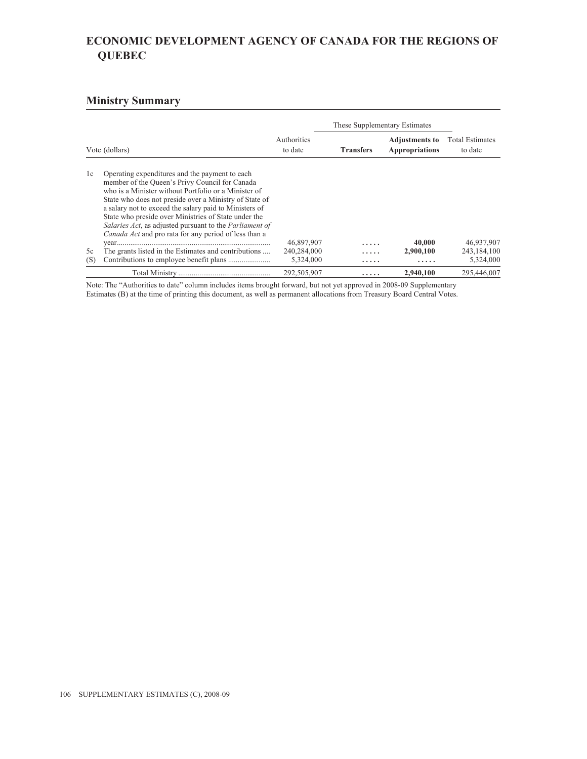# ECONOMIC DEVELOPMENT AGENCY OF CANADA FOR THE REGIONS OF QUEBEC

## Ministry Summary

| Vote (dollars) | | Authorities to date | These Supplementary Estimates | | Total Estimates to date |
|---|---|---|---|---|---|
| | | | **Transfers** | **Adjustments to Appropriations** | |
| 1c | Operating expenditures and the payment to each member of the Queen's Privy Council for Canada who is a Minister without Portfolio or a Minister of State who does not preside over a Ministry of State of a salary not to exceed the salary paid to Ministers of State who preside over Ministries of State under the *Salaries Act*, as adjusted pursuant to the *Parliament of Canada Act* and pro rata for any period of less than a year | 46,897,907 | ..... | **40,000** | 46,937,907 |
| 5c | The grants listed in the Estimates and contributions | 240,284,000 | ..... | **2,900,100** | 243,184,100 |
| (S) | Contributions to employee benefit plans | 5,324,000 | ..... | ..... | 5,324,000 |
| | Total Ministry | 292,505,907 | ..... | **2,940,100** | 295,446,007 |

Note: The "Authorities to date" column includes items brought forward, but not yet approved in 2008-09 Supplementary Estimates (B) at the time of printing this document, as well as permanent allocations from Treasury Board Central Votes.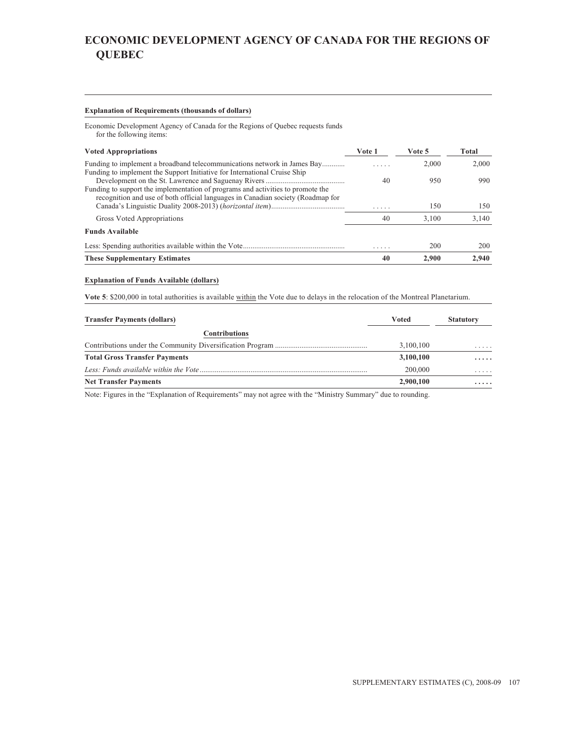# ECONOMIC DEVELOPMENT AGENCY OF CANADA FOR THE REGIONS OF QUEBEC

**Explanation of Requirements (thousands of dollars)**

Economic Development Agency of Canada for the Regions of Quebec requests funds for the following items:

| Voted Appropriations | Vote 1 | Vote 5 | Total |
|---|---|---|---|
| Funding to implement a broadband telecommunications network in James Bay | ..... | 2,000 | 2,000 |
| Funding to implement the Support Initiative for International Cruise Ship Development on the St. Lawrence and Saguenay Rivers | 40 | 950 | 990 |
| Funding to support the implementation of programs and activities to promote the recognition and use of both official languages in Canadian society (Roadmap for Canada's Linguistic Duality 2008-2013) (*horizontal item*) | ..... | 150 | 150 |
| Gross Voted Appropriations | 40 | 3,100 | 3,140 |
| **Funds Available** | | | |
| Less: Spending authorities available within the Vote | ..... | 200 | 200 |
| **These Supplementary Estimates** | **40** | **2,900** | **2,940** |

**Explanation of Funds Available (dollars)**

**Vote 5**: $200,000 in total authorities is available within the Vote due to delays in the relocation of the Montreal Planetarium.

| Transfer Payments (dollars) | Voted | Statutory |
|---|---|---|
| **Contributions** | | |
| Contributions under the Community Diversification Program | 3,100,100 | ..... |
| **Total Gross Transfer Payments** | **3,100,100** | **.....** |
| *Less: Funds available within the Vote* | 200,000 | ..... |
| **Net Transfer Payments** | **2,900,100** | **.....** |

Note: Figures in the "Explanation of Requirements" may not agree with the "Ministry Summary" due to rounding.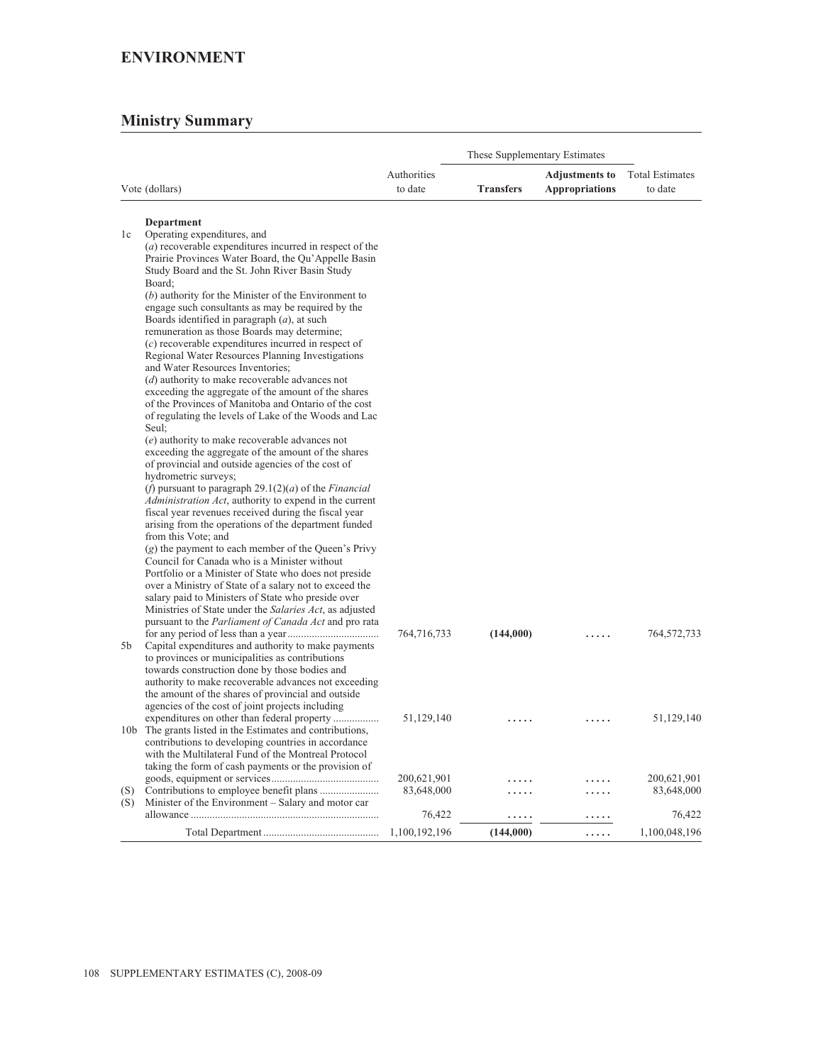## ENVIRONMENT

### Ministry Summary

| Vote (dollars) | | Authorities to date | These Supplementary Estimates | | Total Estimates to date |
|---|---|---|---|---|---|
| | | | **Transfers** | **Adjustments to Appropriations** | |
| | **Department** | | | | |
| 1c | Operating expenditures, and (*a*) recoverable expenditures incurred in respect of the Prairie Provinces Water Board, the Qu'Appelle Basin Study Board and the St. John River Basin Study Board; (*b*) authority for the Minister of the Environment to engage such consultants as may be required by the Boards identified in paragraph (*a*), at such remuneration as those Boards may determine; (*c*) recoverable expenditures incurred in respect of Regional Water Resources Planning Investigations and Water Resources Inventories; (*d*) authority to make recoverable advances not exceeding the aggregate of the amount of the shares of the Provinces of Manitoba and Ontario of the cost of regulating the levels of Lake of the Woods and Lac Seul; (*e*) authority to make recoverable advances not exceeding the aggregate of the amount of the shares of provincial and outside agencies of the cost of hydrometric surveys; (*f*) pursuant to paragraph 29.1(2)(*a*) of the *Financial Administration Act*, authority to expend in the current fiscal year revenues received during the fiscal year arising from the operations of the department funded from this Vote; and (*g*) the payment to each member of the Queen's Privy Council for Canada who is a Minister without Portfolio or a Minister of State who does not preside over a Ministry of State of a salary not to exceed the salary paid to Ministers of State who preside over Ministries of State under the *Salaries Act*, as adjusted pursuant to the *Parliament of Canada Act* and pro rata for any period of less than a year | 764,716,733 | **(144,000)** | ..... | 764,572,733 |
| 5b | Capital expenditures and authority to make payments to provinces or municipalities as contributions towards construction done by those bodies and authority to make recoverable advances not exceeding the amount of the shares of provincial and outside agencies of the cost of joint projects including expenditures on other than federal property | 51,129,140 | ..... | ..... | 51,129,140 |
| 10b | The grants listed in the Estimates and contributions, contributions to developing countries in accordance with the Multilateral Fund of the Montreal Protocol taking the form of cash payments or the provision of goods, equipment or services | 200,621,901 | ..... | ..... | 200,621,901 |
| (S) | Contributions to employee benefit plans | 83,648,000 | ..... | ..... | 83,648,000 |
| (S) | Minister of the Environment – Salary and motor car allowance | 76,422 | ..... | ..... | 76,422 |
| | Total Department | 1,100,192,196 | **(144,000)** | ..... | 1,100,048,196 |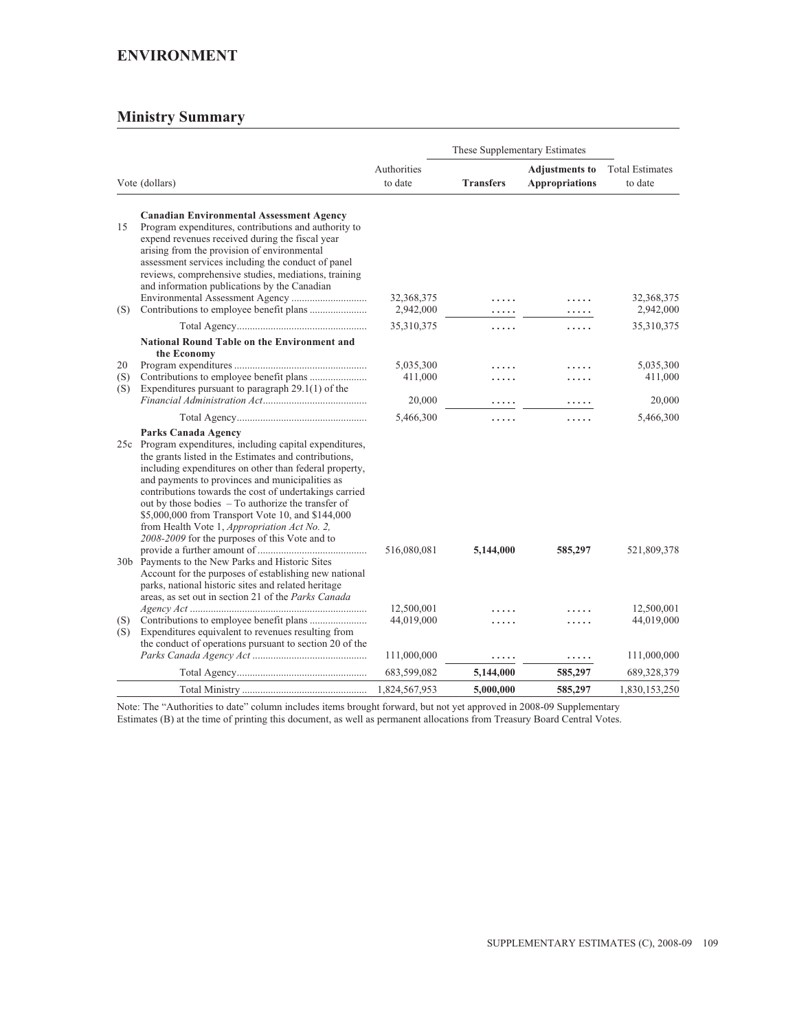# ENVIRONMENT

## Ministry Summary

| | Vote (dollars) | Authorities to date | These Supplementary Estimates | | Total Estimates to date |
|---|---|---|---|---|---|
| | | | **Transfers** | **Adjustments to Appropriations** | |
| | **Canadian Environmental Assessment Agency** | | | | |
| 15 | Program expenditures, contributions and authority to expend revenues received during the fiscal year arising from the provision of environmental assessment services including the conduct of panel reviews, comprehensive studies, mediations, training and information publications by the Canadian Environmental Assessment Agency | 32,368,375 | ..... | ..... | 32,368,375 |
| (S) | Contributions to employee benefit plans | 2,942,000 | ..... | ..... | 2,942,000 |
| | Total Agency | 35,310,375 | ..... | ..... | 35,310,375 |
| | **National Round Table on the Environment and the Economy** | | | | |
| 20 | Program expenditures | 5,035,300 | ..... | ..... | 5,035,300 |
| (S) | Contributions to employee benefit plans | 411,000 | ..... | ..... | 411,000 |
| (S) | Expenditures pursuant to paragraph 29.1(1) of the *Financial Administration Act* | 20,000 | ..... | ..... | 20,000 |
| | Total Agency | 5,466,300 | ..... | ..... | 5,466,300 |
| | **Parks Canada Agency** | | | | |
| 25c | Program expenditures, including capital expenditures, the grants listed in the Estimates and contributions, including expenditures on other than federal property, and payments to provinces and municipalities as contributions towards the cost of undertakings carried out by those bodies – To authorize the transfer of $5,000,000 from Transport Vote 10, and $144,000 from Health Vote 1, *Appropriation Act No. 2, 2008-2009* for the purposes of this Vote and to provide a further amount of | 516,080,081 | **5,144,000** | **585,297** | 521,809,378 |
| 30b | Payments to the New Parks and Historic Sites Account for the purposes of establishing new national parks, national historic sites and related heritage areas, as set out in section 21 of the *Parks Canada Agency Act* | 12,500,001 | ..... | ..... | 12,500,001 |
| (S) | Contributions to employee benefit plans | 44,019,000 | ..... | ..... | 44,019,000 |
| (S) | Expenditures equivalent to revenues resulting from the conduct of operations pursuant to section 20 of the *Parks Canada Agency Act* | 111,000,000 | ..... | ..... | 111,000,000 |
| | Total Agency | 683,599,082 | **5,144,000** | **585,297** | 689,328,379 |
| | Total Ministry | 1,824,567,953 | **5,000,000** | **585,297** | 1,830,153,250 |

Note: The "Authorities to date" column includes items brought forward, but not yet approved in 2008-09 Supplementary Estimates (B) at the time of printing this document, as well as permanent allocations from Treasury Board Central Votes.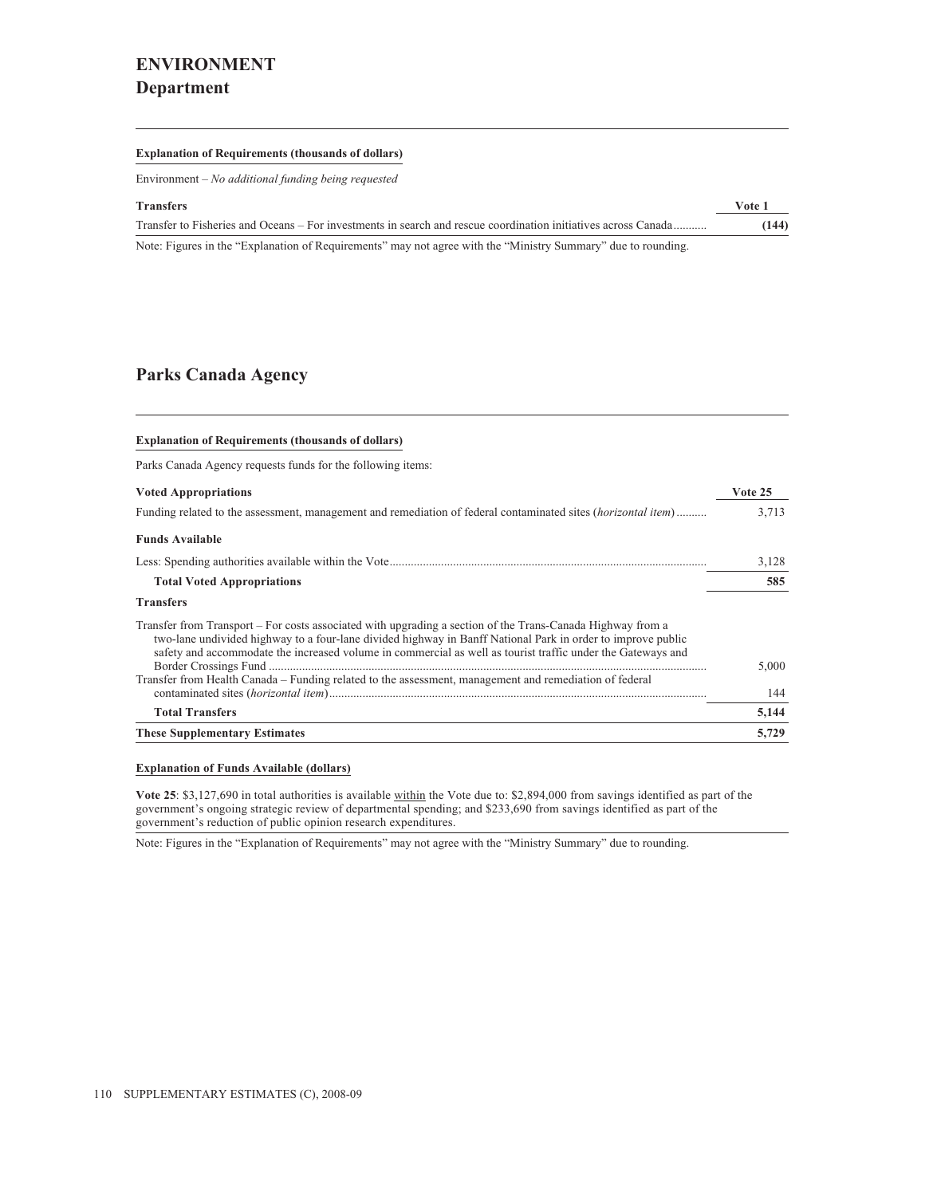# ENVIRONMENT

## Department

**Explanation of Requirements (thousands of dollars)**

Environment – *No additional funding being requested*

| Transfers | Vote 1 |
|---|---|
| Transfer to Fisheries and Oceans – For investments in search and rescue coordination initiatives across Canada | **(144)** |

Note: Figures in the "Explanation of Requirements" may not agree with the "Ministry Summary" due to rounding.

## Parks Canada Agency

**Explanation of Requirements (thousands of dollars)**

Parks Canada Agency requests funds for the following items:

| Voted Appropriations | Vote 25 |
|---|---|
| Funding related to the assessment, management and remediation of federal contaminated sites (*horizontal item*) | 3,713 |
| **Funds Available** | |
| Less: Spending authorities available within the Vote | 3,128 |
| **Total Voted Appropriations** | **585** |
| **Transfers** | |
| Transfer from Transport – For costs associated with upgrading a section of the Trans-Canada Highway from a two-lane undivided highway to a four-lane divided highway in Banff National Park in order to improve public safety and accommodate the increased volume in commercial as well as tourist traffic under the Gateways and Border Crossings Fund | 5,000 |
| Transfer from Health Canada – Funding related to the assessment, management and remediation of federal contaminated sites (*horizontal item*) | 144 |
| **Total Transfers** | **5,144** |
| **These Supplementary Estimates** | **5,729** |

**Explanation of Funds Available (dollars)**

**Vote 25**: $3,127,690 in total authorities is available within the Vote due to: $2,894,000 from savings identified as part of the government's ongoing strategic review of departmental spending; and $233,690 from savings identified as part of the government's reduction of public opinion research expenditures.

Note: Figures in the "Explanation of Requirements" may not agree with the "Ministry Summary" due to rounding.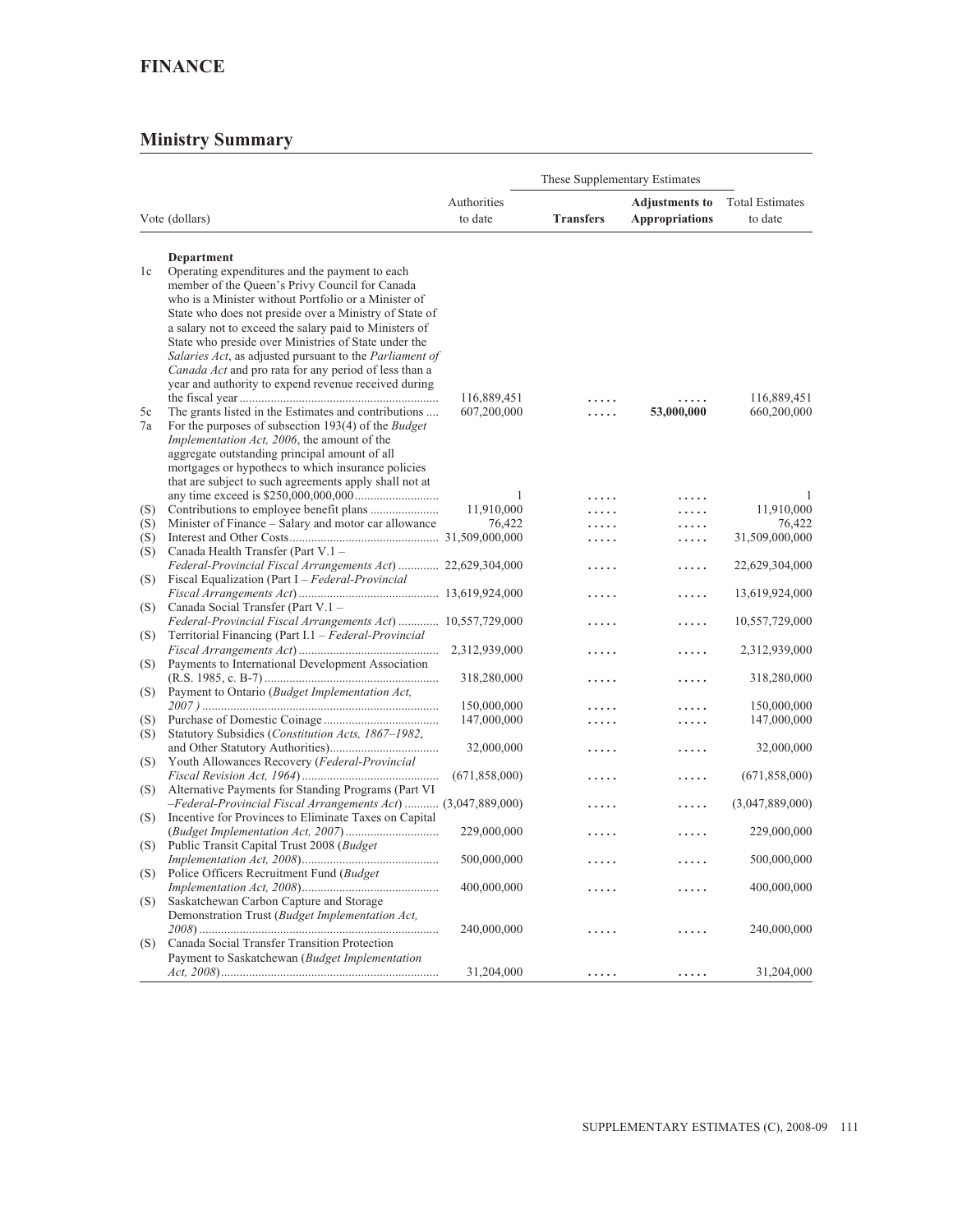## FINANCE

### Ministry Summary

| | Vote (dollars) | Authorities to date | These Supplementary Estimates Transfers | These Supplementary Estimates Adjustments to Appropriations | Total Estimates to date |
|---|---|---|---|---|---|
| | **Department** | | | | |
| 1c | Operating expenditures and the payment to each member of the Queen's Privy Council for Canada who is a Minister without Portfolio or a Minister of State who does not preside over a Ministry of State of a salary not to exceed the salary paid to Ministers of State who preside over Ministries of State under the *Salaries Act*, as adjusted pursuant to the *Parliament of Canada Act* and pro rata for any period of less than a year and authority to expend revenue received during the fiscal year | 116,889,451 | ..... | ..... | 116,889,451 |
| 5c | The grants listed in the Estimates and contributions | 607,200,000 | ..... | **53,000,000** | 660,200,000 |
| 7a | For the purposes of subsection 193(4) of the *Budget Implementation Act, 2006*, the amount of the aggregate outstanding principal amount of all mortgages or hypothecs to which insurance policies that are subject to such agreements apply shall not at any time exceed is $250,000,000,000 | 1 | ..... | ..... | 1 |
| (S) | Contributions to employee benefit plans | 11,910,000 | ..... | ..... | 11,910,000 |
| (S) | Minister of Finance – Salary and motor car allowance | 76,422 | ..... | ..... | 76,422 |
| (S) | Interest and Other Costs | 31,509,000,000 | ..... | ..... | 31,509,000,000 |
| (S) | Canada Health Transfer (Part V.1 – *Federal-Provincial Fiscal Arrangements Act*) | 22,629,304,000 | ..... | ..... | 22,629,304,000 |
| (S) | Fiscal Equalization (Part I – *Federal-Provincial Fiscal Arrangements Act*) | 13,619,924,000 | ..... | ..... | 13,619,924,000 |
| (S) | Canada Social Transfer (Part V.1 – *Federal-Provincial Fiscal Arrangements Act*) | 10,557,729,000 | ..... | ..... | 10,557,729,000 |
| (S) | Territorial Financing (Part I.1 – *Federal-Provincial Fiscal Arrangements Act*) | 2,312,939,000 | ..... | ..... | 2,312,939,000 |
| (S) | Payments to International Development Association (R.S. 1985, c. B-7) | 318,280,000 | ..... | ..... | 318,280,000 |
| (S) | Payment to Ontario (*Budget Implementation Act, 2007*) | 150,000,000 | ..... | ..... | 150,000,000 |
| (S) | Purchase of Domestic Coinage | 147,000,000 | ..... | ..... | 147,000,000 |
| (S) | Statutory Subsidies (*Constitution Acts, 1867–1982*, and Other Statutory Authorities) | 32,000,000 | ..... | ..... | 32,000,000 |
| (S) | Youth Allowances Recovery (*Federal-Provincial Fiscal Revision Act, 1964*) | (671,858,000) | ..... | ..... | (671,858,000) |
| (S) | Alternative Payments for Standing Programs (Part VI –*Federal-Provincial Fiscal Arrangements Act*) | (3,047,889,000) | ..... | ..... | (3,047,889,000) |
| (S) | Incentive for Provinces to Eliminate Taxes on Capital (*Budget Implementation Act, 2007*) | 229,000,000 | ..... | ..... | 229,000,000 |
| (S) | Public Transit Capital Trust 2008 (*Budget Implementation Act, 2008*) | 500,000,000 | ..... | ..... | 500,000,000 |
| (S) | Police Officers Recruitment Fund (*Budget Implementation Act, 2008*) | 400,000,000 | ..... | ..... | 400,000,000 |
| (S) | Saskatchewan Carbon Capture and Storage Demonstration Trust (*Budget Implementation Act, 2008*) | 240,000,000 | ..... | ..... | 240,000,000 |
| (S) | Canada Social Transfer Transition Protection Payment to Saskatchewan (*Budget Implementation Act, 2008*) | 31,204,000 | ..... | ..... | 31,204,000 |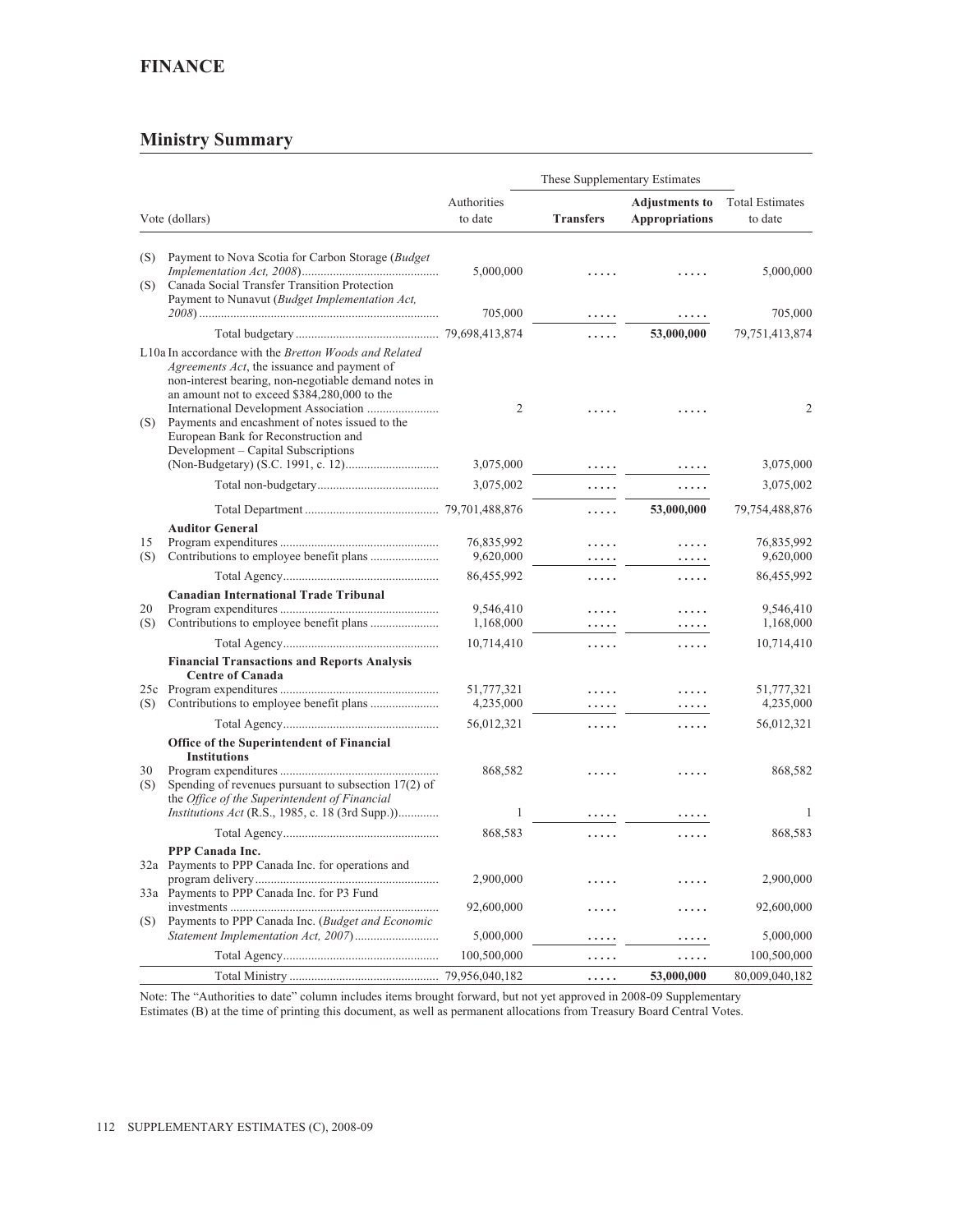## FINANCE

### Ministry Summary

| Vote (dollars) | | Authorities to date | These Supplementary Estimates | | Total Estimates to date |
|---|---|---|---|---|---|
| | | | **Transfers** | **Adjustments to Appropriations** | |
| (S) | Payment to Nova Scotia for Carbon Storage (*Budget Implementation Act, 2008*) | 5,000,000 | ..... | ..... | 5,000,000 |
| (S) | Canada Social Transfer Transition Protection Payment to Nunavut (*Budget Implementation Act, 2008*) | 705,000 | ..... | ..... | 705,000 |
| | Total budgetary | 79,698,413,874 | ..... | **53,000,000** | 79,751,413,874 |
| L10a | In accordance with the *Bretton Woods and Related Agreements Act*, the issuance and payment of non-interest bearing, non-negotiable demand notes in an amount not to exceed $384,280,000 to the International Development Association | 2 | ..... | ..... | 2 |
| (S) | Payments and encashment of notes issued to the European Bank for Reconstruction and Development – Capital Subscriptions (Non-Budgetary) (S.C. 1991, c. 12) | 3,075,000 | ..... | ..... | 3,075,000 |
| | Total non-budgetary | 3,075,002 | ..... | ..... | 3,075,002 |
| | Total Department | 79,701,488,876 | ..... | **53,000,000** | 79,754,488,876 |
| | **Auditor General** | | | | |
| 15 | Program expenditures | 76,835,992 | ..... | ..... | 76,835,992 |
| (S) | Contributions to employee benefit plans | 9,620,000 | ..... | ..... | 9,620,000 |
| | Total Agency | 86,455,992 | ..... | ..... | 86,455,992 |
| | **Canadian International Trade Tribunal** | | | | |
| 20 | Program expenditures | 9,546,410 | ..... | ..... | 9,546,410 |
| (S) | Contributions to employee benefit plans | 1,168,000 | ..... | ..... | 1,168,000 |
| | Total Agency | 10,714,410 | ..... | ..... | 10,714,410 |
| | **Financial Transactions and Reports Analysis Centre of Canada** | | | | |
| 25c | Program expenditures | 51,777,321 | ..... | ..... | 51,777,321 |
| (S) | Contributions to employee benefit plans | 4,235,000 | ..... | ..... | 4,235,000 |
| | Total Agency | 56,012,321 | ..... | ..... | 56,012,321 |
| | **Office of the Superintendent of Financial Institutions** | | | | |
| 30 | Program expenditures | 868,582 | ..... | ..... | 868,582 |
| (S) | Spending of revenues pursuant to subsection 17(2) of the *Office of the Superintendent of Financial Institutions Act* (R.S., 1985, c. 18 (3rd Supp.)) | 1 | ..... | ..... | 1 |
| | Total Agency | 868,583 | ..... | ..... | 868,583 |
| | **PPP Canada Inc.** | | | | |
| 32a | Payments to PPP Canada Inc. for operations and program delivery | 2,900,000 | ..... | ..... | 2,900,000 |
| 33a | Payments to PPP Canada Inc. for P3 Fund investments | 92,600,000 | ..... | ..... | 92,600,000 |
| (S) | Payments to PPP Canada Inc. (*Budget and Economic Statement Implementation Act, 2007*) | 5,000,000 | ..... | ..... | 5,000,000 |
| | Total Agency | 100,500,000 | ..... | ..... | 100,500,000 |
| | Total Ministry | 79,956,040,182 | ..... | **53,000,000** | 80,009,040,182 |

Note: The “Authorities to date” column includes items brought forward, but not yet approved in 2008-09 Supplementary Estimates (B) at the time of printing this document, as well as permanent allocations from Treasury Board Central Votes.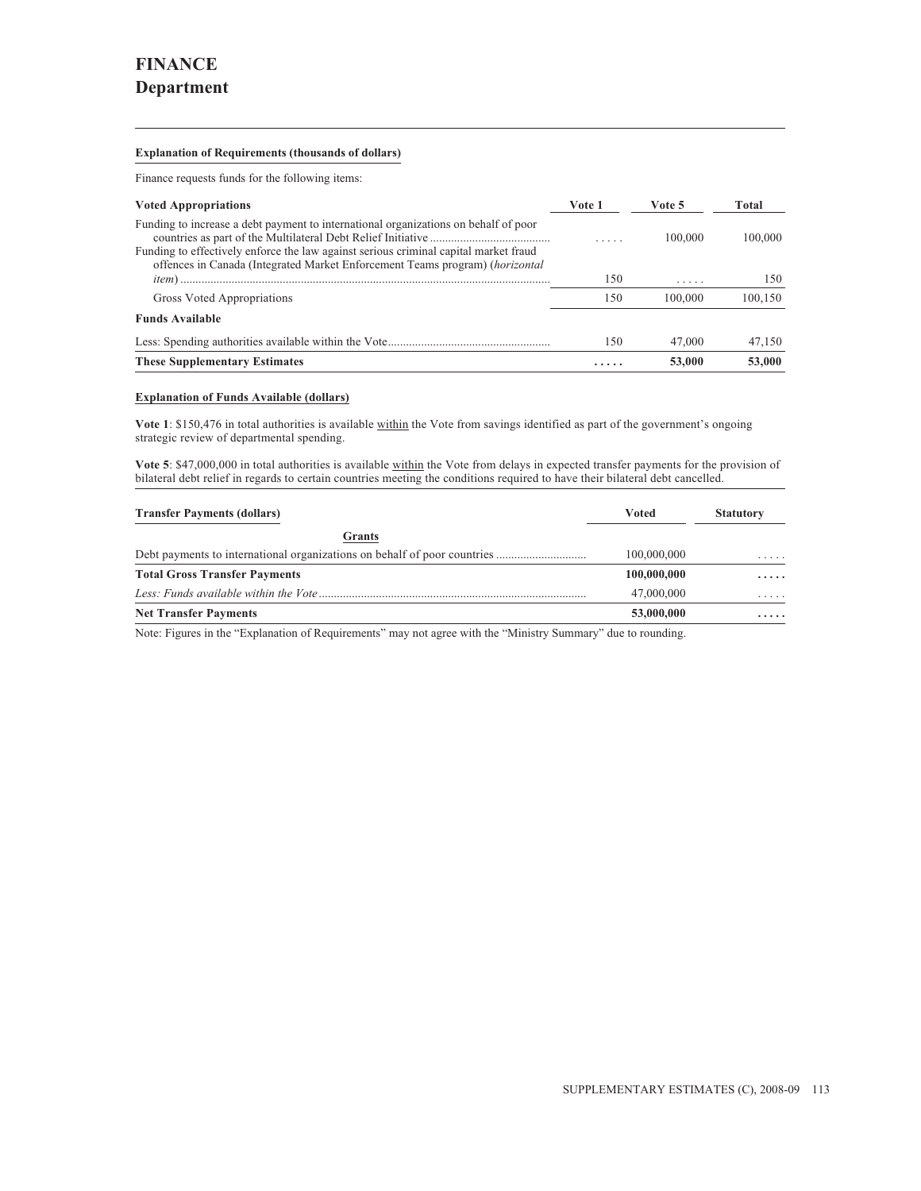# FINANCE
## Department

**Explanation of Requirements (thousands of dollars)**

Finance requests funds for the following items:

| Voted Appropriations | Vote 1 | Vote 5 | Total |
|---|---|---|---|
| Funding to increase a debt payment to international organizations on behalf of poor countries as part of the Multilateral Debt Relief Initiative | ..... | 100,000 | 100,000 |
| Funding to effectively enforce the law against serious criminal capital market fraud offences in Canada (Integrated Market Enforcement Teams program) (*horizontal item*) | 150 | ..... | 150 |
| Gross Voted Appropriations | 150 | 100,000 | 100,150 |
| **Funds Available** | | | |
| Less: Spending authorities available within the Vote | 150 | 47,000 | 47,150 |
| **These Supplementary Estimates** | **.....** | **53,000** | **53,000** |

**Explanation of Funds Available (dollars)**

**Vote 1**: $150,476 in total authorities is available within the Vote from savings identified as part of the government's ongoing strategic review of departmental spending.

**Vote 5**: $47,000,000 in total authorities is available within the Vote from delays in expected transfer payments for the provision of bilateral debt relief in regards to certain countries meeting the conditions required to have their bilateral debt cancelled.

| Transfer Payments (dollars) | Voted | Statutory |
|---|---|---|
| **Grants** | | |
| Debt payments to international organizations on behalf of poor countries | 100,000,000 | ..... |
| **Total Gross Transfer Payments** | **100,000,000** | **.....** |
| *Less: Funds available within the Vote* | 47,000,000 | ..... |
| **Net Transfer Payments** | **53,000,000** | **.....** |

Note: Figures in the "Explanation of Requirements" may not agree with the "Ministry Summary" due to rounding.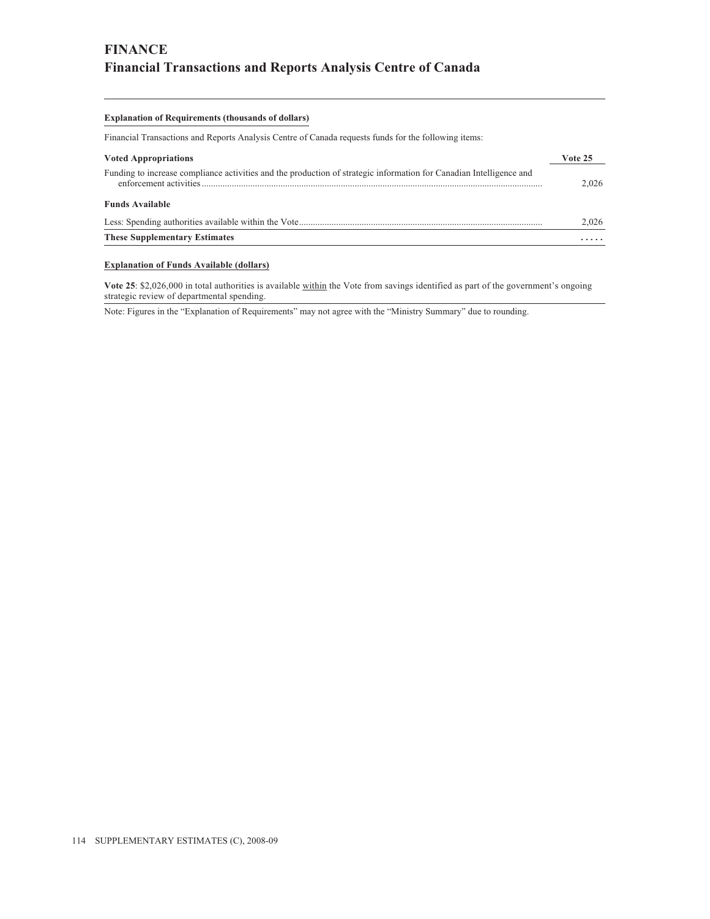# FINANCE

## Financial Transactions and Reports Analysis Centre of Canada

**Explanation of Requirements (thousands of dollars)**

Financial Transactions and Reports Analysis Centre of Canada requests funds for the following items:

| **Voted Appropriations** | **Vote 25** |
| --- | --- |
| Funding to increase compliance activities and the production of strategic information for Canadian Intelligence and enforcement activities | 2,026 |
| **Funds Available** | |
| Less: Spending authorities available within the Vote | 2,026 |
| **These Supplementary Estimates** | ..... |

**Explanation of Funds Available (dollars)**

**Vote 25**: $2,026,000 in total authorities is available within the Vote from savings identified as part of the government's ongoing strategic review of departmental spending.

Note: Figures in the "Explanation of Requirements" may not agree with the "Ministry Summary" due to rounding.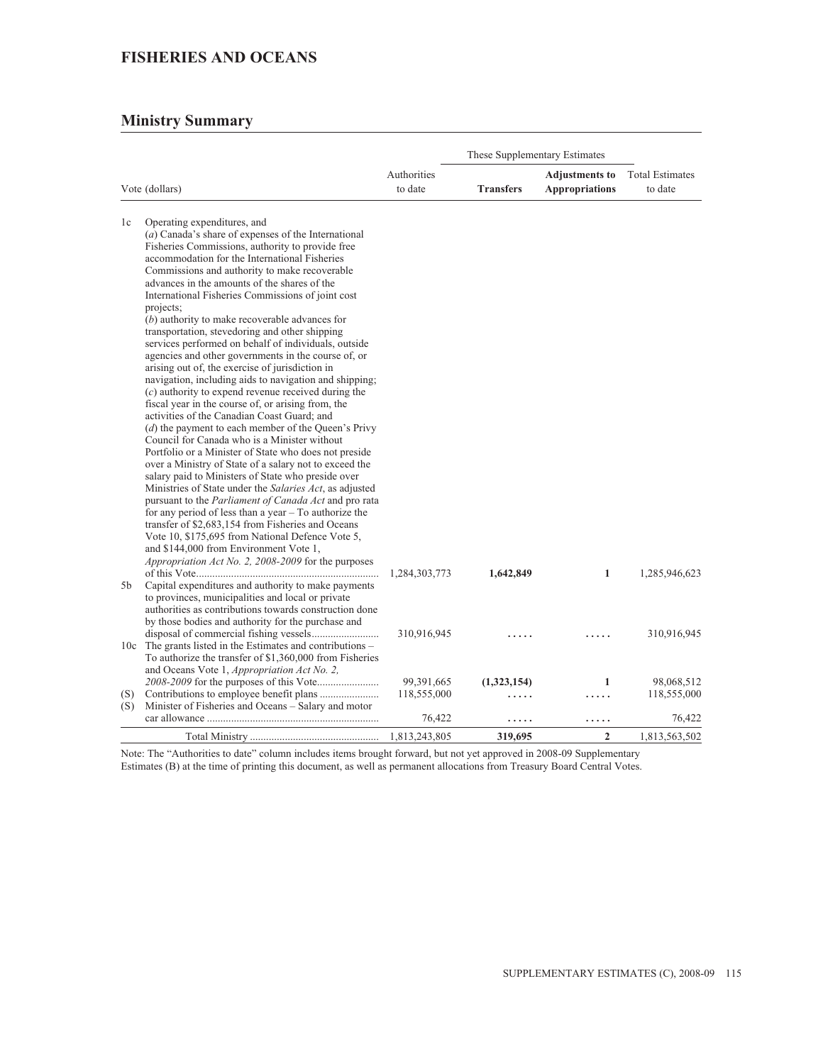# FISHERIES AND OCEANS

## Ministry Summary

| Vote (dollars) | | Authorities to date | These Supplementary Estimates | | Total Estimates to date |
|---|---|---|---|---|---|
| | | | **Transfers** | **Adjustments to Appropriations** | |
| 1c | Operating expenditures, and (*a*) Canada's share of expenses of the International Fisheries Commissions, authority to provide free accommodation for the International Fisheries Commissions and authority to make recoverable advances in the amounts of the shares of the International Fisheries Commissions of joint cost projects; (*b*) authority to make recoverable advances for transportation, stevedoring and other shipping services performed on behalf of individuals, outside agencies and other governments in the course of, or arising out of, the exercise of jurisdiction in navigation, including aids to navigation and shipping; (*c*) authority to expend revenue received during the fiscal year in the course of, or arising from, the activities of the Canadian Coast Guard; and (*d*) the payment to each member of the Queen's Privy Council for Canada who is a Minister without Portfolio or a Minister of State who does not preside over a Ministry of State of a salary not to exceed the salary paid to Ministers of State who preside over Ministries of State under the *Salaries Act*, as adjusted pursuant to the *Parliament of Canada Act* and pro rata for any period of less than a year – To authorize the transfer of $2,683,154 from Fisheries and Oceans Vote 10, $175,695 from National Defence Vote 5, and $144,000 from Environment Vote 1, *Appropriation Act No. 2, 2008-2009* for the purposes of this Vote | 1,284,303,773 | **1,642,849** | **1** | 1,285,946,623 |
| 5b | Capital expenditures and authority to make payments to provinces, municipalities and local or private authorities as contributions towards construction done by those bodies and authority for the purchase and disposal of commercial fishing vessels | 310,916,945 | ..... | ..... | 310,916,945 |
| 10c | The grants listed in the Estimates and contributions – To authorize the transfer of $1,360,000 from Fisheries and Oceans Vote 1, *Appropriation Act No. 2, 2008-2009* for the purposes of this Vote | 99,391,665 | **(1,323,154)** | **1** | 98,068,512 |
| (S) | Contributions to employee benefit plans | 118,555,000 | ..... | ..... | 118,555,000 |
| (S) | Minister of Fisheries and Oceans – Salary and motor car allowance | 76,422 | ..... | ..... | 76,422 |
| | Total Ministry | 1,813,243,805 | **319,695** | **2** | 1,813,563,502 |

Note: The "Authorities to date" column includes items brought forward, but not yet approved in 2008-09 Supplementary Estimates (B) at the time of printing this document, as well as permanent allocations from Treasury Board Central Votes.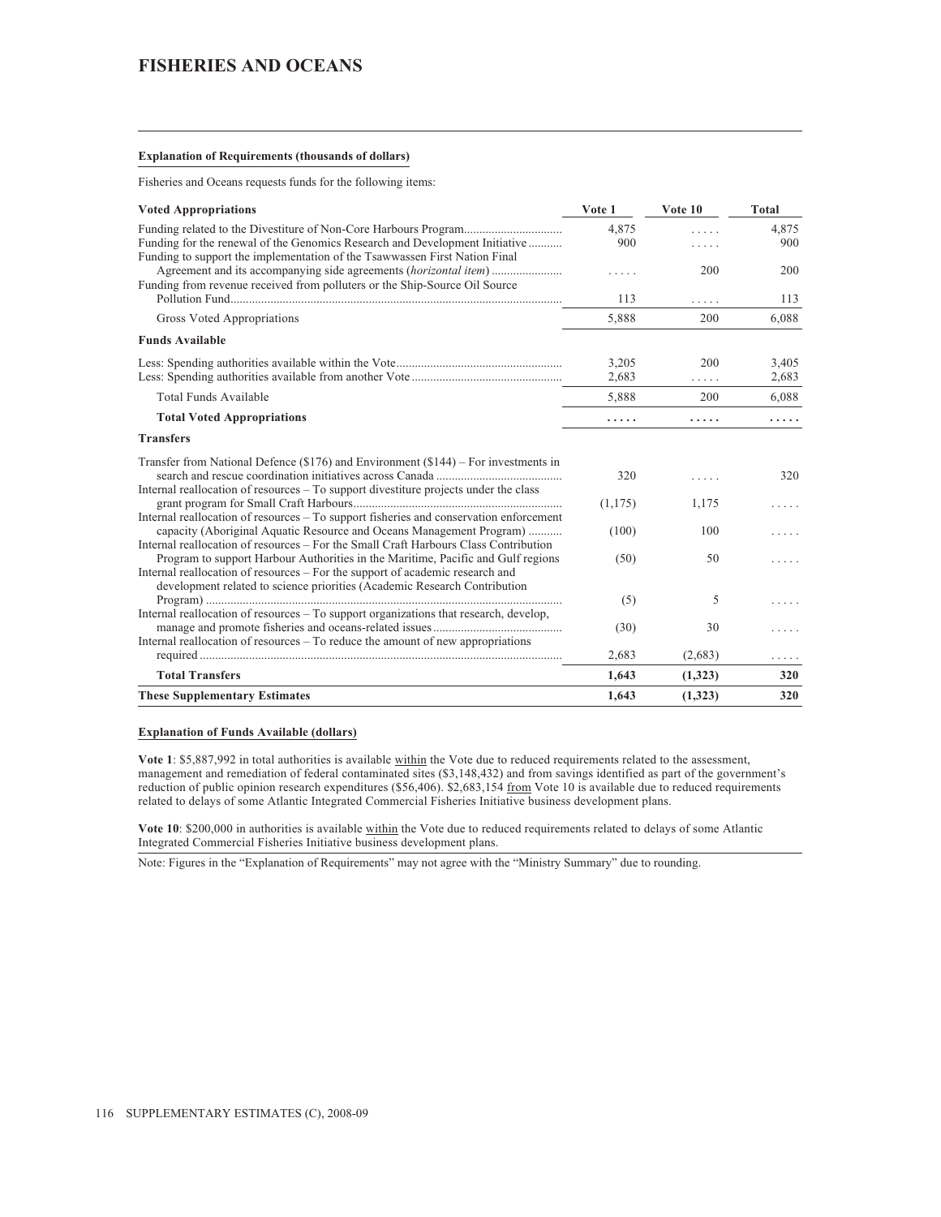# FISHERIES AND OCEANS

**Explanation of Requirements (thousands of dollars)**

Fisheries and Oceans requests funds for the following items:

| Voted Appropriations | Vote 1 | Vote 10 | Total |
|---|---|---|---|
| Funding related to the Divestiture of Non-Core Harbours Program | 4,875 | ..... | 4,875 |
| Funding for the renewal of the Genomics Research and Development Initiative | 900 | ..... | 900 |
| Funding to support the implementation of the Tsawwassen First Nation Final Agreement and its accompanying side agreements (*horizontal item*) | ..... | 200 | 200 |
| Funding from revenue received from polluters or the Ship-Source Oil Source Pollution Fund | 113 | ..... | 113 |
| Gross Voted Appropriations | 5,888 | 200 | 6,088 |
| **Funds Available** | | | |
| Less: Spending authorities available within the Vote | 3,205 | 200 | 3,405 |
| Less: Spending authorities available from another Vote | 2,683 | ..... | 2,683 |
| Total Funds Available | 5,888 | 200 | 6,088 |
| **Total Voted Appropriations** | **.....** | **.....** | **.....** |
| **Transfers** | | | |
| Transfer from National Defence ($176) and Environment ($144) – For investments in search and rescue coordination initiatives across Canada | 320 | ..... | 320 |
| Internal reallocation of resources – To support divestiture projects under the class grant program for Small Craft Harbours | (1,175) | 1,175 | ..... |
| Internal reallocation of resources – To support fisheries and conservation enforcement capacity (Aboriginal Aquatic Resource and Oceans Management Program) | (100) | 100 | ..... |
| Internal reallocation of resources – For the Small Craft Harbours Class Contribution Program to support Harbour Authorities in the Maritime, Pacific and Gulf regions | (50) | 50 | ..... |
| Internal reallocation of resources – For the support of academic research and development related to science priorities (Academic Research Contribution Program) | (5) | 5 | ..... |
| Internal reallocation of resources – To support organizations that research, develop, manage and promote fisheries and oceans-related issues | (30) | 30 | ..... |
| Internal reallocation of resources – To reduce the amount of new appropriations required | 2,683 | (2,683) | ..... |
| **Total Transfers** | **1,643** | **(1,323)** | **320** |
| **These Supplementary Estimates** | **1,643** | **(1,323)** | **320** |

**Explanation of Funds Available (dollars)**

**Vote 1**: $5,887,992 in total authorities is available within the Vote due to reduced requirements related to the assessment, management and remediation of federal contaminated sites ($3,148,432) and from savings identified as part of the government's reduction of public opinion research expenditures ($56,406). $2,683,154 from Vote 10 is available due to reduced requirements related to delays of some Atlantic Integrated Commercial Fisheries Initiative business development plans.

**Vote 10**: $200,000 in authorities is available within the Vote due to reduced requirements related to delays of some Atlantic Integrated Commercial Fisheries Initiative business development plans.

Note: Figures in the "Explanation of Requirements" may not agree with the "Ministry Summary" due to rounding.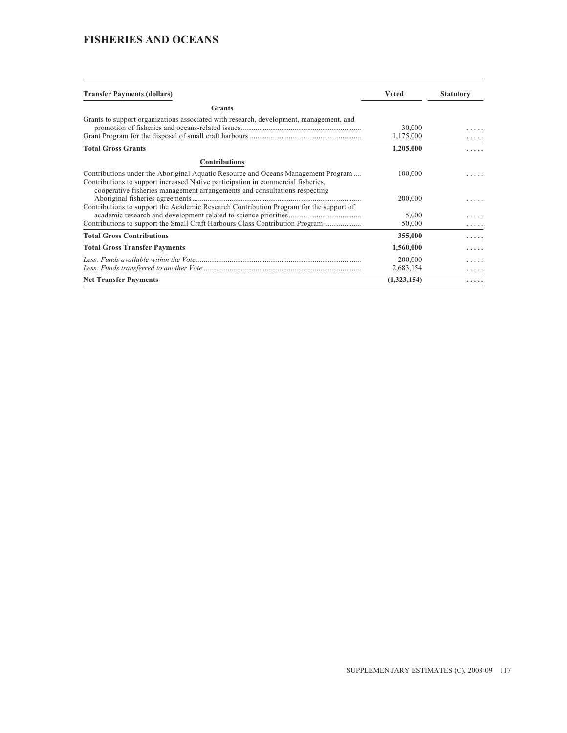# FISHERIES AND OCEANS

| Transfer Payments (dollars) | Voted | Statutory |
|---|---|---|
| **Grants** | | |
| Grants to support organizations associated with research, development, management, and promotion of fisheries and oceans-related issues | 30,000 | ..... |
| Grant Program for the disposal of small craft harbours | 1,175,000 | ..... |
| **Total Gross Grants** | **1,205,000** | **.....** |
| **Contributions** | | |
| Contributions under the Aboriginal Aquatic Resource and Oceans Management Program | 100,000 | ..... |
| Contributions to support increased Native participation in commercial fisheries, cooperative fisheries management arrangements and consultations respecting Aboriginal fisheries agreements | 200,000 | ..... |
| Contributions to support the Academic Research Contribution Program for the support of academic research and development related to science priorities | 5,000 | ..... |
| Contributions to support the Small Craft Harbours Class Contribution Program | 50,000 | ..... |
| **Total Gross Contributions** | **355,000** | **.....** |
| **Total Gross Transfer Payments** | **1,560,000** | **.....** |
| *Less: Funds available within the Vote* | 200,000 | ..... |
| *Less: Funds transferred to another Vote* | 2,683,154 | ..... |
| **Net Transfer Payments** | **(1,323,154)** | **.....** |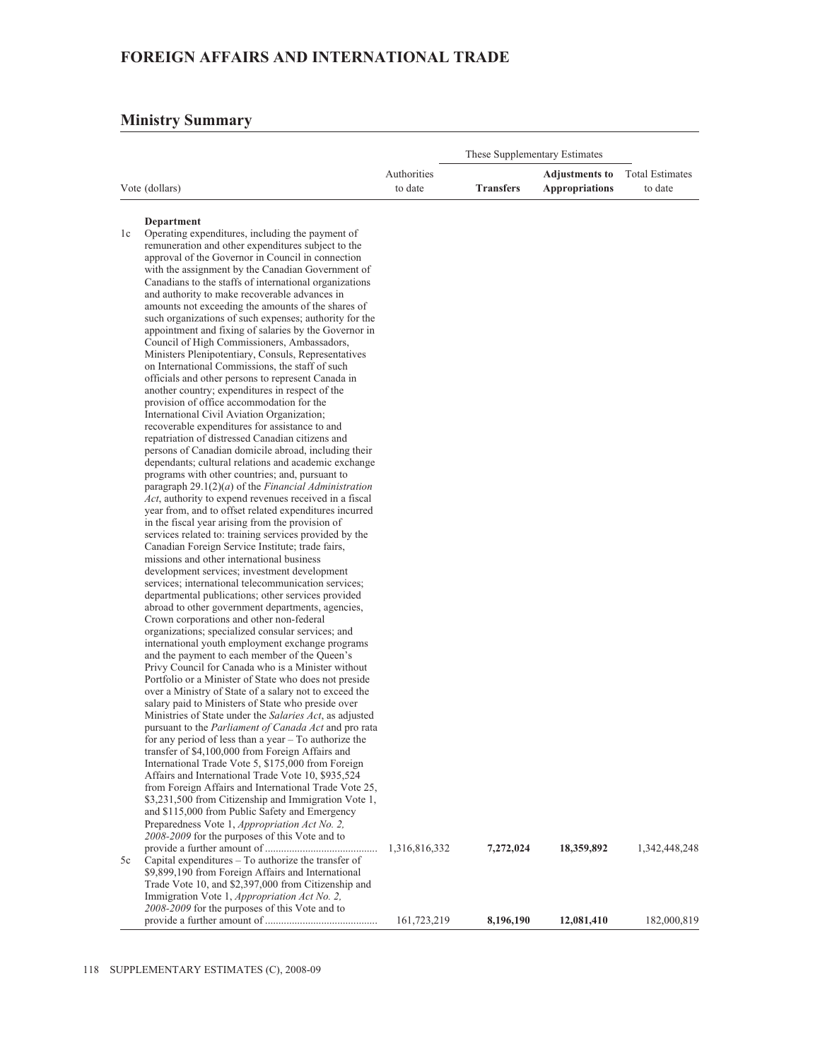# FOREIGN AFFAIRS AND INTERNATIONAL TRADE

## Ministry Summary

| Vote (dollars) | | Authorities to date | These Supplementary Estimates | | Total Estimates to date |
|---|---|---|---|---|---|
| | | | **Transfers** | **Adjustments to Appropriations** | |
| | **Department** | | | | |
| 1c | Operating expenditures, including the payment of remuneration and other expenditures subject to the approval of the Governor in Council in connection with the assignment by the Canadian Government of Canadians to the staffs of international organizations and authority to make recoverable advances in amounts not exceeding the amounts of the shares of such organizations of such expenses; authority for the appointment and fixing of salaries by the Governor in Council of High Commissioners, Ambassadors, Ministers Plenipotentiary, Consuls, Representatives on International Commissions, the staff of such officials and other persons to represent Canada in another country; expenditures in respect of the provision of office accommodation for the International Civil Aviation Organization; recoverable expenditures for assistance to and repatriation of distressed Canadian citizens and persons of Canadian domicile abroad, including their dependants; cultural relations and academic exchange programs with other countries; and, pursuant to paragraph 29.1(2)(*a*) of the *Financial Administration Act*, authority to expend revenues received in a fiscal year from, and to offset related expenditures incurred in the fiscal year arising from the provision of services related to: training services provided by the Canadian Foreign Service Institute; trade fairs, missions and other international business development services; investment development services; international telecommunication services; departmental publications; other services provided abroad to other government departments, agencies, Crown corporations and other non-federal organizations; specialized consular services; and international youth employment exchange programs and the payment to each member of the Queen's Privy Council for Canada who is a Minister without Portfolio or a Minister of State who does not preside over a Ministry of State of a salary not to exceed the salary paid to Ministers of State who preside over Ministries of State under the *Salaries Act*, as adjusted pursuant to the *Parliament of Canada Act* and pro rata for any period of less than a year – To authorize the transfer of $4,100,000 from Foreign Affairs and International Trade Vote 5, $175,000 from Foreign Affairs and International Trade Vote 10, $935,524 from Foreign Affairs and International Trade Vote 25, $3,231,500 from Citizenship and Immigration Vote 1, and $115,000 from Public Safety and Emergency Preparedness Vote 1, *Appropriation Act No. 2, 2008-2009* for the purposes of this Vote and to provide a further amount of | 1,316,816,332 | **7,272,024** | **18,359,892** | 1,342,448,248 |
| 5c | Capital expenditures – To authorize the transfer of $9,899,190 from Foreign Affairs and International Trade Vote 10, and $2,397,000 from Citizenship and Immigration Vote 1, *Appropriation Act No. 2, 2008-2009* for the purposes of this Vote and to provide a further amount of | 161,723,219 | **8,196,190** | **12,081,410** | 182,000,819 |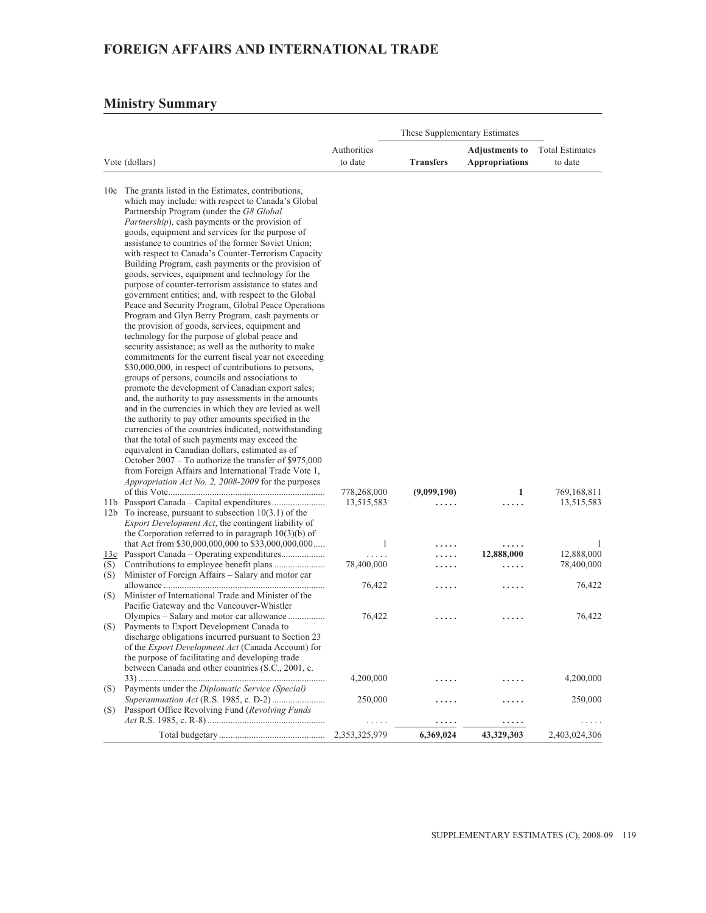## FOREIGN AFFAIRS AND INTERNATIONAL TRADE

## Ministry Summary

| Vote (dollars) | | Authorities to date | These Supplementary Estimates Transfers | **Adjustments to Appropriations** | Total Estimates to date |
|---|---|---|---|---|---|
| 10c | The grants listed in the Estimates, contributions, which may include: with respect to Canada's Global Partnership Program (under the *G8 Global Partnership*), cash payments or the provision of goods, equipment and services for the purpose of assistance to countries of the former Soviet Union; with respect to Canada's Counter-Terrorism Capacity Building Program, cash payments or the provision of goods, services, equipment and technology for the purpose of counter-terrorism assistance to states and government entities; and, with respect to the Global Peace and Security Program, Global Peace Operations Program and Glyn Berry Program, cash payments or the provision of goods, services, equipment and technology for the purpose of global peace and security assistance; as well as the authority to make commitments for the current fiscal year not exceeding $30,000,000, in respect of contributions to persons, groups of persons, councils and associations to promote the development of Canadian export sales; and, the authority to pay assessments in the amounts and in the currencies in which they are levied as well the authority to pay other amounts specified in the currencies of the countries indicated, notwithstanding that the total of such payments may exceed the equivalent in Canadian dollars, estimated as of October 2007 – To authorize the transfer of $975,000 from Foreign Affairs and International Trade Vote 1, *Appropriation Act No. 2, 2008-2009* for the purposes of this Vote | 778,268,000 | **(9,099,190)** | **1** | 769,168,811 |
| 11b | Passport Canada – Capital expenditures | 13,515,583 | ..... | ..... | 13,515,583 |
| 12b | To increase, pursuant to subsection 10(3.1) of the *Export Development Act*, the contingent liability of the Corporation referred to in paragraph 10(3)(b) of that Act from $30,000,000,000 to $33,000,000,000 | 1 | ..... | ..... | 1 |
| 13c | Passport Canada – Operating expenditures | ..... | ..... | **12,888,000** | 12,888,000 |
| (S) | Contributions to employee benefit plans | 78,400,000 | ..... | ..... | 78,400,000 |
| (S) | Minister of Foreign Affairs – Salary and motor car allowance | 76,422 | ..... | ..... | 76,422 |
| (S) | Minister of International Trade and Minister of the Pacific Gateway and the Vancouver-Whistler Olympics – Salary and motor car allowance | 76,422 | ..... | ..... | 76,422 |
| (S) | Payments to Export Development Canada to discharge obligations incurred pursuant to Section 23 of the *Export Development Act* (Canada Account) for the purpose of facilitating and developing trade between Canada and other countries (S.C., 2001, c. 33) | 4,200,000 | ..... | ..... | 4,200,000 |
| (S) | Payments under the *Diplomatic Service (Special) Superannuation Act* (R.S. 1985, c. D-2) | 250,000 | ..... | ..... | 250,000 |
| (S) | Passport Office Revolving Fund (*Revolving Funds Act* R.S. 1985, c. R-8) | ..... | ..... | ..... | ..... |
| | Total budgetary | 2,353,325,979 | **6,369,024** | **43,329,303** | 2,403,024,306 |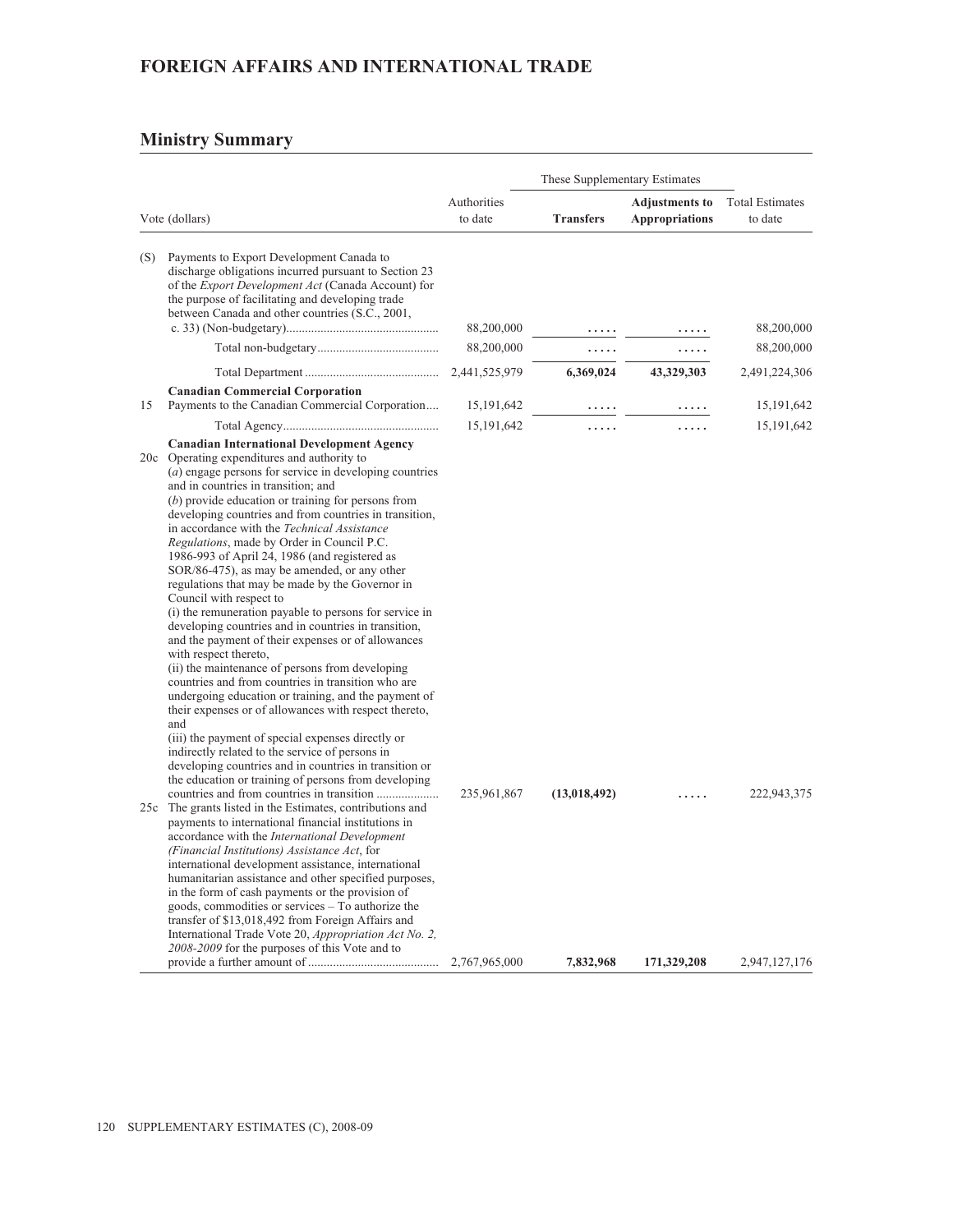# FOREIGN AFFAIRS AND INTERNATIONAL TRADE

## Ministry Summary

| Vote (dollars) | | Authorities to date | These Supplementary Estimates | | Total Estimates to date |
|---|---|---|---|---|---|
| | | | **Transfers** | **Adjustments to Appropriations** | |
| (S) | Payments to Export Development Canada to discharge obligations incurred pursuant to Section 23 of the *Export Development Act* (Canada Account) for the purpose of facilitating and developing trade between Canada and other countries (S.C., 2001, c. 33) (Non-budgetary) | 88,200,000 | ..... | ..... | 88,200,000 |
| | Total non-budgetary | 88,200,000 | ..... | ..... | 88,200,000 |
| | Total Department | 2,441,525,979 | **6,369,024** | **43,329,303** | 2,491,224,306 |
| | **Canadian Commercial Corporation** | | | | |
| 15 | Payments to the Canadian Commercial Corporation | 15,191,642 | ..... | ..... | 15,191,642 |
| | Total Agency | 15,191,642 | ..... | ..... | 15,191,642 |
| | **Canadian International Development Agency** | | | | |
| 20c | Operating expenditures and authority to (*a*) engage persons for service in developing countries and in countries in transition; and (*b*) provide education or training for persons from developing countries and from countries in transition, in accordance with the *Technical Assistance Regulations*, made by Order in Council P.C. 1986-993 of April 24, 1986 (and registered as SOR/86-475), as may be amended, or any other regulations that may be made by the Governor in Council with respect to (i) the remuneration payable to persons for service in developing countries and in countries in transition, and the payment of their expenses or of allowances with respect thereto, (ii) the maintenance of persons from developing countries and from countries in transition who are undergoing education or training, and the payment of their expenses or of allowances with respect thereto, and (iii) the payment of special expenses directly or indirectly related to the service of persons in developing countries and in countries in transition or the education or training of persons from developing countries and from countries in transition | 235,961,867 | **(13,018,492)** | ..... | 222,943,375 |
| 25c | The grants listed in the Estimates, contributions and payments to international financial institutions in accordance with the *International Development (Financial Institutions) Assistance Act*, for international development assistance, international humanitarian assistance and other specified purposes, in the form of cash payments or the provision of goods, commodities or services – To authorize the transfer of $13,018,492 from Foreign Affairs and International Trade Vote 20, *Appropriation Act No. 2, 2008-2009* for the purposes of this Vote and to provide a further amount of | 2,767,965,000 | **7,832,968** | **171,329,208** | 2,947,127,176 |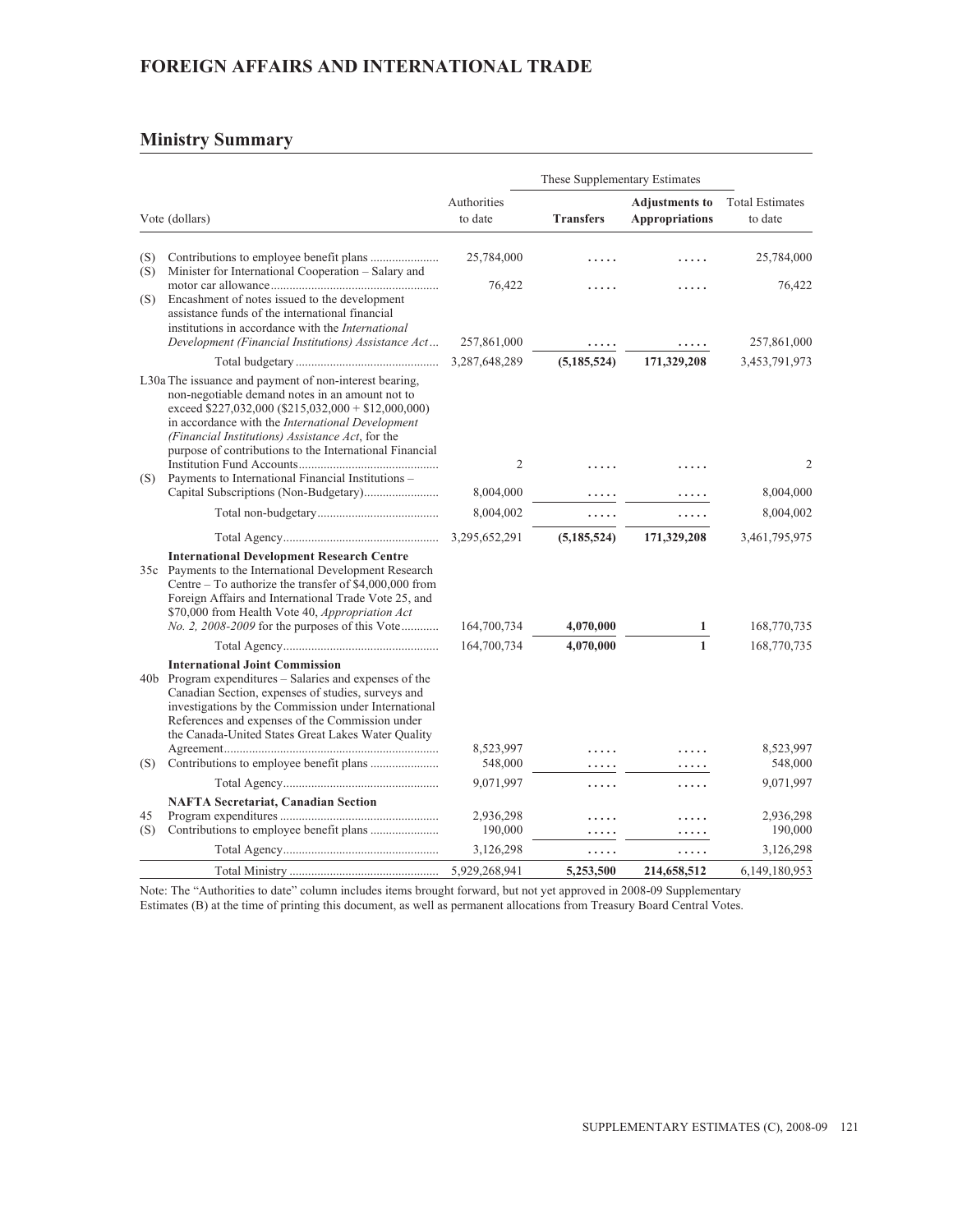## FOREIGN AFFAIRS AND INTERNATIONAL TRADE

### Ministry Summary

| | Vote (dollars) | Authorities to date | These Supplementary Estimates Transfers | These Supplementary Estimates Adjustments to Appropriations | Total Estimates to date |
|---|---|---|---|---|---|
| (S) | Contributions to employee benefit plans | 25,784,000 | ..... | ..... | 25,784,000 |
| (S) | Minister for International Cooperation – Salary and motor car allowance | 76,422 | ..... | ..... | 76,422 |
| (S) | Encashment of notes issued to the development assistance funds of the international financial institutions in accordance with the *International Development (Financial Institutions) Assistance Act* | 257,861,000 | ..... | ..... | 257,861,000 |
| | Total budgetary | 3,287,648,289 | (5,185,524) | 171,329,208 | 3,453,791,973 |
| L30a | The issuance and payment of non-interest bearing, non-negotiable demand notes in an amount not to exceed $227,032,000 ($215,032,000 + $12,000,000) in accordance with the *International Development (Financial Institutions) Assistance Act*, for the purpose of contributions to the International Financial Institution Fund Accounts | 2 | ..... | ..... | 2 |
| (S) | Payments to International Financial Institutions – Capital Subscriptions (Non-Budgetary) | 8,004,000 | ..... | ..... | 8,004,000 |
| | Total non-budgetary | 8,004,002 | ..... | ..... | 8,004,002 |
| | Total Agency | 3,295,652,291 | (5,185,524) | 171,329,208 | 3,461,795,975 |
| | **International Development Research Centre** | | | | |
| 35c | Payments to the International Development Research Centre – To authorize the transfer of $4,000,000 from Foreign Affairs and International Trade Vote 25, and $70,000 from Health Vote 40, *Appropriation Act No. 2, 2008-2009* for the purposes of this Vote | 164,700,734 | 4,070,000 | 1 | 168,770,735 |
| | Total Agency | 164,700,734 | 4,070,000 | 1 | 168,770,735 |
| | **International Joint Commission** | | | | |
| 40b | Program expenditures – Salaries and expenses of the Canadian Section, expenses of studies, surveys and investigations by the Commission under International References and expenses of the Commission under the Canada-United States Great Lakes Water Quality Agreement | 8,523,997 | ..... | ..... | 8,523,997 |
| (S) | Contributions to employee benefit plans | 548,000 | ..... | ..... | 548,000 |
| | Total Agency | 9,071,997 | ..... | ..... | 9,071,997 |
| | **NAFTA Secretariat, Canadian Section** | | | | |
| 45 | Program expenditures | 2,936,298 | ..... | ..... | 2,936,298 |
| (S) | Contributions to employee benefit plans | 190,000 | ..... | ..... | 190,000 |
| | Total Agency | 3,126,298 | ..... | ..... | 3,126,298 |
| | Total Ministry | 5,929,268,941 | 5,253,500 | 214,658,512 | 6,149,180,953 |

Note: The "Authorities to date" column includes items brought forward, but not yet approved in 2008-09 Supplementary Estimates (B) at the time of printing this document, as well as permanent allocations from Treasury Board Central Votes.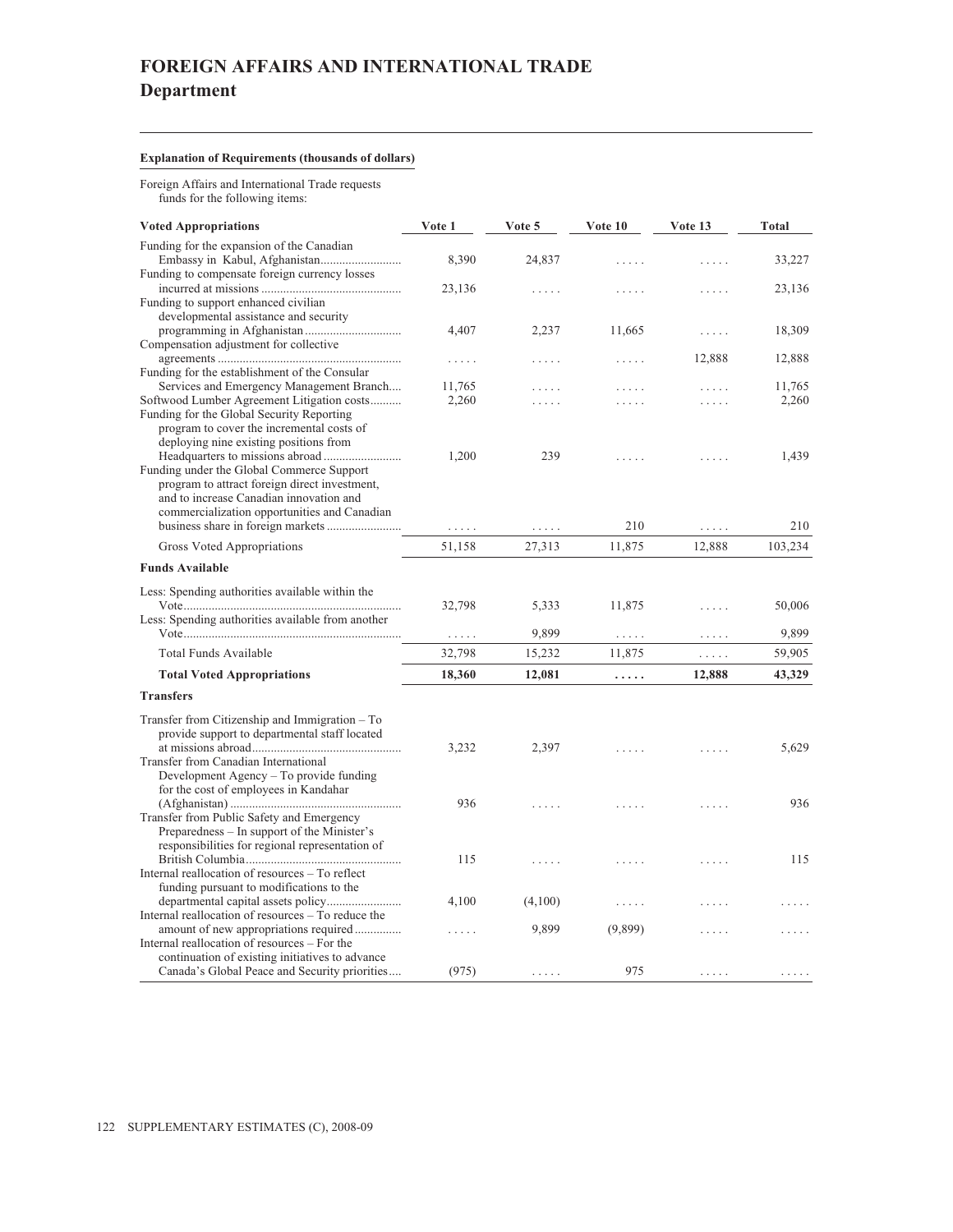# FOREIGN AFFAIRS AND INTERNATIONAL TRADE
## Department

**Explanation of Requirements (thousands of dollars)**

Foreign Affairs and International Trade requests funds for the following items:

| Voted Appropriations | Vote 1 | Vote 5 | Vote 10 | Vote 13 | Total |
|---|---|---|---|---|---|
| Funding for the expansion of the Canadian Embassy in Kabul, Afghanistan | 8,390 | 24,837 | ..... | ..... | 33,227 |
| Funding to compensate foreign currency losses incurred at missions | 23,136 | ..... | ..... | ..... | 23,136 |
| Funding to support enhanced civilian developmental assistance and security programming in Afghanistan | 4,407 | 2,237 | 11,665 | ..... | 18,309 |
| Compensation adjustment for collective agreements | ..... | ..... | ..... | 12,888 | 12,888 |
| Funding for the establishment of the Consular Services and Emergency Management Branch | 11,765 | ..... | ..... | ..... | 11,765 |
| Softwood Lumber Agreement Litigation costs | 2,260 | ..... | ..... | ..... | 2,260 |
| Funding for the Global Security Reporting program to cover the incremental costs of deploying nine existing positions from Headquarters to missions abroad | 1,200 | 239 | ..... | ..... | 1,439 |
| Funding under the Global Commerce Support program to attract foreign direct investment, and to increase Canadian innovation and commercialization opportunities and Canadian business share in foreign markets | ..... | ..... | 210 | ..... | 210 |
| Gross Voted Appropriations | 51,158 | 27,313 | 11,875 | 12,888 | 103,234 |
| **Funds Available** | | | | | |
| Less: Spending authorities available within the Vote | 32,798 | 5,333 | 11,875 | ..... | 50,006 |
| Less: Spending authorities available from another Vote | ..... | 9,899 | ..... | ..... | 9,899 |
| Total Funds Available | 32,798 | 15,232 | 11,875 | ..... | 59,905 |
| **Total Voted Appropriations** | **18,360** | **12,081** | **.....** | **12,888** | **43,329** |
| **Transfers** | | | | | |
| Transfer from Citizenship and Immigration – To provide support to departmental staff located at missions abroad | 3,232 | 2,397 | ..... | ..... | 5,629 |
| Transfer from Canadian International Development Agency – To provide funding for the cost of employees in Kandahar (Afghanistan) | 936 | ..... | ..... | ..... | 936 |
| Transfer from Public Safety and Emergency Preparedness – In support of the Minister's responsibilities for regional representation of British Columbia | 115 | ..... | ..... | ..... | 115 |
| Internal reallocation of resources – To reflect funding pursuant to modifications to the departmental capital assets policy | 4,100 | (4,100) | ..... | ..... | ..... |
| Internal reallocation of resources – To reduce the amount of new appropriations required | ..... | 9,899 | (9,899) | ..... | ..... |
| Internal reallocation of resources – For the continuation of existing initiatives to advance Canada's Global Peace and Security priorities | (975) | ..... | 975 | ..... | ..... |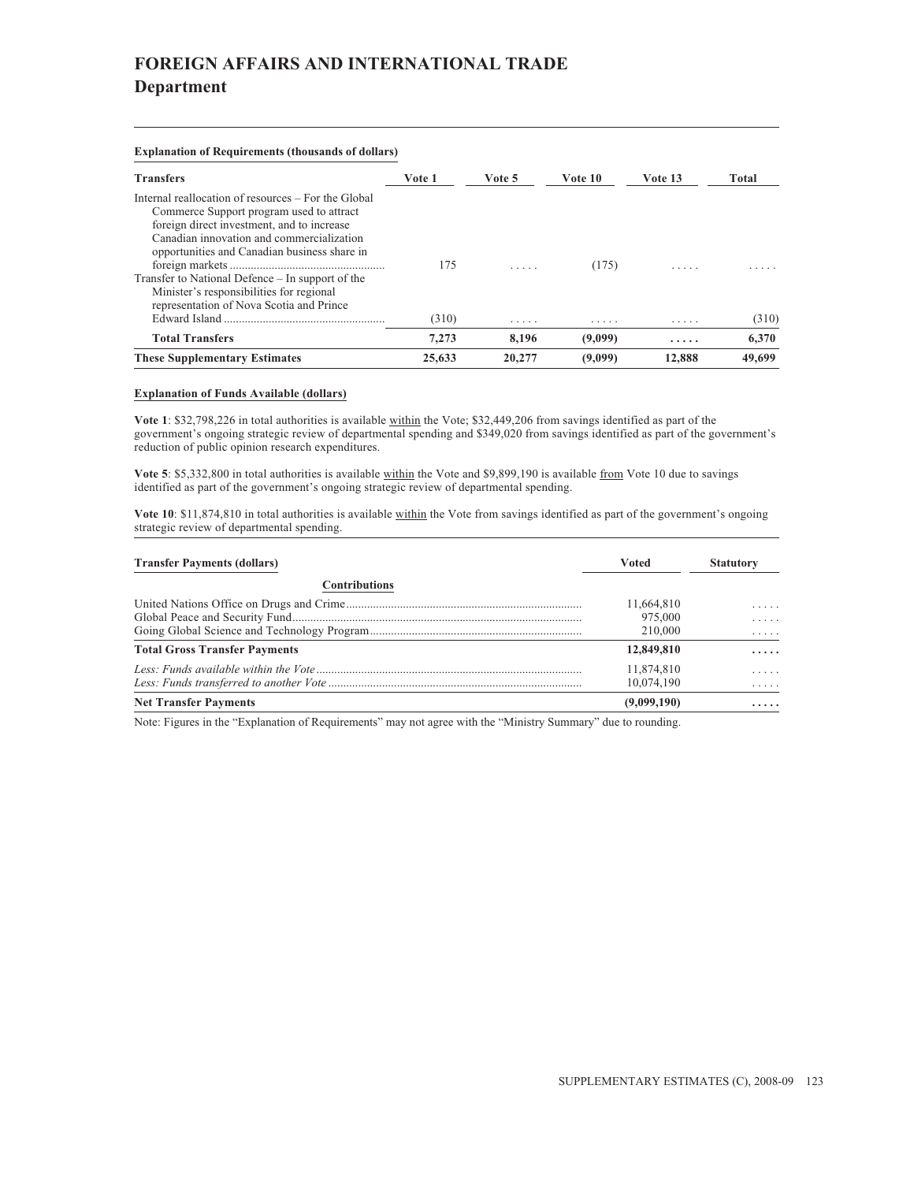# FOREIGN AFFAIRS AND INTERNATIONAL TRADE

## Department

**Explanation of Requirements (thousands of dollars)**

| Transfers | Vote 1 | Vote 5 | Vote 10 | Vote 13 | Total |
|---|---|---|---|---|---|
| Internal reallocation of resources – For the Global Commerce Support program used to attract foreign direct investment, and to increase Canadian innovation and commercialization opportunities and Canadian business share in foreign markets | 175 | ..... | (175) | ..... | ..... |
| Transfer to National Defence – In support of the Minister's responsibilities for regional representation of Nova Scotia and Prince Edward Island | (310) | ..... | ..... | ..... | (310) |
| **Total Transfers** | **7,273** | **8,196** | **(9,099)** | **.....** | **6,370** |
| **These Supplementary Estimates** | **25,633** | **20,277** | **(9,099)** | **12,888** | **49,699** |

**Explanation of Funds Available (dollars)**

**Vote 1**: $32,798,226 in total authorities is available within the Vote; $32,449,206 from savings identified as part of the government's ongoing strategic review of departmental spending and $349,020 from savings identified as part of the government's reduction of public opinion research expenditures.

**Vote 5**: $5,332,800 in total authorities is available within the Vote and $9,899,190 is available from Vote 10 due to savings identified as part of the government's ongoing strategic review of departmental spending.

**Vote 10**: $11,874,810 in total authorities is available within the Vote from savings identified as part of the government's ongoing strategic review of departmental spending.

| Transfer Payments (dollars) | Voted | Statutory |
|---|---|---|
| **Contributions** | | |
| United Nations Office on Drugs and Crime | 11,664,810 | ..... |
| Global Peace and Security Fund | 975,000 | ..... |
| Going Global Science and Technology Program | 210,000 | ..... |
| **Total Gross Transfer Payments** | **12,849,810** | **.....** |
| *Less: Funds available within the Vote* | 11,874,810 | ..... |
| *Less: Funds transferred to another Vote* | 10,074,190 | ..... |
| **Net Transfer Payments** | **(9,099,190)** | **.....** |

Note: Figures in the "Explanation of Requirements" may not agree with the "Ministry Summary" due to rounding.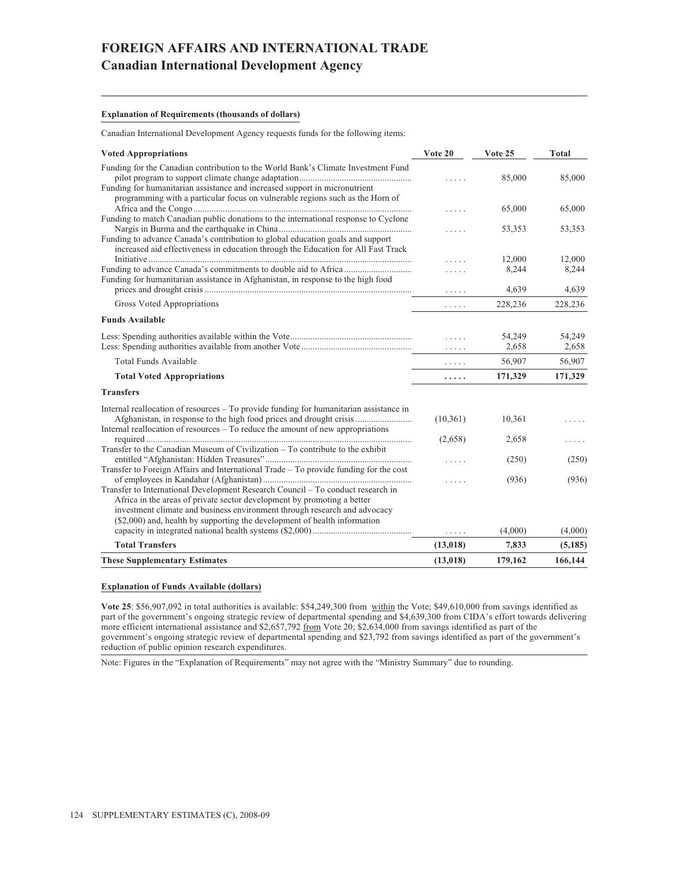# FOREIGN AFFAIRS AND INTERNATIONAL TRADE
## Canadian International Development Agency

**Explanation of Requirements (thousands of dollars)**

Canadian International Development Agency requests funds for the following items:

| Voted Appropriations | Vote 20 | Vote 25 | Total |
|---|---|---|---|
| Funding for the Canadian contribution to the World Bank's Climate Investment Fund pilot program to support climate change adaptation | ..... | 85,000 | 85,000 |
| Funding for humanitarian assistance and increased support in micronutrient programming with a particular focus on vulnerable regions such as the Horn of Africa and the Congo | ..... | 65,000 | 65,000 |
| Funding to match Canadian public donations to the international response to Cyclone Nargis in Burma and the earthquake in China | ..... | 53,353 | 53,353 |
| Funding to advance Canada's contribution to global education goals and support increased aid effectiveness in education through the Education for All Fast Track Initiative | ..... | 12,000 | 12,000 |
| Funding to advance Canada's commitments to double aid to Africa | ..... | 8,244 | 8,244 |
| Funding for humanitarian assistance in Afghanistan, in response to the high food prices and drought crisis | ..... | 4,639 | 4,639 |
| Gross Voted Appropriations | ..... | 228,236 | 228,236 |
| **Funds Available** | | | |
| Less: Spending authorities available within the Vote | ..... | 54,249 | 54,249 |
| Less: Spending authorities available from another Vote | ..... | 2,658 | 2,658 |
| Total Funds Available | ..... | 56,907 | 56,907 |
| **Total Voted Appropriations** | **.....** | **171,329** | **171,329** |
| **Transfers** | | | |
| Internal reallocation of resources – To provide funding for humanitarian assistance in Afghanistan, in response to the high food prices and drought crisis | (10,361) | 10,361 | ..... |
| Internal reallocation of resources – To reduce the amount of new appropriations required | (2,658) | 2,658 | ..... |
| Transfer to the Canadian Museum of Civilization – To contribute to the exhibit entitled "Afghanistan: Hidden Treasures" | ..... | (250) | (250) |
| Transfer to Foreign Affairs and International Trade – To provide funding for the cost of employees in Kandahar (Afghanistan) | ..... | (936) | (936) |
| Transfer to International Development Research Council – To conduct research in Africa in the areas of private sector development by promoting a better investment climate and business environment through research and advocacy ($2,000) and, health by supporting the development of health information capacity in integrated national health systems ($2,000) | ..... | (4,000) | (4,000) |
| **Total Transfers** | **(13,018)** | **7,833** | **(5,185)** |
| **These Supplementary Estimates** | **(13,018)** | **179,162** | **166,144** |

**Explanation of Funds Available (dollars)**

**Vote 25**: $56,907,092 in total authorities is available: $54,249,300 from within the Vote; $49,610,000 from savings identified as part of the government's ongoing strategic review of departmental spending and $4,639,300 from CIDA's effort towards delivering more efficient international assistance and $2,657,792 from Vote 20; $2,634,000 from savings identified as part of the government's ongoing strategic review of departmental spending and $23,792 from savings identified as part of the government's reduction of public opinion research expenditures.

Note: Figures in the "Explanation of Requirements" may not agree with the "Ministry Summary" due to rounding.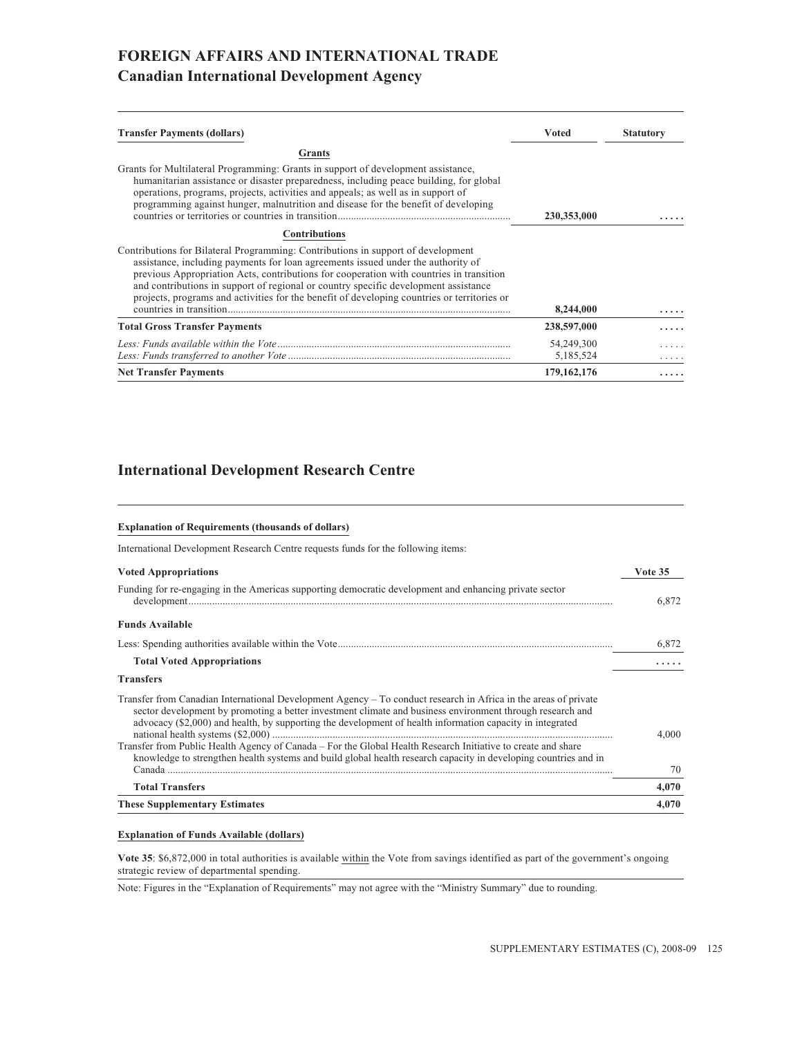# FOREIGN AFFAIRS AND INTERNATIONAL TRADE

## Canadian International Development Agency

| Transfer Payments (dollars) | Voted | Statutory |
|---|---|---|
| **Grants** | | |
| Grants for Multilateral Programming: Grants in support of development assistance, humanitarian assistance or disaster preparedness, including peace building, for global operations, programs, projects, activities and appeals; as well as in support of programming against hunger, malnutrition and disease for the benefit of developing countries or territories or countries in transition | 230,353,000 | ..... |
| **Contributions** | | |
| Contributions for Bilateral Programming: Contributions in support of development assistance, including payments for loan agreements issued under the authority of previous Appropriation Acts, contributions for cooperation with countries in transition and contributions in support of regional or country specific development assistance projects, programs and activities for the benefit of developing countries or territories or countries in transition | 8,244,000 | ..... |
| **Total Gross Transfer Payments** | **238,597,000** | ..... |
| *Less: Funds available within the Vote* | 54,249,300 | ..... |
| *Less: Funds transferred to another Vote* | 5,185,524 | ..... |
| **Net Transfer Payments** | **179,162,176** | ..... |

## International Development Research Centre

**Explanation of Requirements (thousands of dollars)**

International Development Research Centre requests funds for the following items:

| Voted Appropriations | Vote 35 |
|---|---|
| Funding for re-engaging in the Americas supporting democratic development and enhancing private sector development | 6,872 |
| **Funds Available** | |
| Less: Spending authorities available within the Vote | 6,872 |
| **Total Voted Appropriations** | ..... |
| **Transfers** | |
| Transfer from Canadian International Development Agency – To conduct research in Africa in the areas of private sector development by promoting a better investment climate and business environment through research and advocacy ($2,000) and health, by supporting the development of health information capacity in integrated national health systems ($2,000) | 4,000 |
| Transfer from Public Health Agency of Canada – For the Global Health Research Initiative to create and share knowledge to strengthen health systems and build global health research capacity in developing countries and in Canada | 70 |
| **Total Transfers** | **4,070** |
| **These Supplementary Estimates** | **4,070** |

**Explanation of Funds Available (dollars)**

**Vote 35**: $6,872,000 in total authorities is available within the Vote from savings identified as part of the government's ongoing strategic review of departmental spending.

Note: Figures in the "Explanation of Requirements" may not agree with the "Ministry Summary" due to rounding.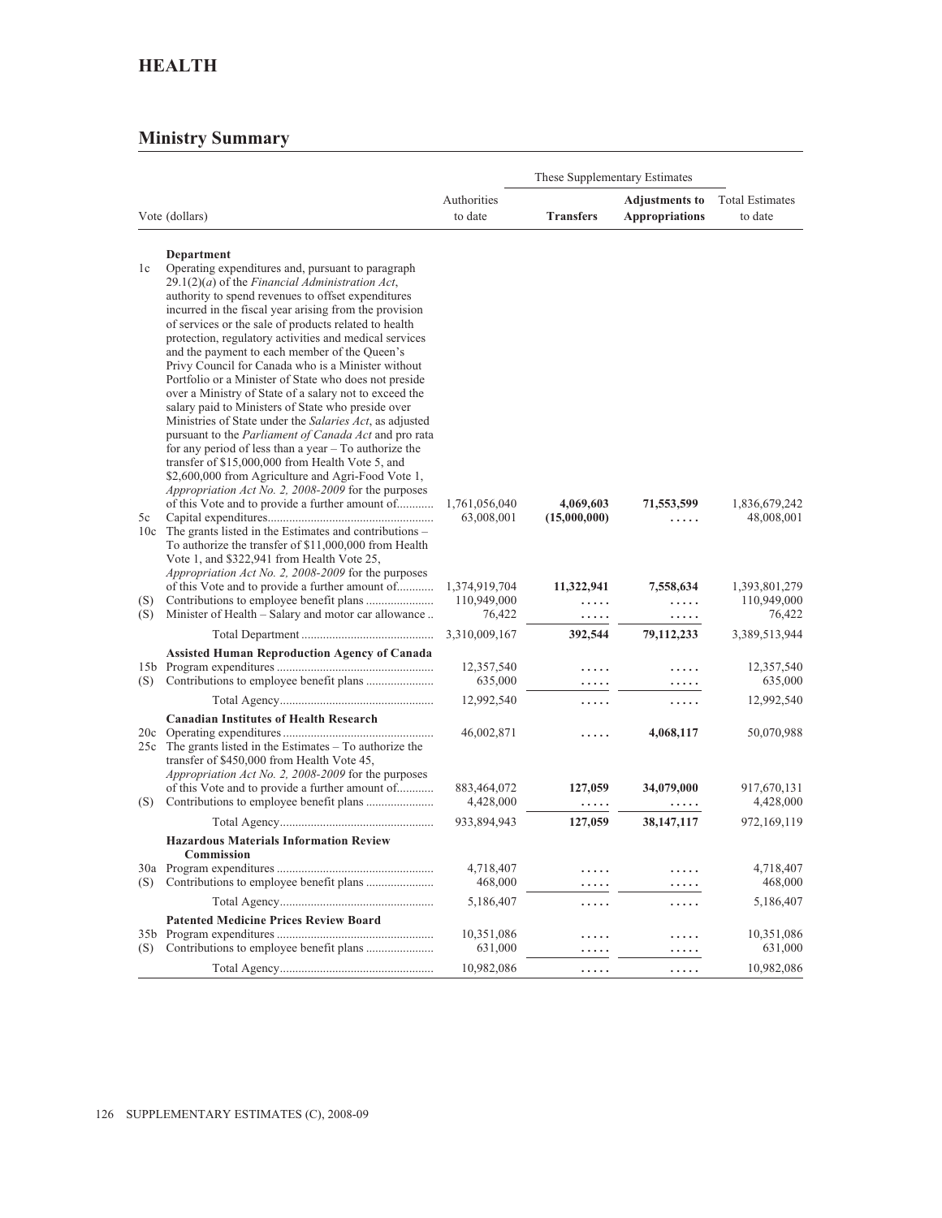# HEALTH

## Ministry Summary

| | Vote (dollars) | Authorities to date | These Supplementary Estimates | | Total Estimates to date |
|---|---|---|---|---|---|
| | | | **Transfers** | **Adjustments to Appropriations** | |
| | **Department** | | | | |
| 1c | Operating expenditures and, pursuant to paragraph 29.1(2)(*a*) of the *Financial Administration Act*, authority to spend revenues to offset expenditures incurred in the fiscal year arising from the provision of services or the sale of products related to health protection, regulatory activities and medical services and the payment to each member of the Queen's Privy Council for Canada who is a Minister without Portfolio or a Minister of State who does not preside over a Ministry of State of a salary not to exceed the salary paid to Ministers of State who preside over Ministries of State under the *Salaries Act*, as adjusted pursuant to the *Parliament of Canada Act* and pro rata for any period of less than a year – To authorize the transfer of $15,000,000 from Health Vote 5, and $2,600,000 from Agriculture and Agri-Food Vote 1, *Appropriation Act No. 2, 2008-2009* for the purposes of this Vote and to provide a further amount of | 1,761,056,040 | **4,069,603** | **71,553,599** | 1,836,679,242 |
| 5c | Capital expenditures | 63,008,001 | **(15,000,000)** | ..... | 48,008,001 |
| 10c | The grants listed in the Estimates and contributions – To authorize the transfer of $11,000,000 from Health Vote 1, and $322,941 from Health Vote 25, *Appropriation Act No. 2, 2008-2009* for the purposes of this Vote and to provide a further amount of | 1,374,919,704 | **11,322,941** | **7,558,634** | 1,393,801,279 |
| (S) | Contributions to employee benefit plans | 110,949,000 | ..... | ..... | 110,949,000 |
| (S) | Minister of Health – Salary and motor car allowance | 76,422 | ..... | ..... | 76,422 |
| | Total Department | 3,310,009,167 | 392,544 | 79,112,233 | 3,389,513,944 |
| | **Assisted Human Reproduction Agency of Canada** | | | | |
| 15b | Program expenditures | 12,357,540 | ..... | ..... | 12,357,540 |
| (S) | Contributions to employee benefit plans | 635,000 | ..... | ..... | 635,000 |
| | Total Agency | 12,992,540 | ..... | ..... | 12,992,540 |
| | **Canadian Institutes of Health Research** | | | | |
| 20c | Operating expenditures | 46,002,871 | ..... | **4,068,117** | 50,070,988 |
| 25c | The grants listed in the Estimates – To authorize the transfer of $450,000 from Health Vote 45, *Appropriation Act No. 2, 2008-2009* for the purposes of this Vote and to provide a further amount of | 883,464,072 | **127,059** | **34,079,000** | 917,670,131 |
| (S) | Contributions to employee benefit plans | 4,428,000 | ..... | ..... | 4,428,000 |
| | Total Agency | 933,894,943 | 127,059 | 38,147,117 | 972,169,119 |
| | **Hazardous Materials Information Review Commission** | | | | |
| 30a | Program expenditures | 4,718,407 | ..... | ..... | 4,718,407 |
| (S) | Contributions to employee benefit plans | 468,000 | ..... | ..... | 468,000 |
| | Total Agency | 5,186,407 | ..... | ..... | 5,186,407 |
| | **Patented Medicine Prices Review Board** | | | | |
| 35b | Program expenditures | 10,351,086 | ..... | ..... | 10,351,086 |
| (S) | Contributions to employee benefit plans | 631,000 | ..... | ..... | 631,000 |
| | Total Agency | 10,982,086 | ..... | ..... | 10,982,086 |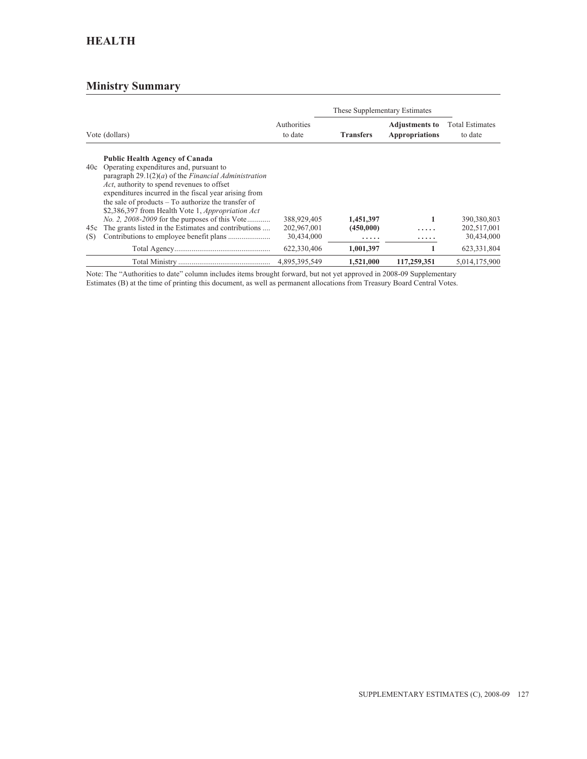# HEALTH

## Ministry Summary

| Vote (dollars) | | Authorities to date | These Supplementary Estimates | | Total Estimates to date |
|---|---|---|---|---|---|
| | | | **Transfers** | **Adjustments to Appropriations** | |
| | **Public Health Agency of Canada** | | | | |
| 40c | Operating expenditures and, pursuant to paragraph 29.1(2)(*a*) of the *Financial Administration Act*, authority to spend revenues to offset expenditures incurred in the fiscal year arising from the sale of products – To authorize the transfer of $2,386,397 from Health Vote 1, *Appropriation Act No. 2, 2008-2009* for the purposes of this Vote............ | 388,929,405 | **1,451,397** | **1** | 390,380,803 |
| 45c | The grants listed in the Estimates and contributions .... | 202,967,001 | **(450,000)** | **.....** | 202,517,001 |
| (S) | Contributions to employee benefit plans ...................... | 30,434,000 | **.....** | **.....** | 30,434,000 |
| | Total Agency.................................................. | 622,330,406 | **1,001,397** | **1** | 623,331,804 |
| | Total Ministry ................................................ | 4,895,395,549 | **1,521,000** | **117,259,351** | 5,014,175,900 |

Note: The "Authorities to date" column includes items brought forward, but not yet approved in 2008-09 Supplementary Estimates (B) at the time of printing this document, as well as permanent allocations from Treasury Board Central Votes.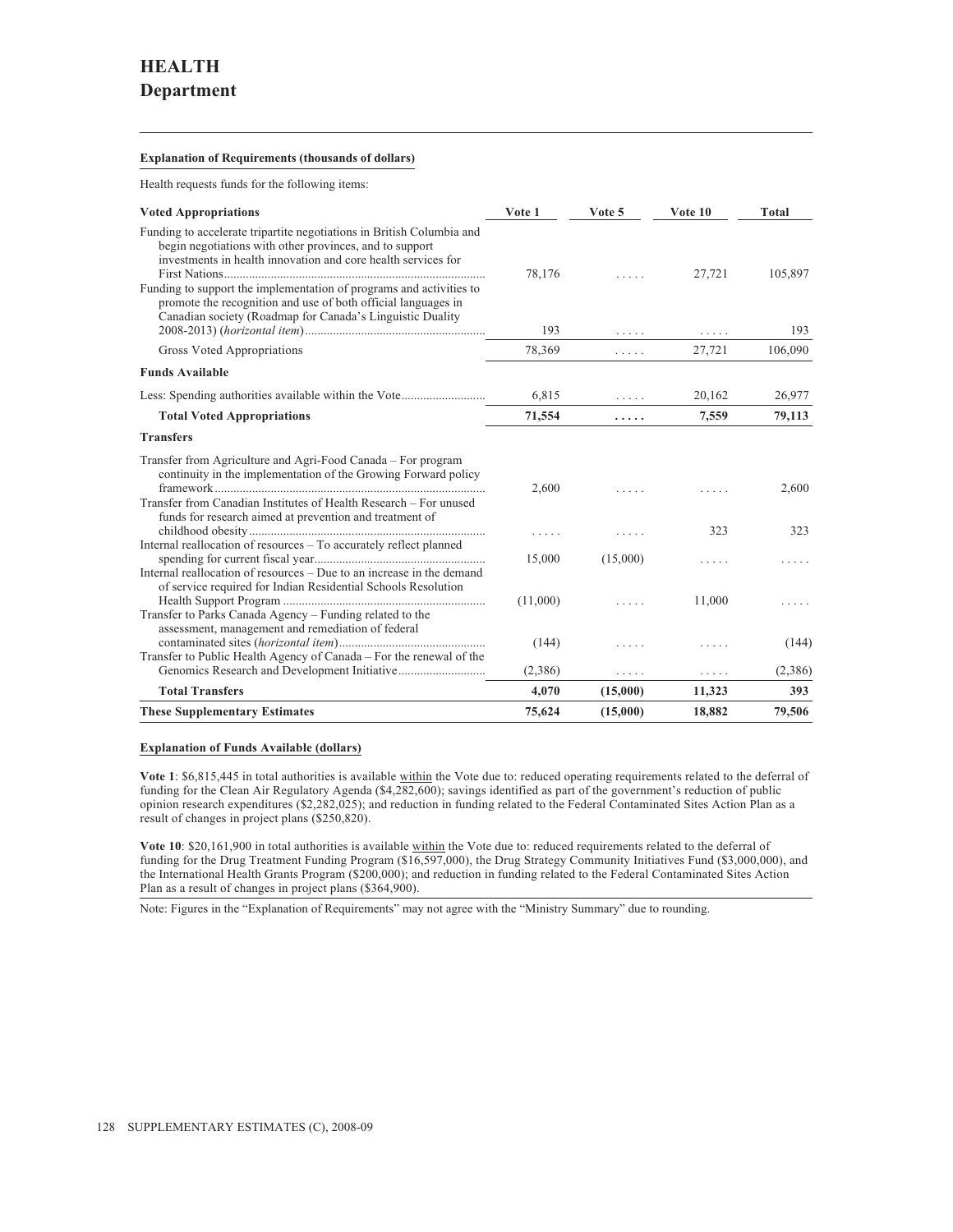# HEALTH
## Department

**Explanation of Requirements (thousands of dollars)**

Health requests funds for the following items:

| Voted Appropriations | Vote 1 | Vote 5 | Vote 10 | Total |
|---|---|---|---|---|
| Funding to accelerate tripartite negotiations in British Columbia and begin negotiations with other provinces, and to support investments in health innovation and core health services for First Nations | 78,176 | ..... | 27,721 | 105,897 |
| Funding to support the implementation of programs and activities to promote the recognition and use of both official languages in Canadian society (Roadmap for Canada's Linguistic Duality 2008-2013) (*horizontal item*) | 193 | ..... | ..... | 193 |
| Gross Voted Appropriations | 78,369 | ..... | 27,721 | 106,090 |
| **Funds Available** | | | | |
| Less: Spending authorities available within the Vote | 6,815 | ..... | 20,162 | 26,977 |
| **Total Voted Appropriations** | **71,554** | **.....** | **7,559** | **79,113** |
| **Transfers** | | | | |
| Transfer from Agriculture and Agri-Food Canada – For program continuity in the implementation of the Growing Forward policy framework | 2,600 | ..... | ..... | 2,600 |
| Transfer from Canadian Institutes of Health Research – For unused funds for research aimed at prevention and treatment of childhood obesity | ..... | ..... | 323 | 323 |
| Internal reallocation of resources – To accurately reflect planned spending for current fiscal year | 15,000 | (15,000) | ..... | ..... |
| Internal reallocation of resources – Due to an increase in the demand of service required for Indian Residential Schools Resolution Health Support Program | (11,000) | ..... | 11,000 | ..... |
| Transfer to Parks Canada Agency – Funding related to the assessment, management and remediation of federal contaminated sites (*horizontal item*) | (144) | ..... | ..... | (144) |
| Transfer to Public Health Agency of Canada – For the renewal of the Genomics Research and Development Initiative | (2,386) | ..... | ..... | (2,386) |
| **Total Transfers** | **4,070** | **(15,000)** | **11,323** | **393** |
| **These Supplementary Estimates** | **75,624** | **(15,000)** | **18,882** | **79,506** |

**Explanation of Funds Available (dollars)**

**Vote 1**: $6,815,445 in total authorities is available within the Vote due to: reduced operating requirements related to the deferral of funding for the Clean Air Regulatory Agenda ($4,282,600); savings identified as part of the government's reduction of public opinion research expenditures ($2,282,025); and reduction in funding related to the Federal Contaminated Sites Action Plan as a result of changes in project plans ($250,820).

**Vote 10**: $20,161,900 in total authorities is available within the Vote due to: reduced requirements related to the deferral of funding for the Drug Treatment Funding Program ($16,597,000), the Drug Strategy Community Initiatives Fund ($3,000,000), and the International Health Grants Program ($200,000); and reduction in funding related to the Federal Contaminated Sites Action Plan as a result of changes in project plans ($364,900).

Note: Figures in the "Explanation of Requirements" may not agree with the "Ministry Summary" due to rounding.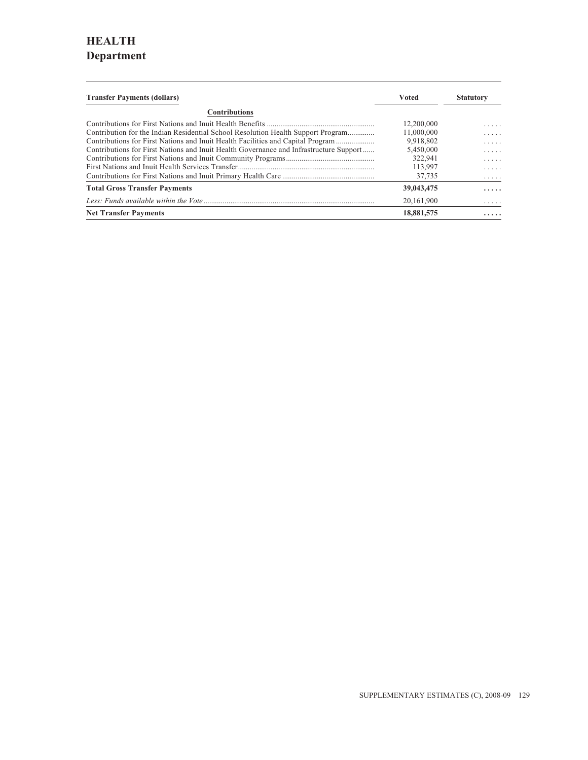# HEALTH
## Department

| Transfer Payments (dollars) | Voted | Statutory |
|---|---|---|
| **Contributions** | | |
| Contributions for First Nations and Inuit Health Benefits | 12,200,000 | ..... |
| Contribution for the Indian Residential School Resolution Health Support Program | 11,000,000 | ..... |
| Contributions for First Nations and Inuit Health Facilities and Capital Program | 9,918,802 | ..... |
| Contributions for First Nations and Inuit Health Governance and Infrastructure Support | 5,450,000 | ..... |
| Contributions for First Nations and Inuit Community Programs | 322,941 | ..... |
| First Nations and Inuit Health Services Transfer | 113,997 | ..... |
| Contributions for First Nations and Inuit Primary Health Care | 37,735 | ..... |
| **Total Gross Transfer Payments** | **39,043,475** | **.....** |
| *Less: Funds available within the Vote* | 20,161,900 | ..... |
| **Net Transfer Payments** | **18,881,575** | **.....** |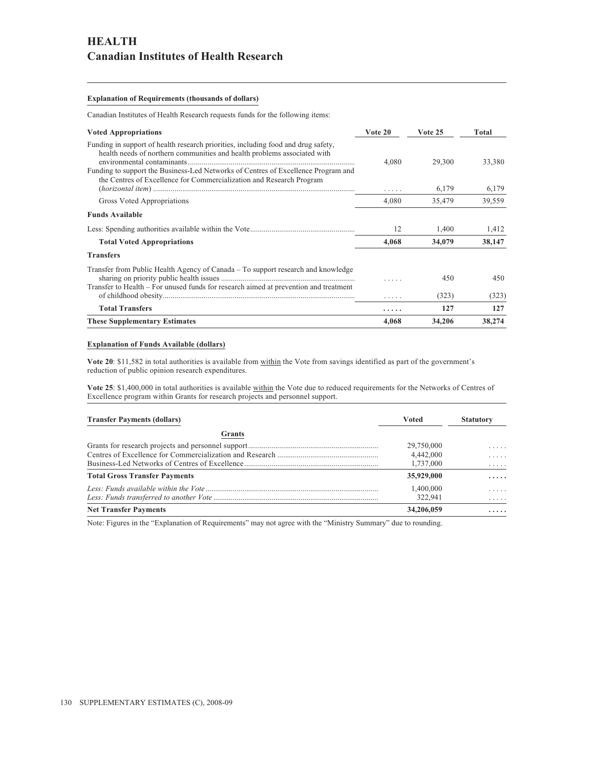# HEALTH

## Canadian Institutes of Health Research

**Explanation of Requirements (thousands of dollars)**

Canadian Institutes of Health Research requests funds for the following items:

| Voted Appropriations | Vote 20 | Vote 25 | Total |
|---|---|---|---|
| Funding in support of health research priorities, including food and drug safety, health needs of northern communities and health problems associated with environmental contaminants | 4,080 | 29,300 | 33,380 |
| Funding to support the Business-Led Networks of Centres of Excellence Program and the Centres of Excellence for Commercialization and Research Program (*horizontal item*) | ..... | 6,179 | 6,179 |
| Gross Voted Appropriations | 4,080 | 35,479 | 39,559 |
| **Funds Available** | | | |
| Less: Spending authorities available within the Vote | 12 | 1,400 | 1,412 |
| **Total Voted Appropriations** | **4,068** | **34,079** | **38,147** |
| **Transfers** | | | |
| Transfer from Public Health Agency of Canada – To support research and knowledge sharing on priority public health issues | ..... | 450 | 450 |
| Transfer to Health – For unused funds for research aimed at prevention and treatment of childhood obesity | ..... | (323) | (323) |
| **Total Transfers** | **.....** | **127** | **127** |
| **These Supplementary Estimates** | **4,068** | **34,206** | **38,274** |

**Explanation of Funds Available (dollars)**

**Vote 20**: $11,582 in total authorities is available from within the Vote from savings identified as part of the government's reduction of public opinion research expenditures.

**Vote 25**: $1,400,000 in total authorities is available within the Vote due to reduced requirements for the Networks of Centres of Excellence program within Grants for research projects and personnel support.

| Transfer Payments (dollars) | Voted | Statutory |
|---|---|---|
| **Grants** | | |
| Grants for research projects and personnel support | 29,750,000 | ..... |
| Centres of Excellence for Commercialization and Research | 4,442,000 | ..... |
| Business-Led Networks of Centres of Excellence | 1,737,000 | ..... |
| **Total Gross Transfer Payments** | **35,929,000** | **.....** |
| *Less: Funds available within the Vote* | 1,400,000 | ..... |
| *Less: Funds transferred to another Vote* | 322,941 | ..... |
| **Net Transfer Payments** | **34,206,059** | **.....** |

Note: Figures in the "Explanation of Requirements" may not agree with the "Ministry Summary" due to rounding.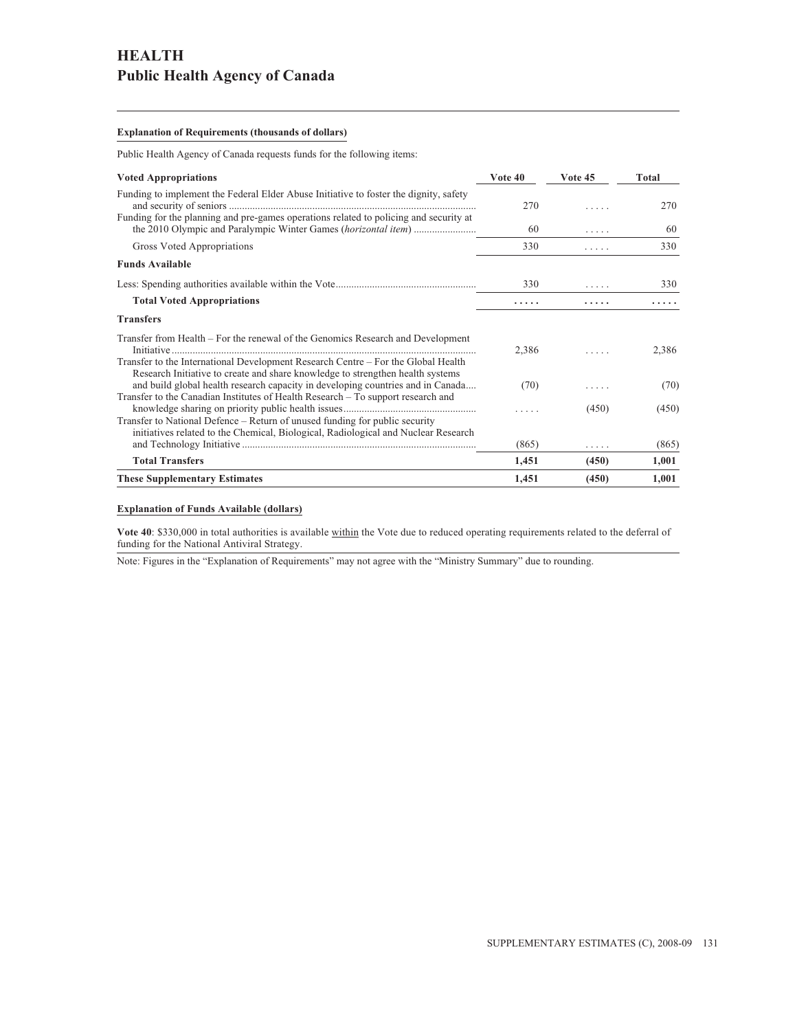# HEALTH
## Public Health Agency of Canada

**Explanation of Requirements (thousands of dollars)**

Public Health Agency of Canada requests funds for the following items:

| Voted Appropriations | Vote 40 | Vote 45 | Total |
|---|---|---|---|
| Funding to implement the Federal Elder Abuse Initiative to foster the dignity, safety and security of seniors | 270 | ..... | 270 |
| Funding for the planning and pre-games operations related to policing and security at the 2010 Olympic and Paralympic Winter Games (*horizontal item*) | 60 | ..... | 60 |
| Gross Voted Appropriations | 330 | ..... | 330 |
| **Funds Available** | | | |
| Less: Spending authorities available within the Vote | 330 | ..... | 330 |
| **Total Voted Appropriations** | **.....** | **.....** | **.....** |
| **Transfers** | | | |
| Transfer from Health – For the renewal of the Genomics Research and Development Initiative | 2,386 | ..... | 2,386 |
| Transfer to the International Development Research Centre – For the Global Health Research Initiative to create and share knowledge to strengthen health systems and build global health research capacity in developing countries and in Canada | (70) | ..... | (70) |
| Transfer to the Canadian Institutes of Health Research – To support research and knowledge sharing on priority public health issues | ..... | (450) | (450) |
| Transfer to National Defence – Return of unused funding for public security initiatives related to the Chemical, Biological, Radiological and Nuclear Research and Technology Initiative | (865) | ..... | (865) |
| **Total Transfers** | **1,451** | **(450)** | **1,001** |
| **These Supplementary Estimates** | **1,451** | **(450)** | **1,001** |

**Explanation of Funds Available (dollars)**

**Vote 40**: \$330,000 in total authorities is available within the Vote due to reduced operating requirements related to the deferral of funding for the National Antiviral Strategy.

Note: Figures in the "Explanation of Requirements" may not agree with the "Ministry Summary" due to rounding.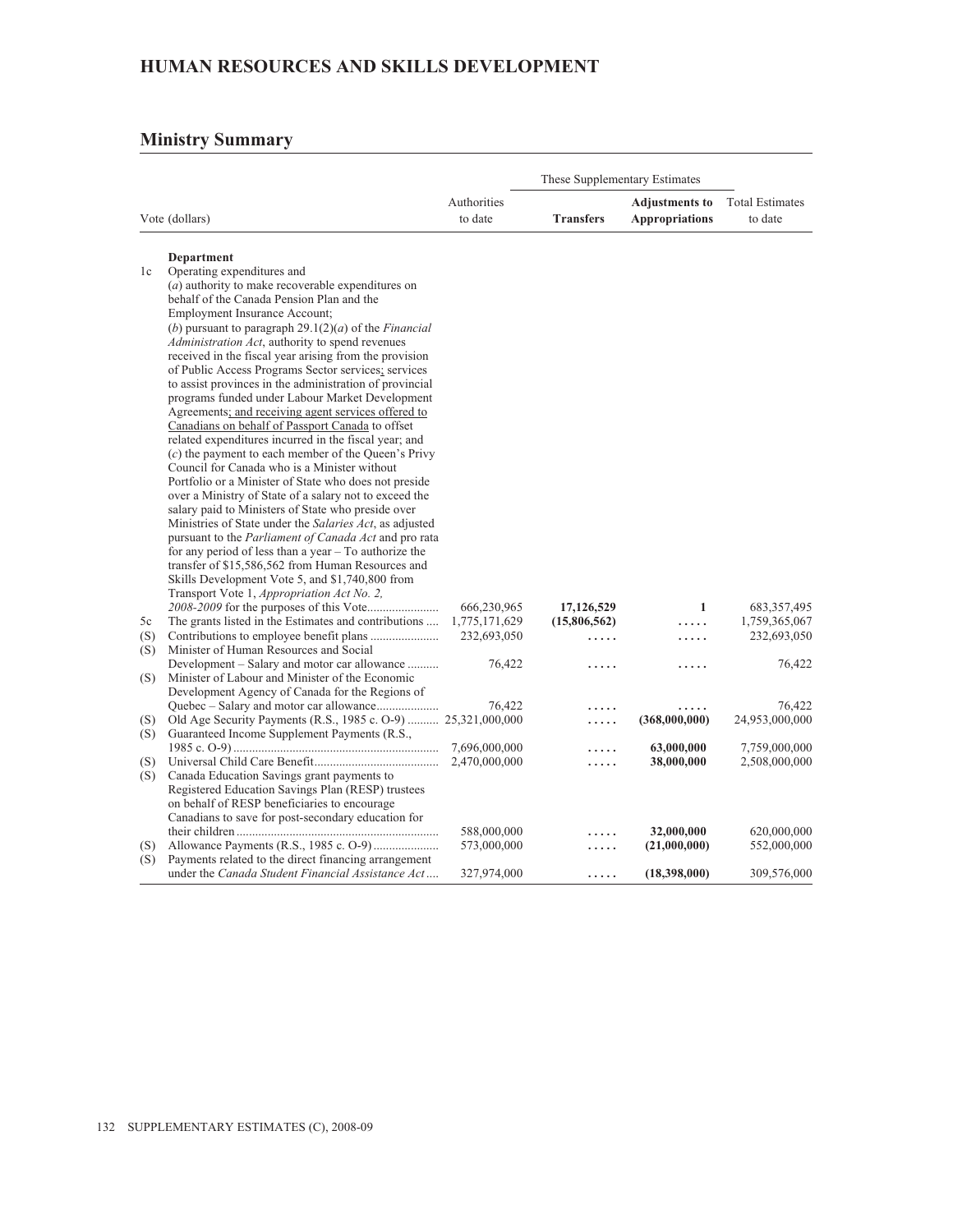## HUMAN RESOURCES AND SKILLS DEVELOPMENT

### Ministry Summary

| | Vote (dollars) | Authorities to date | These Supplementary Estimates | | Total Estimates to date |
|---|---|---|---|---|---|
| | | | **Transfers** | **Adjustments to Appropriations** | |
| | **Department** | | | | |
| 1c | Operating expenditures and (*a*) authority to make recoverable expenditures on behalf of the Canada Pension Plan and the Employment Insurance Account; (*b*) pursuant to paragraph 29.1(2)(*a*) of the *Financial Administration Act*, authority to spend revenues received in the fiscal year arising from the provision of Public Access Programs Sector services; services to assist provinces in the administration of provincial programs funded under Labour Market Development Agreements; and receiving agent services offered to Canadians on behalf of Passport Canada to offset related expenditures incurred in the fiscal year; and (*c*) the payment to each member of the Queen's Privy Council for Canada who is a Minister without Portfolio or a Minister of State who does not preside over a Ministry of State of a salary not to exceed the salary paid to Ministers of State who preside over Ministries of State under the *Salaries Act*, as adjusted pursuant to the *Parliament of Canada Act* and pro rata for any period of less than a year – To authorize the transfer of $15,586,562 from Human Resources and Skills Development Vote 5, and $1,740,800 from Transport Vote 1, *Appropriation Act No. 2, 2008-2009* for the purposes of this Vote | 666,230,965 | **17,126,529** | **1** | 683,357,495 |
| 5c | The grants listed in the Estimates and contributions | 1,775,171,629 | **(15,806,562)** | ..... | 1,759,365,067 |
| (S) | Contributions to employee benefit plans | 232,693,050 | ..... | ..... | 232,693,050 |
| (S) | Minister of Human Resources and Social Development – Salary and motor car allowance | 76,422 | ..... | ..... | 76,422 |
| (S) | Minister of Labour and Minister of the Economic Development Agency of Canada for the Regions of Quebec – Salary and motor car allowance | 76,422 | ..... | ..... | 76,422 |
| (S) | Old Age Security Payments (R.S., 1985 c. O-9) | 25,321,000,000 | ..... | **(368,000,000)** | 24,953,000,000 |
| (S) | Guaranteed Income Supplement Payments (R.S., 1985 c. O-9) | 7,696,000,000 | ..... | **63,000,000** | 7,759,000,000 |
| (S) | Universal Child Care Benefit | 2,470,000,000 | ..... | **38,000,000** | 2,508,000,000 |
| (S) | Canada Education Savings grant payments to Registered Education Savings Plan (RESP) trustees on behalf of RESP beneficiaries to encourage Canadians to save for post-secondary education for their children | 588,000,000 | ..... | **32,000,000** | 620,000,000 |
| (S) | Allowance Payments (R.S., 1985 c. O-9) | 573,000,000 | ..... | **(21,000,000)** | 552,000,000 |
| (S) | Payments related to the direct financing arrangement under the *Canada Student Financial Assistance Act* | 327,974,000 | ..... | **(18,398,000)** | 309,576,000 |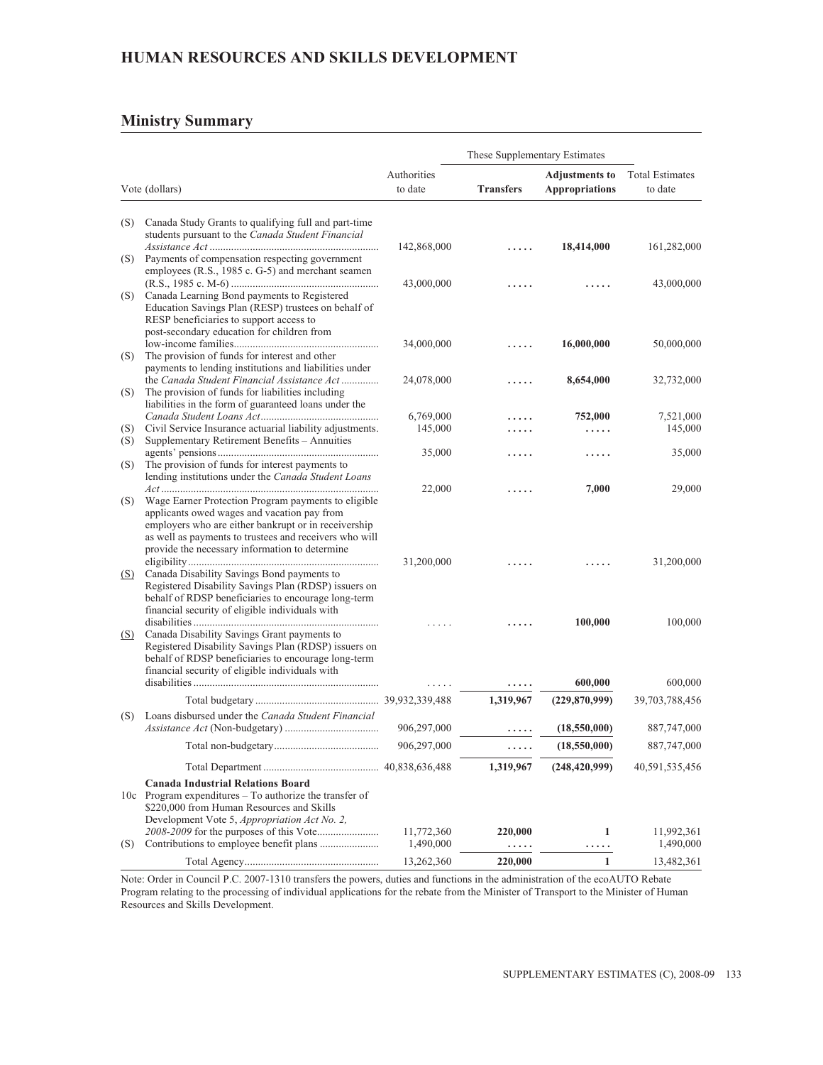## HUMAN RESOURCES AND SKILLS DEVELOPMENT

### Ministry Summary

| | Vote (dollars) | Authorities to date | These Supplementary Estimates | | Total Estimates to date |
|---|---|---|---|---|---|
| | | | **Transfers** | **Adjustments to Appropriations** | |
| (S) | Canada Study Grants to qualifying full and part-time students pursuant to the *Canada Student Financial Assistance Act* | 142,868,000 | ..... | **18,414,000** | 161,282,000 |
| (S) | Payments of compensation respecting government employees (R.S., 1985 c. G-5) and merchant seamen (R.S., 1985 c. M-6) | 43,000,000 | ..... | ..... | 43,000,000 |
| (S) | Canada Learning Bond payments to Registered Education Savings Plan (RESP) trustees on behalf of RESP beneficiaries to support access to post-secondary education for children from low-income families | 34,000,000 | ..... | **16,000,000** | 50,000,000 |
| (S) | The provision of funds for interest and other payments to lending institutions and liabilities under the *Canada Student Financial Assistance Act* | 24,078,000 | ..... | **8,654,000** | 32,732,000 |
| (S) | The provision of funds for liabilities including liabilities in the form of guaranteed loans under the *Canada Student Loans Act* | 6,769,000 | ..... | **752,000** | 7,521,000 |
| (S) | Civil Service Insurance actuarial liability adjustments. | 145,000 | ..... | ..... | 145,000 |
| (S) | Supplementary Retirement Benefits – Annuities agents' pensions | 35,000 | ..... | ..... | 35,000 |
| (S) | The provision of funds for interest payments to lending institutions under the *Canada Student Loans Act* | 22,000 | ..... | **7,000** | 29,000 |
| (S) | Wage Earner Protection Program payments to eligible applicants owed wages and vacation pay from employers who are either bankrupt or in receivership as well as payments to trustees and receivers who will provide the necessary information to determine eligibility | 31,200,000 | ..... | ..... | 31,200,000 |
| (S) | Canada Disability Savings Bond payments to Registered Disability Savings Plan (RDSP) issuers on behalf of RDSP beneficiaries to encourage long-term financial security of eligible individuals with disabilities | ..... | ..... | **100,000** | 100,000 |
| (S) | Canada Disability Savings Grant payments to Registered Disability Savings Plan (RDSP) issuers on behalf of RDSP beneficiaries to encourage long-term financial security of eligible individuals with disabilities | ..... | ..... | **600,000** | 600,000 |
| | Total budgetary | 39,932,339,488 | **1,319,967** | **(229,870,999)** | 39,703,788,456 |
| (S) | Loans disbursed under the *Canada Student Financial Assistance Act* (Non-budgetary) | 906,297,000 | ..... | **(18,550,000)** | 887,747,000 |
| | Total non-budgetary | 906,297,000 | ..... | **(18,550,000)** | 887,747,000 |
| | Total Department | 40,838,636,488 | **1,319,967** | **(248,420,999)** | 40,591,535,456 |
| | **Canada Industrial Relations Board** | | | | |
| 10c | Program expenditures – To authorize the transfer of $220,000 from Human Resources and Skills Development Vote 5, *Appropriation Act No. 2, 2008-2009* for the purposes of this Vote | 11,772,360 | **220,000** | **1** | 11,992,361 |
| (S) | Contributions to employee benefit plans | 1,490,000 | ..... | ..... | 1,490,000 |
| | Total Agency | 13,262,360 | **220,000** | **1** | 13,482,361 |

Note: Order in Council P.C. 2007-1310 transfers the powers, duties and functions in the administration of the ecoAUTO Rebate Program relating to the processing of individual applications for the rebate from the Minister of Transport to the Minister of Human Resources and Skills Development.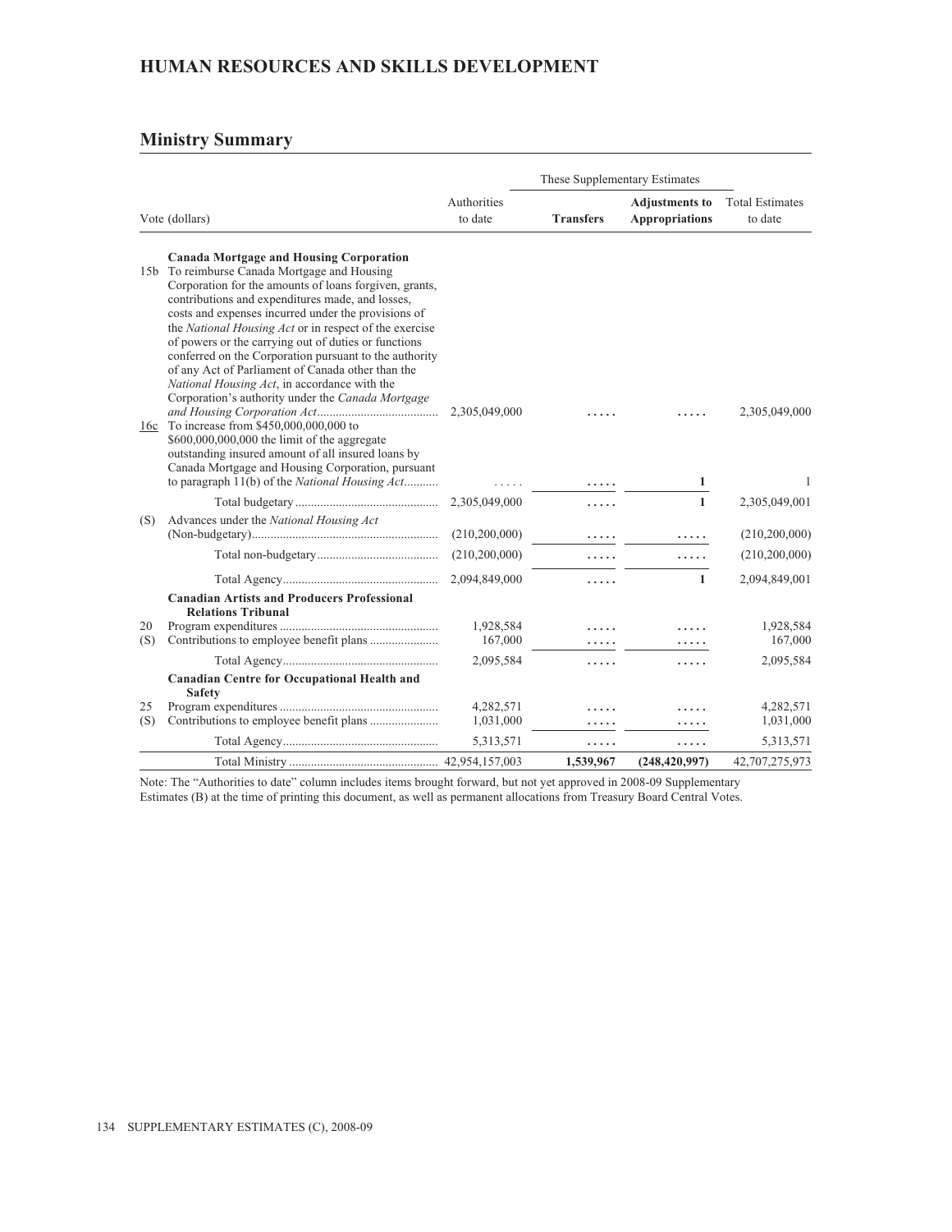## HUMAN RESOURCES AND SKILLS DEVELOPMENT

## Ministry Summary

| Vote (dollars) | | Authorities to date | These Supplementary Estimates | | Total Estimates to date |
|---|---|---|---|---|---|
| | | | **Transfers** | **Adjustments to Appropriations** | |
| | **Canada Mortgage and Housing Corporation** | | | | |
| 15b | To reimburse Canada Mortgage and Housing Corporation for the amounts of loans forgiven, grants, contributions and expenditures made, and losses, costs and expenses incurred under the provisions of the *National Housing Act* or in respect of the exercise of powers or the carrying out of duties or functions conferred on the Corporation pursuant to the authority of any Act of Parliament of Canada other than the *National Housing Act*, in accordance with the Corporation's authority under the *Canada Mortgage and Housing Corporation Act* | 2,305,049,000 | ..... | ..... | 2,305,049,000 |
| 16c | To increase from $450,000,000,000 to $600,000,000,000 the limit of the aggregate outstanding insured amount of all insured loans by Canada Mortgage and Housing Corporation, pursuant to paragraph 11(b) of the *National Housing Act* | ..... | ..... | 1 | 1 |
| | Total budgetary | 2,305,049,000 | ..... | 1 | 2,305,049,001 |
| (S) | Advances under the *National Housing Act* (Non-budgetary) | (210,200,000) | ..... | ..... | (210,200,000) |
| | Total non-budgetary | (210,200,000) | ..... | ..... | (210,200,000) |
| | Total Agency | 2,094,849,000 | ..... | 1 | 2,094,849,001 |
| | **Canadian Artists and Producers Professional Relations Tribunal** | | | | |
| 20 | Program expenditures | 1,928,584 | ..... | ..... | 1,928,584 |
| (S) | Contributions to employee benefit plans | 167,000 | ..... | ..... | 167,000 |
| | Total Agency | 2,095,584 | ..... | ..... | 2,095,584 |
| | **Canadian Centre for Occupational Health and Safety** | | | | |
| 25 | Program expenditures | 4,282,571 | ..... | ..... | 4,282,571 |
| (S) | Contributions to employee benefit plans | 1,031,000 | ..... | ..... | 1,031,000 |
| | Total Agency | 5,313,571 | ..... | ..... | 5,313,571 |
| | Total Ministry | 42,954,157,003 | **1,539,967** | **(248,420,997)** | 42,707,275,973 |

Note: The "Authorities to date" column includes items brought forward, but not yet approved in 2008-09 Supplementary Estimates (B) at the time of printing this document, as well as permanent allocations from Treasury Board Central Votes.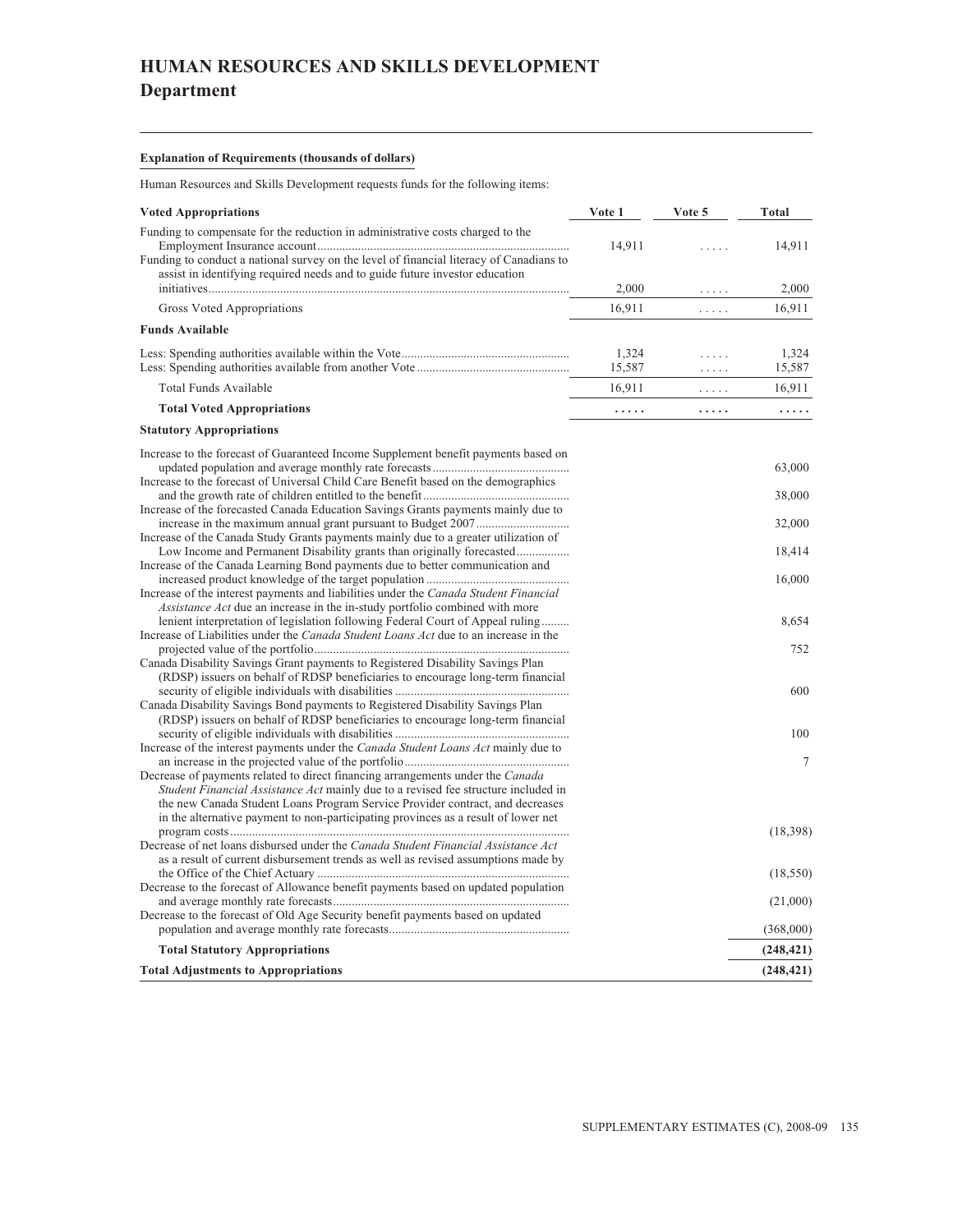# HUMAN RESOURCES AND SKILLS DEVELOPMENT
## Department

**Explanation of Requirements (thousands of dollars)**

Human Resources and Skills Development requests funds for the following items:

| Voted Appropriations | Vote 1 | Vote 5 | Total |
|---|---|---|---|
| Funding to compensate for the reduction in administrative costs charged to the Employment Insurance account | 14,911 | ..... | 14,911 |
| Funding to conduct a national survey on the level of financial literacy of Canadians to assist in identifying required needs and to guide future investor education initiatives | 2,000 | ..... | 2,000 |
| Gross Voted Appropriations | 16,911 | ..... | 16,911 |
| **Funds Available** | | | |
| Less: Spending authorities available within the Vote | 1,324 | ..... | 1,324 |
| Less: Spending authorities available from another Vote | 15,587 | ..... | 15,587 |
| Total Funds Available | 16,911 | ..... | 16,911 |
| **Total Voted Appropriations** | ..... | ..... | ..... |

| Statutory Appropriations | Total |
|---|---|
| Increase to the forecast of Guaranteed Income Supplement benefit payments based on updated population and average monthly rate forecasts | 63,000 |
| Increase to the forecast of Universal Child Care Benefit based on the demographics and the growth rate of children entitled to the benefit | 38,000 |
| Increase of the forecasted Canada Education Savings Grants payments mainly due to increase in the maximum annual grant pursuant to Budget 2007 | 32,000 |
| Increase of the Canada Study Grants payments mainly due to a greater utilization of Low Income and Permanent Disability grants than originally forecasted | 18,414 |
| Increase of the Canada Learning Bond payments due to better communication and increased product knowledge of the target population | 16,000 |
| Increase of the interest payments and liabilities under the *Canada Student Financial Assistance Act* due an increase in the in-study portfolio combined with more lenient interpretation of legislation following Federal Court of Appeal ruling | 8,654 |
| Increase of Liabilities under the *Canada Student Loans Act* due to an increase in the projected value of the portfolio | 752 |
| Canada Disability Savings Grant payments to Registered Disability Savings Plan (RDSP) issuers on behalf of RDSP beneficiaries to encourage long-term financial security of eligible individuals with disabilities | 600 |
| Canada Disability Savings Bond payments to Registered Disability Savings Plan (RDSP) issuers on behalf of RDSP beneficiaries to encourage long-term financial security of eligible individuals with disabilities | 100 |
| Increase of the interest payments under the *Canada Student Loans Act* mainly due to an increase in the projected value of the portfolio | 7 |
| Decrease of payments related to direct financing arrangements under the *Canada Student Financial Assistance Act* mainly due to a revised fee structure included in the new Canada Student Loans Program Service Provider contract, and decreases in the alternative payment to non-participating provinces as a result of lower net program costs | (18,398) |
| Decrease of net loans disbursed under the *Canada Student Financial Assistance Act* as a result of current disbursement trends as well as revised assumptions made by the Office of the Chief Actuary | (18,550) |
| Decrease to the forecast of Allowance benefit payments based on updated population and average monthly rate forecasts | (21,000) |
| Decrease to the forecast of Old Age Security benefit payments based on updated population and average monthly rate forecasts | (368,000) |
| **Total Statutory Appropriations** | **(248,421)** |
| **Total Adjustments to Appropriations** | **(248,421)** |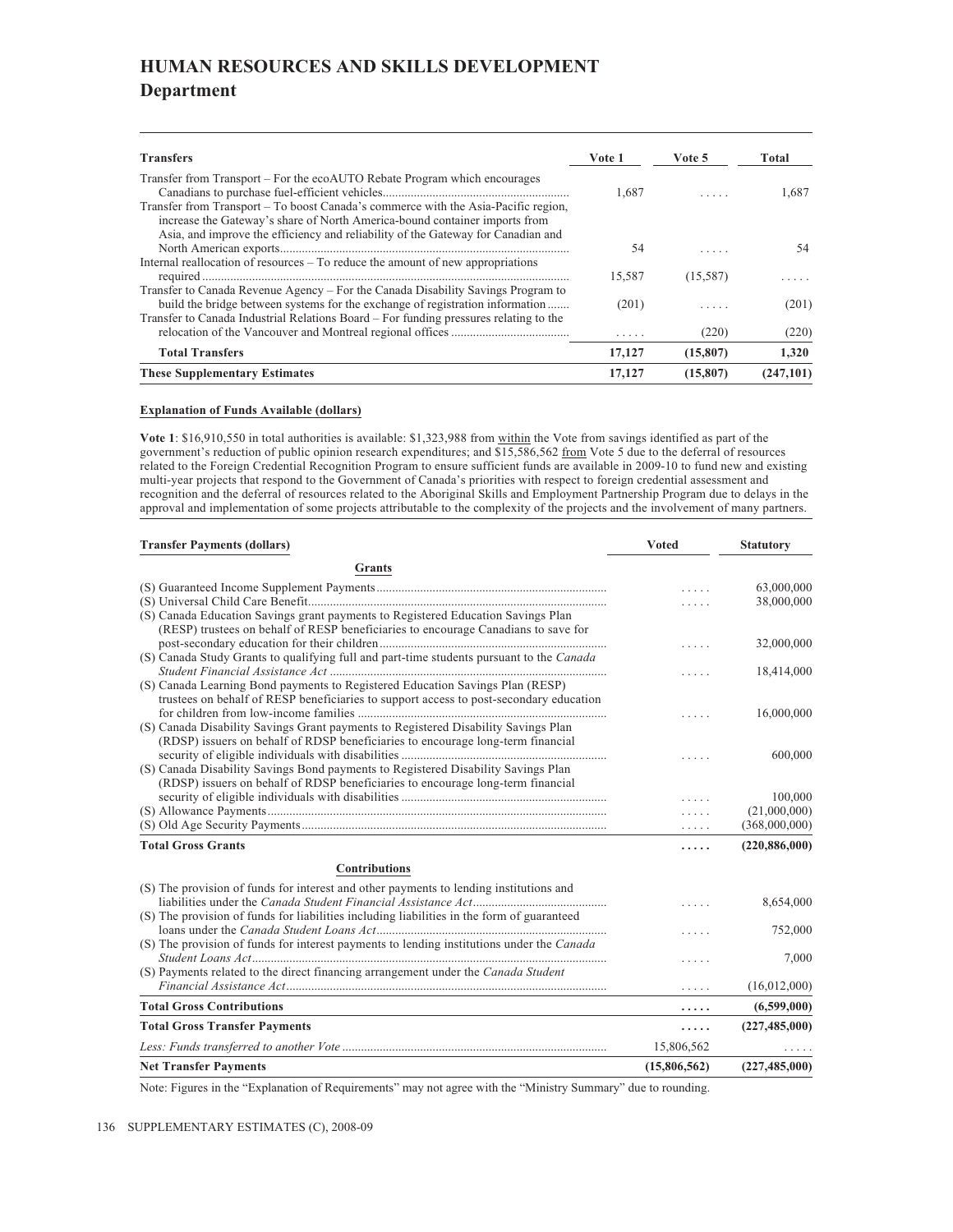# HUMAN RESOURCES AND SKILLS DEVELOPMENT

## Department

| Transfers | Vote 1 | Vote 5 | Total |
|---|---|---|---|
| Transfer from Transport – For the ecoAUTO Rebate Program which encourages Canadians to purchase fuel-efficient vehicles | 1,687 | ..... | 1,687 |
| Transfer from Transport – To boost Canada's commerce with the Asia-Pacific region, increase the Gateway's share of North America-bound container imports from Asia, and improve the efficiency and reliability of the Gateway for Canadian and North American exports | 54 | ..... | 54 |
| Internal reallocation of resources – To reduce the amount of new appropriations required | 15,587 | (15,587) | ..... |
| Transfer to Canada Revenue Agency – For the Canada Disability Savings Program to build the bridge between systems for the exchange of registration information | (201) | ..... | (201) |
| Transfer to Canada Industrial Relations Board – For funding pressures relating to the relocation of the Vancouver and Montreal regional offices | ..... | (220) | (220) |
| **Total Transfers** | **17,127** | **(15,807)** | **1,320** |
| **These Supplementary Estimates** | **17,127** | **(15,807)** | **(247,101)** |

**Explanation of Funds Available (dollars)**

**Vote 1**: $16,910,550 in total authorities is available: $1,323,988 from within the Vote from savings identified as part of the government's reduction of public opinion research expenditures; and $15,586,562 from Vote 5 due to the deferral of resources related to the Foreign Credential Recognition Program to ensure sufficient funds are available in 2009-10 to fund new and existing multi-year projects that respond to the Government of Canada's priorities with respect to foreign credential assessment and recognition and the deferral of resources related to the Aboriginal Skills and Employment Partnership Program due to delays in the approval and implementation of some projects attributable to the complexity of the projects and the involvement of many partners.

| Transfer Payments (dollars) | Voted | Statutory |
|---|---|---|
| **Grants** | | |
| (S) Guaranteed Income Supplement Payments | ..... | 63,000,000 |
| (S) Universal Child Care Benefit | ..... | 38,000,000 |
| (S) Canada Education Savings grant payments to Registered Education Savings Plan (RESP) trustees on behalf of RESP beneficiaries to encourage Canadians to save for post-secondary education for their children | ..... | 32,000,000 |
| (S) Canada Study Grants to qualifying full and part-time students pursuant to the *Canada Student Financial Assistance Act* | ..... | 18,414,000 |
| (S) Canada Learning Bond payments to Registered Education Savings Plan (RESP) trustees on behalf of RESP beneficiaries to support access to post-secondary education for children from low-income families | ..... | 16,000,000 |
| (S) Canada Disability Savings Grant payments to Registered Disability Savings Plan (RDSP) issuers on behalf of RDSP beneficiaries to encourage long-term financial security of eligible individuals with disabilities | ..... | 600,000 |
| (S) Canada Disability Savings Bond payments to Registered Disability Savings Plan (RDSP) issuers on behalf of RDSP beneficiaries to encourage long-term financial security of eligible individuals with disabilities | ..... | 100,000 |
| (S) Allowance Payments | ..... | (21,000,000) |
| (S) Old Age Security Payments | ..... | (368,000,000) |
| **Total Gross Grants** | **.....** | **(220,886,000)** |
| **Contributions** | | |
| (S) The provision of funds for interest and other payments to lending institutions and liabilities under the *Canada Student Financial Assistance Act* | ..... | 8,654,000 |
| (S) The provision of funds for liabilities including liabilities in the form of guaranteed loans under the *Canada Student Loans Act* | ..... | 752,000 |
| (S) The provision of funds for interest payments to lending institutions under the *Canada Student Loans Act* | ..... | 7,000 |
| (S) Payments related to the direct financing arrangement under the *Canada Student Financial Assistance Act* | ..... | (16,012,000) |
| **Total Gross Contributions** | **.....** | **(6,599,000)** |
| **Total Gross Transfer Payments** | **.....** | **(227,485,000)** |
| *Less: Funds transferred to another Vote* | 15,806,562 | ..... |
| **Net Transfer Payments** | **(15,806,562)** | **(227,485,000)** |

Note: Figures in the "Explanation of Requirements" may not agree with the "Ministry Summary" due to rounding.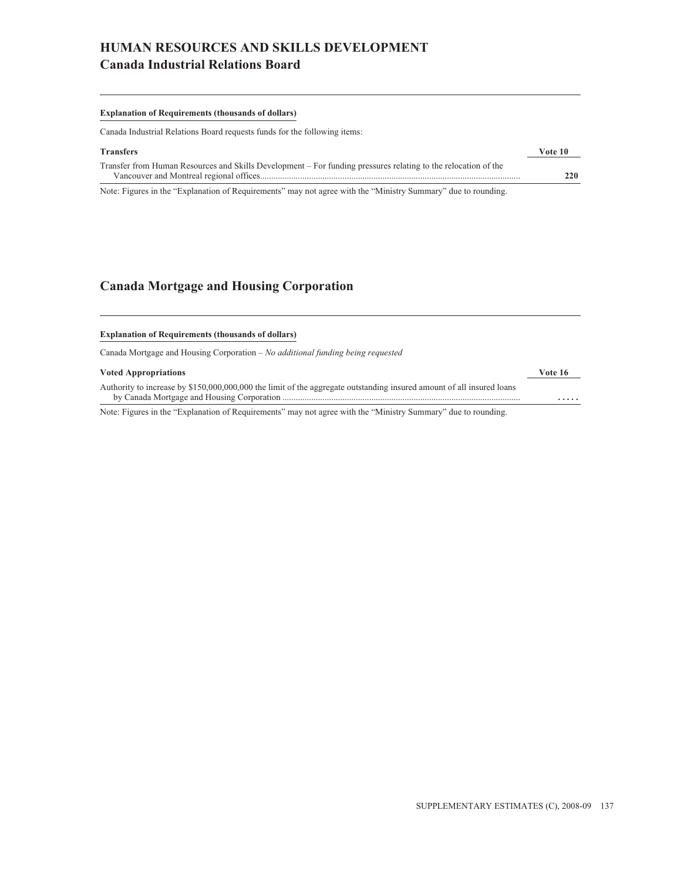# HUMAN RESOURCES AND SKILLS DEVELOPMENT

## Canada Industrial Relations Board

**Explanation of Requirements (thousands of dollars)**

Canada Industrial Relations Board requests funds for the following items:

| **Transfers** | **Vote 10** |
|---|---|
| Transfer from Human Resources and Skills Development – For funding pressures relating to the relocation of the Vancouver and Montreal regional offices | **220** |

Note: Figures in the "Explanation of Requirements" may not agree with the "Ministry Summary" due to rounding.

## Canada Mortgage and Housing Corporation

**Explanation of Requirements (thousands of dollars)**

Canada Mortgage and Housing Corporation – *No additional funding being requested*

| **Voted Appropriations** | **Vote 16** |
|---|---|
| Authority to increase by $150,000,000,000 the limit of the aggregate outstanding insured amount of all insured loans by Canada Mortgage and Housing Corporation | ..... |

Note: Figures in the "Explanation of Requirements" may not agree with the "Ministry Summary" due to rounding.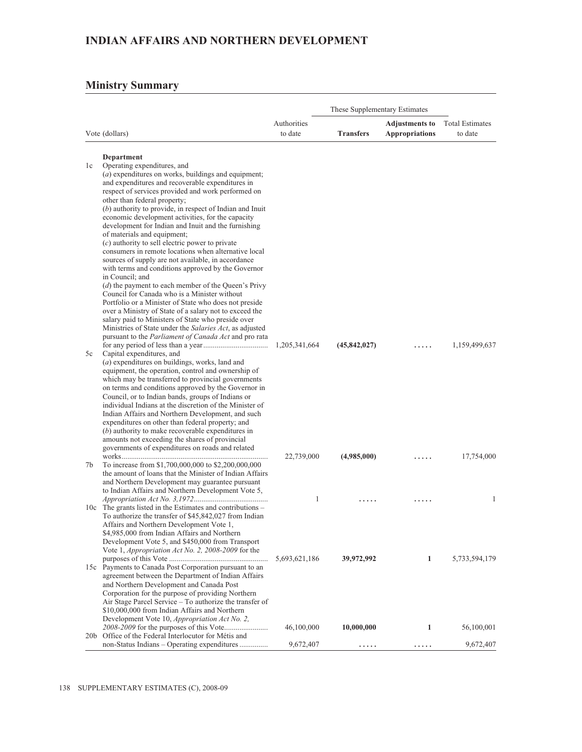# INDIAN AFFAIRS AND NORTHERN DEVELOPMENT

## Ministry Summary

| | Vote (dollars) | Authorities to date | These Supplementary Estimates | | Total Estimates to date |
|---|---|---|---|---|---|
| | | | **Transfers** | **Adjustments to Appropriations** | |
| | **Department** | | | | |
| 1c | Operating expenditures, and (*a*) expenditures on works, buildings and equipment; and expenditures and recoverable expenditures in respect of services provided and work performed on other than federal property; (*b*) authority to provide, in respect of Indian and Inuit economic development activities, for the capacity development for Indian and Inuit and the furnishing of materials and equipment; (*c*) authority to sell electric power to private consumers in remote locations when alternative local sources of supply are not available, in accordance with terms and conditions approved by the Governor in Council; and (*d*) the payment to each member of the Queen's Privy Council for Canada who is a Minister without Portfolio or a Minister of State who does not preside over a Ministry of State of a salary not to exceed the salary paid to Ministers of State who preside over Ministries of State under the *Salaries Act*, as adjusted pursuant to the *Parliament of Canada Act* and pro rata for any period of less than a year | 1,205,341,664 | **(45,842,027)** | ..... | 1,159,499,637 |
| 5c | Capital expenditures, and (*a*) expenditures on buildings, works, land and equipment, the operation, control and ownership of which may be transferred to provincial governments on terms and conditions approved by the Governor in Council, or to Indian bands, groups of Indians or individual Indians at the discretion of the Minister of Indian Affairs and Northern Development, and such expenditures on other than federal property; and (*b*) authority to make recoverable expenditures in amounts not exceeding the shares of provincial governments of expenditures on roads and related works | 22,739,000 | **(4,985,000)** | ..... | 17,754,000 |
| 7b | To increase from $1,700,000,000 to $2,200,000,000 the amount of loans that the Minister of Indian Affairs and Northern Development may guarantee pursuant to Indian Affairs and Northern Development Vote 5, *Appropriation Act No. 3,1972* | 1 | ..... | ..... | 1 |
| 10c | The grants listed in the Estimates and contributions – To authorize the transfer of $45,842,027 from Indian Affairs and Northern Development Vote 1, $4,985,000 from Indian Affairs and Northern Development Vote 5, and $450,000 from Transport Vote 1, *Appropriation Act No. 2, 2008-2009* for the purposes of this Vote | 5,693,621,186 | **39,972,992** | **1** | 5,733,594,179 |
| 15c | Payments to Canada Post Corporation pursuant to an agreement between the Department of Indian Affairs and Northern Development and Canada Post Corporation for the purpose of providing Northern Air Stage Parcel Service – To authorize the transfer of $10,000,000 from Indian Affairs and Northern Development Vote 10, *Appropriation Act No. 2, 2008-2009* for the purposes of this Vote | 46,100,000 | **10,000,000** | **1** | 56,100,001 |
| 20b | Office of the Federal Interlocutor for Métis and non-Status Indians – Operating expenditures | 9,672,407 | ..... | ..... | 9,672,407 |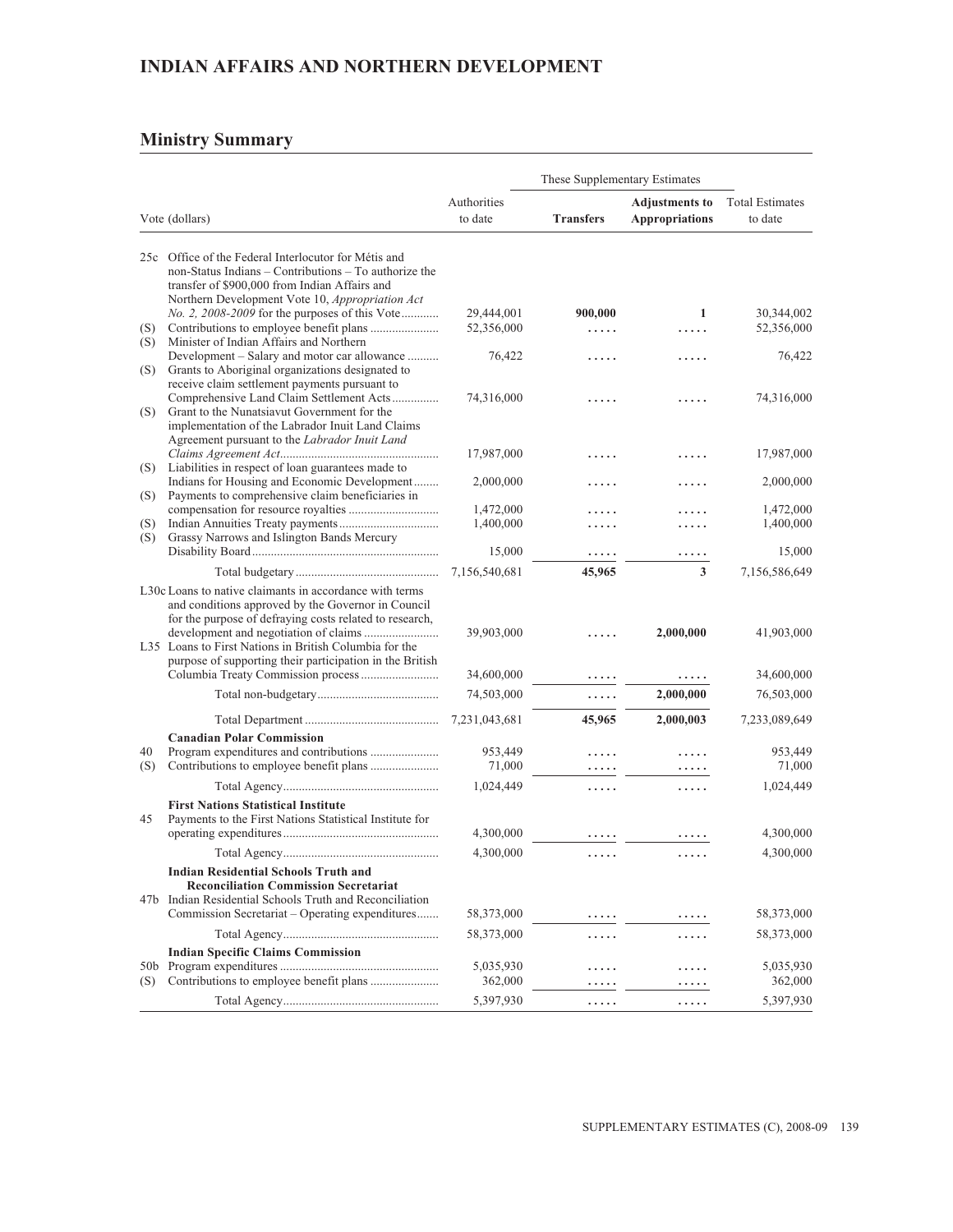# INDIAN AFFAIRS AND NORTHERN DEVELOPMENT

## Ministry Summary

| Vote (dollars) | | Authorities to date | These Supplementary Estimates Transfers | Adjustments to Appropriations | Total Estimates to date |
|---|---|---|---|---|---|
| 25c | Office of the Federal Interlocutor for Métis and non-Status Indians – Contributions – To authorize the transfer of $900,000 from Indian Affairs and Northern Development Vote 10, *Appropriation Act No. 2, 2008-2009* for the purposes of this Vote | 29,444,001 | **900,000** | **1** | 30,344,002 |
| (S) | Contributions to employee benefit plans | 52,356,000 | ..... | ..... | 52,356,000 |
| (S) | Minister of Indian Affairs and Northern Development – Salary and motor car allowance | 76,422 | ..... | ..... | 76,422 |
| (S) | Grants to Aboriginal organizations designated to receive claim settlement payments pursuant to Comprehensive Land Claim Settlement Acts | 74,316,000 | ..... | ..... | 74,316,000 |
| (S) | Grant to the Nunatsiavut Government for the implementation of the Labrador Inuit Land Claims Agreement pursuant to the *Labrador Inuit Land Claims Agreement Act* | 17,987,000 | ..... | ..... | 17,987,000 |
| (S) | Liabilities in respect of loan guarantees made to Indians for Housing and Economic Development | 2,000,000 | ..... | ..... | 2,000,000 |
| (S) | Payments to comprehensive claim beneficiaries in compensation for resource royalties | 1,472,000 | ..... | ..... | 1,472,000 |
| (S) | Indian Annuities Treaty payments | 1,400,000 | ..... | ..... | 1,400,000 |
| (S) | Grassy Narrows and Islington Bands Mercury Disability Board | 15,000 | ..... | ..... | 15,000 |
| | Total budgetary | 7,156,540,681 | **45,965** | **3** | 7,156,586,649 |
| L30c | Loans to native claimants in accordance with terms and conditions approved by the Governor in Council for the purpose of defraying costs related to research, development and negotiation of claims | 39,903,000 | ..... | **2,000,000** | 41,903,000 |
| L35 | Loans to First Nations in British Columbia for the purpose of supporting their participation in the British Columbia Treaty Commission process | 34,600,000 | ..... | ..... | 34,600,000 |
| | Total non-budgetary | 74,503,000 | ..... | **2,000,000** | 76,503,000 |
| | Total Department | 7,231,043,681 | **45,965** | **2,000,003** | 7,233,089,649 |
| | **Canadian Polar Commission** | | | | |
| 40 | Program expenditures and contributions | 953,449 | ..... | ..... | 953,449 |
| (S) | Contributions to employee benefit plans | 71,000 | ..... | ..... | 71,000 |
| | Total Agency | 1,024,449 | ..... | ..... | 1,024,449 |
| | **First Nations Statistical Institute** | | | | |
| 45 | Payments to the First Nations Statistical Institute for operating expenditures | 4,300,000 | ..... | ..... | 4,300,000 |
| | Total Agency | 4,300,000 | ..... | ..... | 4,300,000 |
| | **Indian Residential Schools Truth and Reconciliation Commission Secretariat** | | | | |
| 47b | Indian Residential Schools Truth and Reconciliation Commission Secretariat – Operating expenditures | 58,373,000 | ..... | ..... | 58,373,000 |
| | Total Agency | 58,373,000 | ..... | ..... | 58,373,000 |
| | **Indian Specific Claims Commission** | | | | |
| 50b | Program expenditures | 5,035,930 | ..... | ..... | 5,035,930 |
| (S) | Contributions to employee benefit plans | 362,000 | ..... | ..... | 362,000 |
| | Total Agency | 5,397,930 | ..... | ..... | 5,397,930 |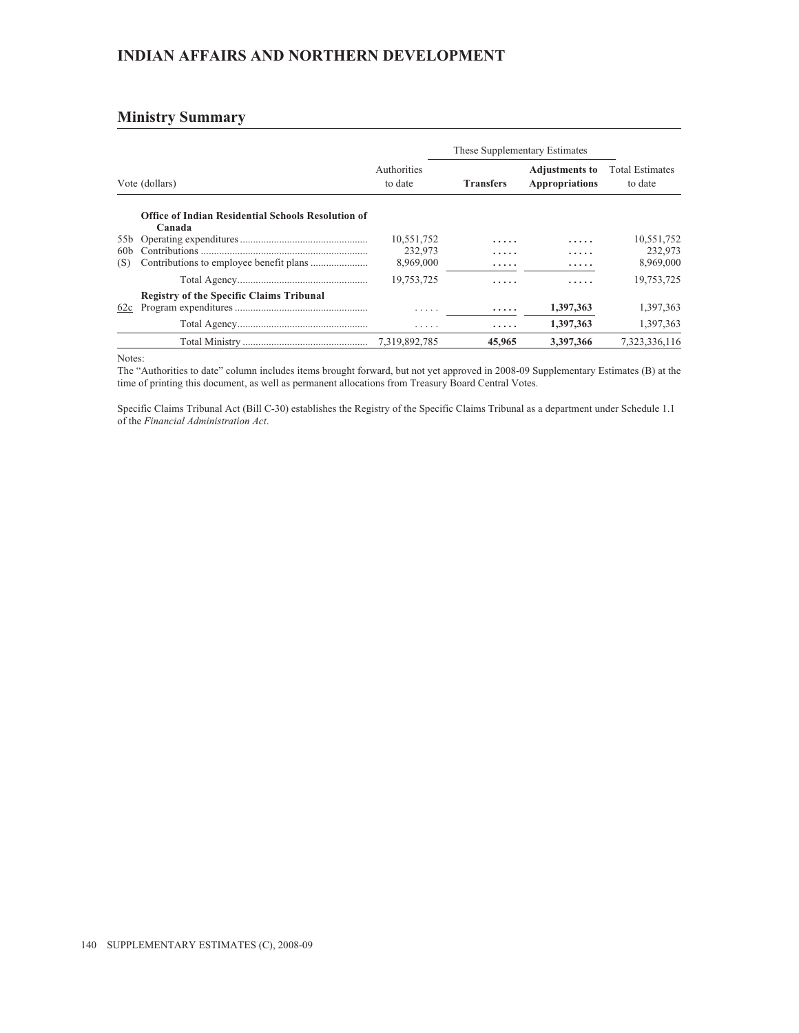# INDIAN AFFAIRS AND NORTHERN DEVELOPMENT

## Ministry Summary

| Vote (dollars) | | Authorities to date | These Supplementary Estimates | | Total Estimates to date |
|---|---|---|---|---|---|
| | | | **Transfers** | **Adjustments to Appropriations** | |
| | **Office of Indian Residential Schools Resolution of Canada** | | | | |
| 55b | Operating expenditures | 10,551,752 | ..... | ..... | 10,551,752 |
| 60b | Contributions | 232,973 | ..... | ..... | 232,973 |
| (S) | Contributions to employee benefit plans | 8,969,000 | ..... | ..... | 8,969,000 |
| | Total Agency | 19,753,725 | ..... | ..... | 19,753,725 |
| | **Registry of the Specific Claims Tribunal** | | | | |
| 62c | Program expenditures | ..... | ..... | 1,397,363 | 1,397,363 |
| | Total Agency | ..... | ..... | 1,397,363 | 1,397,363 |
| | Total Ministry | 7,319,892,785 | 45,965 | 3,397,366 | 7,323,336,116 |

Notes:

The "Authorities to date" column includes items brought forward, but not yet approved in 2008-09 Supplementary Estimates (B) at the time of printing this document, as well as permanent allocations from Treasury Board Central Votes.

Specific Claims Tribunal Act (Bill C-30) establishes the Registry of the Specific Claims Tribunal as a department under Schedule 1.1 of the *Financial Administration Act*.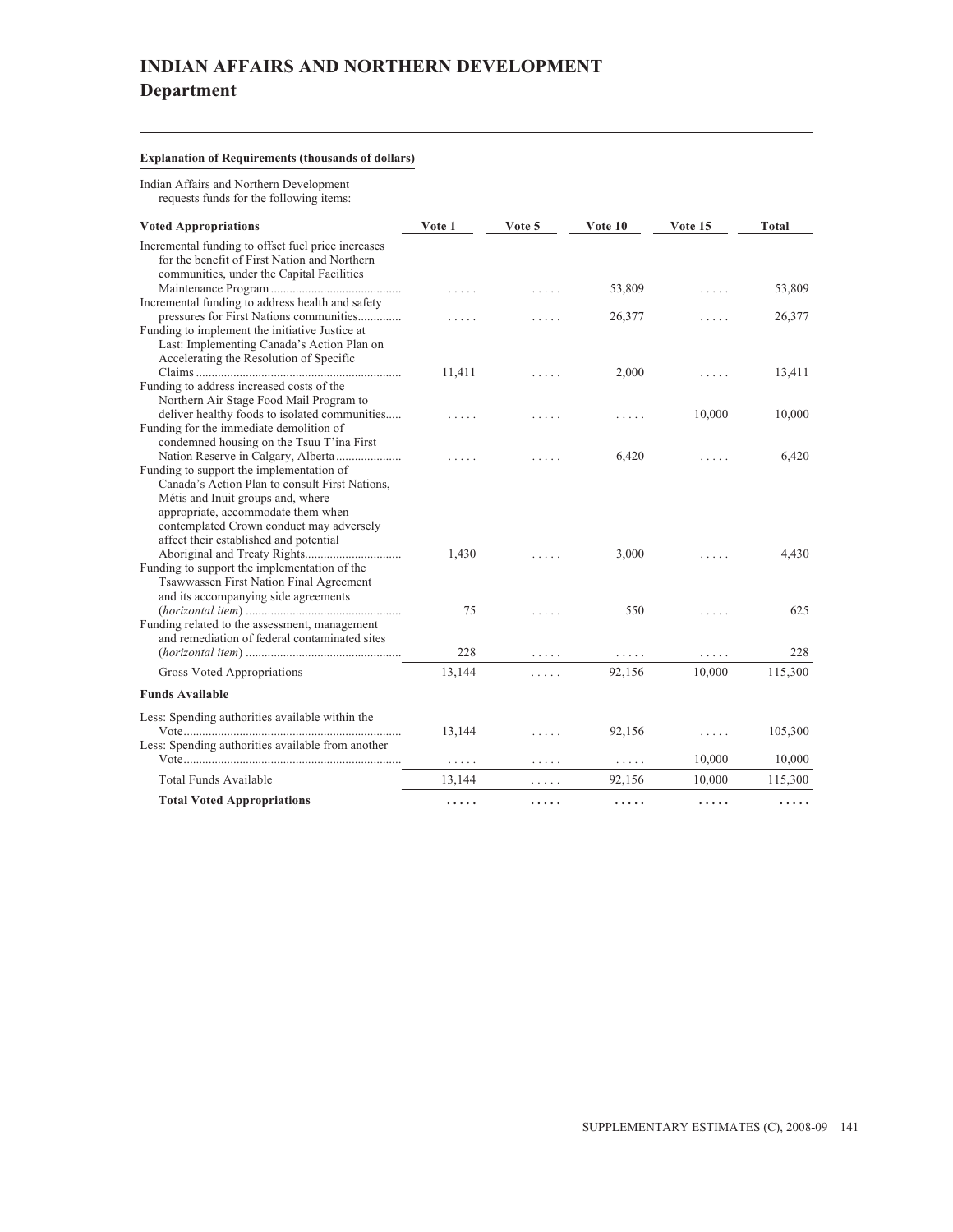# INDIAN AFFAIRS AND NORTHERN DEVELOPMENT
## Department

**Explanation of Requirements (thousands of dollars)**

Indian Affairs and Northern Development requests funds for the following items:

| **Voted Appropriations** | **Vote 1** | **Vote 5** | **Vote 10** | **Vote 15** | **Total** |
|---|---|---|---|---|---|
| Incremental funding to offset fuel price increases for the benefit of First Nation and Northern communities, under the Capital Facilities Maintenance Program | ..... | ..... | 53,809 | ..... | 53,809 |
| Incremental funding to address health and safety pressures for First Nations communities | ..... | ..... | 26,377 | ..... | 26,377 |
| Funding to implement the initiative Justice at Last: Implementing Canada's Action Plan on Accelerating the Resolution of Specific Claims | 11,411 | ..... | 2,000 | ..... | 13,411 |
| Funding to address increased costs of the Northern Air Stage Food Mail Program to deliver healthy foods to isolated communities | ..... | ..... | ..... | 10,000 | 10,000 |
| Funding for the immediate demolition of condemned housing on the Tsuu T'ina First Nation Reserve in Calgary, Alberta | ..... | ..... | 6,420 | ..... | 6,420 |
| Funding to support the implementation of Canada's Action Plan to consult First Nations, Métis and Inuit groups and, where appropriate, accommodate them when contemplated Crown conduct may adversely affect their established and potential Aboriginal and Treaty Rights | 1,430 | ..... | 3,000 | ..... | 4,430 |
| Funding to support the implementation of the Tsawwassen First Nation Final Agreement and its accompanying side agreements (*horizontal item*) | 75 | ..... | 550 | ..... | 625 |
| Funding related to the assessment, management and remediation of federal contaminated sites (*horizontal item*) | 228 | ..... | ..... | ..... | 228 |
| Gross Voted Appropriations | 13,144 | ..... | 92,156 | 10,000 | 115,300 |
| **Funds Available** | | | | | |
| Less: Spending authorities available within the Vote | 13,144 | ..... | 92,156 | ..... | 105,300 |
| Less: Spending authorities available from another Vote | ..... | ..... | ..... | 10,000 | 10,000 |
| Total Funds Available | 13,144 | ..... | 92,156 | 10,000 | 115,300 |
| **Total Voted Appropriations** | **.....** | **.....** | **.....** | **.....** | **.....** |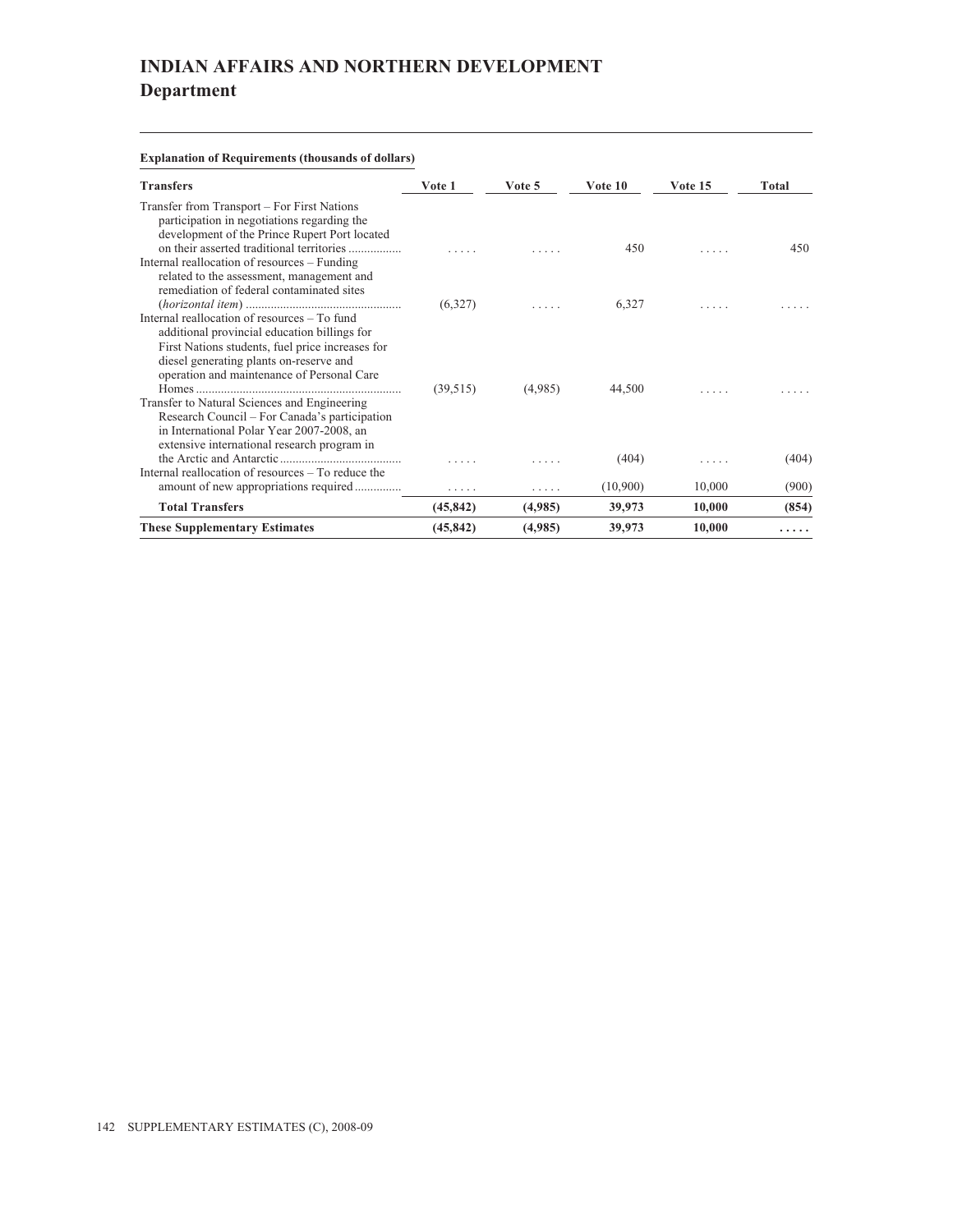# INDIAN AFFAIRS AND NORTHERN DEVELOPMENT
## Department

**Explanation of Requirements (thousands of dollars)**

| Transfers | Vote 1 | Vote 5 | Vote 10 | Vote 15 | Total |
|---|---|---|---|---|---|
| Transfer from Transport – For First Nations participation in negotiations regarding the development of the Prince Rupert Port located on their asserted traditional territories | ..... | ..... | 450 | ..... | 450 |
| Internal reallocation of resources – Funding related to the assessment, management and remediation of federal contaminated sites (*horizontal item*) | (6,327) | ..... | 6,327 | ..... | ..... |
| Internal reallocation of resources – To fund additional provincial education billings for First Nations students, fuel price increases for diesel generating plants on-reserve and operation and maintenance of Personal Care Homes | (39,515) | (4,985) | 44,500 | ..... | ..... |
| Transfer to Natural Sciences and Engineering Research Council – For Canada's participation in International Polar Year 2007-2008, an extensive international research program in the Arctic and Antarctic | ..... | ..... | (404) | ..... | (404) |
| Internal reallocation of resources – To reduce the amount of new appropriations required | ..... | ..... | (10,900) | 10,000 | (900) |
| **Total Transfers** | **(45,842)** | **(4,985)** | **39,973** | **10,000** | **(854)** |
| **These Supplementary Estimates** | **(45,842)** | **(4,985)** | **39,973** | **10,000** | **.....** |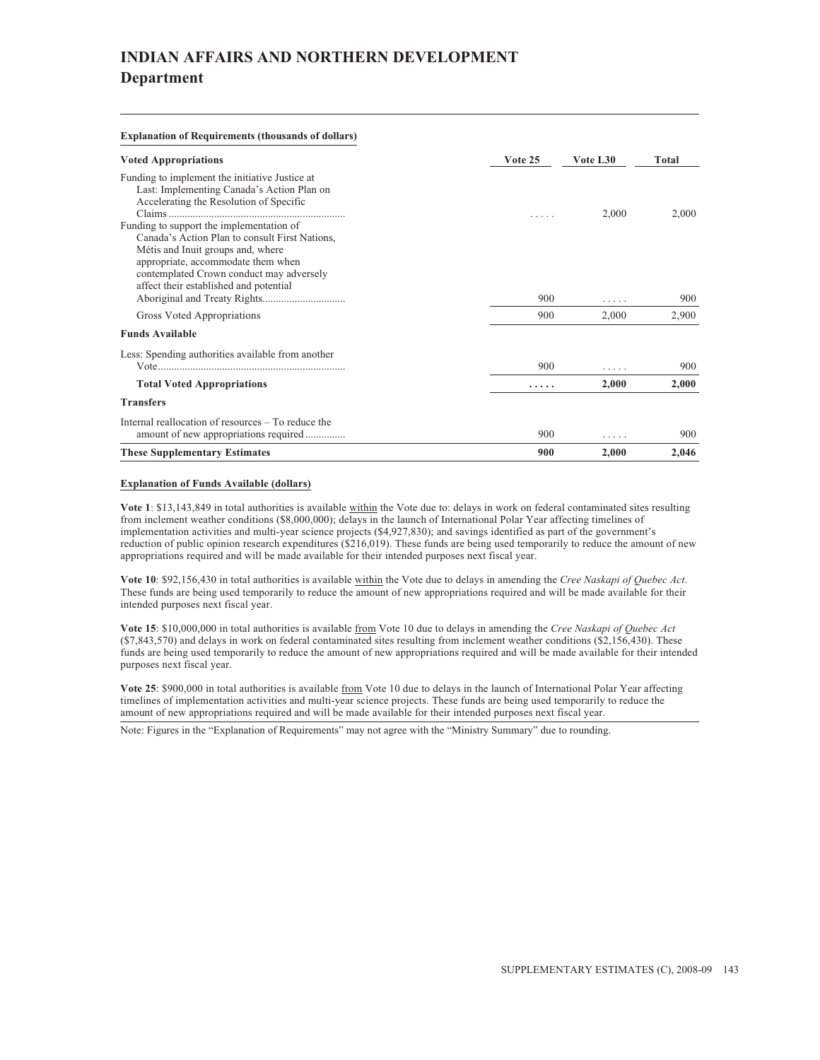# INDIAN AFFAIRS AND NORTHERN DEVELOPMENT
## Department

**Explanation of Requirements (thousands of dollars)**

| Voted Appropriations | Vote 25 | Vote L30 | Total |
|---|---|---|---|
| Funding to implement the initiative Justice at Last: Implementing Canada's Action Plan on Accelerating the Resolution of Specific Claims | ..... | 2,000 | 2,000 |
| Funding to support the implementation of Canada's Action Plan to consult First Nations, Métis and Inuit groups and, where appropriate, accommodate them when contemplated Crown conduct may adversely affect their established and potential Aboriginal and Treaty Rights | 900 | ..... | 900 |
| Gross Voted Appropriations | 900 | 2,000 | 2,900 |
| **Funds Available** | | | |
| Less: Spending authorities available from another Vote | 900 | ..... | 900 |
| **Total Voted Appropriations** | **.....** | **2,000** | **2,000** |
| **Transfers** | | | |
| Internal reallocation of resources – To reduce the amount of new appropriations required | 900 | ..... | 900 |
| **These Supplementary Estimates** | **900** | **2,000** | **2,046** |

**Explanation of Funds Available (dollars)**

**Vote 1**: $13,143,849 in total authorities is available within the Vote due to: delays in work on federal contaminated sites resulting from inclement weather conditions ($8,000,000); delays in the launch of International Polar Year affecting timelines of implementation activities and multi-year science projects ($4,927,830); and savings identified as part of the government's reduction of public opinion research expenditures ($216,019). These funds are being used temporarily to reduce the amount of new appropriations required and will be made available for their intended purposes next fiscal year.

**Vote 10**: $92,156,430 in total authorities is available within the Vote due to delays in amending the *Cree Naskapi of Quebec Act*. These funds are being used temporarily to reduce the amount of new appropriations required and will be made available for their intended purposes next fiscal year.

**Vote 15**: $10,000,000 in total authorities is available from Vote 10 due to delays in amending the *Cree Naskapi of Quebec Act* ($7,843,570) and delays in work on federal contaminated sites resulting from inclement weather conditions ($2,156,430). These funds are being used temporarily to reduce the amount of new appropriations required and will be made available for their intended purposes next fiscal year.

**Vote 25**: $900,000 in total authorities is available from Vote 10 due to delays in the launch of International Polar Year affecting timelines of implementation activities and multi-year science projects. These funds are being used temporarily to reduce the amount of new appropriations required and will be made available for their intended purposes next fiscal year.

Note: Figures in the "Explanation of Requirements" may not agree with the "Ministry Summary" due to rounding.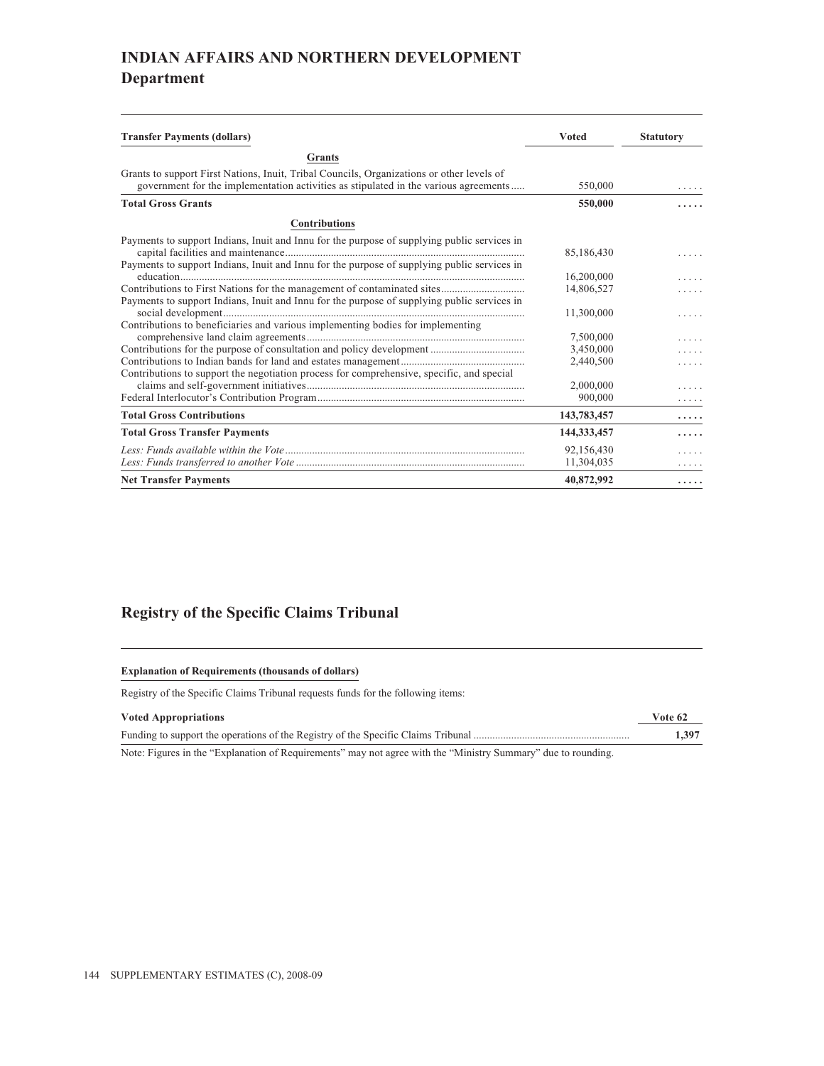# INDIAN AFFAIRS AND NORTHERN DEVELOPMENT

## Department

| Transfer Payments (dollars) | Voted | Statutory |
|---|---|---|
| **Grants** | | |
| Grants to support First Nations, Inuit, Tribal Councils, Organizations or other levels of government for the implementation activities as stipulated in the various agreements | 550,000 | ..... |
| **Total Gross Grants** | **550,000** | **.....** |
| **Contributions** | | |
| Payments to support Indians, Inuit and Innu for the purpose of supplying public services in capital facilities and maintenance | 85,186,430 | ..... |
| Payments to support Indians, Inuit and Innu for the purpose of supplying public services in education | 16,200,000 | ..... |
| Contributions to First Nations for the management of contaminated sites | 14,806,527 | ..... |
| Payments to support Indians, Inuit and Innu for the purpose of supplying public services in social development | 11,300,000 | ..... |
| Contributions to beneficiaries and various implementing bodies for implementing comprehensive land claim agreements | 7,500,000 | ..... |
| Contributions for the purpose of consultation and policy development | 3,450,000 | ..... |
| Contributions to Indian bands for land and estates management | 2,440,500 | ..... |
| Contributions to support the negotiation process for comprehensive, specific, and special claims and self-government initiatives | 2,000,000 | ..... |
| Federal Interlocutor's Contribution Program | 900,000 | ..... |
| **Total Gross Contributions** | **143,783,457** | **.....** |
| **Total Gross Transfer Payments** | **144,333,457** | **.....** |
| *Less: Funds available within the Vote* | 92,156,430 | ..... |
| *Less: Funds transferred to another Vote* | 11,304,035 | ..... |
| **Net Transfer Payments** | **40,872,992** | **.....** |

## Registry of the Specific Claims Tribunal

**Explanation of Requirements (thousands of dollars)**

Registry of the Specific Claims Tribunal requests funds for the following items:

| Voted Appropriations | Vote 62 |
|---|---|
| Funding to support the operations of the Registry of the Specific Claims Tribunal | **1,397** |

Note: Figures in the "Explanation of Requirements" may not agree with the "Ministry Summary" due to rounding.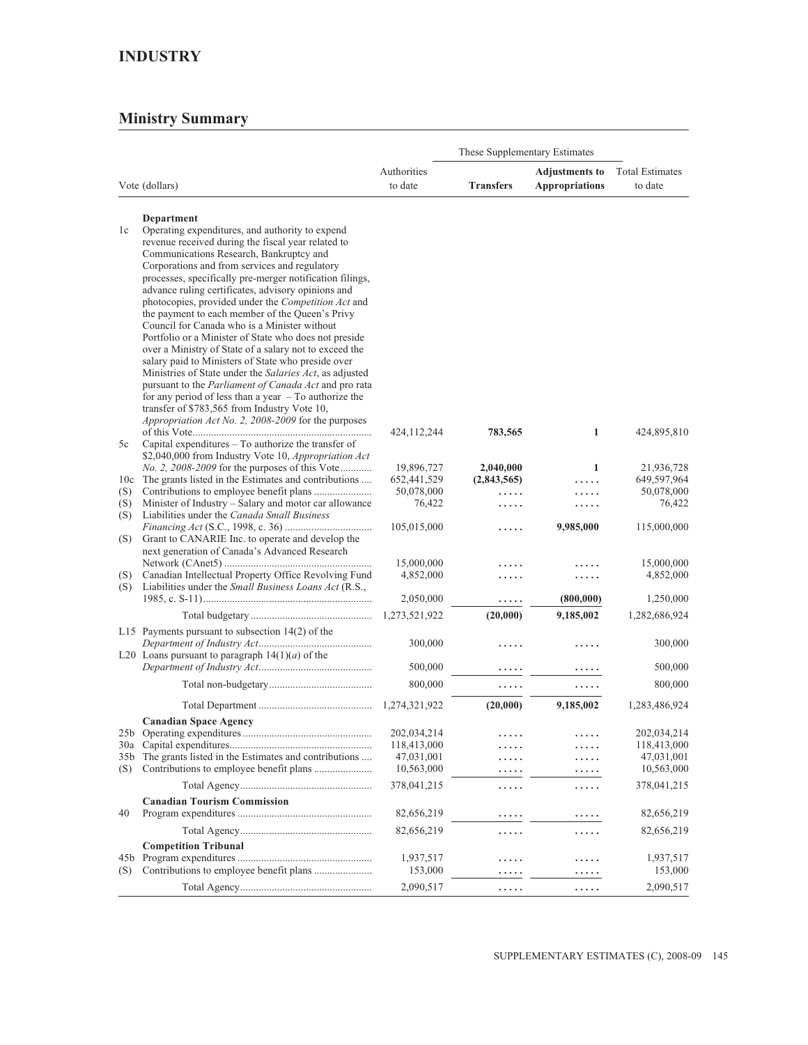# INDUSTRY

## Ministry Summary

| | Vote (dollars) | Authorities to date | These Supplementary Estimates | | Total Estimates to date |
|---|---|---|---|---|---|
| | | | **Transfers** | **Adjustments to Appropriations** | |
| | **Department** | | | | |
| 1c | Operating expenditures, and authority to expend revenue received during the fiscal year related to Communications Research, Bankruptcy and Corporations and from services and regulatory processes, specifically pre-merger notification filings, advance ruling certificates, advisory opinions and photocopies, provided under the *Competition Act* and the payment to each member of the Queen's Privy Council for Canada who is a Minister without Portfolio or a Minister of State who does not preside over a Ministry of State of a salary not to exceed the salary paid to Ministers of State who preside over Ministries of State under the *Salaries Act*, as adjusted pursuant to the *Parliament of Canada Act* and pro rata for any period of less than a year – To authorize the transfer of $783,565 from Industry Vote 10, *Appropriation Act No. 2, 2008-2009* for the purposes of this Vote | 424,112,244 | **783,565** | **1** | 424,895,810 |
| 5c | Capital expenditures – To authorize the transfer of $2,040,000 from Industry Vote 10, *Appropriation Act No. 2, 2008-2009* for the purposes of this Vote | 19,896,727 | **2,040,000** | **1** | 21,936,728 |
| 10c | The grants listed in the Estimates and contributions | 652,441,529 | **(2,843,565)** | ..... | 649,597,964 |
| (S) | Contributions to employee benefit plans | 50,078,000 | ..... | ..... | 50,078,000 |
| (S) | Minister of Industry – Salary and motor car allowance | 76,422 | ..... | ..... | 76,422 |
| (S) | Liabilities under the *Canada Small Business Financing Act* (S.C., 1998, c. 36) | 105,015,000 | ..... | **9,985,000** | 115,000,000 |
| (S) | Grant to CANARIE Inc. to operate and develop the next generation of Canada's Advanced Research Network (CAnet5) | 15,000,000 | ..... | ..... | 15,000,000 |
| (S) | Canadian Intellectual Property Office Revolving Fund | 4,852,000 | ..... | ..... | 4,852,000 |
| (S) | Liabilities under the *Small Business Loans Act* (R.S., 1985, c. S-11) | 2,050,000 | ..... | **(800,000)** | 1,250,000 |
| | Total budgetary | 1,273,521,922 | **(20,000)** | **9,185,002** | 1,282,686,924 |
| L15 | Payments pursuant to subsection 14(2) of the *Department of Industry Act* | 300,000 | ..... | ..... | 300,000 |
| L20 | Loans pursuant to paragraph 14(1)(*a*) of the *Department of Industry Act* | 500,000 | ..... | ..... | 500,000 |
| | Total non-budgetary | 800,000 | ..... | ..... | 800,000 |
| | Total Department | 1,274,321,922 | **(20,000)** | **9,185,002** | 1,283,486,924 |
| | **Canadian Space Agency** | | | | |
| 25b | Operating expenditures | 202,034,214 | ..... | ..... | 202,034,214 |
| 30a | Capital expenditures | 118,413,000 | ..... | ..... | 118,413,000 |
| 35b | The grants listed in the Estimates and contributions | 47,031,001 | ..... | ..... | 47,031,001 |
| (S) | Contributions to employee benefit plans | 10,563,000 | ..... | ..... | 10,563,000 |
| | Total Agency | 378,041,215 | ..... | ..... | 378,041,215 |
| | **Canadian Tourism Commission** | | | | |
| 40 | Program expenditures | 82,656,219 | ..... | ..... | 82,656,219 |
| | Total Agency | 82,656,219 | ..... | ..... | 82,656,219 |
| | **Competition Tribunal** | | | | |
| 45b | Program expenditures | 1,937,517 | ..... | ..... | 1,937,517 |
| (S) | Contributions to employee benefit plans | 153,000 | ..... | ..... | 153,000 |
| | Total Agency | 2,090,517 | ..... | ..... | 2,090,517 |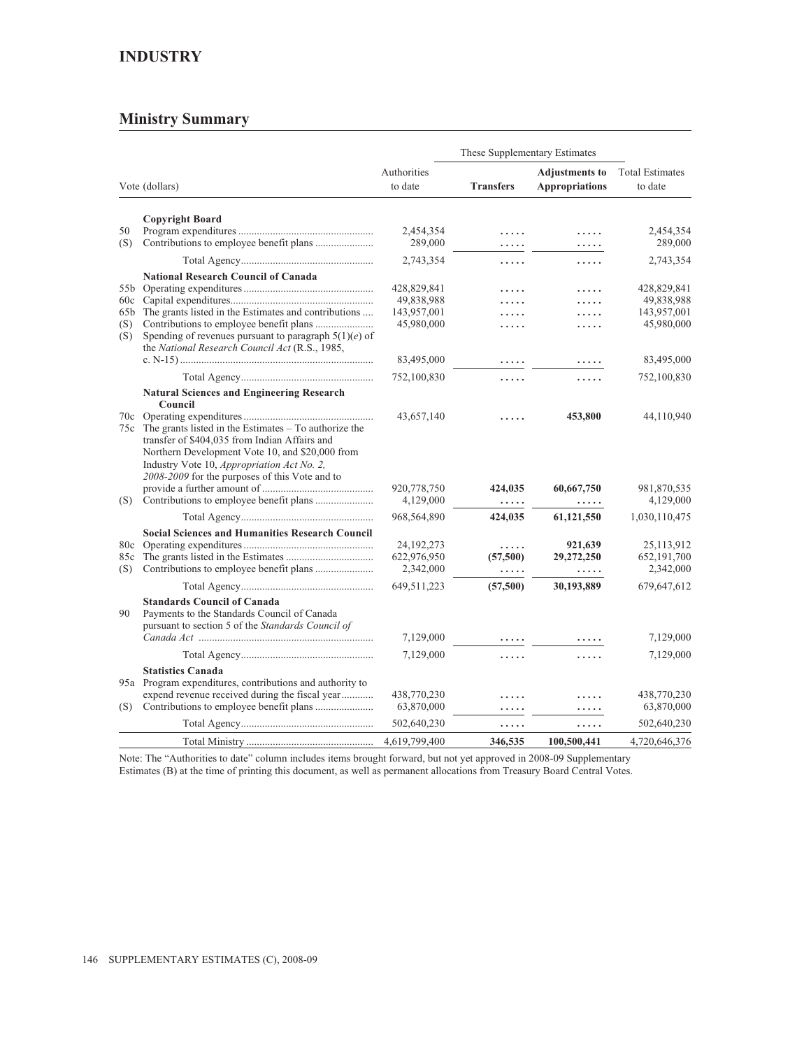## INDUSTRY

## Ministry Summary

| Vote (dollars) | | Authorities to date | These Supplementary Estimates | | Total Estimates to date |
|---|---|---|---|---|---|
| | | | **Transfers** | **Adjustments to Appropriations** | |
| | **Copyright Board** | | | | |
| 50 | Program expenditures | 2,454,354 | ..... | ..... | 2,454,354 |
| (S) | Contributions to employee benefit plans | 289,000 | ..... | ..... | 289,000 |
| | Total Agency | 2,743,354 | ..... | ..... | 2,743,354 |
| | **National Research Council of Canada** | | | | |
| 55b | Operating expenditures | 428,829,841 | ..... | ..... | 428,829,841 |
| 60c | Capital expenditures | 49,838,988 | ..... | ..... | 49,838,988 |
| 65b | The grants listed in the Estimates and contributions | 143,957,001 | ..... | ..... | 143,957,001 |
| (S) | Contributions to employee benefit plans | 45,980,000 | ..... | ..... | 45,980,000 |
| (S) | Spending of revenues pursuant to paragraph 5(1)(*e*) of the *National Research Council Act* (R.S., 1985, c. N-15) | 83,495,000 | ..... | ..... | 83,495,000 |
| | Total Agency | 752,100,830 | ..... | ..... | 752,100,830 |
| | **Natural Sciences and Engineering Research Council** | | | | |
| 70c | Operating expenditures | 43,657,140 | ..... | **453,800** | 44,110,940 |
| 75c | The grants listed in the Estimates – To authorize the transfer of $404,035 from Indian Affairs and Northern Development Vote 10, and $20,000 from Industry Vote 10, *Appropriation Act No. 2, 2008-2009* for the purposes of this Vote and to provide a further amount of | 920,778,750 | **424,035** | **60,667,750** | 981,870,535 |
| (S) | Contributions to employee benefit plans | 4,129,000 | ..... | ..... | 4,129,000 |
| | Total Agency | 968,564,890 | **424,035** | **61,121,550** | 1,030,110,475 |
| | **Social Sciences and Humanities Research Council** | | | | |
| 80c | Operating expenditures | 24,192,273 | ..... | **921,639** | 25,113,912 |
| 85c | The grants listed in the Estimates | 622,976,950 | **(57,500)** | **29,272,250** | 652,191,700 |
| (S) | Contributions to employee benefit plans | 2,342,000 | ..... | ..... | 2,342,000 |
| | Total Agency | 649,511,223 | **(57,500)** | **30,193,889** | 679,647,612 |
| | **Standards Council of Canada** | | | | |
| 90 | Payments to the Standards Council of Canada pursuant to section 5 of the *Standards Council of Canada Act* | 7,129,000 | ..... | ..... | 7,129,000 |
| | Total Agency | 7,129,000 | ..... | ..... | 7,129,000 |
| | **Statistics Canada** | | | | |
| 95a | Program expenditures, contributions and authority to expend revenue received during the fiscal year | 438,770,230 | ..... | ..... | 438,770,230 |
| (S) | Contributions to employee benefit plans | 63,870,000 | ..... | ..... | 63,870,000 |
| | Total Agency | 502,640,230 | ..... | ..... | 502,640,230 |
| | Total Ministry | 4,619,799,400 | **346,535** | **100,500,441** | 4,720,646,376 |

Note: The "Authorities to date" column includes items brought forward, but not yet approved in 2008-09 Supplementary Estimates (B) at the time of printing this document, as well as permanent allocations from Treasury Board Central Votes.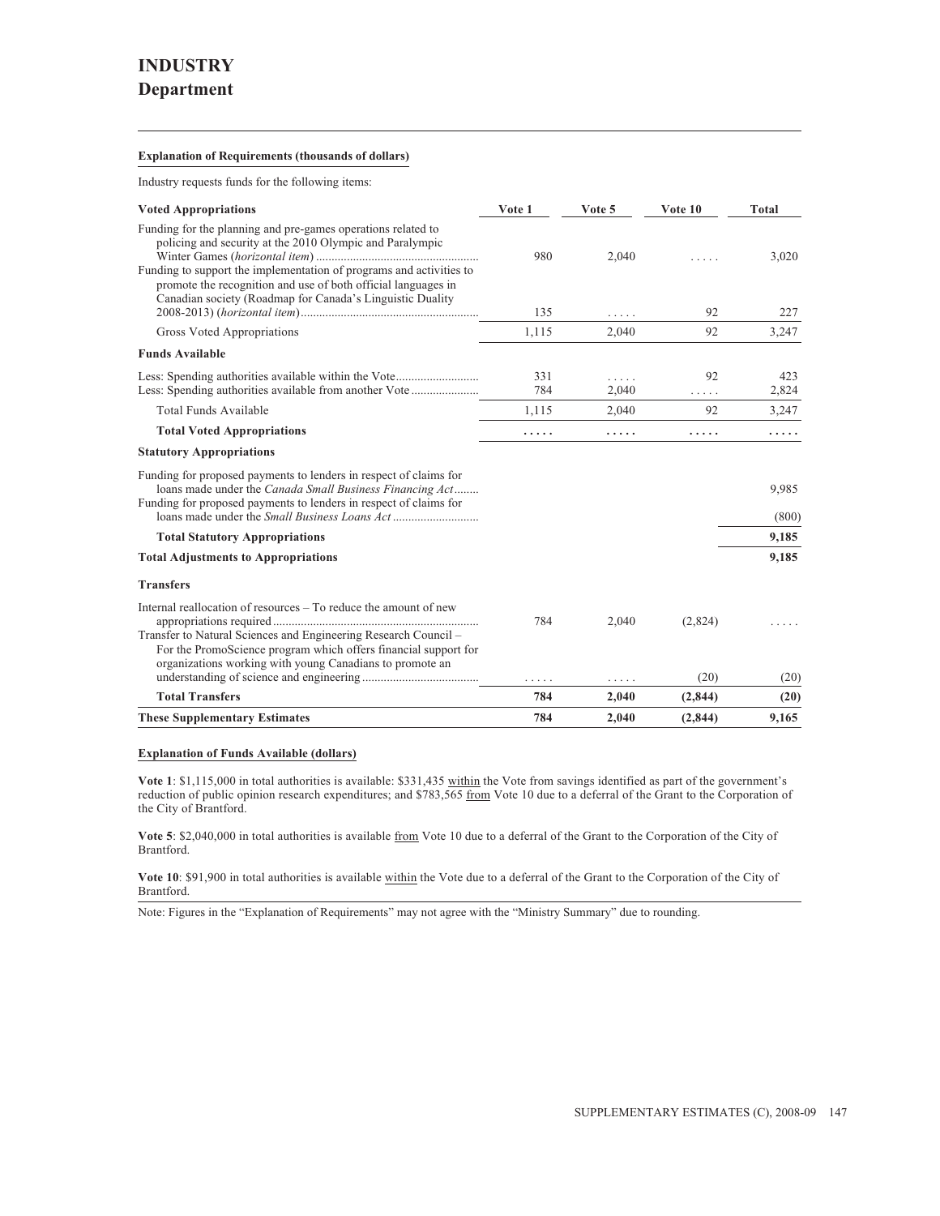# INDUSTRY
## Department

**Explanation of Requirements (thousands of dollars)**

Industry requests funds for the following items:

| Voted Appropriations | Vote 1 | Vote 5 | Vote 10 | Total |
|---|---|---|---|---|
| Funding for the planning and pre-games operations related to policing and security at the 2010 Olympic and Paralympic Winter Games (*horizontal item*) | 980 | 2,040 | ..... | 3,020 |
| Funding to support the implementation of programs and activities to promote the recognition and use of both official languages in Canadian society (Roadmap for Canada's Linguistic Duality 2008-2013) (*horizontal item*) | 135 | ..... | 92 | 227 |
| Gross Voted Appropriations | 1,115 | 2,040 | 92 | 3,247 |
| **Funds Available** | | | | |
| Less: Spending authorities available within the Vote | 331 | ..... | 92 | 423 |
| Less: Spending authorities available from another Vote | 784 | 2,040 | ..... | 2,824 |
| Total Funds Available | 1,115 | 2,040 | 92 | 3,247 |
| **Total Voted Appropriations** | **.....** | **.....** | **.....** | **.....** |
| **Statutory Appropriations** | | | | |
| Funding for proposed payments to lenders in respect of claims for loans made under the *Canada Small Business Financing Act* | | | | 9,985 |
| Funding for proposed payments to lenders in respect of claims for loans made under the *Small Business Loans Act* | | | | (800) |
| **Total Statutory Appropriations** | | | | **9,185** |
| **Total Adjustments to Appropriations** | | | | **9,185** |
| **Transfers** | | | | |
| Internal reallocation of resources – To reduce the amount of new appropriations required | 784 | 2,040 | (2,824) | ..... |
| Transfer to Natural Sciences and Engineering Research Council – For the PromoScience program which offers financial support for organizations working with young Canadians to promote an understanding of science and engineering | ..... | ..... | (20) | (20) |
| **Total Transfers** | **784** | **2,040** | **(2,844)** | **(20)** |
| **These Supplementary Estimates** | **784** | **2,040** | **(2,844)** | **9,165** |

**Explanation of Funds Available (dollars)**

**Vote 1**: $1,115,000 in total authorities is available: $331,435 within the Vote from savings identified as part of the government's reduction of public opinion research expenditures; and $783,565 from Vote 10 due to a deferral of the Grant to the Corporation of the City of Brantford.

**Vote 5**: $2,040,000 in total authorities is available from Vote 10 due to a deferral of the Grant to the Corporation of the City of Brantford.

**Vote 10**: $91,900 in total authorities is available within the Vote due to a deferral of the Grant to the Corporation of the City of Brantford.

Note: Figures in the "Explanation of Requirements" may not agree with the "Ministry Summary" due to rounding.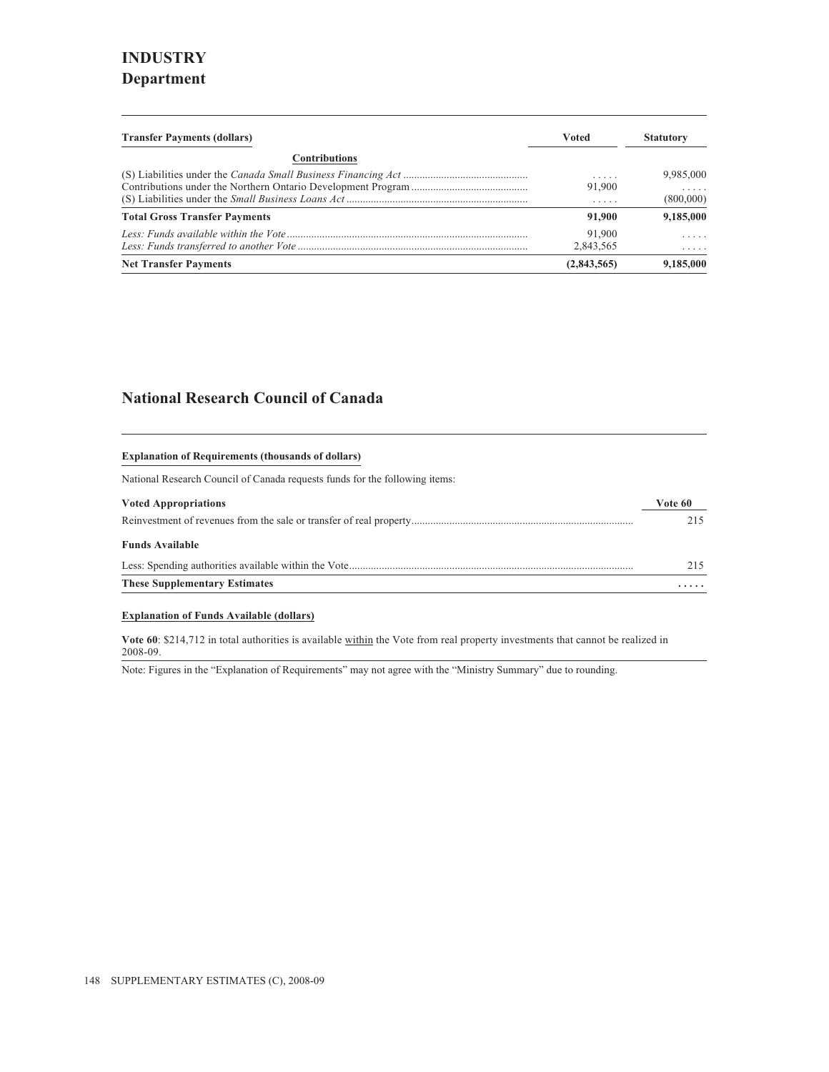# INDUSTRY
## Department

| Transfer Payments (dollars) | Voted | Statutory |
|---|---|---|
| **Contributions** | | |
| (S) Liabilities under the *Canada Small Business Financing Act* | . . . . . | 9,985,000 |
| Contributions under the Northern Ontario Development Program | 91,900 | . . . . . |
| (S) Liabilities under the *Small Business Loans Act* | . . . . . | (800,000) |
| **Total Gross Transfer Payments** | **91,900** | **9,185,000** |
| *Less: Funds available within the Vote* | 91,900 | . . . . . |
| *Less: Funds transferred to another Vote* | 2,843,565 | . . . . . |
| **Net Transfer Payments** | **(2,843,565)** | **9,185,000** |

## National Research Council of Canada

**Explanation of Requirements (thousands of dollars)**

National Research Council of Canada requests funds for the following items:

| Voted Appropriations | Vote 60 |
|---|---|
| Reinvestment of revenues from the sale or transfer of real property | 215 |
| **Funds Available** | |
| Less: Spending authorities available within the Vote | 215 |
| **These Supplementary Estimates** | **. . . . .** |

**Explanation of Funds Available (dollars)**

**Vote 60**: $214,712 in total authorities is available within the Vote from real property investments that cannot be realized in 2008-09.

Note: Figures in the "Explanation of Requirements" may not agree with the "Ministry Summary" due to rounding.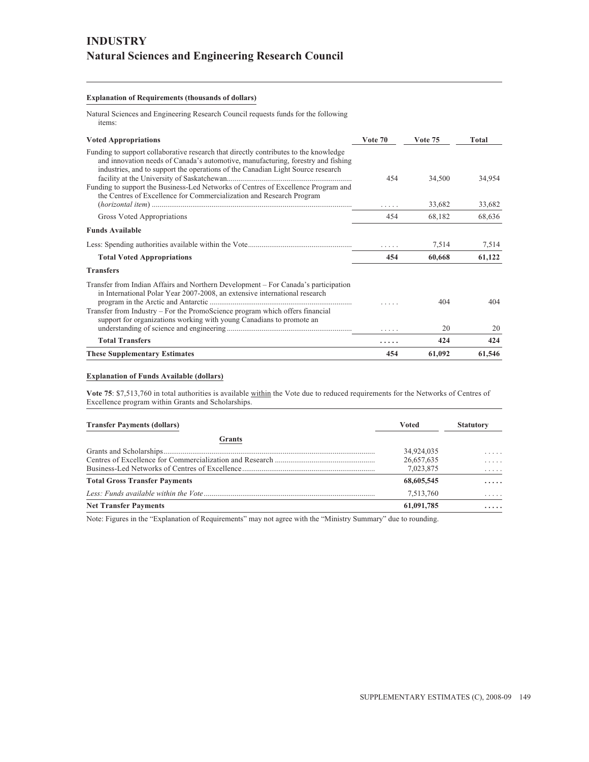# INDUSTRY

## Natural Sciences and Engineering Research Council

**Explanation of Requirements (thousands of dollars)**

Natural Sciences and Engineering Research Council requests funds for the following items:

| **Voted Appropriations** | **Vote 70** | **Vote 75** | **Total** |
|---|---|---|---|
| Funding to support collaborative research that directly contributes to the knowledge and innovation needs of Canada's automotive, manufacturing, forestry and fishing industries, and to support the operations of the Canadian Light Source research facility at the University of Saskatchewan | 454 | 34,500 | 34,954 |
| Funding to support the Business-Led Networks of Centres of Excellence Program and the Centres of Excellence for Commercialization and Research Program (*horizontal item*) | ..... | 33,682 | 33,682 |
| Gross Voted Appropriations | 454 | 68,182 | 68,636 |
| **Funds Available** | | | |
| Less: Spending authorities available within the Vote | ..... | 7,514 | 7,514 |
| **Total Voted Appropriations** | **454** | **60,668** | **61,122** |
| **Transfers** | | | |
| Transfer from Indian Affairs and Northern Development – For Canada's participation in International Polar Year 2007-2008, an extensive international research program in the Arctic and Antarctic | ..... | 404 | 404 |
| Transfer from Industry – For the PromoScience program which offers financial support for organizations working with young Canadians to promote an understanding of science and engineering | ..... | 20 | 20 |
| **Total Transfers** | **.....** | **424** | **424** |
| **These Supplementary Estimates** | **454** | **61,092** | **61,546** |

**Explanation of Funds Available (dollars)**

**Vote 75**: $7,513,760 in total authorities is available within the Vote due to reduced requirements for the Networks of Centres of Excellence program within Grants and Scholarships.

| **Transfer Payments (dollars)** | **Voted** | **Statutory** |
|---|---|---|
| **Grants** | | |
| Grants and Scholarships | 34,924,035 | ..... |
| Centres of Excellence for Commercialization and Research | 26,657,635 | ..... |
| Business-Led Networks of Centres of Excellence | 7,023,875 | ..... |
| **Total Gross Transfer Payments** | **68,605,545** | **.....** |
| *Less: Funds available within the Vote* | 7,513,760 | ..... |
| **Net Transfer Payments** | **61,091,785** | **.....** |

Note: Figures in the "Explanation of Requirements" may not agree with the "Ministry Summary" due to rounding.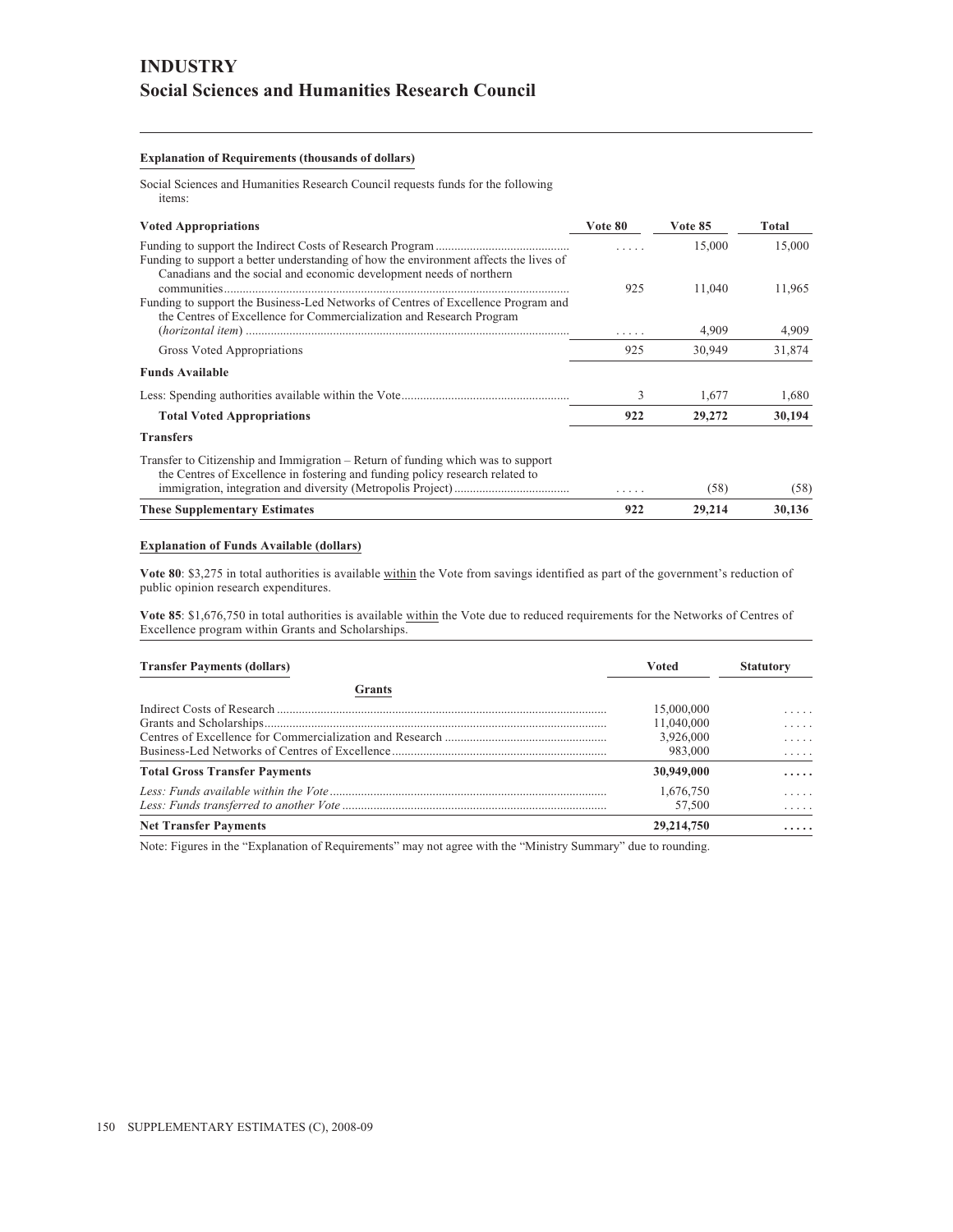# INDUSTRY
## Social Sciences and Humanities Research Council

**Explanation of Requirements (thousands of dollars)**

Social Sciences and Humanities Research Council requests funds for the following items:

| Voted Appropriations | Vote 80 | Vote 85 | Total |
|---|---|---|---|
| Funding to support the Indirect Costs of Research Program | ..... | 15,000 | 15,000 |
| Funding to support a better understanding of how the environment affects the lives of Canadians and the social and economic development needs of northern communities | 925 | 11,040 | 11,965 |
| Funding to support the Business-Led Networks of Centres of Excellence Program and the Centres of Excellence for Commercialization and Research Program (*horizontal item*) | ..... | 4,909 | 4,909 |
| Gross Voted Appropriations | 925 | 30,949 | 31,874 |
| **Funds Available** | | | |
| Less: Spending authorities available within the Vote | 3 | 1,677 | 1,680 |
| **Total Voted Appropriations** | **922** | **29,272** | **30,194** |
| **Transfers** | | | |
| Transfer to Citizenship and Immigration – Return of funding which was to support the Centres of Excellence in fostering and funding policy research related to immigration, integration and diversity (Metropolis Project) | ..... | (58) | (58) |
| **These Supplementary Estimates** | **922** | **29,214** | **30,136** |

**Explanation of Funds Available (dollars)**

**Vote 80**: $3,275 in total authorities is available within the Vote from savings identified as part of the government's reduction of public opinion research expenditures.

**Vote 85**: $1,676,750 in total authorities is available within the Vote due to reduced requirements for the Networks of Centres of Excellence program within Grants and Scholarships.

| Transfer Payments (dollars) | Voted | Statutory |
|---|---|---|
| **Grants** | | |
| Indirect Costs of Research | 15,000,000 | ..... |
| Grants and Scholarships | 11,040,000 | ..... |
| Centres of Excellence for Commercialization and Research | 3,926,000 | ..... |
| Business-Led Networks of Centres of Excellence | 983,000 | ..... |
| **Total Gross Transfer Payments** | **30,949,000** | **.....** |
| *Less: Funds available within the Vote* | 1,676,750 | ..... |
| *Less: Funds transferred to another Vote* | 57,500 | ..... |
| **Net Transfer Payments** | **29,214,750** | **.....** |

Note: Figures in the "Explanation of Requirements" may not agree with the "Ministry Summary" due to rounding.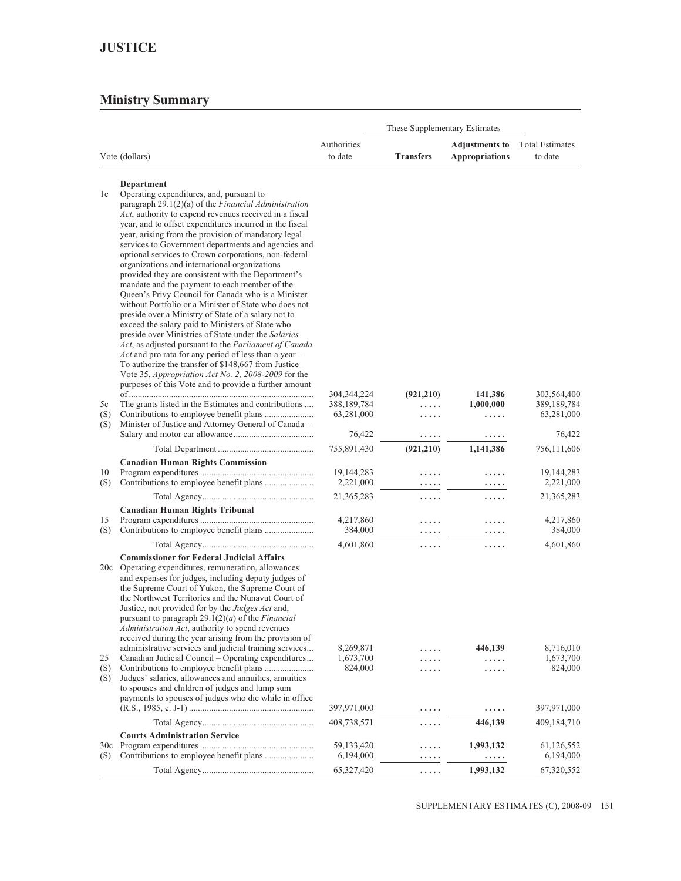# JUSTICE

## Ministry Summary

| Vote (dollars) | | Authorities to date | These Supplementary Estimates Transfers | These Supplementary Estimates Adjustments to Appropriations | Total Estimates to date |
|---|---|---|---|---|---|
| | **Department** | | | | |
| 1c | Operating expenditures, and, pursuant to paragraph 29.1(2)(a) of the *Financial Administration Act*, authority to expend revenues received in a fiscal year, and to offset expenditures incurred in the fiscal year, arising from the provision of mandatory legal services to Government departments and agencies and optional services to Crown corporations, non-federal organizations and international organizations provided they are consistent with the Department's mandate and the payment to each member of the Queen's Privy Council for Canada who is a Minister without Portfolio or a Minister of State who does not preside over a Ministry of State of a salary not to exceed the salary paid to Ministers of State who preside over Ministries of State under the *Salaries Act*, as adjusted pursuant to the *Parliament of Canada Act* and pro rata for any period of less than a year – To authorize the transfer of $148,667 from Justice Vote 35, *Appropriation Act No. 2, 2008-2009* for the purposes of this Vote and to provide a further amount of | 304,344,224 | **(921,210)** | **141,386** | 303,564,400 |
| 5c | The grants listed in the Estimates and contributions | 388,189,784 | ..... | **1,000,000** | 389,189,784 |
| (S) | Contributions to employee benefit plans | 63,281,000 | ..... | ..... | 63,281,000 |
| (S) | Minister of Justice and Attorney General of Canada – Salary and motor car allowance | 76,422 | ..... | ..... | 76,422 |
| | Total Department | 755,891,430 | **(921,210)** | **1,141,386** | 756,111,606 |
| | **Canadian Human Rights Commission** | | | | |
| 10 | Program expenditures | 19,144,283 | ..... | ..... | 19,144,283 |
| (S) | Contributions to employee benefit plans | 2,221,000 | ..... | ..... | 2,221,000 |
| | Total Agency | 21,365,283 | ..... | ..... | 21,365,283 |
| | **Canadian Human Rights Tribunal** | | | | |
| 15 | Program expenditures | 4,217,860 | ..... | ..... | 4,217,860 |
| (S) | Contributions to employee benefit plans | 384,000 | ..... | ..... | 384,000 |
| | Total Agency | 4,601,860 | ..... | ..... | 4,601,860 |
| | **Commissioner for Federal Judicial Affairs** | | | | |
| 20c | Operating expenditures, remuneration, allowances and expenses for judges, including deputy judges of the Supreme Court of Yukon, the Supreme Court of the Northwest Territories and the Nunavut Court of Justice, not provided for by the *Judges Act* and, pursuant to paragraph 29.1(2)(*a*) of the *Financial Administration Act*, authority to spend revenues received during the year arising from the provision of administrative services and judicial training services | 8,269,871 | ..... | **446,139** | 8,716,010 |
| 25 | Canadian Judicial Council – Operating expenditures | 1,673,700 | ..... | ..... | 1,673,700 |
| (S) | Contributions to employee benefit plans | 824,000 | ..... | ..... | 824,000 |
| (S) | Judges' salaries, allowances and annuities, annuities to spouses and children of judges and lump sum payments to spouses of judges who die while in office (R.S., 1985, c. J-1) | 397,971,000 | ..... | ..... | 397,971,000 |
| | Total Agency | 408,738,571 | ..... | **446,139** | 409,184,710 |
| | **Courts Administration Service** | | | | |
| 30c | Program expenditures | 59,133,420 | ..... | **1,993,132** | 61,126,552 |
| (S) | Contributions to employee benefit plans | 6,194,000 | ..... | ..... | 6,194,000 |
| | Total Agency | 65,327,420 | ..... | **1,993,132** | 67,320,552 |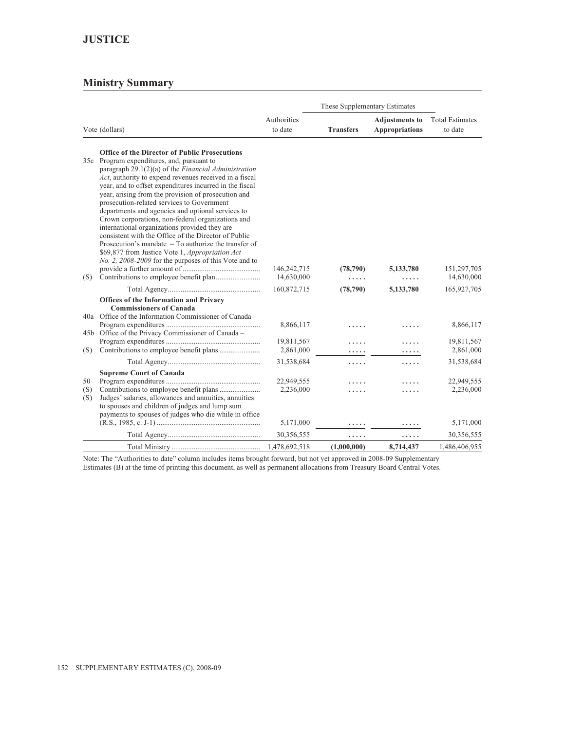## JUSTICE

### Ministry Summary

| Vote (dollars) | | Authorities to date | These Supplementary Estimates | | Total Estimates to date |
|---|---|---|---|---|---|
| | | | **Transfers** | **Adjustments to Appropriations** | |
| | **Office of the Director of Public Prosecutions** | | | | |
| 35c | Program expenditures, and, pursuant to paragraph 29.1(2)(a) of the *Financial Administration Act*, authority to expend revenues received in a fiscal year, and to offset expenditures incurred in the fiscal year, arising from the provision of prosecution and prosecution-related services to Government departments and agencies and optional services to Crown corporations, non-federal organizations and international organizations provided they are consistent with the Office of the Director of Public Prosecution's mandate – To authorize the transfer of $69,877 from Justice Vote 1, *Appropriation Act No. 2, 2008-2009* for the purposes of this Vote and to provide a further amount of | 146,242,715 | **(78,790)** | **5,133,780** | 151,297,705 |
| (S) | Contributions to employee benefit plan | 14,630,000 | ..... | ..... | 14,630,000 |
| | Total Agency | 160,872,715 | **(78,790)** | **5,133,780** | 165,927,705 |
| | **Offices of the Information and Privacy Commissioners of Canada** | | | | |
| 40a | Office of the Information Commissioner of Canada – Program expenditures | 8,866,117 | ..... | ..... | 8,866,117 |
| 45b | Office of the Privacy Commissioner of Canada – Program expenditures | 19,811,567 | ..... | ..... | 19,811,567 |
| (S) | Contributions to employee benefit plans | 2,861,000 | ..... | ..... | 2,861,000 |
| | Total Agency | 31,538,684 | ..... | ..... | 31,538,684 |
| | **Supreme Court of Canada** | | | | |
| 50 | Program expenditures | 22,949,555 | ..... | ..... | 22,949,555 |
| (S) | Contributions to employee benefit plans | 2,236,000 | ..... | ..... | 2,236,000 |
| (S) | Judges' salaries, allowances and annuities, annuities to spouses and children of judges and lump sum payments to spouses of judges who die while in office (R.S., 1985, c. J-1) | 5,171,000 | ..... | ..... | 5,171,000 |
| | Total Agency | 30,356,555 | ..... | ..... | 30,356,555 |
| | Total Ministry | 1,478,692,518 | **(1,000,000)** | **8,714,437** | 1,486,406,955 |

Note: The "Authorities to date" column includes items brought forward, but not yet approved in 2008-09 Supplementary Estimates (B) at the time of printing this document, as well as permanent allocations from Treasury Board Central Votes.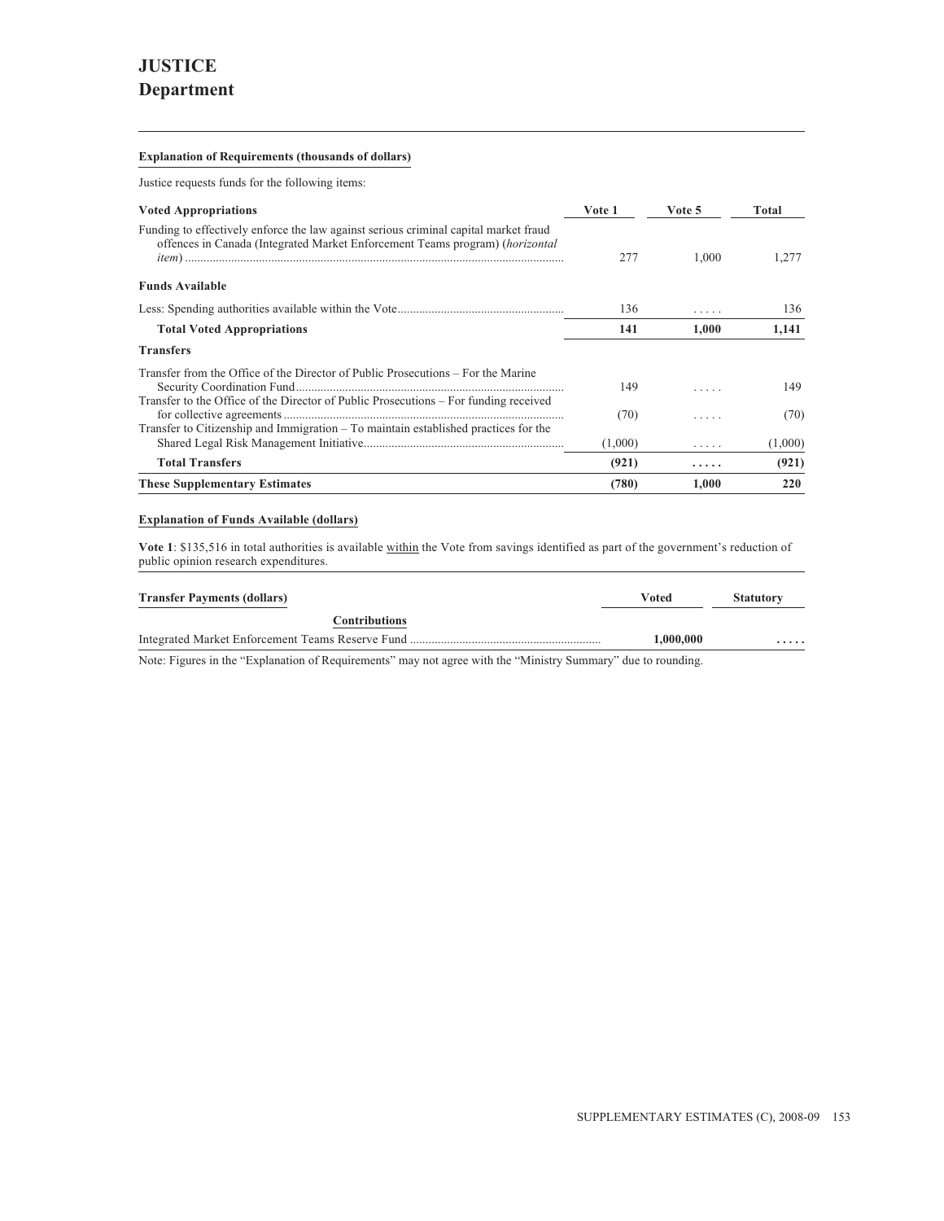# JUSTICE
## Department

**Explanation of Requirements (thousands of dollars)**

Justice requests funds for the following items:

| Voted Appropriations | Vote 1 | Vote 5 | Total |
|---|---|---|---|
| Funding to effectively enforce the law against serious criminal capital market fraud offences in Canada (Integrated Market Enforcement Teams program) (*horizontal item*) | 277 | 1,000 | 1,277 |
| **Funds Available** | | | |
| Less: Spending authorities available within the Vote | 136 | ..... | 136 |
| **Total Voted Appropriations** | **141** | **1,000** | **1,141** |
| **Transfers** | | | |
| Transfer from the Office of the Director of Public Prosecutions – For the Marine Security Coordination Fund | 149 | ..... | 149 |
| Transfer to the Office of the Director of Public Prosecutions – For funding received for collective agreements | (70) | ..... | (70) |
| Transfer to Citizenship and Immigration – To maintain established practices for the Shared Legal Risk Management Initiative | (1,000) | ..... | (1,000) |
| **Total Transfers** | **(921)** | **.....** | **(921)** |
| **These Supplementary Estimates** | **(780)** | **1,000** | **220** |

**Explanation of Funds Available (dollars)**

**Vote 1**: $135,516 in total authorities is available within the Vote from savings identified as part of the government's reduction of public opinion research expenditures.

| Transfer Payments (dollars) | Voted | Statutory |
|---|---|---|
| **Contributions** | | |
| Integrated Market Enforcement Teams Reserve Fund | **1,000,000** | **.....** |

Note: Figures in the "Explanation of Requirements" may not agree with the "Ministry Summary" due to rounding.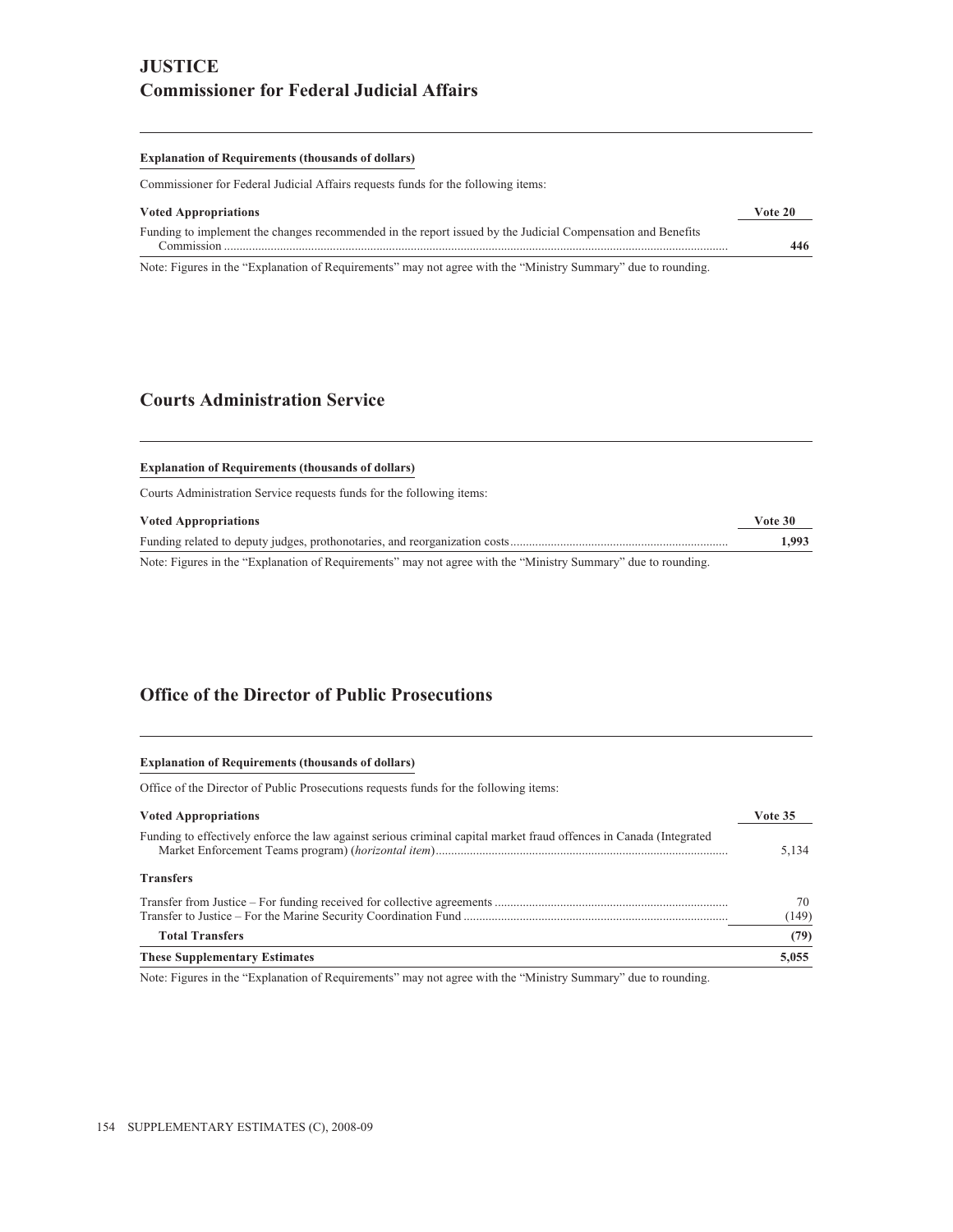# JUSTICE

## Commissioner for Federal Judicial Affairs

**Explanation of Requirements (thousands of dollars)**

Commissioner for Federal Judicial Affairs requests funds for the following items:

| Voted Appropriations | Vote 20 |
| --- | --- |
| Funding to implement the changes recommended in the report issued by the Judicial Compensation and Benefits Commission | **446** |

Note: Figures in the “Explanation of Requirements” may not agree with the “Ministry Summary” due to rounding.

## Courts Administration Service

**Explanation of Requirements (thousands of dollars)**

Courts Administration Service requests funds for the following items:

| Voted Appropriations | Vote 30 |
| --- | --- |
| Funding related to deputy judges, prothonotaries, and reorganization costs | **1,993** |

Note: Figures in the “Explanation of Requirements” may not agree with the “Ministry Summary” due to rounding.

## Office of the Director of Public Prosecutions

**Explanation of Requirements (thousands of dollars)**

Office of the Director of Public Prosecutions requests funds for the following items:

| Voted Appropriations | Vote 35 |
| --- | --- |
| Funding to effectively enforce the law against serious criminal capital market fraud offences in Canada (Integrated Market Enforcement Teams program) (*horizontal item*) | 5,134 |
| **Transfers** | |
| Transfer from Justice – For funding received for collective agreements | 70 |
| Transfer to Justice – For the Marine Security Coordination Fund | (149) |
| **Total Transfers** | **(79)** |
| **These Supplementary Estimates** | **5,055** |

Note: Figures in the “Explanation of Requirements” may not agree with the “Ministry Summary” due to rounding.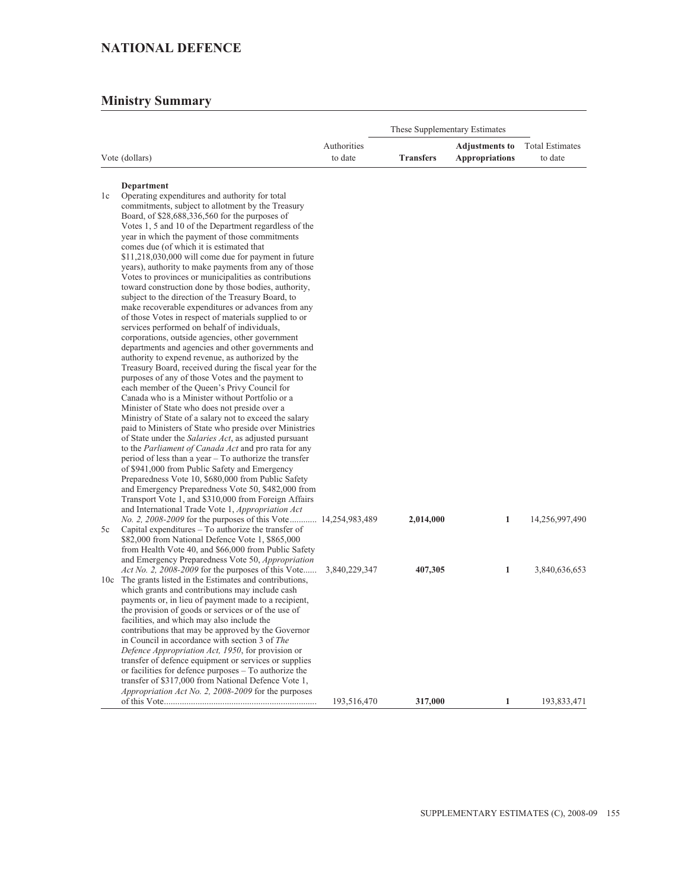# NATIONAL DEFENCE

## Ministry Summary

| Vote (dollars) | | Authorities to date | These Supplementary Estimates | | Total Estimates to date |
|---|---|---|---|---|---|
| | | | **Transfers** | **Adjustments to Appropriations** | |
| | **Department** | | | | |
| 1c | Operating expenditures and authority for total commitments, subject to allotment by the Treasury Board, of $28,688,336,560 for the purposes of Votes 1, 5 and 10 of the Department regardless of the year in which the payment of those commitments comes due (of which it is estimated that $11,218,030,000 will come due for payment in future years), authority to make payments from any of those Votes to provinces or municipalities as contributions toward construction done by those bodies, authority, subject to the direction of the Treasury Board, to make recoverable expenditures or advances from any of those Votes in respect of materials supplied to or services performed on behalf of individuals, corporations, outside agencies, other government departments and agencies and other governments and authority to expend revenue, as authorized by the Treasury Board, received during the fiscal year for the purposes of any of those Votes and the payment to each member of the Queen's Privy Council for Canada who is a Minister without Portfolio or a Minister of State who does not preside over a Ministry of State of a salary not to exceed the salary paid to Ministers of State who preside over Ministries of State under the *Salaries Act*, as adjusted pursuant to the *Parliament of Canada Act* and pro rata for any period of less than a year – To authorize the transfer of $941,000 from Public Safety and Emergency Preparedness Vote 10, $680,000 from Public Safety and Emergency Preparedness Vote 50, $482,000 from Transport Vote 1, and $310,000 from Foreign Affairs and International Trade Vote 1, *Appropriation Act No. 2, 2008-2009* for the purposes of this Vote | 14,254,983,489 | **2,014,000** | **1** | 14,256,997,490 |
| 5c | Capital expenditures – To authorize the transfer of $82,000 from National Defence Vote 1, $865,000 from Health Vote 40, and $66,000 from Public Safety and Emergency Preparedness Vote 50, *Appropriation Act No. 2, 2008-2009* for the purposes of this Vote | 3,840,229,347 | **407,305** | **1** | 3,840,636,653 |
| 10c | The grants listed in the Estimates and contributions, which grants and contributions may include cash payments or, in lieu of payment made to a recipient, the provision of goods or services or of the use of facilities, and which may also include the contributions that may be approved by the Governor in Council in accordance with section 3 of *The Defence Appropriation Act, 1950*, for provision or transfer of defence equipment or services or supplies or facilities for defence purposes – To authorize the transfer of $317,000 from National Defence Vote 1, *Appropriation Act No. 2, 2008-2009* for the purposes of this Vote | 193,516,470 | **317,000** | **1** | 193,833,471 |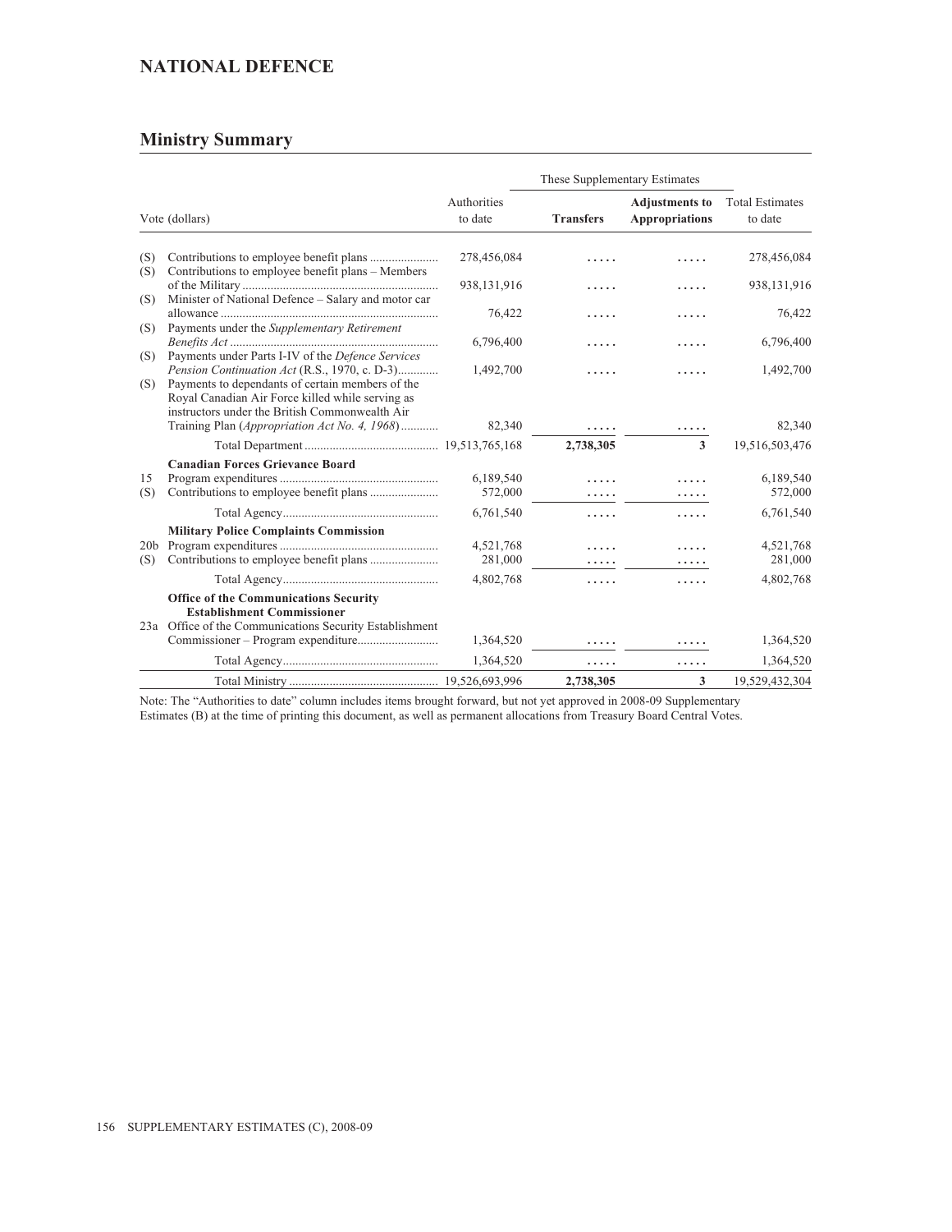## NATIONAL DEFENCE

## Ministry Summary

| Vote (dollars) | | Authorities to date | These Supplementary Estimates Transfers | Adjustments to Appropriations | Total Estimates to date |
|---|---|---|---|---|---|
| (S) | Contributions to employee benefit plans | 278,456,084 | ..... | ..... | 278,456,084 |
| (S) | Contributions to employee benefit plans – Members of the Military | 938,131,916 | ..... | ..... | 938,131,916 |
| (S) | Minister of National Defence – Salary and motor car allowance | 76,422 | ..... | ..... | 76,422 |
| (S) | Payments under the *Supplementary Retirement Benefits Act* | 6,796,400 | ..... | ..... | 6,796,400 |
| (S) | Payments under Parts I-IV of the *Defence Services Pension Continuation Act* (R.S., 1970, c. D-3) | 1,492,700 | ..... | ..... | 1,492,700 |
| (S) | Payments to dependants of certain members of the Royal Canadian Air Force killed while serving as instructors under the British Commonwealth Air Training Plan (*Appropriation Act No. 4, 1968*) | 82,340 | ..... | ..... | 82,340 |
| | Total Department | 19,513,765,168 | **2,738,305** | **3** | 19,516,503,476 |
| | **Canadian Forces Grievance Board** | | | | |
| 15 | Program expenditures | 6,189,540 | ..... | ..... | 6,189,540 |
| (S) | Contributions to employee benefit plans | 572,000 | ..... | ..... | 572,000 |
| | Total Agency | 6,761,540 | ..... | ..... | 6,761,540 |
| | **Military Police Complaints Commission** | | | | |
| 20b | Program expenditures | 4,521,768 | ..... | ..... | 4,521,768 |
| (S) | Contributions to employee benefit plans | 281,000 | ..... | ..... | 281,000 |
| | Total Agency | 4,802,768 | ..... | ..... | 4,802,768 |
| | **Office of the Communications Security Establishment Commissioner** | | | | |
| 23a | Office of the Communications Security Establishment Commissioner – Program expenditure | 1,364,520 | ..... | ..... | 1,364,520 |
| | Total Agency | 1,364,520 | ..... | ..... | 1,364,520 |
| | Total Ministry | 19,526,693,996 | **2,738,305** | **3** | 19,529,432,304 |

Note: The “Authorities to date” column includes items brought forward, but not yet approved in 2008-09 Supplementary Estimates (B) at the time of printing this document, as well as permanent allocations from Treasury Board Central Votes.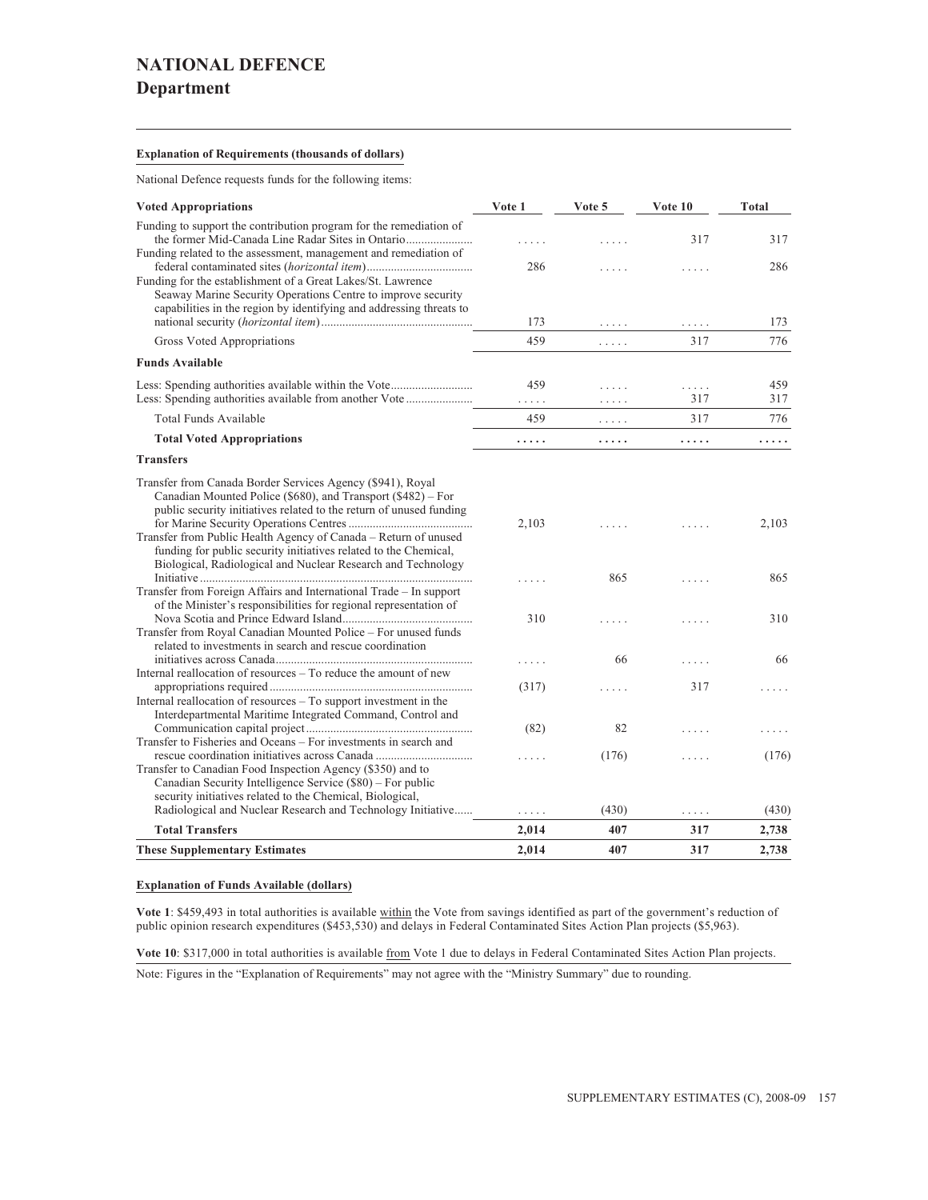# NATIONAL DEFENCE

## Department

**Explanation of Requirements (thousands of dollars)**

National Defence requests funds for the following items:

| Voted Appropriations | Vote 1 | Vote 5 | Vote 10 | Total |
|---|---|---|---|---|
| Funding to support the contribution program for the remediation of the former Mid-Canada Line Radar Sites in Ontario | ..... | ..... | 317 | 317 |
| Funding related to the assessment, management and remediation of federal contaminated sites (*horizontal item*) | 286 | ..... | ..... | 286 |
| Funding for the establishment of a Great Lakes/St. Lawrence Seaway Marine Security Operations Centre to improve security capabilities in the region by identifying and addressing threats to national security (*horizontal item*) | 173 | ..... | ..... | 173 |
| Gross Voted Appropriations | 459 | ..... | 317 | 776 |
| **Funds Available** | | | | |
| Less: Spending authorities available within the Vote | 459 | ..... | ..... | 459 |
| Less: Spending authorities available from another Vote | ..... | ..... | 317 | 317 |
| Total Funds Available | 459 | ..... | 317 | 776 |
| **Total Voted Appropriations** | **.....** | **.....** | **.....** | **.....** |
| **Transfers** | | | | |
| Transfer from Canada Border Services Agency ($941), Royal Canadian Mounted Police ($680), and Transport ($482) – For public security initiatives related to the return of unused funding for Marine Security Operations Centres | 2,103 | ..... | ..... | 2,103 |
| Transfer from Public Health Agency of Canada – Return of unused funding for public security initiatives related to the Chemical, Biological, Radiological and Nuclear Research and Technology Initiative | ..... | 865 | ..... | 865 |
| Transfer from Foreign Affairs and International Trade – In support of the Minister's responsibilities for regional representation of Nova Scotia and Prince Edward Island | 310 | ..... | ..... | 310 |
| Transfer from Royal Canadian Mounted Police – For unused funds related to investments in search and rescue coordination initiatives across Canada | ..... | 66 | ..... | 66 |
| Internal reallocation of resources – To reduce the amount of new appropriations required | (317) | ..... | 317 | ..... |
| Internal reallocation of resources – To support investment in the Interdepartmental Maritime Integrated Command, Control and Communication capital project | (82) | 82 | ..... | ..... |
| Transfer to Fisheries and Oceans – For investments in search and rescue coordination initiatives across Canada | ..... | (176) | ..... | (176) |
| Transfer to Canadian Food Inspection Agency ($350) and to Canadian Security Intelligence Service ($80) – For public security initiatives related to the Chemical, Biological, Radiological and Nuclear Research and Technology Initiative | ..... | (430) | ..... | (430) |
| **Total Transfers** | **2,014** | **407** | **317** | **2,738** |
| **These Supplementary Estimates** | **2,014** | **407** | **317** | **2,738** |

**Explanation of Funds Available (dollars)**

**Vote 1**: $459,493 in total authorities is available within the Vote from savings identified as part of the government's reduction of public opinion research expenditures ($453,530) and delays in Federal Contaminated Sites Action Plan projects ($5,963).

**Vote 10**: $317,000 in total authorities is available from Vote 1 due to delays in Federal Contaminated Sites Action Plan projects.

Note: Figures in the "Explanation of Requirements" may not agree with the "Ministry Summary" due to rounding.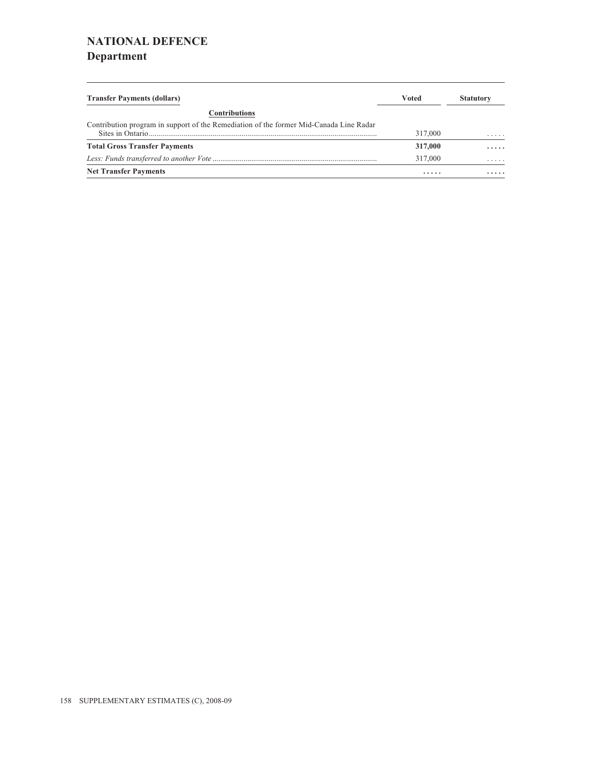# NATIONAL DEFENCE

## Department

| Transfer Payments (dollars) | Voted | Statutory |
|---|---|---|
| **Contributions** | | |
| Contribution program in support of the Remediation of the former Mid-Canada Line Radar Sites in Ontario | 317,000 | ..... |
| **Total Gross Transfer Payments** | **317,000** | **.....** |
| *Less: Funds transferred to another Vote* | 317,000 | ..... |
| **Net Transfer Payments** | **.....** | **.....** |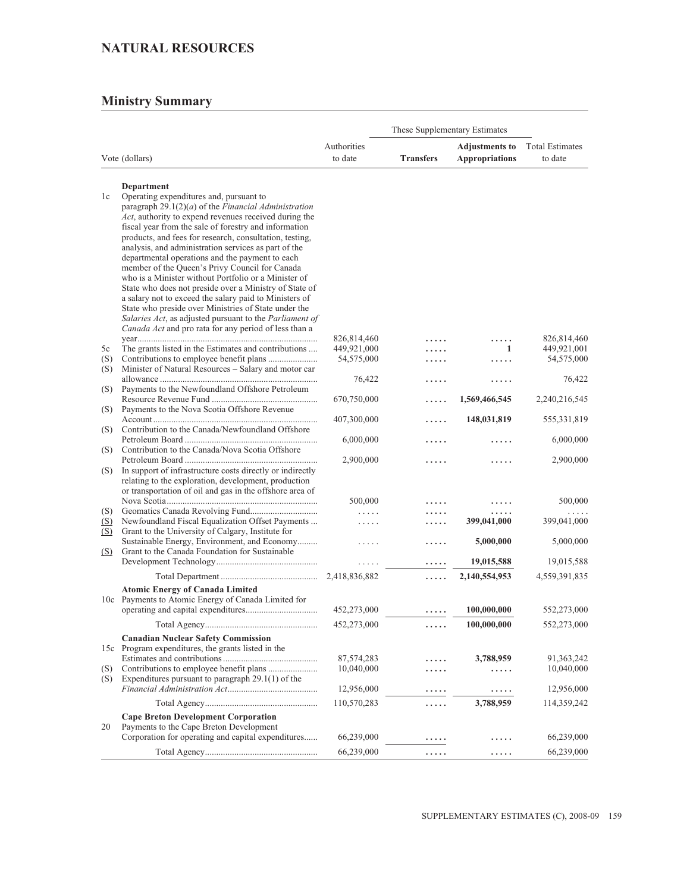## NATURAL RESOURCES

### Ministry Summary

| Vote (dollars) | | Authorities to date | These Supplementary Estimates Transfers | Adjustments to Appropriations | Total Estimates to date |
|---|---|---|---|---|---|
| | **Department** | | | | |
| 1c | Operating expenditures and, pursuant to paragraph 29.1(2)(*a*) of the *Financial Administration Act*, authority to expend revenues received during the fiscal year from the sale of forestry and information products, and fees for research, consultation, testing, analysis, and administration services as part of the departmental operations and the payment to each member of the Queen's Privy Council for Canada who is a Minister without Portfolio or a Minister of State who does not preside over a Ministry of State of a salary not to exceed the salary paid to Ministers of State who preside over Ministries of State under the *Salaries Act*, as adjusted pursuant to the *Parliament of Canada Act* and pro rata for any period of less than a year | 826,814,460 | ..... | ..... | 826,814,460 |
| 5c | The grants listed in the Estimates and contributions | 449,921,000 | ..... | **1** | 449,921,001 |
| (S) | Contributions to employee benefit plans | 54,575,000 | ..... | ..... | 54,575,000 |
| (S) | Minister of Natural Resources – Salary and motor car allowance | 76,422 | ..... | ..... | 76,422 |
| (S) | Payments to the Newfoundland Offshore Petroleum Resource Revenue Fund | 670,750,000 | ..... | **1,569,466,545** | 2,240,216,545 |
| (S) | Payments to the Nova Scotia Offshore Revenue Account | 407,300,000 | ..... | **148,031,819** | 555,331,819 |
| (S) | Contribution to the Canada/Newfoundland Offshore Petroleum Board | 6,000,000 | ..... | ..... | 6,000,000 |
| (S) | Contribution to the Canada/Nova Scotia Offshore Petroleum Board | 2,900,000 | ..... | ..... | 2,900,000 |
| (S) | In support of infrastructure costs directly or indirectly relating to the exploration, development, production or transportation of oil and gas in the offshore area of Nova Scotia | 500,000 | ..... | ..... | 500,000 |
| (S) | Geomatics Canada Revolving Fund | ..... | ..... | ..... | ..... |
| (S) | Newfoundland Fiscal Equalization Offset Payments | ..... | ..... | **399,041,000** | 399,041,000 |
| (S) | Grant to the University of Calgary, Institute for Sustainable Energy, Environment, and Economy | ..... | ..... | **5,000,000** | 5,000,000 |
| (S) | Grant to the Canada Foundation for Sustainable Development Technology | ..... | ..... | **19,015,588** | 19,015,588 |
| | Total Department | 2,418,836,882 | ..... | **2,140,554,953** | 4,559,391,835 |
| | **Atomic Energy of Canada Limited** | | | | |
| 10c | Payments to Atomic Energy of Canada Limited for operating and capital expenditures | 452,273,000 | ..... | **100,000,000** | 552,273,000 |
| | Total Agency | 452,273,000 | ..... | **100,000,000** | 552,273,000 |
| | **Canadian Nuclear Safety Commission** | | | | |
| 15c | Program expenditures, the grants listed in the Estimates and contributions | 87,574,283 | ..... | **3,788,959** | 91,363,242 |
| (S) | Contributions to employee benefit plans | 10,040,000 | ..... | ..... | 10,040,000 |
| (S) | Expenditures pursuant to paragraph 29.1(1) of the *Financial Administration Act* | 12,956,000 | ..... | ..... | 12,956,000 |
| | Total Agency | 110,570,283 | ..... | **3,788,959** | 114,359,242 |
| | **Cape Breton Development Corporation** | | | | |
| 20 | Payments to the Cape Breton Development Corporation for operating and capital expenditures | 66,239,000 | ..... | ..... | 66,239,000 |
| | Total Agency | 66,239,000 | ..... | ..... | 66,239,000 |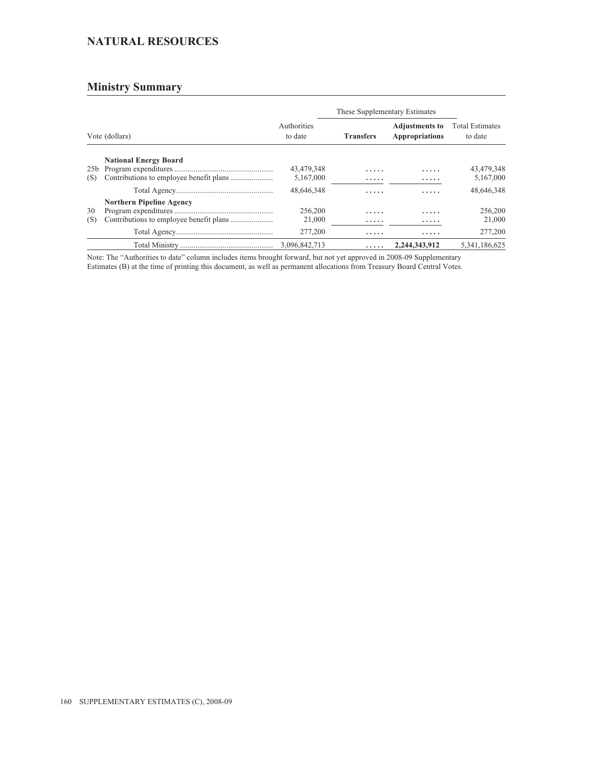## NATURAL RESOURCES

## Ministry Summary

| Vote (dollars) | | Authorities to date | These Supplementary Estimates | | Total Estimates to date |
|---|---|---|---|---|---|
| | | | **Transfers** | **Adjustments to Appropriations** | |
| | **National Energy Board** | | | | |
| 25b | Program expenditures | 43,479,348 | ..... | ..... | 43,479,348 |
| (S) | Contributions to employee benefit plans | 5,167,000 | ..... | ..... | 5,167,000 |
| | Total Agency | 48,646,348 | ..... | ..... | 48,646,348 |
| | **Northern Pipeline Agency** | | | | |
| 30 | Program expenditures | 256,200 | ..... | ..... | 256,200 |
| (S) | Contributions to employee benefit plans | 21,000 | ..... | ..... | 21,000 |
| | Total Agency | 277,200 | ..... | ..... | 277,200 |
| | Total Ministry | 3,096,842,713 | ..... | **2,244,343,912** | 5,341,186,625 |

Note: The "Authorities to date" column includes items brought forward, but not yet approved in 2008-09 Supplementary Estimates (B) at the time of printing this document, as well as permanent allocations from Treasury Board Central Votes.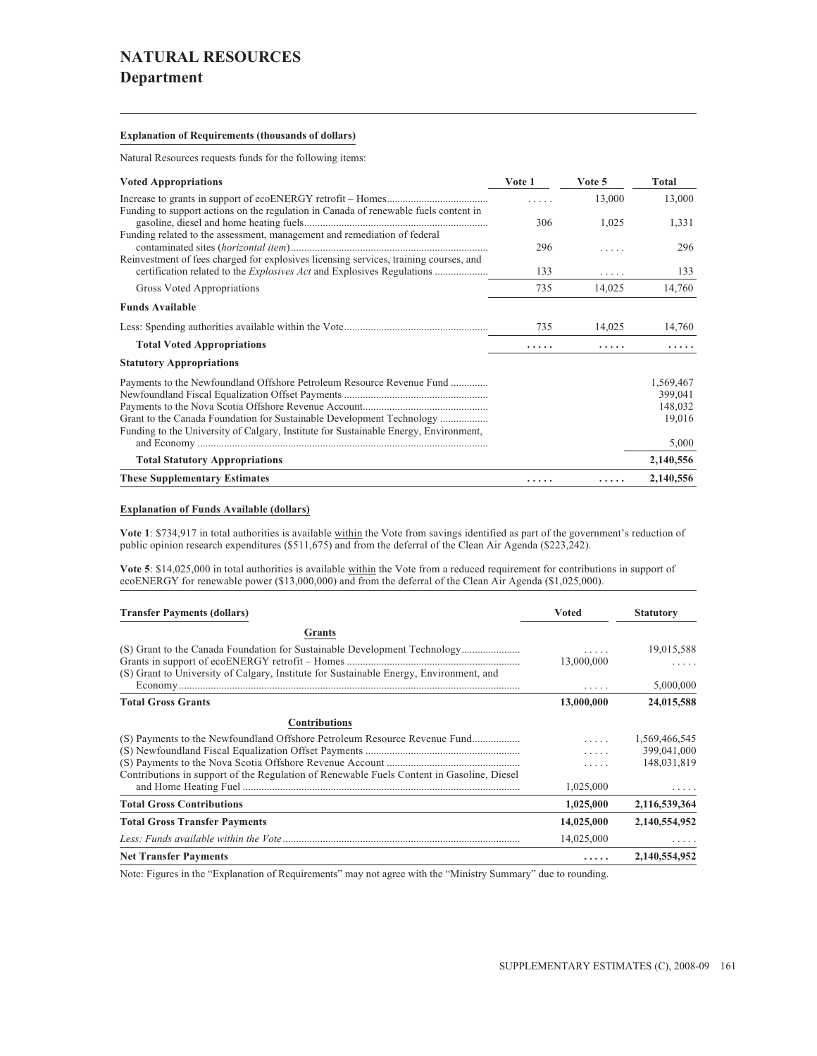# NATURAL RESOURCES
## Department

**Explanation of Requirements (thousands of dollars)**

Natural Resources requests funds for the following items:

| Voted Appropriations | Vote 1 | Vote 5 | Total |
|---|---|---|---|
| Increase to grants in support of ecoENERGY retrofit – Homes | ..... | 13,000 | 13,000 |
| Funding to support actions on the regulation in Canada of renewable fuels content in gasoline, diesel and home heating fuels | 306 | 1,025 | 1,331 |
| Funding related to the assessment, management and remediation of federal contaminated sites (*horizontal item*) | 296 | ..... | 296 |
| Reinvestment of fees charged for explosives licensing services, training courses, and certification related to the *Explosives Act* and Explosives Regulations | 133 | ..... | 133 |
| Gross Voted Appropriations | 735 | 14,025 | 14,760 |
| **Funds Available** | | | |
| Less: Spending authorities available within the Vote | 735 | 14,025 | 14,760 |
| **Total Voted Appropriations** | ..... | ..... | ..... |
| **Statutory Appropriations** | | | |
| Payments to the Newfoundland Offshore Petroleum Resource Revenue Fund | | | 1,569,467 |
| Newfoundland Fiscal Equalization Offset Payments | | | 399,041 |
| Payments to the Nova Scotia Offshore Revenue Account | | | 148,032 |
| Grant to the Canada Foundation for Sustainable Development Technology | | | 19,016 |
| Funding to the University of Calgary, Institute for Sustainable Energy, Environment, and Economy | | | 5,000 |
| **Total Statutory Appropriations** | | | **2,140,556** |
| **These Supplementary Estimates** | ..... | ..... | **2,140,556** |

**Explanation of Funds Available (dollars)**

**Vote 1**: $734,917 in total authorities is available within the Vote from savings identified as part of the government's reduction of public opinion research expenditures ($511,675) and from the deferral of the Clean Air Agenda ($223,242).

**Vote 5**: $14,025,000 in total authorities is available within the Vote from a reduced requirement for contributions in support of ecoENERGY for renewable power ($13,000,000) and from the deferral of the Clean Air Agenda ($1,025,000).

| Transfer Payments (dollars) | Voted | Statutory |
|---|---|---|
| **Grants** | | |
| (S) Grant to the Canada Foundation for Sustainable Development Technology | ..... | 19,015,588 |
| Grants in support of ecoENERGY retrofit – Homes | 13,000,000 | ..... |
| (S) Grant to University of Calgary, Institute for Sustainable Energy, Environment, and Economy | ..... | 5,000,000 |
| **Total Gross Grants** | **13,000,000** | **24,015,588** |
| **Contributions** | | |
| (S) Payments to the Newfoundland Offshore Petroleum Resource Revenue Fund | ..... | 1,569,466,545 |
| (S) Newfoundland Fiscal Equalization Offset Payments | ..... | 399,041,000 |
| (S) Payments to the Nova Scotia Offshore Revenue Account | ..... | 148,031,819 |
| Contributions in support of the Regulation of Renewable Fuels Content in Gasoline, Diesel and Home Heating Fuel | 1,025,000 | ..... |
| **Total Gross Contributions** | **1,025,000** | **2,116,539,364** |
| **Total Gross Transfer Payments** | **14,025,000** | **2,140,554,952** |
| *Less: Funds available within the Vote* | 14,025,000 | ..... |
| **Net Transfer Payments** | ..... | **2,140,554,952** |

Note: Figures in the "Explanation of Requirements" may not agree with the "Ministry Summary" due to rounding.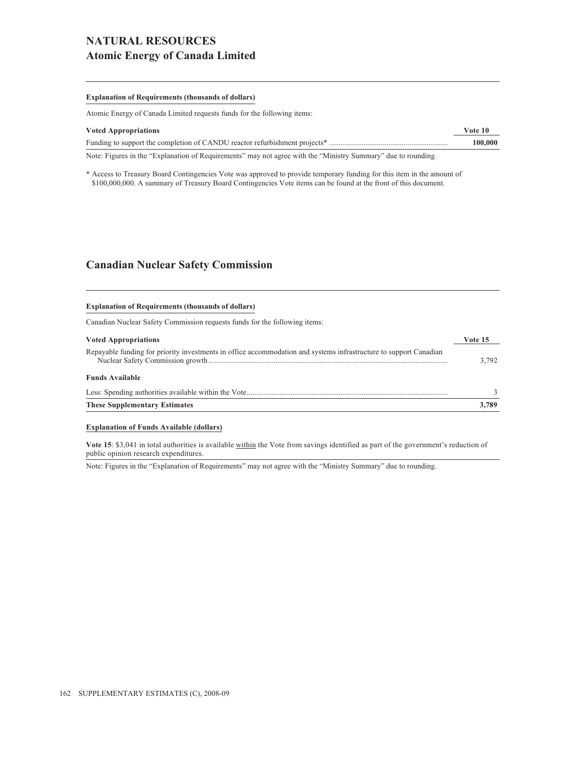# NATURAL RESOURCES

## Atomic Energy of Canada Limited

**Explanation of Requirements (thousands of dollars)**

Atomic Energy of Canada Limited requests funds for the following items:

| Voted Appropriations | Vote 10 |
|---|---|
| Funding to support the completion of CANDU reactor refurbishment projects* | **100,000** |

Note: Figures in the "Explanation of Requirements" may not agree with the "Ministry Summary" due to rounding.

* Access to Treasury Board Contingencies Vote was approved to provide temporary funding for this item in the amount of $100,000,000. A summary of Treasury Board Contingencies Vote items can be found at the front of this document.

## Canadian Nuclear Safety Commission

**Explanation of Requirements (thousands of dollars)**

Canadian Nuclear Safety Commission requests funds for the following items:

| Voted Appropriations | Vote 15 |
|---|---|
| Repayable funding for priority investments in office accommodation and systems infrastructure to support Canadian Nuclear Safety Commission growth | 3,792 |
| **Funds Available** | |
| Less: Spending authorities available within the Vote | 3 |
| **These Supplementary Estimates** | **3,789** |

**Explanation of Funds Available (dollars)**

**Vote 15**: $3,041 in total authorities is available within the Vote from savings identified as part of the government's reduction of public opinion research expenditures.

Note: Figures in the "Explanation of Requirements" may not agree with the "Ministry Summary" due to rounding.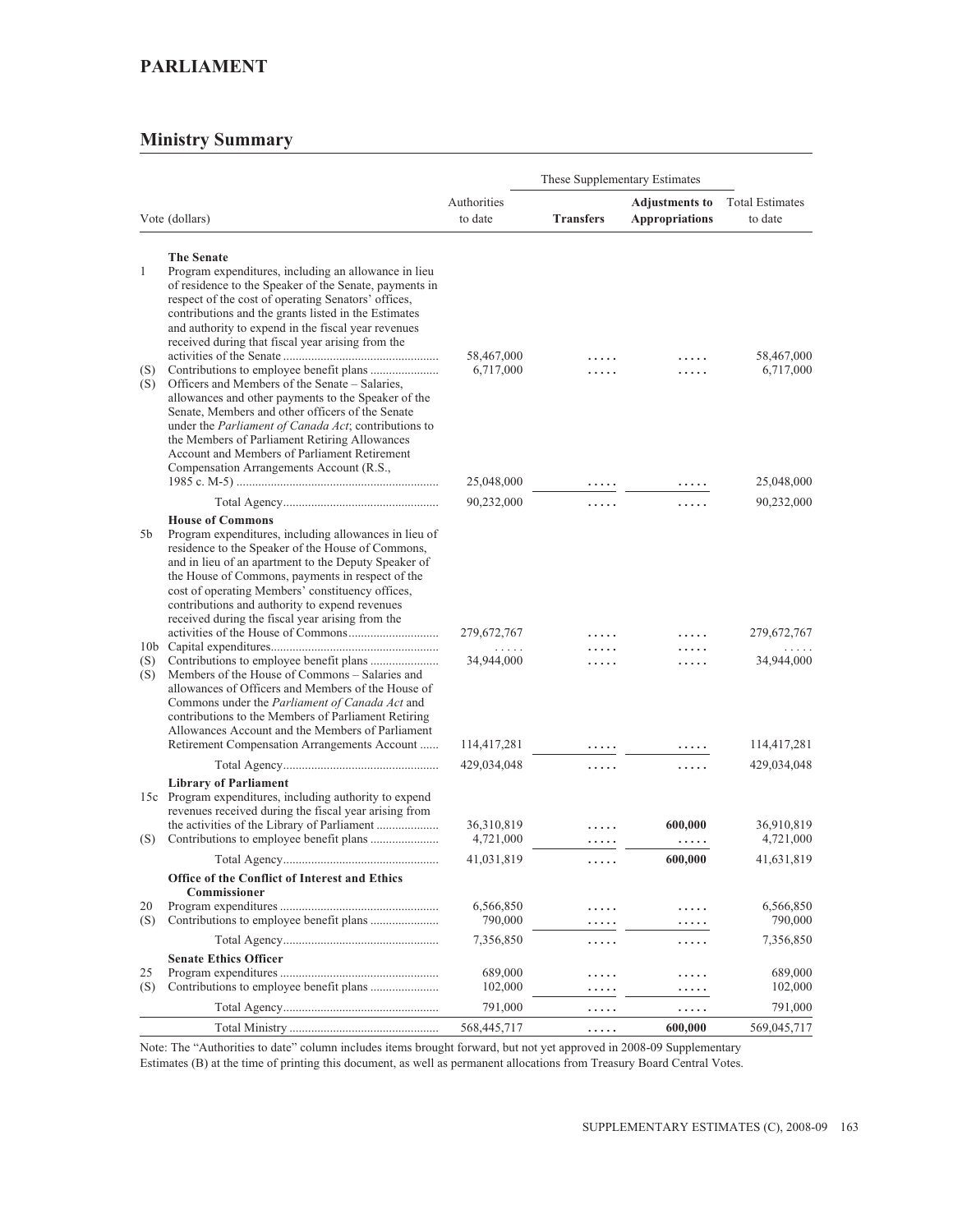# PARLIAMENT

## Ministry Summary

| Vote (dollars) | | Authorities to date | These Supplementary Estimates | | Total Estimates to date |
|---|---|---|---|---|---|
| | | | **Transfers** | **Adjustments to Appropriations** | |
| | **The Senate** | | | | |
| 1 | Program expenditures, including an allowance in lieu of residence to the Speaker of the Senate, payments in respect of the cost of operating Senators' offices, contributions and the grants listed in the Estimates and authority to expend in the fiscal year revenues received during that fiscal year arising from the activities of the Senate | 58,467,000 | ..... | ..... | 58,467,000 |
| (S) | Contributions to employee benefit plans | 6,717,000 | ..... | ..... | 6,717,000 |
| (S) | Officers and Members of the Senate – Salaries, allowances and other payments to the Speaker of the Senate, Members and other officers of the Senate under the *Parliament of Canada Act*; contributions to the Members of Parliament Retiring Allowances Account and Members of Parliament Retirement Compensation Arrangements Account (R.S., 1985 c. M-5) | 25,048,000 | ..... | ..... | 25,048,000 |
| | Total Agency | 90,232,000 | ..... | ..... | 90,232,000 |
| | **House of Commons** | | | | |
| 5b | Program expenditures, including allowances in lieu of residence to the Speaker of the House of Commons, and in lieu of an apartment to the Deputy Speaker of the House of Commons, payments in respect of the cost of operating Members' constituency offices, contributions and authority to expend revenues received during the fiscal year arising from the activities of the House of Commons | 279,672,767 | ..... | ..... | 279,672,767 |
| 10b | Capital expenditures | ..... | ..... | ..... | ..... |
| (S) | Contributions to employee benefit plans | 34,944,000 | ..... | ..... | 34,944,000 |
| (S) | Members of the House of Commons – Salaries and allowances of Officers and Members of the House of Commons under the *Parliament of Canada Act* and contributions to the Members of Parliament Retiring Allowances Account and the Members of Parliament Retirement Compensation Arrangements Account | 114,417,281 | ..... | ..... | 114,417,281 |
| | Total Agency | 429,034,048 | ..... | ..... | 429,034,048 |
| | **Library of Parliament** | | | | |
| 15c | Program expenditures, including authority to expend revenues received during the fiscal year arising from the activities of the Library of Parliament | 36,310,819 | ..... | **600,000** | 36,910,819 |
| (S) | Contributions to employee benefit plans | 4,721,000 | ..... | ..... | 4,721,000 |
| | Total Agency | 41,031,819 | ..... | **600,000** | 41,631,819 |
| | **Office of the Conflict of Interest and Ethics Commissioner** | | | | |
| 20 | Program expenditures | 6,566,850 | ..... | ..... | 6,566,850 |
| (S) | Contributions to employee benefit plans | 790,000 | ..... | ..... | 790,000 |
| | Total Agency | 7,356,850 | ..... | ..... | 7,356,850 |
| | **Senate Ethics Officer** | | | | |
| 25 | Program expenditures | 689,000 | ..... | ..... | 689,000 |
| (S) | Contributions to employee benefit plans | 102,000 | ..... | ..... | 102,000 |
| | Total Agency | 791,000 | ..... | ..... | 791,000 |
| | Total Ministry | 568,445,717 | ..... | **600,000** | 569,045,717 |

Note: The "Authorities to date" column includes items brought forward, but not yet approved in 2008-09 Supplementary Estimates (B) at the time of printing this document, as well as permanent allocations from Treasury Board Central Votes.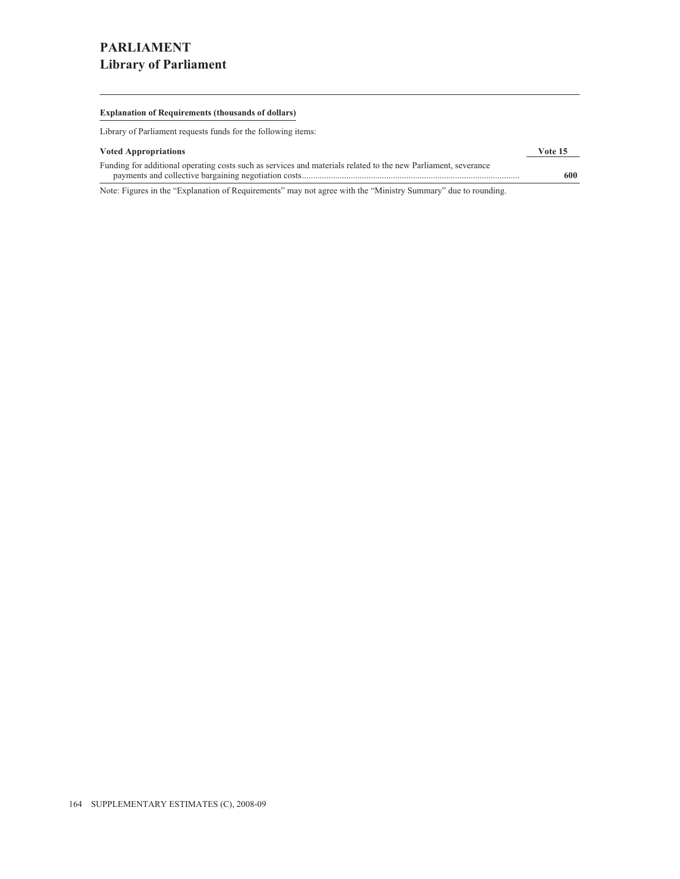# PARLIAMENT
## Library of Parliament

**Explanation of Requirements (thousands of dollars)**

Library of Parliament requests funds for the following items:

| Voted Appropriations | Vote 15 |
|---|---|
| Funding for additional operating costs such as services and materials related to the new Parliament, severance payments and collective bargaining negotiation costs | **600** |

Note: Figures in the "Explanation of Requirements" may not agree with the "Ministry Summary" due to rounding.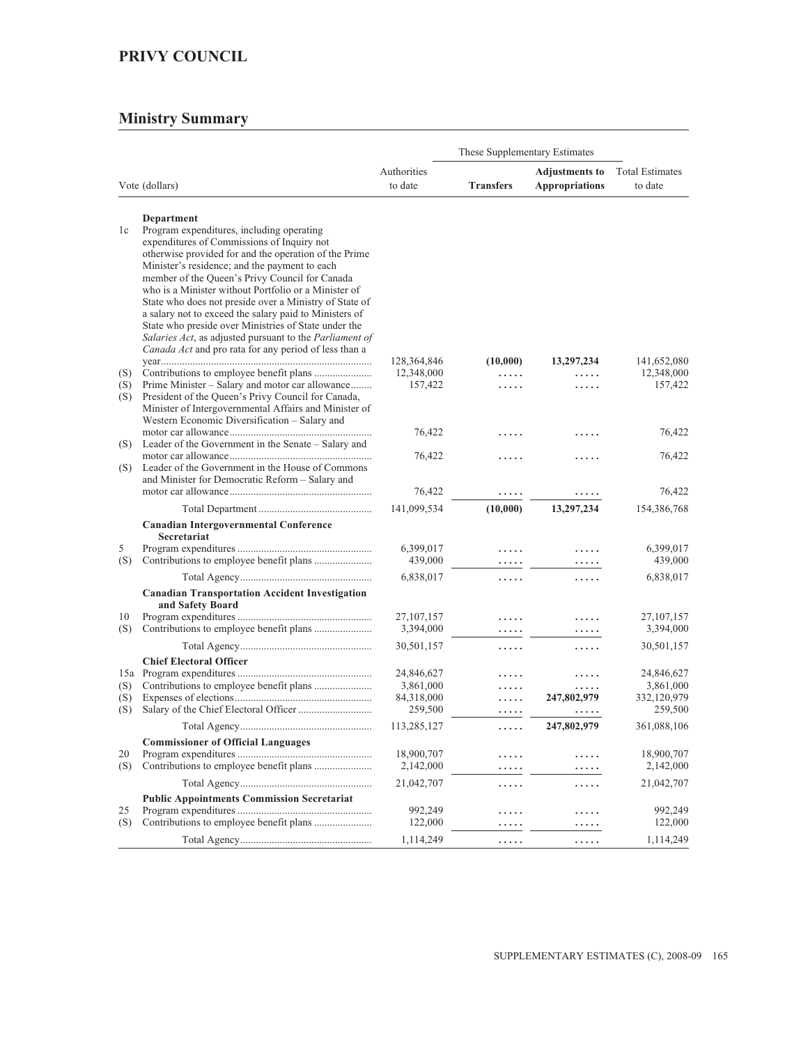# PRIVY COUNCIL

## Ministry Summary

| Vote (dollars) | | Authorities to date | These Supplementary Estimates | | Total Estimates to date |
|---|---|---|---|---|---|
| | | | **Transfers** | **Adjustments to Appropriations** | |
| | **Department** | | | | |
| 1c | Program expenditures, including operating expenditures of Commissions of Inquiry not otherwise provided for and the operation of the Prime Minister's residence; and the payment to each member of the Queen's Privy Council for Canada who is a Minister without Portfolio or a Minister of State who does not preside over a Ministry of State of a salary not to exceed the salary paid to Ministers of State who preside over Ministries of State under the *Salaries Act*, as adjusted pursuant to the *Parliament of Canada Act* and pro rata for any period of less than a year | 128,364,846 | **(10,000)** | **13,297,234** | 141,652,080 |
| (S) | Contributions to employee benefit plans | 12,348,000 | ..... | ..... | 12,348,000 |
| (S) | Prime Minister – Salary and motor car allowance | 157,422 | ..... | ..... | 157,422 |
| (S) | President of the Queen's Privy Council for Canada, Minister of Intergovernmental Affairs and Minister of Western Economic Diversification – Salary and motor car allowance | 76,422 | ..... | ..... | 76,422 |
| (S) | Leader of the Government in the Senate – Salary and motor car allowance | 76,422 | ..... | ..... | 76,422 |
| (S) | Leader of the Government in the House of Commons and Minister for Democratic Reform – Salary and motor car allowance | 76,422 | ..... | ..... | 76,422 |
| | Total Department | 141,099,534 | **(10,000)** | **13,297,234** | 154,386,768 |
| | **Canadian Intergovernmental Conference Secretariat** | | | | |
| 5 | Program expenditures | 6,399,017 | ..... | ..... | 6,399,017 |
| (S) | Contributions to employee benefit plans | 439,000 | ..... | ..... | 439,000 |
| | Total Agency | 6,838,017 | ..... | ..... | 6,838,017 |
| | **Canadian Transportation Accident Investigation and Safety Board** | | | | |
| 10 | Program expenditures | 27,107,157 | ..... | ..... | 27,107,157 |
| (S) | Contributions to employee benefit plans | 3,394,000 | ..... | ..... | 3,394,000 |
| | Total Agency | 30,501,157 | ..... | ..... | 30,501,157 |
| | **Chief Electoral Officer** | | | | |
| 15a | Program expenditures | 24,846,627 | ..... | ..... | 24,846,627 |
| (S) | Contributions to employee benefit plans | 3,861,000 | ..... | ..... | 3,861,000 |
| (S) | Expenses of elections | 84,318,000 | ..... | **247,802,979** | 332,120,979 |
| (S) | Salary of the Chief Electoral Officer | 259,500 | ..... | ..... | 259,500 |
| | Total Agency | 113,285,127 | ..... | **247,802,979** | 361,088,106 |
| | **Commissioner of Official Languages** | | | | |
| 20 | Program expenditures | 18,900,707 | ..... | ..... | 18,900,707 |
| (S) | Contributions to employee benefit plans | 2,142,000 | ..... | ..... | 2,142,000 |
| | Total Agency | 21,042,707 | ..... | ..... | 21,042,707 |
| | **Public Appointments Commission Secretariat** | | | | |
| 25 | Program expenditures | 992,249 | ..... | ..... | 992,249 |
| (S) | Contributions to employee benefit plans | 122,000 | ..... | ..... | 122,000 |
| | Total Agency | 1,114,249 | ..... | ..... | 1,114,249 |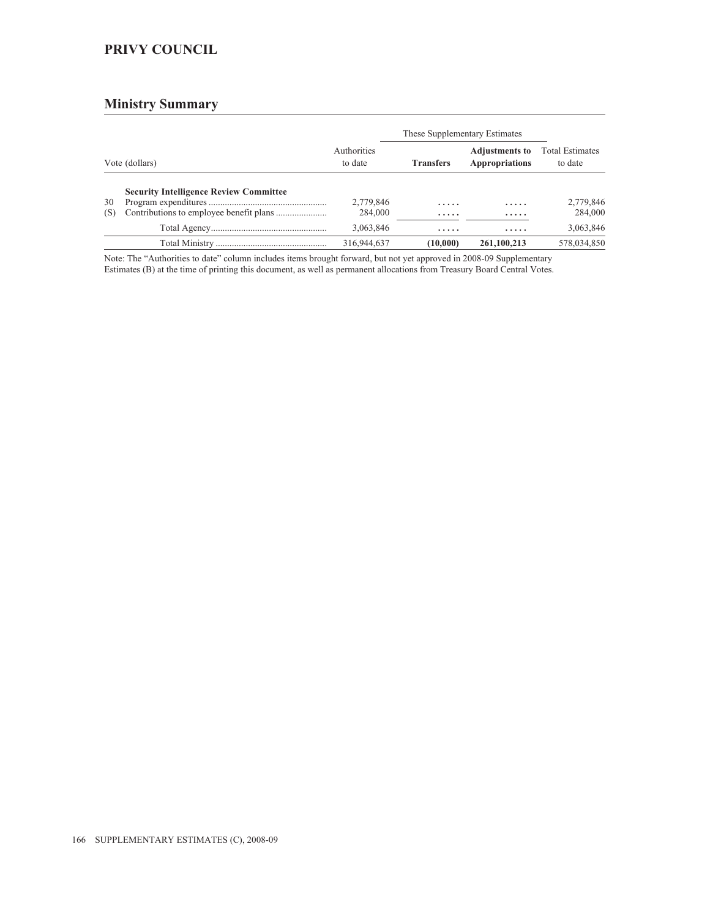## PRIVY COUNCIL

## Ministry Summary

| Vote (dollars) | | Authorities to date | These Supplementary Estimates | | Total Estimates to date |
|---|---|---|---|---|---|
| | | | **Transfers** | **Adjustments to Appropriations** | |
| | **Security Intelligence Review Committee** | | | | |
| 30 | Program expenditures | 2,779,846 | ..... | ..... | 2,779,846 |
| (S) | Contributions to employee benefit plans | 284,000 | ..... | ..... | 284,000 |
| | Total Agency | 3,063,846 | ..... | ..... | 3,063,846 |
| | Total Ministry | 316,944,637 | **(10,000)** | **261,100,213** | 578,034,850 |

Note: The "Authorities to date" column includes items brought forward, but not yet approved in 2008-09 Supplementary Estimates (B) at the time of printing this document, as well as permanent allocations from Treasury Board Central Votes.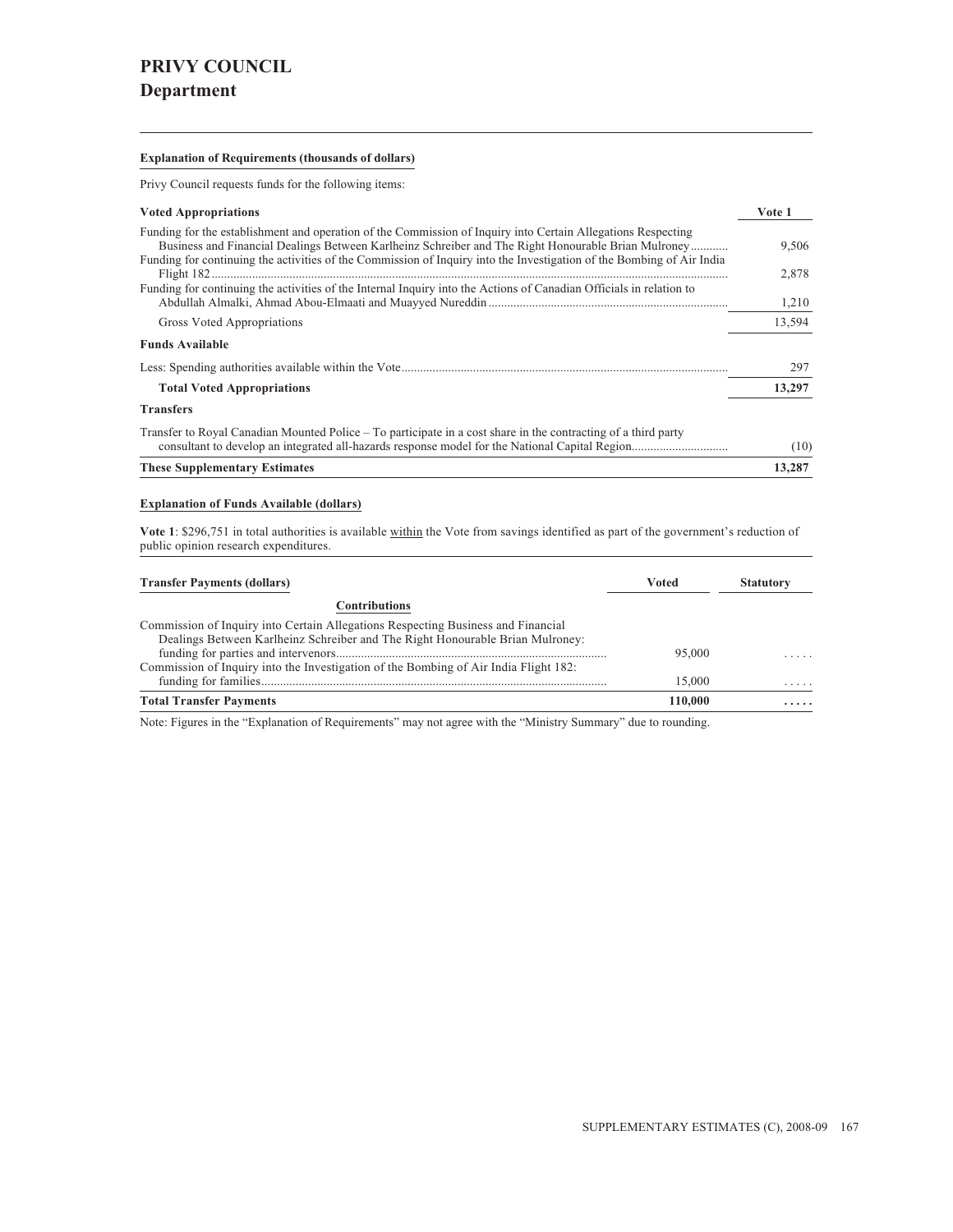# PRIVY COUNCIL

## Department

**Explanation of Requirements (thousands of dollars)**

Privy Council requests funds for the following items:

| Voted Appropriations | Vote 1 |
|---|---|
| Funding for the establishment and operation of the Commission of Inquiry into Certain Allegations Respecting Business and Financial Dealings Between Karlheinz Schreiber and The Right Honourable Brian Mulroney | 9,506 |
| Funding for continuing the activities of the Commission of Inquiry into the Investigation of the Bombing of Air India Flight 182 | 2,878 |
| Funding for continuing the activities of the Internal Inquiry into the Actions of Canadian Officials in relation to Abdullah Almalki, Ahmad Abou-Elmaati and Muayyed Nureddin | 1,210 |
| Gross Voted Appropriations | 13,594 |
| **Funds Available** | |
| Less: Spending authorities available within the Vote | 297 |
| **Total Voted Appropriations** | **13,297** |
| **Transfers** | |
| Transfer to Royal Canadian Mounted Police – To participate in a cost share in the contracting of a third party consultant to develop an integrated all-hazards response model for the National Capital Region | (10) |
| **These Supplementary Estimates** | **13,287** |

**Explanation of Funds Available (dollars)**

**Vote 1**: $296,751 in total authorities is available within the Vote from savings identified as part of the government's reduction of public opinion research expenditures.

| Transfer Payments (dollars) | Voted | Statutory |
|---|---|---|
| **Contributions** | | |
| Commission of Inquiry into Certain Allegations Respecting Business and Financial Dealings Between Karlheinz Schreiber and The Right Honourable Brian Mulroney: funding for parties and intervenors | 95,000 | ..... |
| Commission of Inquiry into the Investigation of the Bombing of Air India Flight 182: funding for families | 15,000 | ..... |
| **Total Transfer Payments** | **110,000** | **.....** |

Note: Figures in the "Explanation of Requirements" may not agree with the "Ministry Summary" due to rounding.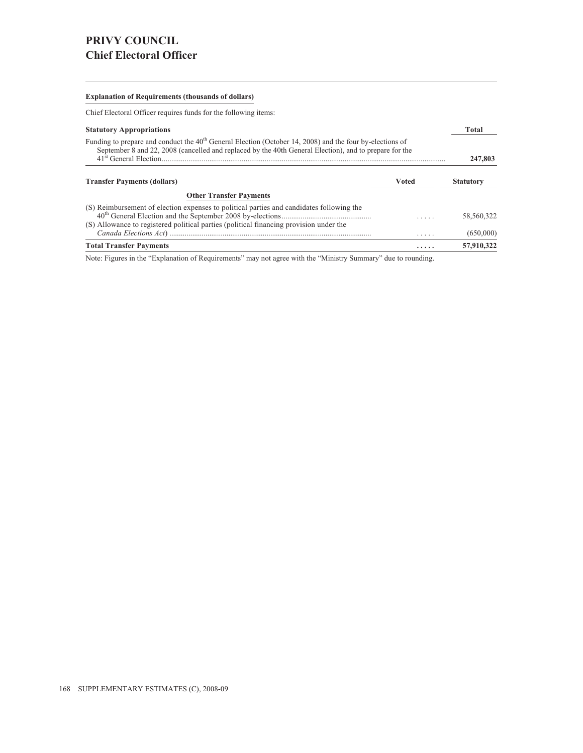# PRIVY COUNCIL
## Chief Electoral Officer

**Explanation of Requirements (thousands of dollars)**

Chief Electoral Officer requires funds for the following items:

| Statutory Appropriations | Total |
|---|---|
| Funding to prepare and conduct the 40th General Election (October 14, 2008) and the four by-elections of September 8 and 22, 2008 (cancelled and replaced by the 40th General Election), and to prepare for the 41st General Election | **247,803** |

| Transfer Payments (dollars) | Voted | Statutory |
|---|---|---|
| **Other Transfer Payments** | | |
| (S) Reimbursement of election expenses to political parties and candidates following the 40th General Election and the September 2008 by-elections | ..... | 58,560,322 |
| (S) Allowance to registered political parties (political financing provision under the *Canada Elections Act*) | ..... | (650,000) |
| **Total Transfer Payments** | **.....** | **57,910,322** |

Note: Figures in the "Explanation of Requirements" may not agree with the "Ministry Summary" due to rounding.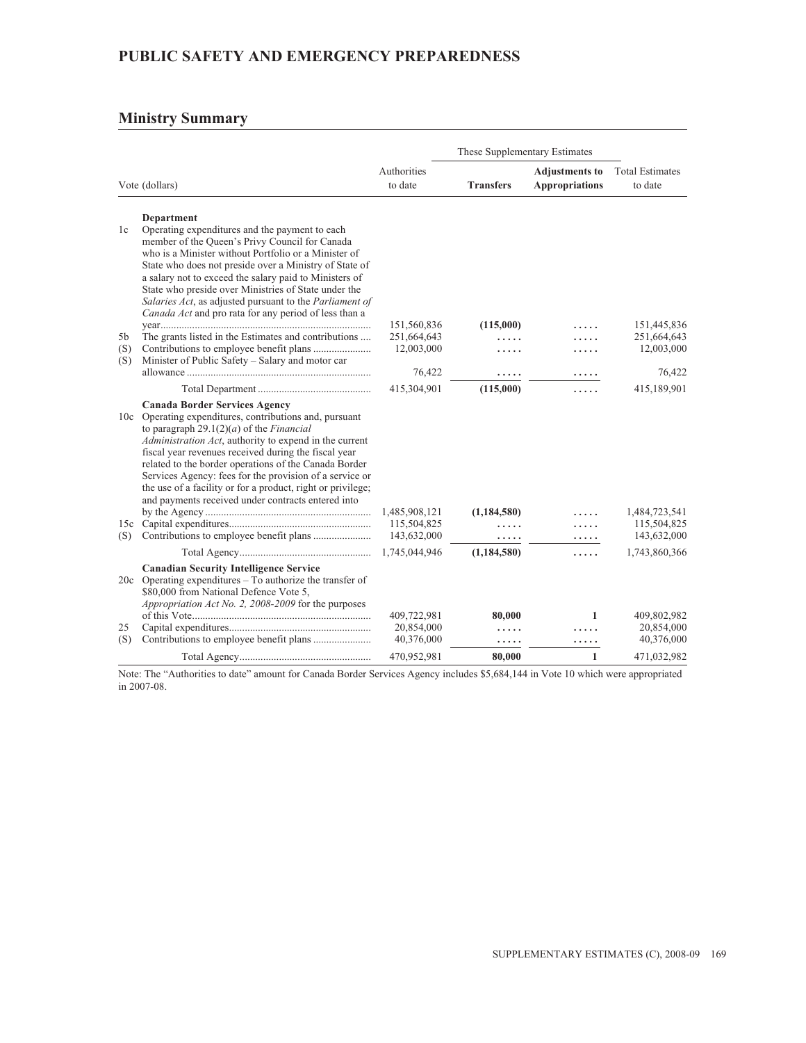# PUBLIC SAFETY AND EMERGENCY PREPAREDNESS

## Ministry Summary

| Vote (dollars) | | Authorities to date | These Supplementary Estimates | | Total Estimates to date |
|---|---|---|---|---|---|
| | | | **Transfers** | **Adjustments to Appropriations** | |
| | **Department** | | | | |
| 1c | Operating expenditures and the payment to each member of the Queen's Privy Council for Canada who is a Minister without Portfolio or a Minister of State who does not preside over a Ministry of State of a salary not to exceed the salary paid to Ministers of State who preside over Ministries of State under the *Salaries Act*, as adjusted pursuant to the *Parliament of Canada Act* and pro rata for any period of less than a year | 151,560,836 | **(115,000)** | ..... | 151,445,836 |
| 5b | The grants listed in the Estimates and contributions | 251,664,643 | ..... | ..... | 251,664,643 |
| (S) | Contributions to employee benefit plans | 12,003,000 | ..... | ..... | 12,003,000 |
| (S) | Minister of Public Safety – Salary and motor car allowance | 76,422 | ..... | ..... | 76,422 |
| | Total Department | 415,304,901 | **(115,000)** | ..... | 415,189,901 |
| | **Canada Border Services Agency** | | | | |
| 10c | Operating expenditures, contributions and, pursuant to paragraph 29.1(2)(*a*) of the *Financial Administration Act*, authority to expend in the current fiscal year revenues received during the fiscal year related to the border operations of the Canada Border Services Agency: fees for the provision of a service or the use of a facility or for a product, right or privilege; and payments received under contracts entered into by the Agency | 1,485,908,121 | **(1,184,580)** | ..... | 1,484,723,541 |
| 15c | Capital expenditures | 115,504,825 | ..... | ..... | 115,504,825 |
| (S) | Contributions to employee benefit plans | 143,632,000 | ..... | ..... | 143,632,000 |
| | Total Agency | 1,745,044,946 | **(1,184,580)** | ..... | 1,743,860,366 |
| | **Canadian Security Intelligence Service** | | | | |
| 20c | Operating expenditures – To authorize the transfer of \$80,000 from National Defence Vote 5, *Appropriation Act No. 2, 2008-2009* for the purposes of this Vote | 409,722,981 | **80,000** | **1** | 409,802,982 |
| 25 | Capital expenditures | 20,854,000 | ..... | ..... | 20,854,000 |
| (S) | Contributions to employee benefit plans | 40,376,000 | ..... | ..... | 40,376,000 |
| | Total Agency | 470,952,981 | **80,000** | **1** | 471,032,982 |

Note: The "Authorities to date" amount for Canada Border Services Agency includes $5,684,144 in Vote 10 which were appropriated in 2007-08.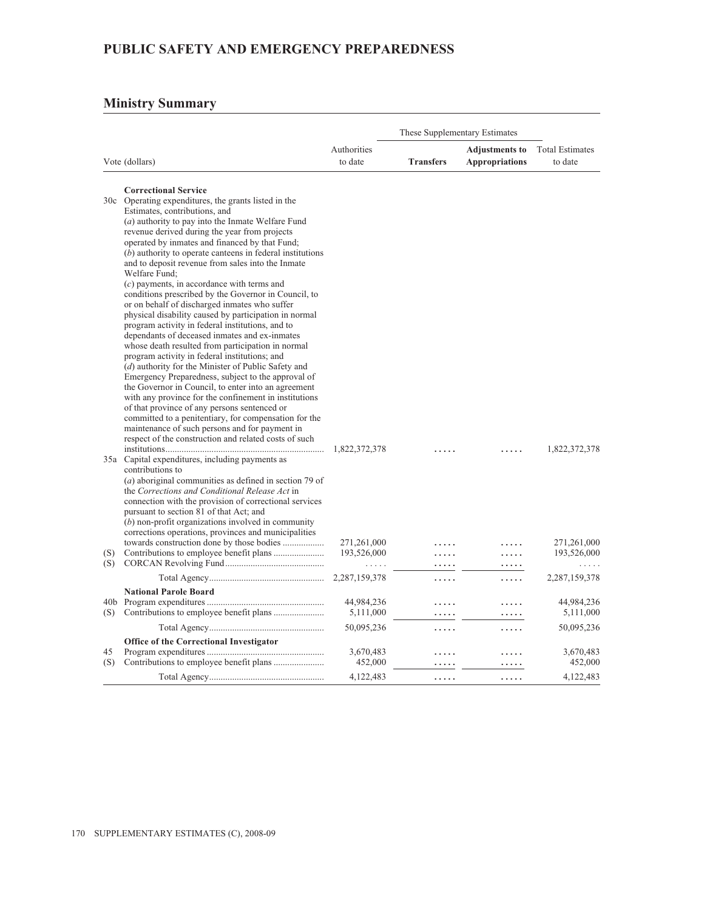# PUBLIC SAFETY AND EMERGENCY PREPAREDNESS

## Ministry Summary

| Vote (dollars) | | Authorities to date | These Supplementary Estimates | | Total Estimates to date |
|---|---|---|---|---|---|
| | | | **Transfers** | **Adjustments to Appropriations** | |
| | **Correctional Service** | | | | |
| 30c | Operating expenditures, the grants listed in the Estimates, contributions, and (*a*) authority to pay into the Inmate Welfare Fund revenue derived during the year from projects operated by inmates and financed by that Fund; (*b*) authority to operate canteens in federal institutions and to deposit revenue from sales into the Inmate Welfare Fund; (*c*) payments, in accordance with terms and conditions prescribed by the Governor in Council, to or on behalf of discharged inmates who suffer physical disability caused by participation in normal program activity in federal institutions, and to dependants of deceased inmates and ex-inmates whose death resulted from participation in normal program activity in federal institutions; and (*d*) authority for the Minister of Public Safety and Emergency Preparedness, subject to the approval of the Governor in Council, to enter into an agreement with any province for the confinement in institutions of that province of any persons sentenced or committed to a penitentiary, for compensation for the maintenance of such persons and for payment in respect of the construction and related costs of such institutions | 1,822,372,378 | ..... | ..... | 1,822,372,378 |
| 35a | Capital expenditures, including payments as contributions to (*a*) aboriginal communities as defined in section 79 of the *Corrections and Conditional Release Act* in connection with the provision of correctional services pursuant to section 81 of that Act; and (*b*) non-profit organizations involved in community corrections operations, provinces and municipalities towards construction done by those bodies | 271,261,000 | ..... | ..... | 271,261,000 |
| (S) | Contributions to employee benefit plans | 193,526,000 | ..... | ..... | 193,526,000 |
| (S) | CORCAN Revolving Fund | ..... | ..... | ..... | ..... |
| | Total Agency | 2,287,159,378 | ..... | ..... | 2,287,159,378 |
| | **National Parole Board** | | | | |
| 40b | Program expenditures | 44,984,236 | ..... | ..... | 44,984,236 |
| (S) | Contributions to employee benefit plans | 5,111,000 | ..... | ..... | 5,111,000 |
| | Total Agency | 50,095,236 | ..... | ..... | 50,095,236 |
| | **Office of the Correctional Investigator** | | | | |
| 45 | Program expenditures | 3,670,483 | ..... | ..... | 3,670,483 |
| (S) | Contributions to employee benefit plans | 452,000 | ..... | ..... | 452,000 |
| | Total Agency | 4,122,483 | ..... | ..... | 4,122,483 |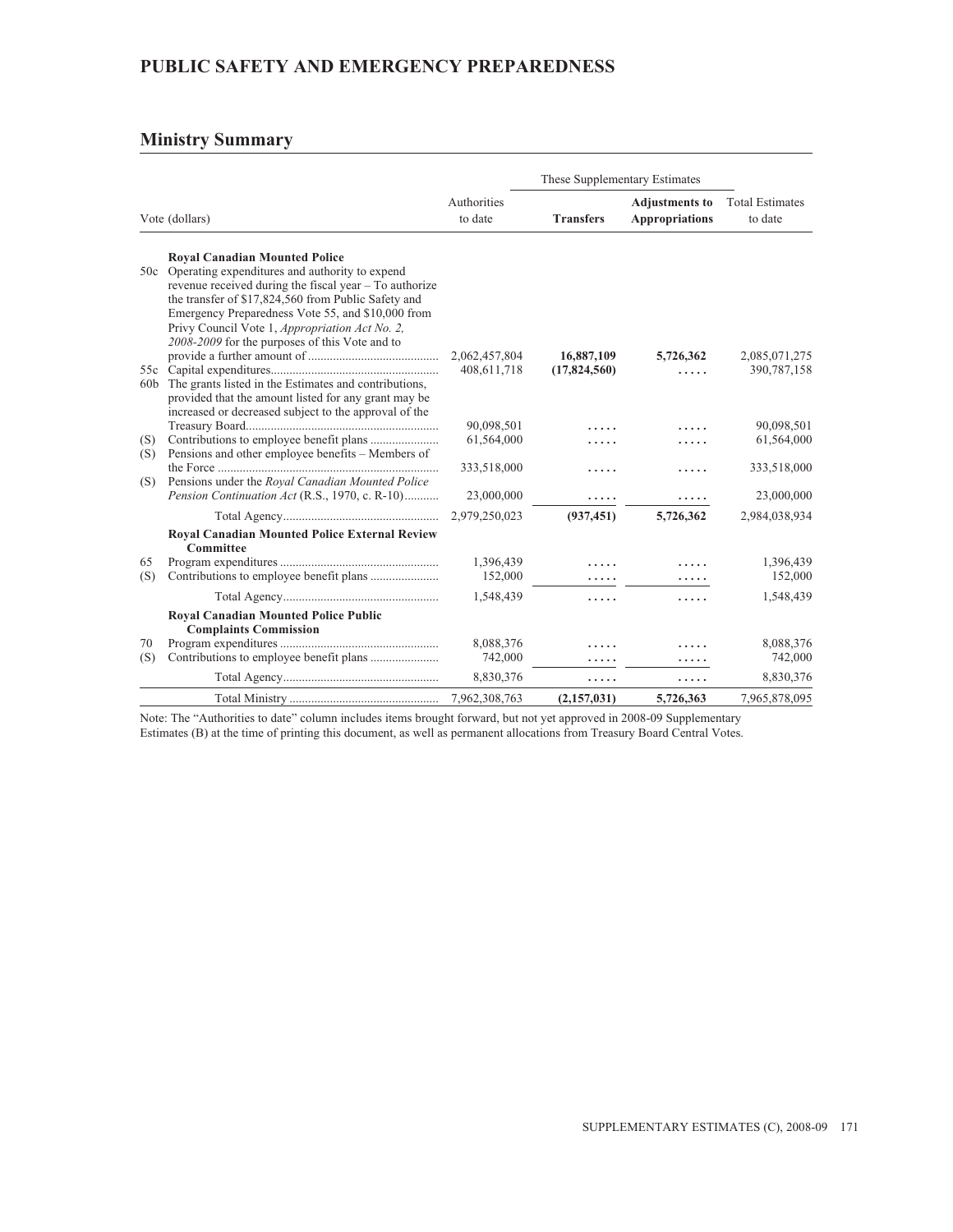## PUBLIC SAFETY AND EMERGENCY PREPAREDNESS

### Ministry Summary

| Vote (dollars) | | Authorities to date | These Supplementary Estimates | | Total Estimates to date |
|---|---|---|---|---|---|
| | | | **Transfers** | **Adjustments to Appropriations** | |
| | **Royal Canadian Mounted Police** | | | | |
| 50c | Operating expenditures and authority to expend revenue received during the fiscal year – To authorize the transfer of $17,824,560 from Public Safety and Emergency Preparedness Vote 55, and $10,000 from Privy Council Vote 1, *Appropriation Act No. 2, 2008-2009* for the purposes of this Vote and to provide a further amount of | 2,062,457,804 | **16,887,109** | **5,726,362** | 2,085,071,275 |
| 55c | Capital expenditures | 408,611,718 | **(17,824,560)** | ..... | 390,787,158 |
| 60b | The grants listed in the Estimates and contributions, provided that the amount listed for any grant may be increased or decreased subject to the approval of the Treasury Board | 90,098,501 | ..... | ..... | 90,098,501 |
| (S) | Contributions to employee benefit plans | 61,564,000 | ..... | ..... | 61,564,000 |
| (S) | Pensions and other employee benefits – Members of the Force | 333,518,000 | ..... | ..... | 333,518,000 |
| (S) | Pensions under the *Royal Canadian Mounted Police Pension Continuation Act* (R.S., 1970, c. R-10) | 23,000,000 | ..... | ..... | 23,000,000 |
| | Total Agency | 2,979,250,023 | **(937,451)** | **5,726,362** | 2,984,038,934 |
| | **Royal Canadian Mounted Police External Review Committee** | | | | |
| 65 | Program expenditures | 1,396,439 | ..... | ..... | 1,396,439 |
| (S) | Contributions to employee benefit plans | 152,000 | ..... | ..... | 152,000 |
| | Total Agency | 1,548,439 | ..... | ..... | 1,548,439 |
| | **Royal Canadian Mounted Police Public Complaints Commission** | | | | |
| 70 | Program expenditures | 8,088,376 | ..... | ..... | 8,088,376 |
| (S) | Contributions to employee benefit plans | 742,000 | ..... | ..... | 742,000 |
| | Total Agency | 8,830,376 | ..... | ..... | 8,830,376 |
| | Total Ministry | 7,962,308,763 | **(2,157,031)** | **5,726,363** | 7,965,878,095 |

Note: The "Authorities to date" column includes items brought forward, but not yet approved in 2008-09 Supplementary Estimates (B) at the time of printing this document, as well as permanent allocations from Treasury Board Central Votes.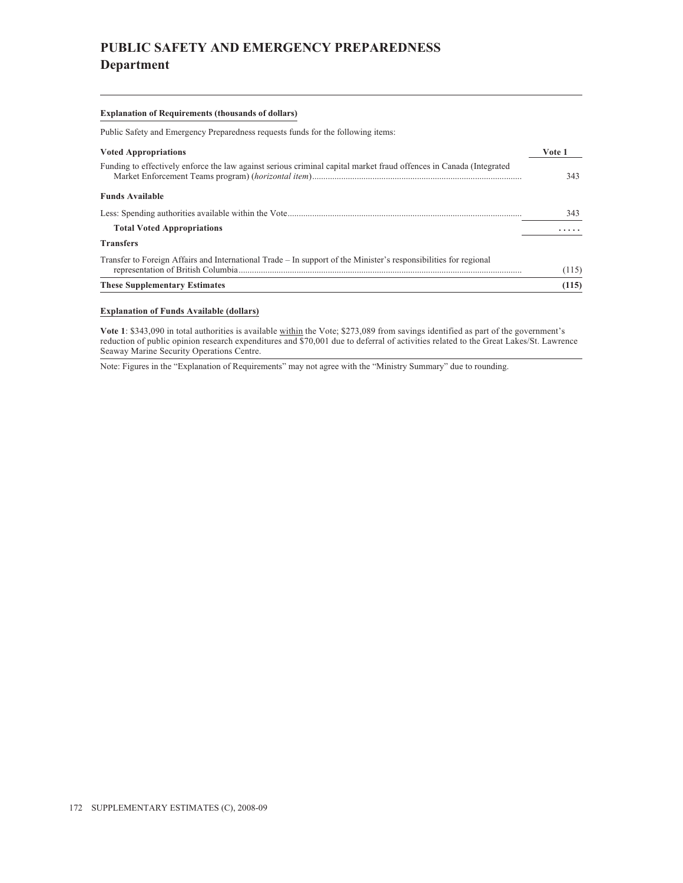# PUBLIC SAFETY AND EMERGENCY PREPAREDNESS
## Department

**Explanation of Requirements (thousands of dollars)**

Public Safety and Emergency Preparedness requests funds for the following items:

| **Voted Appropriations** | **Vote 1** |
|---|---|
| Funding to effectively enforce the law against serious criminal capital market fraud offences in Canada (Integrated Market Enforcement Teams program) (*horizontal item*) | 343 |
| **Funds Available** | |
| Less: Spending authorities available within the Vote | 343 |
| **Total Voted Appropriations** | ..... |
| **Transfers** | |
| Transfer to Foreign Affairs and International Trade – In support of the Minister's responsibilities for regional representation of British Columbia | (115) |
| **These Supplementary Estimates** | **(115)** |

**Explanation of Funds Available (dollars)**

**Vote 1**: $343,090 in total authorities is available within the Vote; $273,089 from savings identified as part of the government's reduction of public opinion research expenditures and $70,001 due to deferral of activities related to the Great Lakes/St. Lawrence Seaway Marine Security Operations Centre.

Note: Figures in the "Explanation of Requirements" may not agree with the "Ministry Summary" due to rounding.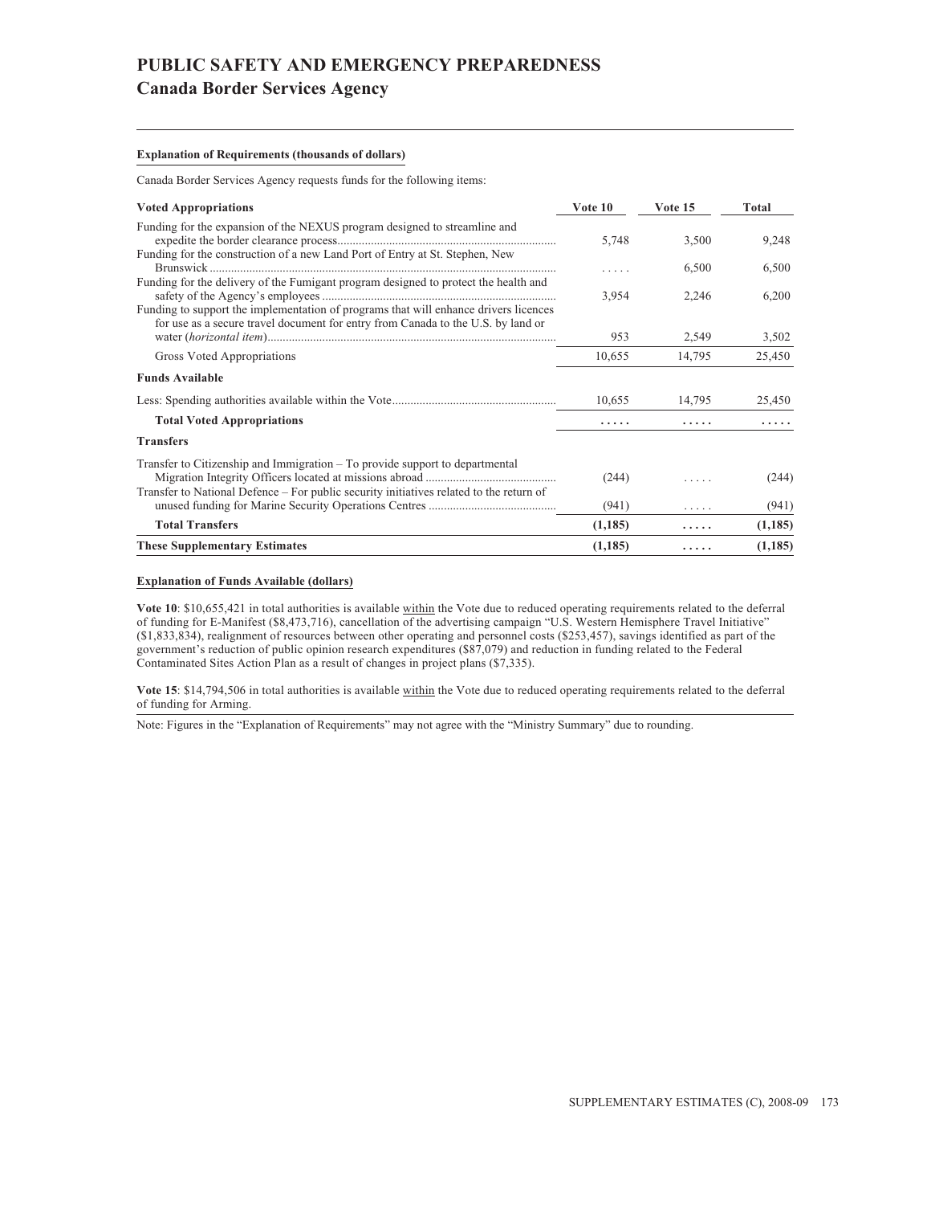# PUBLIC SAFETY AND EMERGENCY PREPAREDNESS

## Canada Border Services Agency

**Explanation of Requirements (thousands of dollars)**

Canada Border Services Agency requests funds for the following items:

| **Voted Appropriations** | **Vote 10** | **Vote 15** | **Total** |
|---|---|---|---|
| Funding for the expansion of the NEXUS program designed to streamline and expedite the border clearance process | 5,748 | 3,500 | 9,248 |
| Funding for the construction of a new Land Port of Entry at St. Stephen, New Brunswick | ..... | 6,500 | 6,500 |
| Funding for the delivery of the Fumigant program designed to protect the health and safety of the Agency's employees | 3,954 | 2,246 | 6,200 |
| Funding to support the implementation of programs that will enhance drivers licences for use as a secure travel document for entry from Canada to the U.S. by land or water (*horizontal item*) | 953 | 2,549 | 3,502 |
| Gross Voted Appropriations | 10,655 | 14,795 | 25,450 |
| **Funds Available** | | | |
| Less: Spending authorities available within the Vote | 10,655 | 14,795 | 25,450 |
| **Total Voted Appropriations** | **.....** | **.....** | **.....** |
| **Transfers** | | | |
| Transfer to Citizenship and Immigration – To provide support to departmental Migration Integrity Officers located at missions abroad | (244) | ..... | (244) |
| Transfer to National Defence – For public security initiatives related to the return of unused funding for Marine Security Operations Centres | (941) | ..... | (941) |
| **Total Transfers** | **(1,185)** | **.....** | **(1,185)** |
| **These Supplementary Estimates** | **(1,185)** | **.....** | **(1,185)** |

**Explanation of Funds Available (dollars)**

**Vote 10**: $10,655,421 in total authorities is available within the Vote due to reduced operating requirements related to the deferral of funding for E-Manifest ($8,473,716), cancellation of the advertising campaign "U.S. Western Hemisphere Travel Initiative" ($1,833,834), realignment of resources between other operating and personnel costs ($253,457), savings identified as part of the government's reduction of public opinion research expenditures ($87,079) and reduction in funding related to the Federal Contaminated Sites Action Plan as a result of changes in project plans ($7,335).

**Vote 15**: $14,794,506 in total authorities is available within the Vote due to reduced operating requirements related to the deferral of funding for Arming.

Note: Figures in the "Explanation of Requirements" may not agree with the "Ministry Summary" due to rounding.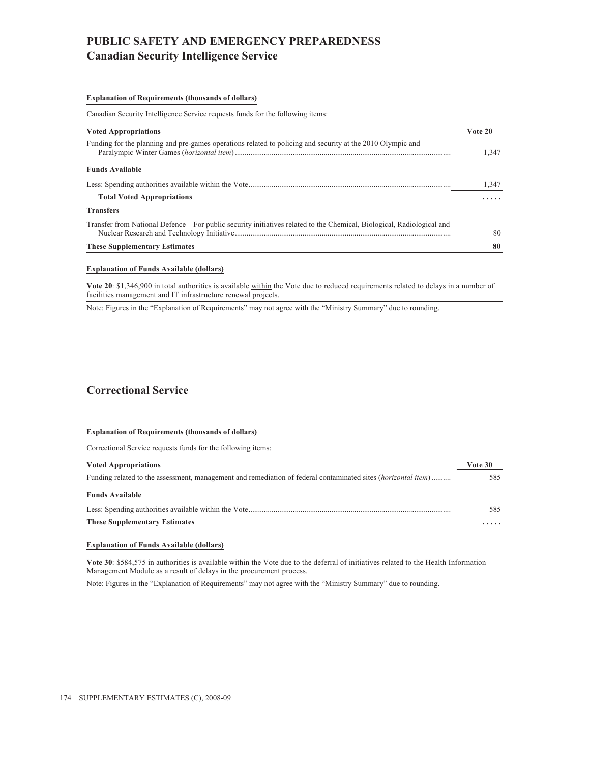# PUBLIC SAFETY AND EMERGENCY PREPAREDNESS

## Canadian Security Intelligence Service

**Explanation of Requirements (thousands of dollars)**

Canadian Security Intelligence Service requests funds for the following items:

| **Voted Appropriations** | **Vote 20** |
|---|---|
| Funding for the planning and pre-games operations related to policing and security at the 2010 Olympic and Paralympic Winter Games (*horizontal item*) | 1,347 |
| **Funds Available** | |
| Less: Spending authorities available within the Vote | 1,347 |
| **Total Voted Appropriations** | **. . . . .** |
| **Transfers** | |
| Transfer from National Defence – For public security initiatives related to the Chemical, Biological, Radiological and Nuclear Research and Technology Initiative | 80 |
| **These Supplementary Estimates** | **80** |

**Explanation of Funds Available (dollars)**

**Vote 20**: $1,346,900 in total authorities is available within the Vote due to reduced requirements related to delays in a number of facilities management and IT infrastructure renewal projects.

Note: Figures in the "Explanation of Requirements" may not agree with the "Ministry Summary" due to rounding.

## Correctional Service

**Explanation of Requirements (thousands of dollars)**

Correctional Service requests funds for the following items:

| **Voted Appropriations** | **Vote 30** |
|---|---|
| Funding related to the assessment, management and remediation of federal contaminated sites (*horizontal item*) | 585 |
| **Funds Available** | |
| Less: Spending authorities available within the Vote | 585 |
| **These Supplementary Estimates** | **. . . . .** |

**Explanation of Funds Available (dollars)**

**Vote 30**: $584,575 in authorities is available within the Vote due to the deferral of initiatives related to the Health Information Management Module as a result of delays in the procurement process.

Note: Figures in the "Explanation of Requirements" may not agree with the "Ministry Summary" due to rounding.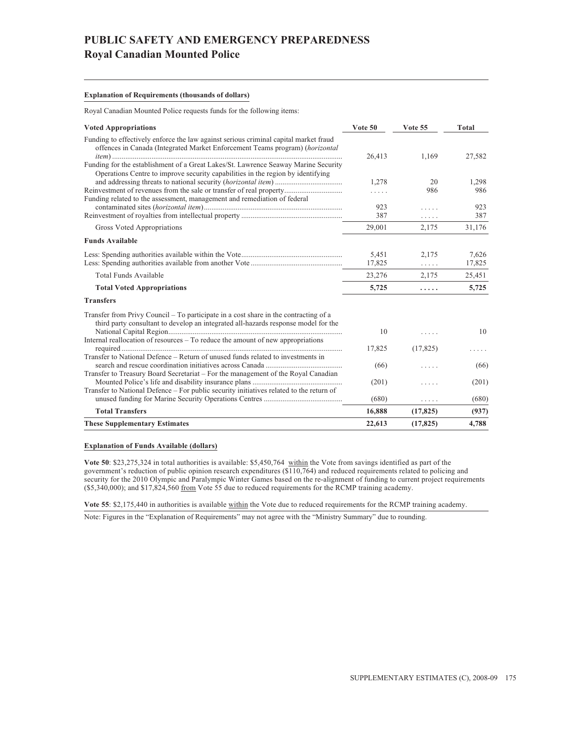# PUBLIC SAFETY AND EMERGENCY PREPAREDNESS
## Royal Canadian Mounted Police

**Explanation of Requirements (thousands of dollars)**

Royal Canadian Mounted Police requests funds for the following items:

| **Voted Appropriations** | **Vote 50** | **Vote 55** | **Total** |
|---|---|---|---|
| Funding to effectively enforce the law against serious criminal capital market fraud offences in Canada (Integrated Market Enforcement Teams program) (*horizontal item*) | 26,413 | 1,169 | 27,582 |
| Funding for the establishment of a Great Lakes/St. Lawrence Seaway Marine Security Operations Centre to improve security capabilities in the region by identifying and addressing threats to national security (*horizontal item*) | 1,278 | 20 | 1,298 |
| Reinvestment of revenues from the sale or transfer of real property | ..... | 986 | 986 |
| Funding related to the assessment, management and remediation of federal contaminated sites (*horizontal item*) | 923 | ..... | 923 |
| Reinvestment of royalties from intellectual property | 387 | ..... | 387 |
| Gross Voted Appropriations | 29,001 | 2,175 | 31,176 |
| **Funds Available** | | | |
| Less: Spending authorities available within the Vote | 5,451 | 2,175 | 7,626 |
| Less: Spending authorities available from another Vote | 17,825 | ..... | 17,825 |
| Total Funds Available | 23,276 | 2,175 | 25,451 |
| **Total Voted Appropriations** | **5,725** | **.....** | **5,725** |
| **Transfers** | | | |
| Transfer from Privy Council – To participate in a cost share in the contracting of a third party consultant to develop an integrated all-hazards response model for the National Capital Region | 10 | ..... | 10 |
| Internal reallocation of resources – To reduce the amount of new appropriations required | 17,825 | (17,825) | ..... |
| Transfer to National Defence – Return of unused funds related to investments in search and rescue coordination initiatives across Canada | (66) | ..... | (66) |
| Transfer to Treasury Board Secretariat – For the management of the Royal Canadian Mounted Police's life and disability insurance plans | (201) | ..... | (201) |
| Transfer to National Defence – For public security initiatives related to the return of unused funding for Marine Security Operations Centres | (680) | ..... | (680) |
| **Total Transfers** | **16,888** | **(17,825)** | **(937)** |
| **These Supplementary Estimates** | **22,613** | **(17,825)** | **4,788** |

**Explanation of Funds Available (dollars)**

**Vote 50**: $23,275,324 in total authorities is available: $5,450,764 within the Vote from savings identified as part of the government's reduction of public opinion research expenditures ($110,764) and reduced requirements related to policing and security for the 2010 Olympic and Paralympic Winter Games based on the re-alignment of funding to current project requirements ($5,340,000); and $17,824,560 from Vote 55 due to reduced requirements for the RCMP training academy.

**Vote 55**: $2,175,440 in authorities is available within the Vote due to reduced requirements for the RCMP training academy.

Note: Figures in the "Explanation of Requirements" may not agree with the "Ministry Summary" due to rounding.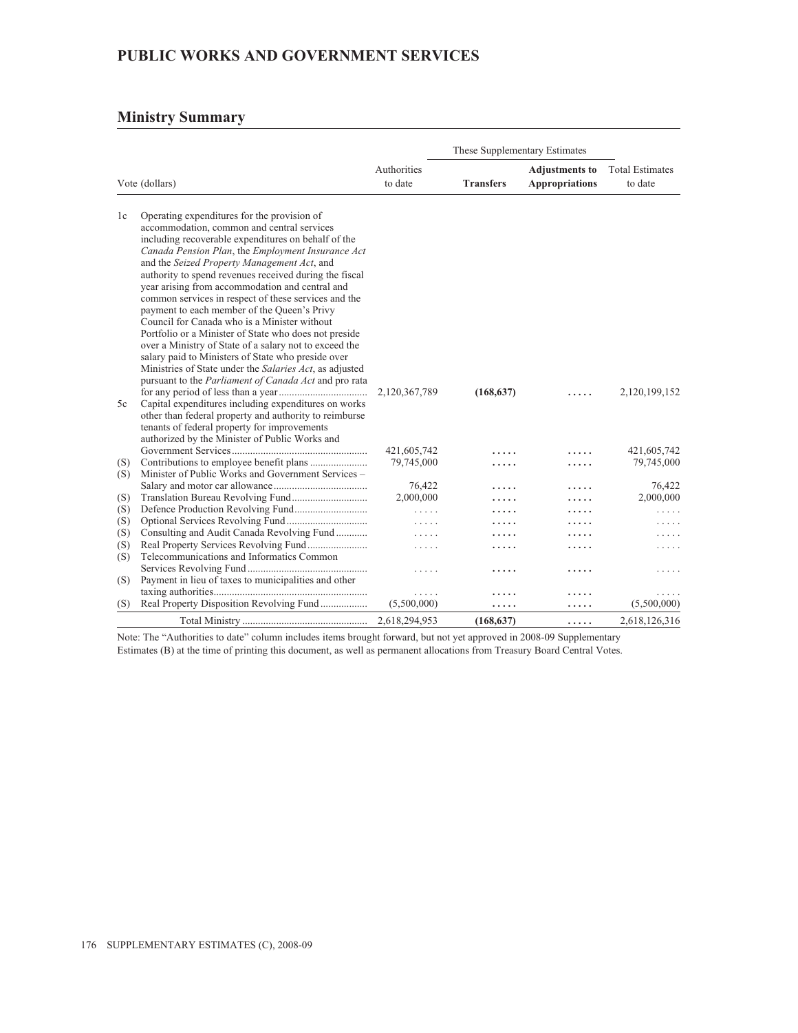# PUBLIC WORKS AND GOVERNMENT SERVICES

## Ministry Summary

| Vote (dollars) | | Authorities to date | These Supplementary Estimates | | Total Estimates to date |
|---|---|---|---|---|---|
| | | | **Transfers** | **Adjustments to Appropriations** | |
| 1c | Operating expenditures for the provision of accommodation, common and central services including recoverable expenditures on behalf of the *Canada Pension Plan*, the *Employment Insurance Act* and the *Seized Property Management Act*, and authority to spend revenues received during the fiscal year arising from accommodation and central and common services in respect of these services and the payment to each member of the Queen's Privy Council for Canada who is a Minister without Portfolio or a Minister of State who does not preside over a Ministry of State of a salary not to exceed the salary paid to Ministers of State who preside over Ministries of State under the *Salaries Act*, as adjusted pursuant to the *Parliament of Canada Act* and pro rata for any period of less than a year | 2,120,367,789 | **(168,637)** | ..... | 2,120,199,152 |
| 5c | Capital expenditures including expenditures on works other than federal property and authority to reimburse tenants of federal property for improvements authorized by the Minister of Public Works and Government Services | 421,605,742 | ..... | ..... | 421,605,742 |
| (S) | Contributions to employee benefit plans | 79,745,000 | ..... | ..... | 79,745,000 |
| (S) | Minister of Public Works and Government Services – Salary and motor car allowance | 76,422 | ..... | ..... | 76,422 |
| (S) | Translation Bureau Revolving Fund | 2,000,000 | ..... | ..... | 2,000,000 |
| (S) | Defence Production Revolving Fund | ..... | ..... | ..... | ..... |
| (S) | Optional Services Revolving Fund | ..... | ..... | ..... | ..... |
| (S) | Consulting and Audit Canada Revolving Fund | ..... | ..... | ..... | ..... |
| (S) | Real Property Services Revolving Fund | ..... | ..... | ..... | ..... |
| (S) | Telecommunications and Informatics Common Services Revolving Fund | ..... | ..... | ..... | ..... |
| (S) | Payment in lieu of taxes to municipalities and other taxing authorities | ..... | ..... | ..... | ..... |
| (S) | Real Property Disposition Revolving Fund | (5,500,000) | ..... | ..... | (5,500,000) |
| | Total Ministry | 2,618,294,953 | **(168,637)** | ..... | 2,618,126,316 |

Note: The "Authorities to date" column includes items brought forward, but not yet approved in 2008-09 Supplementary Estimates (B) at the time of printing this document, as well as permanent allocations from Treasury Board Central Votes.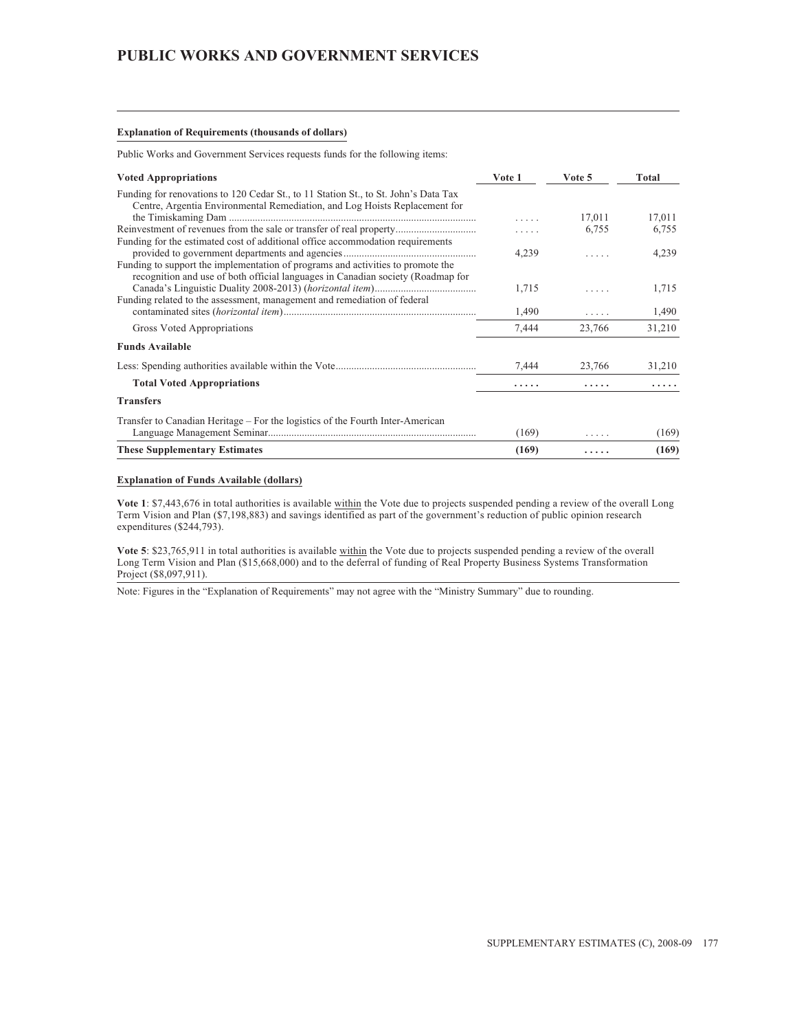## PUBLIC WORKS AND GOVERNMENT SERVICES

**Explanation of Requirements (thousands of dollars)**

Public Works and Government Services requests funds for the following items:

| Voted Appropriations | Vote 1 | Vote 5 | Total |
|---|---|---|---|
| Funding for renovations to 120 Cedar St., to 11 Station St., to St. John's Data Tax Centre, Argentia Environmental Remediation, and Log Hoists Replacement for the Timiskaming Dam | ..... | 17,011 | 17,011 |
| Reinvestment of revenues from the sale or transfer of real property | ..... | 6,755 | 6,755 |
| Funding for the estimated cost of additional office accommodation requirements provided to government departments and agencies | 4,239 | ..... | 4,239 |
| Funding to support the implementation of programs and activities to promote the recognition and use of both official languages in Canadian society (Roadmap for Canada's Linguistic Duality 2008-2013) (*horizontal item*) | 1,715 | ..... | 1,715 |
| Funding related to the assessment, management and remediation of federal contaminated sites (*horizontal item*) | 1,490 | ..... | 1,490 |
| Gross Voted Appropriations | 7,444 | 23,766 | 31,210 |
| **Funds Available** | | | |
| Less: Spending authorities available within the Vote | 7,444 | 23,766 | 31,210 |
| **Total Voted Appropriations** | ..... | ..... | ..... |
| **Transfers** | | | |
| Transfer to Canadian Heritage – For the logistics of the Fourth Inter-American Language Management Seminar | (169) | ..... | (169) |
| **These Supplementary Estimates** | **(169)** | **.....** | **(169)** |

**Explanation of Funds Available (dollars)**

**Vote 1**: $7,443,676 in total authorities is available within the Vote due to projects suspended pending a review of the overall Long Term Vision and Plan ($7,198,883) and savings identified as part of the government's reduction of public opinion research expenditures ($244,793).

**Vote 5**: $23,765,911 in total authorities is available within the Vote due to projects suspended pending a review of the overall Long Term Vision and Plan ($15,668,000) and to the deferral of funding of Real Property Business Systems Transformation Project ($8,097,911).

Note: Figures in the "Explanation of Requirements" may not agree with the "Ministry Summary" due to rounding.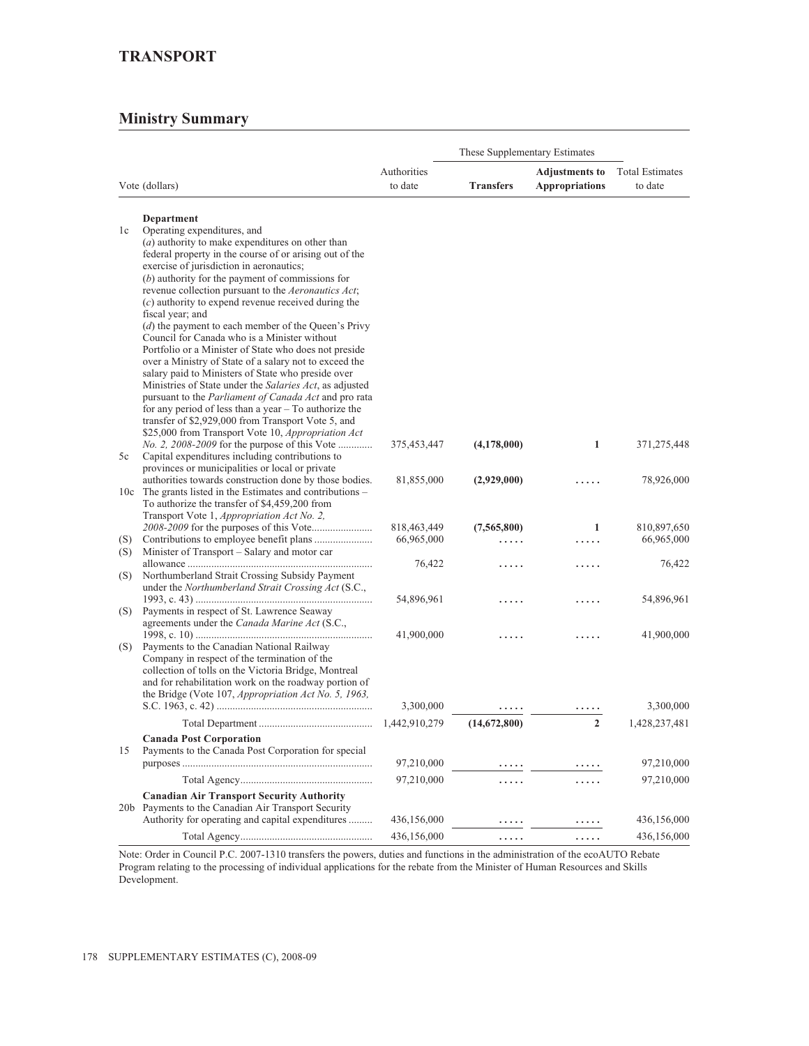## TRANSPORT

## Ministry Summary

| | Vote (dollars) | Authorities to date | These Supplementary Estimates | | Total Estimates to date |
|---|---|---|---|---|---|
| | | | **Transfers** | **Adjustments to Appropriations** | |
| | **Department** | | | | |
| 1c | Operating expenditures, and (*a*) authority to make expenditures on other than federal property in the course of or arising out of the exercise of jurisdiction in aeronautics; (*b*) authority for the payment of commissions for revenue collection pursuant to the *Aeronautics Act*; (*c*) authority to expend revenue received during the fiscal year; and (*d*) the payment to each member of the Queen's Privy Council for Canada who is a Minister without Portfolio or a Minister of State who does not preside over a Ministry of State of a salary not to exceed the salary paid to Ministers of State who preside over Ministries of State under the *Salaries Act*, as adjusted pursuant to the *Parliament of Canada Act* and pro rata for any period of less than a year – To authorize the transfer of $2,929,000 from Transport Vote 5, and $25,000 from Transport Vote 10, *Appropriation Act No. 2, 2008-2009* for the purpose of this Vote | 375,453,447 | **(4,178,000)** | **1** | 371,275,448 |
| 5c | Capital expenditures including contributions to provinces or municipalities or local or private authorities towards construction done by those bodies. | 81,855,000 | **(2,929,000)** | ..... | 78,926,000 |
| 10c | The grants listed in the Estimates and contributions – To authorize the transfer of $4,459,200 from Transport Vote 1, *Appropriation Act No. 2, 2008-2009* for the purposes of this Vote | 818,463,449 | **(7,565,800)** | **1** | 810,897,650 |
| (S) | Contributions to employee benefit plans | 66,965,000 | ..... | ..... | 66,965,000 |
| (S) | Minister of Transport – Salary and motor car allowance | 76,422 | ..... | ..... | 76,422 |
| (S) | Northumberland Strait Crossing Subsidy Payment under the *Northumberland Strait Crossing Act* (S.C., 1993, c. 43) | 54,896,961 | ..... | ..... | 54,896,961 |
| (S) | Payments in respect of St. Lawrence Seaway agreements under the *Canada Marine Act* (S.C., 1998, c. 10) | 41,900,000 | ..... | ..... | 41,900,000 |
| (S) | Payments to the Canadian National Railway Company in respect of the termination of the collection of tolls on the Victoria Bridge, Montreal and for rehabilitation work on the roadway portion of the Bridge (Vote 107, *Appropriation Act No. 5, 1963*, S.C. 1963, c. 42) | 3,300,000 | ..... | ..... | 3,300,000 |
| | Total Department | 1,442,910,279 | **(14,672,800)** | **2** | 1,428,237,481 |
| | **Canada Post Corporation** | | | | |
| 15 | Payments to the Canada Post Corporation for special purposes | 97,210,000 | ..... | ..... | 97,210,000 |
| | Total Agency | 97,210,000 | ..... | ..... | 97,210,000 |
| | **Canadian Air Transport Security Authority** | | | | |
| 20b | Payments to the Canadian Air Transport Security Authority for operating and capital expenditures | 436,156,000 | ..... | ..... | 436,156,000 |
| | Total Agency | 436,156,000 | ..... | ..... | 436,156,000 |

Note: Order in Council P.C. 2007-1310 transfers the powers, duties and functions in the administration of the ecoAUTO Rebate Program relating to the processing of individual applications for the rebate from the Minister of Human Resources and Skills Development.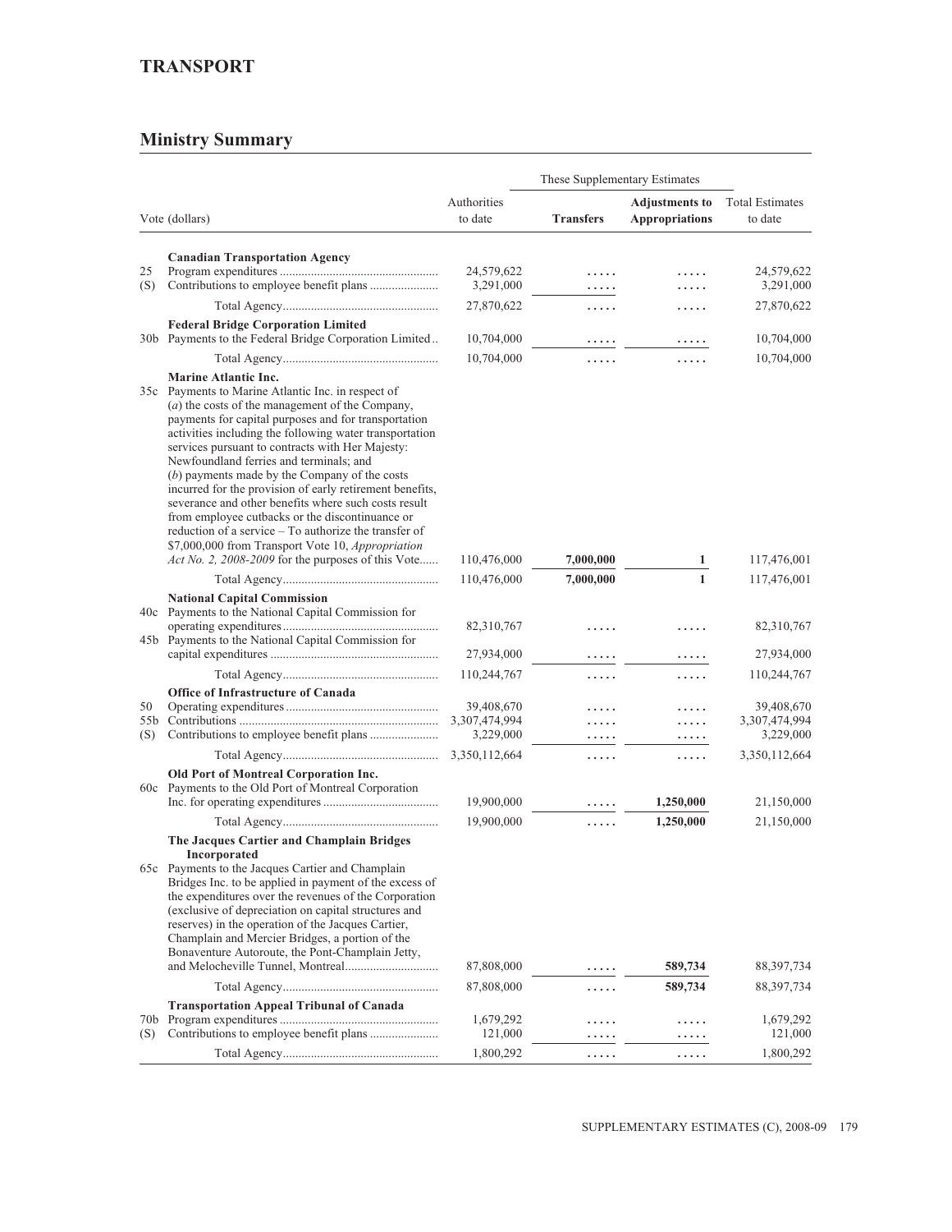## TRANSPORT

## Ministry Summary

| Vote (dollars) | | Authorities to date | These Supplementary Estimates: Transfers | These Supplementary Estimates: Adjustments to Appropriations | Total Estimates to date |
|---|---|---|---|---|---|
| | **Canadian Transportation Agency** | | | | |
| 25 | Program expenditures | 24,579,622 | ..... | ..... | 24,579,622 |
| (S) | Contributions to employee benefit plans | 3,291,000 | ..... | ..... | 3,291,000 |
| | Total Agency | 27,870,622 | ..... | ..... | 27,870,622 |
| | **Federal Bridge Corporation Limited** | | | | |
| 30b | Payments to the Federal Bridge Corporation Limited | 10,704,000 | ..... | ..... | 10,704,000 |
| | Total Agency | 10,704,000 | ..... | ..... | 10,704,000 |
| | **Marine Atlantic Inc.** | | | | |
| 35c | Payments to Marine Atlantic Inc. in respect of (*a*) the costs of the management of the Company, payments for capital purposes and for transportation activities including the following water transportation services pursuant to contracts with Her Majesty: Newfoundland ferries and terminals; and (*b*) payments made by the Company of the costs incurred for the provision of early retirement benefits, severance and other benefits where such costs result from employee cutbacks or the discontinuance or reduction of a service – To authorize the transfer of $7,000,000 from Transport Vote 10, *Appropriation Act No. 2, 2008-2009* for the purposes of this Vote | 110,476,000 | 7,000,000 | 1 | 117,476,001 |
| | Total Agency | 110,476,000 | 7,000,000 | 1 | 117,476,001 |
| | **National Capital Commission** | | | | |
| 40c | Payments to the National Capital Commission for operating expenditures | 82,310,767 | ..... | ..... | 82,310,767 |
| 45b | Payments to the National Capital Commission for capital expenditures | 27,934,000 | ..... | ..... | 27,934,000 |
| | Total Agency | 110,244,767 | ..... | ..... | 110,244,767 |
| | **Office of Infrastructure of Canada** | | | | |
| 50 | Operating expenditures | 39,408,670 | ..... | ..... | 39,408,670 |
| 55b | Contributions | 3,307,474,994 | ..... | ..... | 3,307,474,994 |
| (S) | Contributions to employee benefit plans | 3,229,000 | ..... | ..... | 3,229,000 |
| | Total Agency | 3,350,112,664 | ..... | ..... | 3,350,112,664 |
| | **Old Port of Montreal Corporation Inc.** | | | | |
| 60c | Payments to the Old Port of Montreal Corporation Inc. for operating expenditures | 19,900,000 | ..... | 1,250,000 | 21,150,000 |
| | Total Agency | 19,900,000 | ..... | 1,250,000 | 21,150,000 |
| | **The Jacques Cartier and Champlain Bridges Incorporated** | | | | |
| 65c | Payments to the Jacques Cartier and Champlain Bridges Inc. to be applied in payment of the excess of the expenditures over the revenues of the Corporation (exclusive of depreciation on capital structures and reserves) in the operation of the Jacques Cartier, Champlain and Mercier Bridges, a portion of the Bonaventure Autoroute, the Pont-Champlain Jetty, and Melocheville Tunnel, Montreal | 87,808,000 | ..... | 589,734 | 88,397,734 |
| | Total Agency | 87,808,000 | ..... | 589,734 | 88,397,734 |
| | **Transportation Appeal Tribunal of Canada** | | | | |
| 70b | Program expenditures | 1,679,292 | ..... | ..... | 1,679,292 |
| (S) | Contributions to employee benefit plans | 121,000 | ..... | ..... | 121,000 |
| | Total Agency | 1,800,292 | ..... | ..... | 1,800,292 |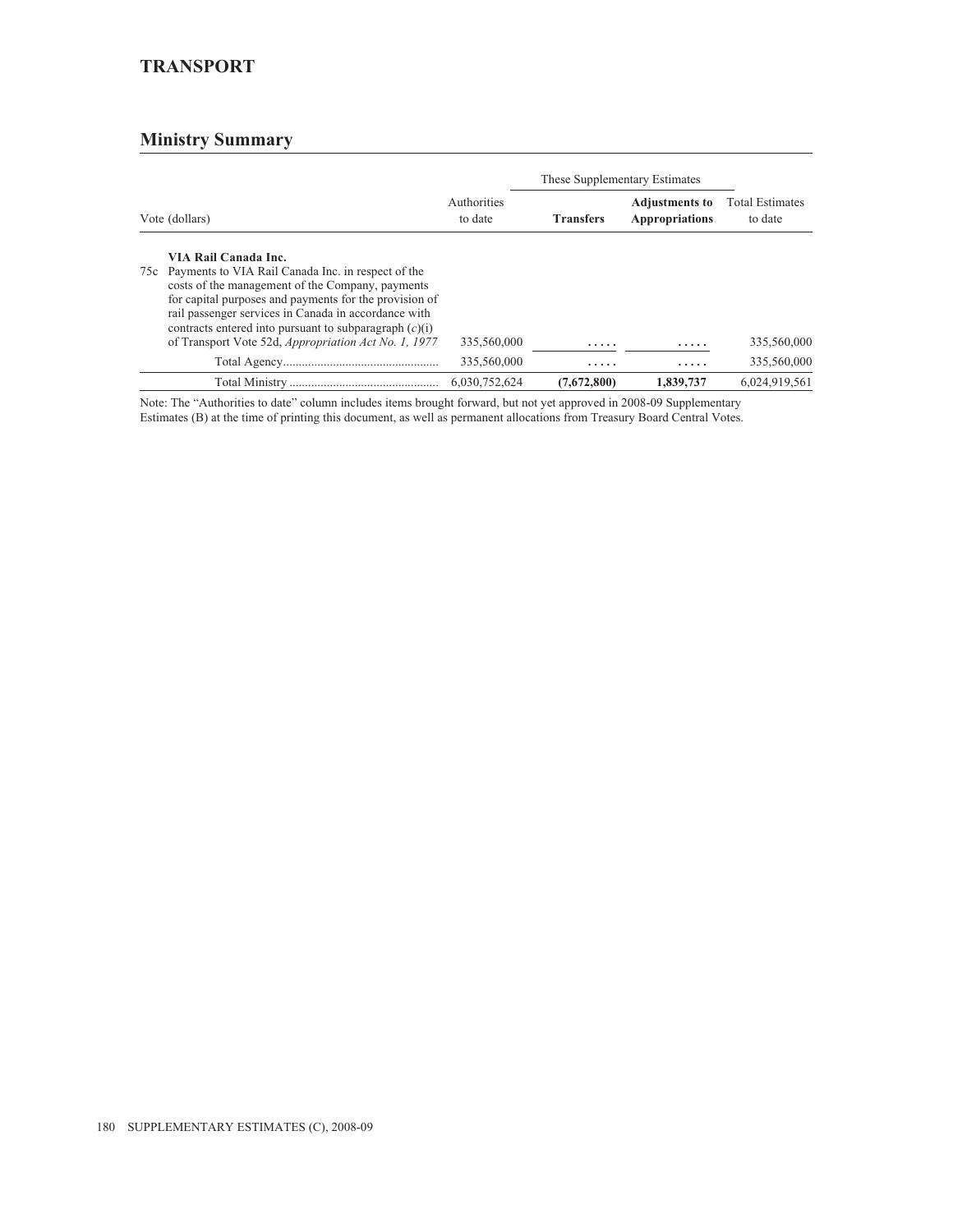## TRANSPORT

## Ministry Summary

| Vote (dollars) | Authorities to date | These Supplementary Estimates Transfers | These Supplementary Estimates Adjustments to Appropriations | Total Estimates to date |
|---|---|---|---|---|
| **VIA Rail Canada Inc.** | | | | |
| 75c Payments to VIA Rail Canada Inc. in respect of the costs of the management of the Company, payments for capital purposes and payments for the provision of rail passenger services in Canada in accordance with contracts entered into pursuant to subparagraph (*c*)(i) of Transport Vote 52d, *Appropriation Act No. 1, 1977* | 335,560,000 | ..... | ..... | 335,560,000 |
| Total Agency | 335,560,000 | ..... | ..... | 335,560,000 |
| Total Ministry | 6,030,752,624 | **(7,672,800)** | **1,839,737** | 6,024,919,561 |

Note: The "Authorities to date" column includes items brought forward, but not yet approved in 2008-09 Supplementary Estimates (B) at the time of printing this document, as well as permanent allocations from Treasury Board Central Votes.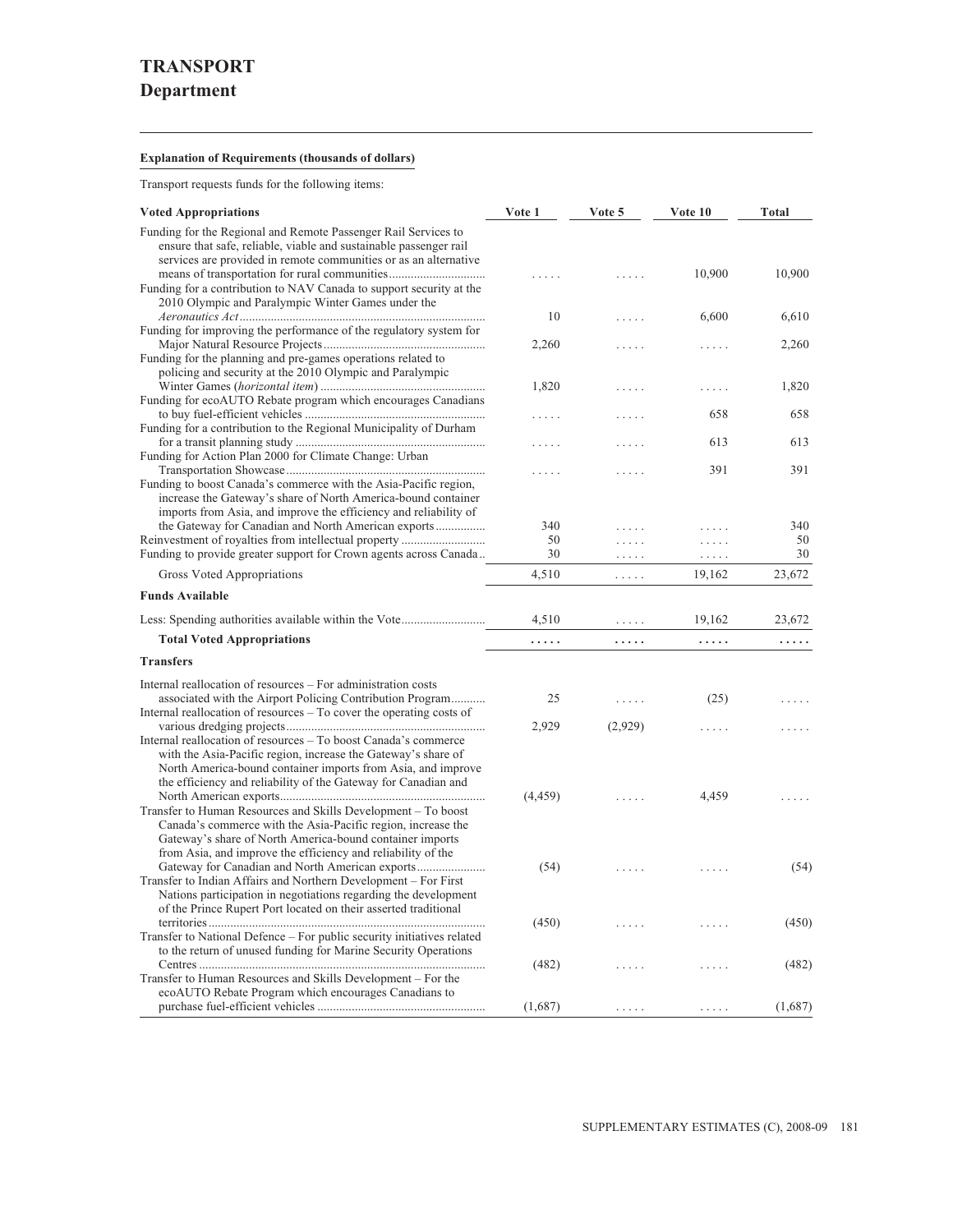# TRANSPORT
## Department

**Explanation of Requirements (thousands of dollars)**

Transport requests funds for the following items:

| Voted Appropriations | Vote 1 | Vote 5 | Vote 10 | Total |
|---|---|---|---|---|
| Funding for the Regional and Remote Passenger Rail Services to ensure that safe, reliable, viable and sustainable passenger rail services are provided in remote communities or as an alternative means of transportation for rural communities | ..... | ..... | 10,900 | 10,900 |
| Funding for a contribution to NAV Canada to support security at the 2010 Olympic and Paralympic Winter Games under the *Aeronautics Act* | 10 | ..... | 6,600 | 6,610 |
| Funding for improving the performance of the regulatory system for Major Natural Resource Projects | 2,260 | ..... | ..... | 2,260 |
| Funding for the planning and pre-games operations related to policing and security at the 2010 Olympic and Paralympic Winter Games (*horizontal item*) | 1,820 | ..... | ..... | 1,820 |
| Funding for ecoAUTO Rebate program which encourages Canadians to buy fuel-efficient vehicles | ..... | ..... | 658 | 658 |
| Funding for a contribution to the Regional Municipality of Durham for a transit planning study | ..... | ..... | 613 | 613 |
| Funding for Action Plan 2000 for Climate Change: Urban Transportation Showcase | ..... | ..... | 391 | 391 |
| Funding to boost Canada's commerce with the Asia-Pacific region, increase the Gateway's share of North America-bound container imports from Asia, and improve the efficiency and reliability of the Gateway for Canadian and North American exports | 340 | ..... | ..... | 340 |
| Reinvestment of royalties from intellectual property | 50 | ..... | ..... | 50 |
| Funding to provide greater support for Crown agents across Canada | 30 | ..... | ..... | 30 |
| Gross Voted Appropriations | 4,510 | ..... | 19,162 | 23,672 |
| **Funds Available** | | | | |
| Less: Spending authorities available within the Vote | 4,510 | ..... | 19,162 | 23,672 |
| **Total Voted Appropriations** | ..... | ..... | ..... | ..... |
| **Transfers** | | | | |
| Internal reallocation of resources – For administration costs associated with the Airport Policing Contribution Program | 25 | ..... | (25) | ..... |
| Internal reallocation of resources – To cover the operating costs of various dredging projects | 2,929 | (2,929) | ..... | ..... |
| Internal reallocation of resources – To boost Canada's commerce with the Asia-Pacific region, increase the Gateway's share of North America-bound container imports from Asia, and improve the efficiency and reliability of the Gateway for Canadian and North American exports | (4,459) | ..... | 4,459 | ..... |
| Transfer to Human Resources and Skills Development – To boost Canada's commerce with the Asia-Pacific region, increase the Gateway's share of North America-bound container imports from Asia, and improve the efficiency and reliability of the Gateway for Canadian and North American exports | (54) | ..... | ..... | (54) |
| Transfer to Indian Affairs and Northern Development – For First Nations participation in negotiations regarding the development of the Prince Rupert Port located on their asserted traditional territories | (450) | ..... | ..... | (450) |
| Transfer to National Defence – For public security initiatives related to the return of unused funding for Marine Security Operations Centres | (482) | ..... | ..... | (482) |
| Transfer to Human Resources and Skills Development – For the ecoAUTO Rebate Program which encourages Canadians to purchase fuel-efficient vehicles | (1,687) | ..... | ..... | (1,687) |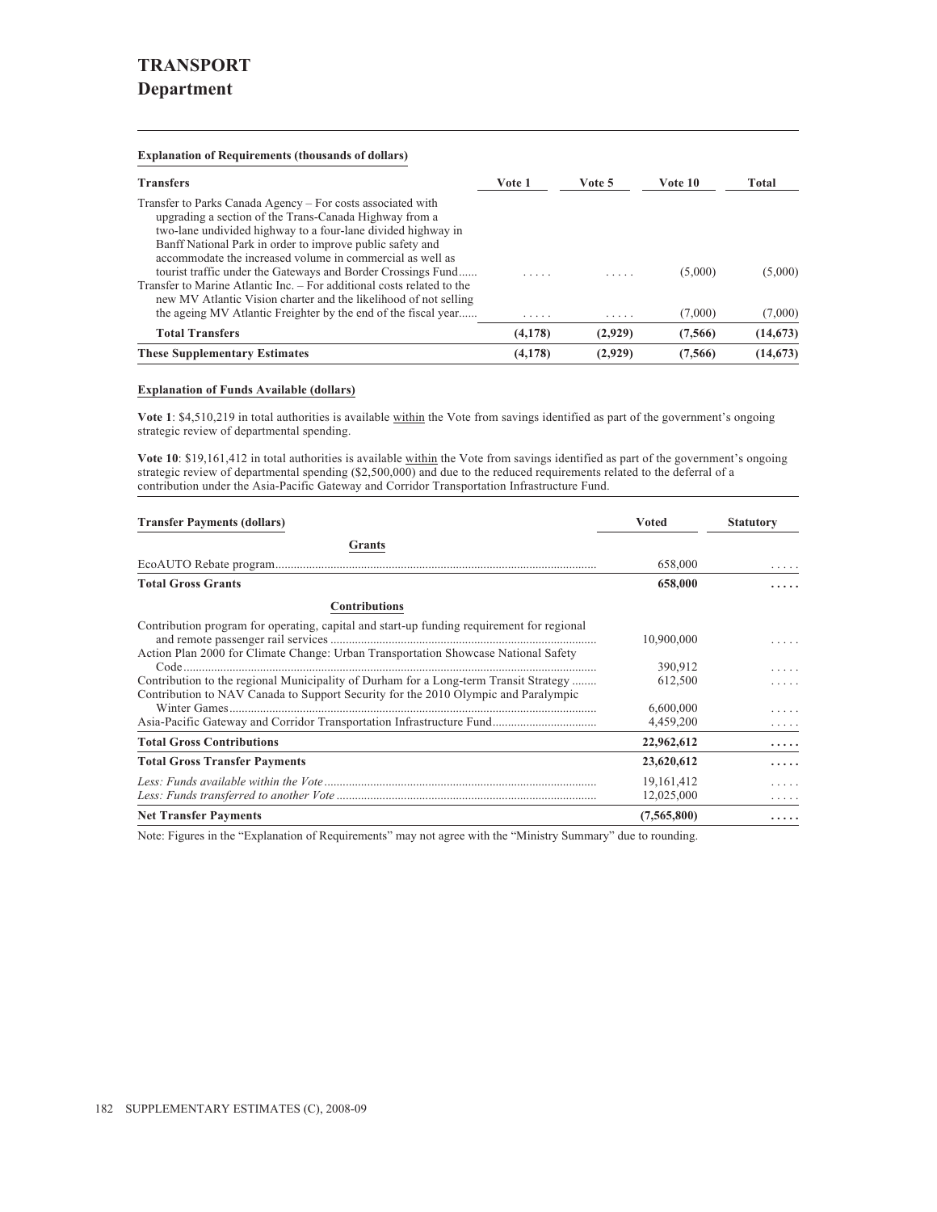# TRANSPORT
## Department

**Explanation of Requirements (thousands of dollars)**

| Transfers | Vote 1 | Vote 5 | Vote 10 | Total |
|---|---|---|---|---|
| Transfer to Parks Canada Agency – For costs associated with upgrading a section of the Trans-Canada Highway from a two-lane undivided highway to a four-lane divided highway in Banff National Park in order to improve public safety and accommodate the increased volume in commercial as well as tourist traffic under the Gateways and Border Crossings Fund...... | ..... | ..... | (5,000) | (5,000) |
| Transfer to Marine Atlantic Inc. – For additional costs related to the new MV Atlantic Vision charter and the likelihood of not selling the ageing MV Atlantic Freighter by the end of the fiscal year...... | ..... | ..... | (7,000) | (7,000) |
| **Total Transfers** | **(4,178)** | **(2,929)** | **(7,566)** | **(14,673)** |
| **These Supplementary Estimates** | **(4,178)** | **(2,929)** | **(7,566)** | **(14,673)** |

**Explanation of Funds Available (dollars)**

**Vote 1**: $4,510,219 in total authorities is available within the Vote from savings identified as part of the government's ongoing strategic review of departmental spending.

**Vote 10**: $19,161,412 in total authorities is available within the Vote from savings identified as part of the government's ongoing strategic review of departmental spending ($2,500,000) and due to the reduced requirements related to the deferral of a contribution under the Asia-Pacific Gateway and Corridor Transportation Infrastructure Fund.

| Transfer Payments (dollars) | Voted | Statutory |
|---|---|---|
| **Grants** | | |
| EcoAUTO Rebate program........................................................................................................ | 658,000 | ..... |
| **Total Gross Grants** | **658,000** | **.....** |
| **Contributions** | | |
| Contribution program for operating, capital and start-up funding requirement for regional and remote passenger rail services ...................................................................................... | 10,900,000 | ..... |
| Action Plan 2000 for Climate Change: Urban Transportation Showcase National Safety Code.................................................................................................................... | 390,912 | ..... |
| Contribution to the regional Municipality of Durham for a Long-term Transit Strategy ........ | 612,500 | ..... |
| Contribution to NAV Canada to Support Security for the 2010 Olympic and Paralympic Winter Games........................................................................................................ | 6,600,000 | ..... |
| Asia-Pacific Gateway and Corridor Transportation Infrastructure Fund.................................. | 4,459,200 | ..... |
| **Total Gross Contributions** | **22,962,612** | **.....** |
| **Total Gross Transfer Payments** | **23,620,612** | **.....** |
| *Less: Funds available within the Vote* ........................................................................................ | 19,161,412 | ..... |
| *Less: Funds transferred to another Vote* .................................................................................... | 12,025,000 | ..... |
| **Net Transfer Payments** | **(7,565,800)** | **.....** |

Note: Figures in the "Explanation of Requirements" may not agree with the "Ministry Summary" due to rounding.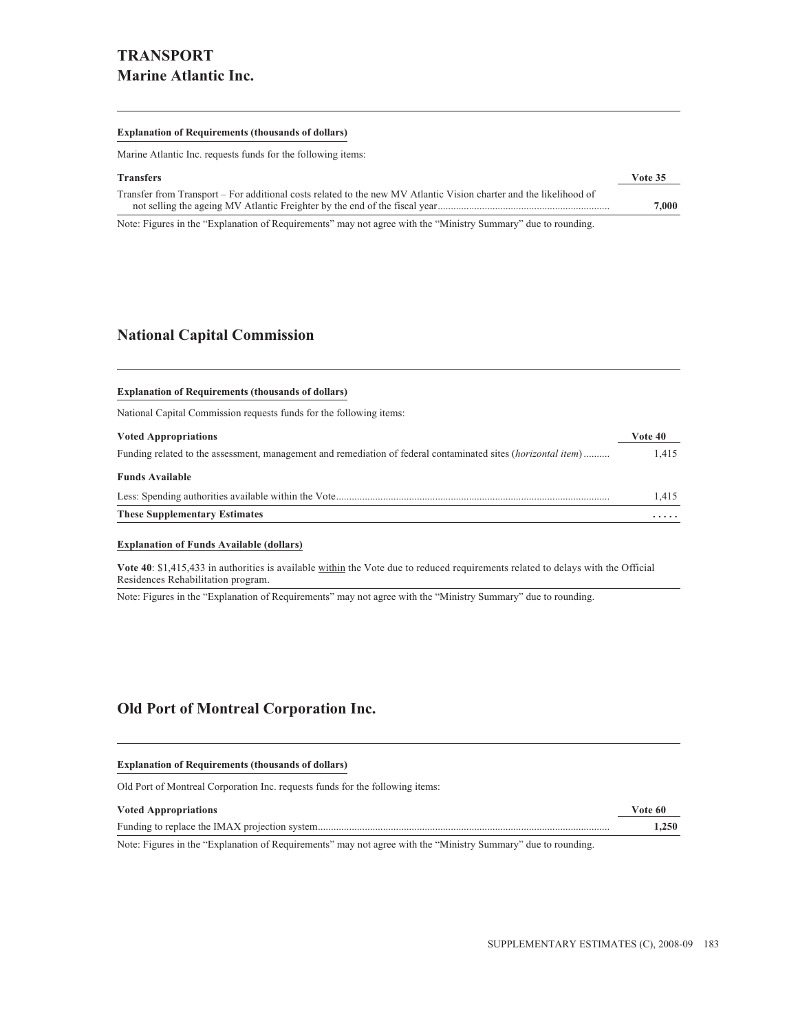# TRANSPORT

## Marine Atlantic Inc.

**Explanation of Requirements (thousands of dollars)**

Marine Atlantic Inc. requests funds for the following items:

| **Transfers** | **Vote 35** |
|---|---|
| Transfer from Transport – For additional costs related to the new MV Atlantic Vision charter and the likelihood of not selling the ageing MV Atlantic Freighter by the end of the fiscal year | **7,000** |

Note: Figures in the "Explanation of Requirements" may not agree with the "Ministry Summary" due to rounding.

## National Capital Commission

**Explanation of Requirements (thousands of dollars)**

National Capital Commission requests funds for the following items:

| **Voted Appropriations** | **Vote 40** |
|---|---|
| Funding related to the assessment, management and remediation of federal contaminated sites (*horizontal item*) | 1,415 |
| **Funds Available** | |
| Less: Spending authorities available within the Vote | 1,415 |
| **These Supplementary Estimates** | **.....** |

**Explanation of Funds Available (dollars)**

**Vote 40**: $1,415,433 in authorities is available within the Vote due to reduced requirements related to delays with the Official Residences Rehabilitation program.

Note: Figures in the "Explanation of Requirements" may not agree with the "Ministry Summary" due to rounding.

## Old Port of Montreal Corporation Inc.

**Explanation of Requirements (thousands of dollars)**

Old Port of Montreal Corporation Inc. requests funds for the following items:

| **Voted Appropriations** | **Vote 60** |
|---|---|
| Funding to replace the IMAX projection system | **1,250** |

Note: Figures in the "Explanation of Requirements" may not agree with the "Ministry Summary" due to rounding.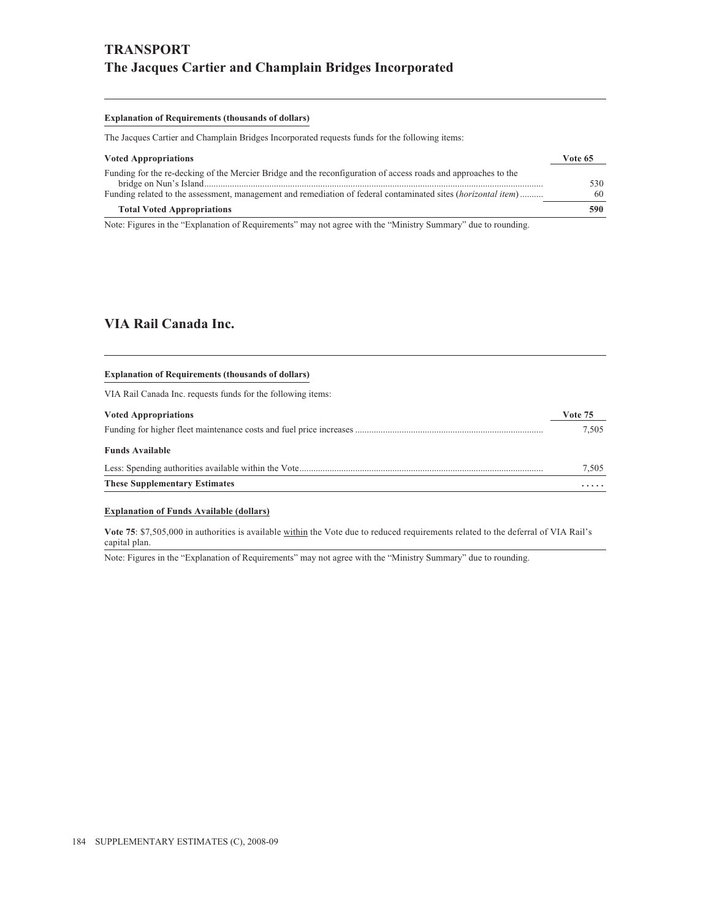# TRANSPORT

## The Jacques Cartier and Champlain Bridges Incorporated

**Explanation of Requirements (thousands of dollars)**

The Jacques Cartier and Champlain Bridges Incorporated requests funds for the following items:

| Voted Appropriations | Vote 65 |
|---|---|
| Funding for the re-decking of the Mercier Bridge and the reconfiguration of access roads and approaches to the bridge on Nun's Island | 530 |
| Funding related to the assessment, management and remediation of federal contaminated sites (*horizontal item*) | 60 |
| **Total Voted Appropriations** | **590** |

Note: Figures in the "Explanation of Requirements" may not agree with the "Ministry Summary" due to rounding.

## VIA Rail Canada Inc.

**Explanation of Requirements (thousands of dollars)**

VIA Rail Canada Inc. requests funds for the following items:

| Voted Appropriations | Vote 75 |
|---|---|
| Funding for higher fleet maintenance costs and fuel price increases | 7,505 |
| **Funds Available** | |
| Less: Spending authorities available within the Vote | 7,505 |
| **These Supplementary Estimates** | ..... |

**Explanation of Funds Available (dollars)**

**Vote 75**: $7,505,000 in authorities is available within the Vote due to reduced requirements related to the deferral of VIA Rail's capital plan.

Note: Figures in the "Explanation of Requirements" may not agree with the "Ministry Summary" due to rounding.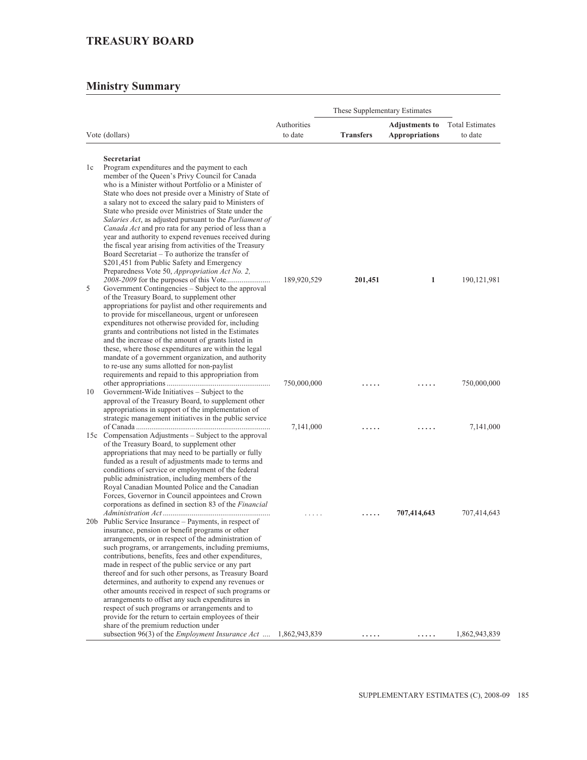## TREASURY BOARD

## Ministry Summary

| Vote (dollars) | | Authorities to date | These Supplementary Estimates | | Total Estimates to date |
|---|---|---|---|---|---|
| | | | **Transfers** | **Adjustments to Appropriations** | |
| | **Secretariat** | | | | |
| 1c | Program expenditures and the payment to each member of the Queen's Privy Council for Canada who is a Minister without Portfolio or a Minister of State who does not preside over a Ministry of State of a salary not to exceed the salary paid to Ministers of State who preside over Ministries of State under the *Salaries Act*, as adjusted pursuant to the *Parliament of Canada Act* and pro rata for any period of less than a year and authority to expend revenues received during the fiscal year arising from activities of the Treasury Board Secretariat – To authorize the transfer of $201,451 from Public Safety and Emergency Preparedness Vote 50, *Appropriation Act No. 2, 2008-2009* for the purposes of this Vote....................... | 189,920,529 | **201,451** | **1** | 190,121,981 |
| 5 | Government Contingencies – Subject to the approval of the Treasury Board, to supplement other appropriations for paylist and other requirements and to provide for miscellaneous, urgent or unforeseen expenditures not otherwise provided for, including grants and contributions not listed in the Estimates and the increase of the amount of grants listed in these, where those expenditures are within the legal mandate of a government organization, and authority to re-use any sums allotted for non-paylist requirements and repaid to this appropriation from other appropriations ..................................................... | 750,000,000 | ..... | ..... | 750,000,000 |
| 10 | Government-Wide Initiatives – Subject to the approval of the Treasury Board, to supplement other appropriations in support of the implementation of strategic management initiatives in the public service of Canada ..................................................................... | 7,141,000 | ..... | ..... | 7,141,000 |
| 15c | Compensation Adjustments – Subject to the approval of the Treasury Board, to supplement other appropriations that may need to be partially or fully funded as a result of adjustments made to terms and conditions of service or employment of the federal public administration, including members of the Royal Canadian Mounted Police and the Canadian Forces, Governor in Council appointees and Crown corporations as defined in section 83 of the *Financial Administration Act* ....................................................... | ..... | ..... | **707,414,643** | 707,414,643 |
| 20b | Public Service Insurance – Payments, in respect of insurance, pension or benefit programs or other arrangements, or in respect of the administration of such programs, or arrangements, including premiums, contributions, benefits, fees and other expenditures, made in respect of the public service or any part thereof and for such other persons, as Treasury Board determines, and authority to expend any revenues or other amounts received in respect of such programs or arrangements to offset any such expenditures in respect of such programs or arrangements and to provide for the return to certain employees of their share of the premium reduction under subsection 96(3) of the *Employment Insurance Act* .... | 1,862,943,839 | ..... | ..... | 1,862,943,839 |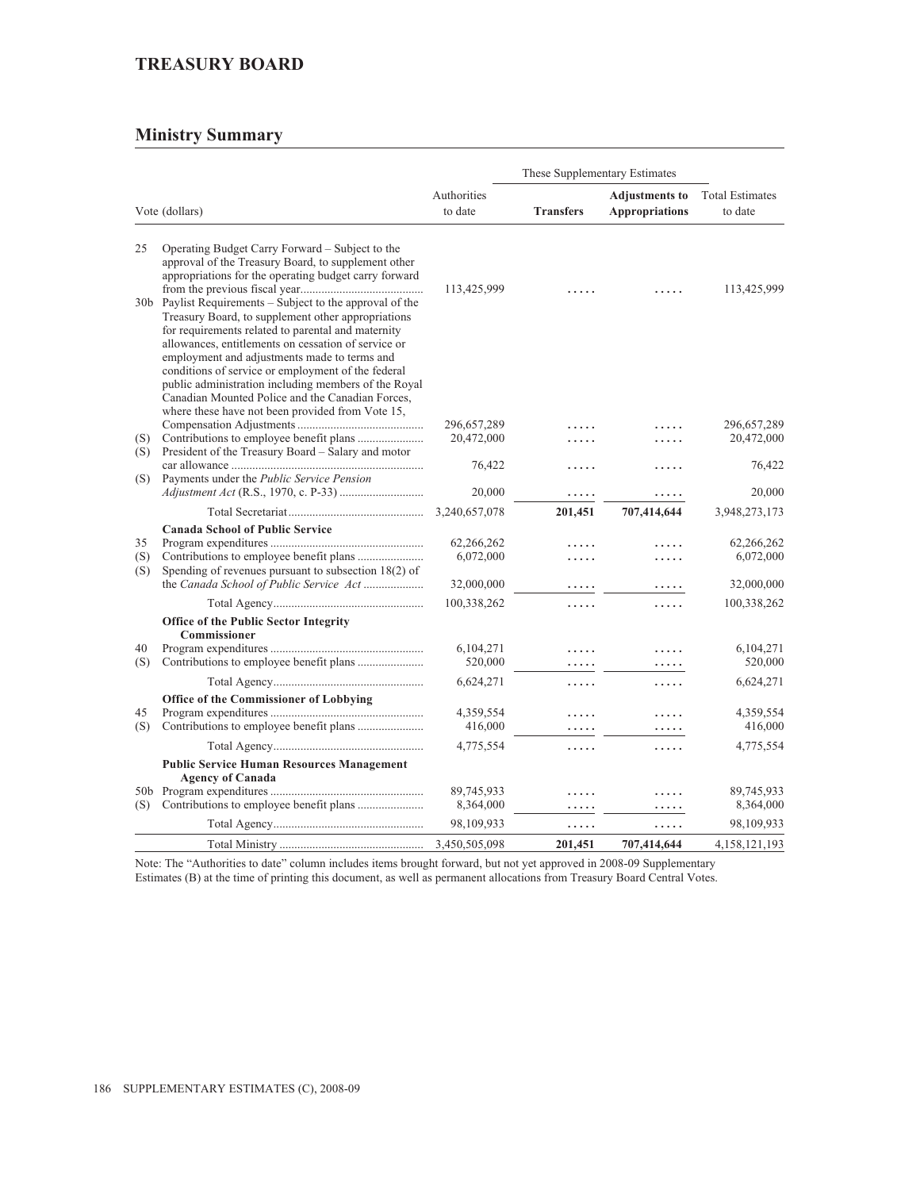## TREASURY BOARD

### Ministry Summary

| Vote (dollars) | | Authorities to date | These Supplementary Estimates | | Total Estimates to date |
|---|---|---|---|---|---|
| | | | **Transfers** | **Adjustments to Appropriations** | |
| 25 | Operating Budget Carry Forward – Subject to the approval of the Treasury Board, to supplement other appropriations for the operating budget carry forward from the previous fiscal year | 113,425,999 | ..... | ..... | 113,425,999 |
| 30b | Paylist Requirements – Subject to the approval of the Treasury Board, to supplement other appropriations for requirements related to parental and maternity allowances, entitlements on cessation of service or employment and adjustments made to terms and conditions of service or employment of the federal public administration including members of the Royal Canadian Mounted Police and the Canadian Forces, where these have not been provided from Vote 15, Compensation Adjustments | 296,657,289 | ..... | ..... | 296,657,289 |
| (S) | Contributions to employee benefit plans | 20,472,000 | ..... | ..... | 20,472,000 |
| (S) | President of the Treasury Board – Salary and motor car allowance | 76,422 | ..... | ..... | 76,422 |
| (S) | Payments under the *Public Service Pension Adjustment Act* (R.S., 1970, c. P-33) | 20,000 | ..... | ..... | 20,000 |
| | Total Secretariat | 3,240,657,078 | **201,451** | **707,414,644** | 3,948,273,173 |
| | **Canada School of Public Service** | | | | |
| 35 | Program expenditures | 62,266,262 | ..... | ..... | 62,266,262 |
| (S) | Contributions to employee benefit plans | 6,072,000 | ..... | ..... | 6,072,000 |
| (S) | Spending of revenues pursuant to subsection 18(2) of the *Canada School of Public Service Act* | 32,000,000 | ..... | ..... | 32,000,000 |
| | Total Agency | 100,338,262 | ..... | ..... | 100,338,262 |
| | **Office of the Public Sector Integrity Commissioner** | | | | |
| 40 | Program expenditures | 6,104,271 | ..... | ..... | 6,104,271 |
| (S) | Contributions to employee benefit plans | 520,000 | ..... | ..... | 520,000 |
| | Total Agency | 6,624,271 | ..... | ..... | 6,624,271 |
| | **Office of the Commissioner of Lobbying** | | | | |
| 45 | Program expenditures | 4,359,554 | ..... | ..... | 4,359,554 |
| (S) | Contributions to employee benefit plans | 416,000 | ..... | ..... | 416,000 |
| | Total Agency | 4,775,554 | ..... | ..... | 4,775,554 |
| | **Public Service Human Resources Management Agency of Canada** | | | | |
| 50b | Program expenditures | 89,745,933 | ..... | ..... | 89,745,933 |
| (S) | Contributions to employee benefit plans | 8,364,000 | ..... | ..... | 8,364,000 |
| | Total Agency | 98,109,933 | ..... | ..... | 98,109,933 |
| | Total Ministry | 3,450,505,098 | **201,451** | **707,414,644** | 4,158,121,193 |

Note: The "Authorities to date" column includes items brought forward, but not yet approved in 2008-09 Supplementary Estimates (B) at the time of printing this document, as well as permanent allocations from Treasury Board Central Votes.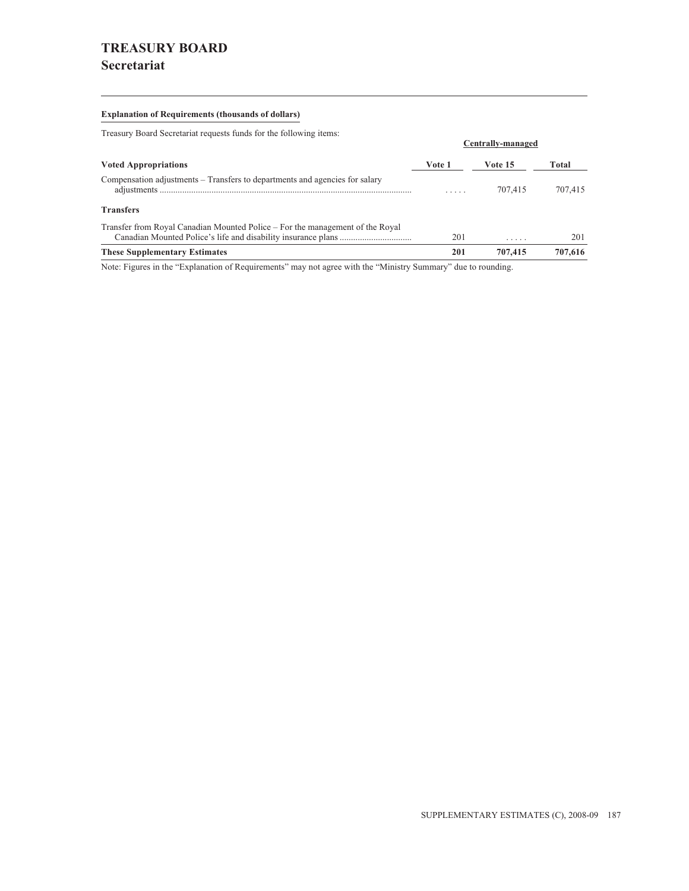# TREASURY BOARD

## Secretariat

### Explanation of Requirements (thousands of dollars)

Treasury Board Secretariat requests funds for the following items:

| | | Centrally-managed | |
|---|---|---|---|
| **Voted Appropriations** | **Vote 1** | **Vote 15** | **Total** |
| Compensation adjustments – Transfers to departments and agencies for salary adjustments | ..... | 707,415 | 707,415 |
| **Transfers** | | | |
| Transfer from Royal Canadian Mounted Police – For the management of the Royal Canadian Mounted Police's life and disability insurance plans | 201 | ..... | 201 |
| **These Supplementary Estimates** | **201** | **707,415** | **707,616** |

Note: Figures in the "Explanation of Requirements" may not agree with the "Ministry Summary" due to rounding.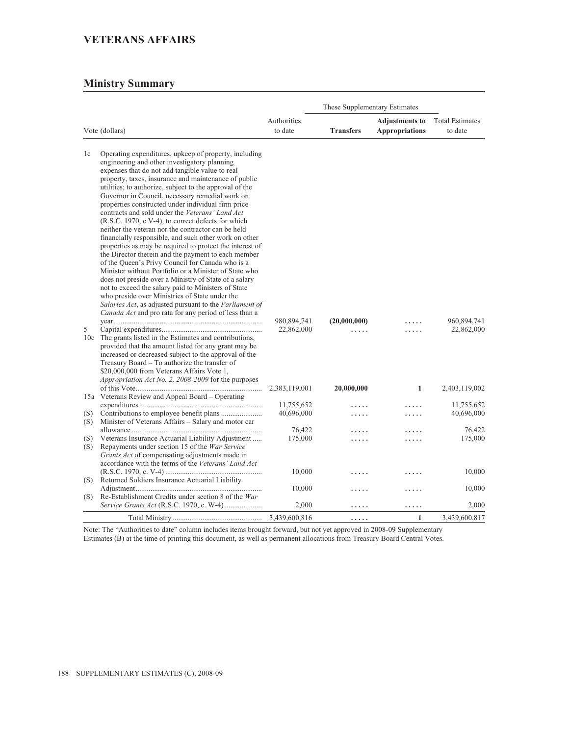# VETERANS AFFAIRS

## Ministry Summary

| Vote (dollars) | | Authorities to date | These Supplementary Estimates | | Total Estimates to date |
|---|---|---|---|---|---|
| | | | **Transfers** | **Adjustments to Appropriations** | |
| 1c | Operating expenditures, upkeep of property, including engineering and other investigatory planning expenses that do not add tangible value to real property, taxes, insurance and maintenance of public utilities; to authorize, subject to the approval of the Governor in Council, necessary remedial work on properties constructed under individual firm price contracts and sold under the *Veterans' Land Act* (R.S.C. 1970, c.V-4), to correct defects for which neither the veteran nor the contractor can be held financially responsible, and such other work on other properties as may be required to protect the interest of the Director therein and the payment to each member of the Queen's Privy Council for Canada who is a Minister without Portfolio or a Minister of State who does not preside over a Ministry of State of a salary not to exceed the salary paid to Ministers of State who preside over Ministries of State under the *Salaries Act*, as adjusted pursuant to the *Parliament of Canada Act* and pro rata for any period of less than a year | 980,894,741 | **(20,000,000)** | ..... | 960,894,741 |
| 5 | Capital expenditures | 22,862,000 | ..... | ..... | 22,862,000 |
| 10c | The grants listed in the Estimates and contributions, provided that the amount listed for any grant may be increased or decreased subject to the approval of the Treasury Board – To authorize the transfer of $20,000,000 from Veterans Affairs Vote 1, *Appropriation Act No. 2, 2008-2009* for the purposes of this Vote | 2,383,119,001 | **20,000,000** | **1** | 2,403,119,002 |
| 15a | Veterans Review and Appeal Board – Operating expenditures | 11,755,652 | ..... | ..... | 11,755,652 |
| (S) | Contributions to employee benefit plans | 40,696,000 | ..... | ..... | 40,696,000 |
| (S) | Minister of Veterans Affairs – Salary and motor car allowance | 76,422 | ..... | ..... | 76,422 |
| (S) | Veterans Insurance Actuarial Liability Adjustment | 175,000 | ..... | ..... | 175,000 |
| (S) | Repayments under section 15 of the *War Service Grants Act* of compensating adjustments made in accordance with the terms of the *Veterans' Land Act* (R.S.C. 1970, c. V-4) | 10,000 | ..... | ..... | 10,000 |
| (S) | Returned Soldiers Insurance Actuarial Liability Adjustment | 10,000 | ..... | ..... | 10,000 |
| (S) | Re-Establishment Credits under section 8 of the *War Service Grants Act* (R.S.C. 1970, c. W-4) | 2,000 | ..... | ..... | 2,000 |
| | Total Ministry | 3,439,600,816 | ..... | **1** | 3,439,600,817 |

Note: The "Authorities to date" column includes items brought forward, but not yet approved in 2008-09 Supplementary Estimates (B) at the time of printing this document, as well as permanent allocations from Treasury Board Central Votes.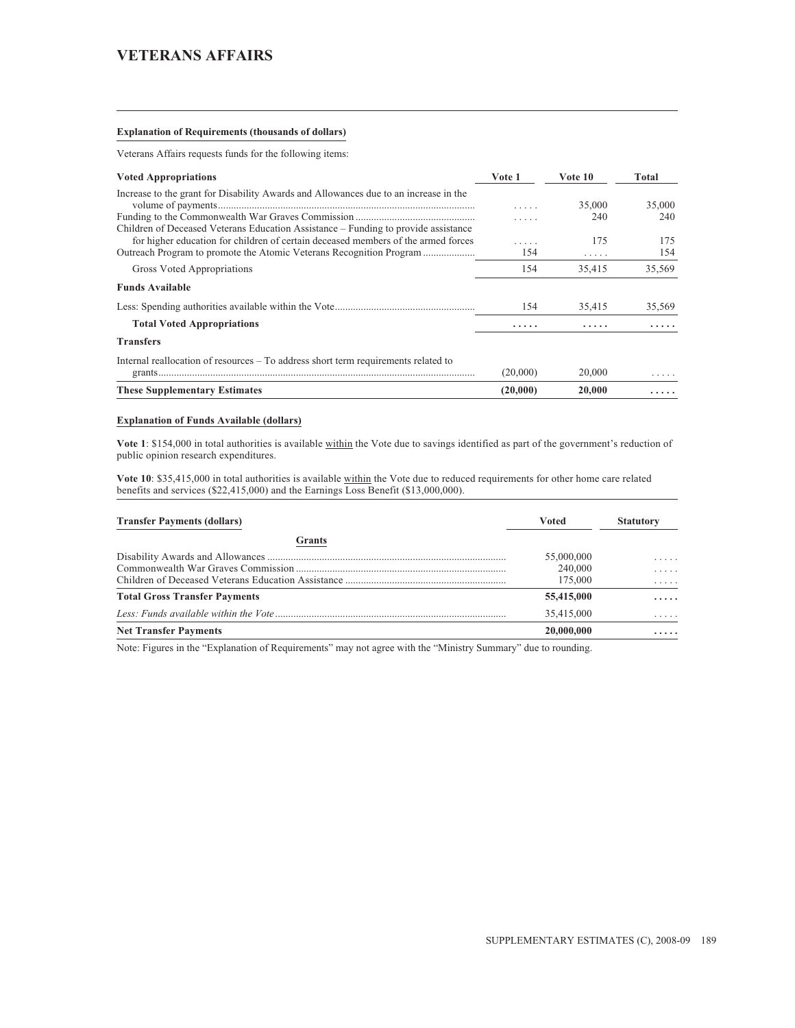# VETERANS AFFAIRS

**Explanation of Requirements (thousands of dollars)**

Veterans Affairs requests funds for the following items:

| Voted Appropriations | Vote 1 | Vote 10 | Total |
|---|---|---|---|
| Increase to the grant for Disability Awards and Allowances due to an increase in the volume of payments | ..... | 35,000 | 35,000 |
| Funding to the Commonwealth War Graves Commission | ..... | 240 | 240 |
| Children of Deceased Veterans Education Assistance – Funding to provide assistance for higher education for children of certain deceased members of the armed forces | ..... | 175 | 175 |
| Outreach Program to promote the Atomic Veterans Recognition Program | 154 | ..... | 154 |
| Gross Voted Appropriations | 154 | 35,415 | 35,569 |
| **Funds Available** | | | |
| Less: Spending authorities available within the Vote | 154 | 35,415 | 35,569 |
| **Total Voted Appropriations** | **.....** | **.....** | **.....** |
| **Transfers** | | | |
| Internal reallocation of resources – To address short term requirements related to grants | (20,000) | 20,000 | ..... |
| **These Supplementary Estimates** | **(20,000)** | **20,000** | **.....** |

**Explanation of Funds Available (dollars)**

**Vote 1**: $154,000 in total authorities is available within the Vote due to savings identified as part of the government's reduction of public opinion research expenditures.

**Vote 10**: $35,415,000 in total authorities is available within the Vote due to reduced requirements for other home care related benefits and services ($22,415,000) and the Earnings Loss Benefit ($13,000,000).

| Transfer Payments (dollars) | Voted | Statutory |
|---|---|---|
| **Grants** | | |
| Disability Awards and Allowances | 55,000,000 | ..... |
| Commonwealth War Graves Commission | 240,000 | ..... |
| Children of Deceased Veterans Education Assistance | 175,000 | ..... |
| **Total Gross Transfer Payments** | **55,415,000** | **.....** |
| *Less: Funds available within the Vote* | 35,415,000 | ..... |
| **Net Transfer Payments** | **20,000,000** | **.....** |

Note: Figures in the "Explanation of Requirements" may not agree with the "Ministry Summary" due to rounding.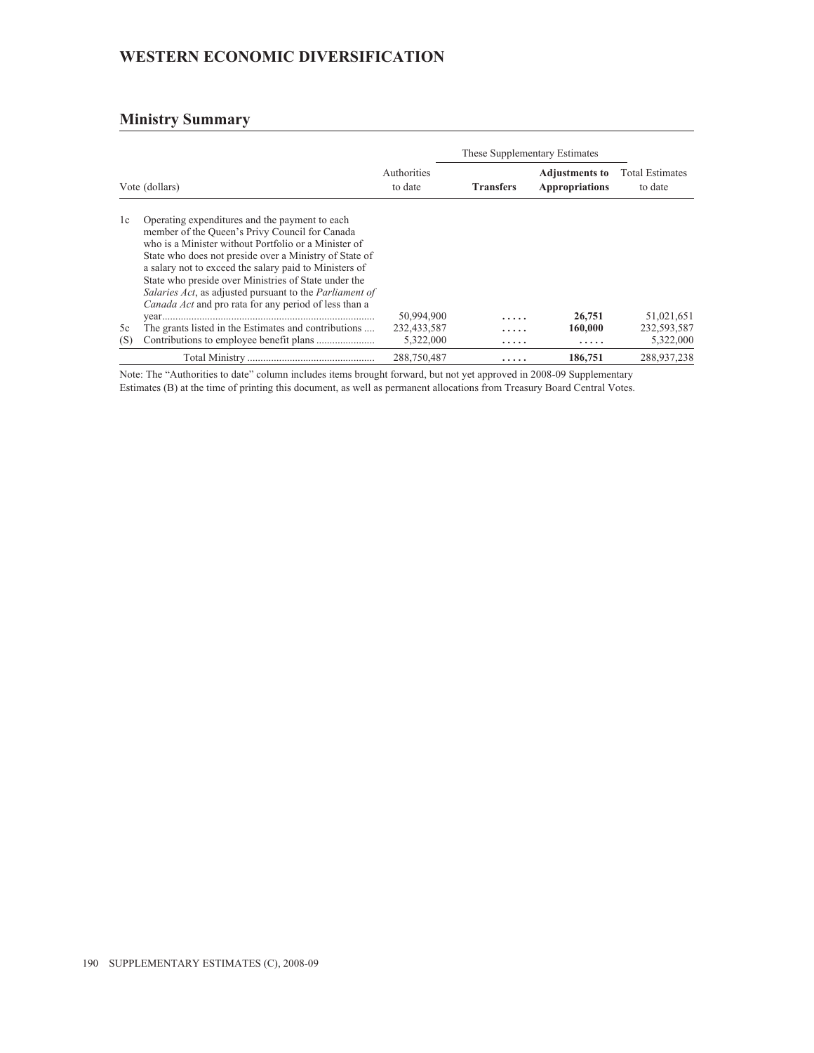# WESTERN ECONOMIC DIVERSIFICATION

## Ministry Summary

| Vote (dollars) | | Authorities to date | These Supplementary Estimates | | Total Estimates to date |
|---|---|---|---|---|---|
| | | | **Transfers** | **Adjustments to Appropriations** | |
| 1c | Operating expenditures and the payment to each member of the Queen's Privy Council for Canada who is a Minister without Portfolio or a Minister of State who does not preside over a Ministry of State of a salary not to exceed the salary paid to Ministers of State who preside over Ministries of State under the *Salaries Act*, as adjusted pursuant to the *Parliament of Canada Act* and pro rata for any period of less than a year | 50,994,900 | ..... | **26,751** | 51,021,651 |
| 5c | The grants listed in the Estimates and contributions | 232,433,587 | ..... | **160,000** | 232,593,587 |
| (S) | Contributions to employee benefit plans | 5,322,000 | ..... | ..... | 5,322,000 |
| | Total Ministry | 288,750,487 | ..... | **186,751** | 288,937,238 |

Note: The "Authorities to date" column includes items brought forward, but not yet approved in 2008-09 Supplementary Estimates (B) at the time of printing this document, as well as permanent allocations from Treasury Board Central Votes.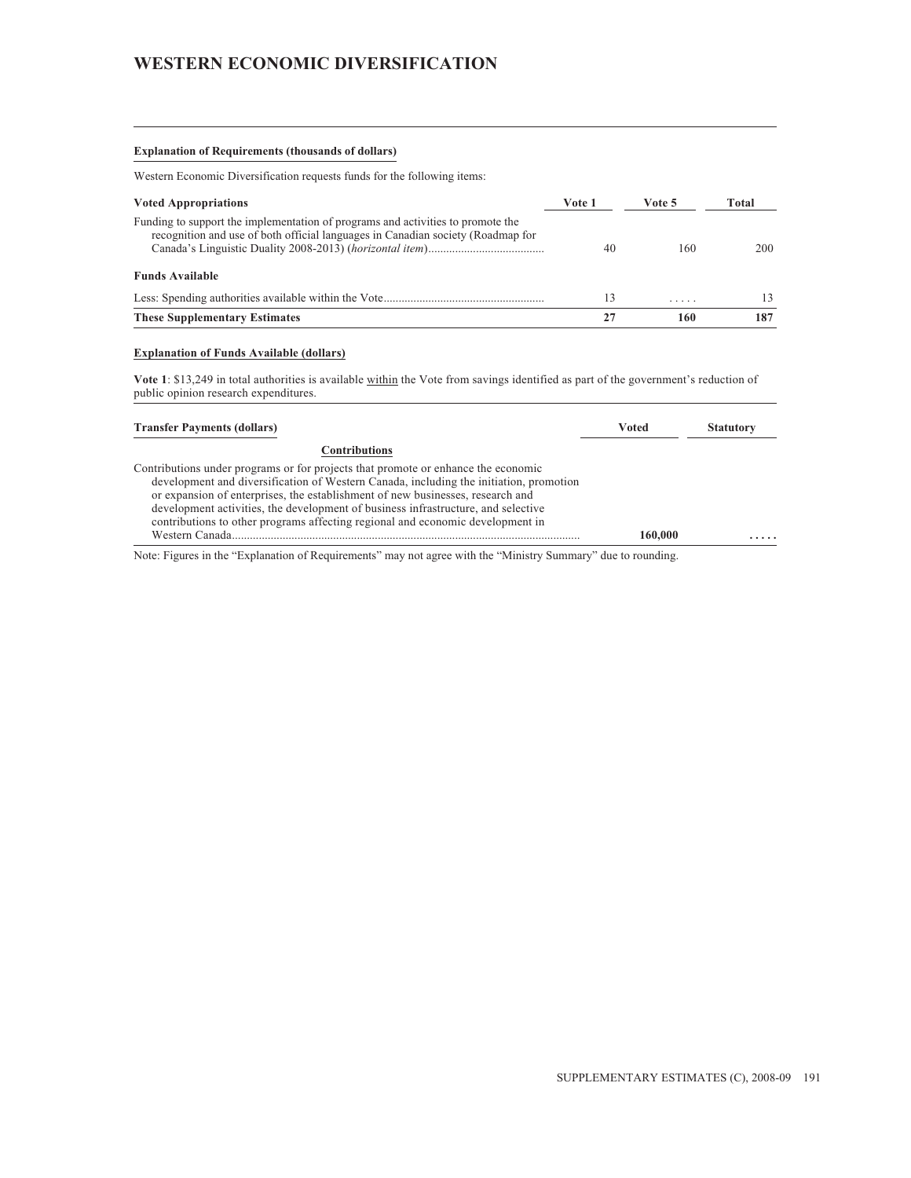# WESTERN ECONOMIC DIVERSIFICATION

**Explanation of Requirements (thousands of dollars)**

Western Economic Diversification requests funds for the following items:

| Voted Appropriations | Vote 1 | Vote 5 | Total |
|---|---|---|---|
| Funding to support the implementation of programs and activities to promote the recognition and use of both official languages in Canadian society (Roadmap for Canada's Linguistic Duality 2008-2013) (*horizontal item*) | 40 | 160 | 200 |
| **Funds Available** | | | |
| Less: Spending authorities available within the Vote | 13 | ..... | 13 |
| **These Supplementary Estimates** | **27** | **160** | **187** |

**Explanation of Funds Available (dollars)**

**Vote 1**: $13,249 in total authorities is available within the Vote from savings identified as part of the government's reduction of public opinion research expenditures.

| Transfer Payments (dollars) | Voted | Statutory |
|---|---|---|
| **Contributions** | | |
| Contributions under programs or for projects that promote or enhance the economic development and diversification of Western Canada, including the initiation, promotion or expansion of enterprises, the establishment of new businesses, research and development activities, the development of business infrastructure, and selective contributions to other programs affecting regional and economic development in Western Canada | **160,000** | ..... |

Note: Figures in the "Explanation of Requirements" may not agree with the "Ministry Summary" due to rounding.